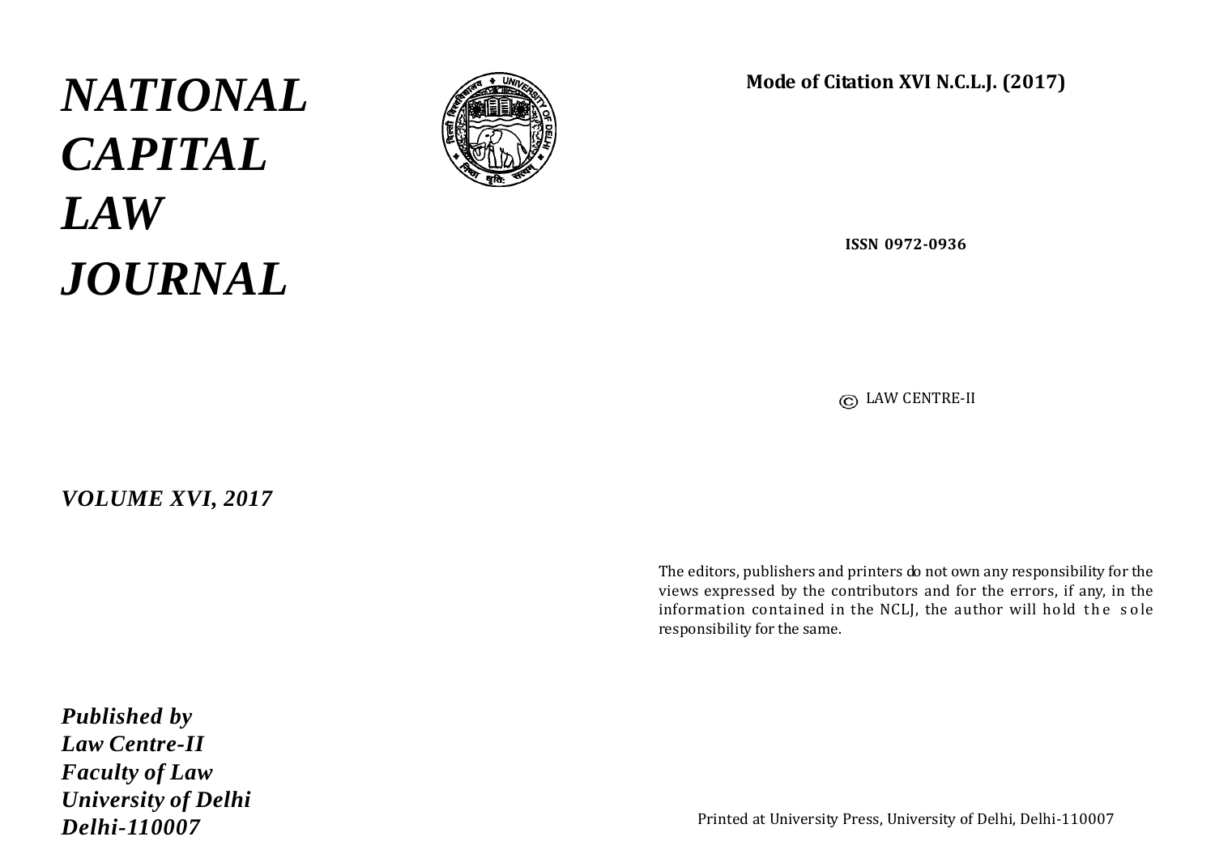# *NATIONAL CAPITAL LAW JOURNAL*

***VOLUME XVI, 2017***

***Published by***
***Law Centre-II***
***Faculty of Law***
***University of Delhi***
***Delhi-110007***

**Mode of Citation XVI N.C.L.J. (2017)**

**ISSN 0972-0936**

© LAW CENTRE-II

The editors, publishers and printers do not own any responsibility for the views expressed by the contributors and for the errors, if any, in the information contained in the NCLJ, the author will hold the sole responsibility for the same.

Printed at University Press, University of Delhi, Delhi-110007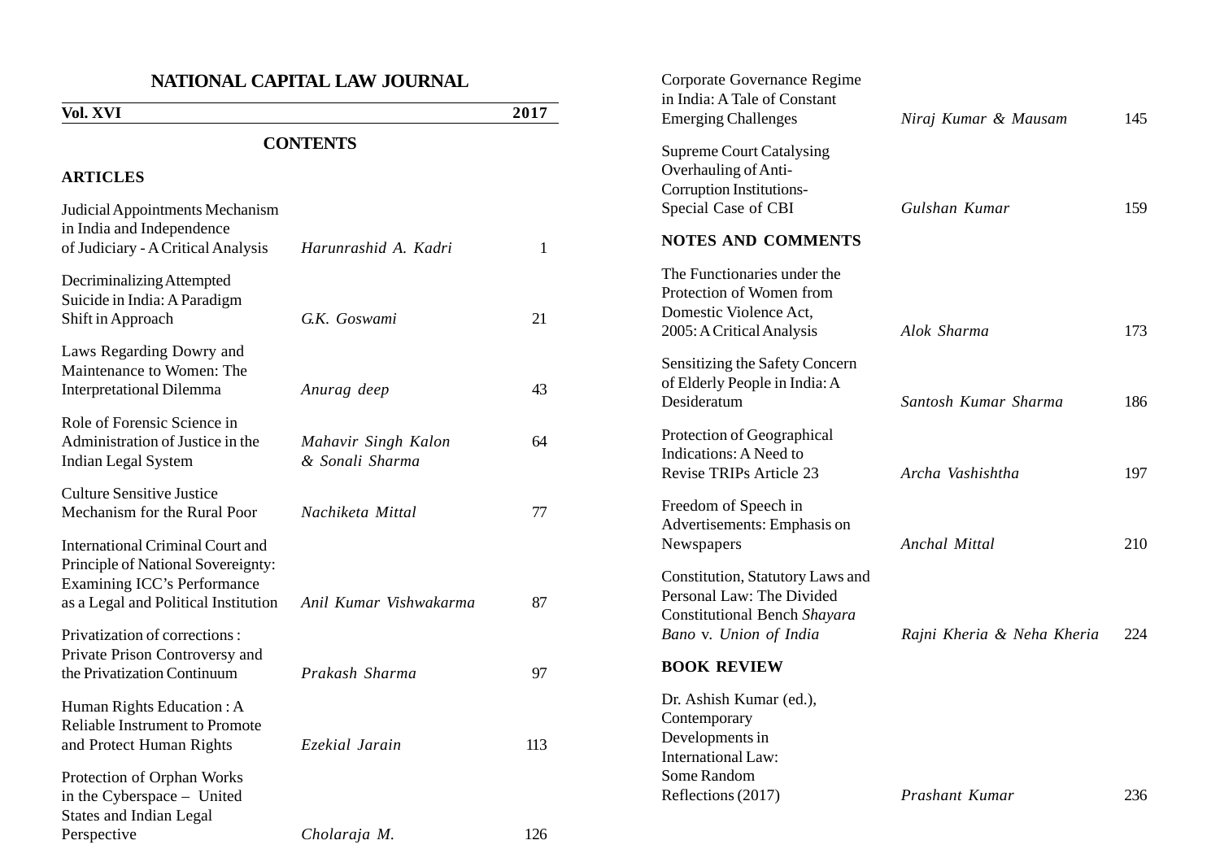# NATIONAL CAPITAL LAW JOURNAL

**Vol. XVI** **2017**

## CONTENTS

### ARTICLES

| | | |
|---|---|---|
| Judicial Appointments Mechanism in India and Independence of Judiciary - A Critical Analysis | *Harunrashid A. Kadri* | 1 |
| Decriminalizing Attempted Suicide in India: A Paradigm Shift in Approach | *G.K. Goswami* | 21 |
| Laws Regarding Dowry and Maintenance to Women: The Interpretational Dilemma | *Anurag deep* | 43 |
| Role of Forensic Science in Administration of Justice in the Indian Legal System | *Mahavir Singh Kalon & Sonali Sharma* | 64 |
| Culture Sensitive Justice Mechanism for the Rural Poor | *Nachiketa Mittal* | 77 |
| International Criminal Court and Principle of National Sovereignty: Examining ICC's Performance as a Legal and Political Institution | *Anil Kumar Vishwakarma* | 87 |
| Privatization of corrections : Private Prison Controversy and the Privatization Continuum | *Prakash Sharma* | 97 |
| Human Rights Education : A Reliable Instrument to Promote and Protect Human Rights | *Ezekial Jarain* | 113 |
| Protection of Orphan Works in the Cyberspace – United States and Indian Legal Perspective | *Cholaraja M.* | 126 |
| Corporate Governance Regime in India: A Tale of Constant Emerging Challenges | *Niraj Kumar & Mausam* | 145 |
| Supreme Court Catalysing Overhauling of Anti-Corruption Institutions-Special Case of CBI | *Gulshan Kumar* | 159 |

### NOTES AND COMMENTS

| | | |
|---|---|---|
| The Functionaries under the Protection of Women from Domestic Violence Act, 2005: A Critical Analysis | *Alok Sharma* | 173 |
| Sensitizing the Safety Concern of Elderly People in India: A Desideratum | *Santosh Kumar Sharma* | 186 |
| Protection of Geographical Indications: A Need to Revise TRIPs Article 23 | *Archa Vashishtha* | 197 |
| Freedom of Speech in Advertisements: Emphasis on Newspapers | *Anchal Mittal* | 210 |
| Constitution, Statutory Laws and Personal Law: The Divided Constitutional Bench *Shayara Bano* v. *Union of India* | *Rajni Kheria & Neha Kheria* | 224 |

### BOOK REVIEW

| | | |
|---|---|---|
| Dr. Ashish Kumar (ed.), Contemporary Developments in International Law: Some Random Reflections (2017) | *Prashant Kumar* | 236 |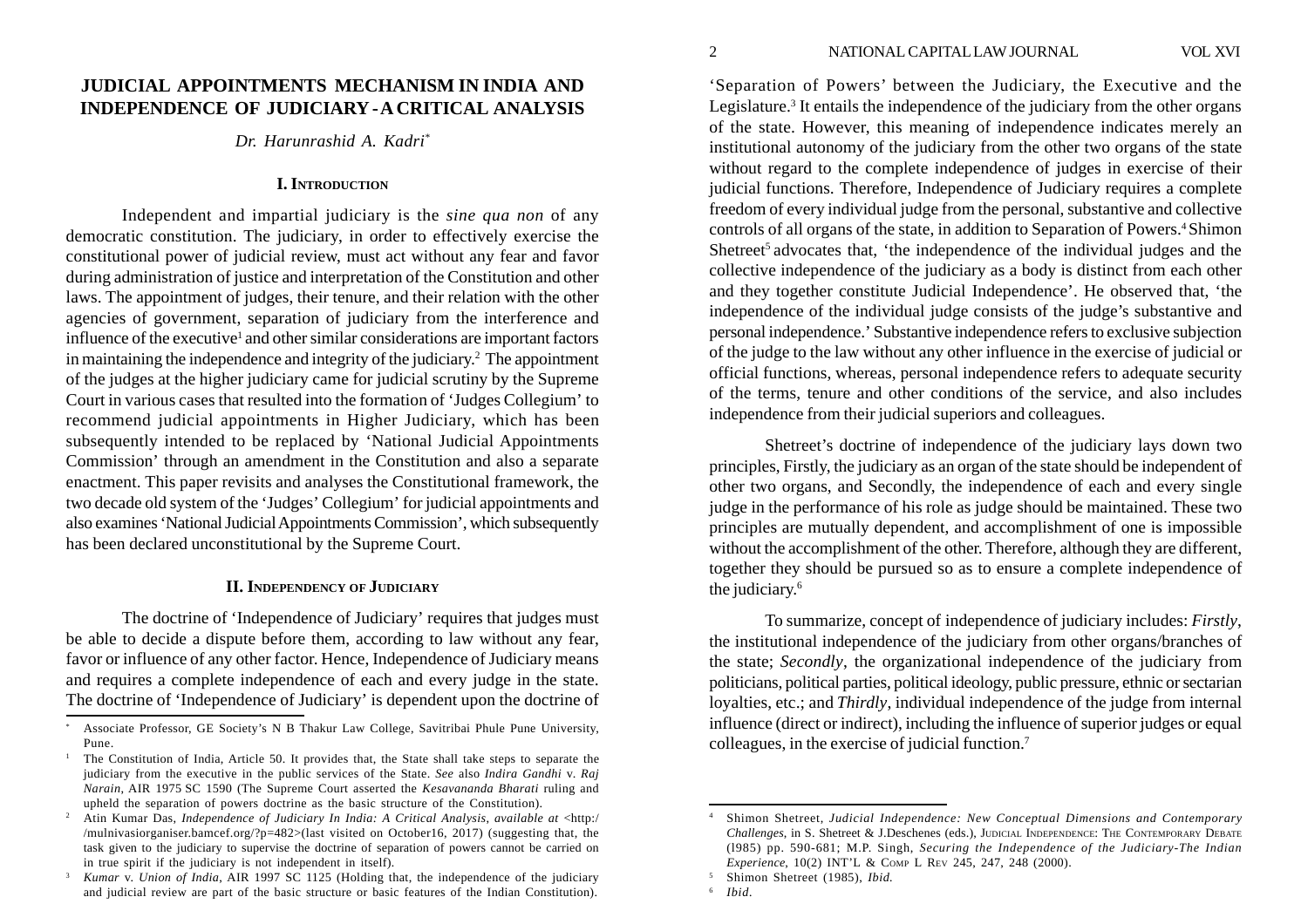# JUDICIAL APPOINTMENTS MECHANISM IN INDIA AND INDEPENDENCE OF JUDICIARY - A CRITICAL ANALYSIS

*Dr. Harunrashid A. Kadri*[*]

## I. INTRODUCTION

Independent and impartial judiciary is the *sine qua non* of any democratic constitution. The judiciary, in order to effectively exercise the constitutional power of judicial review, must act without any fear and favor during administration of justice and interpretation of the Constitution and other laws. The appointment of judges, their tenure, and their relation with the other agencies of government, separation of judiciary from the interference and influence of the executive[1] and other similar considerations are important factors in maintaining the independence and integrity of the judiciary.[2] The appointment of the judges at the higher judiciary came for judicial scrutiny by the Supreme Court in various cases that resulted into the formation of 'Judges Collegium' to recommend judicial appointments in Higher Judiciary, which has been subsequently intended to be replaced by 'National Judicial Appointments Commission' through an amendment in the Constitution and also a separate enactment. This paper revisits and analyses the Constitutional framework, the two decade old system of the 'Judges' Collegium' for judicial appointments and also examines 'National Judicial Appointments Commission', which subsequently has been declared unconstitutional by the Supreme Court.

## II. INDEPENDENCY OF JUDICIARY

The doctrine of 'Independence of Judiciary' requires that judges must be able to decide a dispute before them, according to law without any fear, favor or influence of any other factor. Hence, Independence of Judiciary means and requires a complete independence of each and every judge in the state. The doctrine of 'Independence of Judiciary' is dependent upon the doctrine of 'Separation of Powers' between the Judiciary, the Executive and the Legislature.[3] It entails the independence of the judiciary from the other organs of the state. However, this meaning of independence indicates merely an institutional autonomy of the judiciary from the other two organs of the state without regard to the complete independence of judges in exercise of their judicial functions. Therefore, Independence of Judiciary requires a complete freedom of every individual judge from the personal, substantive and collective controls of all organs of the state, in addition to Separation of Powers.[4] Shimon Shetreet[5] advocates that, 'the independence of the individual judges and the collective independence of the judiciary as a body is distinct from each other and they together constitute Judicial Independence'. He observed that, 'the independence of the individual judge consists of the judge's substantive and personal independence.' Substantive independence refers to exclusive subjection of the judge to the law without any other influence in the exercise of judicial or official functions, whereas, personal independence refers to adequate security of the terms, tenure and other conditions of the service, and also includes independence from their judicial superiors and colleagues.

Shetreet's doctrine of independence of the judiciary lays down two principles, Firstly, the judiciary as an organ of the state should be independent of other two organs, and Secondly, the independence of each and every single judge in the performance of his role as judge should be maintained. These two principles are mutually dependent, and accomplishment of one is impossible without the accomplishment of the other. Therefore, although they are different, together they should be pursued so as to ensure a complete independence of the judiciary.[6]

To summarize, concept of independence of judiciary includes: *Firstly*, the institutional independence of the judiciary from other organs/branches of the state; *Secondly*, the organizational independence of the judiciary from politicians, political parties, political ideology, public pressure, ethnic or sectarian loyalties, etc.; and *Thirdly*, individual independence of the judge from internal influence (direct or indirect), including the influence of superior judges or equal colleagues, in the exercise of judicial function.[7]

---

[*] Associate Professor, GE Society's N B Thakur Law College, Savitribai Phule Pune University, Pune.

[1] The Constitution of India, Article 50. It provides that, the State shall take steps to separate the judiciary from the executive in the public services of the State. *See* also *Indira Gandhi* v. *Raj Narain*, AIR 1975 SC 1590 (The Supreme Court asserted the *Kesavananda Bharati* ruling and upheld the separation of powers doctrine as the basic structure of the Constitution).

[2] Atin Kumar Das, *Independence of Judiciary In India: A Critical Analysis*, *available at* <http://mulnivasiorganiser.bamcef.org/?p=482>(last visited on October16, 2017) (suggesting that, the task given to the judiciary to supervise the doctrine of separation of powers cannot be carried on in true spirit if the judiciary is not independent in itself).

[3] *Kumar* v. *Union of India*, AIR 1997 SC 1125 (Holding that, the independence of the judiciary and judicial review are part of the basic structure or basic features of the Indian Constitution).

[4] Shimon Shetreet, *Judicial Independence: New Conceptual Dimensions and Contemporary Challenges*, in S. Shetreet & J.Deschenes (eds.), JUDICIAL INDEPENDENCE: THE CONTEMPORARY DEBATE (l985) pp. 590-681; M.P. Singh, *Securing the Independence of the Judiciary-The Indian Experience*, 10(2) INT'L & COMP L REV 245, 247, 248 (2000).

[5] Shimon Shetreet (1985), *Ibid.*

[6] *Ibid*.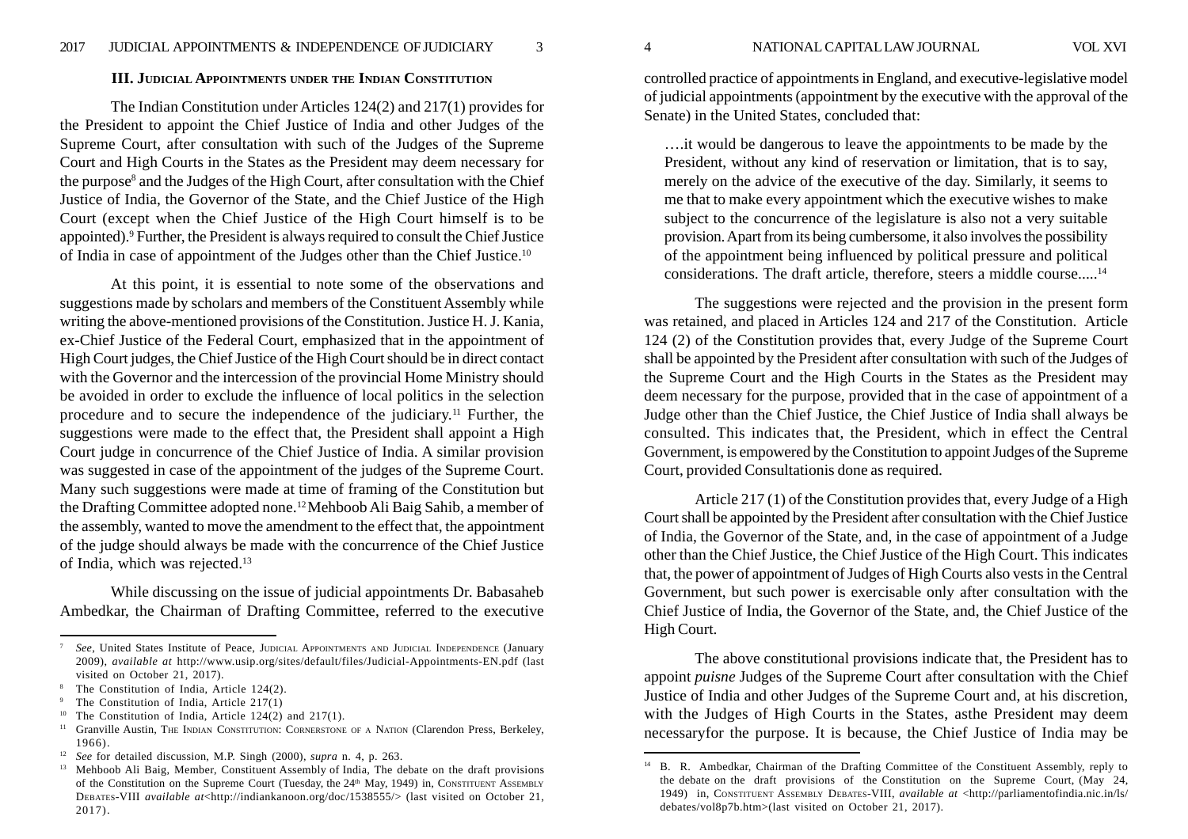### III. Judicial Appointments under the Indian Constitution

The Indian Constitution under Articles 124(2) and 217(1) provides for the President to appoint the Chief Justice of India and other Judges of the Supreme Court, after consultation with such of the Judges of the Supreme Court and High Courts in the States as the President may deem necessary for the purpose[8] and the Judges of the High Court, after consultation with the Chief Justice of India, the Governor of the State, and the Chief Justice of the High Court (except when the Chief Justice of the High Court himself is to be appointed).[9] Further, the President is always required to consult the Chief Justice of India in case of appointment of the Judges other than the Chief Justice.[10]

At this point, it is essential to note some of the observations and suggestions made by scholars and members of the Constituent Assembly while writing the above-mentioned provisions of the Constitution. Justice H. J. Kania, ex-Chief Justice of the Federal Court, emphasized that in the appointment of High Court judges, the Chief Justice of the High Court should be in direct contact with the Governor and the intercession of the provincial Home Ministry should be avoided in order to exclude the influence of local politics in the selection procedure and to secure the independence of the judiciary.[11] Further, the suggestions were made to the effect that, the President shall appoint a High Court judge in concurrence of the Chief Justice of India. A similar provision was suggested in case of the appointment of the judges of the Supreme Court. Many such suggestions were made at time of framing of the Constitution but the Drafting Committee adopted none.[12] Mehboob Ali Baig Sahib, a member of the assembly, wanted to move the amendment to the effect that, the appointment of the judge should always be made with the concurrence of the Chief Justice of India, which was rejected.[13]

While discussing on the issue of judicial appointments Dr. Babasaheb Ambedkar, the Chairman of Drafting Committee, referred to the executive controlled practice of appointments in England, and executive-legislative model of judicial appointments (appointment by the executive with the approval of the Senate) in the United States, concluded that:

> ….it would be dangerous to leave the appointments to be made by the President, without any kind of reservation or limitation, that is to say, merely on the advice of the executive of the day. Similarly, it seems to me that to make every appointment which the executive wishes to make subject to the concurrence of the legislature is also not a very suitable provision. Apart from its being cumbersome, it also involves the possibility of the appointment being influenced by political pressure and political considerations. The draft article, therefore, steers a middle course.....[14]

The suggestions were rejected and the provision in the present form was retained, and placed in Articles 124 and 217 of the Constitution. Article 124 (2) of the Constitution provides that, every Judge of the Supreme Court shall be appointed by the President after consultation with such of the Judges of the Supreme Court and the High Courts in the States as the President may deem necessary for the purpose, provided that in the case of appointment of a Judge other than the Chief Justice, the Chief Justice of India shall always be consulted. This indicates that, the President, which in effect the Central Government, is empowered by the Constitution to appoint Judges of the Supreme Court, provided Consultationis done as required.

Article 217 (1) of the Constitution provides that, every Judge of a High Court shall be appointed by the President after consultation with the Chief Justice of India, the Governor of the State, and, in the case of appointment of a Judge other than the Chief Justice, the Chief Justice of the High Court. This indicates that, the power of appointment of Judges of High Courts also vests in the Central Government, but such power is exercisable only after consultation with the Chief Justice of India, the Governor of the State, and, the Chief Justice of the High Court.

The above constitutional provisions indicate that, the President has to appoint *puisne* Judges of the Supreme Court after consultation with the Chief Justice of India and other Judges of the Supreme Court and, at his discretion, with the Judges of High Courts in the States, asthe President may deem necessaryfor the purpose. It is because, the Chief Justice of India may be

---

[7] *See*, United States Institute of Peace, Judicial Appointments and Judicial Independence (January 2009), *available at* http://www.usip.org/sites/default/files/Judicial-Appointments-EN.pdf (last visited on October 21, 2017).

[8] The Constitution of India, Article 124(2).

[9] The Constitution of India, Article 217(1)

[10] The Constitution of India, Article 124(2) and 217(1).

[11] Granville Austin, The Indian Constitution: Cornerstone of a Nation (Clarendon Press, Berkeley, 1966).

[12] *See* for detailed discussion, M.P. Singh (2000), *supra* n. 4, p. 263.

[13] Mehboob Ali Baig, Member, Constituent Assembly of India, The debate on the draft provisions of the Constitution on the Supreme Court (Tuesday, the 24th May, 1949) in, Constituent Assembly Debates-VIII *available at*<http://indiankanoon.org/doc/1538555/> (last visited on October 21, 2017).

[14] B. R. Ambedkar, Chairman of the Drafting Committee of the Constituent Assembly, reply to the debate on the draft provisions of the Constitution on the Supreme Court, (May 24, 1949) in, Constituent Assembly Debates-VIII, *available at* <http://parliamentofindia.nic.in/ls/debates/vol8p7b.htm>(last visited on October 21, 2017).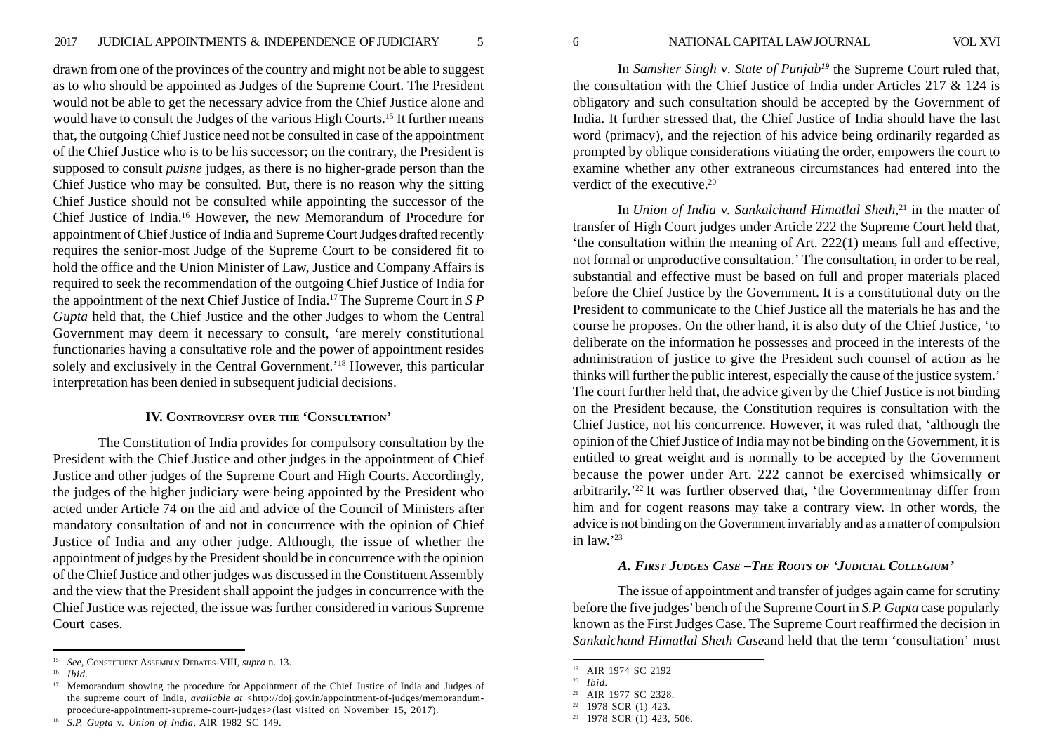drawn from one of the provinces of the country and might not be able to suggest as to who should be appointed as Judges of the Supreme Court. The President would not be able to get the necessary advice from the Chief Justice alone and would have to consult the Judges of the various High Courts.[15] It further means that, the outgoing Chief Justice need not be consulted in case of the appointment of the Chief Justice who is to be his successor; on the contrary, the President is supposed to consult *puisne* judges, as there is no higher-grade person than the Chief Justice who may be consulted. But, there is no reason why the sitting Chief Justice should not be consulted while appointing the successor of the Chief Justice of India.[16] However, the new Memorandum of Procedure for appointment of Chief Justice of India and Supreme Court Judges drafted recently requires the senior-most Judge of the Supreme Court to be considered fit to hold the office and the Union Minister of Law, Justice and Company Affairs is required to seek the recommendation of the outgoing Chief Justice of India for the appointment of the next Chief Justice of India.[17] The Supreme Court in *S P Gupta* held that, the Chief Justice and the other Judges to whom the Central Government may deem it necessary to consult, 'are merely constitutional functionaries having a consultative role and the power of appointment resides solely and exclusively in the Central Government.'[18] However, this particular interpretation has been denied in subsequent judicial decisions.

## IV. Controversy over the 'Consultation'

The Constitution of India provides for compulsory consultation by the President with the Chief Justice and other judges in the appointment of Chief Justice and other judges of the Supreme Court and High Courts. Accordingly, the judges of the higher judiciary were being appointed by the President who acted under Article 74 on the aid and advice of the Council of Ministers after mandatory consultation of and not in concurrence with the opinion of Chief Justice of India and any other judge. Although, the issue of whether the appointment of judges by the President should be in concurrence with the opinion of the Chief Justice and other judges was discussed in the Constituent Assembly and the view that the President shall appoint the judges in concurrence with the Chief Justice was rejected, the issue was further considered in various Supreme Court cases.

In *Samsher Singh* v. *State of Punjab*[19] the Supreme Court ruled that, the consultation with the Chief Justice of India under Articles 217 & 124 is obligatory and such consultation should be accepted by the Government of India. It further stressed that, the Chief Justice of India should have the last word (primacy), and the rejection of his advice being ordinarily regarded as prompted by oblique considerations vitiating the order, empowers the court to examine whether any other extraneous circumstances had entered into the verdict of the executive.[20]

In *Union of India* v. *Sankalchand Himatlal Sheth*,[21] in the matter of transfer of High Court judges under Article 222 the Supreme Court held that, 'the consultation within the meaning of Art. 222(1) means full and effective, not formal or unproductive consultation.' The consultation, in order to be real, substantial and effective must be based on full and proper materials placed before the Chief Justice by the Government. It is a constitutional duty on the President to communicate to the Chief Justice all the materials he has and the course he proposes. On the other hand, it is also duty of the Chief Justice, 'to deliberate on the information he possesses and proceed in the interests of the administration of justice to give the President such counsel of action as he thinks will further the public interest, especially the cause of the justice system.' The court further held that, the advice given by the Chief Justice is not binding on the President because, the Constitution requires is consultation with the Chief Justice, not his concurrence. However, it was ruled that, 'although the opinion of the Chief Justice of India may not be binding on the Government, it is entitled to great weight and is normally to be accepted by the Government because the power under Art. 222 cannot be exercised whimsically or arbitrarily.'[22] It was further observed that, 'the Governmentmay differ from him and for cogent reasons may take a contrary view. In other words, the advice is not binding on the Government invariably and as a matter of compulsion in law.'[23]

### A. First Judges Case – The Roots of 'Judicial Collegium'

The issue of appointment and transfer of judges again came for scrutiny before the five judges' bench of the Supreme Court in *S.P. Gupta* case popularly known as the First Judges Case. The Supreme Court reaffirmed the decision in *Sankalchand Himatlal Sheth Case*and held that the term 'consultation' must

---

[15] *See*, Constituent Assembly Debates-VIII, *supra* n. 13.

[16] *Ibid*.

[17] Memorandum showing the procedure for Appointment of the Chief Justice of India and Judges of the supreme court of India, *available at* <http://doj.gov.in/appointment-of-judges/memorandum-procedure-appointment-supreme-court-judges>(last visited on November 15, 2017).

[18] *S.P. Gupta* v. *Union of India*, AIR 1982 SC 149.

[19] AIR 1974 SC 2192

[20] *Ibid*.

[21] AIR 1977 SC 2328.

[22] 1978 SCR (1) 423.

[23] 1978 SCR (1) 423, 506.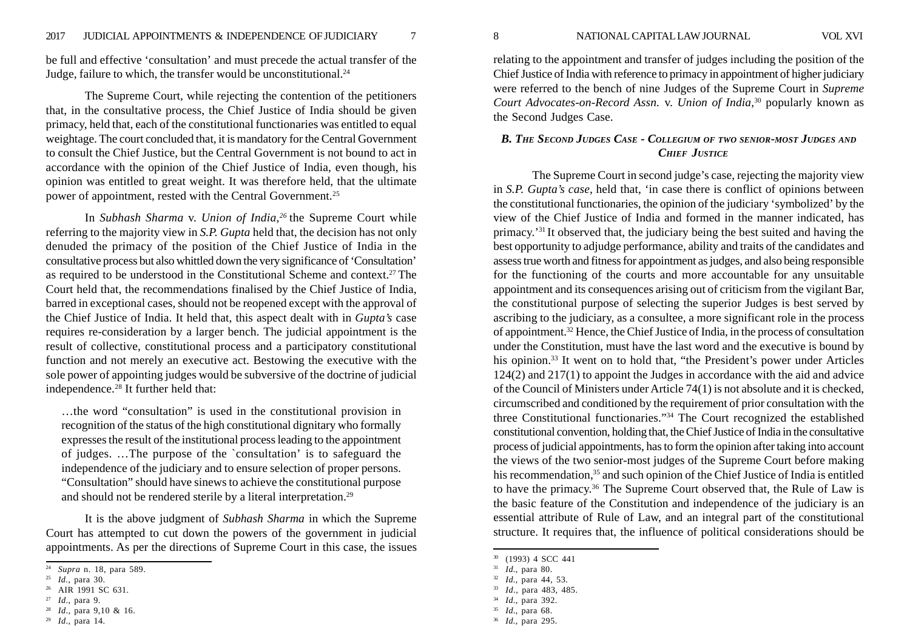be full and effective 'consultation' and must precede the actual transfer of the Judge, failure to which, the transfer would be unconstitutional.[24]

The Supreme Court, while rejecting the contention of the petitioners that, in the consultative process, the Chief Justice of India should be given primacy, held that, each of the constitutional functionaries was entitled to equal weightage. The court concluded that, it is mandatory for the Central Government to consult the Chief Justice, but the Central Government is not bound to act in accordance with the opinion of the Chief Justice of India, even though, his opinion was entitled to great weight. It was therefore held, that the ultimate power of appointment, rested with the Central Government.[25]

In *Subhash Sharma* v. *Union of India,*[26] the Supreme Court while referring to the majority view in *S.P. Gupta* held that, the decision has not only denuded the primacy of the position of the Chief Justice of India in the consultative process but also whittled down the very significance of 'Consultation' as required to be understood in the Constitutional Scheme and context.[27] The Court held that, the recommendations finalised by the Chief Justice of India, barred in exceptional cases, should not be reopened except with the approval of the Chief Justice of India. It held that, this aspect dealt with in *Gupta's* case requires re-consideration by a larger bench. The judicial appointment is the result of collective, constitutional process and a participatory constitutional function and not merely an executive act. Bestowing the executive with the sole power of appointing judges would be subversive of the doctrine of judicial independence.[28] It further held that:

> …the word "consultation" is used in the constitutional provision in recognition of the status of the high constitutional dignitary who formally expresses the result of the institutional process leading to the appointment of judges. …The purpose of the `consultation' is to safeguard the independence of the judiciary and to ensure selection of proper persons. "Consultation" should have sinews to achieve the constitutional purpose and should not be rendered sterile by a literal interpretation.[29]

It is the above judgment of *Subhash Sharma* in which the Supreme Court has attempted to cut down the powers of the government in judicial appointments. As per the directions of Supreme Court in this case, the issues relating to the appointment and transfer of judges including the position of the Chief Justice of India with reference to primacy in appointment of higher judiciary were referred to the bench of nine Judges of the Supreme Court in *Supreme Court Advocates-on-Record Assn.* v. *Union of India*,[30] popularly known as the Second Judges Case.

### *B. The Second Judges Case - Collegium of two senior-most Judges and Chief Justice*

The Supreme Court in second judge's case, rejecting the majority view in *S.P. Gupta's case*, held that, 'in case there is conflict of opinions between the constitutional functionaries, the opinion of the judiciary 'symbolized' by the view of the Chief Justice of India and formed in the manner indicated, has primacy.'[31] It observed that, the judiciary being the best suited and having the best opportunity to adjudge performance, ability and traits of the candidates and assess true worth and fitness for appointment as judges, and also being responsible for the functioning of the courts and more accountable for any unsuitable appointment and its consequences arising out of criticism from the vigilant Bar, the constitutional purpose of selecting the superior Judges is best served by ascribing to the judiciary, as a consultee, a more significant role in the process of appointment.[32] Hence, the Chief Justice of India, in the process of consultation under the Constitution, must have the last word and the executive is bound by his opinion.[33] It went on to hold that, "the President's power under Articles 124(2) and 217(1) to appoint the Judges in accordance with the aid and advice of the Council of Ministers under Article 74(1) is not absolute and it is checked, circumscribed and conditioned by the requirement of prior consultation with the three Constitutional functionaries."[34] The Court recognized the established constitutional convention, holding that, the Chief Justice of India in the consultative process of judicial appointments, has to form the opinion after taking into account the views of the two senior-most judges of the Supreme Court before making his recommendation,[35] and such opinion of the Chief Justice of India is entitled to have the primacy.[36] The Supreme Court observed that, the Rule of Law is the basic feature of the Constitution and independence of the judiciary is an essential attribute of Rule of Law, and an integral part of the constitutional structure. It requires that, the influence of political considerations should be

---

[24] *Supra* n. 18, para 589.
[25] *Id.*, para 30.
[26] AIR 1991 SC 631.
[27] *Id.*, para 9.
[28] *Id.*, para 9,10 & 16.
[29] *Id.*, para 14.
[30] (1993) 4 SCC 441
[31] *Id.*, para 80.
[32] *Id.*, para 44, 53.
[33] *Id.*, para 483, 485.
[34] *Id.*, para 392.
[35] *Id.*, para 68.
[36] *Id.*, para 295.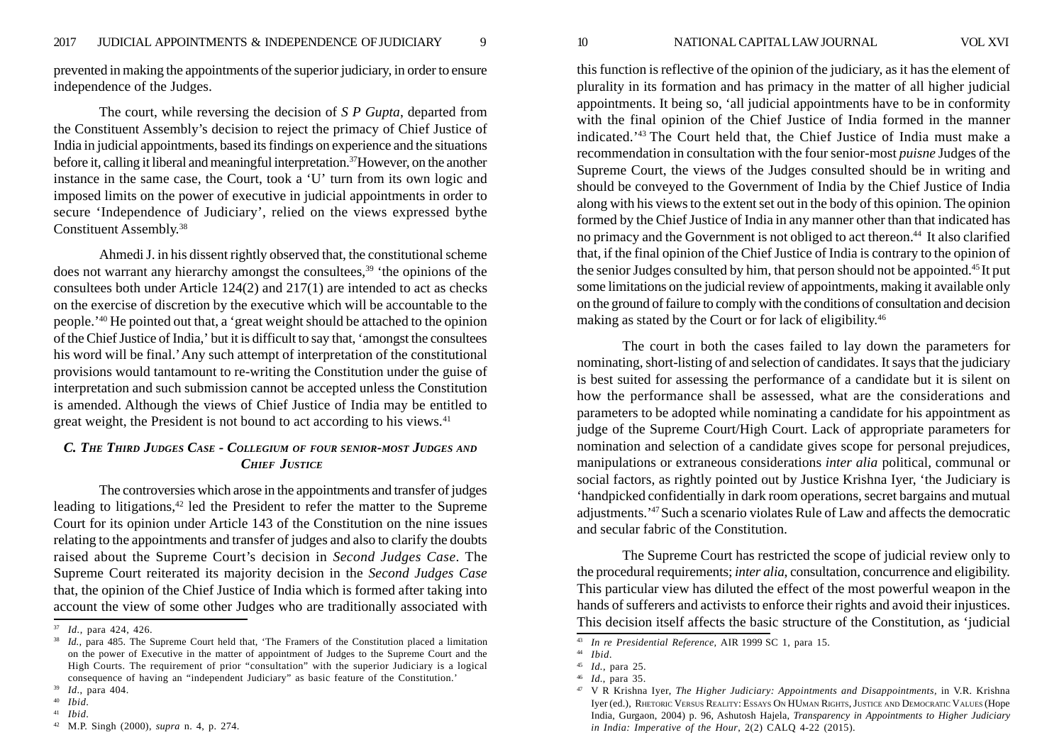prevented in making the appointments of the superior judiciary, in order to ensure independence of the Judges.

The court, while reversing the decision of *S P Gupta*, departed from the Constituent Assembly's decision to reject the primacy of Chief Justice of India in judicial appointments, based its findings on experience and the situations before it, calling it liberal and meaningful interpretation.[37] However, on the another instance in the same case, the Court, took a 'U' turn from its own logic and imposed limits on the power of executive in judicial appointments in order to secure 'Independence of Judiciary', relied on the views expressed bythe Constituent Assembly.[38]

Ahmedi J. in his dissent rightly observed that, the constitutional scheme does not warrant any hierarchy amongst the consultees,[39] 'the opinions of the consultees both under Article 124(2) and 217(1) are intended to act as checks on the exercise of discretion by the executive which will be accountable to the people.'[40] He pointed out that, a 'great weight should be attached to the opinion of the Chief Justice of India,' but it is difficult to say that, 'amongst the consultees his word will be final.' Any such attempt of interpretation of the constitutional provisions would tantamount to re-writing the Constitution under the guise of interpretation and such submission cannot be accepted unless the Constitution is amended. Although the views of Chief Justice of India may be entitled to great weight, the President is not bound to act according to his views.[41]

### *C. The Third Judges Case - Collegium of four senior-most Judges and Chief Justice*

The controversies which arose in the appointments and transfer of judges leading to litigations,[42] led the President to refer the matter to the Supreme Court for its opinion under Article 143 of the Constitution on the nine issues relating to the appointments and transfer of judges and also to clarify the doubts raised about the Supreme Court's decision in *Second Judges Case*. The Supreme Court reiterated its majority decision in the *Second Judges Case* that, the opinion of the Chief Justice of India which is formed after taking into account the view of some other Judges who are traditionally associated with this function is reflective of the opinion of the judiciary, as it has the element of plurality in its formation and has primacy in the matter of all higher judicial appointments. It being so, 'all judicial appointments have to be in conformity with the final opinion of the Chief Justice of India formed in the manner indicated.'[43] The Court held that, the Chief Justice of India must make a recommendation in consultation with the four senior-most *puisne* Judges of the Supreme Court, the views of the Judges consulted should be in writing and should be conveyed to the Government of India by the Chief Justice of India along with his views to the extent set out in the body of this opinion. The opinion formed by the Chief Justice of India in any manner other than that indicated has no primacy and the Government is not obliged to act thereon.[44] It also clarified that, if the final opinion of the Chief Justice of India is contrary to the opinion of the senior Judges consulted by him, that person should not be appointed.[45] It put some limitations on the judicial review of appointments, making it available only on the ground of failure to comply with the conditions of consultation and decision making as stated by the Court or for lack of eligibility.[46]

The court in both the cases failed to lay down the parameters for nominating, short-listing of and selection of candidates. It says that the judiciary is best suited for assessing the performance of a candidate but it is silent on how the performance shall be assessed, what are the considerations and parameters to be adopted while nominating a candidate for his appointment as judge of the Supreme Court/High Court. Lack of appropriate parameters for nomination and selection of a candidate gives scope for personal prejudices, manipulations or extraneous considerations *inter alia* political, communal or social factors, as rightly pointed out by Justice Krishna Iyer, 'the Judiciary is 'handpicked confidentially in dark room operations, secret bargains and mutual adjustments.'[47] Such a scenario violates Rule of Law and affects the democratic and secular fabric of the Constitution.

The Supreme Court has restricted the scope of judicial review only to the procedural requirements; *inter alia*, consultation, concurrence and eligibility. This particular view has diluted the effect of the most powerful weapon in the hands of sufferers and activists to enforce their rights and avoid their injustices. This decision itself affects the basic structure of the Constitution, as 'judicial

---

[37] *Id.*, para 424, 426.

[38] *Id.*, para 485. The Supreme Court held that, 'The Framers of the Constitution placed a limitation on the power of Executive in the matter of appointment of Judges to the Supreme Court and the High Courts. The requirement of prior "consultation" with the superior Judiciary is a logical consequence of having an "independent Judiciary" as basic feature of the Constitution.'

[39] *Id.*, para 404.

[40] *Ibid.*

[41] *Ibid.*

[42] M.P. Singh (2000), *supra* n. 4, p. 274.

[43] *In re Presidential Reference*, AIR 1999 SC 1, para 15.

[44] *Ibid.*

[45] *Id.*, para 25.

[46] *Id.*, para 35.

[47] V R Krishna Iyer, *The Higher Judiciary: Appointments and Disappointments*, in V.R. Krishna Iyer (ed.), Rhetoric Versus Reality: Essays On Human Rights, Justice and Democratic Values (Hope India, Gurgaon, 2004) p. 96, Ashutosh Hajela, *Transparency in Appointments to Higher Judiciary in India: Imperative of the Hour*, 2(2) CALQ 4-22 (2015).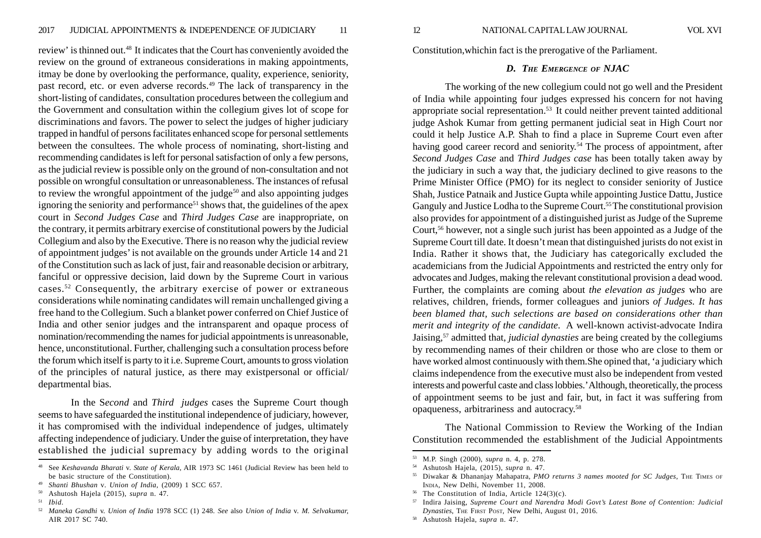review' is thinned out.[48] It indicates that the Court has conveniently avoided the review on the ground of extraneous considerations in making appointments, itmay be done by overlooking the performance, quality, experience, seniority, past record, etc. or even adverse records.[49] The lack of transparency in the short-listing of candidates, consultation procedures between the collegium and the Government and consultation within the collegium gives lot of scope for discriminations and favors. The power to select the judges of higher judiciary trapped in handful of persons facilitates enhanced scope for personal settlements between the consultees. The whole process of nominating, short-listing and recommending candidates is left for personal satisfaction of only a few persons, as the judicial review is possible only on the ground of non-consultation and not possible on wrongful consultation or unreasonableness. The instances of refusal to review the wrongful appointment of the judge[50] and also appointing judges ignoring the seniority and performance[51] shows that, the guidelines of the apex court in *Second Judges Case* and *Third Judges Case* are inappropriate, on the contrary, it permits arbitrary exercise of constitutional powers by the Judicial Collegium and also by the Executive. There is no reason why the judicial review of appointment judges' is not available on the grounds under Article 14 and 21 of the Constitution such as lack of just, fair and reasonable decision or arbitrary, fanciful or oppressive decision, laid down by the Supreme Court in various cases.[52] Consequently, the arbitrary exercise of power or extraneous considerations while nominating candidates will remain unchallenged giving a free hand to the Collegium. Such a blanket power conferred on Chief Justice of India and other senior judges and the intransparent and opaque process of nomination/recommending the names for judicial appointments is unreasonable, hence, unconstitutional. Further, challenging such a consultation process before the forum which itself is party to it i.e. Supreme Court, amounts to gross violation of the principles of natural justice, as there may existpersonal or official/ departmental bias.

In the S*econd* and *Third judges* cases the Supreme Court though seems to have safeguarded the institutional independence of judiciary, however, it has compromised with the individual independence of judges, ultimately affecting independence of judiciary. Under the guise of interpretation, they have established the judicial supremacy by adding words to the original Constitution,whichin fact is the prerogative of the Parliament.

### *D. The Emergence of NJAC*

The working of the new collegium could not go well and the President of India while appointing four judges expressed his concern for not having appropriate social representation.[53] It could neither prevent tainted additional judge Ashok Kumar from getting permanent judicial seat in High Court nor could it help Justice A.P. Shah to find a place in Supreme Court even after having good career record and seniority.[54] The process of appointment, after *Second Judges Case* and *Third Judges case* has been totally taken away by the judiciary in such a way that, the judiciary declined to give reasons to the Prime Minister Office (PMO) for its neglect to consider seniority of Justice Shah, Justice Patnaik and Justice Gupta while appointing Justice Dattu, Justice Ganguly and Justice Lodha to the Supreme Court.[55] The constitutional provision also provides for appointment of a distinguished jurist as Judge of the Supreme Court,[56] however, not a single such jurist has been appointed as a Judge of the Supreme Court till date. It doesn't mean that distinguished jurists do not exist in India. Rather it shows that, the Judiciary has categorically excluded the academicians from the Judicial Appointments and restricted the entry only for advocates and Judges, making the relevant constitutional provision a dead wood. Further, the complaints are coming about *the elevation as judges* who are relatives, children, friends, former colleagues and juniors *of Judges. It has been blamed that, such selections are based on considerations other than merit and integrity of the candidate.* A well-known activist-advocate Indira Jaising,[57] admitted that, *judicial dynasties* are being created by the collegiums by recommending names of their children or those who are close to them or have worked almost continuously with them.She opined that, 'a judiciary which claims independence from the executive must also be independent from vested interests and powerful caste and class lobbies.' Although, theoretically, the process of appointment seems to be just and fair, but, in fact it was suffering from opaqueness, arbitrariness and autocracy.[58]

The National Commission to Review the Working of the Indian Constitution recommended the establishment of the Judicial Appointments

---

[48] See *Keshavanda Bharati* v. *State of Kerala*, AIR 1973 SC 1461 (Judicial Review has been held to be basic structure of the Constitution).

[49] *Shanti Bhushan* v. *Union of India*, (2009) 1 SCC 657.

[50] Ashutosh Hajela (2015), *supra* n. 47.

[51] *Ibid*.

[52] *Maneka Gandhi* v. *Union of India* 1978 SCC (1) 248. *See* also *Union of India* v. *M. Selvakumar*, AIR 2017 SC 740.

[53] M.P. Singh (2000), *supra* n. 4, p. 278.

[54] Ashutosh Hajela, (2015), *supra* n. 47.

[55] Diwakar & Dhananjay Mahapatra, *PMO returns 3 names mooted for SC Judges*, The Times of India, New Delhi, November 11, 2008.

[56] The Constitution of India, Article 124(3)(c).

[57] Indira Jaising, *Supreme Court and Narendra Modi Govt's Latest Bone of Contention: Judicial Dynasties*, The First Post, New Delhi, August 01, 2016.

[58] Ashutosh Hajela, *supra* n. 47.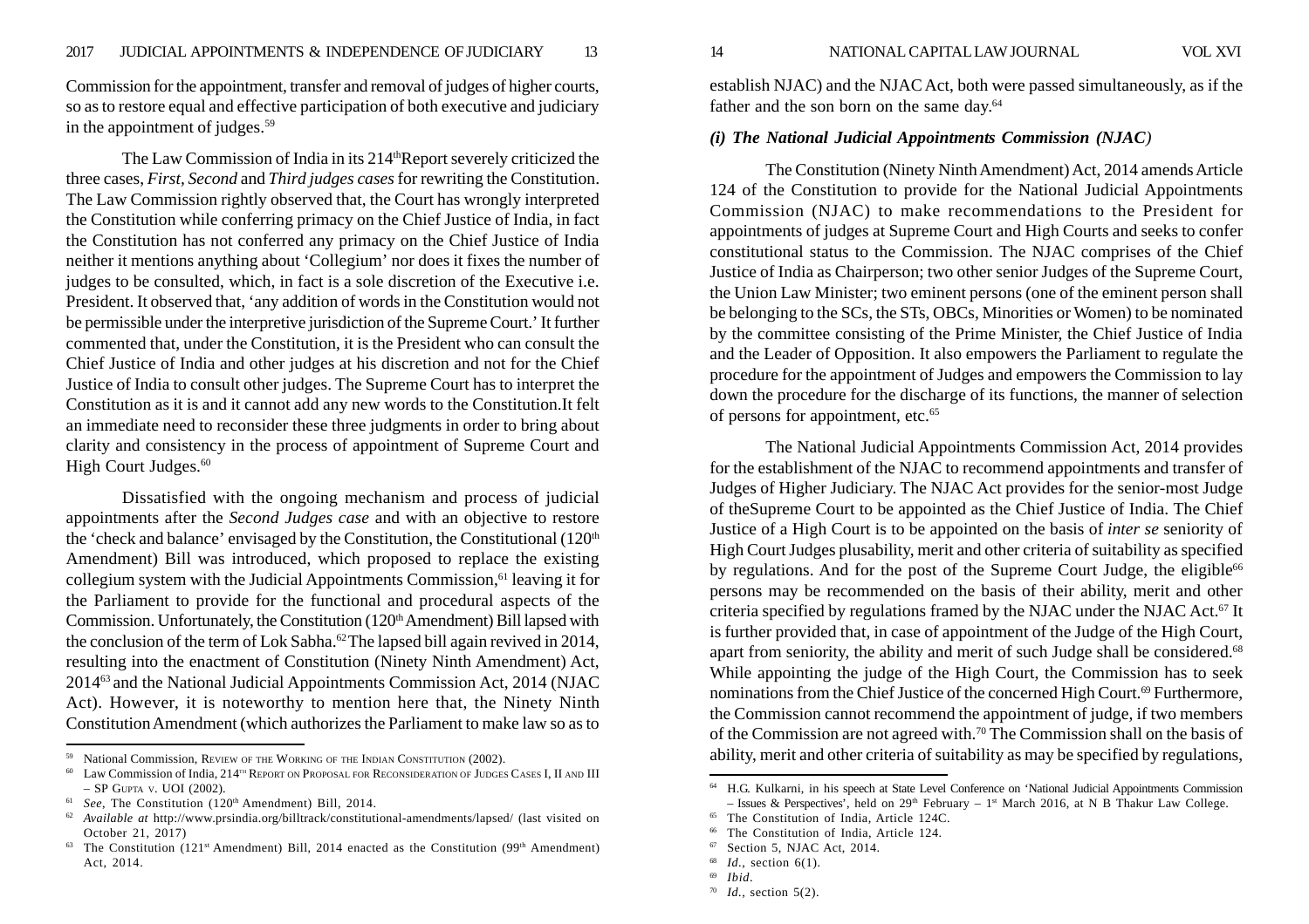Commission for the appointment, transfer and removal of judges of higher courts, so as to restore equal and effective participation of both executive and judiciary in the appointment of judges.[59]

The Law Commission of India in its 214th Report severely criticized the three cases, *First, Second* and *Third judges cases* for rewriting the Constitution. The Law Commission rightly observed that, the Court has wrongly interpreted the Constitution while conferring primacy on the Chief Justice of India, in fact the Constitution has not conferred any primacy on the Chief Justice of India neither it mentions anything about 'Collegium' nor does it fixes the number of judges to be consulted, which, in fact is a sole discretion of the Executive i.e. President. It observed that, 'any addition of words in the Constitution would not be permissible under the interpretive jurisdiction of the Supreme Court.' It further commented that, under the Constitution, it is the President who can consult the Chief Justice of India and other judges at his discretion and not for the Chief Justice of India to consult other judges. The Supreme Court has to interpret the Constitution as it is and it cannot add any new words to the Constitution.It felt an immediate need to reconsider these three judgments in order to bring about clarity and consistency in the process of appointment of Supreme Court and High Court Judges.[60]

Dissatisfied with the ongoing mechanism and process of judicial appointments after the *Second Judges case* and with an objective to restore the 'check and balance' envisaged by the Constitution, the Constitutional (120th Amendment) Bill was introduced, which proposed to replace the existing collegium system with the Judicial Appointments Commission,[61] leaving it for the Parliament to provide for the functional and procedural aspects of the Commission. Unfortunately, the Constitution (120th Amendment) Bill lapsed with the conclusion of the term of Lok Sabha.[62] The lapsed bill again revived in 2014, resulting into the enactment of Constitution (Ninety Ninth Amendment) Act, 2014[63] and the National Judicial Appointments Commission Act, 2014 (NJAC Act). However, it is noteworthy to mention here that, the Ninety Ninth Constitution Amendment (which authorizes the Parliament to make law so as to establish NJAC) and the NJAC Act, both were passed simultaneously, as if the father and the son born on the same day.[64]

### *(i) The National Judicial Appointments Commission (NJAC)*

The Constitution (Ninety Ninth Amendment) Act, 2014 amends Article 124 of the Constitution to provide for the National Judicial Appointments Commission (NJAC) to make recommendations to the President for appointments of judges at Supreme Court and High Courts and seeks to confer constitutional status to the Commission. The NJAC comprises of the Chief Justice of India as Chairperson; two other senior Judges of the Supreme Court, the Union Law Minister; two eminent persons (one of the eminent person shall be belonging to the SCs, the STs, OBCs, Minorities or Women) to be nominated by the committee consisting of the Prime Minister, the Chief Justice of India and the Leader of Opposition. It also empowers the Parliament to regulate the procedure for the appointment of Judges and empowers the Commission to lay down the procedure for the discharge of its functions, the manner of selection of persons for appointment, etc.[65]

The National Judicial Appointments Commission Act, 2014 provides for the establishment of the NJAC to recommend appointments and transfer of Judges of Higher Judiciary. The NJAC Act provides for the senior-most Judge of theSupreme Court to be appointed as the Chief Justice of India. The Chief Justice of a High Court is to be appointed on the basis of *inter se* seniority of High Court Judges plusability, merit and other criteria of suitability as specified by regulations. And for the post of the Supreme Court Judge, the eligible[66] persons may be recommended on the basis of their ability, merit and other criteria specified by regulations framed by the NJAC under the NJAC Act.[67] It is further provided that, in case of appointment of the Judge of the High Court, apart from seniority, the ability and merit of such Judge shall be considered.[68] While appointing the judge of the High Court, the Commission has to seek nominations from the Chief Justice of the concerned High Court.[69] Furthermore, the Commission cannot recommend the appointment of judge, if two members of the Commission are not agreed with.[70] The Commission shall on the basis of ability, merit and other criteria of suitability as may be specified by regulations,

---

[59] National Commission, REVIEW OF THE WORKING OF THE INDIAN CONSTITUTION (2002).

[60] Law Commission of India, 214TH REPORT ON PROPOSAL FOR RECONSIDERATION OF JUDGES CASES I, II AND III – SP GUPTA V. UOI (2002).

[61] *See*, The Constitution (120th Amendment) Bill, 2014.

[62] *Available at* http://www.prsindia.org/billtrack/constitutional-amendments/lapsed/ (last visited on October 21, 2017)

[63] The Constitution (121st Amendment) Bill, 2014 enacted as the Constitution (99th Amendment) Act, 2014.

[64] H.G. Kulkarni, in his speech at State Level Conference on 'National Judicial Appointments Commission – Issues & Perspectives', held on 29th February – 1st March 2016, at N B Thakur Law College.

[65] The Constitution of India, Article 124C.

[66] The Constitution of India, Article 124.

[67] Section 5, NJAC Act, 2014.

[68] *Id.*, section 6(1).

[69] *Ibid*.

[70] *Id.*, section 5(2).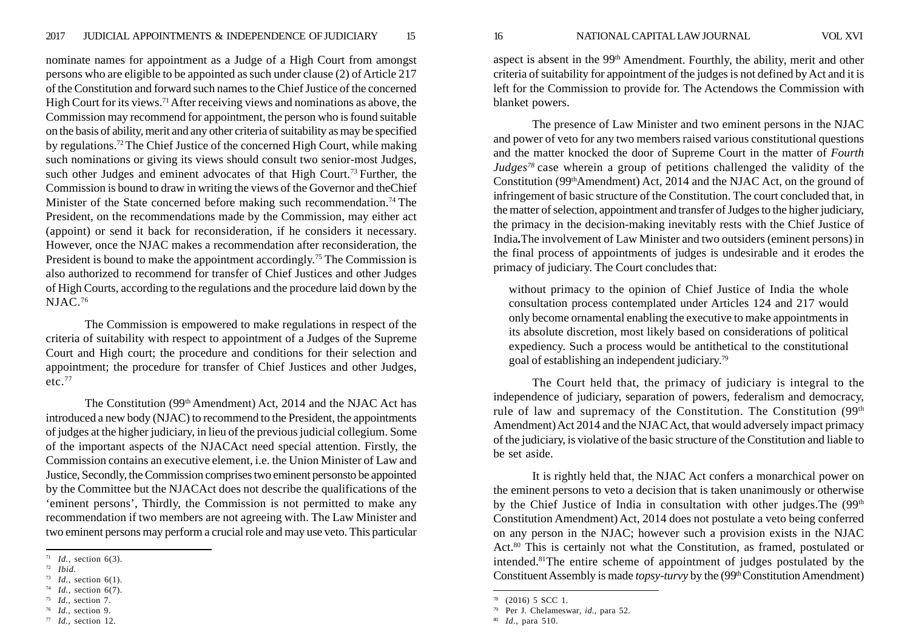nominate names for appointment as a Judge of a High Court from amongst persons who are eligible to be appointed as such under clause (2) of Article 217 of the Constitution and forward such names to the Chief Justice of the concerned High Court for its views.[71] After receiving views and nominations as above, the Commission may recommend for appointment, the person who is found suitable on the basis of ability, merit and any other criteria of suitability as may be specified by regulations.[72] The Chief Justice of the concerned High Court, while making such nominations or giving its views should consult two senior-most Judges, such other Judges and eminent advocates of that High Court.[73] Further, the Commission is bound to draw in writing the views of the Governor and theChief Minister of the State concerned before making such recommendation.[74] The President, on the recommendations made by the Commission, may either act (appoint) or send it back for reconsideration, if he considers it necessary. However, once the NJAC makes a recommendation after reconsideration, the President is bound to make the appointment accordingly.[75] The Commission is also authorized to recommend for transfer of Chief Justices and other Judges of High Courts, according to the regulations and the procedure laid down by the NJAC.[76]

The Commission is empowered to make regulations in respect of the criteria of suitability with respect to appointment of a Judges of the Supreme Court and High court; the procedure and conditions for their selection and appointment; the procedure for transfer of Chief Justices and other Judges, etc.[77]

The Constitution (99th Amendment) Act, 2014 and the NJAC Act has introduced a new body (NJAC) to recommend to the President, the appointments of judges at the higher judiciary, in lieu of the previous judicial collegium. Some of the important aspects of the NJACAct need special attention. Firstly, the Commission contains an executive element, i.e. the Union Minister of Law and Justice, Secondly, the Commission comprises two eminent personsto be appointed by the Committee but the NJACAct does not describe the qualifications of the 'eminent persons', Thirdly, the Commission is not permitted to make any recommendation if two members are not agreeing with. The Law Minister and two eminent persons may perform a crucial role and may use veto. This particular aspect is absent in the 99th Amendment. Fourthly, the ability, merit and other criteria of suitability for appointment of the judges is not defined by Act and it is left for the Commission to provide for. The Actendows the Commission with blanket powers.

The presence of Law Minister and two eminent persons in the NJAC and power of veto for any two members raised various constitutional questions and the matter knocked the door of Supreme Court in the matter of *Fourth Judges*[78] case wherein a group of petitions challenged the validity of the Constitution (99thAmendment) Act, 2014 and the NJAC Act, on the ground of infringement of basic structure of the Constitution. The court concluded that, in the matter of selection, appointment and transfer of Judges to the higher judiciary, the primacy in the decision-making inevitably rests with the Chief Justice of India**.**The involvement of Law Minister and two outsiders (eminent persons) in the final process of appointments of judges is undesirable and it erodes the primacy of judiciary. The Court concludes that:

> without primacy to the opinion of Chief Justice of India the whole consultation process contemplated under Articles 124 and 217 would only become ornamental enabling the executive to make appointments in its absolute discretion, most likely based on considerations of political expediency. Such a process would be antithetical to the constitutional goal of establishing an independent judiciary.[79]

The Court held that, the primacy of judiciary is integral to the independence of judiciary, separation of powers, federalism and democracy, rule of law and supremacy of the Constitution. The Constitution (99th Amendment) Act 2014 and the NJAC Act, that would adversely impact primacy of the judiciary, is violative of the basic structure of the Constitution and liable to be set aside.

It is rightly held that, the NJAC Act confers a monarchical power on the eminent persons to veto a decision that is taken unanimously or otherwise by the Chief Justice of India in consultation with other judges.The (99th Constitution Amendment) Act, 2014 does not postulate a veto being conferred on any person in the NJAC; however such a provision exists in the NJAC Act.[80] This is certainly not what the Constitution, as framed, postulated or intended.[81]The entire scheme of appointment of judges postulated by the Constituent Assembly is made *topsy-turvy* by the (99th Constitution Amendment)

---

[71] *Id.,* section 6(3).
[72] *Ibid.*
[73] *Id.,* section 6(1).
[74] *Id.,* section 6(7).
[75] *Id.,* section 7.
[76] *Id.,* section 9.
[77] *Id.,* section 12.
[78] (2016) 5 SCC 1.
[79] Per J. Chelameswar, *id.,* para 52.
[80] *Id.,* para 510.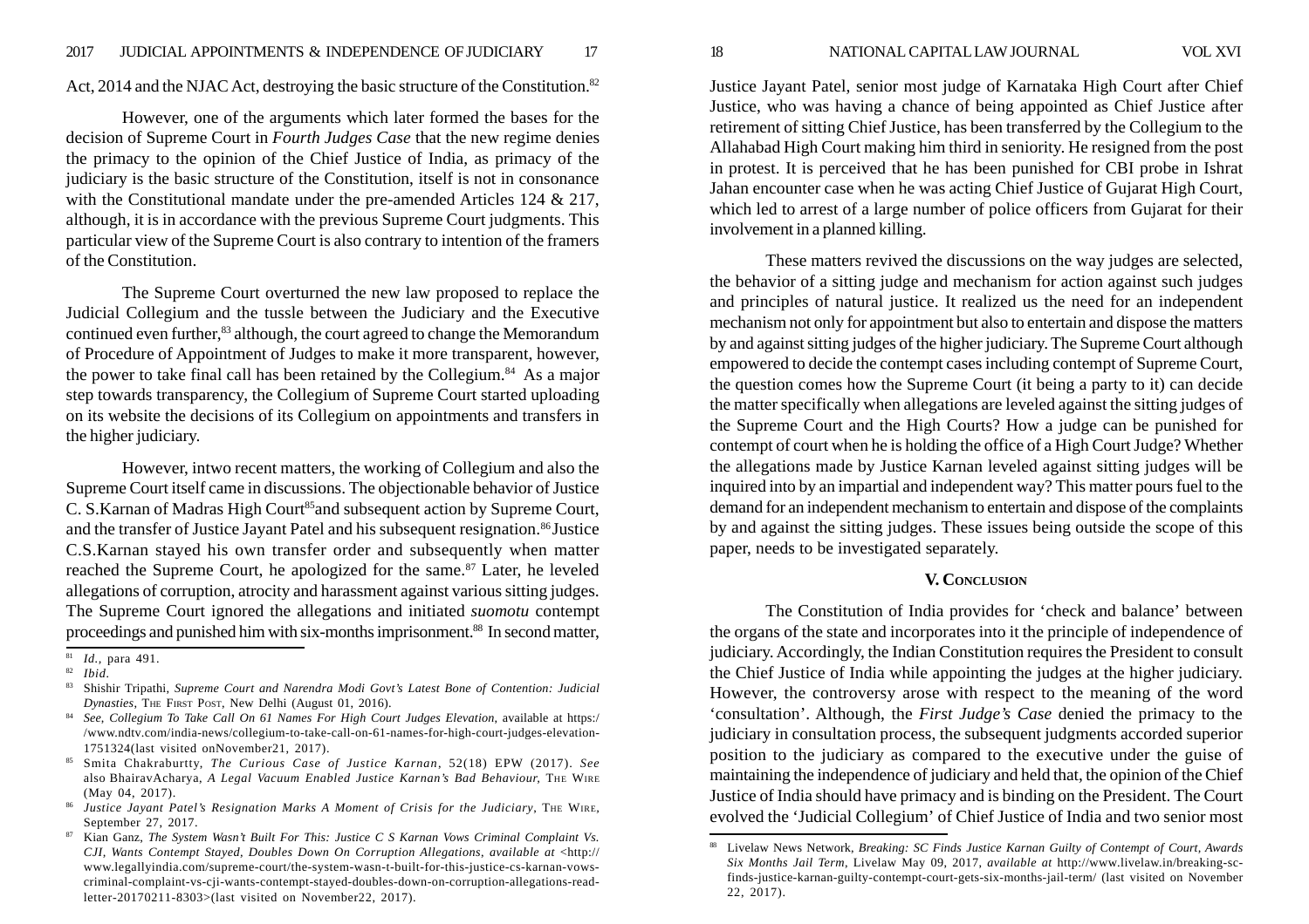Act, 2014 and the NJAC Act, destroying the basic structure of the Constitution.[82]

However, one of the arguments which later formed the bases for the decision of Supreme Court in *Fourth Judges Case* that the new regime denies the primacy to the opinion of the Chief Justice of India, as primacy of the judiciary is the basic structure of the Constitution, itself is not in consonance with the Constitutional mandate under the pre-amended Articles 124 & 217, although, it is in accordance with the previous Supreme Court judgments. This particular view of the Supreme Court is also contrary to intention of the framers of the Constitution.

The Supreme Court overturned the new law proposed to replace the Judicial Collegium and the tussle between the Judiciary and the Executive continued even further,[83] although, the court agreed to change the Memorandum of Procedure of Appointment of Judges to make it more transparent, however, the power to take final call has been retained by the Collegium.[84] As a major step towards transparency, the Collegium of Supreme Court started uploading on its website the decisions of its Collegium on appointments and transfers in the higher judiciary.

However, intwo recent matters, the working of Collegium and also the Supreme Court itself came in discussions. The objectionable behavior of Justice C. S.Karnan of Madras High Court[85]and subsequent action by Supreme Court, and the transfer of Justice Jayant Patel and his subsequent resignation.[86] Justice C.S.Karnan stayed his own transfer order and subsequently when matter reached the Supreme Court, he apologized for the same.[87] Later, he leveled allegations of corruption, atrocity and harassment against various sitting judges. The Supreme Court ignored the allegations and initiated *suomotu* contempt proceedings and punished him with six-months imprisonment.[88] In second matter, Justice Jayant Patel, senior most judge of Karnataka High Court after Chief Justice, who was having a chance of being appointed as Chief Justice after retirement of sitting Chief Justice, has been transferred by the Collegium to the Allahabad High Court making him third in seniority. He resigned from the post in protest. It is perceived that he has been punished for CBI probe in Ishrat Jahan encounter case when he was acting Chief Justice of Gujarat High Court, which led to arrest of a large number of police officers from Gujarat for their involvement in a planned killing.

These matters revived the discussions on the way judges are selected, the behavior of a sitting judge and mechanism for action against such judges and principles of natural justice. It realized us the need for an independent mechanism not only for appointment but also to entertain and dispose the matters by and against sitting judges of the higher judiciary. The Supreme Court although empowered to decide the contempt cases including contempt of Supreme Court, the question comes how the Supreme Court (it being a party to it) can decide the matter specifically when allegations are leveled against the sitting judges of the Supreme Court and the High Courts? How a judge can be punished for contempt of court when he is holding the office of a High Court Judge? Whether the allegations made by Justice Karnan leveled against sitting judges will be inquired into by an impartial and independent way? This matter pours fuel to the demand for an independent mechanism to entertain and dispose of the complaints by and against the sitting judges. These issues being outside the scope of this paper, needs to be investigated separately.

## V. Conclusion

The Constitution of India provides for 'check and balance' between the organs of the state and incorporates into it the principle of independence of judiciary. Accordingly, the Indian Constitution requires the President to consult the Chief Justice of India while appointing the judges at the higher judiciary. However, the controversy arose with respect to the meaning of the word 'consultation'. Although, the *First Judge's Case* denied the primacy to the judiciary in consultation process, the subsequent judgments accorded superior position to the judiciary as compared to the executive under the guise of maintaining the independence of judiciary and held that, the opinion of the Chief Justice of India should have primacy and is binding on the President. The Court evolved the 'Judicial Collegium' of Chief Justice of India and two senior most

---

[81] *Id.,* para 491.

[82] *Ibid.*

[83] Shishir Tripathi, *Supreme Court and Narendra Modi Govt's Latest Bone of Contention: Judicial Dynasties*, The First Post, New Delhi (August 01, 2016).

[84] *See*, *Collegium To Take Call On 61 Names For High Court Judges Elevation*, available at https://www.ndtv.com/india-news/collegium-to-take-call-on-61-names-for-high-court-judges-elevation-1751324(last visited onNovember21, 2017).

[85] Smita Chakraburtty, *The Curious Case of Justice Karnan*, 52(18) EPW (2017). *See* also BhairavAcharya, *A Legal Vacuum Enabled Justice Karnan's Bad Behaviour*, The Wire (May 04, 2017).

[86] *Justice Jayant Patel's Resignation Marks A Moment of Crisis for the Judiciary*, The Wire, September 27, 2017.

[87] Kian Ganz, *The System Wasn't Built For This: Justice C S Karnan Vows Criminal Complaint Vs. CJI, Wants Contempt Stayed, Doubles Down On Corruption Allegations*, *available at* <http://www.legallyindia.com/supreme-court/the-system-wasn-t-built-for-this-justice-cs-karnan-vows-criminal-complaint-vs-cji-wants-contempt-stayed-doubles-down-on-corruption-allegations-read-letter-20170211-8303>(last visited on November22, 2017).

[88] Livelaw News Network, *Breaking: SC Finds Justice Karnan Guilty of Contempt of Court, Awards Six Months Jail Term*, Livelaw May 09, 2017, *available at* http://www.livelaw.in/breaking-sc-finds-justice-karnan-guilty-contempt-court-gets-six-months-jail-term/ (last visited on November 22, 2017).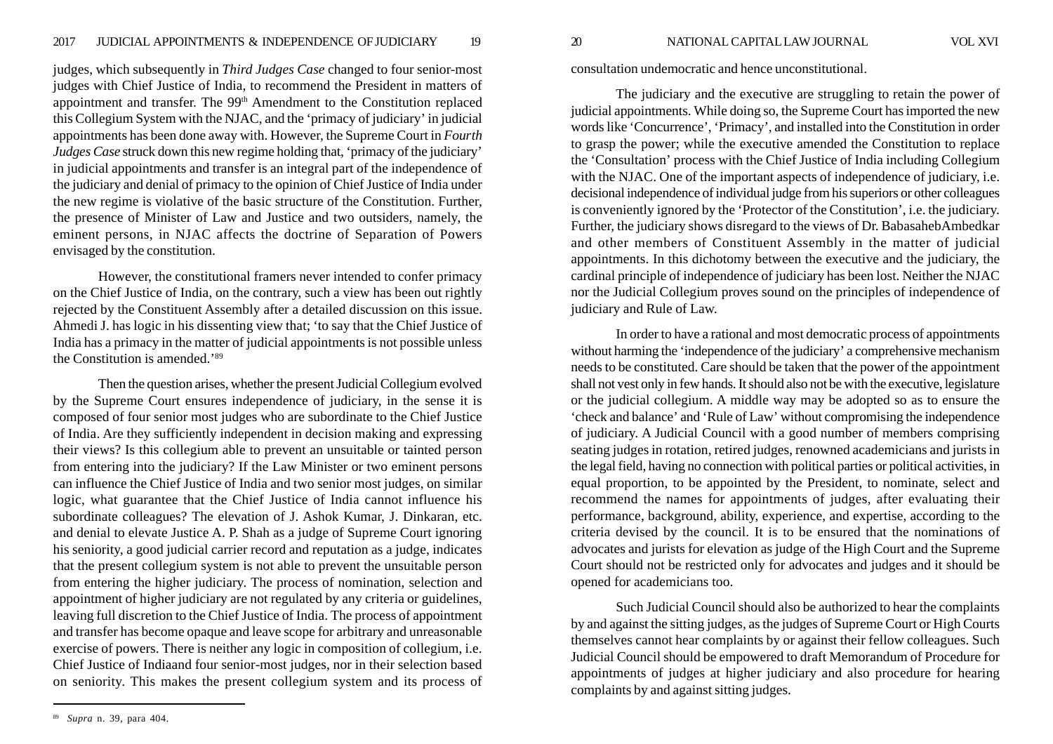judges, which subsequently in *Third Judges Case* changed to four senior-most judges with Chief Justice of India, to recommend the President in matters of appointment and transfer. The 99th Amendment to the Constitution replaced this Collegium System with the NJAC, and the 'primacy of judiciary' in judicial appointments has been done away with. However, the Supreme Court in *Fourth Judges Case* struck down this new regime holding that, 'primacy of the judiciary' in judicial appointments and transfer is an integral part of the independence of the judiciary and denial of primacy to the opinion of Chief Justice of India under the new regime is violative of the basic structure of the Constitution. Further, the presence of Minister of Law and Justice and two outsiders, namely, the eminent persons, in NJAC affects the doctrine of Separation of Powers envisaged by the constitution.

However, the constitutional framers never intended to confer primacy on the Chief Justice of India, on the contrary, such a view has been out rightly rejected by the Constituent Assembly after a detailed discussion on this issue. Ahmedi J. has logic in his dissenting view that; 'to say that the Chief Justice of India has a primacy in the matter of judicial appointments is not possible unless the Constitution is amended.'[89]

Then the question arises, whether the present Judicial Collegium evolved by the Supreme Court ensures independence of judiciary, in the sense it is composed of four senior most judges who are subordinate to the Chief Justice of India. Are they sufficiently independent in decision making and expressing their views? Is this collegium able to prevent an unsuitable or tainted person from entering into the judiciary? If the Law Minister or two eminent persons can influence the Chief Justice of India and two senior most judges, on similar logic, what guarantee that the Chief Justice of India cannot influence his subordinate colleagues? The elevation of J. Ashok Kumar, J. Dinkaran, etc. and denial to elevate Justice A. P. Shah as a judge of Supreme Court ignoring his seniority, a good judicial carrier record and reputation as a judge, indicates that the present collegium system is not able to prevent the unsuitable person from entering the higher judiciary. The process of nomination, selection and appointment of higher judiciary are not regulated by any criteria or guidelines, leaving full discretion to the Chief Justice of India. The process of appointment and transfer has become opaque and leave scope for arbitrary and unreasonable exercise of powers. There is neither any logic in composition of collegium, i.e. Chief Justice of Indiaand four senior-most judges, nor in their selection based on seniority. This makes the present collegium system and its process of consultation undemocratic and hence unconstitutional.

The judiciary and the executive are struggling to retain the power of judicial appointments. While doing so, the Supreme Court has imported the new words like 'Concurrence', 'Primacy', and installed into the Constitution in order to grasp the power; while the executive amended the Constitution to replace the 'Consultation' process with the Chief Justice of India including Collegium with the NJAC. One of the important aspects of independence of judiciary, i.e. decisional independence of individual judge from his superiors or other colleagues is conveniently ignored by the 'Protector of the Constitution', i.e. the judiciary. Further, the judiciary shows disregard to the views of Dr. BabasahebAmbedkar and other members of Constituent Assembly in the matter of judicial appointments. In this dichotomy between the executive and the judiciary, the cardinal principle of independence of judiciary has been lost. Neither the NJAC nor the Judicial Collegium proves sound on the principles of independence of judiciary and Rule of Law.

In order to have a rational and most democratic process of appointments without harming the 'independence of the judiciary' a comprehensive mechanism needs to be constituted. Care should be taken that the power of the appointment shall not vest only in few hands. It should also not be with the executive, legislature or the judicial collegium. A middle way may be adopted so as to ensure the 'check and balance' and 'Rule of Law' without compromising the independence of judiciary. A Judicial Council with a good number of members comprising seating judges in rotation, retired judges, renowned academicians and jurists in the legal field, having no connection with political parties or political activities, in equal proportion, to be appointed by the President, to nominate, select and recommend the names for appointments of judges, after evaluating their performance, background, ability, experience, and expertise, according to the criteria devised by the council. It is to be ensured that the nominations of advocates and jurists for elevation as judge of the High Court and the Supreme Court should not be restricted only for advocates and judges and it should be opened for academicians too.

Such Judicial Council should also be authorized to hear the complaints by and against the sitting judges, as the judges of Supreme Court or High Courts themselves cannot hear complaints by or against their fellow colleagues. Such Judicial Council should be empowered to draft Memorandum of Procedure for appointments of judges at higher judiciary and also procedure for hearing complaints by and against sitting judges.

---

[89] *Supra* n. 39, para 404.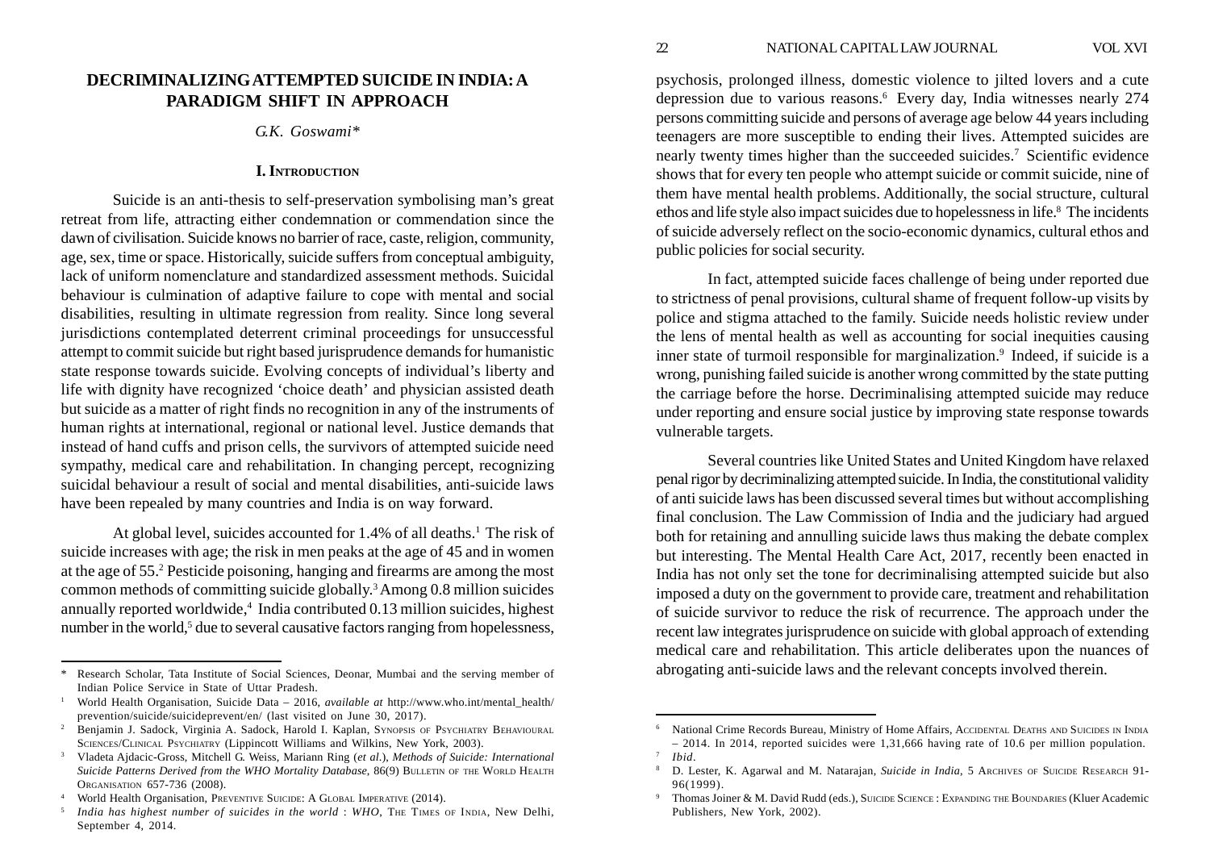# DECRIMINALIZING ATTEMPTED SUICIDE IN INDIA: A PARADIGM SHIFT IN APPROACH

*G.K. Goswami\**

## I. Introduction

Suicide is an anti-thesis to self-preservation symbolising man's great retreat from life, attracting either condemnation or commendation since the dawn of civilisation. Suicide knows no barrier of race, caste, religion, community, age, sex, time or space. Historically, suicide suffers from conceptual ambiguity, lack of uniform nomenclature and standardized assessment methods. Suicidal behaviour is culmination of adaptive failure to cope with mental and social disabilities, resulting in ultimate regression from reality. Since long several jurisdictions contemplated deterrent criminal proceedings for unsuccessful attempt to commit suicide but right based jurisprudence demands for humanistic state response towards suicide. Evolving concepts of individual's liberty and life with dignity have recognized 'choice death' and physician assisted death but suicide as a matter of right finds no recognition in any of the instruments of human rights at international, regional or national level. Justice demands that instead of hand cuffs and prison cells, the survivors of attempted suicide need sympathy, medical care and rehabilitation. In changing percept, recognizing suicidal behaviour a result of social and mental disabilities, anti-suicide laws have been repealed by many countries and India is on way forward.

At global level, suicides accounted for 1.4% of all deaths.[1] The risk of suicide increases with age; the risk in men peaks at the age of 45 and in women at the age of 55.[2] Pesticide poisoning, hanging and firearms are among the most common methods of committing suicide globally.[3] Among 0.8 million suicides annually reported worldwide,[4] India contributed 0.13 million suicides, highest number in the world,[5] due to several causative factors ranging from hopelessness, psychosis, prolonged illness, domestic violence to jilted lovers and a cute depression due to various reasons.[6] Every day, India witnesses nearly 274 persons committing suicide and persons of average age below 44 years including teenagers are more susceptible to ending their lives. Attempted suicides are nearly twenty times higher than the succeeded suicides.[7] Scientific evidence shows that for every ten people who attempt suicide or commit suicide, nine of them have mental health problems. Additionally, the social structure, cultural ethos and life style also impact suicides due to hopelessness in life.[8] The incidents of suicide adversely reflect on the socio-economic dynamics, cultural ethos and public policies for social security.

In fact, attempted suicide faces challenge of being under reported due to strictness of penal provisions, cultural shame of frequent follow-up visits by police and stigma attached to the family. Suicide needs holistic review under the lens of mental health as well as accounting for social inequities causing inner state of turmoil responsible for marginalization.[9] Indeed, if suicide is a wrong, punishing failed suicide is another wrong committed by the state putting the carriage before the horse. Decriminalising attempted suicide may reduce under reporting and ensure social justice by improving state response towards vulnerable targets.

Several countries like United States and United Kingdom have relaxed penal rigor by decriminalizing attempted suicide. In India, the constitutional validity of anti suicide laws has been discussed several times but without accomplishing final conclusion. The Law Commission of India and the judiciary had argued both for retaining and annulling suicide laws thus making the debate complex but interesting. The Mental Health Care Act, 2017, recently been enacted in India has not only set the tone for decriminalising attempted suicide but also imposed a duty on the government to provide care, treatment and rehabilitation of suicide survivor to reduce the risk of recurrence. The approach under the recent law integrates jurisprudence on suicide with global approach of extending medical care and rehabilitation. This article deliberates upon the nuances of abrogating anti-suicide laws and the relevant concepts involved therein.

---

\* Research Scholar, Tata Institute of Social Sciences, Deonar, Mumbai and the serving member of Indian Police Service in State of Uttar Pradesh.

[1] World Health Organisation, Suicide Data – 2016, *available at* http://www.who.int/mental_health/prevention/suicide/suicideprevent/en/ (last visited on June 30, 2017).

[2] Benjamin J. Sadock, Virginia A. Sadock, Harold I. Kaplan, Synopsis of Psychiatry Behavioural Sciences/Clinical Psychiatry (Lippincott Williams and Wilkins, New York, 2003).

[3] Vladeta Ajdacic-Gross, Mitchell G. Weiss, Mariann Ring (*et al.*), *Methods of Suicide: International Suicide Patterns Derived from the WHO Mortality Database*, 86(9) Bulletin of the World Health Organisation 657-736 (2008).

[4] World Health Organisation, Preventive Suicide: A Global Imperative (2014).

[5] *India has highest number of suicides in the world* : *WHO*, The Times of India, New Delhi, September 4, 2014.

[6] National Crime Records Bureau, Ministry of Home Affairs, Accidental Deaths and Suicides in India – 2014. In 2014, reported suicides were 1,31,666 having rate of 10.6 per million population.

[7] *Ibid*.

[8] D. Lester, K. Agarwal and M. Natarajan, *Suicide in India*, 5 Archives of Suicide Research 91-96(1999).

[9] Thomas Joiner & M. David Rudd (eds.), Suicide Science : Expanding the Boundaries (Kluer Academic Publishers, New York, 2002).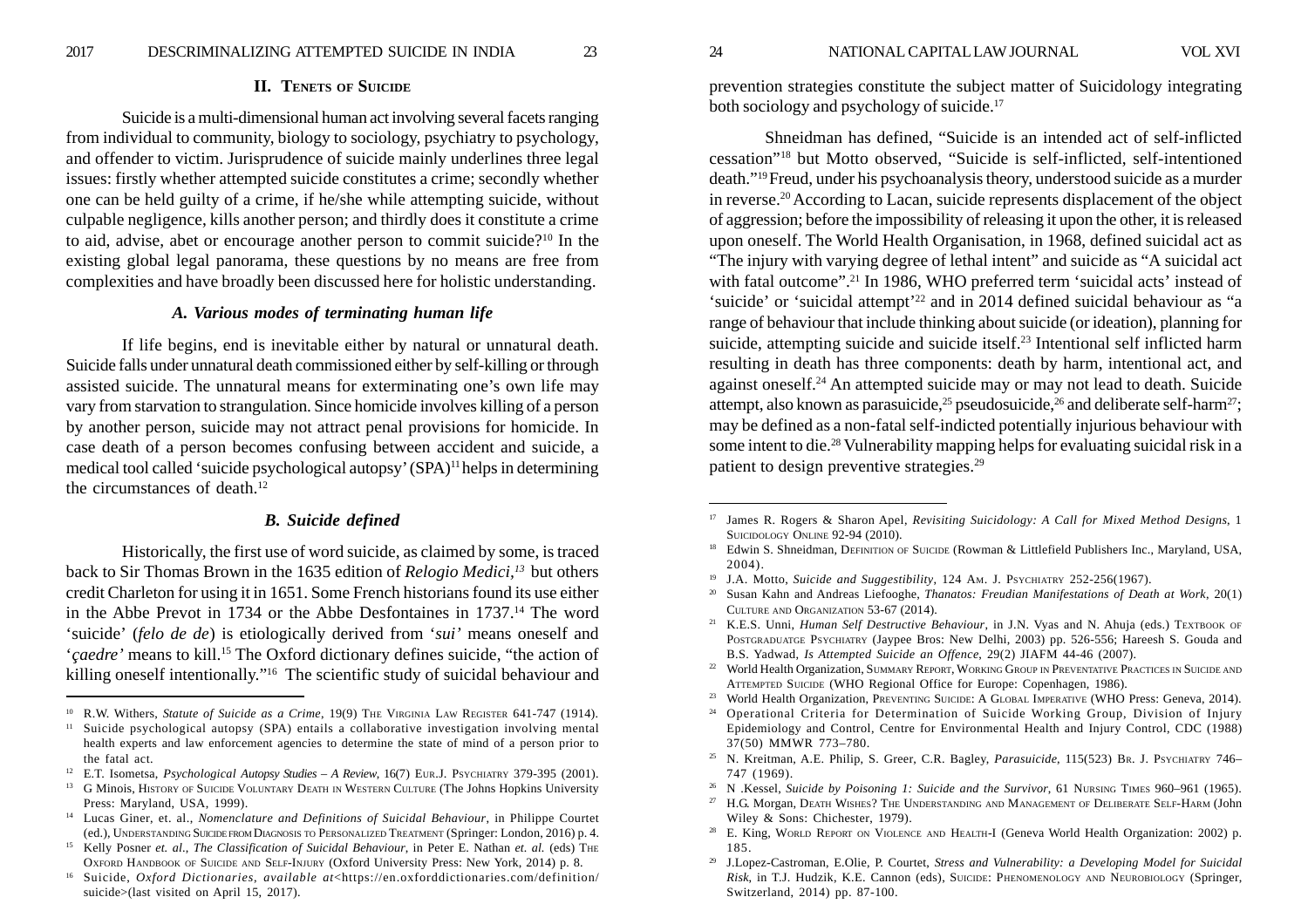## II. Tenets of Suicide

Suicide is a multi-dimensional human act involving several facets ranging from individual to community, biology to sociology, psychiatry to psychology, and offender to victim. Jurisprudence of suicide mainly underlines three legal issues: firstly whether attempted suicide constitutes a crime; secondly whether one can be held guilty of a crime, if he/she while attempting suicide, without culpable negligence, kills another person; and thirdly does it constitute a crime to aid, advise, abet or encourage another person to commit suicide?[10] In the existing global legal panorama, these questions by no means are free from complexities and have broadly been discussed here for holistic understanding.

### *A. Various modes of terminating human life*

If life begins, end is inevitable either by natural or unnatural death. Suicide falls under unnatural death commissioned either by self-killing or through assisted suicide. The unnatural means for exterminating one's own life may vary from starvation to strangulation. Since homicide involves killing of a person by another person, suicide may not attract penal provisions for homicide. In case death of a person becomes confusing between accident and suicide, a medical tool called 'suicide psychological autopsy' (SPA)[11] helps in determining the circumstances of death.[12]

### *B. Suicide defined*

Historically, the first use of word suicide, as claimed by some, is traced back to Sir Thomas Brown in the 1635 edition of *Relogio Medici,[13]* but others credit Charleton for using it in 1651. Some French historians found its use either in the Abbe Prevot in 1734 or the Abbe Desfontaines in 1737.[14] The word 'suicide' (*felo de de*) is etiologically derived from '*sui'* means oneself and '*çaedre'* means to kill.[15] The Oxford dictionary defines suicide, "the action of killing oneself intentionally."[16] The scientific study of suicidal behaviour and prevention strategies constitute the subject matter of Suicidology integrating both sociology and psychology of suicide.[17]

Shneidman has defined, "Suicide is an intended act of self-inflicted cessation"[18] but Motto observed, "Suicide is self-inflicted, self-intentioned death."[19] Freud, under his psychoanalysis theory, understood suicide as a murder in reverse.[20] According to Lacan, suicide represents displacement of the object of aggression; before the impossibility of releasing it upon the other, it is released upon oneself. The World Health Organisation, in 1968, defined suicidal act as "The injury with varying degree of lethal intent" and suicide as "A suicidal act with fatal outcome".[21] In 1986, WHO preferred term 'suicidal acts' instead of 'suicide' or 'suicidal attempt'[22] and in 2014 defined suicidal behaviour as "a range of behaviour that include thinking about suicide (or ideation), planning for suicide, attempting suicide and suicide itself.[23] Intentional self inflicted harm resulting in death has three components: death by harm, intentional act, and against oneself.[24] An attempted suicide may or may not lead to death. Suicide attempt, also known as parasuicide,[25] pseudosuicide,[26] and deliberate self-harm[27]; may be defined as a non-fatal self-indicted potentially injurious behaviour with some intent to die.[28] Vulnerability mapping helps for evaluating suicidal risk in a patient to design preventive strategies.[29]

---

[10] R.W. Withers, *Statute of Suicide as a Crime*, 19(9) The Virginia Law Register 641-747 (1914).

[11] Suicide psychological autopsy (SPA) entails a collaborative investigation involving mental health experts and law enforcement agencies to determine the state of mind of a person prior to the fatal act.

[12] E.T. Isometsa, *Psychological Autopsy Studies – A Review*, 16(7) Eur.J. Psychiatry 379-395 (2001).

[13] G Minois, History of Suicide Voluntary Death in Western Culture (The Johns Hopkins University Press: Maryland, USA, 1999).

[14] Lucas Giner, et. al., *Nomenclature and Definitions of Suicidal Behaviour*, in Philippe Courtet (ed.), Understanding Suicide from Diagnosis to Personalized Treatment (Springer: London, 2016) p. 4.

[15] Kelly Posner *et. al.*, *The Classification of Suicidal Behaviour*, in Peter E. Nathan *et. al.* (eds) The Oxford Handbook of Suicide and Self-Injury (Oxford University Press: New York, 2014) p. 8.

[16] Suicide, *Oxford Dictionaries, available at*<https://en.oxforddictionaries.com/definition/suicide>(last visited on April 15, 2017).

[17] James R. Rogers & Sharon Apel, *Revisiting Suicidology: A Call for Mixed Method Designs*, 1 Suicidology Online 92-94 (2010).

[18] Edwin S. Shneidman, Definition of Suicide (Rowman & Littlefield Publishers Inc., Maryland, USA, 2004).

[19] J.A. Motto, *Suicide and Suggestibility*, 124 Am. J. Psychiatry 252-256(1967).

[20] Susan Kahn and Andreas Liefooghe, *Thanatos: Freudian Manifestations of Death at Work*, 20(1) Culture and Organization 53-67 (2014).

[21] K.E.S. Unni, *Human Self Destructive Behaviour*, in J.N. Vyas and N. Ahuja (eds.) Textbook of Postgraduatge Psychiatry (Jaypee Bros: New Delhi, 2003) pp. 526-556; Hareesh S. Gouda and B.S. Yadwad, *Is Attempted Suicide an Offence*, 29(2) JIAFM 44-46 (2007).

[22] World Health Organization, Summary Report, Working Group in Preventative Practices in Suicide and Attempted Suicide (WHO Regional Office for Europe: Copenhagen, 1986).

[23] World Health Organization, Preventing Suicide: A Global Imperative (WHO Press: Geneva, 2014).

[24] Operational Criteria for Determination of Suicide Working Group, Division of Injury Epidemiology and Control, Centre for Environmental Health and Injury Control, CDC (1988) 37(50) MMWR 773–780.

[25] N. Kreitman, A.E. Philip, S. Greer, C.R. Bagley, *Parasuicide*, 115(523) Br. J. Psychiatry 746–747 (1969).

[26] N .Kessel, *Suicide by Poisoning 1: Suicide and the Survivor*, 61 Nursing Times 960–961 (1965).

[27] H.G. Morgan, Death Wishes? The Understanding and Management of Deliberate Self-Harm (John Wiley & Sons: Chichester, 1979).

[28] E. King, World Report on Violence and Health-I (Geneva World Health Organization: 2002) p. 185.

[29] J.Lopez-Castroman, E.Olie, P. Courtet, *Stress and Vulnerability: a Developing Model for Suicidal Risk*, in T.J. Hudzik, K.E. Cannon (eds), Suicide: Phenomenology and Neurobiology (Springer, Switzerland, 2014) pp. 87-100.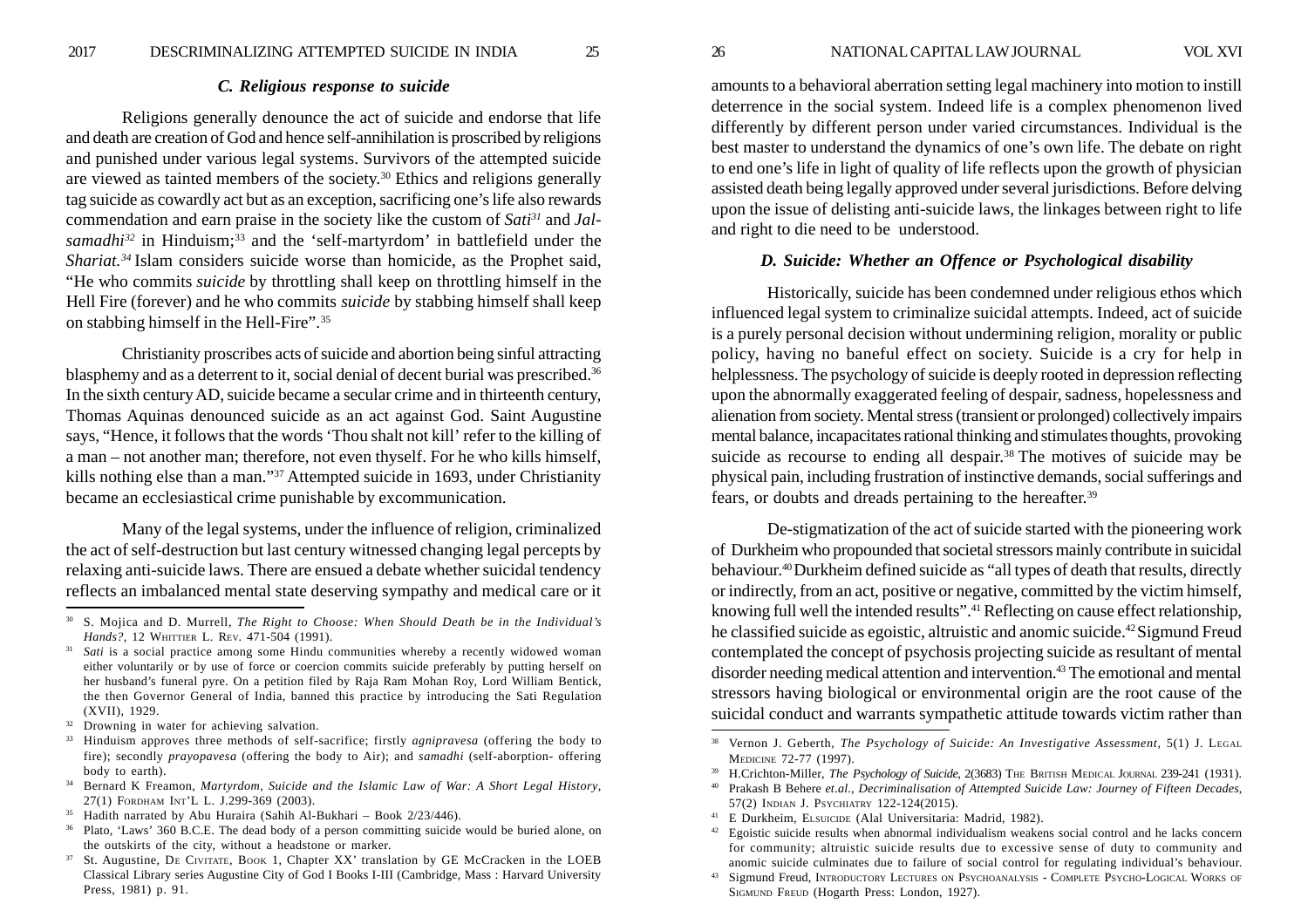### *C. Religious response to suicide*

Religions generally denounce the act of suicide and endorse that life and death are creation of God and hence self-annihilation is proscribed by religions and punished under various legal systems. Survivors of the attempted suicide are viewed as tainted members of the society.[30] Ethics and religions generally tag suicide as cowardly act but as an exception, sacrificing one's life also rewards commendation and earn praise in the society like the custom of *Sati*[31] and *Jal-samadhi*[32] in Hinduism;[33] and the 'self-martyrdom' in battlefield under the *Shariat.*[34] Islam considers suicide worse than homicide, as the Prophet said, "He who commits *suicide* by throttling shall keep on throttling himself in the Hell Fire (forever) and he who commits *suicide* by stabbing himself shall keep on stabbing himself in the Hell-Fire".[35]

Christianity proscribes acts of suicide and abortion being sinful attracting blasphemy and as a deterrent to it, social denial of decent burial was prescribed.[36] In the sixth century AD, suicide became a secular crime and in thirteenth century, Thomas Aquinas denounced suicide as an act against God. Saint Augustine says, "Hence, it follows that the words 'Thou shalt not kill' refer to the killing of a man – not another man; therefore, not even thyself. For he who kills himself, kills nothing else than a man."[37] Attempted suicide in 1693, under Christianity became an ecclesiastical crime punishable by excommunication.

Many of the legal systems, under the influence of religion, criminalized the act of self-destruction but last century witnessed changing legal percepts by relaxing anti-suicide laws. There are ensued a debate whether suicidal tendency reflects an imbalanced mental state deserving sympathy and medical care or it amounts to a behavioral aberration setting legal machinery into motion to instill deterrence in the social system. Indeed life is a complex phenomenon lived differently by different person under varied circumstances. Individual is the best master to understand the dynamics of one's own life. The debate on right to end one's life in light of quality of life reflects upon the growth of physician assisted death being legally approved under several jurisdictions. Before delving upon the issue of delisting anti-suicide laws, the linkages between right to life and right to die need to be understood.

### *D. Suicide: Whether an Offence or Psychological disability*

Historically, suicide has been condemned under religious ethos which influenced legal system to criminalize suicidal attempts. Indeed, act of suicide is a purely personal decision without undermining religion, morality or public policy, having no baneful effect on society. Suicide is a cry for help in helplessness. The psychology of suicide is deeply rooted in depression reflecting upon the abnormally exaggerated feeling of despair, sadness, hopelessness and alienation from society. Mental stress (transient or prolonged) collectively impairs mental balance, incapacitates rational thinking and stimulates thoughts, provoking suicide as recourse to ending all despair.[38] The motives of suicide may be physical pain, including frustration of instinctive demands, social sufferings and fears, or doubts and dreads pertaining to the hereafter.[39]

De-stigmatization of the act of suicide started with the pioneering work of Durkheim who propounded that societal stressors mainly contribute in suicidal behaviour.[40] Durkheim defined suicide as "all types of death that results, directly or indirectly, from an act, positive or negative, committed by the victim himself, knowing full well the intended results".[41] Reflecting on cause effect relationship, he classified suicide as egoistic, altruistic and anomic suicide.[42] Sigmund Freud contemplated the concept of psychosis projecting suicide as resultant of mental disorder needing medical attention and intervention.[43] The emotional and mental stressors having biological or environmental origin are the root cause of the suicidal conduct and warrants sympathetic attitude towards victim rather than

---

[30] S. Mojica and D. Murrell, *The Right to Choose: When Should Death be in the Individual's Hands?*, 12 Whittier L. Rev. 471-504 (1991).

[31] *Sati* is a social practice among some Hindu communities whereby a recently widowed woman either voluntarily or by use of force or coercion commits suicide preferably by putting herself on her husband's funeral pyre. On a petition filed by Raja Ram Mohan Roy, Lord William Bentick, the then Governor General of India, banned this practice by introducing the Sati Regulation (XVII), 1929.

[32] Drowning in water for achieving salvation.

[33] Hinduism approves three methods of self-sacrifice; firstly *agnipravesa* (offering the body to fire); secondly *prayopavesa* (offering the body to Air); and *samadhi* (self-aborption- offering body to earth).

[34] Bernard K Freamon, *Martyrdom, Suicide and the Islamic Law of War: A Short Legal History*, 27(1) Fordham Int'l L. J.299-369 (2003).

[35] Hadith narrated by Abu Huraira (Sahih Al-Bukhari – Book 2/23/446).

[36] Plato, 'Laws' 360 B.C.E. The dead body of a person committing suicide would be buried alone, on the outskirts of the city, without a headstone or marker.

[37] St. Augustine, De Civitate, Book 1, Chapter XX' translation by GE McCracken in the LOEB Classical Library series Augustine City of God I Books I-III (Cambridge, Mass : Harvard University Press, 1981) p. 91.

[38] Vernon J. Geberth, *The Psychology of Suicide: An Investigative Assessment*, 5(1) J. Legal Medicine 72-77 (1997).

[39] H.Crichton-Miller, *The Psychology of Suicide*, 2(3683) The British Medical Journal 239-241 (1931).

[40] Prakash B Behere *et.al.*, *Decriminalisation of Attempted Suicide Law: Journey of Fifteen Decades*, 57(2) Indian J. Psychiatry 122-124(2015).

[41] E Durkheim, Elsuicide (Alal Universitaria: Madrid, 1982).

[42] Egoistic suicide results when abnormal individualism weakens social control and he lacks concern for community; altruistic suicide results due to excessive sense of duty to community and anomic suicide culminates due to failure of social control for regulating individual's behaviour.

[43] Sigmund Freud, Introductory Lectures on Psychoanalysis - Complete Psycho-Logical Works of Sigmund Freud (Hogarth Press: London, 1927).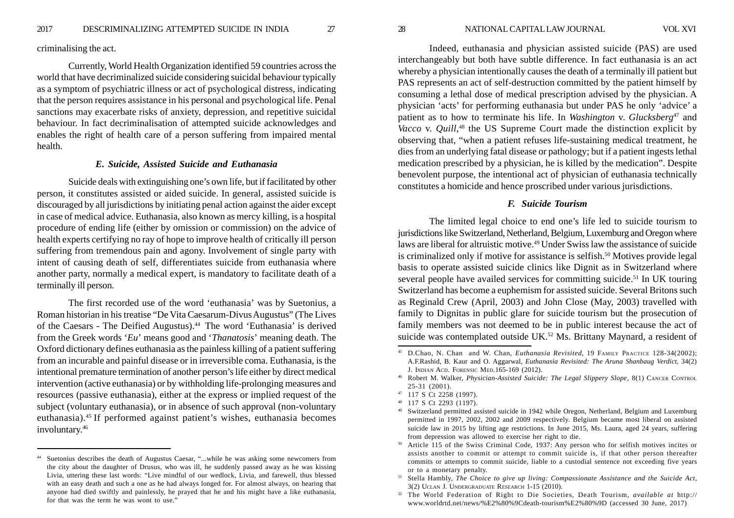criminalising the act.

Currently, World Health Organization identified 59 countries across the world that have decriminalized suicide considering suicidal behaviour typically as a symptom of psychiatric illness or act of psychological distress, indicating that the person requires assistance in his personal and psychological life. Penal sanctions may exacerbate risks of anxiety, depression, and repetitive suicidal behaviour. In fact decriminalisation of attempted suicide acknowledges and enables the right of health care of a person suffering from impaired mental health.

### *E. Suicide, Assisted Suicide and Euthanasia*

Suicide deals with extinguishing one's own life, but if facilitated by other person, it constitutes assisted or aided suicide. In general, assisted suicide is discouraged by all jurisdictions by initiating penal action against the aider except in case of medical advice. Euthanasia, also known as mercy killing, is a hospital procedure of ending life (either by omission or commission) on the advice of health experts certifying no ray of hope to improve health of critically ill person suffering from tremendous pain and agony. Involvement of single party with intent of causing death of self, differentiates suicide from euthanasia where another party, normally a medical expert, is mandatory to facilitate death of a terminally ill person.

The first recorded use of the word 'euthanasia' was by Suetonius, a Roman historian in his treatise "De Vita Caesarum-Divus Augustus" (The Lives of the Caesars - The Deified Augustus).[44] The word 'Euthanasia' is derived from the Greek words '*Eu*' means good and '*Thanatosis*' meaning death. The Oxford dictionary defines euthanasia as the painless killing of a patient suffering from an incurable and painful disease or in irreversible coma. Euthanasia, is the intentional premature termination of another person's life either by direct medical intervention (active euthanasia) or by withholding life-prolonging measures and resources (passive euthanasia), either at the express or implied request of the subject (voluntary euthanasia), or in absence of such approval (non-voluntary euthanasia).[45] If performed against patient's wishes, euthanasia becomes involuntary.[46]

Indeed, euthanasia and physician assisted suicide (PAS) are used interchangeably but both have subtle difference. In fact euthanasia is an act whereby a physician intentionally causes the death of a terminally ill patient but PAS represents an act of self-destruction committed by the patient himself by consuming a lethal dose of medical prescription advised by the physician. A physician 'acts' for performing euthanasia but under PAS he only 'advice' a patient as to how to terminate his life. In *Washington* v. *Glucksberg*[47] and *Vacco* v. *Quill*,[48] the US Supreme Court made the distinction explicit by observing that, "when a patient refuses life-sustaining medical treatment, he dies from an underlying fatal disease or pathology; but if a patient ingests lethal medication prescribed by a physician, he is killed by the medication". Despite benevolent purpose, the intentional act of physician of euthanasia technically constitutes a homicide and hence proscribed under various jurisdictions.

### *F. Suicide Tourism*

The limited legal choice to end one's life led to suicide tourism to jurisdictions like Switzerland, Netherland, Belgium, Luxemburg and Oregon where laws are liberal for altruistic motive.[49] Under Swiss law the assistance of suicide is criminalized only if motive for assistance is selfish.[50] Motives provide legal basis to operate assisted suicide clinics like Dignit as in Switzerland where several people have availed services for committing suicide.[51] In UK touring Switzerland has become a euphemism for assisted suicide. Several Britons such as Reginald Crew (April, 2003) and John Close (May, 2003) travelled with family to Dignitas in public glare for suicide tourism but the prosecution of family members was not deemed to be in public interest because the act of suicide was contemplated outside UK.[52] Ms. Brittany Maynard, a resident of

---

[44] Suetonius describes the death of Augustus Caesar, "...while he was asking some newcomers from the city about the daughter of Drusus, who was ill, he suddenly passed away as he was kissing Livia, uttering these last words: "Live mindful of our wedlock, Livia, and farewell, thus blessed with an easy death and such a one as he had always longed for. For almost always, on hearing that anyone had died swiftly and painlessly, he prayed that he and his might have a like euthanasia, for that was the term he was wont to use."

[45] D.Chao, N. Chan and W. Chan, *Euthanasia Revisited*, 19 FAMILY PRACTICE 128-34(2002); A.F.Rashid, B. Kaur and O. Aggarwal, *Euthanasia Revisited: The Aruna Shanbaug Verdict*, 34(2) J. INDIAN ACD. FORENSIC MED.165-169 (2012).

[46] Robert M. Walker, *Physician-Assisted Suicide: The Legal Slippery Slope*, 8(1) CANCER CONTROL 25-31 (2001).

[47] 117 S Ct 2258 (1997).

[48] 117 S Ct 2293 (1197).

[49] Switzerland permitted assisted suicide in 1942 while Oregon, Netherland, Belgium and Luxemburg permitted in 1997, 2002, 2002 and 2009 respectively. Belgium became most liberal on assisted suicide law in 2015 by lifting age restrictions. In June 2015, Ms. Laura, aged 24 years, suffering from depression was allowed to exercise her right to die.

[50] Article 115 of the Swiss Criminal Code, 1937: Any person who for selfish motives incites or assists another to commit or attempt to commit suicide is, if that other person thereafter commits or attempts to commit suicide, liable to a custodial sentence not exceeding five years or to a monetary penalty.

[51] Stella Hambly, *The Choice to give up living: Compassionate Assistance and the Suicide Act*, 3(2) UCLAN J. UNDERGRADUATE RESEARCH 1-15 (2010).

[52] The World Federation of Right to Die Societies, Death Tourism, *available at* http://www.worldrtd.net/news/%E2%80%9Cdeath-tourism%E2%80%9D (accessed 30 June, 2017)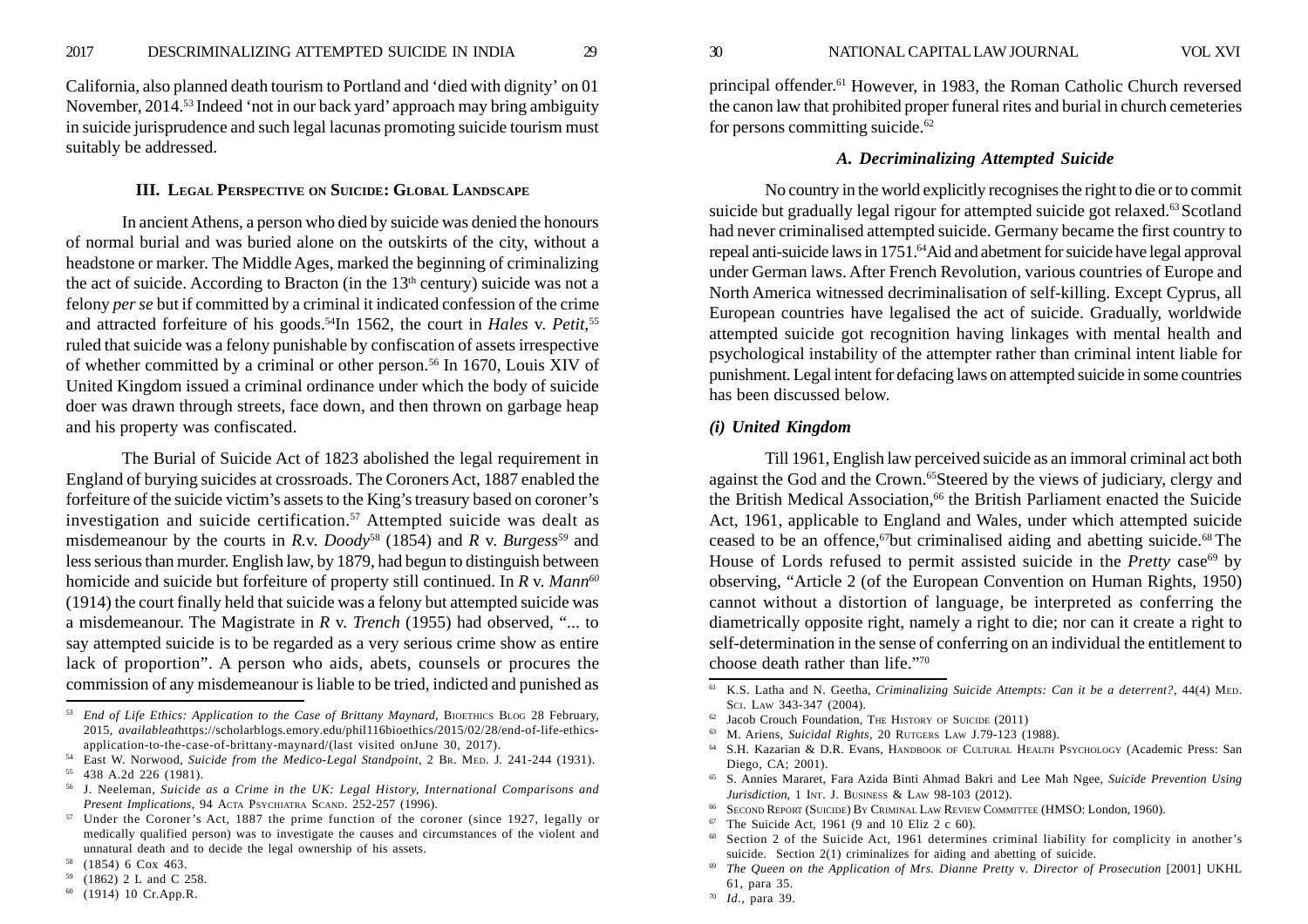California, also planned death tourism to Portland and 'died with dignity' on 01 November, 2014.[53] Indeed 'not in our back yard' approach may bring ambiguity in suicide jurisprudence and such legal lacunas promoting suicide tourism must suitably be addressed.

## III. Legal Perspective on Suicide: Global Landscape

In ancient Athens, a person who died by suicide was denied the honours of normal burial and was buried alone on the outskirts of the city, without a headstone or marker. The Middle Ages, marked the beginning of criminalizing the act of suicide. According to Bracton (in the 13th century) suicide was not a felony *per se* but if committed by a criminal it indicated confession of the crime and attracted forfeiture of his goods.[54]In 1562, the court in *Hales* v. *Petit*,[55] ruled that suicide was a felony punishable by confiscation of assets irrespective of whether committed by a criminal or other person.[56] In 1670, Louis XIV of United Kingdom issued a criminal ordinance under which the body of suicide doer was drawn through streets, face down, and then thrown on garbage heap and his property was confiscated.

The Burial of Suicide Act of 1823 abolished the legal requirement in England of burying suicides at crossroads. The Coroners Act, 1887 enabled the forfeiture of the suicide victim's assets to the King's treasury based on coroner's investigation and suicide certification.[57] Attempted suicide was dealt as misdemeanour by the courts in *R.*v. *Doody*[58] (1854) and *R* v. *Burgess*[59] and less serious than murder. English law, by 1879, had begun to distinguish between homicide and suicide but forfeiture of property still continued. In *R* v. *Mann*[60] (1914) the court finally held that suicide was a felony but attempted suicide was a misdemeanour. The Magistrate in *R* v. *Trench* (1955) had observed, "... to say attempted suicide is to be regarded as a very serious crime show as entire lack of proportion". A person who aids, abets, counsels or procures the commission of any misdemeanour is liable to be tried, indicted and punished as principal offender.[61] However, in 1983, the Roman Catholic Church reversed the canon law that prohibited proper funeral rites and burial in church cemeteries for persons committing suicide.[62]

### A. Decriminalizing Attempted Suicide

No country in the world explicitly recognises the right to die or to commit suicide but gradually legal rigour for attempted suicide got relaxed.[63] Scotland had never criminalised attempted suicide. Germany became the first country to repeal anti-suicide laws in 1751.[64]Aid and abetment for suicide have legal approval under German laws. After French Revolution, various countries of Europe and North America witnessed decriminalisation of self-killing. Except Cyprus, all European countries have legalised the act of suicide. Gradually, worldwide attempted suicide got recognition having linkages with mental health and psychological instability of the attempter rather than criminal intent liable for punishment. Legal intent for defacing laws on attempted suicide in some countries has been discussed below.

#### (i) United Kingdom

Till 1961, English law perceived suicide as an immoral criminal act both against the God and the Crown.[65]Steered by the views of judiciary, clergy and the British Medical Association,[66] the British Parliament enacted the Suicide Act, 1961, applicable to England and Wales, under which attempted suicide ceased to be an offence,[67]but criminalised aiding and abetting suicide.[68] The House of Lords refused to permit assisted suicide in the *Pretty* case[69] by observing, "Article 2 (of the European Convention on Human Rights, 1950) cannot without a distortion of language, be interpreted as conferring the diametrically opposite right, namely a right to die; nor can it create a right to self-determination in the sense of conferring on an individual the entitlement to choose death rather than life."[70]

---

[53] *End of Life Ethics: Application to the Case of Brittany Maynard*, Bioethics Blog 28 February, 2015, *availableat*https://scholarblogs.emory.edu/phil116bioethics/2015/02/28/end-of-life-ethics-application-to-the-case-of-brittany-maynard/(last visited onJune 30, 2017).

[54] East W. Norwood, *Suicide from the Medico-Legal Standpoint*, 2 Br. Med. J. 241-244 (1931).

[55] 438 A.2d 226 (1981).

[56] J. Neeleman, *Suicide as a Crime in the UK: Legal History, International Comparisons and Present Implications*, 94 Acta Psychiatra Scand. 252-257 (1996).

[57] Under the Coroner's Act, 1887 the prime function of the coroner (since 1927, legally or medically qualified person) was to investigate the causes and circumstances of the violent and unnatural death and to decide the legal ownership of his assets.

[58] (1854) 6 Cox 463.

[59] (1862) 2 L and C 258.

[60] (1914) 10 Cr.App.R.

[61] K.S. Latha and N. Geetha, *Criminalizing Suicide Attempts: Can it be a deterrent?*, 44(4) Med. Sci. Law 343-347 (2004).

[62] Jacob Crouch Foundation, The History of Suicide (2011)

[63] M. Ariens, *Suicidal Rights*, 20 Rutgers Law J.79-123 (1988).

[64] S.H. Kazarian & D.R. Evans, Handbook of Cultural Health Psychology (Academic Press: San Diego, CA; 2001).

[65] S. Annies Mararet, Fara Azida Binti Ahmad Bakri and Lee Mah Ngee, *Suicide Prevention Using Jurisdiction*, 1 Int. J. Business & Law 98-103 (2012).

[66] Second Report (Suicide) By Criminal Law Review Committee (HMSO: London, 1960).

[67] The Suicide Act, 1961 (9 and 10 Eliz 2 c 60).

[68] Section 2 of the Suicide Act, 1961 determines criminal liability for complicity in another's suicide. Section 2(1) criminalizes for aiding and abetting of suicide.

[69] *The Queen on the Application of Mrs. Dianne Pretty* v. *Director of Prosecution* [2001] UKHL 61, para 35.

[70] *Id.*, para 39.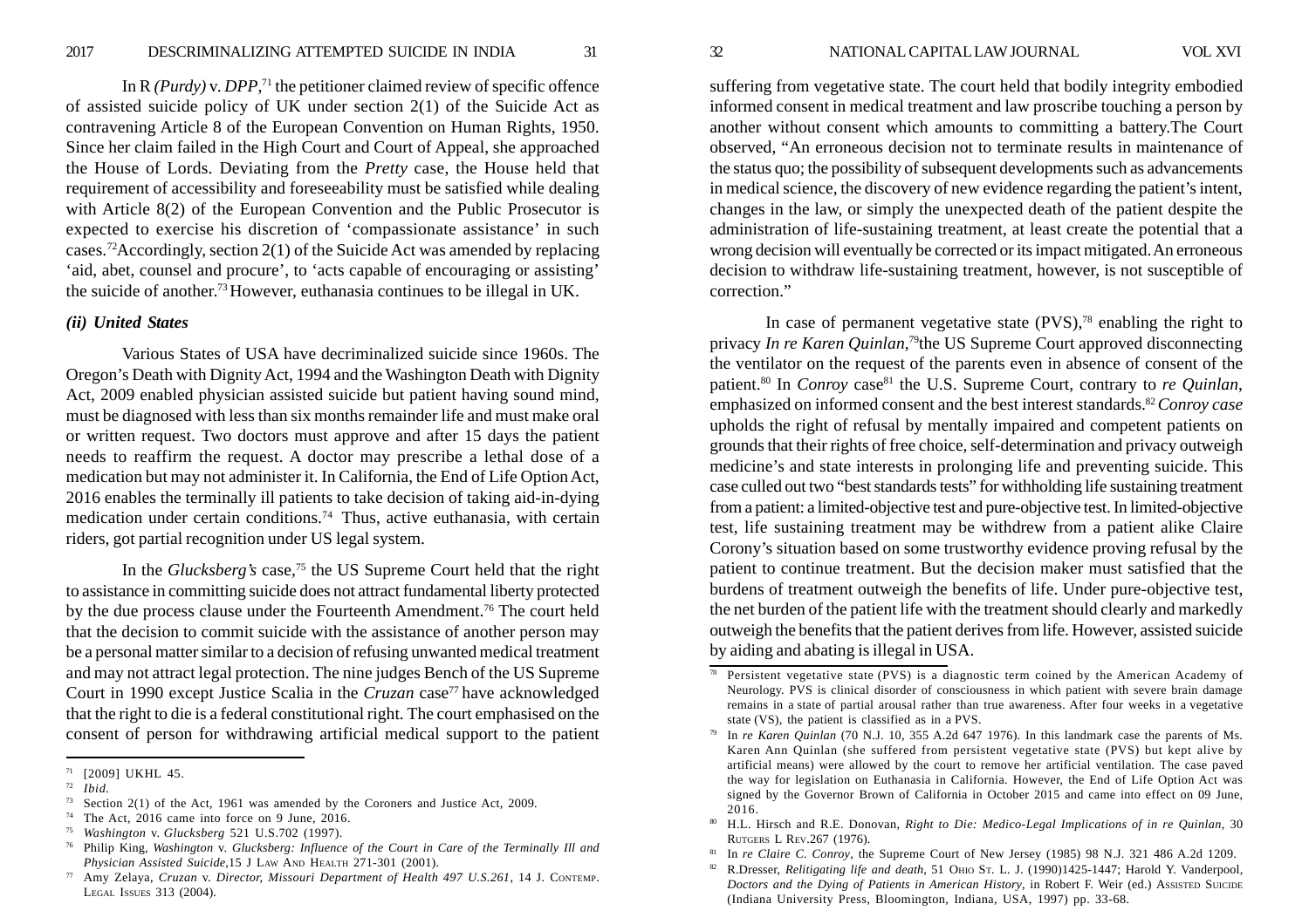In R *(Purdy)* v. *DPP*,[71] the petitioner claimed review of specific offence of assisted suicide policy of UK under section 2(1) of the Suicide Act as contravening Article 8 of the European Convention on Human Rights, 1950. Since her claim failed in the High Court and Court of Appeal, she approached the House of Lords. Deviating from the *Pretty* case, the House held that requirement of accessibility and foreseeability must be satisfied while dealing with Article 8(2) of the European Convention and the Public Prosecutor is expected to exercise his discretion of 'compassionate assistance' in such cases.[72]Accordingly, section 2(1) of the Suicide Act was amended by replacing 'aid, abet, counsel and procure', to 'acts capable of encouraging or assisting' the suicide of another.[73] However, euthanasia continues to be illegal in UK.

***(ii) United States***

Various States of USA have decriminalized suicide since 1960s. The Oregon's Death with Dignity Act, 1994 and the Washington Death with Dignity Act, 2009 enabled physician assisted suicide but patient having sound mind, must be diagnosed with less than six months remainder life and must make oral or written request. Two doctors must approve and after 15 days the patient needs to reaffirm the request. A doctor may prescribe a lethal dose of a medication but may not administer it. In California, the End of Life Option Act, 2016 enables the terminally ill patients to take decision of taking aid-in-dying medication under certain conditions.[74] Thus, active euthanasia, with certain riders, got partial recognition under US legal system.

In the *Glucksberg's* case,[75] the US Supreme Court held that the right to assistance in committing suicide does not attract fundamental liberty protected by the due process clause under the Fourteenth Amendment.[76] The court held that the decision to commit suicide with the assistance of another person may be a personal matter similar to a decision of refusing unwanted medical treatment and may not attract legal protection. The nine judges Bench of the US Supreme Court in 1990 except Justice Scalia in the *Cruzan* case[77] have acknowledged that the right to die is a federal constitutional right. The court emphasised on the consent of person for withdrawing artificial medical support to the patient suffering from vegetative state. The court held that bodily integrity embodied informed consent in medical treatment and law proscribe touching a person by another without consent which amounts to committing a battery.The Court observed, "An erroneous decision not to terminate results in maintenance of the status quo; the possibility of subsequent developments such as advancements in medical science, the discovery of new evidence regarding the patient's intent, changes in the law, or simply the unexpected death of the patient despite the administration of life-sustaining treatment, at least create the potential that a wrong decision will eventually be corrected or its impact mitigated. An erroneous decision to withdraw life-sustaining treatment, however, is not susceptible of correction."

In case of permanent vegetative state (PVS),[78] enabling the right to privacy *In re Karen Quinlan*,[79]the US Supreme Court approved disconnecting the ventilator on the request of the parents even in absence of consent of the patient.[80] In *Conroy* case[81] the U.S. Supreme Court, contrary to *re Quinlan*, emphasized on informed consent and the best interest standards.[82] *Conroy case* upholds the right of refusal by mentally impaired and competent patients on grounds that their rights of free choice, self-determination and privacy outweigh medicine's and state interests in prolonging life and preventing suicide. This case culled out two "best standards tests" for withholding life sustaining treatment from a patient: a limited-objective test and pure-objective test. In limited-objective test, life sustaining treatment may be withdrew from a patient alike Claire Corony's situation based on some trustworthy evidence proving refusal by the patient to continue treatment. But the decision maker must satisfied that the burdens of treatment outweigh the benefits of life. Under pure-objective test, the net burden of the patient life with the treatment should clearly and markedly outweigh the benefits that the patient derives from life. However, assisted suicide by aiding and abating is illegal in USA.

---

[71] [2009] UKHL 45.

[72] *Ibid*.

[73] Section 2(1) of the Act, 1961 was amended by the Coroners and Justice Act, 2009.

[74] The Act, 2016 came into force on 9 June, 2016.

[75] *Washington* v. *Glucksberg* 521 U.S.702 (1997).

[76] Philip King, *Washington* v. *Glucksberg: Influence of the Court in Care of the Terminally Ill and Physician Assisted Suicide*,15 J LAW AND HEALTH 271-301 (2001).

[77] Amy Zelaya, *Cruzan* v. *Director, Missouri Department of Health 497 U.S.261*, 14 J. CONTEMP. LEGAL ISSUES 313 (2004).

[78] Persistent vegetative state (PVS) is a diagnostic term coined by the American Academy of Neurology. PVS is clinical disorder of consciousness in which patient with severe brain damage remains in a state of partial arousal rather than true awareness. After four weeks in a vegetative state (VS), the patient is classified as in a PVS.

[79] In *re Karen Quinlan* (70 N.J. 10, 355 A.2d 647 1976). In this landmark case the parents of Ms. Karen Ann Quinlan (she suffered from persistent vegetative state (PVS) but kept alive by artificial means) were allowed by the court to remove her artificial ventilation. The case paved the way for legislation on Euthanasia in California. However, the End of Life Option Act was signed by the Governor Brown of California in October 2015 and came into effect on 09 June, 2016.

[80] H.L. Hirsch and R.E. Donovan, *Right to Die: Medico-Legal Implications of in re Quinlan*, 30 RUTGERS L REV.267 (1976).

[81] In *re Claire C. Conroy*, the Supreme Court of New Jersey (1985) 98 N.J. 321 486 A.2d 1209.

[82] R.Dresser, *Relitigating life and death*, 51 OHIO ST. L. J. (1990)1425-1447; Harold Y. Vanderpool, *Doctors and the Dying of Patients in American History*, in Robert F. Weir (ed.) ASSISTED SUICIDE (Indiana University Press, Bloomington, Indiana, USA, 1997) pp. 33-68.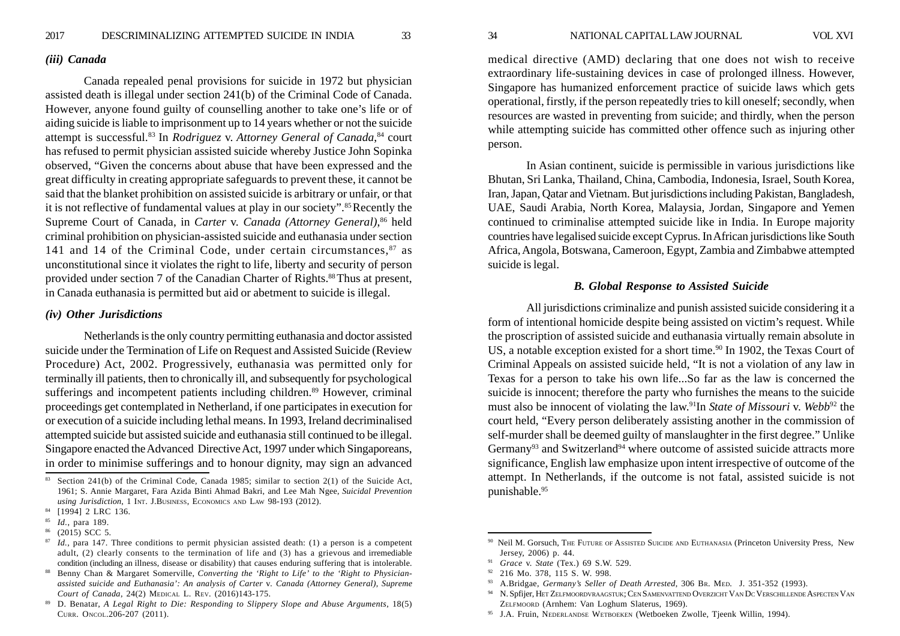### *(iii) Canada*

Canada repealed penal provisions for suicide in 1972 but physician assisted death is illegal under section 241(b) of the Criminal Code of Canada. However, anyone found guilty of counselling another to take one's life or of aiding suicide is liable to imprisonment up to 14 years whether or not the suicide attempt is successful.[83] In *Rodriguez* v. *Attorney General of Canada*,[84] court has refused to permit physician assisted suicide whereby Justice John Sopinka observed, "Given the concerns about abuse that have been expressed and the great difficulty in creating appropriate safeguards to prevent these, it cannot be said that the blanket prohibition on assisted suicide is arbitrary or unfair, or that it is not reflective of fundamental values at play in our society".[85] Recently the Supreme Court of Canada, in *Carter* v. *Canada (Attorney General)*,[86] held criminal prohibition on physician-assisted suicide and euthanasia under section 141 and 14 of the Criminal Code, under certain circumstances,[87] as unconstitutional since it violates the right to life, liberty and security of person provided under section 7 of the Canadian Charter of Rights.[88] Thus at present, in Canada euthanasia is permitted but aid or abetment to suicide is illegal.

### *(iv) Other Jurisdictions*

Netherlands is the only country permitting euthanasia and doctor assisted suicide under the Termination of Life on Request and Assisted Suicide (Review Procedure) Act, 2002. Progressively, euthanasia was permitted only for terminally ill patients, then to chronically ill, and subsequently for psychological sufferings and incompetent patients including children.[89] However, criminal proceedings get contemplated in Netherland, if one participates in execution for or execution of a suicide including lethal means. In 1993, Ireland decriminalised attempted suicide but assisted suicide and euthanasia still continued to be illegal. Singapore enacted the Advanced Directive Act, 1997 under which Singaporeans, in order to minimise sufferings and to honour dignity, may sign an advanced medical directive (AMD) declaring that one does not wish to receive extraordinary life-sustaining devices in case of prolonged illness. However, Singapore has humanized enforcement practice of suicide laws which gets operational, firstly, if the person repeatedly tries to kill oneself; secondly, when resources are wasted in preventing from suicide; and thirdly, when the person while attempting suicide has committed other offence such as injuring other person.

In Asian continent, suicide is permissible in various jurisdictions like Bhutan, Sri Lanka, Thailand, China, Cambodia, Indonesia, Israel, South Korea, Iran, Japan, Qatar and Vietnam. But jurisdictions including Pakistan, Bangladesh, UAE, Saudi Arabia, North Korea, Malaysia, Jordan, Singapore and Yemen continued to criminalise attempted suicide like in India. In Europe majority countries have legalised suicide except Cyprus. In African jurisdictions like South Africa, Angola, Botswana, Cameroon, Egypt, Zambia and Zimbabwe attempted suicide is legal.

### *B. Global Response to Assisted Suicide*

All jurisdictions criminalize and punish assisted suicide considering it a form of intentional homicide despite being assisted on victim's request. While the proscription of assisted suicide and euthanasia virtually remain absolute in US, a notable exception existed for a short time.[90] In 1902, the Texas Court of Criminal Appeals on assisted suicide held, "It is not a violation of any law in Texas for a person to take his own life...So far as the law is concerned the suicide is innocent; therefore the party who furnishes the means to the suicide must also be innocent of violating the law.[91] In *State of Missouri* v. *Webb*[92] the court held, "Every person deliberately assisting another in the commission of self-murder shall be deemed guilty of manslaughter in the first degree." Unlike Germany[93] and Switzerland[94] where outcome of assisted suicide attracts more significance, English law emphasize upon intent irrespective of outcome of the attempt. In Netherlands, if the outcome is not fatal, assisted suicide is not punishable.[95]

---

[83] Section 241(b) of the Criminal Code, Canada 1985; similar to section 2(1) of the Suicide Act, 1961; S. Annie Margaret, Fara Azida Binti Ahmad Bakri, and Lee Mah Ngee, *Suicidal Prevention using Jurisdiction*, 1 Int. J.Business, Economics and Law 98-193 (2012).

[84] [1994] 2 LRC 136.

[85] *Id.*, para 189.

[86] (2015) SCC 5.

[87] *Id.*, para 147. Three conditions to permit physician assisted death: (1) a person is a competent adult, (2) clearly consents to the termination of life and (3) has a grievous and irremediable condition (including an illness, disease or disability) that causes enduring suffering that is intolerable.

[88] Benny Chan & Margaret Somerville, *Converting the 'Right to Life' to the 'Right to Physician-assisted suicide and Euthanasia': An analysis of Carter v. Canada (Attorney General), Supreme Court of Canada*, 24(2) Medical L. Rev. (2016)143-175.

[89] D. Benatar, *A Legal Right to Die: Responding to Slippery Slope and Abuse Arguments*, 18(5) Curr. Oncol.206-207 (2011).

[90] Neil M. Gorsuch, The Future of Assisted Suicide and Euthanasia (Princeton University Press, New Jersey, 2006) p. 44.

[91] *Grace* v. *State* (Tex.) 69 S.W. 529.

[92] 216 Mo. 378, 115 S. W. 998.

[93] A.Bridgae, *Germany's Seller of Death Arrested*, 306 Br. Med. J. 351-352 (1993).

[94] N. Spfijer, Het Zelfmoordvraagstuk; Cen Samenvattend Overzicht Van Dc Verschillende Aspecten Van Zelfmoord (Arnhem: Van Loghum Slaterus, 1969).

[95] J.A. Fruin, Nederlandse Wetboeken (Wetboeken Zwolle, Tjeenk Willin, 1994).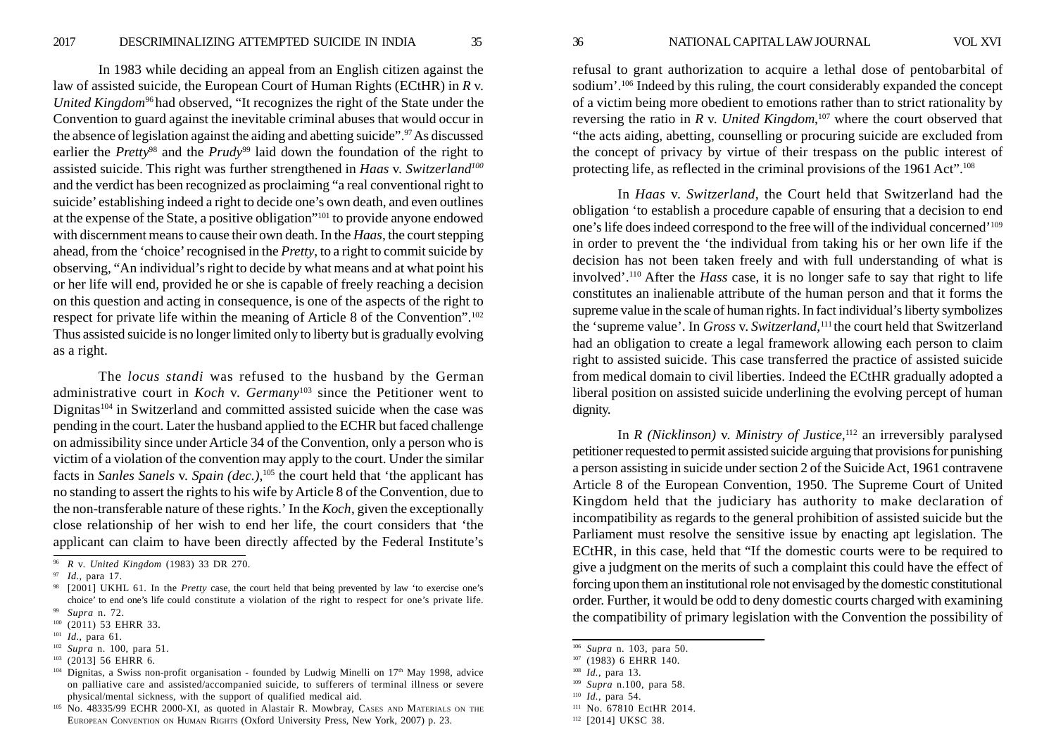In 1983 while deciding an appeal from an English citizen against the law of assisted suicide, the European Court of Human Rights (ECtHR) in *R* v. *United Kingdom*[96] had observed, "It recognizes the right of the State under the Convention to guard against the inevitable criminal abuses that would occur in the absence of legislation against the aiding and abetting suicide".[97] As discussed earlier the *Pretty*[98] and the *Prudy*[99] laid down the foundation of the right to assisted suicide. This right was further strengthened in *Haas* v. *Switzerland*[100] and the verdict has been recognized as proclaiming "a real conventional right to suicide' establishing indeed a right to decide one's own death, and even outlines at the expense of the State, a positive obligation"[101] to provide anyone endowed with discernment means to cause their own death. In the *Haas*, the court stepping ahead, from the 'choice' recognised in the *Pretty*, to a right to commit suicide by observing, "An individual's right to decide by what means and at what point his or her life will end, provided he or she is capable of freely reaching a decision on this question and acting in consequence, is one of the aspects of the right to respect for private life within the meaning of Article 8 of the Convention".[102] Thus assisted suicide is no longer limited only to liberty but is gradually evolving as a right.

The *locus standi* was refused to the husband by the German administrative court in *Koch* v. *Germany*[103] since the Petitioner went to Dignitas[104] in Switzerland and committed assisted suicide when the case was pending in the court. Later the husband applied to the ECHR but faced challenge on admissibility since under Article 34 of the Convention, only a person who is victim of a violation of the convention may apply to the court. Under the similar facts in *Sanles Sanels* v. *Spain (dec.)*,[105] the court held that 'the applicant has no standing to assert the rights to his wife by Article 8 of the Convention, due to the non-transferable nature of these rights.' In the *Koch*, given the exceptionally close relationship of her wish to end her life, the court considers that 'the applicant can claim to have been directly affected by the Federal Institute's refusal to grant authorization to acquire a lethal dose of pentobarbital of sodium'.[106] Indeed by this ruling, the court considerably expanded the concept of a victim being more obedient to emotions rather than to strict rationality by reversing the ratio in *R* v. *United Kingdom*,[107] where the court observed that "the acts aiding, abetting, counselling or procuring suicide are excluded from the concept of privacy by virtue of their trespass on the public interest of protecting life, as reflected in the criminal provisions of the 1961 Act".[108]

In *Haas* v. *Switzerland*, the Court held that Switzerland had the obligation 'to establish a procedure capable of ensuring that a decision to end one's life does indeed correspond to the free will of the individual concerned'[109] in order to prevent the 'the individual from taking his or her own life if the decision has not been taken freely and with full understanding of what is involved'.[110] After the *Hass* case, it is no longer safe to say that right to life constitutes an inalienable attribute of the human person and that it forms the supreme value in the scale of human rights. In fact individual's liberty symbolizes the 'supreme value'. In *Gross* v. *Switzerland*,[111] the court held that Switzerland had an obligation to create a legal framework allowing each person to claim right to assisted suicide. This case transferred the practice of assisted suicide from medical domain to civil liberties. Indeed the ECtHR gradually adopted a liberal position on assisted suicide underlining the evolving percept of human dignity.

In *R (Nicklinson)* v. *Ministry of Justice*,[112] an irreversibly paralysed petitioner requested to permit assisted suicide arguing that provisions for punishing a person assisting in suicide under section 2 of the Suicide Act, 1961 contravene Article 8 of the European Convention, 1950. The Supreme Court of United Kingdom held that the judiciary has authority to make declaration of incompatibility as regards to the general prohibition of assisted suicide but the Parliament must resolve the sensitive issue by enacting apt legislation. The ECtHR, in this case, held that "If the domestic courts were to be required to give a judgment on the merits of such a complaint this could have the effect of forcing upon them an institutional role not envisaged by the domestic constitutional order. Further, it would be odd to deny domestic courts charged with examining the compatibility of primary legislation with the Convention the possibility of

---

[96] *R* v. *United Kingdom* (1983) 33 DR 270.

[97] *Id*., para 17.

[98] [2001] UKHL 61. In the *Pretty* case, the court held that being prevented by law 'to exercise one's choice' to end one's life could constitute a violation of the right to respect for one's private life.

[99] *Supra* n. 72.

[100] (2011) 53 EHRR 33.

[101] *Id*., para 61.

[102] *Supra* n. 100, para 51.

[103] (2013] 56 EHRR 6.

[104] Dignitas, a Swiss non-profit organisation - founded by Ludwig Minelli on 17th May 1998, advice on palliative care and assisted/accompanied suicide, to sufferers of terminal illness or severe physical/mental sickness, with the support of qualified medical aid.

[105] No. 48335/99 ECHR 2000-XI, as quoted in Alastair R. Mowbray, CASES AND MATERIALS ON THE EUROPEAN CONVENTION ON HUMAN RIGHTS (Oxford University Press, New York, 2007) p. 23.

[106] *Supra* n. 103, para 50.

[107] (1983) 6 EHRR 140.

[108] *Id.*, para 13.

[109] *Supra* n.100, para 58.

[110] *Id.*, para 54.

[111] No. 67810 EctHR 2014.

[112] [2014] UKSC 38.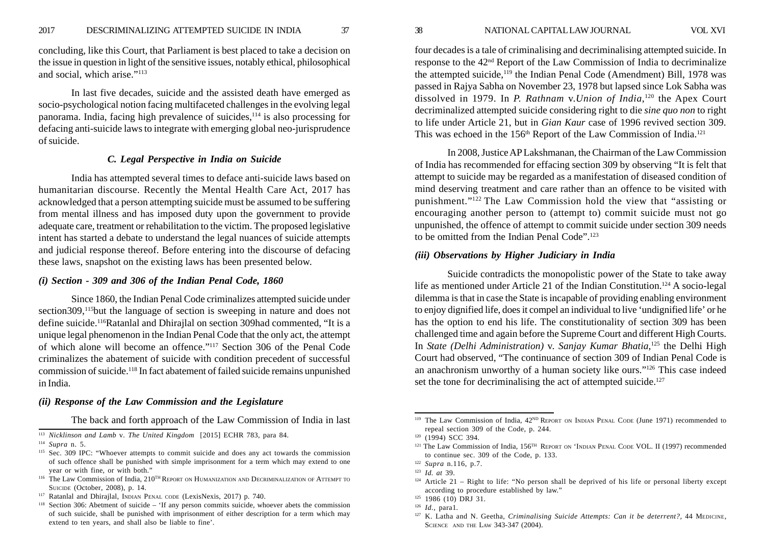concluding, like this Court, that Parliament is best placed to take a decision on the issue in question in light of the sensitive issues, notably ethical, philosophical and social, which arise."[113]

In last five decades, suicide and the assisted death have emerged as socio-psychological notion facing multifaceted challenges in the evolving legal panorama. India, facing high prevalence of suicides,[114] is also processing for defacing anti-suicide laws to integrate with emerging global neo-jurisprudence of suicide.

### *C. Legal Perspective in India on Suicide*

India has attempted several times to deface anti-suicide laws based on humanitarian discourse. Recently the Mental Health Care Act, 2017 has acknowledged that a person attempting suicide must be assumed to be suffering from mental illness and has imposed duty upon the government to provide adequate care, treatment or rehabilitation to the victim. The proposed legislative intent has started a debate to understand the legal nuances of suicide attempts and judicial response thereof. Before entering into the discourse of defacing these laws, snapshot on the existing laws has been presented below.

#### *(i) Section - 309 and 306 of the Indian Penal Code, 1860*

Since 1860, the Indian Penal Code criminalizes attempted suicide under section309,[115]but the language of section is sweeping in nature and does not define suicide.[116]Ratanlal and Dhirajlal on section 309had commented, "It is a unique legal phenomenon in the Indian Penal Code that the only act, the attempt of which alone will become an offence."[117] Section 306 of the Penal Code criminalizes the abatement of suicide with condition precedent of successful commission of suicide.[118] In fact abatement of failed suicide remains unpunished in India.

#### *(ii) Response of the Law Commission and the Legislature*

The back and forth approach of the Law Commission of India in last four decades is a tale of criminalising and decriminalising attempted suicide. In response to the 42nd Report of the Law Commission of India to decriminalize the attempted suicide,[119] the Indian Penal Code (Amendment) Bill, 1978 was passed in Rajya Sabha on November 23, 1978 but lapsed since Lok Sabha was dissolved in 1979. In *P. Rathnam* v.*Union of India*,[120] the Apex Court decriminalized attempted suicide considering right to die *sine quo non* to right to life under Article 21, but in *Gian Kaur* case of 1996 revived section 309. This was echoed in the 156th Report of the Law Commission of India.[121]

In 2008, Justice AP Lakshmanan, the Chairman of the Law Commission of India has recommended for effacing section 309 by observing "It is felt that attempt to suicide may be regarded as a manifestation of diseased condition of mind deserving treatment and care rather than an offence to be visited with punishment."[122] The Law Commission hold the view that "assisting or encouraging another person to (attempt to) commit suicide must not go unpunished, the offence of attempt to commit suicide under section 309 needs to be omitted from the Indian Penal Code".[123]

#### *(iii) Observations by Higher Judiciary in India*

Suicide contradicts the monopolistic power of the State to take away life as mentioned under Article 21 of the Indian Constitution.[124] A socio-legal dilemma is that in case the State is incapable of providing enabling environment to enjoy dignified life, does it compel an individual to live 'undignified life' or he has the option to end his life. The constitutionality of section 309 has been challenged time and again before the Supreme Court and different High Courts. In *State (Delhi Administration)* v. *Sanjay Kumar Bhatia*,[125] the Delhi High Court had observed, "The continuance of section 309 of Indian Penal Code is an anachronism unworthy of a human society like ours."[126] This case indeed set the tone for decriminalising the act of attempted suicide.[127]

---

[113] *Nicklinson and Lamb* v. *The United Kingdom* [2015] ECHR 783, para 84.

[114] *Supra* n. 5.

[115] Sec. 309 IPC: "Whoever attempts to commit suicide and does any act towards the commission of such offence shall be punished with simple imprisonment for a term which may extend to one year or with fine, or with both."

[116] The Law Commission of India, 210TH Report on Humanization and Decriminalization of Attempt to Suicide (October, 2008), p. 14.

[117] Ratanlal and Dhirajlal, Indian Penal code (LexisNexis, 2017) p. 740.

[118] Section 306: Abetment of suicide – 'If any person commits suicide, whoever abets the commission of such suicide, shall be punished with imprisonment of either description for a term which may extend to ten years, and shall also be liable to fine'.

[119] The Law Commission of India, 42ND Report on Indian Penal Code (June 1971) recommended to repeal section 309 of the Code, p. 244.

[120] (1994) SCC 394.

[121] The Law Commission of India, 156TH Report on 'Indian Penal Code VOL. II (1997) recommended to continue sec. 309 of the Code, p. 133.

[122] *Supra* n.116, p.7.

[123] *Id. at* 39.

[124] Article 21 – Right to life: "No person shall be deprived of his life or personal liberty except according to procedure established by law."

[125] 1986 (10) DRJ 31.

[126] *Id.*, para1.

[127] K. Latha and N. Geetha, *Criminalising Suicide Attempts: Can it be deterrent?*, 44 Medicine, Science and the Law 343-347 (2004).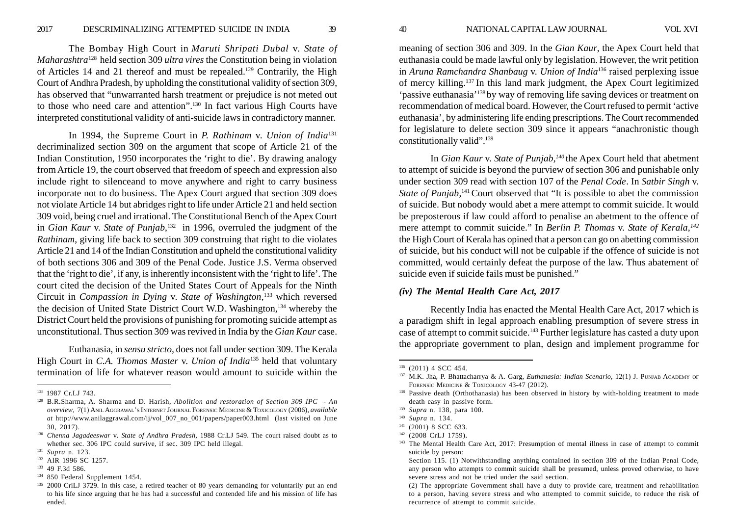The Bombay High Court in *Maruti Shripati Dubal* v. *State of Maharashtra*[128] held section 309 *ultra vires* the Constitution being in violation of Articles 14 and 21 thereof and must be repealed.[129] Contrarily, the High Court of Andhra Pradesh, by upholding the constitutional validity of section 309, has observed that "unwarranted harsh treatment or prejudice is not meted out to those who need care and attention".[130] In fact various High Courts have interpreted constitutional validity of anti-suicide laws in contradictory manner.

In 1994, the Supreme Court in *P. Rathinam* v. *Union of India*[131] decriminalized section 309 on the argument that scope of Article 21 of the Indian Constitution, 1950 incorporates the 'right to die'. By drawing analogy from Article 19, the court observed that freedom of speech and expression also include right to silenceand to move anywhere and right to carry business incorporate not to do business. The Apex Court argued that section 309 does not violate Article 14 but abridges right to life under Article 21 and held section 309 void, being cruel and irrational. The Constitutional Bench of the Apex Court in *Gian Kaur* v. *State of Punjab*,[132] in 1996, overruled the judgment of the *Rathinam*, giving life back to section 309 construing that right to die violates Article 21 and 14 of the Indian Constitution and upheld the constitutional validity of both sections 306 and 309 of the Penal Code. Justice J.S. Verma observed that the 'right to die', if any, is inherently inconsistent with the 'right to life'. The court cited the decision of the United States Court of Appeals for the Ninth Circuit in *Compassion in Dying* v. *State of Washington*,[133] which reversed the decision of United State District Court W.D. Washington,[134] whereby the District Court held the provisions of punishing for promoting suicide attempt as unconstitutional. Thus section 309 was revived in India by the *Gian Kaur* case.

Euthanasia, in *sensu stricto*, does not fall under section 309. The Kerala High Court in *C.A. Thomas Master* v. *Union of India*[135] held that voluntary termination of life for whatever reason would amount to suicide within the meaning of section 306 and 309. In the *Gian Kaur*, the Apex Court held that euthanasia could be made lawful only by legislation. However, the writ petition in *Aruna Ramchandra Shanbaug* v. *Union of India*[136] raised perplexing issue of mercy killing.[137] In this land mark judgment, the Apex Court legitimized 'passive euthanasia'[138] by way of removing life saving devices or treatment on recommendation of medical board. However, the Court refused to permit 'active euthanasia', by administering life ending prescriptions. The Court recommended for legislature to delete section 309 since it appears "anachronistic though constitutionally valid".[139]

In *Gian Kaur* v. *State of Punjab*,[140] the Apex Court held that abetment to attempt of suicide is beyond the purview of section 306 and punishable only under section 309 read with section 107 of the *Penal Code*. In *Satbir Singh* v. *State of Punjab*,[141] Court observed that "It is possible to abet the commission of suicide. But nobody would abet a mere attempt to commit suicide. It would be preposterous if law could afford to penalise an abetment to the offence of mere attempt to commit suicide." In *Berlin P. Thomas* v. *State of Kerala*,[142] the High Court of Kerala has opined that a person can go on abetting commission of suicide, but his conduct will not be culpable if the offence of suicide is not committed, would certainly defeat the purpose of the law. Thus abatement of suicide even if suicide fails must be punished."

### *(iv) The Mental Health Care Act, 2017*

Recently India has enacted the Mental Health Care Act, 2017 which is a paradigm shift in legal approach enabling presumption of severe stress in case of attempt to commit suicide.[143] Further legislature has casted a duty upon the appropriate government to plan, design and implement programme for

---

[128] 1987 Cr.LJ 743.

[129] B.R.Sharma, A. Sharma and D. Harish, *Abolition and restoration of Section 309 IPC - An overview*, 7(1) Anil Aggrawal's Internet Journal Forensic Medicine & Toxicology (2006), *available at* http://www.anilaggrawal.com/ij/vol_007_no_001/papers/paper003.html (last visited on June 30, 2017).

[130] *Chenna Jagadeeswar* v. *State of Andhra Pradesh*, 1988 Cr.LJ 549. The court raised doubt as to whether sec. 306 IPC could survive, if sec. 309 IPC held illegal.

[131] *Supra* n. 123.

[132] AIR 1996 SC 1257.

[133] 49 F.3d 586.

[134] 850 Federal Supplement 1454.

[135] 2000 CriLJ 3729. In this case, a retired teacher of 80 years demanding for voluntarily put an end to his life since arguing that he has had a successful and contended life and his mission of life has ended.

[136] (2011) 4 SCC 454.

[137] M.K. Jha, P. Bhattacharrya & A. Garg, *Euthanasia: Indian Scenario*, 12(1) J. Punjab Academy of Forensic Medicine & Toxicology 43-47 (2012).

[138] Passive death (Orthothanasia) has been observed in history by with-holding treatment to made death easy in passive form.

[139] *Supra* n. 138, para 100.

[140] *Supra* n. 134.

[141] (2001) 8 SCC 633.

[142] (2008 CrLJ 1759).

[143] The Mental Health Care Act, 2017: Presumption of mental illness in case of attempt to commit suicide by person:
Section 115. (1) Notwithstanding anything contained in section 309 of the Indian Penal Code, any person who attempts to commit suicide shall be presumed, unless proved otherwise, to have severe stress and not be tried under the said section.
(2) The appropriate Government shall have a duty to provide care, treatment and rehabilitation to a person, having severe stress and who attempted to commit suicide, to reduce the risk of recurrence of attempt to commit suicide.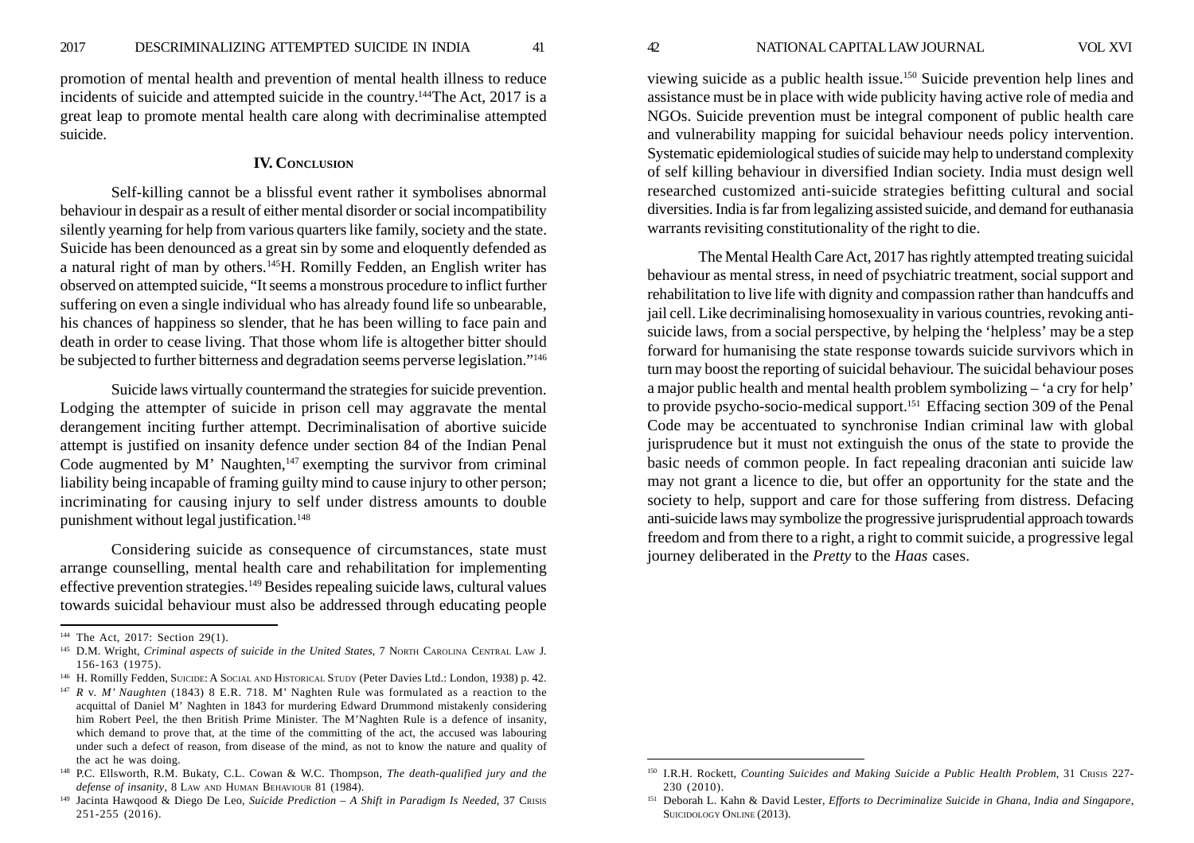promotion of mental health and prevention of mental health illness to reduce incidents of suicide and attempted suicide in the country.[144] The Act, 2017 is a great leap to promote mental health care along with decriminalise attempted suicide.

## IV. Conclusion

Self-killing cannot be a blissful event rather it symbolises abnormal behaviour in despair as a result of either mental disorder or social incompatibility silently yearning for help from various quarters like family, society and the state. Suicide has been denounced as a great sin by some and eloquently defended as a natural right of man by others.[145] H. Romilly Fedden, an English writer has observed on attempted suicide, "It seems a monstrous procedure to inflict further suffering on even a single individual who has already found life so unbearable, his chances of happiness so slender, that he has been willing to face pain and death in order to cease living. That those whom life is altogether bitter should be subjected to further bitterness and degradation seems perverse legislation."[146]

Suicide laws virtually countermand the strategies for suicide prevention. Lodging the attempter of suicide in prison cell may aggravate the mental derangement inciting further attempt. Decriminalisation of abortive suicide attempt is justified on insanity defence under section 84 of the Indian Penal Code augmented by M' Naughten,[147] exempting the survivor from criminal liability being incapable of framing guilty mind to cause injury to other person; incriminating for causing injury to self under distress amounts to double punishment without legal justification.[148]

Considering suicide as consequence of circumstances, state must arrange counselling, mental health care and rehabilitation for implementing effective prevention strategies.[149] Besides repealing suicide laws, cultural values towards suicidal behaviour must also be addressed through educating people viewing suicide as a public health issue.[150] Suicide prevention help lines and assistance must be in place with wide publicity having active role of media and NGOs. Suicide prevention must be integral component of public health care and vulnerability mapping for suicidal behaviour needs policy intervention. Systematic epidemiological studies of suicide may help to understand complexity of self killing behaviour in diversified Indian society. India must design well researched customized anti-suicide strategies befitting cultural and social diversities. India is far from legalizing assisted suicide, and demand for euthanasia warrants revisiting constitutionality of the right to die.

The Mental Health Care Act, 2017 has rightly attempted treating suicidal behaviour as mental stress, in need of psychiatric treatment, social support and rehabilitation to live life with dignity and compassion rather than handcuffs and jail cell. Like decriminalising homosexuality in various countries, revoking anti-suicide laws, from a social perspective, by helping the 'helpless' may be a step forward for humanising the state response towards suicide survivors which in turn may boost the reporting of suicidal behaviour. The suicidal behaviour poses a major public health and mental health problem symbolizing – 'a cry for help' to provide psycho-socio-medical support.[151] Effacing section 309 of the Penal Code may be accentuated to synchronise Indian criminal law with global jurisprudence but it must not extinguish the onus of the state to provide the basic needs of common people. In fact repealing draconian anti suicide law may not grant a licence to die, but offer an opportunity for the state and the society to help, support and care for those suffering from distress. Defacing anti-suicide laws may symbolize the progressive jurisprudential approach towards freedom and from there to a right, a right to commit suicide, a progressive legal journey deliberated in the *Pretty* to the *Haas* cases.

---

[144] The Act, 2017: Section 29(1).

[145] D.M. Wright, *Criminal aspects of suicide in the United States*, 7 North Carolina Central Law J. 156-163 (1975).

[146] H. Romilly Fedden, Suicide: A Social and Historical Study (Peter Davies Ltd.: London, 1938) p. 42.

[147] *R* v. *M' Naughten* (1843) 8 E.R. 718. M' Naghten Rule was formulated as a reaction to the acquittal of Daniel M' Naghten in 1843 for murdering Edward Drummond mistakenly considering him Robert Peel, the then British Prime Minister. The M'Naghten Rule is a defence of insanity, which demand to prove that, at the time of the committing of the act, the accused was labouring under such a defect of reason, from disease of the mind, as not to know the nature and quality of the act he was doing.

[148] P.C. Ellsworth, R.M. Bukaty, C.L. Cowan & W.C. Thompson, *The death-qualified jury and the defense of insanity*, 8 Law and Human Behaviour 81 (1984).

[149] Jacinta Hawqood & Diego De Leo, *Suicide Prediction – A Shift in Paradigm Is Needed*, 37 Crisis 251-255 (2016).

[150] I.R.H. Rockett, *Counting Suicides and Making Suicide a Public Health Problem*, 31 Crisis 227-230 (2010).

[151] Deborah L. Kahn & David Lester, *Efforts to Decriminalize Suicide in Ghana, India and Singapore*, Suicidology Online (2013).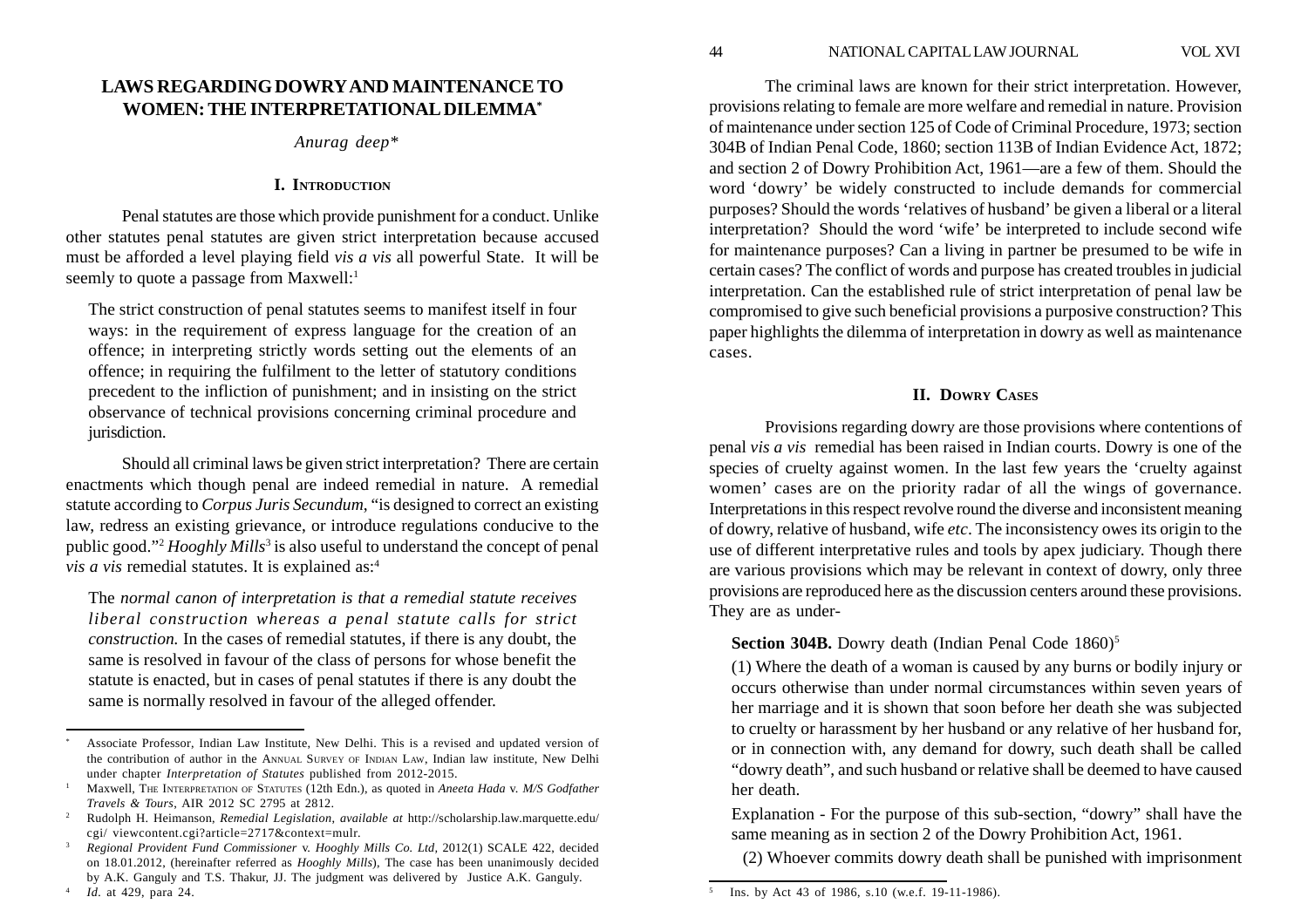# LAWS REGARDING DOWRY AND MAINTENANCE TO WOMEN: THE INTERPRETATIONAL DILEMMA*

*Anurag deep**

## I. Introduction

Penal statutes are those which provide punishment for a conduct. Unlike other statutes penal statutes are given strict interpretation because accused must be afforded a level playing field *vis a vis* all powerful State. It will be seemly to quote a passage from Maxwell:[1]

> The strict construction of penal statutes seems to manifest itself in four ways: in the requirement of express language for the creation of an offence; in interpreting strictly words setting out the elements of an offence; in requiring the fulfilment to the letter of statutory conditions precedent to the infliction of punishment; and in insisting on the strict observance of technical provisions concerning criminal procedure and jurisdiction.

Should all criminal laws be given strict interpretation? There are certain enactments which though penal are indeed remedial in nature. A remedial statute according to *Corpus Juris Secundum*, "is designed to correct an existing law, redress an existing grievance, or introduce regulations conducive to the public good."[2] *Hooghly Mills*[3] is also useful to understand the concept of penal *vis a vis* remedial statutes. It is explained as:[4]

> The *normal canon of interpretation is that a remedial statute receives liberal construction whereas a penal statute calls for strict construction.* In the cases of remedial statutes, if there is any doubt, the same is resolved in favour of the class of persons for whose benefit the statute is enacted, but in cases of penal statutes if there is any doubt the same is normally resolved in favour of the alleged offender.

The criminal laws are known for their strict interpretation. However, provisions relating to female are more welfare and remedial in nature. Provision of maintenance under section 125 of Code of Criminal Procedure, 1973; section 304B of Indian Penal Code, 1860; section 113B of Indian Evidence Act, 1872; and section 2 of Dowry Prohibition Act, 1961—are a few of them. Should the word 'dowry' be widely constructed to include demands for commercial purposes? Should the words 'relatives of husband' be given a liberal or a literal interpretation? Should the word 'wife' be interpreted to include second wife for maintenance purposes? Can a living in partner be presumed to be wife in certain cases? The conflict of words and purpose has created troubles in judicial interpretation. Can the established rule of strict interpretation of penal law be compromised to give such beneficial provisions a purposive construction? This paper highlights the dilemma of interpretation in dowry as well as maintenance cases.

## II. Dowry Cases

Provisions regarding dowry are those provisions where contentions of penal *vis a vis* remedial has been raised in Indian courts. Dowry is one of the species of cruelty against women. In the last few years the 'cruelty against women' cases are on the priority radar of all the wings of governance. Interpretations in this respect revolve round the diverse and inconsistent meaning of dowry, relative of husband, wife *etc*. The inconsistency owes its origin to the use of different interpretative rules and tools by apex judiciary. Though there are various provisions which may be relevant in context of dowry, only three provisions are reproduced here as the discussion centers around these provisions. They are as under-

> **Section 304B.** Dowry death (Indian Penal Code 1860)[5]
>
> (1) Where the death of a woman is caused by any burns or bodily injury or occurs otherwise than under normal circumstances within seven years of her marriage and it is shown that soon before her death she was subjected to cruelty or harassment by her husband or any relative of her husband for, or in connection with, any demand for dowry, such death shall be called "dowry death", and such husband or relative shall be deemed to have caused her death.
>
> Explanation - For the purpose of this sub-section, "dowry" shall have the same meaning as in section 2 of the Dowry Prohibition Act, 1961.
>
> (2) Whoever commits dowry death shall be punished with imprisonment

---

\* Associate Professor, Indian Law Institute, New Delhi. This is a revised and updated version of the contribution of author in the Annual Survey of Indian Law, Indian law institute, New Delhi under chapter *Interpretation of Statutes* published from 2012-2015.

[1] Maxwell, The Interpretation of Statutes (12th Edn.), as quoted in *Aneeta Hada* v. *M/S Godfather Travels & Tours*, AIR 2012 SC 2795 at 2812.

[2] Rudolph H. Heimanson, *Remedial Legislation, available at* http://scholarship.law.marquette.edu/cgi/ viewcontent.cgi?article=2717&context=mulr.

[3] *Regional Provident Fund Commissioner* v. *Hooghly Mills Co. Ltd*, 2012(1) SCALE 422, decided on 18.01.2012, (hereinafter referred as *Hooghly Mills*), The case has been unanimously decided by A.K. Ganguly and T.S. Thakur, JJ. The judgment was delivered by Justice A.K. Ganguly.

[4] *Id*. at 429, para 24.

[5] Ins. by Act 43 of 1986, s.10 (w.e.f. 19-11-1986).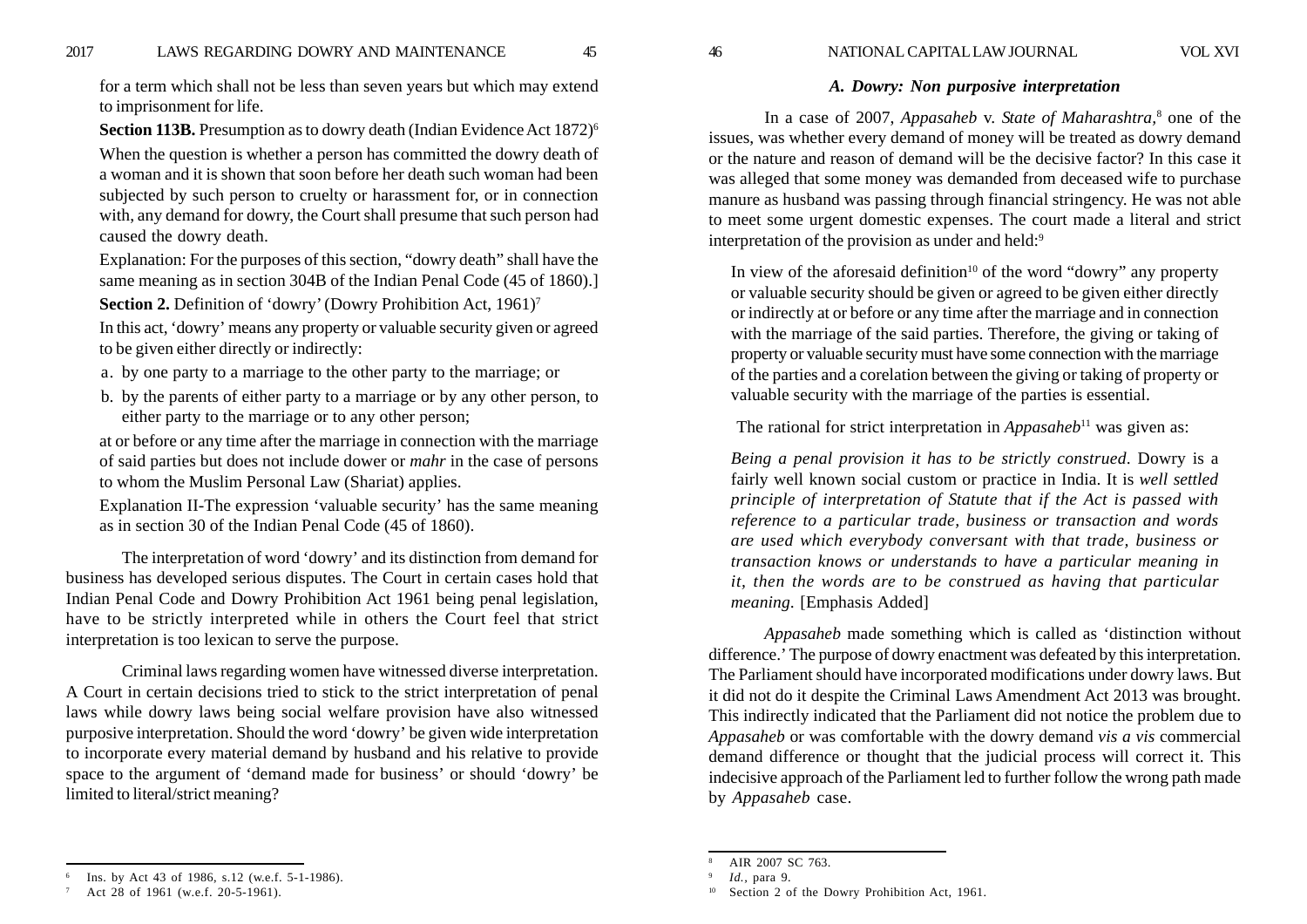for a term which shall not be less than seven years but which may extend to imprisonment for life.

**Section 113B.** Presumption as to dowry death (Indian Evidence Act 1872)[6]

When the question is whether a person has committed the dowry death of a woman and it is shown that soon before her death such woman had been subjected by such person to cruelty or harassment for, or in connection with, any demand for dowry, the Court shall presume that such person had caused the dowry death.

Explanation: For the purposes of this section, "dowry death" shall have the same meaning as in section 304B of the Indian Penal Code (45 of 1860).]

**Section 2.** Definition of 'dowry' (Dowry Prohibition Act, 1961)[7]

In this act, 'dowry' means any property or valuable security given or agreed to be given either directly or indirectly:

a. by one party to a marriage to the other party to the marriage; or
b. by the parents of either party to a marriage or by any other person, to either party to the marriage or to any other person;

at or before or any time after the marriage in connection with the marriage of said parties but does not include dower or *mahr* in the case of persons to whom the Muslim Personal Law (Shariat) applies.

Explanation II-The expression 'valuable security' has the same meaning as in section 30 of the Indian Penal Code (45 of 1860).

The interpretation of word 'dowry' and its distinction from demand for business has developed serious disputes. The Court in certain cases hold that Indian Penal Code and Dowry Prohibition Act 1961 being penal legislation, have to be strictly interpreted while in others the Court feel that strict interpretation is too lexican to serve the purpose.

Criminal laws regarding women have witnessed diverse interpretation. A Court in certain decisions tried to stick to the strict interpretation of penal laws while dowry laws being social welfare provision have also witnessed purposive interpretation. Should the word 'dowry' be given wide interpretation to incorporate every material demand by husband and his relative to provide space to the argument of 'demand made for business' or should 'dowry' be limited to literal/strict meaning?

[6] Ins. by Act 43 of 1986, s.12 (w.e.f. 5-1-1986).

[7] Act 28 of 1961 (w.e.f. 20-5-1961).

### *A. Dowry: Non purposive interpretation*

In a case of 2007, *Appasaheb* v. *State of Maharashtra*,[8] one of the issues, was whether every demand of money will be treated as dowry demand or the nature and reason of demand will be the decisive factor? In this case it was alleged that some money was demanded from deceased wife to purchase manure as husband was passing through financial stringency. He was not able to meet some urgent domestic expenses. The court made a literal and strict interpretation of the provision as under and held:[9]

> In view of the aforesaid definition[10] of the word "dowry" any property or valuable security should be given or agreed to be given either directly or indirectly at or before or any time after the marriage and in connection with the marriage of the said parties. Therefore, the giving or taking of property or valuable security must have some connection with the marriage of the parties and a corelation between the giving or taking of property or valuable security with the marriage of the parties is essential.

The rational for strict interpretation in *Appasaheb*[11] was given as:

> *Being a penal provision it has to be strictly construed*. Dowry is a fairly well known social custom or practice in India. It is *well settled principle of interpretation of Statute that if the Act is passed with reference to a particular trade, business or transaction and words are used which everybody conversant with that trade, business or transaction knows or understands to have a particular meaning in it, then the words are to be construed as having that particular meaning.* [Emphasis Added]

*Appasaheb* made something which is called as 'distinction without difference.' The purpose of dowry enactment was defeated by this interpretation. The Parliament should have incorporated modifications under dowry laws. But it did not do it despite the Criminal Laws Amendment Act 2013 was brought. This indirectly indicated that the Parliament did not notice the problem due to *Appasaheb* or was comfortable with the dowry demand *vis a vis* commercial demand difference or thought that the judicial process will correct it. This indecisive approach of the Parliament led to further follow the wrong path made by *Appasaheb* case.

[8] AIR 2007 SC 763.

[9] *Id.*, para 9.

[10] Section 2 of the Dowry Prohibition Act, 1961.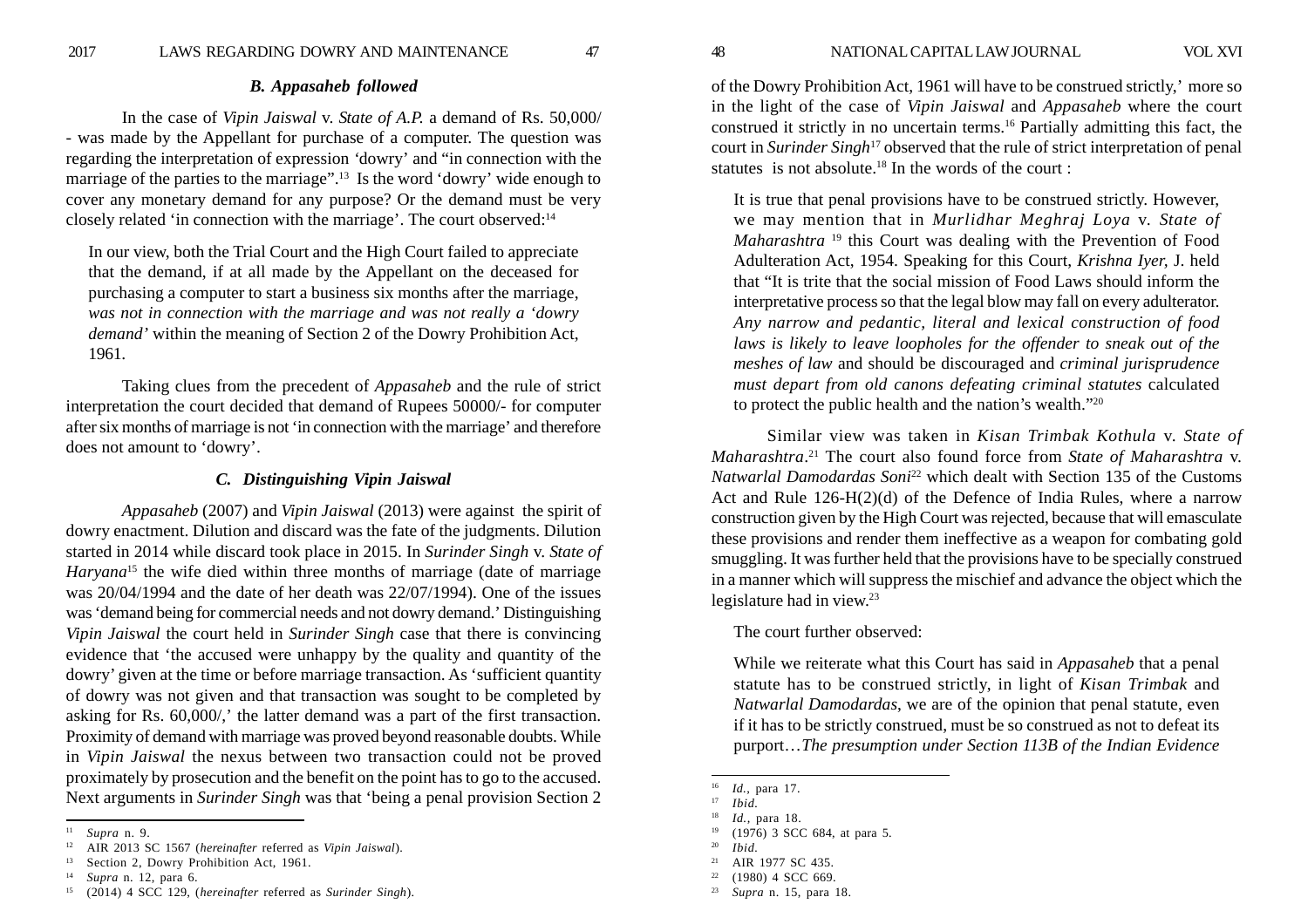### *B. Appasaheb followed*

In the case of *Vipin Jaiswal* v. *State of A.P.* a demand of Rs. 50,000/- was made by the Appellant for purchase of a computer. The question was regarding the interpretation of expression 'dowry' and "in connection with the marriage of the parties to the marriage".[13] Is the word 'dowry' wide enough to cover any monetary demand for any purpose? Or the demand must be very closely related 'in connection with the marriage'. The court observed:[14]

> In our view, both the Trial Court and the High Court failed to appreciate that the demand, if at all made by the Appellant on the deceased for purchasing a computer to start a business six months after the marriage, *was not in connection with the marriage and was not really a 'dowry demand'* within the meaning of Section 2 of the Dowry Prohibition Act, 1961.

Taking clues from the precedent of *Appasaheb* and the rule of strict interpretation the court decided that demand of Rupees 50000/- for computer after six months of marriage is not 'in connection with the marriage' and therefore does not amount to 'dowry'.

### *C. Distinguishing Vipin Jaiswal*

*Appasaheb* (2007) and *Vipin Jaiswal* (2013) were against the spirit of dowry enactment. Dilution and discard was the fate of the judgments. Dilution started in 2014 while discard took place in 2015. In *Surinder Singh* v. *State of Haryana*[15] the wife died within three months of marriage (date of marriage was 20/04/1994 and the date of her death was 22/07/1994). One of the issues was 'demand being for commercial needs and not dowry demand.' Distinguishing *Vipin Jaiswal* the court held in *Surinder Singh* case that there is convincing evidence that 'the accused were unhappy by the quality and quantity of the dowry' given at the time or before marriage transaction. As 'sufficient quantity of dowry was not given and that transaction was sought to be completed by asking for Rs. 60,000/,' the latter demand was a part of the first transaction. Proximity of demand with marriage was proved beyond reasonable doubts. While in *Vipin Jaiswal* the nexus between two transaction could not be proved proximately by prosecution and the benefit on the point has to go to the accused. Next arguments in *Surinder Singh* was that 'being a penal provision Section 2 of the Dowry Prohibition Act, 1961 will have to be construed strictly,' more so in the light of the case of *Vipin Jaiswal* and *Appasaheb* where the court construed it strictly in no uncertain terms.[16] Partially admitting this fact, the court in *Surinder Singh*[17] observed that the rule of strict interpretation of penal statutes is not absolute.[18] In the words of the court :

> It is true that penal provisions have to be construed strictly. However, we may mention that in *Murlidhar Meghraj Loya* v. *State of Maharashtra* [19] this Court was dealing with the Prevention of Food Adulteration Act, 1954. Speaking for this Court, *Krishna Iyer,* J. held that "It is trite that the social mission of Food Laws should inform the interpretative process so that the legal blow may fall on every adulterator. *Any narrow and pedantic, literal and lexical construction of food laws is likely to leave loopholes for the offender to sneak out of the meshes of law* and should be discouraged and *criminal jurisprudence must depart from old canons defeating criminal statutes* calculated to protect the public health and the nation's wealth."[20]

Similar view was taken in *Kisan Trimbak Kothula* v. *State of Maharashtra*.[21] The court also found force from *State of Maharashtra* v. *Natwarlal Damodardas Soni*[22] which dealt with Section 135 of the Customs Act and Rule 126-H(2)(d) of the Defence of India Rules, where a narrow construction given by the High Court was rejected, because that will emasculate these provisions and render them ineffective as a weapon for combating gold smuggling. It was further held that the provisions have to be specially construed in a manner which will suppress the mischief and advance the object which the legislature had in view.[23]

The court further observed:

> While we reiterate what this Court has said in *Appasaheb* that a penal statute has to be construed strictly, in light of *Kisan Trimbak* and *Natwarlal Damodardas*, we are of the opinion that penal statute, even if it has to be strictly construed, must be so construed as not to defeat its purport…*The presumption under Section 113B of the Indian Evidence*

---

11 *Supra* n. 9.

12 AIR 2013 SC 1567 (*hereinafter* referred as *Vipin Jaiswal*).

13 Section 2, Dowry Prohibition Act, 1961.

14 *Supra* n. 12, para 6.

15 (2014) 4 SCC 129, (*hereinafter* referred as *Surinder Singh*).

16 *Id.*, para 17.

17 *Ibid.*

18 *Id.*, para 18.

19 (1976) 3 SCC 684, at para 5.

20 *Ibid.*

21 AIR 1977 SC 435.

22 (1980) 4 SCC 669.

23 *Supra* n. 15, para 18.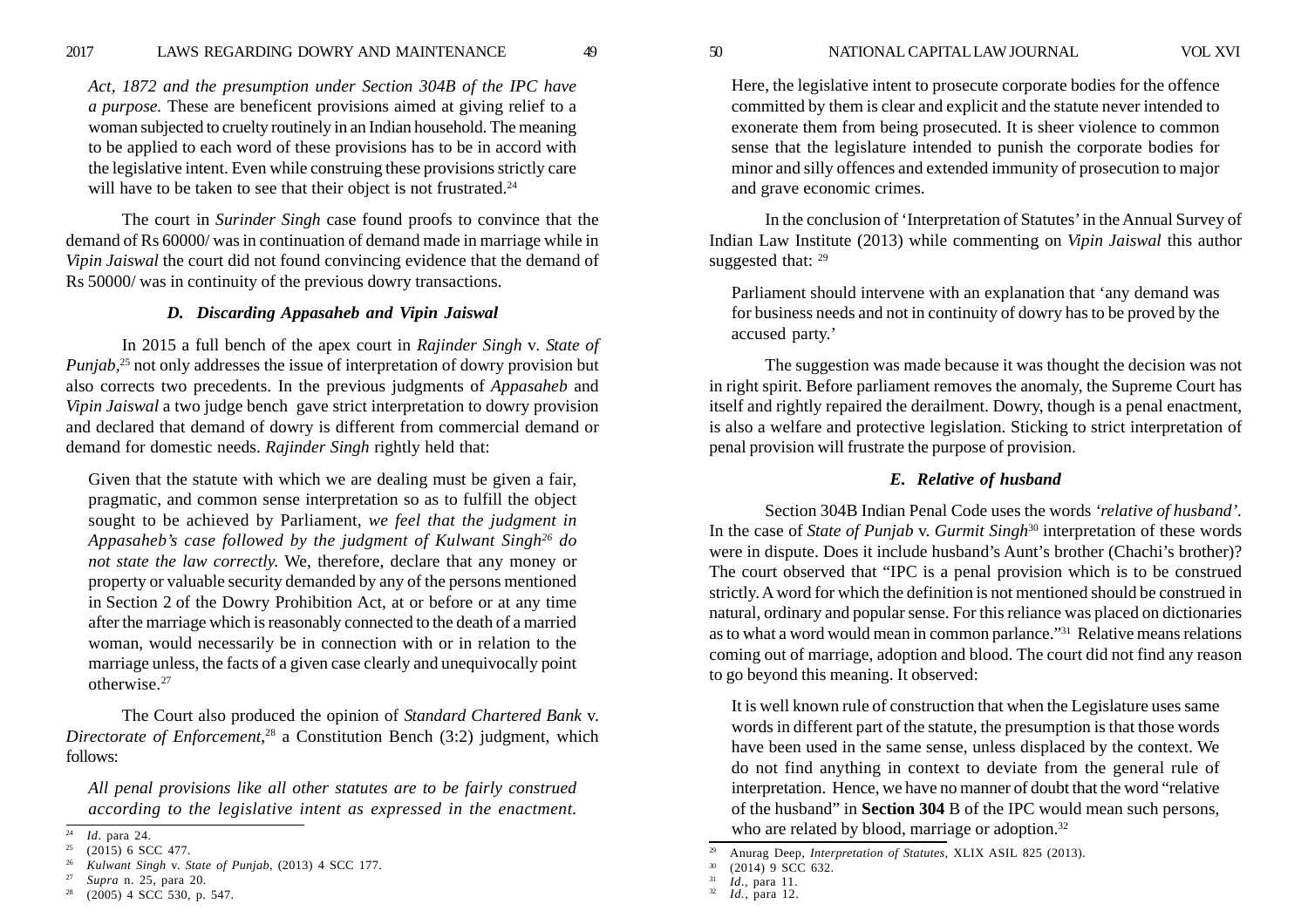*Act, 1872 and the presumption under Section 304B of the IPC have a purpose.* These are beneficent provisions aimed at giving relief to a woman subjected to cruelty routinely in an Indian household. The meaning to be applied to each word of these provisions has to be in accord with the legislative intent. Even while construing these provisions strictly care will have to be taken to see that their object is not frustrated.[24]

The court in *Surinder Singh* case found proofs to convince that the demand of Rs 60000/ was in continuation of demand made in marriage while in *Vipin Jaiswal* the court did not found convincing evidence that the demand of Rs 50000/ was in continuity of the previous dowry transactions.

### *D. Discarding Appasaheb and Vipin Jaiswal*

In 2015 a full bench of the apex court in *Rajinder Singh* v. *State of Punjab*,[25] not only addresses the issue of interpretation of dowry provision but also corrects two precedents. In the previous judgments of *Appasaheb* and *Vipin Jaiswal* a two judge bench gave strict interpretation to dowry provision and declared that demand of dowry is different from commercial demand or demand for domestic needs. *Rajinder Singh* rightly held that:

> Given that the statute with which we are dealing must be given a fair, pragmatic, and common sense interpretation so as to fulfill the object sought to be achieved by Parliament, *we feel that the judgment in Appasaheb's case followed by the judgment of Kulwant Singh*[26] *do not state the law correctly.* We, therefore, declare that any money or property or valuable security demanded by any of the persons mentioned in Section 2 of the Dowry Prohibition Act, at or before or at any time after the marriage which is reasonably connected to the death of a married woman, would necessarily be in connection with or in relation to the marriage unless, the facts of a given case clearly and unequivocally point otherwise.[27]

The Court also produced the opinion of *Standard Chartered Bank* v. *Directorate of Enforcement*,[28] a Constitution Bench (3:2) judgment, which follows:

> *All penal provisions like all other statutes are to be fairly construed according to the legislative intent as expressed in the enactment.* Here, the legislative intent to prosecute corporate bodies for the offence committed by them is clear and explicit and the statute never intended to exonerate them from being prosecuted. It is sheer violence to common sense that the legislature intended to punish the corporate bodies for minor and silly offences and extended immunity of prosecution to major and grave economic crimes.

In the conclusion of 'Interpretation of Statutes' in the Annual Survey of Indian Law Institute (2013) while commenting on *Vipin Jaiswal* this author suggested that: [29]

> Parliament should intervene with an explanation that 'any demand was for business needs and not in continuity of dowry has to be proved by the accused party.'

The suggestion was made because it was thought the decision was not in right spirit. Before parliament removes the anomaly, the Supreme Court has itself and rightly repaired the derailment. Dowry, though is a penal enactment, is also a welfare and protective legislation. Sticking to strict interpretation of penal provision will frustrate the purpose of provision.

### *E. Relative of husband*

Section 304B Indian Penal Code uses the words *'relative of husband'*. In the case of *State of Punjab* v. *Gurmit Singh*[30] interpretation of these words were in dispute. Does it include husband's Aunt's brother (Chachi's brother)? The court observed that "IPC is a penal provision which is to be construed strictly. A word for which the definition is not mentioned should be construed in natural, ordinary and popular sense. For this reliance was placed on dictionaries as to what a word would mean in common parlance."[31] Relative means relations coming out of marriage, adoption and blood. The court did not find any reason to go beyond this meaning. It observed:

> It is well known rule of construction that when the Legislature uses same words in different part of the statute, the presumption is that those words have been used in the same sense, unless displaced by the context. We do not find anything in context to deviate from the general rule of interpretation. Hence, we have no manner of doubt that the word "relative of the husband" in **Section 304** B of the IPC would mean such persons, who are related by blood, marriage or adoption.[32]

---

24 *Id*. para 24.

25 (2015) 6 SCC 477.

26 *Kulwant Singh* v. *State of Punjab*, (2013) 4 SCC 177.

27 *Supra* n. 25, para 20.

28 (2005) 4 SCC 530, p. 547.

29 Anurag Deep, *Interpretation of Statutes*, XLIX ASIL 825 (2013).

30 (2014) 9 SCC 632.

31 *Id*., para 11.

32 *Id.*, para 12.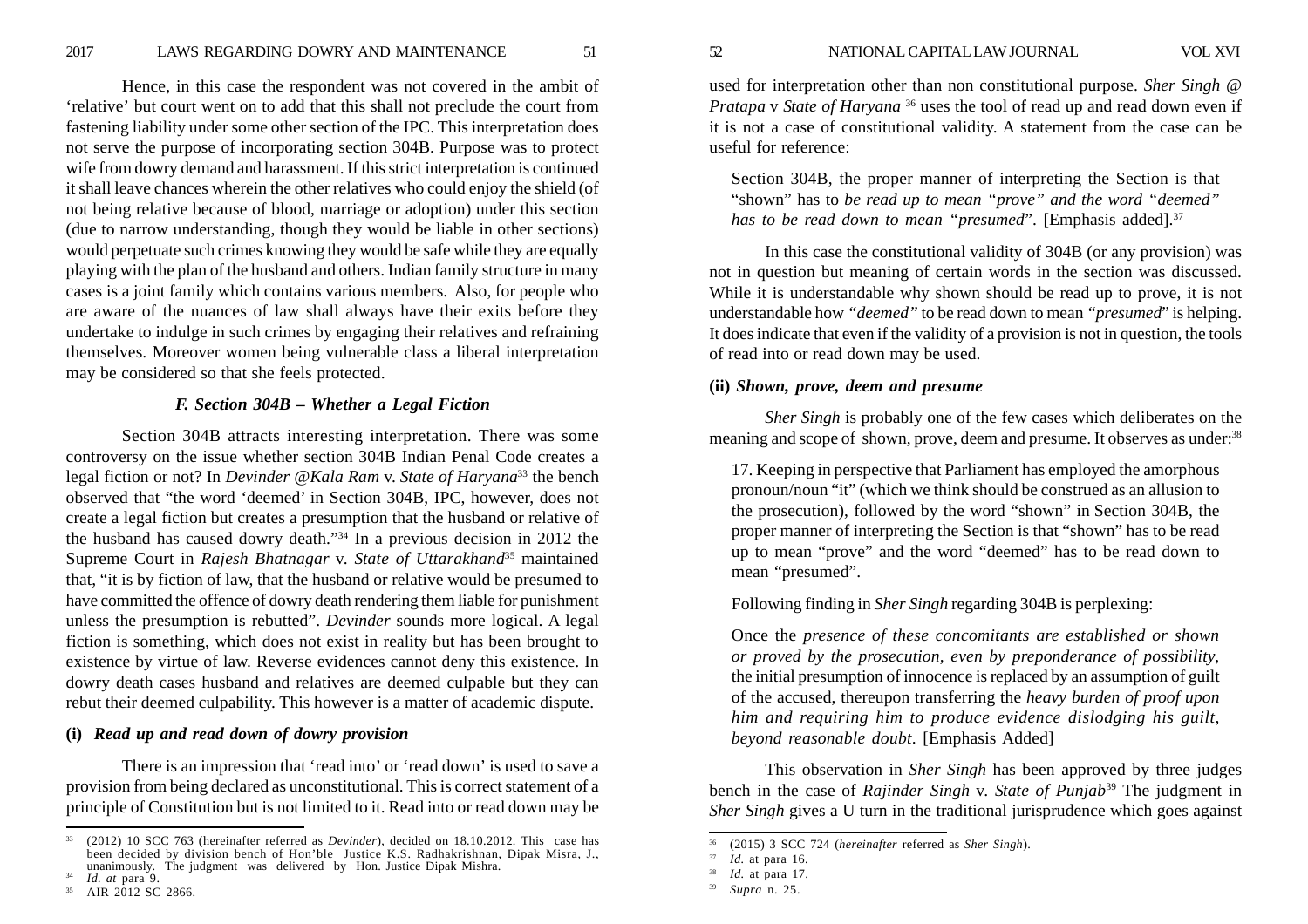Hence, in this case the respondent was not covered in the ambit of 'relative' but court went on to add that this shall not preclude the court from fastening liability under some other section of the IPC. This interpretation does not serve the purpose of incorporating section 304B. Purpose was to protect wife from dowry demand and harassment. If this strict interpretation is continued it shall leave chances wherein the other relatives who could enjoy the shield (of not being relative because of blood, marriage or adoption) under this section (due to narrow understanding, though they would be liable in other sections) would perpetuate such crimes knowing they would be safe while they are equally playing with the plan of the husband and others. Indian family structure in many cases is a joint family which contains various members. Also, for people who are aware of the nuances of law shall always have their exits before they undertake to indulge in such crimes by engaging their relatives and refraining themselves. Moreover women being vulnerable class a liberal interpretation may be considered so that she feels protected.

### *F. Section 304B – Whether a Legal Fiction*

Section 304B attracts interesting interpretation. There was some controversy on the issue whether section 304B Indian Penal Code creates a legal fiction or not? In *Devinder @Kala Ram* v. *State of Haryana*[33] the bench observed that "the word 'deemed' in Section 304B, IPC, however, does not create a legal fiction but creates a presumption that the husband or relative of the husband has caused dowry death."[34] In a previous decision in 2012 the Supreme Court in *Rajesh Bhatnagar* v. *State of Uttarakhand*[35] maintained that, "it is by fiction of law, that the husband or relative would be presumed to have committed the offence of dowry death rendering them liable for punishment unless the presumption is rebutted". *Devinder* sounds more logical. A legal fiction is something, which does not exist in reality but has been brought to existence by virtue of law. Reverse evidences cannot deny this existence. In dowry death cases husband and relatives are deemed culpable but they can rebut their deemed culpability. This however is a matter of academic dispute.

#### **(i)** ***Read up and read down of dowry provision***

There is an impression that 'read into' or 'read down' is used to save a provision from being declared as unconstitutional. This is correct statement of a principle of Constitution but is not limited to it. Read into or read down may be used for interpretation other than non constitutional purpose. *Sher Singh @ Pratapa* v *State of Haryana*[36] uses the tool of read up and read down even if it is not a case of constitutional validity. A statement from the case can be useful for reference:

> Section 304B, the proper manner of interpreting the Section is that "shown" has to *be read up to mean "prove" and the word "deemed" has to be read down to mean "presumed"*. [Emphasis added].[37]

In this case the constitutional validity of 304B (or any provision) was not in question but meaning of certain words in the section was discussed. While it is understandable why shown should be read up to prove, it is not understandable how *"deemed"* to be read down to mean *"presumed"* is helping. It does indicate that even if the validity of a provision is not in question, the tools of read into or read down may be used.

#### **(ii)** ***Shown, prove, deem and presume***

*Sher Singh* is probably one of the few cases which deliberates on the meaning and scope of shown, prove, deem and presume. It observes as under:[38]

> 17. Keeping in perspective that Parliament has employed the amorphous pronoun/noun "it" (which we think should be construed as an allusion to the prosecution), followed by the word "shown" in Section 304B, the proper manner of interpreting the Section is that "shown" has to be read up to mean "prove" and the word "deemed" has to be read down to mean "presumed".

Following finding in *Sher Singh* regarding 304B is perplexing:

> Once the *presence of these concomitants are established or shown or proved by the prosecution, even by preponderance of possibility*, the initial presumption of innocence is replaced by an assumption of guilt of the accused, thereupon transferring the *heavy burden of proof upon him and requiring him to produce evidence dislodging his guilt, beyond reasonable doubt*. [Emphasis Added]

This observation in *Sher Singh* has been approved by three judges bench in the case of *Rajinder Singh* v. *State of Punjab*[39] The judgment in *Sher Singh* gives a U turn in the traditional jurisprudence which goes against

---

[33] (2012) 10 SCC 763 (hereinafter referred as *Devinder*), decided on 18.10.2012. This case has been decided by division bench of Hon'ble Justice K.S. Radhakrishnan, Dipak Misra, J., unanimously. The judgment was delivered by Hon. Justice Dipak Mishra.

[34] *Id. at* para 9.

[35] AIR 2012 SC 2866.

[36] (2015) 3 SCC 724 (*hereinafter* referred as *Sher Singh*).

[37] *Id.* at para 16.

[38] *Id.* at para 17.

[39] *Supra* n. 25.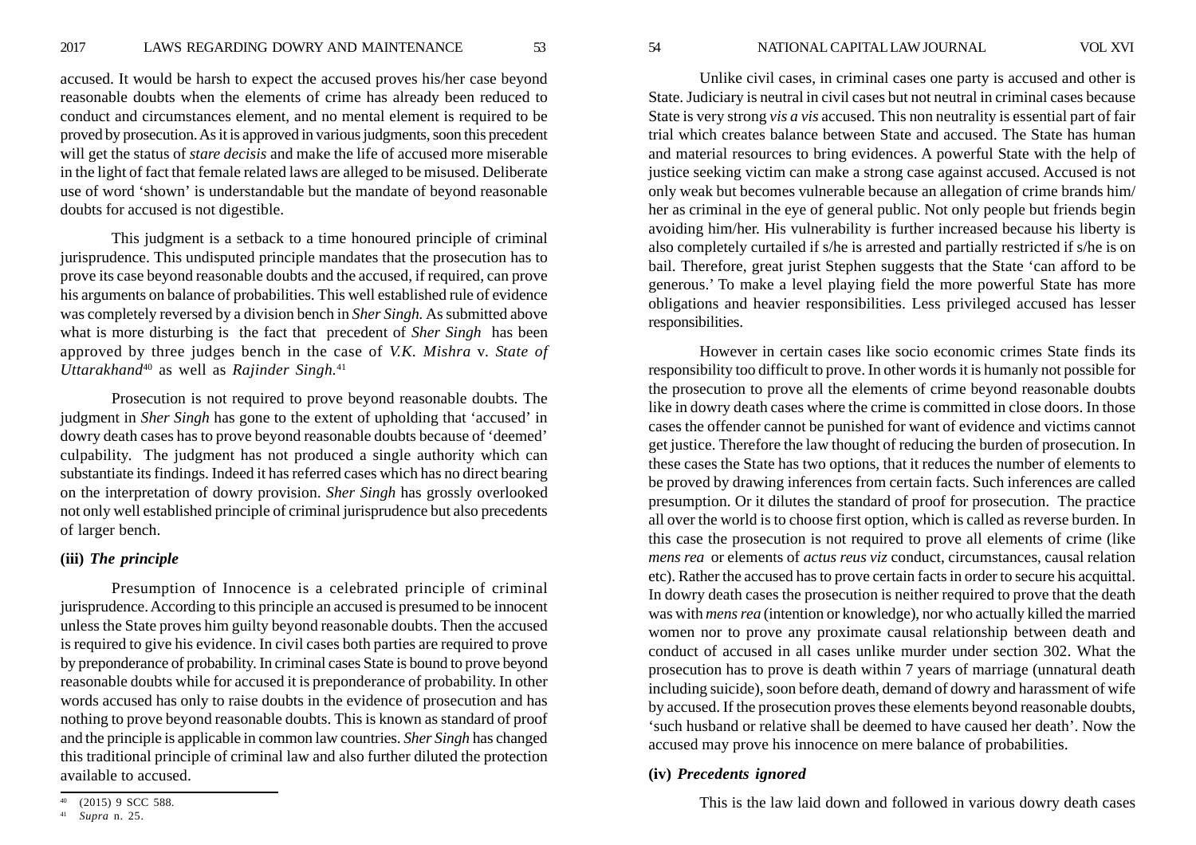accused. It would be harsh to expect the accused proves his/her case beyond reasonable doubts when the elements of crime has already been reduced to conduct and circumstances element, and no mental element is required to be proved by prosecution. As it is approved in various judgments, soon this precedent will get the status of *stare decisis* and make the life of accused more miserable in the light of fact that female related laws are alleged to be misused. Deliberate use of word 'shown' is understandable but the mandate of beyond reasonable doubts for accused is not digestible.

This judgment is a setback to a time honoured principle of criminal jurisprudence. This undisputed principle mandates that the prosecution has to prove its case beyond reasonable doubts and the accused, if required, can prove his arguments on balance of probabilities. This well established rule of evidence was completely reversed by a division bench in *Sher Singh.* As submitted above what is more disturbing is the fact that precedent of *Sher Singh* has been approved by three judges bench in the case of *V.K. Mishra* v. *State of Uttarakhand*[40] as well as *Rajinder Singh.*[41]

Prosecution is not required to prove beyond reasonable doubts. The judgment in *Sher Singh* has gone to the extent of upholding that 'accused' in dowry death cases has to prove beyond reasonable doubts because of 'deemed' culpability. The judgment has not produced a single authority which can substantiate its findings. Indeed it has referred cases which has no direct bearing on the interpretation of dowry provision. *Sher Singh* has grossly overlooked not only well established principle of criminal jurisprudence but also precedents of larger bench.

**(iii) *The principle***

Presumption of Innocence is a celebrated principle of criminal jurisprudence. According to this principle an accused is presumed to be innocent unless the State proves him guilty beyond reasonable doubts. Then the accused is required to give his evidence. In civil cases both parties are required to prove by preponderance of probability. In criminal cases State is bound to prove beyond reasonable doubts while for accused it is preponderance of probability. In other words accused has only to raise doubts in the evidence of prosecution and has nothing to prove beyond reasonable doubts. This is known as standard of proof and the principle is applicable in common law countries. *Sher Singh* has changed this traditional principle of criminal law and also further diluted the protection available to accused.

Unlike civil cases, in criminal cases one party is accused and other is State. Judiciary is neutral in civil cases but not neutral in criminal cases because State is very strong *vis a vis* accused. This non neutrality is essential part of fair trial which creates balance between State and accused. The State has human and material resources to bring evidences. A powerful State with the help of justice seeking victim can make a strong case against accused. Accused is not only weak but becomes vulnerable because an allegation of crime brands him/her as criminal in the eye of general public. Not only people but friends begin avoiding him/her. His vulnerability is further increased because his liberty is also completely curtailed if s/he is arrested and partially restricted if s/he is on bail. Therefore, great jurist Stephen suggests that the State 'can afford to be generous.' To make a level playing field the more powerful State has more obligations and heavier responsibilities. Less privileged accused has lesser responsibilities.

However in certain cases like socio economic crimes State finds its responsibility too difficult to prove. In other words it is humanly not possible for the prosecution to prove all the elements of crime beyond reasonable doubts like in dowry death cases where the crime is committed in close doors. In those cases the offender cannot be punished for want of evidence and victims cannot get justice. Therefore the law thought of reducing the burden of prosecution. In these cases the State has two options, that it reduces the number of elements to be proved by drawing inferences from certain facts. Such inferences are called presumption. Or it dilutes the standard of proof for prosecution. The practice all over the world is to choose first option, which is called as reverse burden. In this case the prosecution is not required to prove all elements of crime (like *mens rea* or elements of *actus reus viz* conduct, circumstances, causal relation etc). Rather the accused has to prove certain facts in order to secure his acquittal. In dowry death cases the prosecution is neither required to prove that the death was with *mens rea* (intention or knowledge), nor who actually killed the married women nor to prove any proximate causal relationship between death and conduct of accused in all cases unlike murder under section 302. What the prosecution has to prove is death within 7 years of marriage (unnatural death including suicide), soon before death, demand of dowry and harassment of wife by accused. If the prosecution proves these elements beyond reasonable doubts, 'such husband or relative shall be deemed to have caused her death'. Now the accused may prove his innocence on mere balance of probabilities.

**(iv) *Precedents ignored***

This is the law laid down and followed in various dowry death cases

---

[40] (2015) 9 SCC 588.

[41] *Supra* n. 25.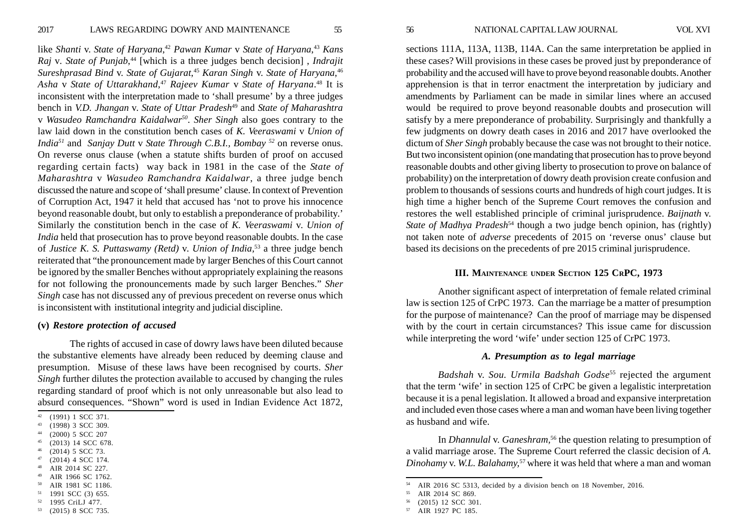like *Shanti* v. *State of Haryana*,[42] *Pawan Kumar* v *State of Haryana*,[43] *Kans Raj* v. *State of Punjab*,[44] [which is a three judges bench decision] , *Indrajit Sureshprasad Bind* v. *State of Gujarat*,[45] *Karan Singh* v. *State of Haryana*,[46] *Asha* v *State of Uttarakhand*,[47] *Rajeev Kumar* v *State of Haryana*.[48] It is inconsistent with the interpretation made to 'shall presume' by a three judges bench in *V.D. Jhangan* v. *State of Uttar Pradesh*[49] and *State of Maharashtra* v *Wasudeo Ramchandra Kaidalwar*[50]. *Sher Singh* also goes contrary to the law laid down in the constitution bench cases of *K. Veeraswami* v *Union of India*[51] and *Sanjay Dutt* v *State Through C.B.I., Bombay*[52] on reverse onus. On reverse onus clause (when a statute shifts burden of proof on accused regarding certain facts) way back in 1981 in the case of the *State of Maharashtra* v *Wasudeo Ramchandra Kaidalwar*, a three judge bench discussed the nature and scope of 'shall presume' clause. In context of Prevention of Corruption Act, 1947 it held that accused has 'not to prove his innocence beyond reasonable doubt, but only to establish a preponderance of probability.' Similarly the constitution bench in the case of *K. Veeraswami* v. *Union of India* held that prosecution has to prove beyond reasonable doubts. In the case of *Justice K. S. Puttaswamy (Retd)* v. *Union of India*,[53] a three judge bench reiterated that "the pronouncement made by larger Benches of this Court cannot be ignored by the smaller Benches without appropriately explaining the reasons for not following the pronouncements made by such larger Benches." *Sher Singh* case has not discussed any of previous precedent on reverse onus which is inconsistent with institutional integrity and judicial discipline.

**(v) *Restore protection of accused***

The rights of accused in case of dowry laws have been diluted because the substantive elements have already been reduced by deeming clause and presumption. Misuse of these laws have been recognised by courts. *Sher Singh* further dilutes the protection available to accused by changing the rules regarding standard of proof which is not only unreasonable but also lead to absurd consequences. "Shown" word is used in Indian Evidence Act 1872, sections 111A, 113A, 113B, 114A. Can the same interpretation be applied in these cases? Will provisions in these cases be proved just by preponderance of probability and the accused will have to prove beyond reasonable doubts. Another apprehension is that in terror enactment the interpretation by judiciary and amendments by Parliament can be made in similar lines where an accused would be required to prove beyond reasonable doubts and prosecution will satisfy by a mere preponderance of probability. Surprisingly and thankfully a few judgments on dowry death cases in 2016 and 2017 have overlooked the dictum of *Sher Singh* probably because the case was not brought to their notice. But two inconsistent opinion (one mandating that prosecution has to prove beyond reasonable doubts and other giving liberty to prosecution to prove on balance of probability) on the interpretation of dowry death provision create confusion and problem to thousands of sessions courts and hundreds of high court judges. It is high time a higher bench of the Supreme Court removes the confusion and restores the well established principle of criminal jurisprudence. *Baijnath* v. *State of Madhya Pradesh*[54] though a two judge bench opinion, has (rightly) not taken note of *adverse* precedents of 2015 on 'reverse onus' clause but based its decisions on the precedents of pre 2015 criminal jurisprudence.

## III. Maintenance under Section 125 CrPC, 1973

Another significant aspect of interpretation of female related criminal law is section 125 of CrPC 1973. Can the marriage be a matter of presumption for the purpose of maintenance? Can the proof of marriage may be dispensed with by the court in certain circumstances? This issue came for discussion while interpreting the word 'wife' under section 125 of CrPC 1973.

### *A. Presumption as to legal marriage*

*Badshah* v. *Sou. Urmila Badshah Godse*[55] rejected the argument that the term 'wife' in section 125 of CrPC be given a legalistic interpretation because it is a penal legislation. It allowed a broad and expansive interpretation and included even those cases where a man and woman have been living together as husband and wife.

In *Dhannulal* v. *Ganeshram*,[56] the question relating to presumption of a valid marriage arose. The Supreme Court referred the classic decision of *A. Dinohamy* v. *W.L. Balahamy*,[57] where it was held that where a man and woman

---

[42] (1991) 1 SCC 371.
[43] (1998) 3 SCC 309.
[44] (2000) 5 SCC 207
[45] (2013) 14 SCC 678.
[46] (2014) 5 SCC 73.
[47] (2014) 4 SCC 174.
[48] AIR 2014 SC 227.
[49] AIR 1966 SC 1762.
[50] AIR 1981 SC 1186.
[51] 1991 SCC (3) 655.
[52] 1995 CriLJ 477.
[53] (2015) 8 SCC 735.
[54] AIR 2016 SC 5313, decided by a division bench on 18 November, 2016.
[55] AIR 2014 SC 869.
[56] (2015) 12 SCC 301.
[57] AIR 1927 PC 185.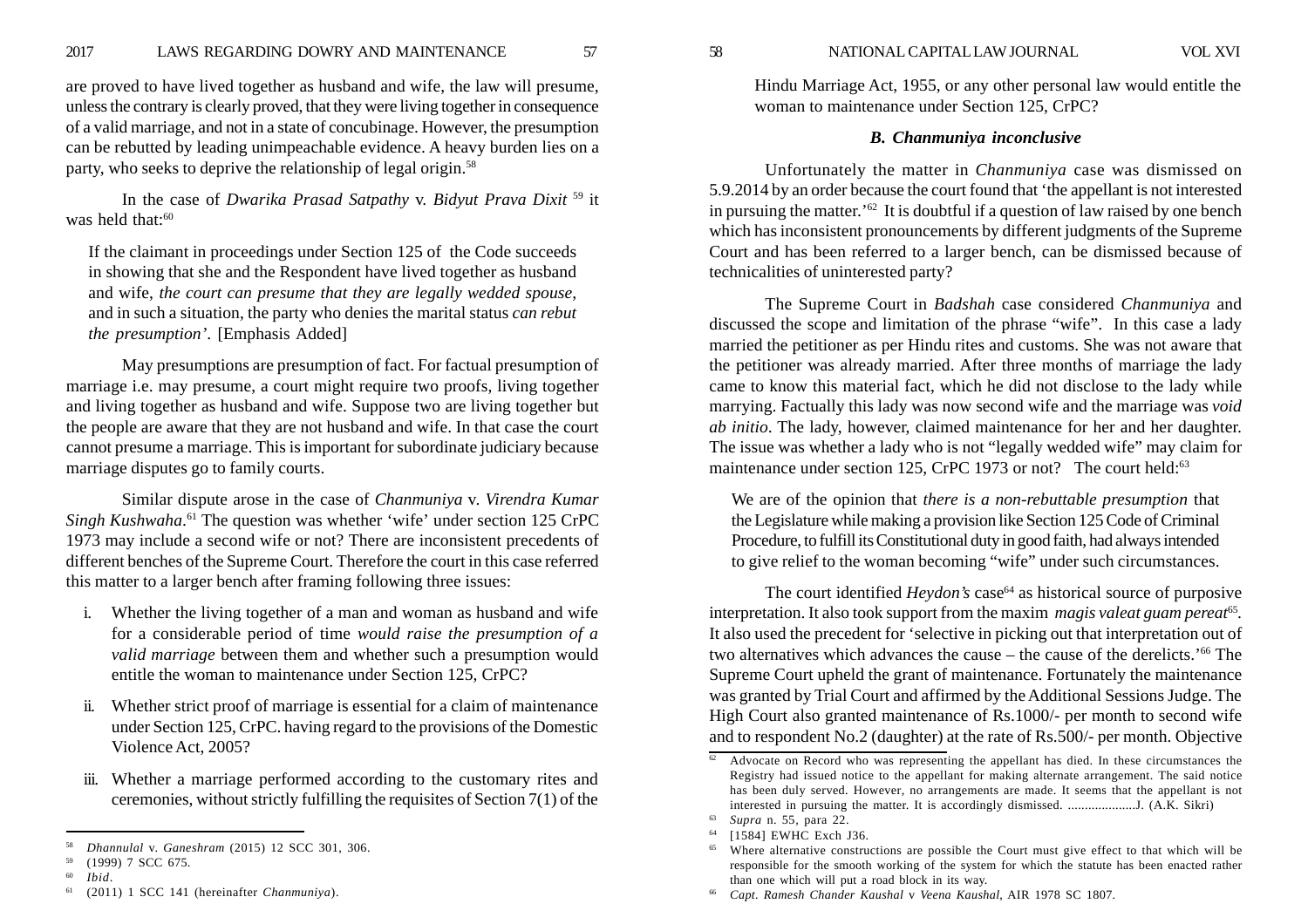are proved to have lived together as husband and wife, the law will presume, unless the contrary is clearly proved, that they were living together in consequence of a valid marriage, and not in a state of concubinage. However, the presumption can be rebutted by leading unimpeachable evidence. A heavy burden lies on a party, who seeks to deprive the relationship of legal origin.[58]

In the case of *Dwarika Prasad Satpathy* v. *Bidyut Prava Dixit* [59] it was held that:[60]

> If the claimant in proceedings under Section 125 of the Code succeeds in showing that she and the Respondent have lived together as husband and wife, *the court can presume that they are legally wedded spouse*, and in such a situation, the party who denies the marital status *can rebut the presumption'*. [Emphasis Added]

May presumptions are presumption of fact. For factual presumption of marriage i.e. may presume, a court might require two proofs, living together and living together as husband and wife. Suppose two are living together but the people are aware that they are not husband and wife. In that case the court cannot presume a marriage. This is important for subordinate judiciary because marriage disputes go to family courts.

Similar dispute arose in the case of *Chanmuniya* v. *Virendra Kumar Singh Kushwaha*.[61] The question was whether 'wife' under section 125 CrPC 1973 may include a second wife or not? There are inconsistent precedents of different benches of the Supreme Court. Therefore the court in this case referred this matter to a larger bench after framing following three issues:

i. Whether the living together of a man and woman as husband and wife for a considerable period of time *would raise the presumption of a valid marriage* between them and whether such a presumption would entitle the woman to maintenance under Section 125, CrPC?

ii. Whether strict proof of marriage is essential for a claim of maintenance under Section 125, CrPC. having regard to the provisions of the Domestic Violence Act, 2005?

iii. Whether a marriage performed according to the customary rites and ceremonies, without strictly fulfilling the requisites of Section 7(1) of the Hindu Marriage Act, 1955, or any other personal law would entitle the woman to maintenance under Section 125, CrPC?

[58] *Dhannulal* v. *Ganeshram* (2015) 12 SCC 301, 306.

[59] (1999) 7 SCC 675.

[60] *Ibid*.

[61] (2011) 1 SCC 141 (hereinafter *Chanmuniya*).

### *B. Chanmuniya inconclusive*

Unfortunately the matter in *Chanmuniya* case was dismissed on 5.9.2014 by an order because the court found that 'the appellant is not interested in pursuing the matter.'[62] It is doubtful if a question of law raised by one bench which has inconsistent pronouncements by different judgments of the Supreme Court and has been referred to a larger bench, can be dismissed because of technicalities of uninterested party?

The Supreme Court in *Badshah* case considered *Chanmuniya* and discussed the scope and limitation of the phrase "wife". In this case a lady married the petitioner as per Hindu rites and customs. She was not aware that the petitioner was already married. After three months of marriage the lady came to know this material fact, which he did not disclose to the lady while marrying. Factually this lady was now second wife and the marriage was *void ab initio*. The lady, however, claimed maintenance for her and her daughter. The issue was whether a lady who is not "legally wedded wife" may claim for maintenance under section 125, CrPC 1973 or not? The court held:[63]

> We are of the opinion that *there is a non-rebuttable presumption* that the Legislature while making a provision like Section 125 Code of Criminal Procedure, to fulfill its Constitutional duty in good faith, had always intended to give relief to the woman becoming "wife" under such circumstances.

The court identified *Heydon's* case[64] as historical source of purposive interpretation. It also took support from the maxim *magis valeat guam pereat*[65]. It also used the precedent for 'selective in picking out that interpretation out of two alternatives which advances the cause – the cause of the derelicts.'[66] The Supreme Court upheld the grant of maintenance. Fortunately the maintenance was granted by Trial Court and affirmed by the Additional Sessions Judge. The High Court also granted maintenance of Rs.1000/- per month to second wife and to respondent No.2 (daughter) at the rate of Rs.500/- per month. Objective

[62] Advocate on Record who was representing the appellant has died. In these circumstances the Registry had issued notice to the appellant for making alternate arrangement. The said notice has been duly served. However, no arrangements are made. It seems that the appellant is not interested in pursuing the matter. It is accordingly dismissed. ....................J. (A.K. Sikri)

[63] *Supra* n. 55, para 22.

[64] [1584] EWHC Exch J36.

[65] Where alternative constructions are possible the Court must give effect to that which will be responsible for the smooth working of the system for which the statute has been enacted rather than one which will put a road block in its way.

[66] *Capt. Ramesh Chander Kaushal* v *Veena Kaushal*, AIR 1978 SC 1807.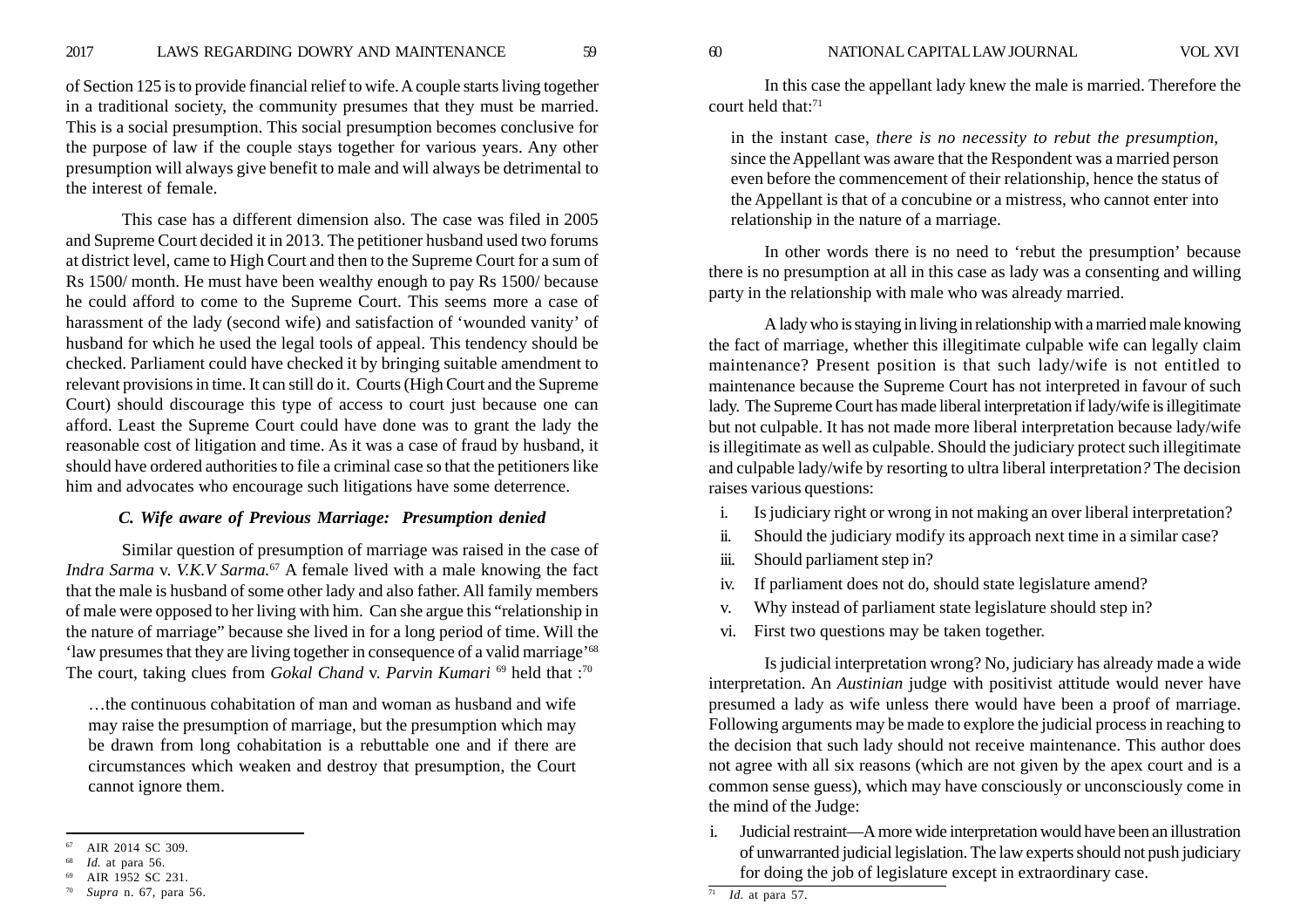of Section 125 is to provide financial relief to wife. A couple starts living together in a traditional society, the community presumes that they must be married. This is a social presumption. This social presumption becomes conclusive for the purpose of law if the couple stays together for various years. Any other presumption will always give benefit to male and will always be detrimental to the interest of female.

This case has a different dimension also. The case was filed in 2005 and Supreme Court decided it in 2013. The petitioner husband used two forums at district level, came to High Court and then to the Supreme Court for a sum of Rs 1500/ month. He must have been wealthy enough to pay Rs 1500/ because he could afford to come to the Supreme Court. This seems more a case of harassment of the lady (second wife) and satisfaction of 'wounded vanity' of husband for which he used the legal tools of appeal. This tendency should be checked. Parliament could have checked it by bringing suitable amendment to relevant provisions in time. It can still do it. Courts (High Court and the Supreme Court) should discourage this type of access to court just because one can afford. Least the Supreme Court could have done was to grant the lady the reasonable cost of litigation and time. As it was a case of fraud by husband, it should have ordered authorities to file a criminal case so that the petitioners like him and advocates who encourage such litigations have some deterrence.

### *C. Wife aware of Previous Marriage: Presumption denied*

Similar question of presumption of marriage was raised in the case of *Indra Sarma* v. *V.K.V Sarma.*[67] A female lived with a male knowing the fact that the male is husband of some other lady and also father. All family members of male were opposed to her living with him. Can she argue this "relationship in the nature of marriage" because she lived in for a long period of time. Will the 'law presumes that they are living together in consequence of a valid marriage'[68] The court, taking clues from *Gokal Chand* v. *Parvin Kumari* [69] held that :[70]

> …the continuous cohabitation of man and woman as husband and wife may raise the presumption of marriage, but the presumption which may be drawn from long cohabitation is a rebuttable one and if there are circumstances which weaken and destroy that presumption, the Court cannot ignore them.

In this case the appellant lady knew the male is married. Therefore the court held that:[71]

> in the instant case, *there is no necessity to rebut the presumption*, since the Appellant was aware that the Respondent was a married person even before the commencement of their relationship, hence the status of the Appellant is that of a concubine or a mistress, who cannot enter into relationship in the nature of a marriage.

In other words there is no need to 'rebut the presumption' because there is no presumption at all in this case as lady was a consenting and willing party in the relationship with male who was already married.

A lady who is staying in living in relationship with a married male knowing the fact of marriage, whether this illegitimate culpable wife can legally claim maintenance? Present position is that such lady/wife is not entitled to maintenance because the Supreme Court has not interpreted in favour of such lady. The Supreme Court has made liberal interpretation if lady/wife is illegitimate but not culpable. It has not made more liberal interpretation because lady/wife is illegitimate as well as culpable. Should the judiciary protect such illegitimate and culpable lady/wife by resorting to ultra liberal interpretation*?* The decision raises various questions:

i. Is judiciary right or wrong in not making an over liberal interpretation?
ii. Should the judiciary modify its approach next time in a similar case?
iii. Should parliament step in?
iv. If parliament does not do, should state legislature amend?
v. Why instead of parliament state legislature should step in?
vi. First two questions may be taken together.

Is judicial interpretation wrong? No, judiciary has already made a wide interpretation. An *Austinian* judge with positivist attitude would never have presumed a lady as wife unless there would have been a proof of marriage. Following arguments may be made to explore the judicial process in reaching to the decision that such lady should not receive maintenance. This author does not agree with all six reasons (which are not given by the apex court and is a common sense guess), which may have consciously or unconsciously come in the mind of the Judge:

i. Judicial restraint—A more wide interpretation would have been an illustration of unwarranted judicial legislation. The law experts should not push judiciary for doing the job of legislature except in extraordinary case.

---

[67] AIR 2014 SC 309.
[68] *Id.* at para 56.
[69] AIR 1952 SC 231.
[70] *Supra* n. 67, para 56.
[71] *Id.* at para 57.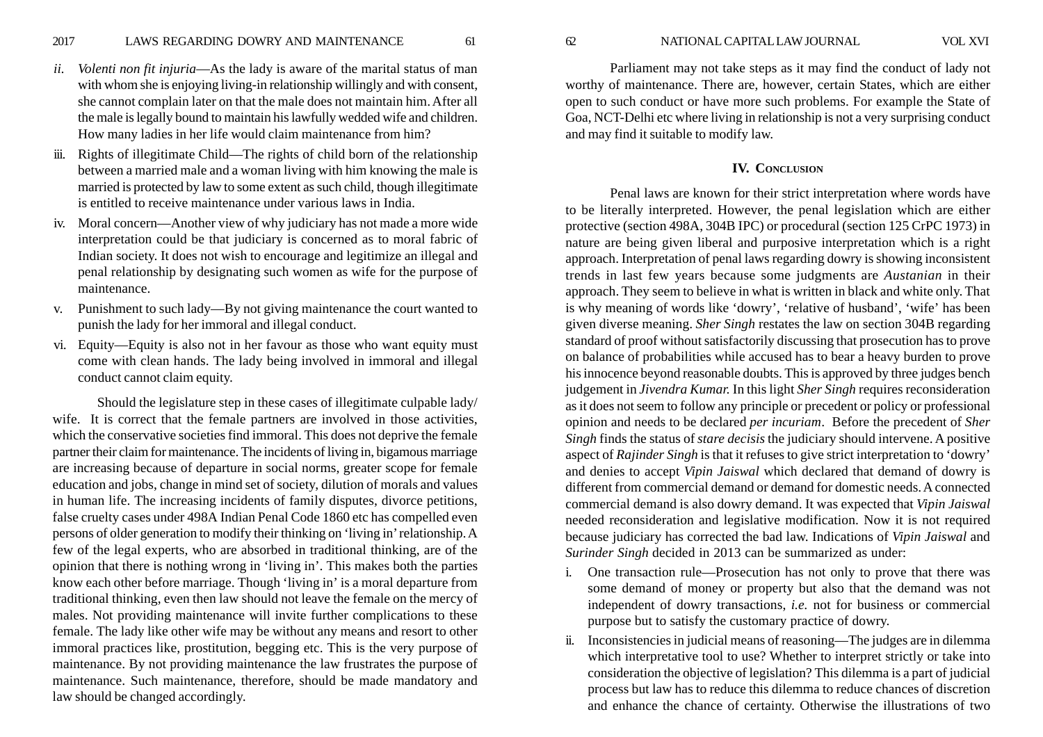ii. *Volenti non fit injuria*—As the lady is aware of the marital status of man with whom she is enjoying living-in relationship willingly and with consent, she cannot complain later on that the male does not maintain him. After all the male is legally bound to maintain his lawfully wedded wife and children. How many ladies in her life would claim maintenance from him?

iii. Rights of illegitimate Child—The rights of child born of the relationship between a married male and a woman living with him knowing the male is married is protected by law to some extent as such child, though illegitimate is entitled to receive maintenance under various laws in India.

iv. Moral concern—Another view of why judiciary has not made a more wide interpretation could be that judiciary is concerned as to moral fabric of Indian society. It does not wish to encourage and legitimize an illegal and penal relationship by designating such women as wife for the purpose of maintenance.

v. Punishment to such lady—By not giving maintenance the court wanted to punish the lady for her immoral and illegal conduct.

vi. Equity—Equity is also not in her favour as those who want equity must come with clean hands. The lady being involved in immoral and illegal conduct cannot claim equity.

Should the legislature step in these cases of illegitimate culpable lady/ wife. It is correct that the female partners are involved in those activities, which the conservative societies find immoral. This does not deprive the female partner their claim for maintenance. The incidents of living in, bigamous marriage are increasing because of departure in social norms, greater scope for female education and jobs, change in mind set of society, dilution of morals and values in human life. The increasing incidents of family disputes, divorce petitions, false cruelty cases under 498A Indian Penal Code 1860 etc has compelled even persons of older generation to modify their thinking on 'living in' relationship. A few of the legal experts, who are absorbed in traditional thinking, are of the opinion that there is nothing wrong in 'living in'. This makes both the parties know each other before marriage. Though 'living in' is a moral departure from traditional thinking, even then law should not leave the female on the mercy of males. Not providing maintenance will invite further complications to these female. The lady like other wife may be without any means and resort to other immoral practices like, prostitution, begging etc. This is the very purpose of maintenance. By not providing maintenance the law frustrates the purpose of maintenance. Such maintenance, therefore, should be made mandatory and law should be changed accordingly.

Parliament may not take steps as it may find the conduct of lady not worthy of maintenance. There are, however, certain States, which are either open to such conduct or have more such problems. For example the State of Goa, NCT-Delhi etc where living in relationship is not a very surprising conduct and may find it suitable to modify law.

## IV. Conclusion

Penal laws are known for their strict interpretation where words have to be literally interpreted. However, the penal legislation which are either protective (section 498A, 304B IPC) or procedural (section 125 CrPC 1973) in nature are being given liberal and purposive interpretation which is a right approach. Interpretation of penal laws regarding dowry is showing inconsistent trends in last few years because some judgments are *Austanian* in their approach. They seem to believe in what is written in black and white only. That is why meaning of words like 'dowry', 'relative of husband', 'wife' has been given diverse meaning. *Sher Singh* restates the law on section 304B regarding standard of proof without satisfactorily discussing that prosecution has to prove on balance of probabilities while accused has to bear a heavy burden to prove his innocence beyond reasonable doubts. This is approved by three judges bench judgement in *Jivendra Kumar.* In this light *Sher Singh* requires reconsideration as it does not seem to follow any principle or precedent or policy or professional opinion and needs to be declared *per incuriam*. Before the precedent of *Sher Singh* finds the status of *stare decisis* the judiciary should intervene. A positive aspect of *Rajinder Singh* is that it refuses to give strict interpretation to 'dowry' and denies to accept *Vipin Jaiswal* which declared that demand of dowry is different from commercial demand or demand for domestic needs. A connected commercial demand is also dowry demand. It was expected that *Vipin Jaiswal* needed reconsideration and legislative modification. Now it is not required because judiciary has corrected the bad law. Indications of *Vipin Jaiswal* and *Surinder Singh* decided in 2013 can be summarized as under:

i. One transaction rule—Prosecution has not only to prove that there was some demand of money or property but also that the demand was not independent of dowry transactions, *i.e.* not for business or commercial purpose but to satisfy the customary practice of dowry.

ii. Inconsistencies in judicial means of reasoning—The judges are in dilemma which interpretative tool to use? Whether to interpret strictly or take into consideration the objective of legislation? This dilemma is a part of judicial process but law has to reduce this dilemma to reduce chances of discretion and enhance the chance of certainty. Otherwise the illustrations of two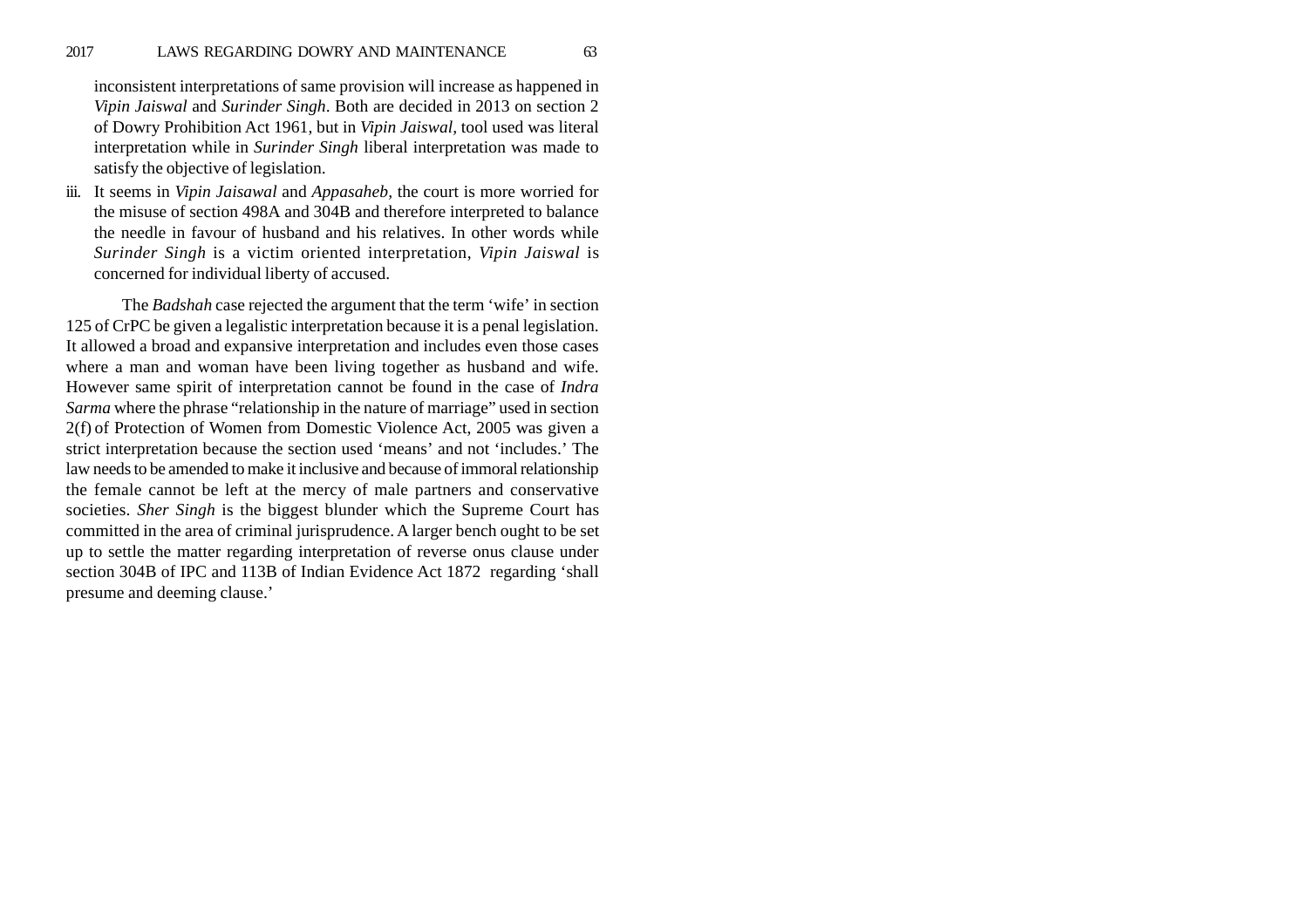inconsistent interpretations of same provision will increase as happened in *Vipin Jaiswal* and *Surinder Singh*. Both are decided in 2013 on section 2 of Dowry Prohibition Act 1961, but in *Vipin Jaiswal*, tool used was literal interpretation while in *Surinder Singh* liberal interpretation was made to satisfy the objective of legislation.

iii. It seems in *Vipin Jaisawal* and *Appasaheb*, the court is more worried for the misuse of section 498A and 304B and therefore interpreted to balance the needle in favour of husband and his relatives. In other words while *Surinder Singh* is a victim oriented interpretation, *Vipin Jaiswal* is concerned for individual liberty of accused.

The *Badshah* case rejected the argument that the term 'wife' in section 125 of CrPC be given a legalistic interpretation because it is a penal legislation. It allowed a broad and expansive interpretation and includes even those cases where a man and woman have been living together as husband and wife. However same spirit of interpretation cannot be found in the case of *Indra Sarma* where the phrase "relationship in the nature of marriage" used in section 2(f) of Protection of Women from Domestic Violence Act, 2005 was given a strict interpretation because the section used 'means' and not 'includes.' The law needs to be amended to make it inclusive and because of immoral relationship the female cannot be left at the mercy of male partners and conservative societies. *Sher Singh* is the biggest blunder which the Supreme Court has committed in the area of criminal jurisprudence. A larger bench ought to be set up to settle the matter regarding interpretation of reverse onus clause under section 304B of IPC and 113B of Indian Evidence Act 1872 regarding 'shall presume and deeming clause.'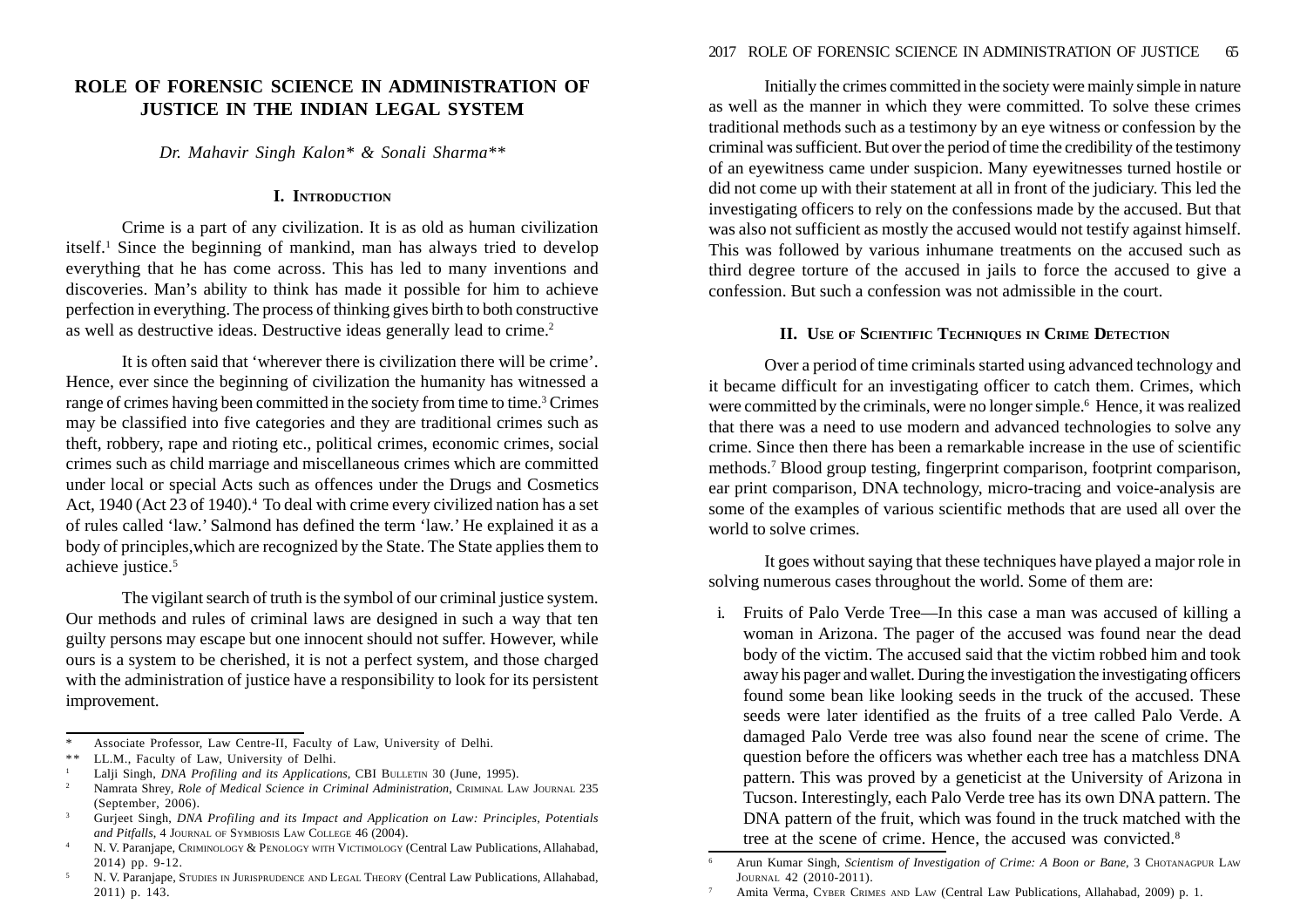# ROLE OF FORENSIC SCIENCE IN ADMINISTRATION OF JUSTICE IN THE INDIAN LEGAL SYSTEM

*Dr. Mahavir Singh Kalon\* & Sonali Sharma\*\**

## I. Introduction

Crime is a part of any civilization. It is as old as human civilization itself.[1] Since the beginning of mankind, man has always tried to develop everything that he has come across. This has led to many inventions and discoveries. Man's ability to think has made it possible for him to achieve perfection in everything. The process of thinking gives birth to both constructive as well as destructive ideas. Destructive ideas generally lead to crime.[2]

It is often said that 'wherever there is civilization there will be crime'. Hence, ever since the beginning of civilization the humanity has witnessed a range of crimes having been committed in the society from time to time.[3] Crimes may be classified into five categories and they are traditional crimes such as theft, robbery, rape and rioting etc., political crimes, economic crimes, social crimes such as child marriage and miscellaneous crimes which are committed under local or special Acts such as offences under the Drugs and Cosmetics Act, 1940 (Act 23 of 1940).[4] To deal with crime every civilized nation has a set of rules called 'law.' Salmond has defined the term 'law.' He explained it as a body of principles,which are recognized by the State. The State applies them to achieve justice.[5]

The vigilant search of truth is the symbol of our criminal justice system. Our methods and rules of criminal laws are designed in such a way that ten guilty persons may escape but one innocent should not suffer. However, while ours is a system to be cherished, it is not a perfect system, and those charged with the administration of justice have a responsibility to look for its persistent improvement.

Initially the crimes committed in the society were mainly simple in nature as well as the manner in which they were committed. To solve these crimes traditional methods such as a testimony by an eye witness or confession by the criminal was sufficient. But over the period of time the credibility of the testimony of an eyewitness came under suspicion. Many eyewitnesses turned hostile or did not come up with their statement at all in front of the judiciary. This led the investigating officers to rely on the confessions made by the accused. But that was also not sufficient as mostly the accused would not testify against himself. This was followed by various inhumane treatments on the accused such as third degree torture of the accused in jails to force the accused to give a confession. But such a confession was not admissible in the court.

## II. Use of Scientific Techniques in Crime Detection

Over a period of time criminals started using advanced technology and it became difficult for an investigating officer to catch them. Crimes, which were committed by the criminals, were no longer simple.[6] Hence, it was realized that there was a need to use modern and advanced technologies to solve any crime. Since then there has been a remarkable increase in the use of scientific methods.[7] Blood group testing, fingerprint comparison, footprint comparison, ear print comparison, DNA technology, micro-tracing and voice-analysis are some of the examples of various scientific methods that are used all over the world to solve crimes.

It goes without saying that these techniques have played a major role in solving numerous cases throughout the world. Some of them are:

i. Fruits of Palo Verde Tree—In this case a man was accused of killing a woman in Arizona. The pager of the accused was found near the dead body of the victim. The accused said that the victim robbed him and took away his pager and wallet. During the investigation the investigating officers found some bean like looking seeds in the truck of the accused. These seeds were later identified as the fruits of a tree called Palo Verde. A damaged Palo Verde tree was also found near the scene of crime. The question before the officers was whether each tree has a matchless DNA pattern. This was proved by a geneticist at the University of Arizona in Tucson. Interestingly, each Palo Verde tree has its own DNA pattern. The DNA pattern of the fruit, which was found in the truck matched with the tree at the scene of crime. Hence, the accused was convicted.[8]

---

\* Associate Professor, Law Centre-II, Faculty of Law, University of Delhi.

\*\* LL.M., Faculty of Law, University of Delhi.

1 Lalji Singh, *DNA Profiling and its Applications*, CBI Bulletin 30 (June, 1995).

2 Namrata Shrey, *Role of Medical Science in Criminal Administration*, Criminal Law Journal 235 (September, 2006).

3 Gurjeet Singh, *DNA Profiling and its Impact and Application on Law: Principles, Potentials and Pitfalls*, 4 Journal of Symbiosis Law College 46 (2004).

4 N. V. Paranjape, Criminology & Penology with Victimology (Central Law Publications, Allahabad, 2014) pp. 9-12.

5 N. V. Paranjape, Studies in Jurisprudence and Legal Theory (Central Law Publications, Allahabad, 2011) p. 143.

6 Arun Kumar Singh, *Scientism of Investigation of Crime: A Boon or Bane*, 3 Chotanagpur Law Journal 42 (2010-2011).

7 Amita Verma, Cyber Crimes and Law (Central Law Publications, Allahabad, 2009) p. 1.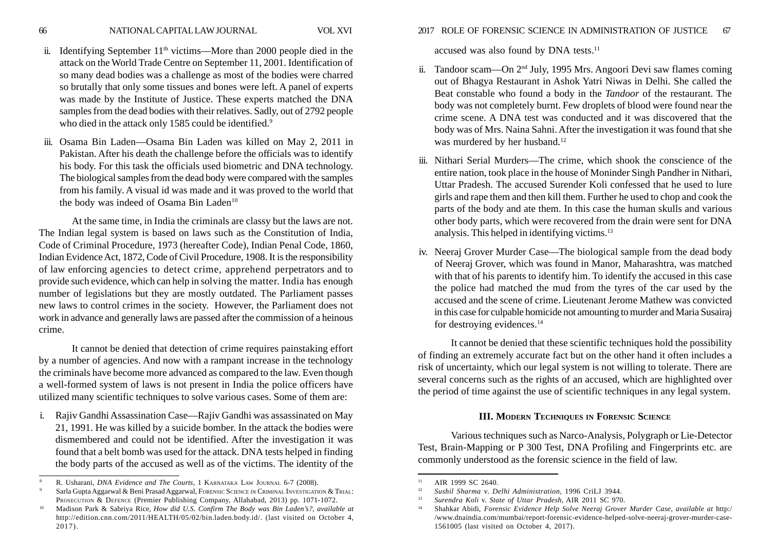ii. Identifying September 11th victims—More than 2000 people died in the attack on the World Trade Centre on September 11, 2001. Identification of so many dead bodies was a challenge as most of the bodies were charred so brutally that only some tissues and bones were left. A panel of experts was made by the Institute of Justice. These experts matched the DNA samples from the dead bodies with their relatives. Sadly, out of 2792 people who died in the attack only 1585 could be identified.[9]

iii. Osama Bin Laden—Osama Bin Laden was killed on May 2, 2011 in Pakistan. After his death the challenge before the officials was to identify his body. For this task the officials used biometric and DNA technology. The biological samples from the dead body were compared with the samples from his family. A visual id was made and it was proved to the world that the body was indeed of Osama Bin Laden[10]

At the same time, in India the criminals are classy but the laws are not. The Indian legal system is based on laws such as the Constitution of India, Code of Criminal Procedure, 1973 (hereafter Code), Indian Penal Code, 1860, Indian Evidence Act, 1872, Code of Civil Procedure, 1908. It is the responsibility of law enforcing agencies to detect crime, apprehend perpetrators and to provide such evidence, which can help in solving the matter. India has enough number of legislations but they are mostly outdated. The Parliament passes new laws to control crimes in the society. However, the Parliament does not work in advance and generally laws are passed after the commission of a heinous crime.

It cannot be denied that detection of crime requires painstaking effort by a number of agencies. And now with a rampant increase in the technology the criminals have become more advanced as compared to the law. Even though a well-formed system of laws is not present in India the police officers have utilized many scientific techniques to solve various cases. Some of them are:

i. Rajiv Gandhi Assassination Case—Rajiv Gandhi was assassinated on May 21, 1991. He was killed by a suicide bomber. In the attack the bodies were dismembered and could not be identified. After the investigation it was found that a belt bomb was used for the attack. DNA tests helped in finding the body parts of the accused as well as of the victims. The identity of the accused was also found by DNA tests.[11]

ii. Tandoor scam—On 2nd July, 1995 Mrs. Angoori Devi saw flames coming out of Bhagya Restaurant in Ashok Yatri Niwas in Delhi. She called the Beat constable who found a body in the *Tandoor* of the restaurant. The body was not completely burnt. Few droplets of blood were found near the crime scene. A DNA test was conducted and it was discovered that the body was of Mrs. Naina Sahni. After the investigation it was found that she was murdered by her husband.[12]

iii. Nithari Serial Murders—The crime, which shook the conscience of the entire nation, took place in the house of Moninder Singh Pandher in Nithari, Uttar Pradesh. The accused Surender Koli confessed that he used to lure girls and rape them and then kill them. Further he used to chop and cook the parts of the body and ate them. In this case the human skulls and various other body parts, which were recovered from the drain were sent for DNA analysis. This helped in identifying victims.[13]

iv. Neeraj Grover Murder Case—The biological sample from the dead body of Neeraj Grover, which was found in Manor, Maharashtra, was matched with that of his parents to identify him. To identify the accused in this case the police had matched the mud from the tyres of the car used by the accused and the scene of crime. Lieutenant Jerome Mathew was convicted in this case for culpable homicide not amounting to murder and Maria Susairaj for destroying evidences.[14]

It cannot be denied that these scientific techniques hold the possibility of finding an extremely accurate fact but on the other hand it often includes a risk of uncertainty, which our legal system is not willing to tolerate. There are several concerns such as the rights of an accused, which are highlighted over the period of time against the use of scientific techniques in any legal system.

## III. Modern Techniques in Forensic Science

Various techniques such as Narco-Analysis, Polygraph or Lie-Detector Test, Brain-Mapping or P 300 Test, DNA Profiling and Fingerprints etc. are commonly understood as the forensic science in the field of law.

---

8 R. Usharani, *DNA Evidence and The Courts*, 1 Karnataka Law Journal 6-7 (2008).

9 Sarla Gupta Aggarwal & Beni Prasad Aggarwal, Forensic Science in Criminal Investigation & Trial: Prosecution & Defence (Premier Publishing Company, Allahabad, 2013) pp. 1071-1072.

10 Madison Park & Sabriya Rice, *How did U.S. Confirm The Body was Bin Laden's?*, *available at* http://edition.cnn.com/2011/HEALTH/05/02/bin.laden.body.id/. (last visited on October 4, 2017).

11 AIR 1999 SC 2640.

12 *Sushil Sharma* v. *Delhi Administration*, 1996 CriLJ 3944.

13 *Surendra Koli* v. *State of Uttar Pradesh*, AIR 2011 SC 970.

14 Shahkar Abidi, *Forensic Evidence Help Solve Neeraj Grover Murder Case*, *available at* http://www.dnaindia.com/mumbai/report-forensic-evidence-helped-solve-neeraj-grover-murder-case-1561005 (last visited on October 4, 2017).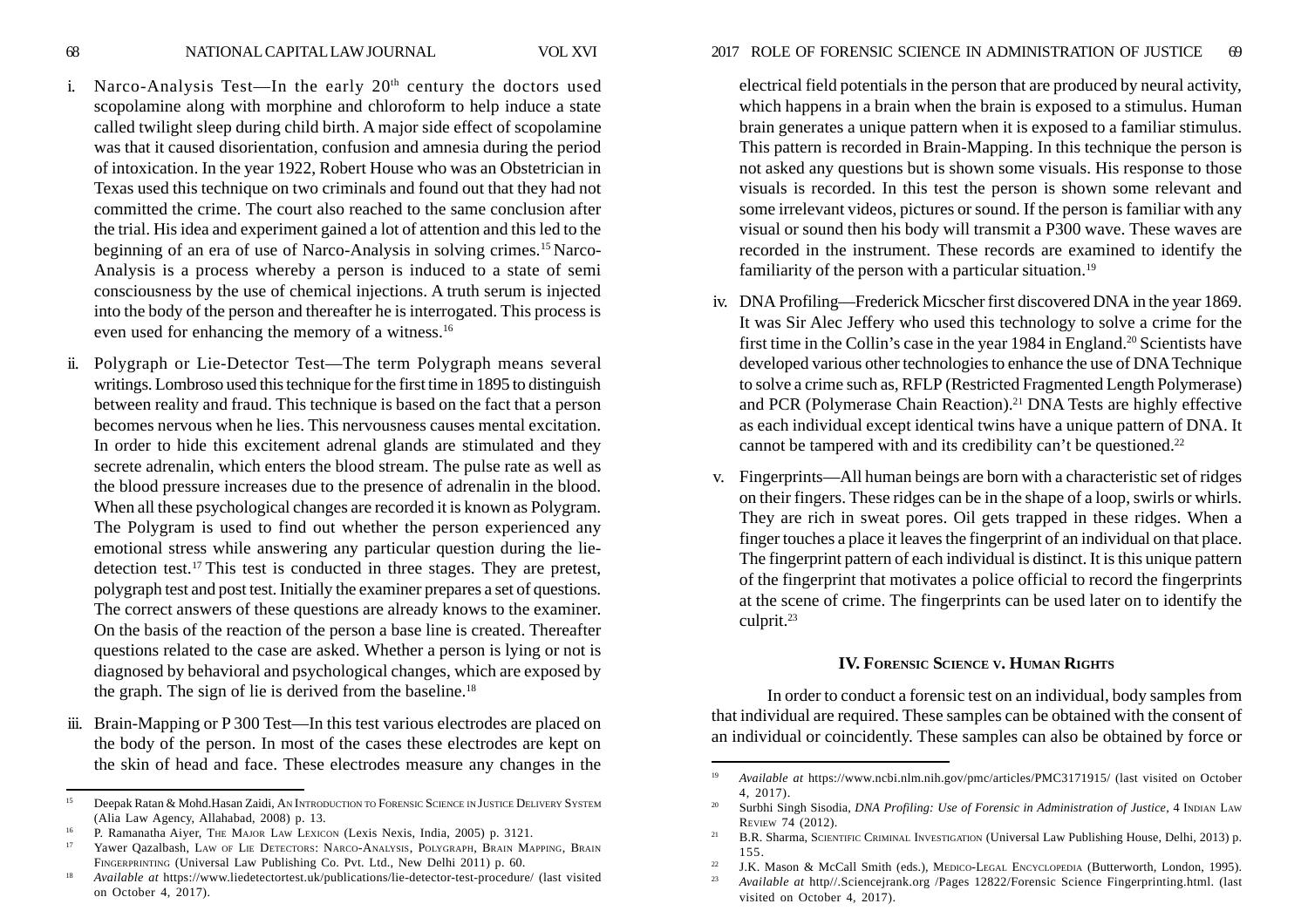i. Narco-Analysis Test—In the early 20th century the doctors used scopolamine along with morphine and chloroform to help induce a state called twilight sleep during child birth. A major side effect of scopolamine was that it caused disorientation, confusion and amnesia during the period of intoxication. In the year 1922, Robert House who was an Obstetrician in Texas used this technique on two criminals and found out that they had not committed the crime. The court also reached to the same conclusion after the trial. His idea and experiment gained a lot of attention and this led to the beginning of an era of use of Narco-Analysis in solving crimes.[15] Narco-Analysis is a process whereby a person is induced to a state of semi consciousness by the use of chemical injections. A truth serum is injected into the body of the person and thereafter he is interrogated. This process is even used for enhancing the memory of a witness.[16]

ii. Polygraph or Lie-Detector Test—The term Polygraph means several writings. Lombroso used this technique for the first time in 1895 to distinguish between reality and fraud. This technique is based on the fact that a person becomes nervous when he lies. This nervousness causes mental excitation. In order to hide this excitement adrenal glands are stimulated and they secrete adrenalin, which enters the blood stream. The pulse rate as well as the blood pressure increases due to the presence of adrenalin in the blood. When all these psychological changes are recorded it is known as Polygram. The Polygram is used to find out whether the person experienced any emotional stress while answering any particular question during the lie-detection test.[17] This test is conducted in three stages. They are pretest, polygraph test and post test. Initially the examiner prepares a set of questions. The correct answers of these questions are already knows to the examiner. On the basis of the reaction of the person a base line is created. Thereafter questions related to the case are asked. Whether a person is lying or not is diagnosed by behavioral and psychological changes, which are exposed by the graph. The sign of lie is derived from the baseline.[18]

iii. Brain-Mapping or P 300 Test—In this test various electrodes are placed on the body of the person. In most of the cases these electrodes are kept on the skin of head and face. These electrodes measure any changes in the electrical field potentials in the person that are produced by neural activity, which happens in a brain when the brain is exposed to a stimulus. Human brain generates a unique pattern when it is exposed to a familiar stimulus. This pattern is recorded in Brain-Mapping. In this technique the person is not asked any questions but is shown some visuals. His response to those visuals is recorded. In this test the person is shown some relevant and some irrelevant videos, pictures or sound. If the person is familiar with any visual or sound then his body will transmit a P300 wave. These waves are recorded in the instrument. These records are examined to identify the familiarity of the person with a particular situation.[19]

iv. DNA Profiling—Frederick Micscher first discovered DNA in the year 1869. It was Sir Alec Jeffery who used this technology to solve a crime for the first time in the Collin's case in the year 1984 in England.[20] Scientists have developed various other technologies to enhance the use of DNA Technique to solve a crime such as, RFLP (Restricted Fragmented Length Polymerase) and PCR (Polymerase Chain Reaction).[21] DNA Tests are highly effective as each individual except identical twins have a unique pattern of DNA. It cannot be tampered with and its credibility can't be questioned.[22]

v. Fingerprints—All human beings are born with a characteristic set of ridges on their fingers. These ridges can be in the shape of a loop, swirls or whirls. They are rich in sweat pores. Oil gets trapped in these ridges. When a finger touches a place it leaves the fingerprint of an individual on that place. The fingerprint pattern of each individual is distinct. It is this unique pattern of the fingerprint that motivates a police official to record the fingerprints at the scene of crime. The fingerprints can be used later on to identify the culprit.[23]

## IV. Forensic Science v. Human Rights

In order to conduct a forensic test on an individual, body samples from that individual are required. These samples can be obtained with the consent of an individual or coincidently. These samples can also be obtained by force or

---

15 Deepak Ratan & Mohd.Hasan Zaidi, An Introduction to Forensic Science in Justice Delivery System (Alia Law Agency, Allahabad, 2008) p. 13.

16 P. Ramanatha Aiyer, The Major Law Lexicon (Lexis Nexis, India, 2005) p. 3121.

17 Yawer Qazalbash, Law of Lie Detectors: Narco-Analysis, Polygraph, Brain Mapping, Brain Fingerprinting (Universal Law Publishing Co. Pvt. Ltd., New Delhi 2011) p. 60.

18 *Available at* https://www.liedetectortest.uk/publications/lie-detector-test-procedure/ (last visited on October 4, 2017).

19 *Available at* https://www.ncbi.nlm.nih.gov/pmc/articles/PMC3171915/ (last visited on October 4, 2017).

20 Surbhi Singh Sisodia, *DNA Profiling: Use of Forensic in Administration of Justice*, 4 Indian Law Review 74 (2012).

21 B.R. Sharma, Scientific Criminal Investigation (Universal Law Publishing House, Delhi, 2013) p. 155.

22 J.K. Mason & McCall Smith (eds.), Medico-Legal Encyclopedia (Butterworth, London, 1995).

23 *Available at* http//.Sciencejrank.org /Pages 12822/Forensic Science Fingerprinting.html. (last visited on October 4, 2017).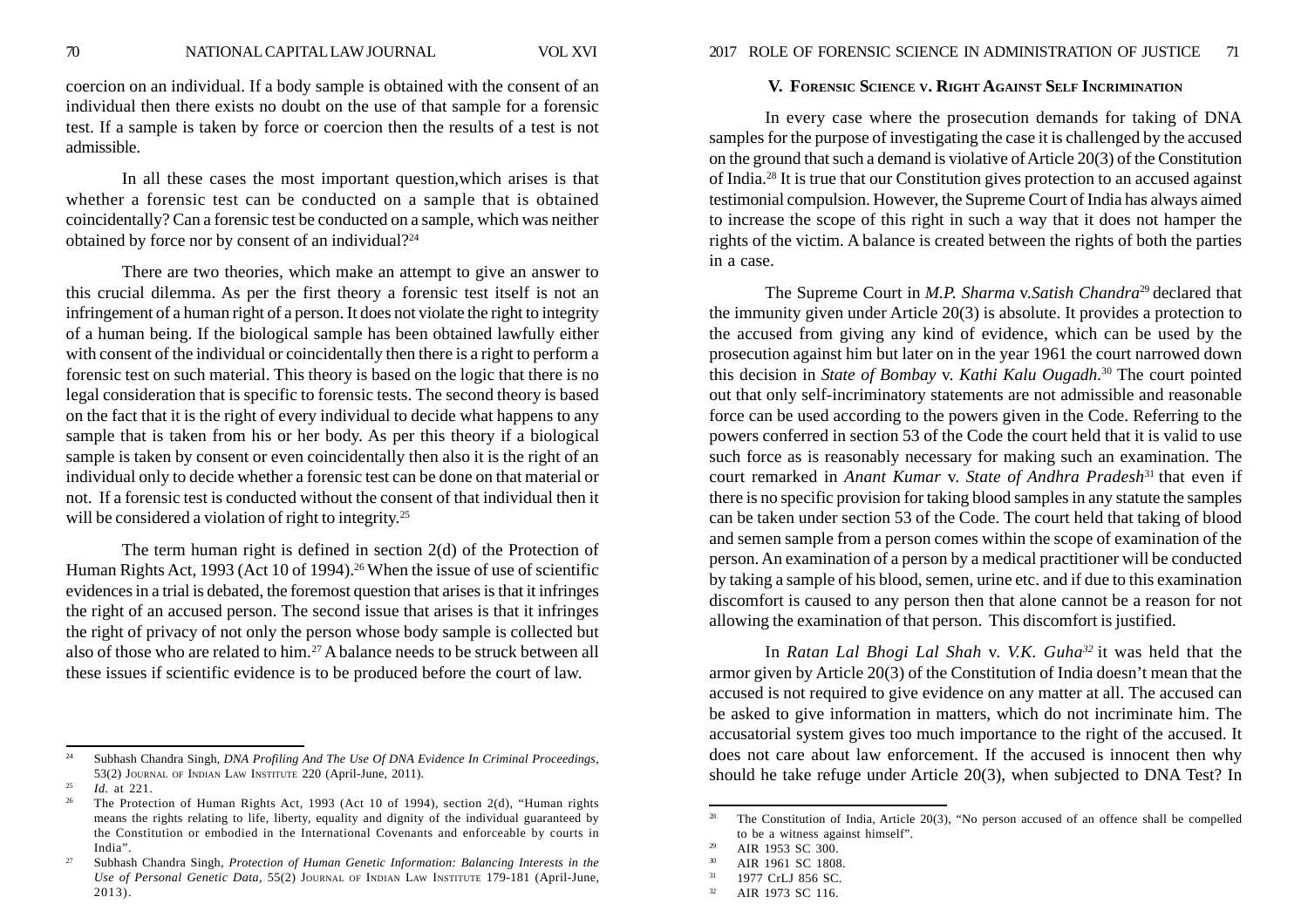coercion on an individual. If a body sample is obtained with the consent of an individual then there exists no doubt on the use of that sample for a forensic test. If a sample is taken by force or coercion then the results of a test is not admissible.

In all these cases the most important question,which arises is that whether a forensic test can be conducted on a sample that is obtained coincidentally? Can a forensic test be conducted on a sample, which was neither obtained by force nor by consent of an individual?[24]

There are two theories, which make an attempt to give an answer to this crucial dilemma. As per the first theory a forensic test itself is not an infringement of a human right of a person. It does not violate the right to integrity of a human being. If the biological sample has been obtained lawfully either with consent of the individual or coincidentally then there is a right to perform a forensic test on such material. This theory is based on the logic that there is no legal consideration that is specific to forensic tests. The second theory is based on the fact that it is the right of every individual to decide what happens to any sample that is taken from his or her body. As per this theory if a biological sample is taken by consent or even coincidentally then also it is the right of an individual only to decide whether a forensic test can be done on that material or not. If a forensic test is conducted without the consent of that individual then it will be considered a violation of right to integrity.[25]

The term human right is defined in section 2(d) of the Protection of Human Rights Act, 1993 (Act 10 of 1994).[26] When the issue of use of scientific evidences in a trial is debated, the foremost question that arises is that it infringes the right of an accused person. The second issue that arises is that it infringes the right of privacy of not only the person whose body sample is collected but also of those who are related to him.[27] A balance needs to be struck between all these issues if scientific evidence is to be produced before the court of law.

[24] Subhash Chandra Singh, *DNA Profiling And The Use Of DNA Evidence In Criminal Proceedings*, 53(2) Journal of Indian Law Institute 220 (April-June, 2011).

[25] *Id.* at 221.

[26] The Protection of Human Rights Act, 1993 (Act 10 of 1994), section 2(d), "Human rights means the rights relating to life, liberty, equality and dignity of the individual guaranteed by the Constitution or embodied in the International Covenants and enforceable by courts in India".

[27] Subhash Chandra Singh, *Protection of Human Genetic Information: Balancing Interests in the Use of Personal Genetic Data*, 55(2) Journal of Indian Law Institute 179-181 (April-June, 2013).

## V. Forensic Science v. Right Against Self Incrimination

In every case where the prosecution demands for taking of DNA samples for the purpose of investigating the case it is challenged by the accused on the ground that such a demand is violative of Article 20(3) of the Constitution of India.[28] It is true that our Constitution gives protection to an accused against testimonial compulsion. However, the Supreme Court of India has always aimed to increase the scope of this right in such a way that it does not hamper the rights of the victim. A balance is created between the rights of both the parties in a case.

The Supreme Court in *M.P. Sharma* v.*Satish Chandra*[29] declared that the immunity given under Article 20(3) is absolute. It provides a protection to the accused from giving any kind of evidence, which can be used by the prosecution against him but later on in the year 1961 the court narrowed down this decision in *State of Bombay* v. *Kathi Kalu Ougadh.*[30] The court pointed out that only self-incriminatory statements are not admissible and reasonable force can be used according to the powers given in the Code. Referring to the powers conferred in section 53 of the Code the court held that it is valid to use such force as is reasonably necessary for making such an examination. The court remarked in *Anant Kumar* v. *State of Andhra Pradesh*[31] that even if there is no specific provision for taking blood samples in any statute the samples can be taken under section 53 of the Code. The court held that taking of blood and semen sample from a person comes within the scope of examination of the person. An examination of a person by a medical practitioner will be conducted by taking a sample of his blood, semen, urine etc. and if due to this examination discomfort is caused to any person then that alone cannot be a reason for not allowing the examination of that person. This discomfort is justified.

In *Ratan Lal Bhogi Lal Shah* v. *V.K. Guha*[32] it was held that the armor given by Article 20(3) of the Constitution of India doesn't mean that the accused is not required to give evidence on any matter at all. The accused can be asked to give information in matters, which do not incriminate him. The accusatorial system gives too much importance to the right of the accused. It does not care about law enforcement. If the accused is innocent then why should he take refuge under Article 20(3), when subjected to DNA Test? In

[28] The Constitution of India, Article 20(3), "No person accused of an offence shall be compelled to be a witness against himself".

[29] AIR 1953 SC 300.

[30] AIR 1961 SC 1808.

[31] 1977 CrLJ 856 SC.

[32] AIR 1973 SC 116.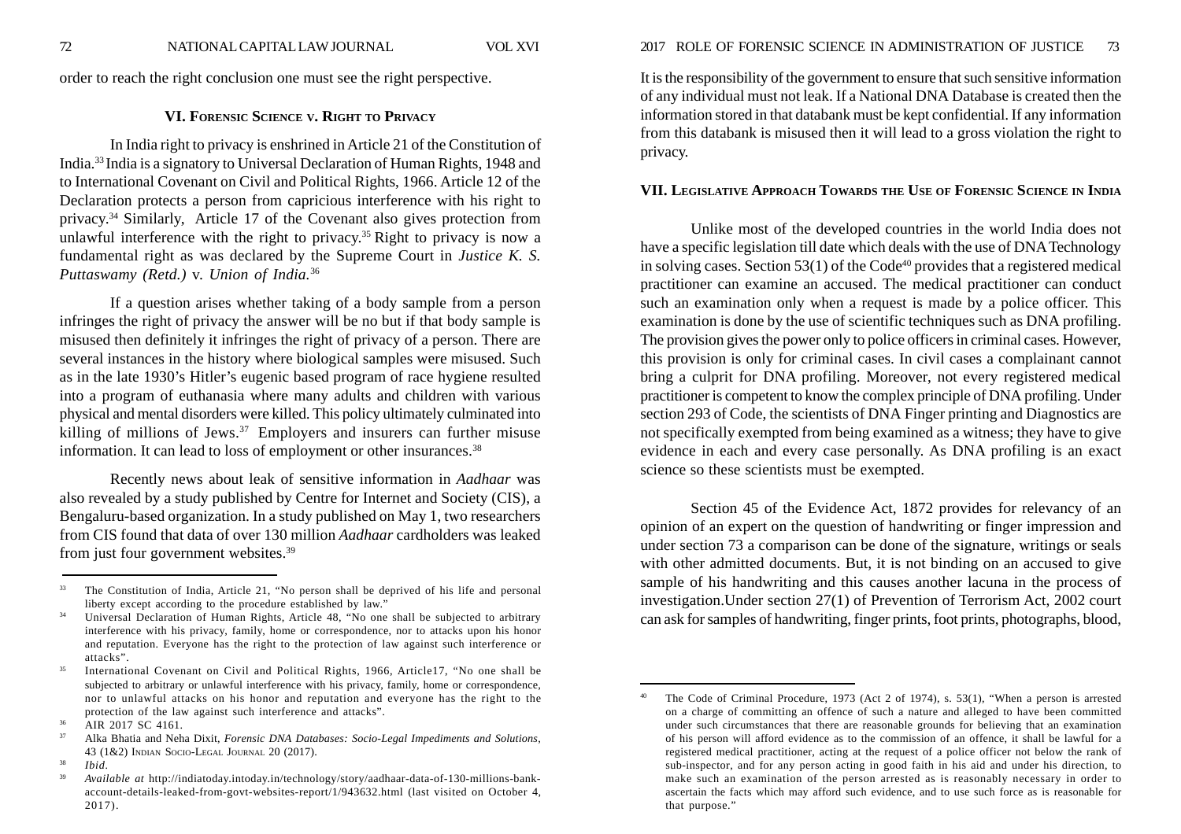order to reach the right conclusion one must see the right perspective.

## VI. Forensic Science v. Right to Privacy

In India right to privacy is enshrined in Article 21 of the Constitution of India.[33] India is a signatory to Universal Declaration of Human Rights, 1948 and to International Covenant on Civil and Political Rights, 1966. Article 12 of the Declaration protects a person from capricious interference with his right to privacy.[34] Similarly, Article 17 of the Covenant also gives protection from unlawful interference with the right to privacy.[35] Right to privacy is now a fundamental right as was declared by the Supreme Court in *Justice K. S. Puttaswamy (Retd.)* v. *Union of India.*[36]

If a question arises whether taking of a body sample from a person infringes the right of privacy the answer will be no but if that body sample is misused then definitely it infringes the right of privacy of a person. There are several instances in the history where biological samples were misused. Such as in the late 1930's Hitler's eugenic based program of race hygiene resulted into a program of euthanasia where many adults and children with various physical and mental disorders were killed. This policy ultimately culminated into killing of millions of Jews.[37] Employers and insurers can further misuse information. It can lead to loss of employment or other insurances.[38]

Recently news about leak of sensitive information in *Aadhaar* was also revealed by a study published by Centre for Internet and Society (CIS), a Bengaluru-based organization. In a study published on May 1, two researchers from CIS found that data of over 130 million *Aadhaar* cardholders was leaked from just four government websites.[39]

---

[33] The Constitution of India, Article 21, "No person shall be deprived of his life and personal liberty except according to the procedure established by law."

[34] Universal Declaration of Human Rights, Article 48, "No one shall be subjected to arbitrary interference with his privacy, family, home or correspondence, nor to attacks upon his honor and reputation. Everyone has the right to the protection of law against such interference or attacks".

[35] International Covenant on Civil and Political Rights, 1966, Article17, "No one shall be subjected to arbitrary or unlawful interference with his privacy, family, home or correspondence, nor to unlawful attacks on his honor and reputation and everyone has the right to the protection of the law against such interference and attacks".

[36] AIR 2017 SC 4161.

[37] Alka Bhatia and Neha Dixit, *Forensic DNA Databases: Socio-Legal Impediments and Solutions*, 43 (1&2) Indian Socio-Legal Journal 20 (2017).

[38] *Ibid*.

[39] *Available at* http://indiatoday.intoday.in/technology/story/aadhaar-data-of-130-millions-bank-account-details-leaked-from-govt-websites-report/1/943632.html (last visited on October 4, 2017).

It is the responsibility of the government to ensure that such sensitive information of any individual must not leak. If a National DNA Database is created then the information stored in that databank must be kept confidential. If any information from this databank is misused then it will lead to a gross violation the right to privacy.

## VII. Legislative Approach Towards the Use of Forensic Science in India

Unlike most of the developed countries in the world India does not have a specific legislation till date which deals with the use of DNA Technology in solving cases. Section 53(1) of the Code[40] provides that a registered medical practitioner can examine an accused. The medical practitioner can conduct such an examination only when a request is made by a police officer. This examination is done by the use of scientific techniques such as DNA profiling. The provision gives the power only to police officers in criminal cases. However, this provision is only for criminal cases. In civil cases a complainant cannot bring a culprit for DNA profiling. Moreover, not every registered medical practitioner is competent to know the complex principle of DNA profiling. Under section 293 of Code, the scientists of DNA Finger printing and Diagnostics are not specifically exempted from being examined as a witness; they have to give evidence in each and every case personally. As DNA profiling is an exact science so these scientists must be exempted.

Section 45 of the Evidence Act, 1872 provides for relevancy of an opinion of an expert on the question of handwriting or finger impression and under section 73 a comparison can be done of the signature, writings or seals with other admitted documents. But, it is not binding on an accused to give sample of his handwriting and this causes another lacuna in the process of investigation.Under section 27(1) of Prevention of Terrorism Act, 2002 court can ask for samples of handwriting, finger prints, foot prints, photographs, blood,

---

[40] The Code of Criminal Procedure, 1973 (Act 2 of 1974), s. 53(1), "When a person is arrested on a charge of committing an offence of such a nature and alleged to have been committed under such circumstances that there are reasonable grounds for believing that an examination of his person will afford evidence as to the commission of an offence, it shall be lawful for a registered medical practitioner, acting at the request of a police officer not below the rank of sub-inspector, and for any person acting in good faith in his aid and under his direction, to make such an examination of the person arrested as is reasonably necessary in order to ascertain the facts which may afford such evidence, and to use such force as is reasonable for that purpose."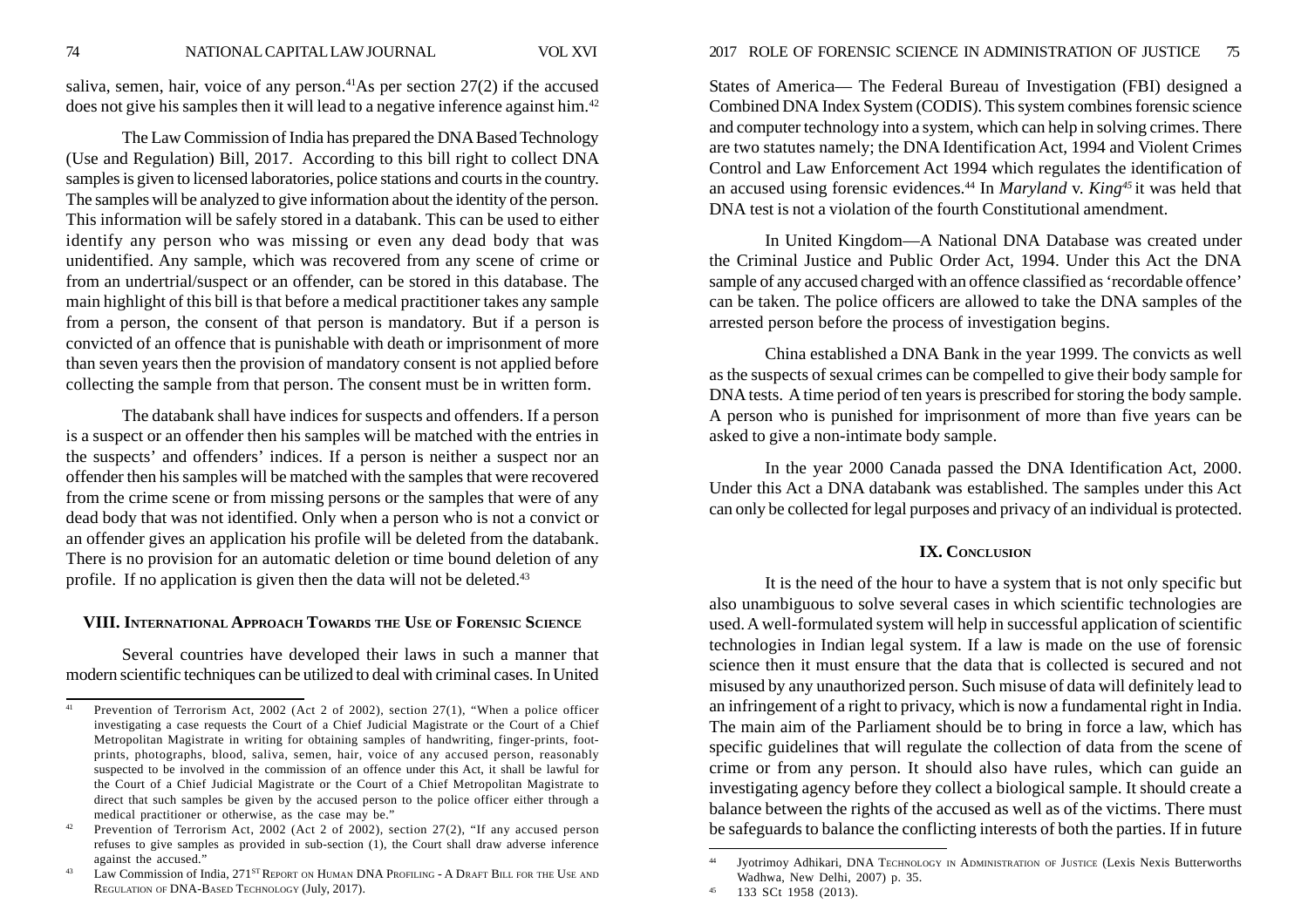saliva, semen, hair, voice of any person.[41] As per section 27(2) if the accused does not give his samples then it will lead to a negative inference against him.[42]

The Law Commission of India has prepared the DNA Based Technology (Use and Regulation) Bill, 2017. According to this bill right to collect DNA samples is given to licensed laboratories, police stations and courts in the country. The samples will be analyzed to give information about the identity of the person. This information will be safely stored in a databank. This can be used to either identify any person who was missing or even any dead body that was unidentified. Any sample, which was recovered from any scene of crime or from an undertrial/suspect or an offender, can be stored in this database. The main highlight of this bill is that before a medical practitioner takes any sample from a person, the consent of that person is mandatory. But if a person is convicted of an offence that is punishable with death or imprisonment of more than seven years then the provision of mandatory consent is not applied before collecting the sample from that person. The consent must be in written form.

The databank shall have indices for suspects and offenders. If a person is a suspect or an offender then his samples will be matched with the entries in the suspects' and offenders' indices. If a person is neither a suspect nor an offender then his samples will be matched with the samples that were recovered from the crime scene or from missing persons or the samples that were of any dead body that was not identified. Only when a person who is not a convict or an offender gives an application his profile will be deleted from the databank. There is no provision for an automatic deletion or time bound deletion of any profile. If no application is given then the data will not be deleted.[43]

## VIII. International Approach Towards the Use of Forensic Science

Several countries have developed their laws in such a manner that modern scientific techniques can be utilized to deal with criminal cases. In United States of America— The Federal Bureau of Investigation (FBI) designed a Combined DNA Index System (CODIS). This system combines forensic science and computer technology into a system, which can help in solving crimes. There are two statutes namely; the DNA Identification Act, 1994 and Violent Crimes Control and Law Enforcement Act 1994 which regulates the identification of an accused using forensic evidences.[44] In *Maryland* v. *King*[45] it was held that DNA test is not a violation of the fourth Constitutional amendment.

In United Kingdom—A National DNA Database was created under the Criminal Justice and Public Order Act, 1994. Under this Act the DNA sample of any accused charged with an offence classified as 'recordable offence' can be taken. The police officers are allowed to take the DNA samples of the arrested person before the process of investigation begins.

China established a DNA Bank in the year 1999. The convicts as well as the suspects of sexual crimes can be compelled to give their body sample for DNA tests. A time period of ten years is prescribed for storing the body sample. A person who is punished for imprisonment of more than five years can be asked to give a non-intimate body sample.

In the year 2000 Canada passed the DNA Identification Act, 2000. Under this Act a DNA databank was established. The samples under this Act can only be collected for legal purposes and privacy of an individual is protected.

## IX. Conclusion

It is the need of the hour to have a system that is not only specific but also unambiguous to solve several cases in which scientific technologies are used. A well-formulated system will help in successful application of scientific technologies in Indian legal system. If a law is made on the use of forensic science then it must ensure that the data that is collected is secured and not misused by any unauthorized person. Such misuse of data will definitely lead to an infringement of a right to privacy, which is now a fundamental right in India. The main aim of the Parliament should be to bring in force a law, which has specific guidelines that will regulate the collection of data from the scene of crime or from any person. It should also have rules, which can guide an investigating agency before they collect a biological sample. It should create a balance between the rights of the accused as well as of the victims. There must be safeguards to balance the conflicting interests of both the parties. If in future

---

[41] Prevention of Terrorism Act, 2002 (Act 2 of 2002), section 27(1), "When a police officer investigating a case requests the Court of a Chief Judicial Magistrate or the Court of a Chief Metropolitan Magistrate in writing for obtaining samples of handwriting, finger-prints, foot-prints, photographs, blood, saliva, semen, hair, voice of any accused person, reasonably suspected to be involved in the commission of an offence under this Act, it shall be lawful for the Court of a Chief Judicial Magistrate or the Court of a Chief Metropolitan Magistrate to direct that such samples be given by the accused person to the police officer either through a medical practitioner or otherwise, as the case may be."

[42] Prevention of Terrorism Act, 2002 (Act 2 of 2002), section 27(2), "If any accused person refuses to give samples as provided in sub-section (1), the Court shall draw adverse inference against the accused."

[43] Law Commission of India, 271st Report on Human DNA Profiling - A Draft Bill for the Use and Regulation of DNA-Based Technology (July, 2017).

[44] Jyotrimoy Adhikari, DNA Technology in Administration of Justice (Lexis Nexis Butterworths Wadhwa, New Delhi, 2007) p. 35.

[45] 133 SCt 1958 (2013).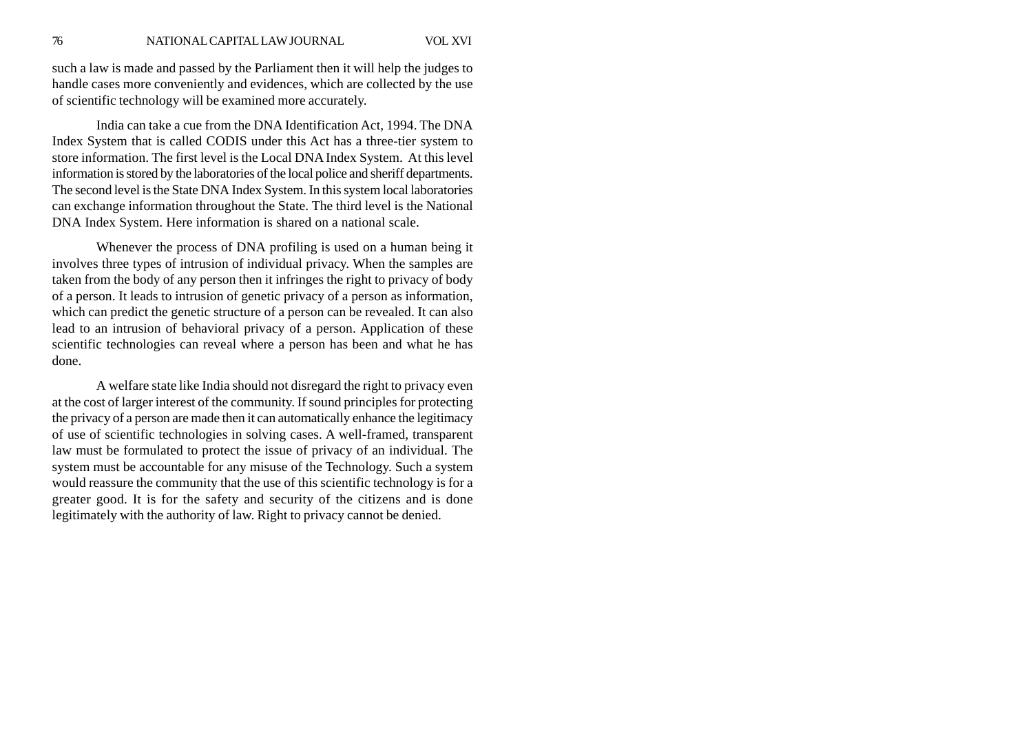such a law is made and passed by the Parliament then it will help the judges to handle cases more conveniently and evidences, which are collected by the use of scientific technology will be examined more accurately.

India can take a cue from the DNA Identification Act, 1994. The DNA Index System that is called CODIS under this Act has a three-tier system to store information. The first level is the Local DNA Index System. At this level information is stored by the laboratories of the local police and sheriff departments. The second level is the State DNA Index System. In this system local laboratories can exchange information throughout the State. The third level is the National DNA Index System. Here information is shared on a national scale.

Whenever the process of DNA profiling is used on a human being it involves three types of intrusion of individual privacy. When the samples are taken from the body of any person then it infringes the right to privacy of body of a person. It leads to intrusion of genetic privacy of a person as information, which can predict the genetic structure of a person can be revealed. It can also lead to an intrusion of behavioral privacy of a person. Application of these scientific technologies can reveal where a person has been and what he has done.

A welfare state like India should not disregard the right to privacy even at the cost of larger interest of the community. If sound principles for protecting the privacy of a person are made then it can automatically enhance the legitimacy of use of scientific technologies in solving cases. A well-framed, transparent law must be formulated to protect the issue of privacy of an individual. The system must be accountable for any misuse of the Technology. Such a system would reassure the community that the use of this scientific technology is for a greater good. It is for the safety and security of the citizens and is done legitimately with the authority of law. Right to privacy cannot be denied.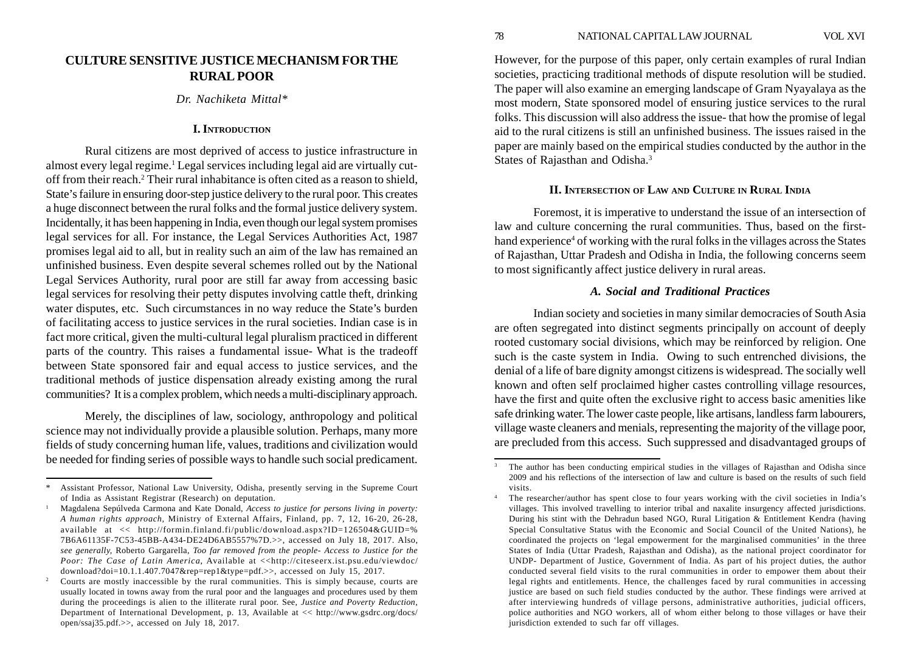# CULTURE SENSITIVE JUSTICE MECHANISM FOR THE RURAL POOR

*Dr. Nachiketa Mittal\**

## I. INTRODUCTION

Rural citizens are most deprived of access to justice infrastructure in almost every legal regime.[1] Legal services including legal aid are virtually cut-off from their reach.[2] Their rural inhabitance is often cited as a reason to shield, State's failure in ensuring door-step justice delivery to the rural poor. This creates a huge disconnect between the rural folks and the formal justice delivery system. Incidentally, it has been happening in India, even though our legal system promises legal services for all. For instance, the Legal Services Authorities Act, 1987 promises legal aid to all, but in reality such an aim of the law has remained an unfinished business. Even despite several schemes rolled out by the National Legal Services Authority, rural poor are still far away from accessing basic legal services for resolving their petty disputes involving cattle theft, drinking water disputes, etc. Such circumstances in no way reduce the State's burden of facilitating access to justice services in the rural societies. Indian case is in fact more critical, given the multi-cultural legal pluralism practiced in different parts of the country. This raises a fundamental issue- What is the tradeoff between State sponsored fair and equal access to justice services, and the traditional methods of justice dispensation already existing among the rural communities? It is a complex problem, which needs a multi-disciplinary approach.

Merely, the disciplines of law, sociology, anthropology and political science may not individually provide a plausible solution. Perhaps, many more fields of study concerning human life, values, traditions and civilization would be needed for finding series of possible ways to handle such social predicament. However, for the purpose of this paper, only certain examples of rural Indian societies, practicing traditional methods of dispute resolution will be studied. The paper will also examine an emerging landscape of Gram Nyayalaya as the most modern, State sponsored model of ensuring justice services to the rural folks. This discussion will also address the issue- that how the promise of legal aid to the rural citizens is still an unfinished business. The issues raised in the paper are mainly based on the empirical studies conducted by the author in the States of Rajasthan and Odisha.[3]

## II. INTERSECTION OF LAW AND CULTURE IN RURAL INDIA

Foremost, it is imperative to understand the issue of an intersection of law and culture concerning the rural communities. Thus, based on the first-hand experience[4] of working with the rural folks in the villages across the States of Rajasthan, Uttar Pradesh and Odisha in India, the following concerns seem to most significantly affect justice delivery in rural areas.

### *A. Social and Traditional Practices*

Indian society and societies in many similar democracies of South Asia are often segregated into distinct segments principally on account of deeply rooted customary social divisions, which may be reinforced by religion. One such is the caste system in India. Owing to such entrenched divisions, the denial of a life of bare dignity amongst citizens is widespread. The socially well known and often self proclaimed higher castes controlling village resources, have the first and quite often the exclusive right to access basic amenities like safe drinking water. The lower caste people, like artisans, landless farm labourers, village waste cleaners and menials, representing the majority of the village poor, are precluded from this access. Such suppressed and disadvantaged groups of

---

\* Assistant Professor, National Law University, Odisha, presently serving in the Supreme Court of India as Assistant Registrar (Research) on deputation.

[1] Magdalena Sepúlveda Carmona and Kate Donald, *Access to justice for persons living in poverty: A human rights approach*, Ministry of External Affairs, Finland, pp. 7, 12, 16-20, 26-28, available at << http://formin.finland.fi/public/download.aspx?ID=126504&GUID=%7B6A61135F-7C53-45BB-A434-DE24D6AB5557%7D.>>, accessed on July 18, 2017. Also, *see generally*, Roberto Gargarella, *Too far removed from the people- Access to Justice for the Poor: The Case of Latin America*, Available at <<http://citeseerx.ist.psu.edu/viewdoc/download?doi=10.1.1.407.7047&rep=rep1&type=pdf.>>, accessed on July 15, 2017.

[2] Courts are mostly inaccessible by the rural communities. This is simply because, courts are usually located in towns away from the rural poor and the languages and procedures used by them during the proceedings is alien to the illiterate rural poor. See, *Justice and Poverty Reduction*, Department of International Development, p. 13, Available at << http://www.gsdrc.org/docs/open/ssaj35.pdf.>>, accessed on July 18, 2017.

[3] The author has been conducting empirical studies in the villages of Rajasthan and Odisha since 2009 and his reflections of the intersection of law and culture is based on the results of such field visits.

[4] The researcher/author has spent close to four years working with the civil societies in India's villages. This involved travelling to interior tribal and naxalite insurgency affected jurisdictions. During his stint with the Dehradun based NGO, Rural Litigation & Entitlement Kendra (having Special Consultative Status with the Economic and Social Council of the United Nations), he coordinated the projects on 'legal empowerment for the marginalised communities' in the three States of India (Uttar Pradesh, Rajasthan and Odisha), as the national project coordinator for UNDP- Department of Justice, Government of India. As part of his project duties, the author conducted several field visits to the rural communities in order to empower them about their legal rights and entitlements. Hence, the challenges faced by rural communities in accessing justice are based on such field studies conducted by the author. These findings were arrived at after interviewing hundreds of village persons, administrative authorities, judicial officers, police authorities and NGO workers, all of whom either belong to those villages or have their jurisdiction extended to such far off villages.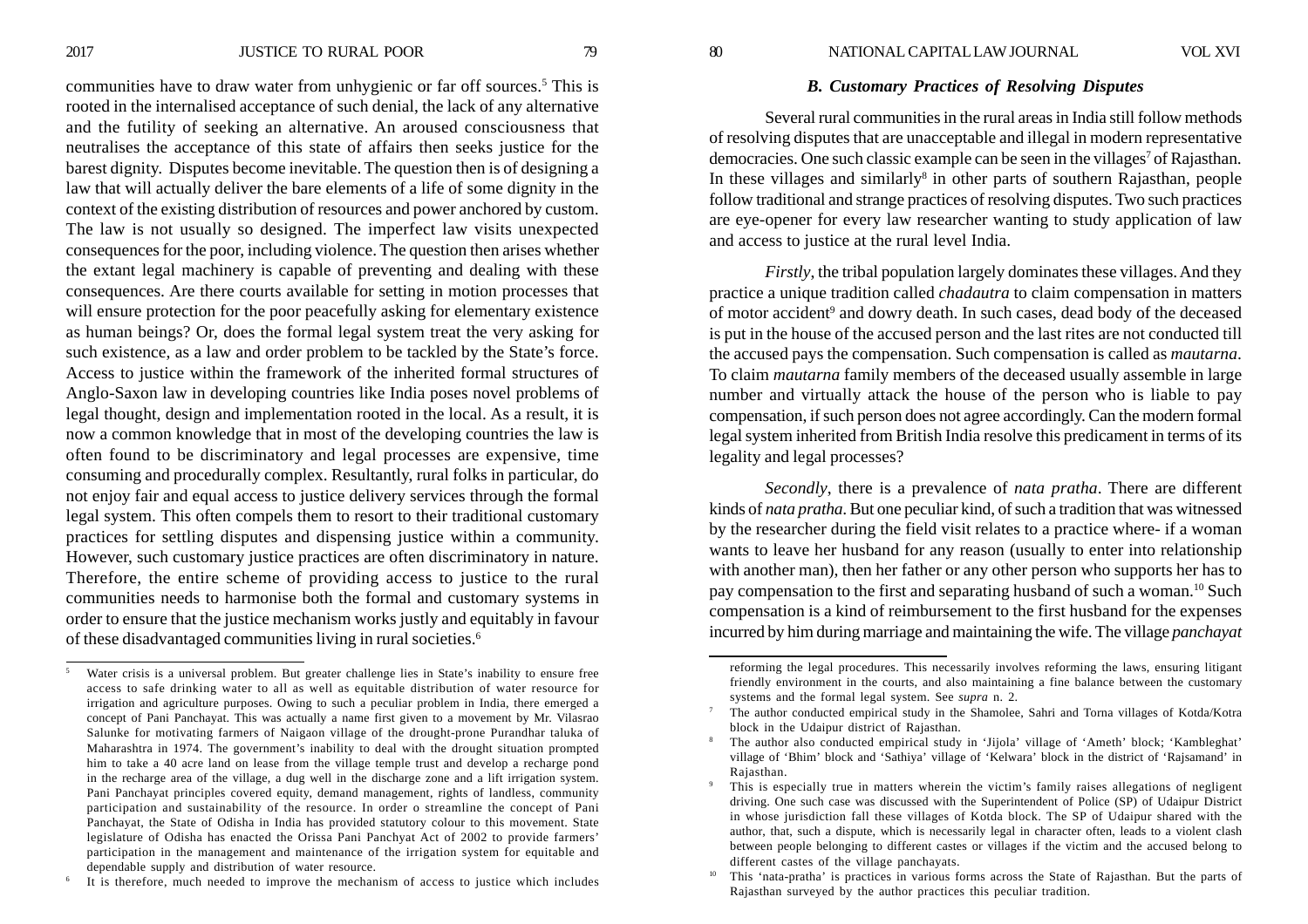communities have to draw water from unhygienic or far off sources.[5] This is rooted in the internalised acceptance of such denial, the lack of any alternative and the futility of seeking an alternative. An aroused consciousness that neutralises the acceptance of this state of affairs then seeks justice for the barest dignity. Disputes become inevitable. The question then is of designing a law that will actually deliver the bare elements of a life of some dignity in the context of the existing distribution of resources and power anchored by custom. The law is not usually so designed. The imperfect law visits unexpected consequences for the poor, including violence. The question then arises whether the extant legal machinery is capable of preventing and dealing with these consequences. Are there courts available for setting in motion processes that will ensure protection for the poor peacefully asking for elementary existence as human beings? Or, does the formal legal system treat the very asking for such existence, as a law and order problem to be tackled by the State's force. Access to justice within the framework of the inherited formal structures of Anglo-Saxon law in developing countries like India poses novel problems of legal thought, design and implementation rooted in the local. As a result, it is now a common knowledge that in most of the developing countries the law is often found to be discriminatory and legal processes are expensive, time consuming and procedurally complex. Resultantly, rural folks in particular, do not enjoy fair and equal access to justice delivery services through the formal legal system. This often compels them to resort to their traditional customary practices for settling disputes and dispensing justice within a community. However, such customary justice practices are often discriminatory in nature. Therefore, the entire scheme of providing access to justice to the rural communities needs to harmonise both the formal and customary systems in order to ensure that the justice mechanism works justly and equitably in favour of these disadvantaged communities living in rural societies.[6]

### *B. Customary Practices of Resolving Disputes*

Several rural communities in the rural areas in India still follow methods of resolving disputes that are unacceptable and illegal in modern representative democracies. One such classic example can be seen in the villages[7] of Rajasthan. In these villages and similarly[8] in other parts of southern Rajasthan, people follow traditional and strange practices of resolving disputes. Two such practices are eye-opener for every law researcher wanting to study application of law and access to justice at the rural level India.

*Firstly*, the tribal population largely dominates these villages. And they practice a unique tradition called *chadautra* to claim compensation in matters of motor accident[9] and dowry death. In such cases, dead body of the deceased is put in the house of the accused person and the last rites are not conducted till the accused pays the compensation. Such compensation is called as *mautarna*. To claim *mautarna* family members of the deceased usually assemble in large number and virtually attack the house of the person who is liable to pay compensation, if such person does not agree accordingly. Can the modern formal legal system inherited from British India resolve this predicament in terms of its legality and legal processes?

*Secondly*, there is a prevalence of *nata pratha*. There are different kinds of *nata pratha*. But one peculiar kind, of such a tradition that was witnessed by the researcher during the field visit relates to a practice where- if a woman wants to leave her husband for any reason (usually to enter into relationship with another man), then her father or any other person who supports her has to pay compensation to the first and separating husband of such a woman.[10] Such compensation is a kind of reimbursement to the first husband for the expenses incurred by him during marriage and maintaining the wife. The village *panchayat*

---

[5] Water crisis is a universal problem. But greater challenge lies in State's inability to ensure free access to safe drinking water to all as well as equitable distribution of water resource for irrigation and agriculture purposes. Owing to such a peculiar problem in India, there emerged a concept of Pani Panchayat. This was actually a name first given to a movement by Mr. Vilasrao Salunke for motivating farmers of Naigaon village of the drought-prone Purandhar taluka of Maharashtra in 1974. The government's inability to deal with the drought situation prompted him to take a 40 acre land on lease from the village temple trust and develop a recharge pond in the recharge area of the village, a dug well in the discharge zone and a lift irrigation system. Pani Panchayat principles covered equity, demand management, rights of landless, community participation and sustainability of the resource. In order o streamline the concept of Pani Panchayat, the State of Odisha in India has provided statutory colour to this movement. State legislature of Odisha has enacted the Orissa Pani Panchyat Act of 2002 to provide farmers' participation in the management and maintenance of the irrigation system for equitable and dependable supply and distribution of water resource.

[6] It is therefore, much needed to improve the mechanism of access to justice which includes reforming the legal procedures. This necessarily involves reforming the laws, ensuring litigant friendly environment in the courts, and also maintaining a fine balance between the customary systems and the formal legal system. See *supra* n. 2.

[7] The author conducted empirical study in the Shamolee, Sahri and Torna villages of Kotda/Kotra block in the Udaipur district of Rajasthan.

[8] The author also conducted empirical study in 'Jijola' village of 'Ameth' block; 'Kambleghat' village of 'Bhim' block and 'Sathiya' village of 'Kelwara' block in the district of 'Rajsamand' in Rajasthan.

[9] This is especially true in matters wherein the victim's family raises allegations of negligent driving. One such case was discussed with the Superintendent of Police (SP) of Udaipur District in whose jurisdiction fall these villages of Kotda block. The SP of Udaipur shared with the author, that, such a dispute, which is necessarily legal in character often, leads to a violent clash between people belonging to different castes or villages if the victim and the accused belong to different castes of the village panchayats.

[10] This 'nata-pratha' is practices in various forms across the State of Rajasthan. But the parts of Rajasthan surveyed by the author practices this peculiar tradition.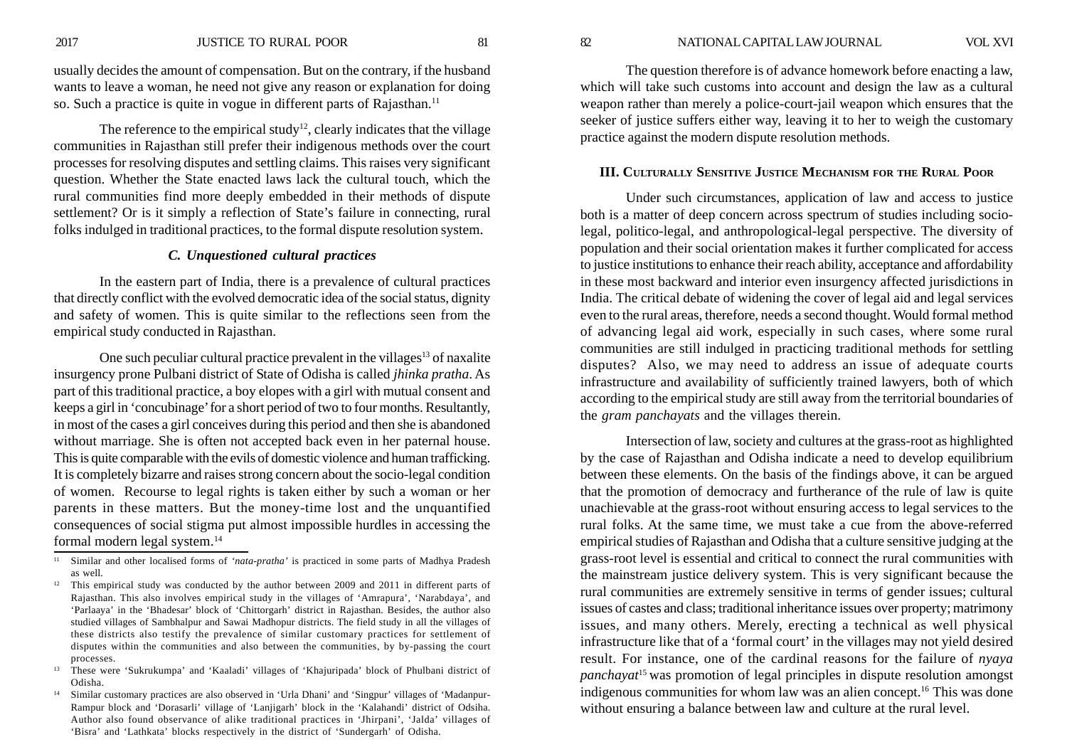usually decides the amount of compensation. But on the contrary, if the husband wants to leave a woman, he need not give any reason or explanation for doing so. Such a practice is quite in vogue in different parts of Rajasthan.[11]

The reference to the empirical study[12], clearly indicates that the village communities in Rajasthan still prefer their indigenous methods over the court processes for resolving disputes and settling claims. This raises very significant question. Whether the State enacted laws lack the cultural touch, which the rural communities find more deeply embedded in their methods of dispute settlement? Or is it simply a reflection of State's failure in connecting, rural folks indulged in traditional practices, to the formal dispute resolution system.

### *C. Unquestioned cultural practices*

In the eastern part of India, there is a prevalence of cultural practices that directly conflict with the evolved democratic idea of the social status, dignity and safety of women. This is quite similar to the reflections seen from the empirical study conducted in Rajasthan.

One such peculiar cultural practice prevalent in the villages[13] of naxalite insurgency prone Pulbani district of State of Odisha is called *jhinka pratha*. As part of this traditional practice, a boy elopes with a girl with mutual consent and keeps a girl in 'concubinage' for a short period of two to four months. Resultantly, in most of the cases a girl conceives during this period and then she is abandoned without marriage. She is often not accepted back even in her paternal house. This is quite comparable with the evils of domestic violence and human trafficking. It is completely bizarre and raises strong concern about the socio-legal condition of women. Recourse to legal rights is taken either by such a woman or her parents in these matters. But the money-time lost and the unquantified consequences of social stigma put almost impossible hurdles in accessing the formal modern legal system.[14]

The question therefore is of advance homework before enacting a law, which will take such customs into account and design the law as a cultural weapon rather than merely a police-court-jail weapon which ensures that the seeker of justice suffers either way, leaving it to her to weigh the customary practice against the modern dispute resolution methods.

## III. Culturally Sensitive Justice Mechanism for the Rural Poor

Under such circumstances, application of law and access to justice both is a matter of deep concern across spectrum of studies including socio-legal, politico-legal, and anthropological-legal perspective. The diversity of population and their social orientation makes it further complicated for access to justice institutions to enhance their reach ability, acceptance and affordability in these most backward and interior even insurgency affected jurisdictions in India. The critical debate of widening the cover of legal aid and legal services even to the rural areas, therefore, needs a second thought. Would formal method of advancing legal aid work, especially in such cases, where some rural communities are still indulged in practicing traditional methods for settling disputes? Also, we may need to address an issue of adequate courts infrastructure and availability of sufficiently trained lawyers, both of which according to the empirical study are still away from the territorial boundaries of the *gram panchayats* and the villages therein.

Intersection of law, society and cultures at the grass-root as highlighted by the case of Rajasthan and Odisha indicate a need to develop equilibrium between these elements. On the basis of the findings above, it can be argued that the promotion of democracy and furtherance of the rule of law is quite unachievable at the grass-root without ensuring access to legal services to the rural folks. At the same time, we must take a cue from the above-referred empirical studies of Rajasthan and Odisha that a culture sensitive judging at the grass-root level is essential and critical to connect the rural communities with the mainstream justice delivery system. This is very significant because the rural communities are extremely sensitive in terms of gender issues; cultural issues of castes and class; traditional inheritance issues over property; matrimony issues, and many others. Merely, erecting a technical as well physical infrastructure like that of a 'formal court' in the villages may not yield desired result. For instance, one of the cardinal reasons for the failure of *nyaya panchayat*[15] was promotion of legal principles in dispute resolution amongst indigenous communities for whom law was an alien concept.[16] This was done without ensuring a balance between law and culture at the rural level.

---

[11] Similar and other localised forms of *'nata-pratha'* is practiced in some parts of Madhya Pradesh as well.

[12] This empirical study was conducted by the author between 2009 and 2011 in different parts of Rajasthan. This also involves empirical study in the villages of 'Amrapura', 'Narabdaya', and 'Parlaaya' in the 'Bhadesar' block of 'Chittorgarh' district in Rajasthan. Besides, the author also studied villages of Sambhalpur and Sawai Madhopur districts. The field study in all the villages of these districts also testify the prevalence of similar customary practices for settlement of disputes within the communities and also between the communities, by by-passing the court processes.

[13] These were 'Sukrukumpa' and 'Kaaladi' villages of 'Khajuripada' block of Phulbani district of Odisha.

[14] Similar customary practices are also observed in 'Urla Dhani' and 'Singpur' villages of 'Madanpur-Rampur block and 'Dorasarli' village of 'Lanjigarh' block in the 'Kalahandi' district of Odsiha. Author also found observance of alike traditional practices in 'Jhirpani', 'Jalda' villages of 'Bisra' and 'Lathkata' blocks respectively in the district of 'Sundergarh' of Odisha.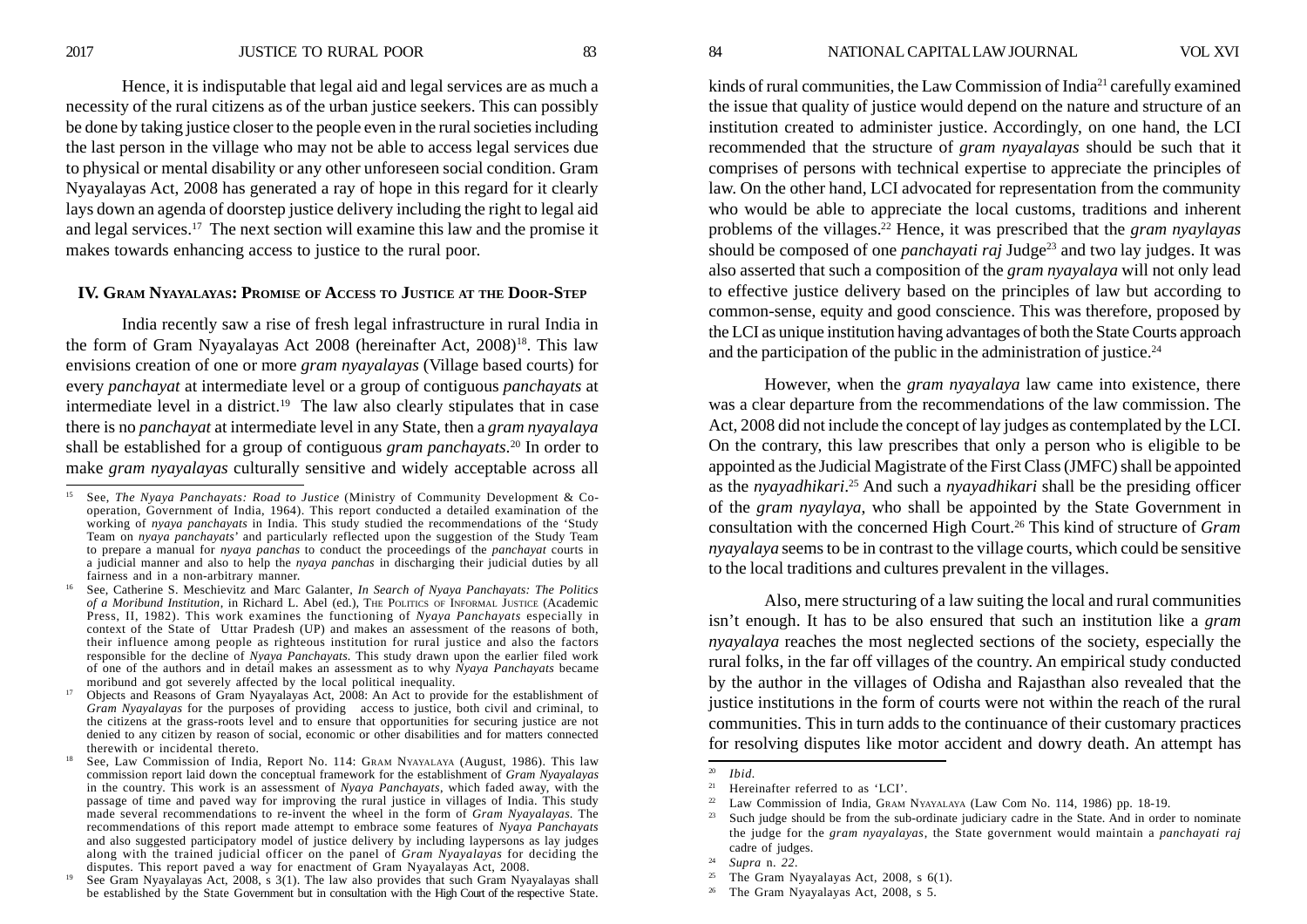Hence, it is indisputable that legal aid and legal services are as much a necessity of the rural citizens as of the urban justice seekers. This can possibly be done by taking justice closer to the people even in the rural societies including the last person in the village who may not be able to access legal services due to physical or mental disability or any other unforeseen social condition. Gram Nyayalayas Act, 2008 has generated a ray of hope in this regard for it clearly lays down an agenda of doorstep justice delivery including the right to legal aid and legal services.[17] The next section will examine this law and the promise it makes towards enhancing access to justice to the rural poor.

## IV. Gram Nyayalayas: Promise of Access to Justice at the Door-Step

India recently saw a rise of fresh legal infrastructure in rural India in the form of Gram Nyayalayas Act 2008 (hereinafter Act, 2008)[18]. This law envisions creation of one or more *gram nyayalayas* (Village based courts) for every *panchayat* at intermediate level or a group of contiguous *panchayats* at intermediate level in a district.[19] The law also clearly stipulates that in case there is no *panchayat* at intermediate level in any State, then a *gram nyayalaya* shall be established for a group of contiguous *gram panchayats*.[20] In order to make *gram nyayalayas* culturally sensitive and widely acceptable across all kinds of rural communities, the Law Commission of India[21] carefully examined the issue that quality of justice would depend on the nature and structure of an institution created to administer justice. Accordingly, on one hand, the LCI recommended that the structure of *gram nyayalayas* should be such that it comprises of persons with technical expertise to appreciate the principles of law. On the other hand, LCI advocated for representation from the community who would be able to appreciate the local customs, traditions and inherent problems of the villages.[22] Hence, it was prescribed that the *gram nyaylayas* should be composed of one *panchayati raj* Judge[23] and two lay judges. It was also asserted that such a composition of the *gram nyayalaya* will not only lead to effective justice delivery based on the principles of law but according to common-sense, equity and good conscience. This was therefore, proposed by the LCI as unique institution having advantages of both the State Courts approach and the participation of the public in the administration of justice.[24]

However, when the *gram nyayalaya* law came into existence, there was a clear departure from the recommendations of the law commission. The Act, 2008 did not include the concept of lay judges as contemplated by the LCI. On the contrary, this law prescribes that only a person who is eligible to be appointed as the Judicial Magistrate of the First Class (JMFC) shall be appointed as the *nyayadhikari*.[25] And such a *nyayadhikari* shall be the presiding officer of the *gram nyaylya*, who shall be appointed by the State Government in consultation with the concerned High Court.[26] This kind of structure of *Gram nyayalaya* seems to be in contrast to the village courts, which could be sensitive to the local traditions and cultures prevalent in the villages.

Also, mere structuring of a law suiting the local and rural communities isn't enough. It has to be also ensured that such an institution like a *gram nyayalaya* reaches the most neglected sections of the society, especially the rural folks, in the far off villages of the country. An empirical study conducted by the author in the villages of Odisha and Rajasthan also revealed that the justice institutions in the form of courts were not within the reach of the rural communities. This in turn adds to the continuance of their customary practices for resolving disputes like motor accident and dowry death. An attempt has

---

[15] See, *The Nyaya Panchayats: Road to Justice* (Ministry of Community Development & Co-operation, Government of India, 1964). This report conducted a detailed examination of the working of *nyaya panchayats* in India. This study studied the recommendations of the 'Study Team on *nyaya panchayats*' and particularly reflected upon the suggestion of the Study Team to prepare a manual for *nyaya panchas* to conduct the proceedings of the *panchayat* courts in a judicial manner and also to help the *nyaya panchas* in discharging their judicial duties by all fairness and in a non-arbitrary manner.

[16] See, Catherine S. Meschievitz and Marc Galanter, *In Search of Nyaya Panchayats: The Politics of a Moribund Institution*, in Richard L. Abel (ed.), The Politics of Informal Justice (Academic Press, II, 1982). This work examines the functioning of *Nyaya Panchayats* especially in context of the State of Uttar Pradesh (UP) and makes an assessment of the reasons of both, their influence among people as righteous institution for rural justice and also the factors responsible for the decline of *Nyaya Panchayats*. This study drawn upon the earlier filed work of one of the authors and in detail makes an assessment as to why *Nyaya Panchayats* became moribund and got severely affected by the local political inequality.

[17] Objects and Reasons of Gram Nyayalayas Act, 2008: An Act to provide for the establishment of *Gram Nyayalayas* for the purposes of providing access to justice, both civil and criminal, to the citizens at the grass-roots level and to ensure that opportunities for securing justice are not denied to any citizen by reason of social, economic or other disabilities and for matters connected therewith or incidental thereto.

[18] See, Law Commission of India, Report No. 114: Gram Nyayalaya (August, 1986). This law commission report laid down the conceptual framework for the establishment of *Gram Nyayalayas* in the country. This work is an assessment of *Nyaya Panchayats*, which faded away, with the passage of time and paved way for improving the rural justice in villages of India. This study made several recommendations to re-invent the wheel in the form of *Gram Nyayalayas*. The recommendations of this report made attempt to embrace some features of *Nyaya Panchayats* and also suggested participatory model of justice delivery by including laypersons as lay judges along with the trained judicial officer on the panel of *Gram Nyayalayas* for deciding the disputes. This report paved a way for enactment of Gram Nyayalayas Act, 2008.

[19] See Gram Nyayalayas Act, 2008, s 3(1). The law also provides that such Gram Nyayalayas shall be established by the State Government but in consultation with the High Court of the respective State.

[20] *Ibid.*

[21] Hereinafter referred to as 'LCI'.

[22] Law Commission of India, Gram Nyayalaya (Law Com No. 114, 1986) pp. 18-19.

[23] Such judge should be from the sub-ordinate judiciary cadre in the State. And in order to nominate the judge for the *gram nyayalayas*, the State government would maintain a *panchayati raj* cadre of judges.

[24] *Supra* n. *22*.

[25] The Gram Nyayalayas Act, 2008, s 6(1).

[26] The Gram Nyayalayas Act, 2008, s 5.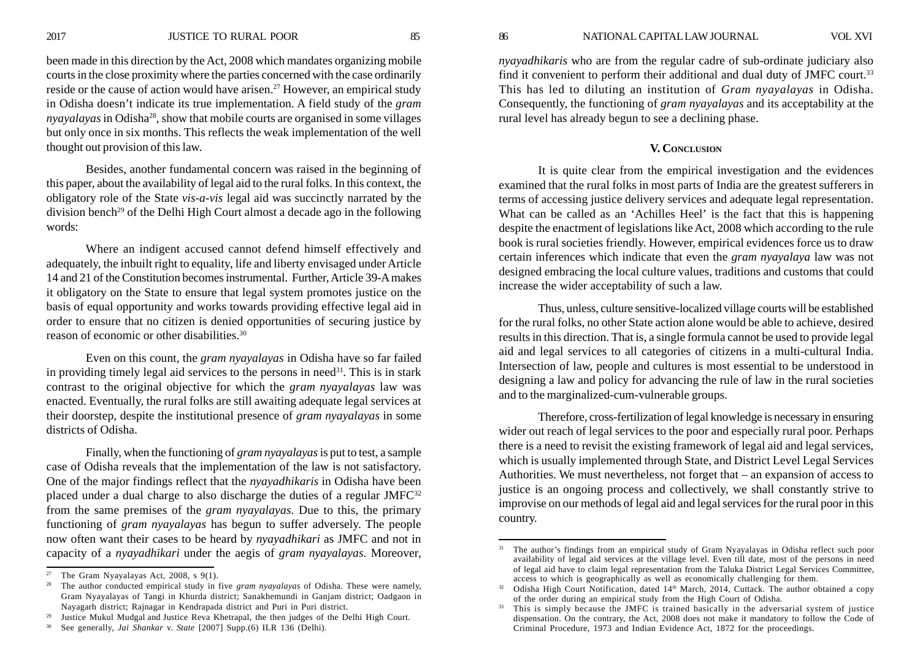been made in this direction by the Act, 2008 which mandates organizing mobile courts in the close proximity where the parties concerned with the case ordinarily reside or the cause of action would have arisen.[27] However, an empirical study in Odisha doesn't indicate its true implementation. A field study of the *gram nyayalayas* in Odisha[28], show that mobile courts are organised in some villages but only once in six months. This reflects the weak implementation of the well thought out provision of this law.

Besides, another fundamental concern was raised in the beginning of this paper, about the availability of legal aid to the rural folks. In this context, the obligatory role of the State *vis-a-vis* legal aid was succinctly narrated by the division bench[29] of the Delhi High Court almost a decade ago in the following words:

> Where an indigent accused cannot defend himself effectively and adequately, the inbuilt right to equality, life and liberty envisaged under Article 14 and 21 of the Constitution becomes instrumental. Further, Article 39-A makes it obligatory on the State to ensure that legal system promotes justice on the basis of equal opportunity and works towards providing effective legal aid in order to ensure that no citizen is denied opportunities of securing justice by reason of economic or other disabilities.[30]

Even on this count, the *gram nyayalayas* in Odisha have so far failed in providing timely legal aid services to the persons in need[31]. This is in stark contrast to the original objective for which the *gram nyayalayas* law was enacted. Eventually, the rural folks are still awaiting adequate legal services at their doorstep, despite the institutional presence of *gram nyayalayas* in some districts of Odisha.

Finally, when the functioning of *gram nyayalayas* is put to test, a sample case of Odisha reveals that the implementation of the law is not satisfactory. One of the major findings reflect that the *nyayadhikaris* in Odisha have been placed under a dual charge to also discharge the duties of a regular JMFC[32] from the same premises of the *gram nyayalayas*. Due to this, the primary functioning of *gram nyayalayas* has begun to suffer adversely. The people now often want their cases to be heard by *nyayadhikari* as JMFC and not in capacity of a *nyayadhikari* under the aegis of *gram nyayalayas*. Moreover, *nyayadhikaris* who are from the regular cadre of sub-ordinate judiciary also find it convenient to perform their additional and dual duty of JMFC court.[33] This has led to diluting an institution of *Gram nyayalayas* in Odisha. Consequently, the functioning of *gram nyayalayas* and its acceptability at the rural level has already begun to see a declining phase.

## V. Conclusion

It is quite clear from the empirical investigation and the evidences examined that the rural folks in most parts of India are the greatest sufferers in terms of accessing justice delivery services and adequate legal representation. What can be called as an 'Achilles Heel' is the fact that this is happening despite the enactment of legislations like Act, 2008 which according to the rule book is rural societies friendly. However, empirical evidences force us to draw certain inferences which indicate that even the *gram nyayalaya* law was not designed embracing the local culture values, traditions and customs that could increase the wider acceptability of such a law.

Thus, unless, culture sensitive-localized village courts will be established for the rural folks, no other State action alone would be able to achieve, desired results in this direction. That is, a single formula cannot be used to provide legal aid and legal services to all categories of citizens in a multi-cultural India. Intersection of law, people and cultures is most essential to be understood in designing a law and policy for advancing the rule of law in the rural societies and to the marginalized-cum-vulnerable groups.

Therefore, cross-fertilization of legal knowledge is necessary in ensuring wider out reach of legal services to the poor and especially rural poor. Perhaps there is a need to revisit the existing framework of legal aid and legal services, which is usually implemented through State, and District Level Legal Services Authorities. We must nevertheless, not forget that – an expansion of access to justice is an ongoing process and collectively, we shall constantly strive to improvise on our methods of legal aid and legal services for the rural poor in this country.

---

[27] The Gram Nyayalayas Act, 2008, s 9(1).

[28] The author conducted empirical study in five *gram nyayalayas* of Odisha. These were namely, Gram Nyayalayas of Tangi in Khurda district; Sanakhemundi in Ganjam district; Oadgaon in Nayagarh district; Rajnagar in Kendrapada district and Puri in Puri district.

[29] Justice Mukul Mudgal and Justice Reva Khetrapal, the then judges of the Delhi High Court.

[30] See generally, *Jai Shankar* v. *State* [2007] Supp.(6) ILR 136 (Delhi).

[31] The author's findings from an empirical study of Gram Nyayalayas in Odisha reflect such poor availability of legal aid services at the village level. Even till date, most of the persons in need of legal aid have to claim legal representation from the Taluka District Legal Services Committee, access to which is geographically as well as economically challenging for them.

[32] Odisha High Court Notification, dated 14th March, 2014, Cuttack. The author obtained a copy of the order during an empirical study from the High Court of Odisha.

[33] This is simply because the JMFC is trained basically in the adversarial system of justice dispensation. On the contrary, the Act, 2008 does not make it mandatory to follow the Code of Criminal Procedure, 1973 and Indian Evidence Act, 1872 for the proceedings.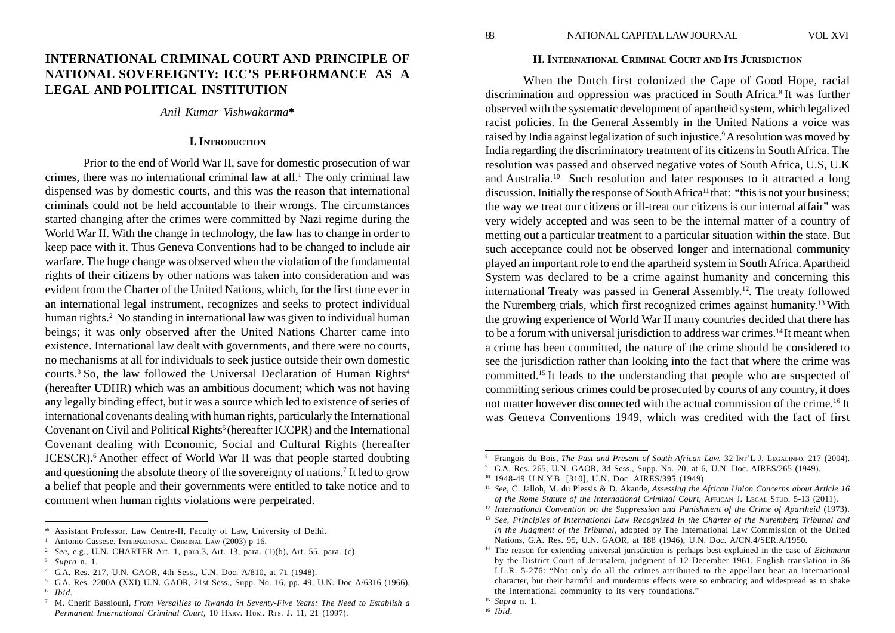# INTERNATIONAL CRIMINAL COURT AND PRINCIPLE OF NATIONAL SOVEREIGNTY: ICC'S PERFORMANCE AS A LEGAL AND POLITICAL INSTITUTION

*Anil Kumar Vishwakarma**

## I. Introduction

Prior to the end of World War II, save for domestic prosecution of war crimes, there was no international criminal law at all.[1] The only criminal law dispensed was by domestic courts, and this was the reason that international criminals could not be held accountable to their wrongs. The circumstances started changing after the crimes were committed by Nazi regime during the World War II. With the change in technology, the law has to change in order to keep pace with it. Thus Geneva Conventions had to be changed to include air warfare. The huge change was observed when the violation of the fundamental rights of their citizens by other nations was taken into consideration and was evident from the Charter of the United Nations, which, for the first time ever in an international legal instrument, recognizes and seeks to protect individual human rights.[2] No standing in international law was given to individual human beings; it was only observed after the United Nations Charter came into existence. International law dealt with governments, and there were no courts, no mechanisms at all for individuals to seek justice outside their own domestic courts.[3] So, the law followed the Universal Declaration of Human Rights[4] (hereafter UDHR) which was an ambitious document; which was not having any legally binding effect, but it was a source which led to existence of series of international covenants dealing with human rights, particularly the International Covenant on Civil and Political Rights[5] (hereafter ICCPR) and the International Covenant dealing with Economic, Social and Cultural Rights (hereafter ICESCR).[6] Another effect of World War II was that people started doubting and questioning the absolute theory of the sovereignty of nations.[7] It led to grow a belief that people and their governments were entitled to take notice and to comment when human rights violations were perpetrated.

\* Assistant Professor, Law Centre-II, Faculty of Law, University of Delhi.

[1] Antonio Cassese, International Criminal Law (2003) p 16.

[2] *See*, e.g., U.N. CHARTER Art. 1, para.3, Art. 13, para. (1)(b), Art. 55, para. (c).

[3] *Supra* n. 1.

[4] G.A. Res. 217, U.N. GAOR, 4th Sess., U.N. Doc. A/810, at 71 (1948).

[5] G.A. Res. 2200A (XXI) U.N. GAOR, 21st Sess., Supp. No. 16, pp. 49, U.N. Doc A/6316 (1966).

[6] *Ibid*.

[7] M. Cherif Bassiouni, *From Versailles to Rwanda in Seventy-Five Years: The Need to Establish a Permanent International Criminal Court*, 10 Harv. Hum. Rts. J. 11, 21 (1997).

## II. International Criminal Court and Its Jurisdiction

When the Dutch first colonized the Cape of Good Hope, racial discrimination and oppression was practiced in South Africa.[8] It was further observed with the systematic development of apartheid system, which legalized racist policies. In the General Assembly in the United Nations a voice was raised by India against legalization of such injustice.[9] A resolution was moved by India regarding the discriminatory treatment of its citizens in South Africa. The resolution was passed and observed negative votes of South Africa, U.S, U.K and Australia.[10] Such resolution and later responses to it attracted a long discussion. Initially the response of South Africa[11] that: "this is not your business; the way we treat our citizens or ill-treat our citizens is our internal affair" was very widely accepted and was seen to be the internal matter of a country of metting out a particular treatment to a particular situation within the state. But such acceptance could not be observed longer and international community played an important role to end the apartheid system in South Africa. Apartheid System was declared to be a crime against humanity and concerning this international Treaty was passed in General Assembly.[12]. The treaty followed the Nuremberg trials, which first recognized crimes against humanity.[13] With the growing experience of World War II many countries decided that there has to be a forum with universal jurisdiction to address war crimes.[14] It meant when a crime has been committed, the nature of the crime should be considered to see the jurisdiction rather than looking into the fact that where the crime was committed.[15] It leads to the understanding that people who are suspected of committing serious crimes could be prosecuted by courts of any country, it does not matter however disconnected with the actual commission of the crime.[16] It was Geneva Conventions 1949, which was credited with the fact of first

[8] Frangois du Bois, *The Past and Present of South African Law*, 32 Int'l J. Legalinfo. 217 (2004).

[9] G.A. Res. 265, U.N. GAOR, 3d Sess., Supp. No. 20, at 6, U.N. Doc. AIRES/265 (1949).

[10] 1948-49 U.N.Y.B. [310], U.N. Doc. AIRES/395 (1949).

[11] *See*, C. Jalloh, M. du Plessis & D. Akande, *Assessing the African Union Concerns about Article 16 of the Rome Statute of the International Criminal Court*, African J. Legal Stud. 5-13 (2011).

[12] *International Convention on the Suppression and Punishment of the Crime of Apartheid* (1973).

[13] *See*, *Principles of International Law Recognized in the Charter of the Nuremberg Tribunal and in the Judgment of the Tribunal*, adopted by The International Law Commission of the United Nations, G.A. Res. 95, U.N. GAOR, at 188 (1946), U.N. Doc. A/CN.4/SER.A/1950.

[14] The reason for extending universal jurisdiction is perhaps best explained in the case of *Eichmann* by the District Court of Jerusalem, judgment of 12 December 1961, English translation in 36 I.L.R. 5-276: "Not only do all the crimes attributed to the appellant bear an international character, but their harmful and murderous effects were so embracing and widespread as to shake the international community to its very foundations."

[15] *Supra* n. 1.

[16] *Ibid*.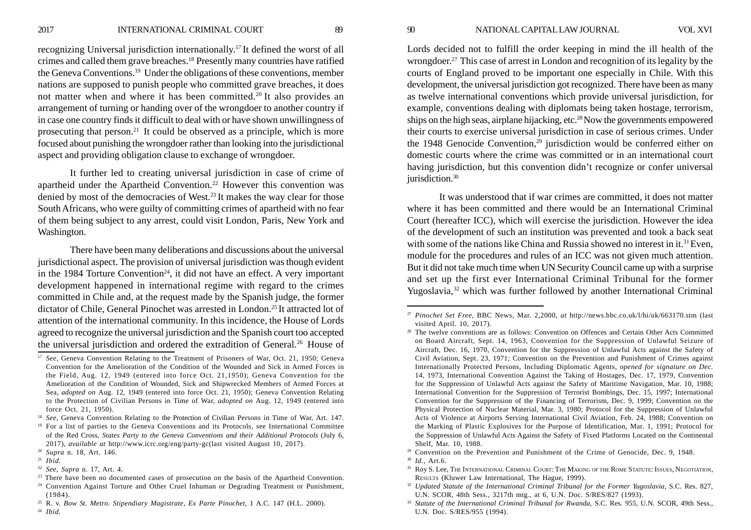recognizing Universal jurisdiction internationally.[17] It defined the worst of all crimes and called them grave breaches.[18] Presently many countries have ratified the Geneva Conventions.[19] Under the obligations of these conventions, member nations are supposed to punish people who committed grave breaches, it does not matter when and where it has been committed.[20] It also provides an arrangement of turning or handing over of the wrongdoer to another country if in case one country finds it difficult to deal with or have shown unwillingness of prosecuting that person.[21] It could be observed as a principle, which is more focused about punishing the wrongdoer rather than looking into the jurisdictional aspect and providing obligation clause to exchange of wrongdoer.

It further led to creating universal jurisdiction in case of crime of apartheid under the Apartheid Convention.[22] However this convention was denied by most of the democracies of West.[23] It makes the way clear for those South Africans, who were guilty of committing crimes of apartheid with no fear of them being subject to any arrest, could visit London, Paris, New York and Washington.

There have been many deliberations and discussions about the universal jurisdictional aspect. The provision of universal jurisdiction was though evident in the 1984 Torture Convention[24], it did not have an effect. A very important development happened in international regime with regard to the crimes committed in Chile and, at the request made by the Spanish judge, the former dictator of Chile, General Pinochet was arrested in London.[25] It attracted lot of attention of the international community. In this incidence, the House of Lords agreed to recognize the universal jurisdiction and the Spanish court too accepted the universal jurisdiction and ordered the extradition of General.[26] House of Lords decided not to fulfill the order keeping in mind the ill health of the wrongdoer.[27] This case of arrest in London and recognition of its legality by the courts of England proved to be important one especially in Chile. With this development, the universal jurisdiction got recognized. There have been as many as twelve international conventions which provide universal jurisdiction, for example, conventions dealing with diplomats being taken hostage, terrorism, ships on the high seas, airplane hijacking, etc.[28] Now the governments empowered their courts to exercise universal jurisdiction in case of serious crimes. Under the 1948 Genocide Convention,[29] jurisdiction would be conferred either on domestic courts where the crime was committed or in an international court having jurisdiction, but this convention didn't recognize or confer universal jurisdiction.[30]

It was understood that if war crimes are committed, it does not matter where it has been committed and there would be an International Criminal Court (hereafter ICC), which will exercise the jurisdiction. However the idea of the development of such an institution was prevented and took a back seat with some of the nations like China and Russia showed no interest in it.[31] Even, module for the procedures and rules of an ICC was not given much attention. But it did not take much time when UN Security Council came up with a surprise and set up the first ever International Criminal Tribunal for the former Yugoslavia,[32] which was further followed by another International Criminal

---

[17] *See*, Geneva Convention Relating to the Treatment of Prisoners of War, Oct. 21, 1950; Geneva Convention for the Amelioration of the Condition of the Wounded and Sick in Armed Forces in the Field, Aug. 12, 1949 (entered into force Oct. 21,1950); Geneva Convention for the Amelioration of the Condition of Wounded, Sick and Shipwrecked Members of Armed Forces at Sea, *adopted on* Aug. 12, 1949 (entered into force Oct. 21, 1950); Geneva Convention Relating to the Protection of Civilian Persons in Time of War, *adopted on* Aug. 12, 1949 (entered into force Oct. 21, 1950).

[18] *See*, Geneva Convention Relating to the Protection of Civilian Persons in Time of War, Art. 147.

[19] For a list of parties to the Geneva Conventions and its Protocols, see International Committee of the Red Cross, *States Party to the Geneva Conventions and their Additional Protocols* (July 6, 2017), *available at* http://www.icrc.org/eng/party-gc(last visited August 10, 2017).

[20] *Supra* n. 18, Art. 146.

[21] *Ibid.*

[22] *See, Supra* n. 17, Art. 4.

[23] There have been no documented cases of prosecution on the basis of the Apartheid Convention.

[24] Convention Against Torture and Other Cruel Inhuman or Degrading Treatment or Punishment, (1984).

[25] R. v. *Bow St. Metro. Stipendiary Magistrate, Ex Parte Pinochet*, 1 A.C. 147 (H.L. 2000).

[26] *Ibid.*

[27] *Pinochet Set Free*, BBC News, Mar. 2,2000, *at* http://news.bbc.co.uk/l/hi/uk/663170.stm (last visited April. 10, 2017).

[28] The twelve conventions are as follows: Convention on Offences and Certain Other Acts Committed on Board Aircraft, Sept. 14, 1963, Convention for the Suppression of Unlawful Seizure of Aircraft, Dec. 16, 1970, Convention for the Suppression of Unlawful Acts against the Safety of Civil Aviation, Sept. 23, 1971; Convention on the Prevention and Punishment of Crimes against Internationally Protected Persons, Including Diplomatic Agents, *opened for signature on Dec.* 14, 1973, International Convention Against the Taking of Hostages, Dec. 17, 1979, Convention for the Suppression of Unlawful Acts against the Safety of Maritime Navigation, Mar. 10, 1988; International Convention for the Suppression of Terrorist Bombings, Dec. 15, 1997; International Convention for the Suppression of the Financing of Terrorism, Dec. 9, 1999; Convention on the Physical Protection of Nuclear Material, Mar. 3, 1980; Protocol for the Suppression of Unlawful Acts of Violence at Airports Serving International Civil Aviation, Feb. 24, 1988; Convention on the Marking of Plastic Explosives for the Purpose of Identification, Mar. 1, 1991; Protocol for the Suppression of Unlawful Acts Against the Safety of Fixed Platforms Located on the Continental Shelf, Mar. 10, 1988.

[29] Convention on the Prevention and Punishment of the Crime of Genocide, Dec. 9, 1948.

[30] *Id.*, Art.6.

[31] Roy S. Lee, The International Criminal Court: The Making of the Rome Statute: Issues, Negotiation, Results (Kluwer Law International, The Hague, 1999).

[32] *Updated Statute of the International Criminal Tribunal for the Former Yugoslavia*, S.C. Res. 827, U.N. SCOR, 48th Sess., 3217th mtg., at 6, U.N. Doc. S/RES/827 (1993).

[33] *Statute of the International Criminal Tribunal for Rwanda*, S.C. Res. 955, U.N. SCOR, 49th Sess., U.N. Doc. S/RES/955 (1994).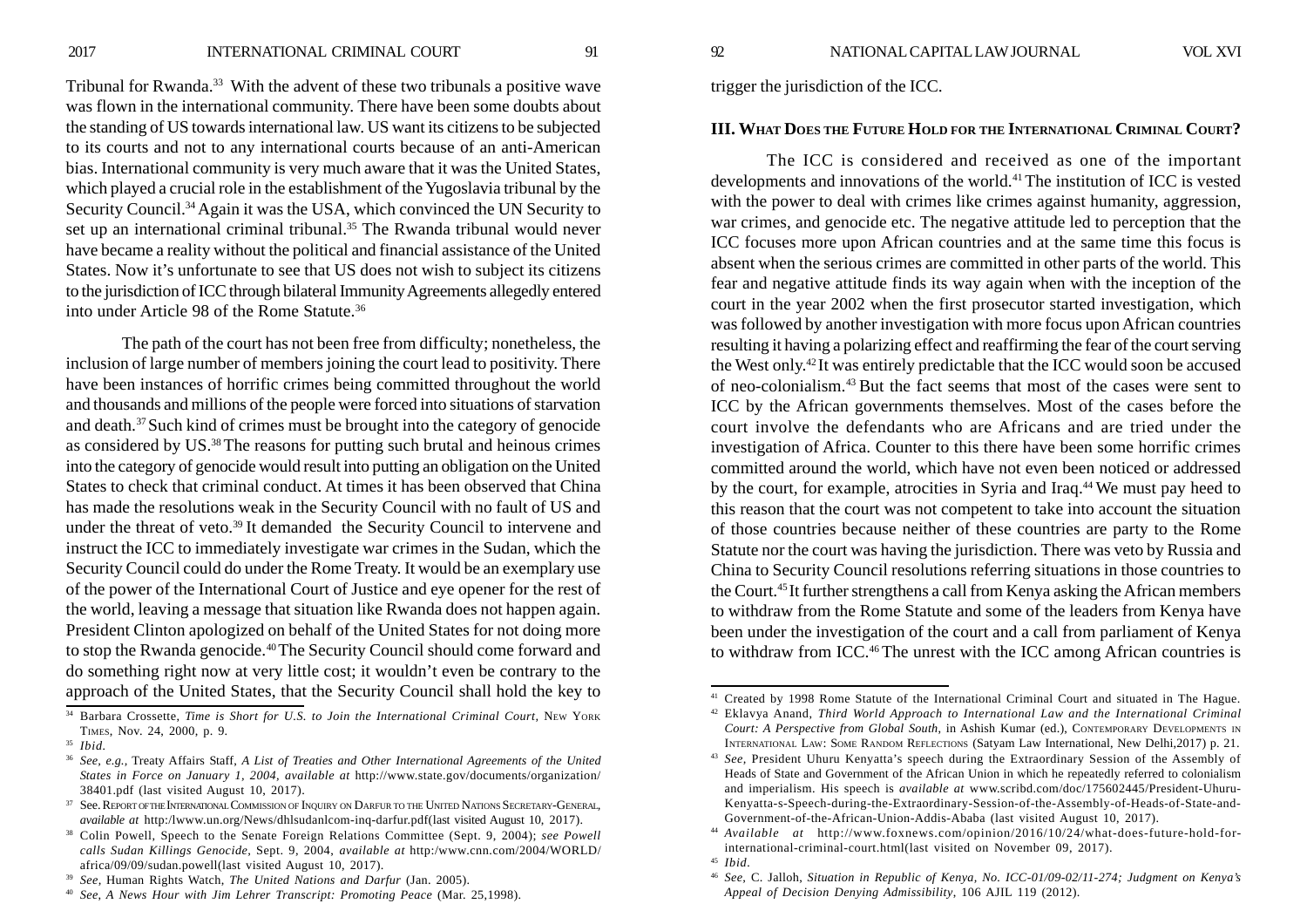Tribunal for Rwanda.[33] With the advent of these two tribunals a positive wave was flown in the international community. There have been some doubts about the standing of US towards international law. US want its citizens to be subjected to its courts and not to any international courts because of an anti-American bias. International community is very much aware that it was the United States, which played a crucial role in the establishment of the Yugoslavia tribunal by the Security Council.[34] Again it was the USA, which convinced the UN Security to set up an international criminal tribunal.[35] The Rwanda tribunal would never have became a reality without the political and financial assistance of the United States. Now it's unfortunate to see that US does not wish to subject its citizens to the jurisdiction of ICC through bilateral Immunity Agreements allegedly entered into under Article 98 of the Rome Statute.[36]

The path of the court has not been free from difficulty; nonetheless, the inclusion of large number of members joining the court lead to positivity. There have been instances of horrific crimes being committed throughout the world and thousands and millions of the people were forced into situations of starvation and death.[37] Such kind of crimes must be brought into the category of genocide as considered by US.[38] The reasons for putting such brutal and heinous crimes into the category of genocide would result into putting an obligation on the United States to check that criminal conduct. At times it has been observed that China has made the resolutions weak in the Security Council with no fault of US and under the threat of veto.[39] It demanded the Security Council to intervene and instruct the ICC to immediately investigate war crimes in the Sudan, which the Security Council could do under the Rome Treaty. It would be an exemplary use of the power of the International Court of Justice and eye opener for the rest of the world, leaving a message that situation like Rwanda does not happen again. President Clinton apologized on behalf of the United States for not doing more to stop the Rwanda genocide.[40] The Security Council should come forward and do something right now at very little cost; it wouldn't even be contrary to the approach of the United States, that the Security Council shall hold the key to trigger the jurisdiction of the ICC.

## III. What Does the Future Hold for the International Criminal Court?

The ICC is considered and received as one of the important developments and innovations of the world.[41] The institution of ICC is vested with the power to deal with crimes like crimes against humanity, aggression, war crimes, and genocide etc. The negative attitude led to perception that the ICC focuses more upon African countries and at the same time this focus is absent when the serious crimes are committed in other parts of the world. This fear and negative attitude finds its way again when with the inception of the court in the year 2002 when the first prosecutor started investigation, which was followed by another investigation with more focus upon African countries resulting it having a polarizing effect and reaffirming the fear of the court serving the West only.[42] It was entirely predictable that the ICC would soon be accused of neo-colonialism.[43] But the fact seems that most of the cases were sent to ICC by the African governments themselves. Most of the cases before the court involve the defendants who are Africans and are tried under the investigation of Africa. Counter to this there have been some horrific crimes committed around the world, which have not even been noticed or addressed by the court, for example, atrocities in Syria and Iraq.[44] We must pay heed to this reason that the court was not competent to take into account the situation of those countries because neither of these countries are party to the Rome Statute nor the court was having the jurisdiction. There was veto by Russia and China to Security Council resolutions referring situations in those countries to the Court.[45] It further strengthens a call from Kenya asking the African members to withdraw from the Rome Statute and some of the leaders from Kenya have been under the investigation of the court and a call from parliament of Kenya to withdraw from ICC.[46] The unrest with the ICC among African countries is

---

[34] Barbara Crossette, *Time is Short for U.S. to Join the International Criminal Court*, New York Times, Nov. 24, 2000, p. 9.

[35] *Ibid.*

[36] *See, e.g.*, Treaty Affairs Staff, *A List of Treaties and Other International Agreements of the United States in Force on January 1, 2004*, *available at* http://www.state.gov/documents/organization/38401.pdf (last visited August 10, 2017).

[37] See. Report of the International Commission of Inquiry on Darfur to the United Nations Secretary-General, *available at* http:/lwww.un.org/News/dhlsudanlcom-inq-darfur.pdf(last visited August 10, 2017).

[38] Colin Powell, Speech to the Senate Foreign Relations Committee (Sept. 9, 2004); *see Powell calls Sudan Killings Genocide,* Sept. 9, 2004, *available at* http:/www.cnn.com/2004/WORLD/africa/09/09/sudan.powell(last visited August 10, 2017).

[39] *See,* Human Rights Watch, *The United Nations and Darfur* (Jan. 2005).

[40] *See, A News Hour with Jim Lehrer Transcript: Promoting Peace* (Mar. 25,1998).

[41] Created by 1998 Rome Statute of the International Criminal Court and situated in The Hague.

[42] Eklavya Anand, *Third World Approach to International Law and the International Criminal Court: A Perspective from Global South*, in Ashish Kumar (ed.), Contemporary Developments in International Law: Some Random Reflections (Satyam Law International, New Delhi,2017) p. 21.

[43] *See,* President Uhuru Kenyatta's speech during the Extraordinary Session of the Assembly of Heads of State and Government of the African Union in which he repeatedly referred to colonialism and imperialism. His speech is *available at* www.scribd.com/doc/175602445/President-Uhuru-Kenyatta-s-Speech-during-the-Extraordinary-Session-of-the-Assembly-of-Heads-of-State-and-Government-of-the-African-Union-Addis-Ababa (last visited August 10, 2017).

[44] *Available at* http://www.foxnews.com/opinion/2016/10/24/what-does-future-hold-for-international-criminal-court.html(last visited on November 09, 2017).

[45] *Ibid.*

[46] *See,* C. Jalloh, *Situation in Republic of Kenya, No. ICC-01/09-02/11-274; Judgment on Kenya's Appeal of Decision Denying Admissibility*, 106 AJIL 119 (2012).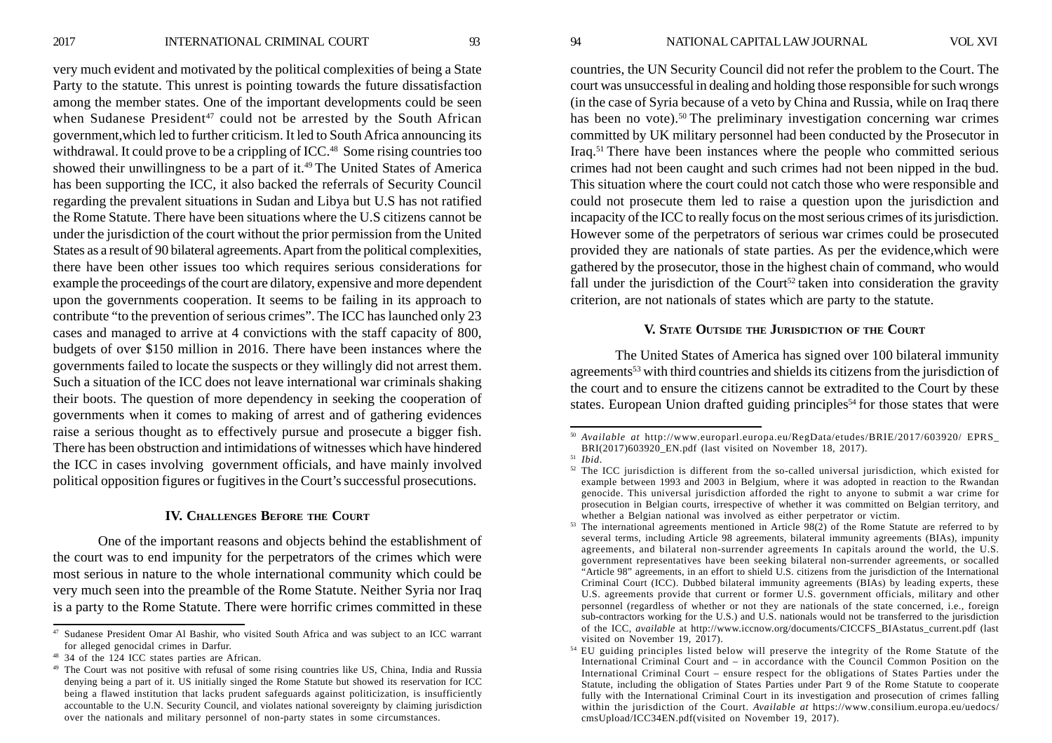very much evident and motivated by the political complexities of being a State Party to the statute. This unrest is pointing towards the future dissatisfaction among the member states. One of the important developments could be seen when Sudanese President[47] could not be arrested by the South African government,which led to further criticism. It led to South Africa announcing its withdrawal. It could prove to be a crippling of ICC.[48] Some rising countries too showed their unwillingness to be a part of it.[49] The United States of America has been supporting the ICC, it also backed the referrals of Security Council regarding the prevalent situations in Sudan and Libya but U.S has not ratified the Rome Statute. There have been situations where the U.S citizens cannot be under the jurisdiction of the court without the prior permission from the United States as a result of 90 bilateral agreements. Apart from the political complexities, there have been other issues too which requires serious considerations for example the proceedings of the court are dilatory, expensive and more dependent upon the governments cooperation. It seems to be failing in its approach to contribute "to the prevention of serious crimes". The ICC has launched only 23 cases and managed to arrive at 4 convictions with the staff capacity of 800, budgets of over $150 million in 2016. There have been instances where the governments failed to locate the suspects or they willingly did not arrest them. Such a situation of the ICC does not leave international war criminals shaking their boots. The question of more dependency in seeking the cooperation of governments when it comes to making of arrest and of gathering evidences raise a serious thought as to effectively pursue and prosecute a bigger fish. There has been obstruction and intimidations of witnesses which have hindered the ICC in cases involving government officials, and have mainly involved political opposition figures or fugitives in the Court's successful prosecutions.

## IV. Challenges Before the Court

One of the important reasons and objects behind the establishment of the court was to end impunity for the perpetrators of the crimes which were most serious in nature to the whole international community which could be very much seen into the preamble of the Rome Statute. Neither Syria nor Iraq is a party to the Rome Statute. There were horrific crimes committed in these countries, the UN Security Council did not refer the problem to the Court. The court was unsuccessful in dealing and holding those responsible for such wrongs (in the case of Syria because of a veto by China and Russia, while on Iraq there has been no vote).[50] The preliminary investigation concerning war crimes committed by UK military personnel had been conducted by the Prosecutor in Iraq.[51] There have been instances where the people who committed serious crimes had not been caught and such crimes had not been nipped in the bud. This situation where the court could not catch those who were responsible and could not prosecute them led to raise a question upon the jurisdiction and incapacity of the ICC to really focus on the most serious crimes of its jurisdiction. However some of the perpetrators of serious war crimes could be prosecuted provided they are nationals of state parties. As per the evidence,which were gathered by the prosecutor, those in the highest chain of command, who would fall under the jurisdiction of the Court[52] taken into consideration the gravity criterion, are not nationals of states which are party to the statute.

## V. State Outside the Jurisdiction of the Court

The United States of America has signed over 100 bilateral immunity agreements[53] with third countries and shields its citizens from the jurisdiction of the court and to ensure the citizens cannot be extradited to the Court by these states. European Union drafted guiding principles[54] for those states that were

---

[47] Sudanese President Omar Al Bashir, who visited South Africa and was subject to an ICC warrant for alleged genocidal crimes in Darfur.

[48] 34 of the 124 ICC states parties are African.

[49] The Court was not positive with refusal of some rising countries like US, China, India and Russia denying being a part of it. US initially singed the Rome Statute but showed its reservation for ICC being a flawed institution that lacks prudent safeguards against politicization, is insufficiently accountable to the U.N. Security Council, and violates national sovereignty by claiming jurisdiction over the nationals and military personnel of non-party states in some circumstances.

[50] *Available at* http://www.europarl.europa.eu/RegData/etudes/BRIE/2017/603920/ EPRS_BRI(2017)603920_EN.pdf (last visited on November 18, 2017).

[51] *Ibid*.

[52] The ICC jurisdiction is different from the so-called universal jurisdiction, which existed for example between 1993 and 2003 in Belgium, where it was adopted in reaction to the Rwandan genocide. This universal jurisdiction afforded the right to anyone to submit a war crime for prosecution in Belgian courts, irrespective of whether it was committed on Belgian territory, and whether a Belgian national was involved as either perpetrator or victim.

[53] The international agreements mentioned in Article 98(2) of the Rome Statute are referred to by several terms, including Article 98 agreements, bilateral immunity agreements (BIAs), impunity agreements, and bilateral non-surrender agreements In capitals around the world, the U.S. government representatives have been seeking bilateral non-surrender agreements, or socalled "Article 98" agreements, in an effort to shield U.S. citizens from the jurisdiction of the International Criminal Court (ICC). Dubbed bilateral immunity agreements (BIAs) by leading experts, these U.S. agreements provide that current or former U.S. government officials, military and other personnel (regardless of whether or not they are nationals of the state concerned, i.e., foreign sub-contractors working for the U.S.) and U.S. nationals would not be transferred to the jurisdiction of the ICC, *available* at http://www.iccnow.org/documents/CICCFS_BIAstatus_current.pdf (last visited on November 19, 2017).

[54] EU guiding principles listed below will preserve the integrity of the Rome Statute of the International Criminal Court and – in accordance with the Council Common Position on the International Criminal Court – ensure respect for the obligations of States Parties under the Statute, including the obligation of States Parties under Part 9 of the Rome Statute to cooperate fully with the International Criminal Court in its investigation and prosecution of crimes falling within the jurisdiction of the Court. *Available at* https://www.consilium.europa.eu/uedocs/cmsUpload/ICC34EN.pdf(visited on November 19, 2017).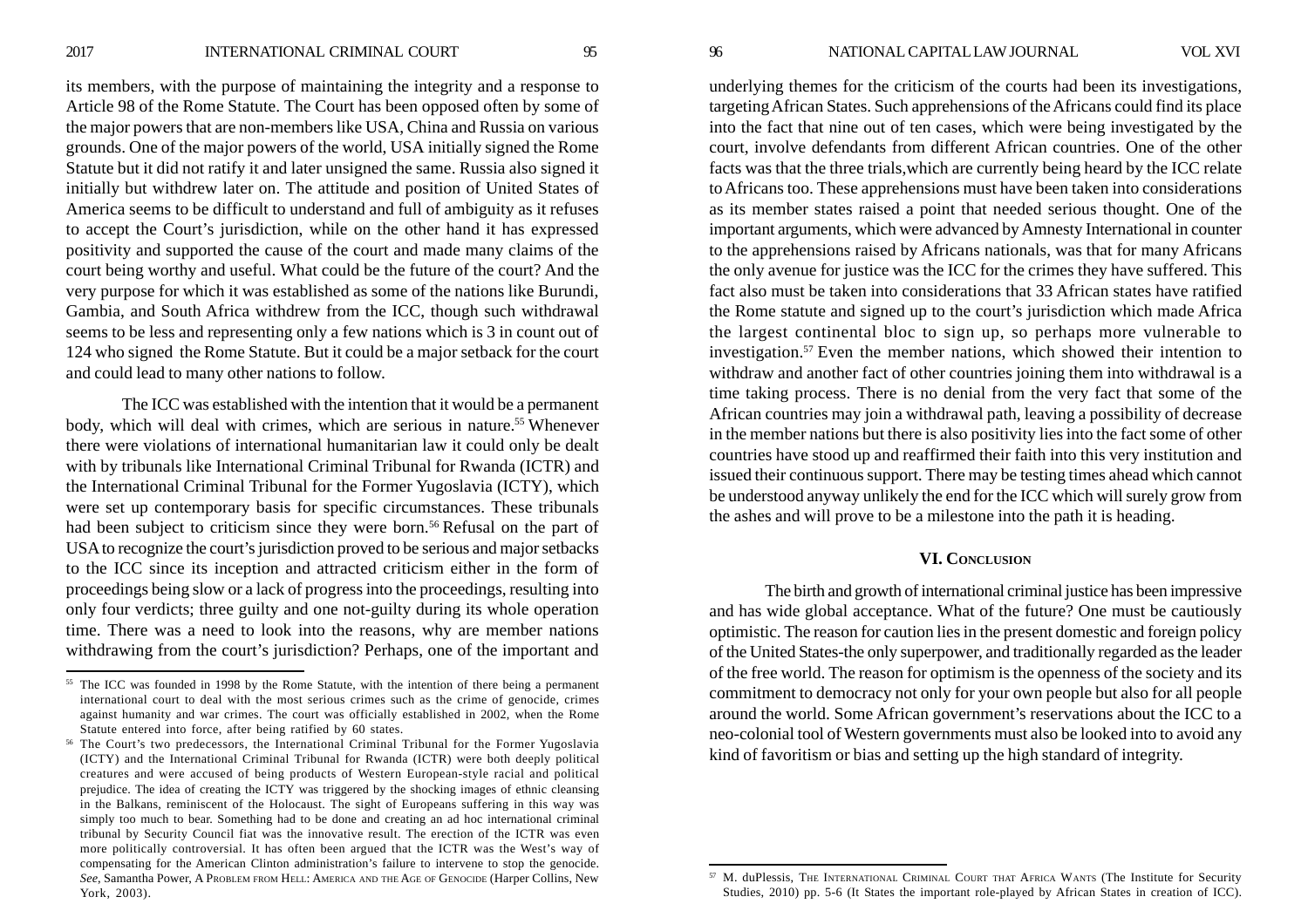its members, with the purpose of maintaining the integrity and a response to Article 98 of the Rome Statute. The Court has been opposed often by some of the major powers that are non-members like USA, China and Russia on various grounds. One of the major powers of the world, USA initially signed the Rome Statute but it did not ratify it and later unsigned the same. Russia also signed it initially but withdrew later on. The attitude and position of United States of America seems to be difficult to understand and full of ambiguity as it refuses to accept the Court's jurisdiction, while on the other hand it has expressed positivity and supported the cause of the court and made many claims of the court being worthy and useful. What could be the future of the court? And the very purpose for which it was established as some of the nations like Burundi, Gambia, and South Africa withdrew from the ICC, though such withdrawal seems to be less and representing only a few nations which is 3 in count out of 124 who signed the Rome Statute. But it could be a major setback for the court and could lead to many other nations to follow.

The ICC was established with the intention that it would be a permanent body, which will deal with crimes, which are serious in nature.[55] Whenever there were violations of international humanitarian law it could only be dealt with by tribunals like International Criminal Tribunal for Rwanda (ICTR) and the International Criminal Tribunal for the Former Yugoslavia (ICTY), which were set up contemporary basis for specific circumstances. These tribunals had been subject to criticism since they were born.[56] Refusal on the part of USA to recognize the court's jurisdiction proved to be serious and major setbacks to the ICC since its inception and attracted criticism either in the form of proceedings being slow or a lack of progress into the proceedings, resulting into only four verdicts; three guilty and one not-guilty during its whole operation time. There was a need to look into the reasons, why are member nations withdrawing from the court's jurisdiction? Perhaps, one of the important and underlying themes for the criticism of the courts had been its investigations, targeting African States. Such apprehensions of the Africans could find its place into the fact that nine out of ten cases, which were being investigated by the court, involve defendants from different African countries. One of the other facts was that the three trials,which are currently being heard by the ICC relate to Africans too. These apprehensions must have been taken into considerations as its member states raised a point that needed serious thought. One of the important arguments, which were advanced by Amnesty International in counter to the apprehensions raised by Africans nationals, was that for many Africans the only avenue for justice was the ICC for the crimes they have suffered. This fact also must be taken into considerations that 33 African states have ratified the Rome statute and signed up to the court's jurisdiction which made Africa the largest continental bloc to sign up, so perhaps more vulnerable to investigation.[57] Even the member nations, which showed their intention to withdraw and another fact of other countries joining them into withdrawal is a time taking process. There is no denial from the very fact that some of the African countries may join a withdrawal path, leaving a possibility of decrease in the member nations but there is also positivity lies into the fact some of other countries have stood up and reaffirmed their faith into this very institution and issued their continuous support. There may be testing times ahead which cannot be understood anyway unlikely the end for the ICC which will surely grow from the ashes and will prove to be a milestone into the path it is heading.

## VI. Conclusion

The birth and growth of international criminal justice has been impressive and has wide global acceptance. What of the future? One must be cautiously optimistic. The reason for caution lies in the present domestic and foreign policy of the United States-the only superpower, and traditionally regarded as the leader of the free world. The reason for optimism is the openness of the society and its commitment to democracy not only for your own people but also for all people around the world. Some African government's reservations about the ICC to a neo-colonial tool of Western governments must also be looked into to avoid any kind of favoritism or bias and setting up the high standard of integrity.

---

[55] The ICC was founded in 1998 by the Rome Statute, with the intention of there being a permanent international court to deal with the most serious crimes such as the crime of genocide, crimes against humanity and war crimes. The court was officially established in 2002, when the Rome Statute entered into force, after being ratified by 60 states.

[56] The Court's two predecessors, the International Criminal Tribunal for the Former Yugoslavia (ICTY) and the International Criminal Tribunal for Rwanda (ICTR) were both deeply political creatures and were accused of being products of Western European-style racial and political prejudice. The idea of creating the ICTY was triggered by the shocking images of ethnic cleansing in the Balkans, reminiscent of the Holocaust. The sight of Europeans suffering in this way was simply too much to bear. Something had to be done and creating an ad hoc international criminal tribunal by Security Council fiat was the innovative result. The erection of the ICTR was even more politically controversial. It has often been argued that the ICTR was the West's way of compensating for the American Clinton administration's failure to intervene to stop the genocide. *See*, Samantha Power, A Problem from Hell: America and the Age of Genocide (Harper Collins, New York, 2003).

[57] M. duPlessis, The International Criminal Court that Africa Wants (The Institute for Security Studies, 2010) pp. 5-6 (It States the important role-played by African States in creation of ICC).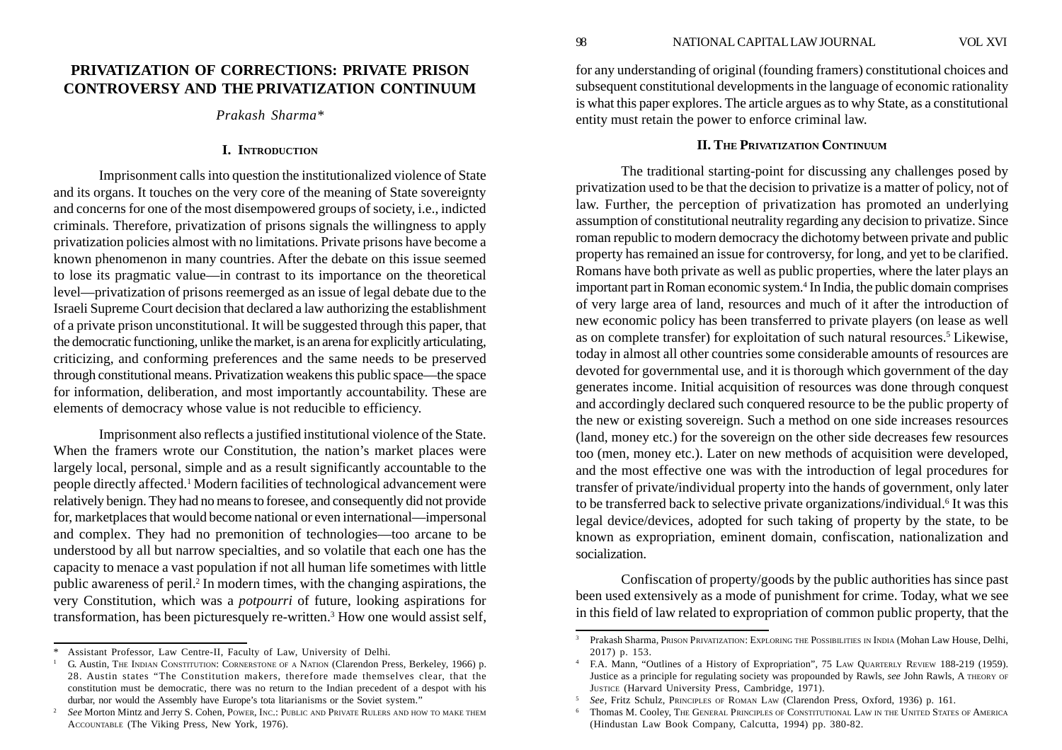# PRIVATIZATION OF CORRECTIONS: PRIVATE PRISON CONTROVERSY AND THE PRIVATIZATION CONTINUUM

*Prakash Sharma**

## I. Introduction

Imprisonment calls into question the institutionalized violence of State and its organs. It touches on the very core of the meaning of State sovereignty and concerns for one of the most disempowered groups of society, i.e., indicted criminals. Therefore, privatization of prisons signals the willingness to apply privatization policies almost with no limitations. Private prisons have become a known phenomenon in many countries. After the debate on this issue seemed to lose its pragmatic value—in contrast to its importance on the theoretical level—privatization of prisons reemerged as an issue of legal debate due to the Israeli Supreme Court decision that declared a law authorizing the establishment of a private prison unconstitutional. It will be suggested through this paper, that the democratic functioning, unlike the market, is an arena for explicitly articulating, criticizing, and conforming preferences and the same needs to be preserved through constitutional means. Privatization weakens this public space—the space for information, deliberation, and most importantly accountability. These are elements of democracy whose value is not reducible to efficiency.

Imprisonment also reflects a justified institutional violence of the State. When the framers wrote our Constitution, the nation's market places were largely local, personal, simple and as a result significantly accountable to the people directly affected.[1] Modern facilities of technological advancement were relatively benign. They had no means to foresee, and consequently did not provide for, marketplaces that would become national or even international—impersonal and complex. They had no premonition of technologies—too arcane to be understood by all but narrow specialties, and so volatile that each one has the capacity to menace a vast population if not all human life sometimes with little public awareness of peril.[2] In modern times, with the changing aspirations, the very Constitution, which was a *potpourri* of future, looking aspirations for transformation, has been picturesquely re-written.[3] How one would assist self, for any understanding of original (founding framers) constitutional choices and subsequent constitutional developments in the language of economic rationality is what this paper explores. The article argues as to why State, as a constitutional entity must retain the power to enforce criminal law.

## II. The Privatization Continuum

The traditional starting-point for discussing any challenges posed by privatization used to be that the decision to privatize is a matter of policy, not of law. Further, the perception of privatization has promoted an underlying assumption of constitutional neutrality regarding any decision to privatize. Since roman republic to modern democracy the dichotomy between private and public property has remained an issue for controversy, for long, and yet to be clarified. Romans have both private as well as public properties, where the later plays an important part in Roman economic system.[4] In India, the public domain comprises of very large area of land, resources and much of it after the introduction of new economic policy has been transferred to private players (on lease as well as on complete transfer) for exploitation of such natural resources.[5] Likewise, today in almost all other countries some considerable amounts of resources are devoted for governmental use, and it is thorough which government of the day generates income. Initial acquisition of resources was done through conquest and accordingly declared such conquered resource to be the public property of the new or existing sovereign. Such a method on one side increases resources (land, money etc.) for the sovereign on the other side decreases few resources too (men, money etc.). Later on new methods of acquisition were developed, and the most effective one was with the introduction of legal procedures for transfer of private/individual property into the hands of government, only later to be transferred back to selective private organizations/individual.[6] It was this legal device/devices, adopted for such taking of property by the state, to be known as expropriation, eminent domain, confiscation, nationalization and socialization.

Confiscation of property/goods by the public authorities has since past been used extensively as a mode of punishment for crime. Today, what we see in this field of law related to expropriation of common public property, that the

---

\* Assistant Professor, Law Centre-II, Faculty of Law, University of Delhi.

[1] G. Austin, The Indian Constitution: Cornerstone of a Nation (Clarendon Press, Berkeley, 1966) p. 28. Austin states "The Constitution makers, therefore made themselves clear, that the constitution must be democratic, there was no return to the Indian precedent of a despot with his durbar, nor would the Assembly have Europe's tota litarianisms or the Soviet system."

[2] *See* Morton Mintz and Jerry S. Cohen, Power, Inc.: Public and Private Rulers and how to make them Accountable (The Viking Press, New York, 1976).

[3] Prakash Sharma, Prison Privatization: Exploring the Possibilities in India (Mohan Law House, Delhi, 2017) p. 153.

[4] F.A. Mann, "Outlines of a History of Expropriation", 75 Law Quarterly Review 188-219 (1959). Justice as a principle for regulating society was propounded by Rawls, *see* John Rawls, A theory of Justice (Harvard University Press, Cambridge, 1971).

[5] *See*, Fritz Schulz, Principles of Roman Law (Clarendon Press, Oxford, 1936) p. 161.

[6] Thomas M. Cooley, The General Principles of Constitutional Law in the United States of America (Hindustan Law Book Company, Calcutta, 1994) pp. 380-82.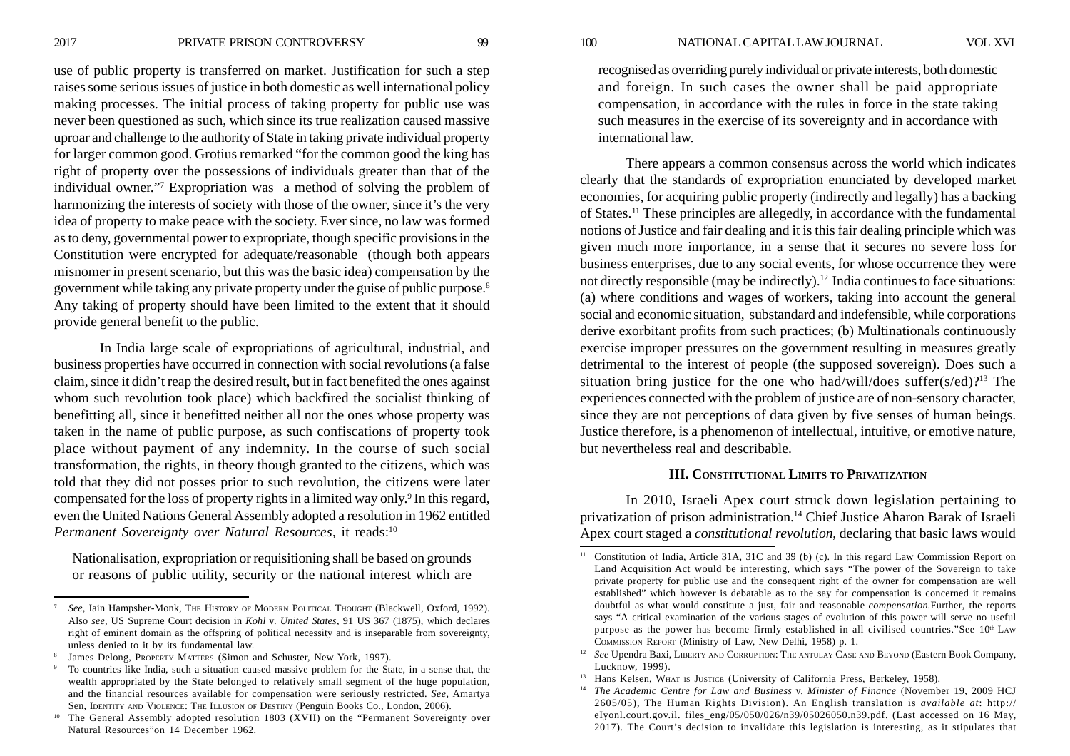use of public property is transferred on market. Justification for such a step raises some serious issues of justice in both domestic as well international policy making processes. The initial process of taking property for public use was never been questioned as such, which since its true realization caused massive uproar and challenge to the authority of State in taking private individual property for larger common good. Grotius remarked "for the common good the king has right of property over the possessions of individuals greater than that of the individual owner."[7] Expropriation was a method of solving the problem of harmonizing the interests of society with those of the owner, since it's the very idea of property to make peace with the society. Ever since, no law was formed as to deny, governmental power to expropriate, though specific provisions in the Constitution were encrypted for adequate/reasonable (though both appears misnomer in present scenario, but this was the basic idea) compensation by the government while taking any private property under the guise of public purpose.[8] Any taking of property should have been limited to the extent that it should provide general benefit to the public.

In India large scale of expropriations of agricultural, industrial, and business properties have occurred in connection with social revolutions (a false claim, since it didn't reap the desired result, but in fact benefited the ones against whom such revolution took place) which backfired the socialist thinking of benefitting all, since it benefitted neither all nor the ones whose property was taken in the name of public purpose, as such confiscations of property took place without payment of any indemnity. In the course of such social transformation, the rights, in theory though granted to the citizens, which was told that they did not posses prior to such revolution, the citizens were later compensated for the loss of property rights in a limited way only.[9] In this regard, even the United Nations General Assembly adopted a resolution in 1962 entitled *Permanent Sovereignty over Natural Resources*, it reads:[10]

> Nationalisation, expropriation or requisitioning shall be based on grounds or reasons of public utility, security or the national interest which are recognised as overriding purely individual or private interests, both domestic and foreign. In such cases the owner shall be paid appropriate compensation, in accordance with the rules in force in the state taking such measures in the exercise of its sovereignty and in accordance with international law.

There appears a common consensus across the world which indicates clearly that the standards of expropriation enunciated by developed market economies, for acquiring public property (indirectly and legally) has a backing of States.[11] These principles are allegedly, in accordance with the fundamental notions of Justice and fair dealing and it is this fair dealing principle which was given much more importance, in a sense that it secures no severe loss for business enterprises, due to any social events, for whose occurrence they were not directly responsible (may be indirectly).[12] India continues to face situations: (a) where conditions and wages of workers, taking into account the general social and economic situation, substandard and indefensible, while corporations derive exorbitant profits from such practices; (b) Multinationals continuously exercise improper pressures on the government resulting in measures greatly detrimental to the interest of people (the supposed sovereign). Does such a situation bring justice for the one who had/will/does suffer(s/ed)?[13] The experiences connected with the problem of justice are of non-sensory character, since they are not perceptions of data given by five senses of human beings. Justice therefore, is a phenomenon of intellectual, intuitive, or emotive nature, but nevertheless real and describable.

### III. Constitutional Limits to Privatization

In 2010, Israeli Apex court struck down legislation pertaining to privatization of prison administration.[14] Chief Justice Aharon Barak of Israeli Apex court staged a *constitutional revolution*, declaring that basic laws would

---

[7] *See*, Iain Hampsher-Monk, The History of Modern Political Thought (Blackwell, Oxford, 1992). Also *see*, US Supreme Court decision in *Kohl* v. *United States*, 91 US 367 (1875), which declares right of eminent domain as the offspring of political necessity and is inseparable from sovereignty, unless denied to it by its fundamental law.

[8] James Delong, Property Matters (Simon and Schuster, New York, 1997).

[9] To countries like India, such a situation caused massive problem for the State, in a sense that, the wealth appropriated by the State belonged to relatively small segment of the huge population, and the financial resources available for compensation were seriously restricted. *See*, Amartya Sen, Identity and Violence: The Illusion of Destiny (Penguin Books Co., London, 2006).

[10] The General Assembly adopted resolution 1803 (XVII) on the "Permanent Sovereignty over Natural Resources"on 14 December 1962.

[11] Constitution of India, Article 31A, 31C and 39 (b) (c). In this regard Law Commission Report on Land Acquisition Act would be interesting, which says "The power of the Sovereign to take private property for public use and the consequent right of the owner for compensation are well established" which however is debatable as to the say for compensation is concerned it remains doubtful as what would constitute a just, fair and reasonable *compensation*.Further, the reports says "A critical examination of the various stages of evolution of this power will serve no useful purpose as the power has become firmly established in all civilised countries."See 10th Law Commission Report (Ministry of Law, New Delhi, 1958) p. 1.

[12] *See* Upendra Baxi, Liberty and Corruption: The Antulay Case and Beyond (Eastern Book Company, Lucknow, 1999).

[13] Hans Kelsen, What is Justice (University of California Press, Berkeley, 1958).

[14] *The Academic Centre for Law and Business* v. *Minister of Finance* (November 19, 2009 HCJ 2605/05), The Human Rights Division). An English translation is *available at*: http://elyonl.court.gov.il. files_eng/05/050/026/n39/05026050.n39.pdf. (Last accessed on 16 May, 2017). The Court's decision to invalidate this legislation is interesting, as it stipulates that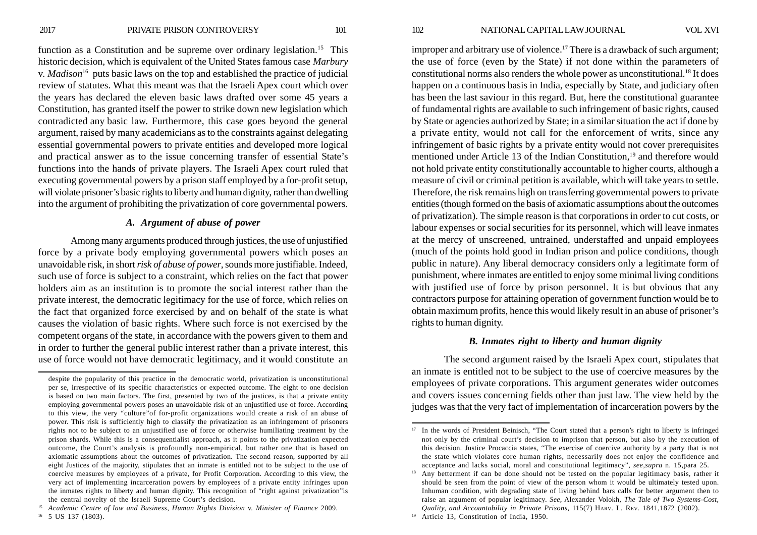function as a Constitution and be supreme over ordinary legislation.[15] This historic decision, which is equivalent of the United States famous case *Marbury* v. *Madison*[16] puts basic laws on the top and established the practice of judicial review of statutes. What this meant was that the Israeli Apex court which over the years has declared the eleven basic laws drafted over some 45 years a Constitution, has granted itself the power to strike down new legislation which contradicted any basic law. Furthermore, this case goes beyond the general argument, raised by many academicians as to the constraints against delegating essential governmental powers to private entities and developed more logical and practical answer as to the issue concerning transfer of essential State's functions into the hands of private players. The Israeli Apex court ruled that executing governmental powers by a prison staff employed by a for-profit setup, will violate prisoner's basic rights to liberty and human dignity, rather than dwelling into the argument of prohibiting the privatization of core governmental powers.

### *A. Argument of abuse of power*

Among many arguments produced through justices, the use of unjustified force by a private body employing governmental powers which poses an unavoidable risk, in short *risk of abuse of power*, sounds more justifiable. Indeed, such use of force is subject to a constraint, which relies on the fact that power holders aim as an institution is to promote the social interest rather than the private interest, the democratic legitimacy for the use of force, which relies on the fact that organized force exercised by and on behalf of the state is what causes the violation of basic rights. Where such force is not exercised by the competent organs of the state, in accordance with the powers given to them and in order to further the general public interest rather than a private interest, this use of force would not have democratic legitimacy, and it would constitute an improper and arbitrary use of violence.[17] There is a drawback of such argument; the use of force (even by the State) if not done within the parameters of constitutional norms also renders the whole power as unconstitutional.[18] It does happen on a continuous basis in India, especially by State, and judiciary often has been the last saviour in this regard. But, here the constitutional guarantee of fundamental rights are available to such infringement of basic rights, caused by State or agencies authorized by State; in a similar situation the act if done by a private entity, would not call for the enforcement of writs, since any infringement of basic rights by a private entity would not cover prerequisites mentioned under Article 13 of the Indian Constitution,[19] and therefore would not hold private entity constitutionally accountable to higher courts, although a measure of civil or criminal petition is available, which will take years to settle. Therefore, the risk remains high on transferring governmental powers to private entities (though formed on the basis of axiomatic assumptions about the outcomes of privatization). The simple reason is that corporations in order to cut costs, or labour expenses or social securities for its personnel, which will leave inmates at the mercy of unscreened, untrained, understaffed and unpaid employees (much of the points hold good in Indian prison and police conditions, though public in nature). Any liberal democracy considers only a legitimate form of punishment, where inmates are entitled to enjoy some minimal living conditions with justified use of force by prison personnel. It is but obvious that any contractors purpose for attaining operation of government function would be to obtain maximum profits, hence this would likely result in an abuse of prisoner's rights to human dignity.

### *B. Inmates right to liberty and human dignity*

The second argument raised by the Israeli Apex court, stipulates that an inmate is entitled not to be subject to the use of coercive measures by the employees of private corporations. This argument generates wider outcomes and covers issues concerning fields other than just law. The view held by the judges was that the very fact of implementation of incarceration powers by the

---

despite the popularity of this practice in the democratic world, privatization is unconstitutional per se, irrespective of its specific characteristics or expected outcome. The eight to one decision is based on two main factors. The first, presented by two of the justices, is that a private entity employing governmental powers poses an unavoidable risk of an unjustified use of force. According to this view, the very "culture"of for-profit organizations would create a risk of an abuse of power. This risk is sufficiently high to classify the privatization as an infringement of prisoners rights not to be subject to an unjustified use of force or otherwise humiliating treatment by the prison shards. While this is a consequentialist approach, as it points to the privatization expected outcome, the Court's analysis is profoundly non-empirical, but rather one that is based on axiomatic assumptions about the outcomes of privatization. The second reason, supported by all eight Justices of the majority, stipulates that an inmate is entitled not to be subject to the use of coercive measures by employees of a private, for Profit Corporation. According to this view, the very act of implementing incarceration powers by employees of a private entity infringes upon the inmates rights to liberty and human dignity. This recognition of "right against privatization"is the central novelty of the Israeli Supreme Court's decision.

[15] *Academic Centre of law and Business, Human Rights Division* v. *Minister of Finance* 2009.

[16] 5 US 137 (1803).

[17] In the words of President Beinisch, "The Court stated that a person's right to liberty is infringed not only by the criminal court's decision to imprison that person, but also by the execution of this decision. Justice Procaccia states, "The exercise of coercive authority by a party that is not the state which violates core human rights, necessarily does not enjoy the confidence and acceptance and lacks social, moral and constitutional legitimacy", *see,supra* n. 15,para 25.

[18] Any betterment if can be done should not be tested on the popular legitimacy basis, rather it should be seen from the point of view of the person whom it would be ultimately tested upon. Inhuman condition, with degrading state of living behind bars calls for better argument then to raise an argument of popular legitimacy. *See,* Alexander Volokh, *The Tale of Two Systems-Cost, Quality, and Accountability in Private Prisons*, 115(7) HARV. L. REV. 1841,1872 (2002).

[19] Article 13, Constitution of India, 1950.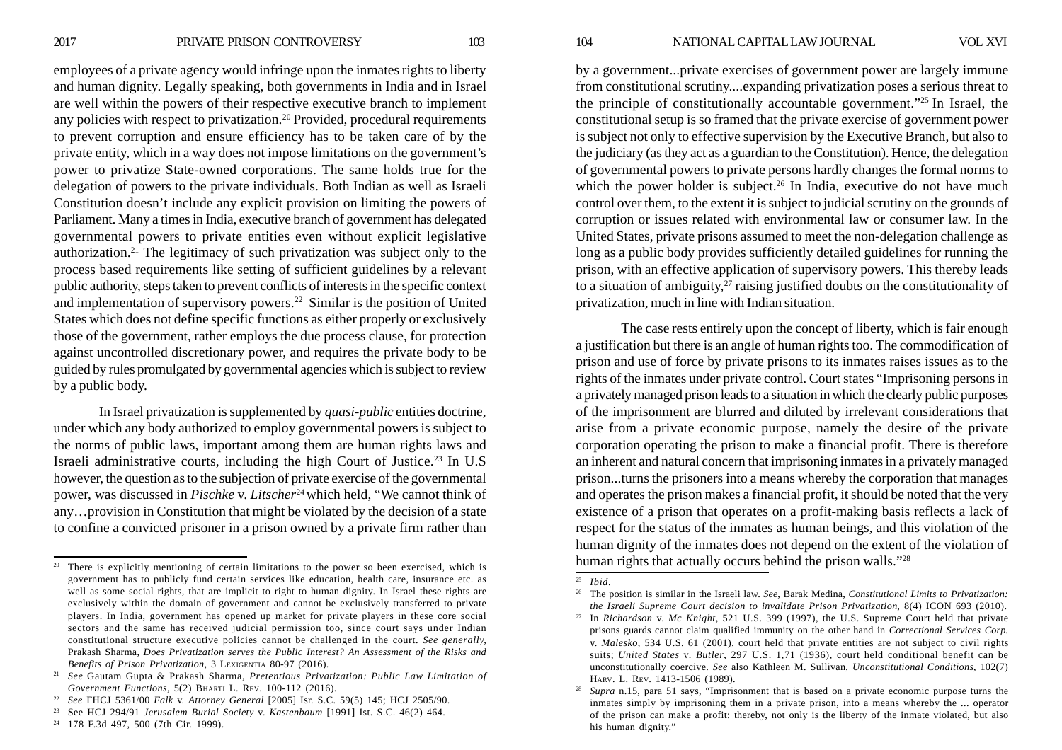employees of a private agency would infringe upon the inmates rights to liberty and human dignity. Legally speaking, both governments in India and in Israel are well within the powers of their respective executive branch to implement any policies with respect to privatization.[20] Provided, procedural requirements to prevent corruption and ensure efficiency has to be taken care of by the private entity, which in a way does not impose limitations on the government's power to privatize State-owned corporations. The same holds true for the delegation of powers to the private individuals. Both Indian as well as Israeli Constitution doesn't include any explicit provision on limiting the powers of Parliament. Many a times in India, executive branch of government has delegated governmental powers to private entities even without explicit legislative authorization.[21] The legitimacy of such privatization was subject only to the process based requirements like setting of sufficient guidelines by a relevant public authority, steps taken to prevent conflicts of interests in the specific context and implementation of supervisory powers.[22] Similar is the position of United States which does not define specific functions as either properly or exclusively those of the government, rather employs the due process clause, for protection against uncontrolled discretionary power, and requires the private body to be guided by rules promulgated by governmental agencies which is subject to review by a public body.

In Israel privatization is supplemented by *quasi-public* entities doctrine, under which any body authorized to employ governmental powers is subject to the norms of public laws, important among them are human rights laws and Israeli administrative courts, including the high Court of Justice.[23] In U.S however, the question as to the subjection of private exercise of the governmental power, was discussed in *Pischke* v. *Litscher*[24] which held, "We cannot think of any…provision in Constitution that might be violated by the decision of a state to confine a convicted prisoner in a prison owned by a private firm rather than by a government...private exercises of government power are largely immune from constitutional scrutiny....expanding privatization poses a serious threat to the principle of constitutionally accountable government."[25] In Israel, the constitutional setup is so framed that the private exercise of government power is subject not only to effective supervision by the Executive Branch, but also to the judiciary (as they act as a guardian to the Constitution). Hence, the delegation of governmental powers to private persons hardly changes the formal norms to which the power holder is subject.[26] In India, executive do not have much control over them, to the extent it is subject to judicial scrutiny on the grounds of corruption or issues related with environmental law or consumer law. In the United States, private prisons assumed to meet the non-delegation challenge as long as a public body provides sufficiently detailed guidelines for running the prison, with an effective application of supervisory powers. This thereby leads to a situation of ambiguity,[27] raising justified doubts on the constitutionality of privatization, much in line with Indian situation.

The case rests entirely upon the concept of liberty, which is fair enough a justification but there is an angle of human rights too. The commodification of prison and use of force by private prisons to its inmates raises issues as to the rights of the inmates under private control. Court states "Imprisoning persons in a privately managed prison leads to a situation in which the clearly public purposes of the imprisonment are blurred and diluted by irrelevant considerations that arise from a private economic purpose, namely the desire of the private corporation operating the prison to make a financial profit. There is therefore an inherent and natural concern that imprisoning inmates in a privately managed prison...turns the prisoners into a means whereby the corporation that manages and operates the prison makes a financial profit, it should be noted that the very existence of a prison that operates on a profit-making basis reflects a lack of respect for the status of the inmates as human beings, and this violation of the human dignity of the inmates does not depend on the extent of the violation of human rights that actually occurs behind the prison walls."[28]

---

[20] There is explicitly mentioning of certain limitations to the power so been exercised, which is government has to publicly fund certain services like education, health care, insurance etc. as well as some social rights, that are implicit to right to human dignity. In Israel these rights are exclusively within the domain of government and cannot be exclusively transferred to private players. In India, government has opened up market for private players in these core social sectors and the same has received judicial permission too, since court says under Indian constitutional structure executive policies cannot be challenged in the court. *See generally,* Prakash Sharma, *Does Privatization serves the Public Interest? An Assessment of the Risks and Benefits of Prison Privatization*, 3 LEXIGENTIA 80-97 (2016).

[21] *See* Gautam Gupta & Prakash Sharma, *Pretentious Privatization: Public Law Limitation of Government Functions*, 5(2) BHARTI L. REV. 100-112 (2016).

[22] *See* FHCJ 5361/00 *Falk* v. *Attorney General* [2005] Isr. S.C. 59(5) 145; HCJ 2505/90.

[23] See HCJ 294/91 *Jerusalem Burial Society* v. *Kastenbaum* [1991] Ist. S.C. 46(2) 464.

[24] 178 F.3d 497, 500 (7th Cir. 1999).

[25] *Ibid*.

[26] The position is similar in the Israeli law. *See*, Barak Medina, *Constitutional Limits to Privatization: the Israeli Supreme Court decision to invalidate Prison Privatization*, 8(4) ICON 693 (2010).

[27] In *Richardson* v. *Mc Knight*, 521 U.S. 399 (1997), the U.S. Supreme Court held that private prisons guards cannot claim qualified immunity on the other hand in *Correctional Services Corp.* v. *Malesko*, 534 U.S. 61 (2001), court held that private entities are not subject to civil rights suits; *United States* v. *Butler*, 297 U.S. 1,71 (1936), court held conditional benefit can be unconstitutionally coercive. *See* also Kathleen M. Sullivan, *Unconstitutional Conditions*, 102(7) HARV. L. REV. 1413-1506 (1989).

[28] *Supra* n.15, para 51 says, "Imprisonment that is based on a private economic purpose turns the inmates simply by imprisoning them in a private prison, into a means whereby the ... operator of the prison can make a profit: thereby, not only is the liberty of the inmate violated, but also his human dignity."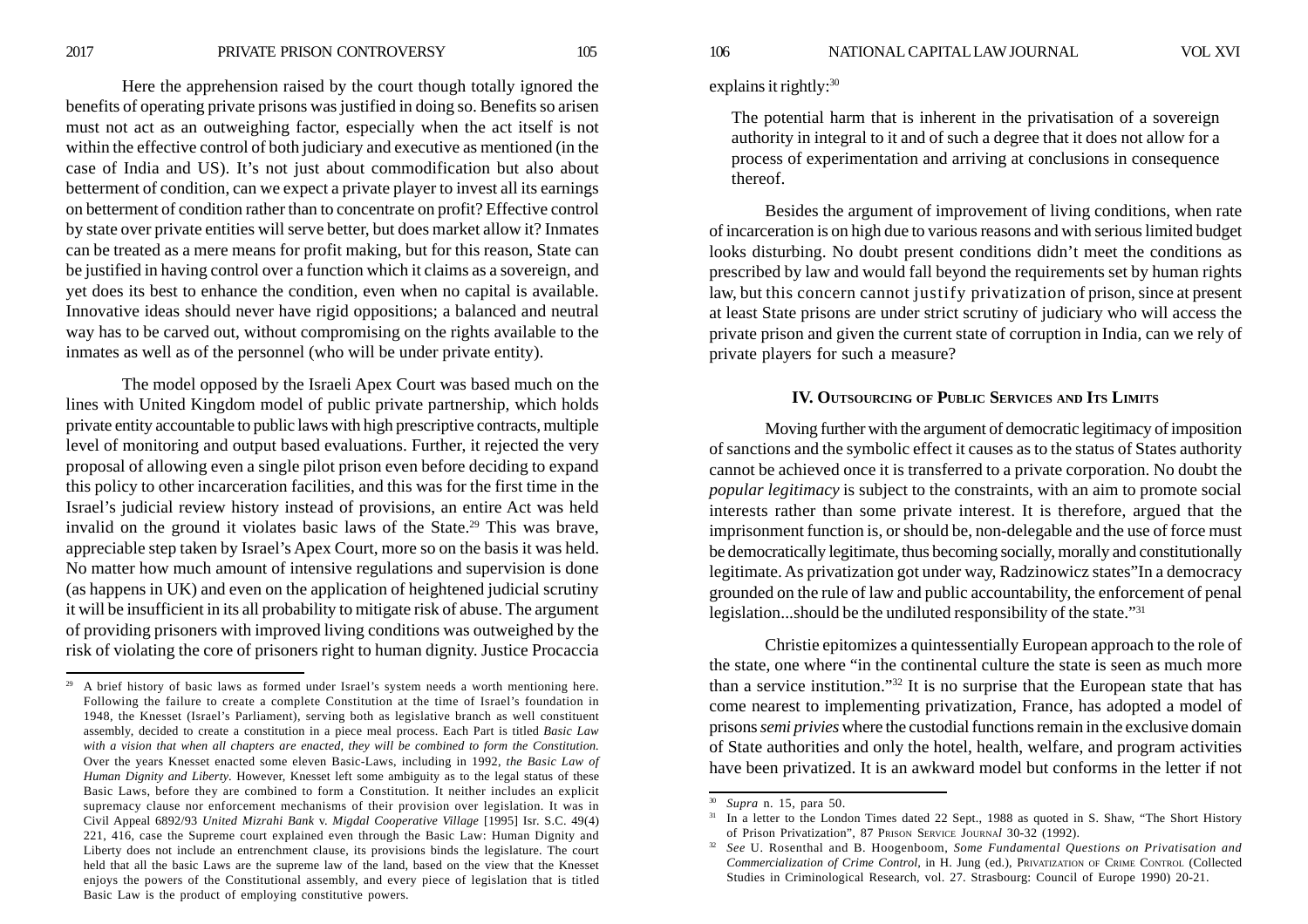Here the apprehension raised by the court though totally ignored the benefits of operating private prisons was justified in doing so. Benefits so arisen must not act as an outweighing factor, especially when the act itself is not within the effective control of both judiciary and executive as mentioned (in the case of India and US). It's not just about commodification but also about betterment of condition, can we expect a private player to invest all its earnings on betterment of condition rather than to concentrate on profit? Effective control by state over private entities will serve better, but does market allow it? Inmates can be treated as a mere means for profit making, but for this reason, State can be justified in having control over a function which it claims as a sovereign, and yet does its best to enhance the condition, even when no capital is available. Innovative ideas should never have rigid oppositions; a balanced and neutral way has to be carved out, without compromising on the rights available to the inmates as well as of the personnel (who will be under private entity).

The model opposed by the Israeli Apex Court was based much on the lines with United Kingdom model of public private partnership, which holds private entity accountable to public laws with high prescriptive contracts, multiple level of monitoring and output based evaluations. Further, it rejected the very proposal of allowing even a single pilot prison even before deciding to expand this policy to other incarceration facilities, and this was for the first time in the Israel's judicial review history instead of provisions, an entire Act was held invalid on the ground it violates basic laws of the State.[29] This was brave, appreciable step taken by Israel's Apex Court, more so on the basis it was held. No matter how much amount of intensive regulations and supervision is done (as happens in UK) and even on the application of heightened judicial scrutiny it will be insufficient in its all probability to mitigate risk of abuse. The argument of providing prisoners with improved living conditions was outweighed by the risk of violating the core of prisoners right to human dignity. Justice Procaccia explains it rightly:[30]

> The potential harm that is inherent in the privatisation of a sovereign authority in integral to it and of such a degree that it does not allow for a process of experimentation and arriving at conclusions in consequence thereof.

Besides the argument of improvement of living conditions, when rate of incarceration is on high due to various reasons and with serious limited budget looks disturbing. No doubt present conditions didn't meet the conditions as prescribed by law and would fall beyond the requirements set by human rights law, but this concern cannot justify privatization of prison, since at present at least State prisons are under strict scrutiny of judiciary who will access the private prison and given the current state of corruption in India, can we rely of private players for such a measure?

### IV. Outsourcing of Public Services and Its Limits

Moving further with the argument of democratic legitimacy of imposition of sanctions and the symbolic effect it causes as to the status of States authority cannot be achieved once it is transferred to a private corporation. No doubt the *popular legitimacy* is subject to the constraints, with an aim to promote social interests rather than some private interest. It is therefore, argued that the imprisonment function is, or should be, non-delegable and the use of force must be democratically legitimate, thus becoming socially, morally and constitutionally legitimate. As privatization got under way, Radzinowicz states"In a democracy grounded on the rule of law and public accountability, the enforcement of penal legislation...should be the undiluted responsibility of the state."[31]

Christie epitomizes a quintessentially European approach to the role of the state, one where "in the continental culture the state is seen as much more than a service institution."[32] It is no surprise that the European state that has come nearest to implementing privatization, France, has adopted a model of prisons *semi privies* where the custodial functions remain in the exclusive domain of State authorities and only the hotel, health, welfare, and program activities have been privatized. It is an awkward model but conforms in the letter if not

---

[29] A brief history of basic laws as formed under Israel's system needs a worth mentioning here. Following the failure to create a complete Constitution at the time of Israel's foundation in 1948, the Knesset (Israel's Parliament), serving both as legislative branch as well constituent assembly, decided to create a constitution in a piece meal process. Each Part is titled *Basic Law with a vision that when all chapters are enacted, they will be combined to form the Constitution.* Over the years Knesset enacted some eleven Basic-Laws, including in 1992, *the Basic Law of Human Dignity and Liberty*. However, Knesset left some ambiguity as to the legal status of these Basic Laws, before they are combined to form a Constitution. It neither includes an explicit supremacy clause nor enforcement mechanisms of their provision over legislation. It was in Civil Appeal 6892/93 *United Mizrahi Bank* v. *Migdal Cooperative Village* [1995] Isr. S.C. 49(4) 221, 416, case the Supreme court explained even through the Basic Law: Human Dignity and Liberty does not include an entrenchment clause, its provisions binds the legislature. The court held that all the basic Laws are the supreme law of the land, based on the view that the Knesset enjoys the powers of the Constitutional assembly, and every piece of legislation that is titled Basic Law is the product of employing constitutive powers.

[30] *Supra* n. 15, para 50.

[31] In a letter to the London Times dated 22 Sept., 1988 as quoted in S. Shaw, "The Short History of Prison Privatization", 87 Prison Service Journal 30-32 (1992).

[32] *See* U. Rosenthal and B. Hoogenboom, *Some Fundamental Questions on Privatisation and Commercialization of Crime Control*, in H. Jung (ed.), Privatization of Crime Control (Collected Studies in Criminological Research, vol. 27. Strasbourg: Council of Europe 1990) 20-21.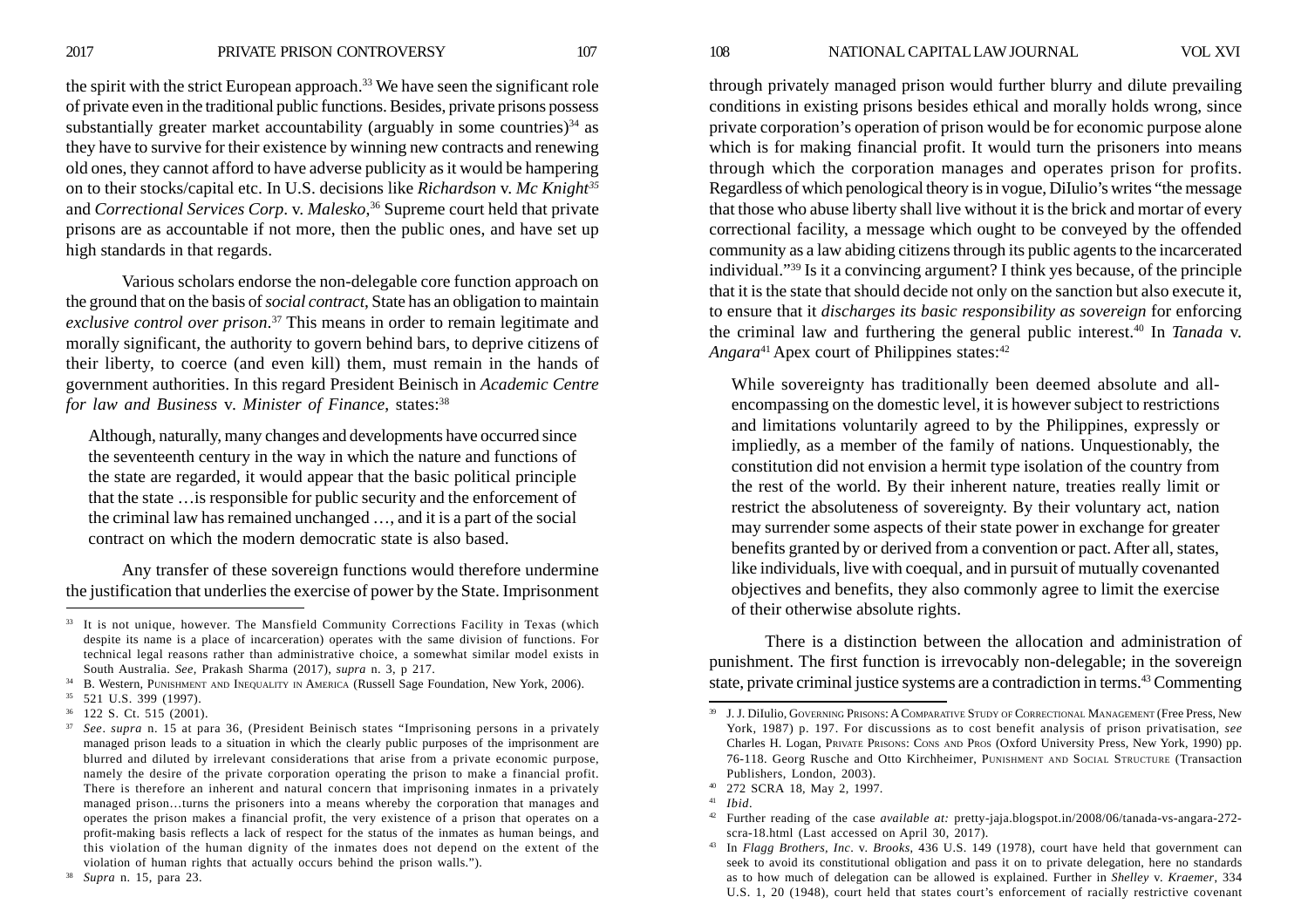the spirit with the strict European approach.[33] We have seen the significant role of private even in the traditional public functions. Besides, private prisons possess substantially greater market accountability (arguably in some countries)[34] as they have to survive for their existence by winning new contracts and renewing old ones, they cannot afford to have adverse publicity as it would be hampering on to their stocks/capital etc. In U.S. decisions like *Richardson* v. *Mc Knight*[35] and *Correctional Services Corp*. v. *Malesko*,[36] Supreme court held that private prisons are as accountable if not more, then the public ones, and have set up high standards in that regards.

Various scholars endorse the non-delegable core function approach on the ground that on the basis of *social contract*, State has an obligation to maintain *exclusive control over prison*.[37] This means in order to remain legitimate and morally significant, the authority to govern behind bars, to deprive citizens of their liberty, to coerce (and even kill) them, must remain in the hands of government authorities. In this regard President Beinisch in *Academic Centre for law and Business* v. *Minister of Finance*, states:[38]

> Although, naturally, many changes and developments have occurred since the seventeenth century in the way in which the nature and functions of the state are regarded, it would appear that the basic political principle that the state …is responsible for public security and the enforcement of the criminal law has remained unchanged …, and it is a part of the social contract on which the modern democratic state is also based.

Any transfer of these sovereign functions would therefore undermine the justification that underlies the exercise of power by the State. Imprisonment through privately managed prison would further blurry and dilute prevailing conditions in existing prisons besides ethical and morally holds wrong, since private corporation's operation of prison would be for economic purpose alone which is for making financial profit. It would turn the prisoners into means through which the corporation manages and operates prison for profits. Regardless of which penological theory is in vogue, DiIulio's writes "the message that those who abuse liberty shall live without it is the brick and mortar of every correctional facility, a message which ought to be conveyed by the offended community as a law abiding citizens through its public agents to the incarcerated individual."[39] Is it a convincing argument? I think yes because, of the principle that it is the state that should decide not only on the sanction but also execute it, to ensure that it *discharges its basic responsibility as sovereign* for enforcing the criminal law and furthering the general public interest.[40] In *Tanada* v. *Angara*[41] Apex court of Philippines states:[42]

> While sovereignty has traditionally been deemed absolute and all-encompassing on the domestic level, it is however subject to restrictions and limitations voluntarily agreed to by the Philippines, expressly or impliedly, as a member of the family of nations. Unquestionably, the constitution did not envision a hermit type isolation of the country from the rest of the world. By their inherent nature, treaties really limit or restrict the absoluteness of sovereignty. By their voluntary act, nation may surrender some aspects of their state power in exchange for greater benefits granted by or derived from a convention or pact. After all, states, like individuals, live with coequal, and in pursuit of mutually covenanted objectives and benefits, they also commonly agree to limit the exercise of their otherwise absolute rights.

There is a distinction between the allocation and administration of punishment. The first function is irrevocably non-delegable; in the sovereign state, private criminal justice systems are a contradiction in terms.[43] Commenting

---

[33] It is not unique, however. The Mansfield Community Corrections Facility in Texas (which despite its name is a place of incarceration) operates with the same division of functions. For technical legal reasons rather than administrative choice, a somewhat similar model exists in South Australia. *See*, Prakash Sharma (2017), *supra* n. 3, p 217.

[34] B. Western, Punishment and Inequality in America (Russell Sage Foundation, New York, 2006).

[35] 521 U.S. 399 (1997).

[36] 122 S. Ct. 515 (2001).

[37] *See*. *supra* n. 15 at para 36, (President Beinisch states "Imprisoning persons in a privately managed prison leads to a situation in which the clearly public purposes of the imprisonment are blurred and diluted by irrelevant considerations that arise from a private economic purpose, namely the desire of the private corporation operating the prison to make a financial profit. There is therefore an inherent and natural concern that imprisoning inmates in a privately managed prison…turns the prisoners into a means whereby the corporation that manages and operates the prison makes a financial profit, the very existence of a prison that operates on a profit-making basis reflects a lack of respect for the status of the inmates as human beings, and this violation of the human dignity of the inmates does not depend on the extent of the violation of human rights that actually occurs behind the prison walls.").

[38] *Supra* n. 15, para 23.

[39] J. J. DiIulio, Governing Prisons: A Comparative Study of Correctional Management (Free Press, New York, 1987) p. 197. For discussions as to cost benefit analysis of prison privatisation, *see* Charles H. Logan, Private Prisons: Cons and Pros (Oxford University Press, New York, 1990) pp. 76-118. Georg Rusche and Otto Kirchheimer, Punishment and Social Structure (Transaction Publishers, London, 2003).

[40] 272 SCRA 18, May 2, 1997.

[41] *Ibid*.

[42] Further reading of the case *available at:* pretty-jaja.blogspot.in/2008/06/tanada-vs-angara-272-scra-18.html (Last accessed on April 30, 2017).

[43] In *Flagg Brothers, Inc*. v. *Brooks*, 436 U.S. 149 (1978), court have held that government can seek to avoid its constitutional obligation and pass it on to private delegation, here no standards as to how much of delegation can be allowed is explained. Further in *Shelley* v. *Kraemer*, 334 U.S. 1, 20 (1948), court held that states court's enforcement of racially restrictive covenant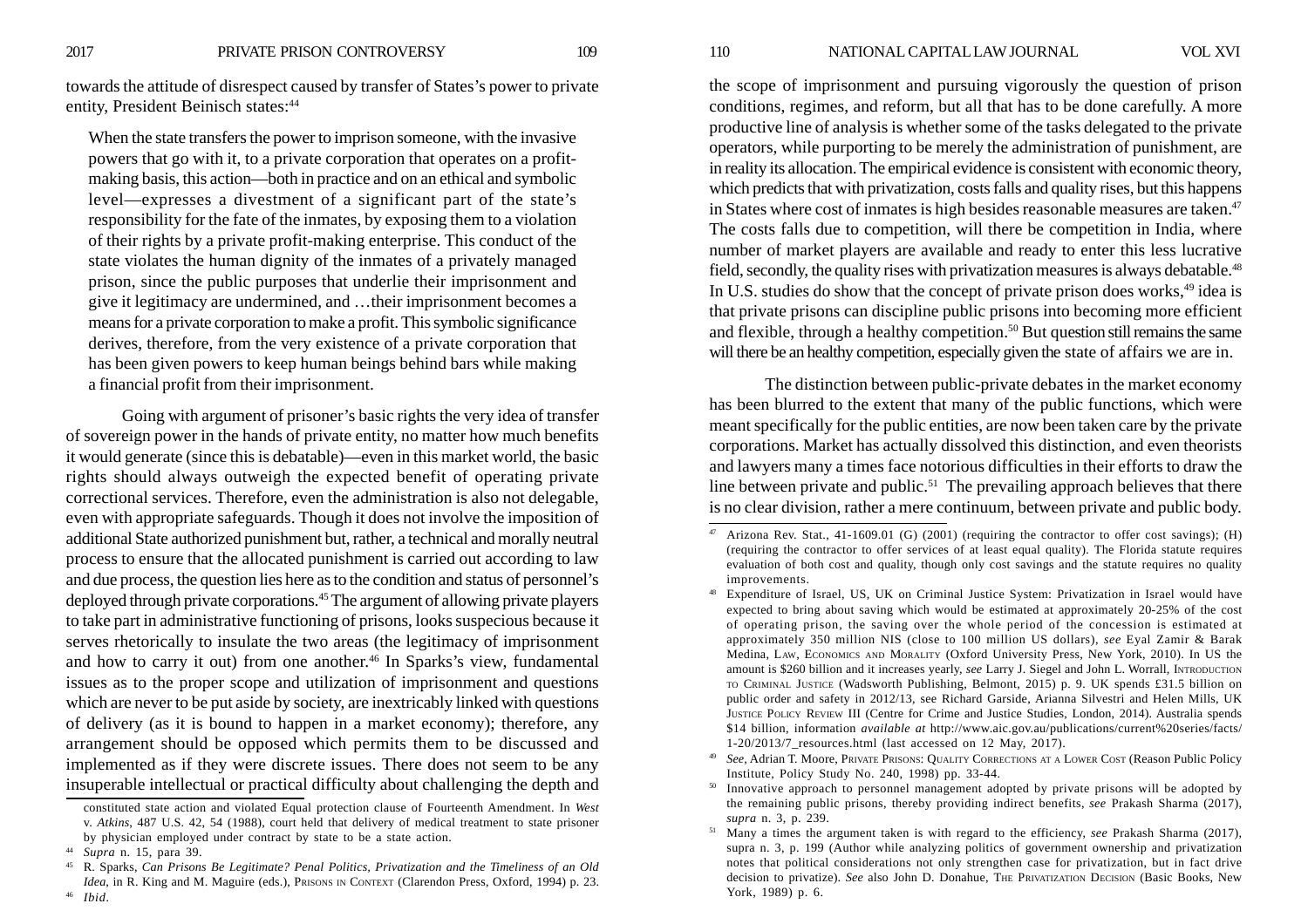towards the attitude of disrespect caused by transfer of States's power to private entity, President Beinisch states:[44]

> When the state transfers the power to imprison someone, with the invasive powers that go with it, to a private corporation that operates on a profit-making basis, this action—both in practice and on an ethical and symbolic level—expresses a divestment of a significant part of the state's responsibility for the fate of the inmates, by exposing them to a violation of their rights by a private profit-making enterprise. This conduct of the state violates the human dignity of the inmates of a privately managed prison, since the public purposes that underlie their imprisonment and give it legitimacy are undermined, and …their imprisonment becomes a means for a private corporation to make a profit. This symbolic significance derives, therefore, from the very existence of a private corporation that has been given powers to keep human beings behind bars while making a financial profit from their imprisonment.

Going with argument of prisoner's basic rights the very idea of transfer of sovereign power in the hands of private entity, no matter how much benefits it would generate (since this is debatable)—even in this market world, the basic rights should always outweigh the expected benefit of operating private correctional services. Therefore, even the administration is also not delegable, even with appropriate safeguards. Though it does not involve the imposition of additional State authorized punishment but, rather, a technical and morally neutral process to ensure that the allocated punishment is carried out according to law and due process, the question lies here as to the condition and status of personnel's deployed through private corporations.[45] The argument of allowing private players to take part in administrative functioning of prisons, looks suspicious because it serves rhetorically to insulate the two areas (the legitimacy of imprisonment and how to carry it out) from one another.[46] In Sparks's view, fundamental issues as to the proper scope and utilization of imprisonment and questions which are never to be put aside by society, are inextricably linked with questions of delivery (as it is bound to happen in a market economy); therefore, any arrangement should be opposed which permits them to be discussed and implemented as if they were discrete issues. There does not seem to be any insuperable intellectual or practical difficulty about challenging the depth and the scope of imprisonment and pursuing vigorously the question of prison conditions, regimes, and reform, but all that has to be done carefully. A more productive line of analysis is whether some of the tasks delegated to the private operators, while purporting to be merely the administration of punishment, are in reality its allocation. The empirical evidence is consistent with economic theory, which predicts that with privatization, costs falls and quality rises, but this happens in States where cost of inmates is high besides reasonable measures are taken.[47] The costs falls due to competition, will there be competition in India, where number of market players are available and ready to enter this less lucrative field, secondly, the quality rises with privatization measures is always debatable.[48] In U.S. studies do show that the concept of private prison does works,[49] idea is that private prisons can discipline public prisons into becoming more efficient and flexible, through a healthy competition.[50] But question still remains the same will there be an healthy competition, especially given the state of affairs we are in.

The distinction between public-private debates in the market economy has been blurred to the extent that many of the public functions, which were meant specifically for the public entities, are now been taken care by the private corporations. Market has actually dissolved this distinction, and even theorists and lawyers many a times face notorious difficulties in their efforts to draw the line between private and public.[51] The prevailing approach believes that there is no clear division, rather a mere continuum, between private and public body.

---

constituted state action and violated Equal protection clause of Fourteenth Amendment. In *West* v. *Atkins*, 487 U.S. 42, 54 (1988), court held that delivery of medical treatment to state prisoner by physician employed under contract by state to be a state action.

[44] *Supra* n. 15, para 39.

[45] R. Sparks, *Can Prisons Be Legitimate? Penal Politics, Privatization and the Timeliness of an Old Idea*, in R. King and M. Maguire (eds.), PRISONS IN CONTEXT (Clarendon Press, Oxford, 1994) p. 23.

[46] *Ibid*.

[47] Arizona Rev. Stat., 41-1609.01 (G) (2001) (requiring the contractor to offer cost savings); (H) (requiring the contractor to offer services of at least equal quality). The Florida statute requires evaluation of both cost and quality, though only cost savings and the statute requires no quality improvements.

[48] Expenditure of Israel, US, UK on Criminal Justice System: Privatization in Israel would have expected to bring about saving which would be estimated at approximately 20-25% of the cost of operating prison, the saving over the whole period of the concession is estimated at approximately 350 million NIS (close to 100 million US dollars), *see* Eyal Zamir & Barak Medina, LAW, ECONOMICS AND MORALITY (Oxford University Press, New York, 2010). In US the amount is $260 billion and it increases yearly, *see* Larry J. Siegel and John L. Worrall, INTRODUCTION TO CRIMINAL JUSTICE (Wadsworth Publishing, Belmont, 2015) p. 9. UK spends £31.5 billion on public order and safety in 2012/13, see Richard Garside, Arianna Silvestri and Helen Mills, UK JUSTICE POLICY REVIEW III (Centre for Crime and Justice Studies, London, 2014). Australia spends $14 billion, information *available at* http://www.aic.gov.au/publications/current%20series/facts/1-20/2013/7_resources.html (last accessed on 12 May, 2017).

[49] *See*, Adrian T. Moore, PRIVATE PRISONS: QUALITY CORRECTIONS AT A LOWER COST (Reason Public Policy Institute, Policy Study No. 240, 1998) pp. 33-44.

[50] Innovative approach to personnel management adopted by private prisons will be adopted by the remaining public prisons, thereby providing indirect benefits, *see* Prakash Sharma (2017), *supra* n. 3, p. 239.

[51] Many a times the argument taken is with regard to the efficiency, *see* Prakash Sharma (2017), supra n. 3, p. 199 (Author while analyzing politics of government ownership and privatization notes that political considerations not only strengthen case for privatization, but in fact drive decision to privatize). *See* also John D. Donahue, THE PRIVATIZATION DECISION (Basic Books, New York, 1989) p. 6.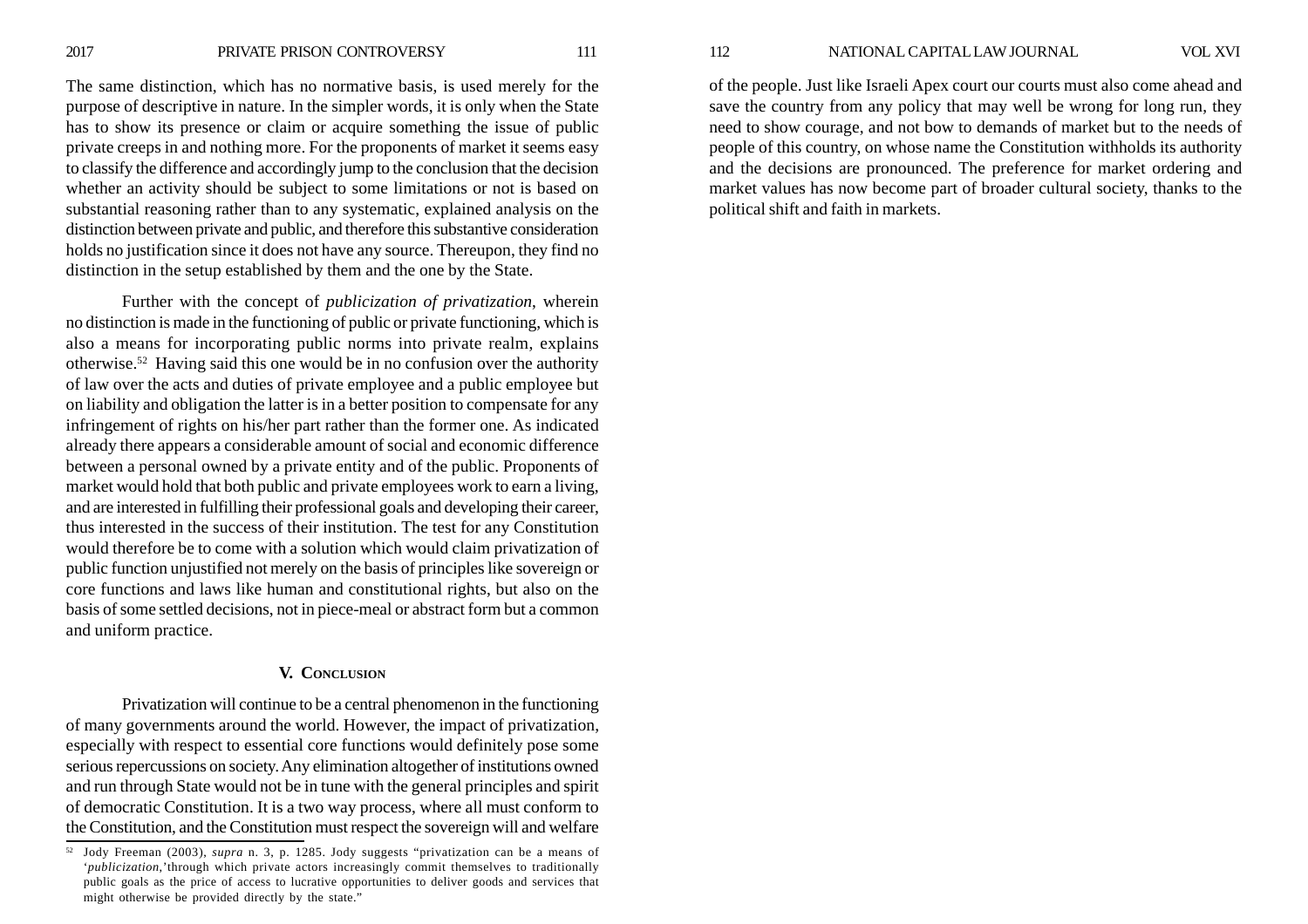The same distinction, which has no normative basis, is used merely for the purpose of descriptive in nature. In the simpler words, it is only when the State has to show its presence or claim or acquire something the issue of public private creeps in and nothing more. For the proponents of market it seems easy to classify the difference and accordingly jump to the conclusion that the decision whether an activity should be subject to some limitations or not is based on substantial reasoning rather than to any systematic, explained analysis on the distinction between private and public, and therefore this substantive consideration holds no justification since it does not have any source. Thereupon, they find no distinction in the setup established by them and the one by the State.

Further with the concept of *publicization of privatization*, wherein no distinction is made in the functioning of public or private functioning, which is also a means for incorporating public norms into private realm, explains otherwise.[52] Having said this one would be in no confusion over the authority of law over the acts and duties of private employee and a public employee but on liability and obligation the latter is in a better position to compensate for any infringement of rights on his/her part rather than the former one. As indicated already there appears a considerable amount of social and economic difference between a personal owned by a private entity and of the public. Proponents of market would hold that both public and private employees work to earn a living, and are interested in fulfilling their professional goals and developing their career, thus interested in the success of their institution. The test for any Constitution would therefore be to come with a solution which would claim privatization of public function unjustified not merely on the basis of principles like sovereign or core functions and laws like human and constitutional rights, but also on the basis of some settled decisions, not in piece-meal or abstract form but a common and uniform practice.

## V. Conclusion

Privatization will continue to be a central phenomenon in the functioning of many governments around the world. However, the impact of privatization, especially with respect to essential core functions would definitely pose some serious repercussions on society. Any elimination altogether of institutions owned and run through State would not be in tune with the general principles and spirit of democratic Constitution. It is a two way process, where all must conform to the Constitution, and the Constitution must respect the sovereign will and welfare of the people. Just like Israeli Apex court our courts must also come ahead and save the country from any policy that may well be wrong for long run, they need to show courage, and not bow to demands of market but to the needs of people of this country, on whose name the Constitution withholds its authority and the decisions are pronounced. The preference for market ordering and market values has now become part of broader cultural society, thanks to the political shift and faith in markets.

[52] Jody Freeman (2003), *supra* n. 3, p. 1285. Jody suggests "privatization can be a means of '*publicization*,'through which private actors increasingly commit themselves to traditionally public goals as the price of access to lucrative opportunities to deliver goods and services that might otherwise be provided directly by the state."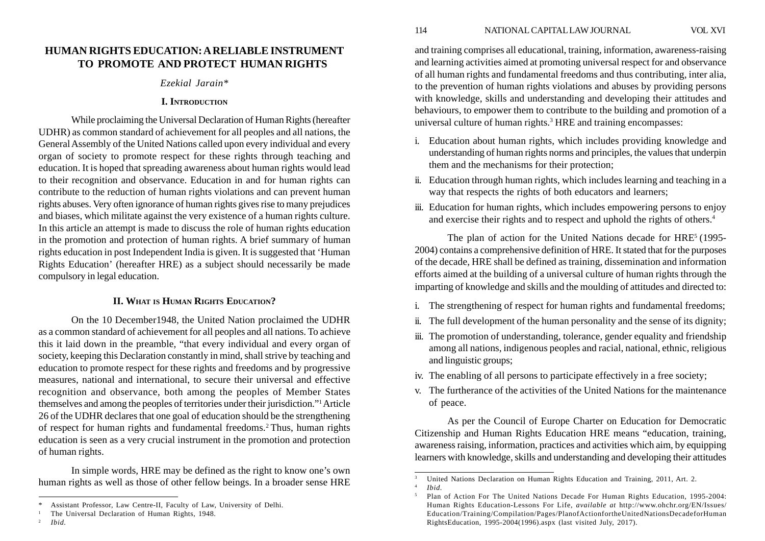# HUMAN RIGHTS EDUCATION: A RELIABLE INSTRUMENT TO PROMOTE AND PROTECT HUMAN RIGHTS

*Ezekial Jarain**

## I. Introduction

While proclaiming the Universal Declaration of Human Rights (hereafter UDHR) as common standard of achievement for all peoples and all nations, the General Assembly of the United Nations called upon every individual and every organ of society to promote respect for these rights through teaching and education. It is hoped that spreading awareness about human rights would lead to their recognition and observance. Education in and for human rights can contribute to the reduction of human rights violations and can prevent human rights abuses. Very often ignorance of human rights gives rise to many prejudices and biases, which militate against the very existence of a human rights culture. In this article an attempt is made to discuss the role of human rights education in the promotion and protection of human rights. A brief summary of human rights education in post Independent India is given. It is suggested that 'Human Rights Education' (hereafter HRE) as a subject should necessarily be made compulsory in legal education.

## II. What is Human Rights Education?

On the 10 December1948, the United Nation proclaimed the UDHR as a common standard of achievement for all peoples and all nations. To achieve this it laid down in the preamble, "that every individual and every organ of society, keeping this Declaration constantly in mind, shall strive by teaching and education to promote respect for these rights and freedoms and by progressive measures, national and international, to secure their universal and effective recognition and observance, both among the peoples of Member States themselves and among the peoples of territories under their jurisdiction."[1] Article 26 of the UDHR declares that one goal of education should be the strengthening of respect for human rights and fundamental freedoms.[2] Thus, human rights education is seen as a very crucial instrument in the promotion and protection of human rights.

In simple words, HRE may be defined as the right to know one's own human rights as well as those of other fellow beings. In a broader sense HRE and training comprises all educational, training, information, awareness-raising and learning activities aimed at promoting universal respect for and observance of all human rights and fundamental freedoms and thus contributing, inter alia, to the prevention of human rights violations and abuses by providing persons with knowledge, skills and understanding and developing their attitudes and behaviours, to empower them to contribute to the building and promotion of a universal culture of human rights.[3] HRE and training encompasses:

i. Education about human rights, which includes providing knowledge and understanding of human rights norms and principles, the values that underpin them and the mechanisms for their protection;

ii. Education through human rights, which includes learning and teaching in a way that respects the rights of both educators and learners;

iii. Education for human rights, which includes empowering persons to enjoy and exercise their rights and to respect and uphold the rights of others.[4]

The plan of action for the United Nations decade for HRE[5] (1995-2004) contains a comprehensive definition of HRE. It stated that for the purposes of the decade, HRE shall be defined as training, dissemination and information efforts aimed at the building of a universal culture of human rights through the imparting of knowledge and skills and the moulding of attitudes and directed to:

i. The strengthening of respect for human rights and fundamental freedoms;

ii. The full development of the human personality and the sense of its dignity;

iii. The promotion of understanding, tolerance, gender equality and friendship among all nations, indigenous peoples and racial, national, ethnic, religious and linguistic groups;

iv. The enabling of all persons to participate effectively in a free society;

v. The furtherance of the activities of the United Nations for the maintenance of peace.

As per the Council of Europe Charter on Education for Democratic Citizenship and Human Rights Education HRE means "education, training, awareness raising, information, practices and activities which aim, by equipping learners with knowledge, skills and understanding and developing their attitudes

---

\* Assistant Professor, Law Centre-II, Faculty of Law, University of Delhi.

1 The Universal Declaration of Human Rights, 1948.

2 *Ibid*.

3 United Nations Declaration on Human Rights Education and Training, 2011, Art. 2.

4 *Ibid*.

5 Plan of Action For The United Nations Decade For Human Rights Education, 1995-2004: Human Rights Education-Lessons For Life, *available at* http://www.ohchr.org/EN/Issues/Education/Training/Compilation/Pages/PlanofActionfortheUnitedNationsDecadeforHumanRightsEducation, 1995-2004(1996).aspx (last visited July, 2017).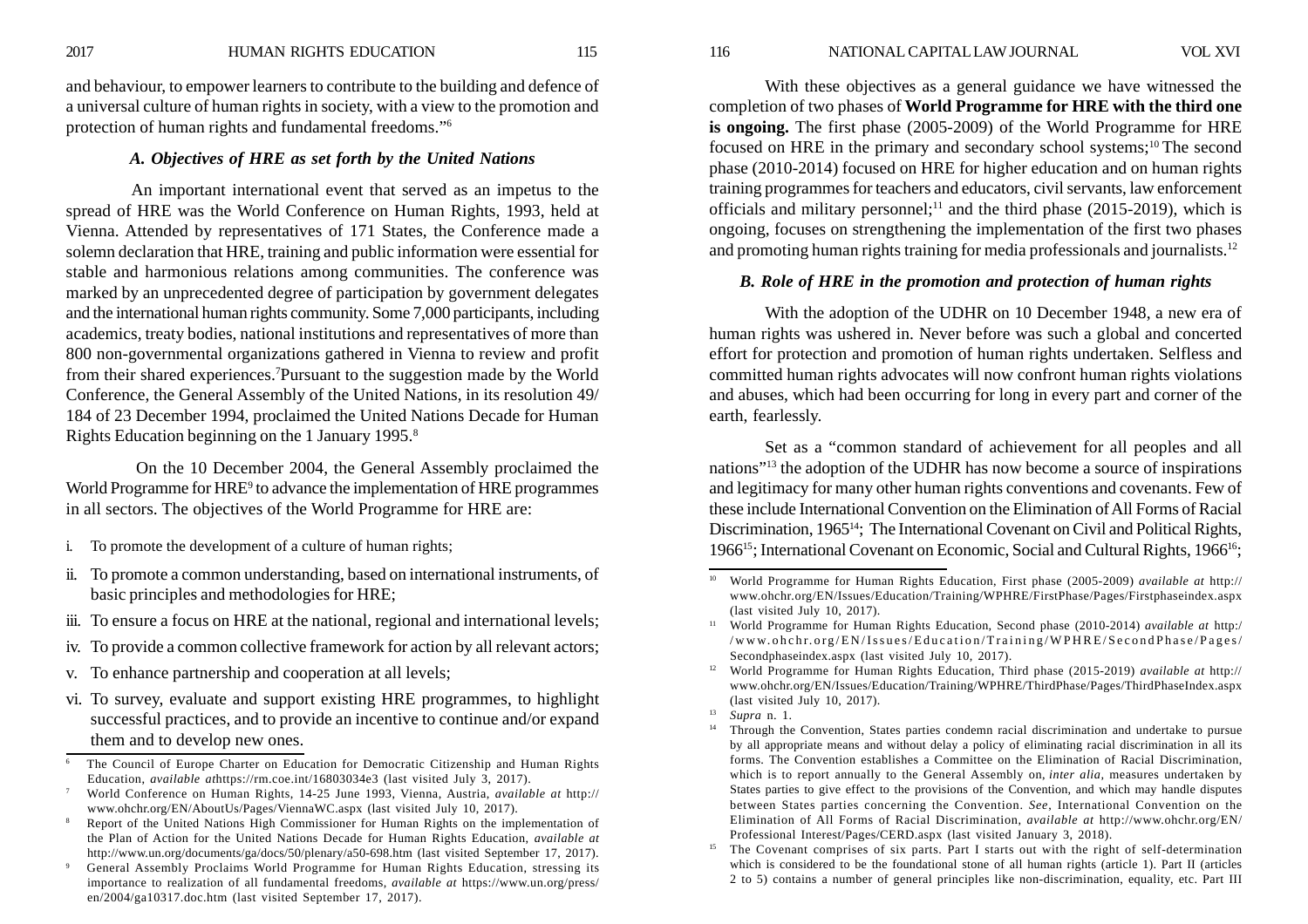and behaviour, to empower learners to contribute to the building and defence of a universal culture of human rights in society, with a view to the promotion and protection of human rights and fundamental freedoms."[6]

### *A. Objectives of HRE as set forth by the United Nations*

An important international event that served as an impetus to the spread of HRE was the World Conference on Human Rights, 1993, held at Vienna. Attended by representatives of 171 States, the Conference made a solemn declaration that HRE, training and public information were essential for stable and harmonious relations among communities. The conference was marked by an unprecedented degree of participation by government delegates and the international human rights community. Some 7,000 participants, including academics, treaty bodies, national institutions and representatives of more than 800 non-governmental organizations gathered in Vienna to review and profit from their shared experiences.[7]Pursuant to the suggestion made by the World Conference, the General Assembly of the United Nations, in its resolution 49/184 of 23 December 1994, proclaimed the United Nations Decade for Human Rights Education beginning on the 1 January 1995.[8]

On the 10 December 2004, the General Assembly proclaimed the World Programme for HRE[9] to advance the implementation of HRE programmes in all sectors. The objectives of the World Programme for HRE are:

i. To promote the development of a culture of human rights;

ii. To promote a common understanding, based on international instruments, of basic principles and methodologies for HRE;

iii. To ensure a focus on HRE at the national, regional and international levels;

iv. To provide a common collective framework for action by all relevant actors;

v. To enhance partnership and cooperation at all levels;

vi. To survey, evaluate and support existing HRE programmes, to highlight successful practices, and to provide an incentive to continue and/or expand them and to develop new ones.

With these objectives as a general guidance we have witnessed the completion of two phases of **World Programme for HRE with the third one is ongoing.** The first phase (2005-2009) of the World Programme for HRE focused on HRE in the primary and secondary school systems;[10] The second phase (2010-2014) focused on HRE for higher education and on human rights training programmes for teachers and educators, civil servants, law enforcement officials and military personnel;[11] and the third phase (2015-2019), which is ongoing, focuses on strengthening the implementation of the first two phases and promoting human rights training for media professionals and journalists.[12]

### *B. Role of HRE in the promotion and protection of human rights*

With the adoption of the UDHR on 10 December 1948, a new era of human rights was ushered in. Never before was such a global and concerted effort for protection and promotion of human rights undertaken. Selfless and committed human rights advocates will now confront human rights violations and abuses, which had been occurring for long in every part and corner of the earth, fearlessly.

Set as a "common standard of achievement for all peoples and all nations"[13] the adoption of the UDHR has now become a source of inspirations and legitimacy for many other human rights conventions and covenants. Few of these include International Convention on the Elimination of All Forms of Racial Discrimination, 1965[14]; The International Covenant on Civil and Political Rights, 1966[15]; International Covenant on Economic, Social and Cultural Rights, 1966[16];

---

[6] The Council of Europe Charter on Education for Democratic Citizenship and Human Rights Education, *available at*https://rm.coe.int/16803034e3 (last visited July 3, 2017).

[7] World Conference on Human Rights, 14-25 June 1993, Vienna, Austria, *available at* http://www.ohchr.org/EN/AboutUs/Pages/ViennaWC.aspx (last visited July 10, 2017).

[8] Report of the United Nations High Commissioner for Human Rights on the implementation of the Plan of Action for the United Nations Decade for Human Rights Education, *available at* http://www.un.org/documents/ga/docs/50/plenary/a50-698.htm (last visited September 17, 2017).

[9] General Assembly Proclaims World Programme for Human Rights Education, stressing its importance to realization of all fundamental freedoms, *available at* https://www.un.org/press/en/2004/ga10317.doc.htm (last visited September 17, 2017).

[10] World Programme for Human Rights Education, First phase (2005-2009) *available at* http://www.ohchr.org/EN/Issues/Education/Training/WPHRE/FirstPhase/Pages/Firstphaseindex.aspx (last visited July 10, 2017).

[11] World Programme for Human Rights Education, Second phase (2010-2014) *available at* http://www.ohchr.org/EN/Issues/Education/Training/WPHRE/SecondPhase/Pages/Secondphaseindex.aspx (last visited July 10, 2017).

[12] World Programme for Human Rights Education, Third phase (2015-2019) *available at* http://www.ohchr.org/EN/Issues/Education/Training/WPHRE/ThirdPhase/Pages/ThirdPhaseIndex.aspx (last visited July 10, 2017).

[13] *Supra* n. 1.

[14] Through the Convention, States parties condemn racial discrimination and undertake to pursue by all appropriate means and without delay a policy of eliminating racial discrimination in all its forms. The Convention establishes a Committee on the Elimination of Racial Discrimination, which is to report annually to the General Assembly on, *inter alia,* measures undertaken by States parties to give effect to the provisions of the Convention, and which may handle disputes between States parties concerning the Convention. *See*, International Convention on the Elimination of All Forms of Racial Discrimination, *available at* http://www.ohchr.org/EN/ProfessionalInterest/Pages/CERD.aspx (last visited January 3, 2018).

[15] The Covenant comprises of six parts. Part I starts out with the right of self-determination which is considered to be the foundational stone of all human rights (article 1). Part II (articles 2 to 5) contains a number of general principles like non-discrimination, equality, etc. Part III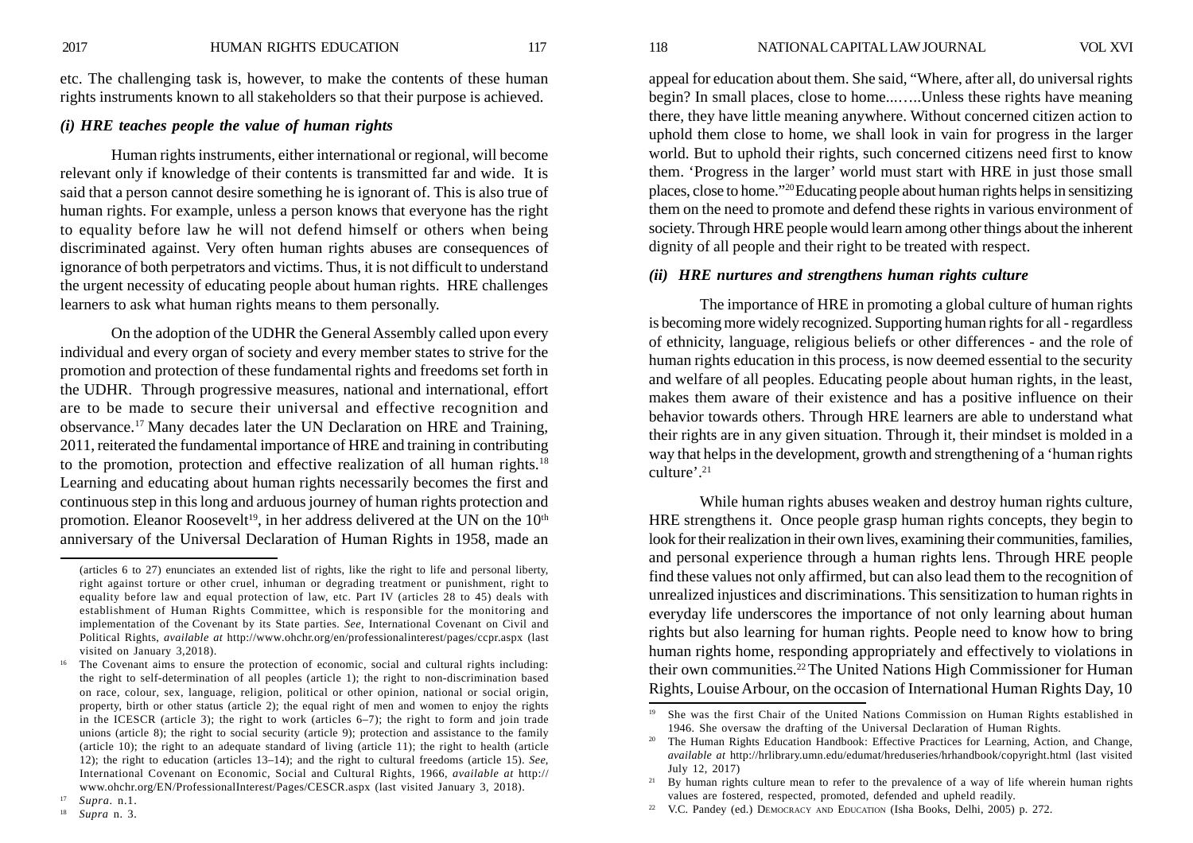etc. The challenging task is, however, to make the contents of these human rights instruments known to all stakeholders so that their purpose is achieved.

### *(i) HRE teaches people the value of human rights*

Human rights instruments, either international or regional, will become relevant only if knowledge of their contents is transmitted far and wide. It is said that a person cannot desire something he is ignorant of. This is also true of human rights. For example, unless a person knows that everyone has the right to equality before law he will not defend himself or others when being discriminated against. Very often human rights abuses are consequences of ignorance of both perpetrators and victims. Thus, it is not difficult to understand the urgent necessity of educating people about human rights. HRE challenges learners to ask what human rights means to them personally.

On the adoption of the UDHR the General Assembly called upon every individual and every organ of society and every member states to strive for the promotion and protection of these fundamental rights and freedoms set forth in the UDHR. Through progressive measures, national and international, effort are to be made to secure their universal and effective recognition and observance.[17] Many decades later the UN Declaration on HRE and Training, 2011, reiterated the fundamental importance of HRE and training in contributing to the promotion, protection and effective realization of all human rights.[18] Learning and educating about human rights necessarily becomes the first and continuous step in this long and arduous journey of human rights protection and promotion. Eleanor Roosevelt[19], in her address delivered at the UN on the 10th anniversary of the Universal Declaration of Human Rights in 1958, made an appeal for education about them. She said, "Where, after all, do universal rights begin? In small places, close to home...…..Unless these rights have meaning there, they have little meaning anywhere. Without concerned citizen action to uphold them close to home, we shall look in vain for progress in the larger world. But to uphold their rights, such concerned citizens need first to know them. 'Progress in the larger' world must start with HRE in just those small places, close to home."[20] Educating people about human rights helps in sensitizing them on the need to promote and defend these rights in various environment of society. Through HRE people would learn among other things about the inherent dignity of all people and their right to be treated with respect.

### *(ii) HRE nurtures and strengthens human rights culture*

The importance of HRE in promoting a global culture of human rights is becoming more widely recognized. Supporting human rights for all - regardless of ethnicity, language, religious beliefs or other differences - and the role of human rights education in this process, is now deemed essential to the security and welfare of all peoples. Educating people about human rights, in the least, makes them aware of their existence and has a positive influence on their behavior towards others. Through HRE learners are able to understand what their rights are in any given situation. Through it, their mindset is molded in a way that helps in the development, growth and strengthening of a 'human rights culture'.[21]

While human rights abuses weaken and destroy human rights culture, HRE strengthens it. Once people grasp human rights concepts, they begin to look for their realization in their own lives, examining their communities, families, and personal experience through a human rights lens. Through HRE people find these values not only affirmed, but can also lead them to the recognition of unrealized injustices and discriminations. This sensitization to human rights in everyday life underscores the importance of not only learning about human rights but also learning for human rights. People need to know how to bring human rights home, responding appropriately and effectively to violations in their own communities.[22] The United Nations High Commissioner for Human Rights, Louise Arbour, on the occasion of International Human Rights Day, 10

---

(articles 6 to 27) enunciates an extended list of rights, like the right to life and personal liberty, right against torture or other cruel, inhuman or degrading treatment or punishment, right to equality before law and equal protection of law, etc. Part IV (articles 28 to 45) deals with establishment of Human Rights Committee, which is responsible for the monitoring and implementation of the Covenant by its State parties. *See*, International Covenant on Civil and Political Rights, *available at* http://www.ohchr.org/en/professionalinterest/pages/ccpr.aspx (last visited on January 3,2018).

[16] The Covenant aims to ensure the protection of economic, social and cultural rights including: the right to self-determination of all peoples (article 1); the right to non-discrimination based on race, colour, sex, language, religion, political or other opinion, national or social origin, property, birth or other status (article 2); the equal right of men and women to enjoy the rights in the ICESCR (article 3); the right to work (articles 6–7); the right to form and join trade unions (article 8); the right to social security (article 9); protection and assistance to the family (article 10); the right to an adequate standard of living (article 11); the right to health (article 12); the right to education (articles 13–14); and the right to cultural freedoms (article 15). *See*, International Covenant on Economic, Social and Cultural Rights, 1966, *available at* http://www.ohchr.org/EN/ProfessionalInterest/Pages/CESCR.aspx (last visited January 3, 2018).

[17] *Supra*. n.1.

[18] *Supra* n. 3.

[19] She was the first Chair of the United Nations Commission on Human Rights established in 1946. She oversaw the drafting of the Universal Declaration of Human Rights.

[20] The Human Rights Education Handbook: Effective Practices for Learning, Action, and Change, *available at* http://hrlibrary.umn.edu/edumat/hreduseries/hrhandbook/copyright.html (last visited July 12, 2017)

[21] By human rights culture mean to refer to the prevalence of a way of life wherein human rights values are fostered, respected, promoted, defended and upheld readily.

[22] V.C. Pandey (ed.) Democracy and Education (Isha Books, Delhi, 2005) p. 272.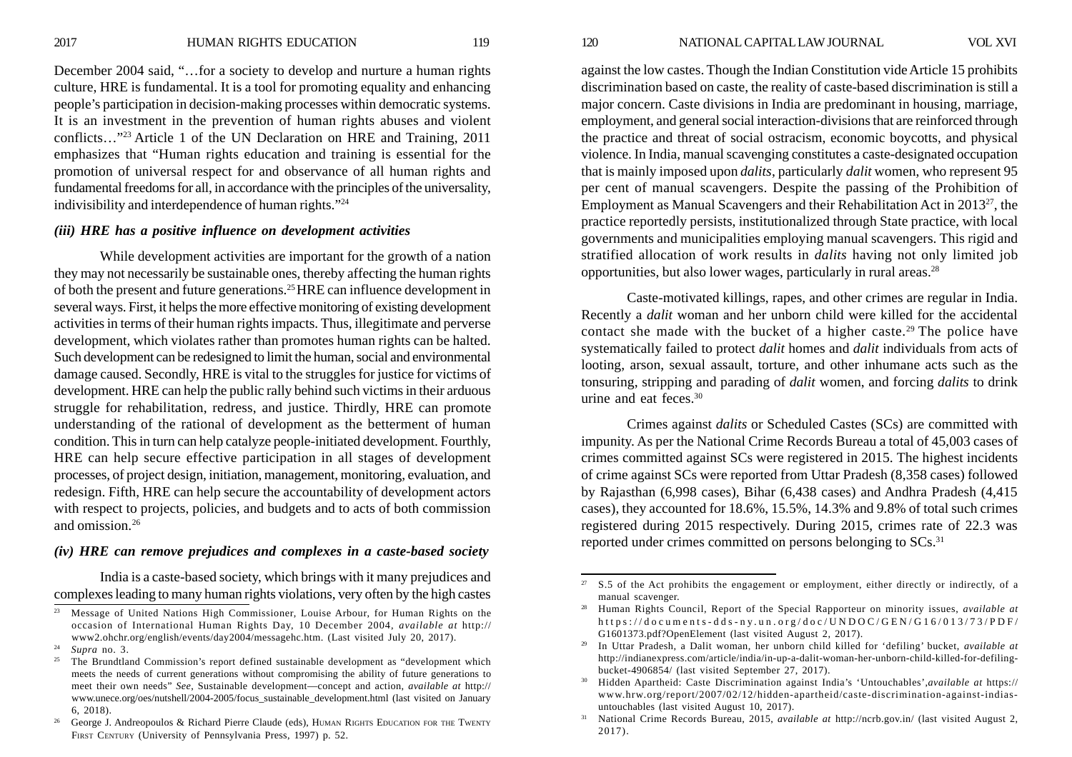December 2004 said, "…for a society to develop and nurture a human rights culture, HRE is fundamental. It is a tool for promoting equality and enhancing people's participation in decision-making processes within democratic systems. It is an investment in the prevention of human rights abuses and violent conflicts…"[23] Article 1 of the UN Declaration on HRE and Training, 2011 emphasizes that "Human rights education and training is essential for the promotion of universal respect for and observance of all human rights and fundamental freedoms for all, in accordance with the principles of the universality, indivisibility and interdependence of human rights."[24]

### *(iii) HRE has a positive influence on development activities*

While development activities are important for the growth of a nation they may not necessarily be sustainable ones, thereby affecting the human rights of both the present and future generations.[25] HRE can influence development in several ways. First, it helps the more effective monitoring of existing development activities in terms of their human rights impacts. Thus, illegitimate and perverse development, which violates rather than promotes human rights can be halted. Such development can be redesigned to limit the human, social and environmental damage caused. Secondly, HRE is vital to the struggles for justice for victims of development. HRE can help the public rally behind such victims in their arduous struggle for rehabilitation, redress, and justice. Thirdly, HRE can promote understanding of the rational of development as the betterment of human condition. This in turn can help catalyze people-initiated development. Fourthly, HRE can help secure effective participation in all stages of development processes, of project design, initiation, management, monitoring, evaluation, and redesign. Fifth, HRE can help secure the accountability of development actors with respect to projects, policies, and budgets and to acts of both commission and omission.[26]

### *(iv) HRE can remove prejudices and complexes in a caste-based society*

India is a caste-based society, which brings with it many prejudices and complexes leading to many human rights violations, very often by the high castes against the low castes. Though the Indian Constitution vide Article 15 prohibits discrimination based on caste, the reality of caste-based discrimination is still a major concern. Caste divisions in India are predominant in housing, marriage, employment, and general social interaction-divisions that are reinforced through the practice and threat of social ostracism, economic boycotts, and physical violence. In India, manual scavenging constitutes a caste-designated occupation that is mainly imposed upon *dalits*, particularly *dalit* women, who represent 95 per cent of manual scavengers. Despite the passing of the Prohibition of Employment as Manual Scavengers and their Rehabilitation Act in 2013[27], the practice reportedly persists, institutionalized through State practice, with local governments and municipalities employing manual scavengers. This rigid and stratified allocation of work results in *dalits* having not only limited job opportunities, but also lower wages, particularly in rural areas.[28]

Caste-motivated killings, rapes, and other crimes are regular in India. Recently a *dalit* woman and her unborn child were killed for the accidental contact she made with the bucket of a higher caste.[29] The police have systematically failed to protect *dalit* homes and *dalit* individuals from acts of looting, arson, sexual assault, torture, and other inhumane acts such as the tonsuring, stripping and parading of *dalit* women, and forcing *dalits* to drink urine and eat feces.[30]

Crimes against *dalits* or Scheduled Castes (SCs) are committed with impunity. As per the National Crime Records Bureau a total of 45,003 cases of crimes committed against SCs were registered in 2015. The highest incidents of crime against SCs were reported from Uttar Pradesh (8,358 cases) followed by Rajasthan (6,998 cases), Bihar (6,438 cases) and Andhra Pradesh (4,415 cases), they accounted for 18.6%, 15.5%, 14.3% and 9.8% of total such crimes registered during 2015 respectively. During 2015, crimes rate of 22.3 was reported under crimes committed on persons belonging to SCs.[31]

---

[23] Message of United Nations High Commissioner, Louise Arbour, for Human Rights on the occasion of International Human Rights Day, 10 December 2004, *available at* http://www2.ohchr.org/english/events/day2004/messagehc.htm. (Last visited July 20, 2017).

[24] *Supra* no. 3.

[25] The Brundtland Commission's report defined sustainable development as "development which meets the needs of current generations without compromising the ability of future generations to meet their own needs" *See*, Sustainable development—concept and action, *available at* http://www.unece.org/oes/nutshell/2004-2005/focus_sustainable_development.html (last visited on January 6, 2018).

[26] George J. Andreopoulos & Richard Pierre Claude (eds), Human Rights Education for the Twenty First Century (University of Pennsylvania Press, 1997) p. 52.

[27] S.5 of the Act prohibits the engagement or employment, either directly or indirectly, of a manual scavenger.

[28] Human Rights Council, Report of the Special Rapporteur on minority issues, *available at* https://documents-dds-ny.un.org/doc/UNDOC/GEN/G16/013/73/PDF/G1601373.pdf?OpenElement (last visited August 2, 2017).

[29] In Uttar Pradesh, a Dalit woman, her unborn child killed for 'defiling' bucket, *available at* http://indianexpress.com/article/india/in-up-a-dalit-woman-her-unborn-child-killed-for-defiling-bucket-4906854/ (last visited September 27, 2017).

[30] Hidden Apartheid: Caste Discrimination against India's 'Untouchables',*available at* https://www.hrw.org/report/2007/02/12/hidden-apartheid/caste-discrimination-against-indias-untouchables (last visited August 10, 2017).

[31] National Crime Records Bureau, 2015, *available at* http://ncrb.gov.in/ (last visited August 2, 2017).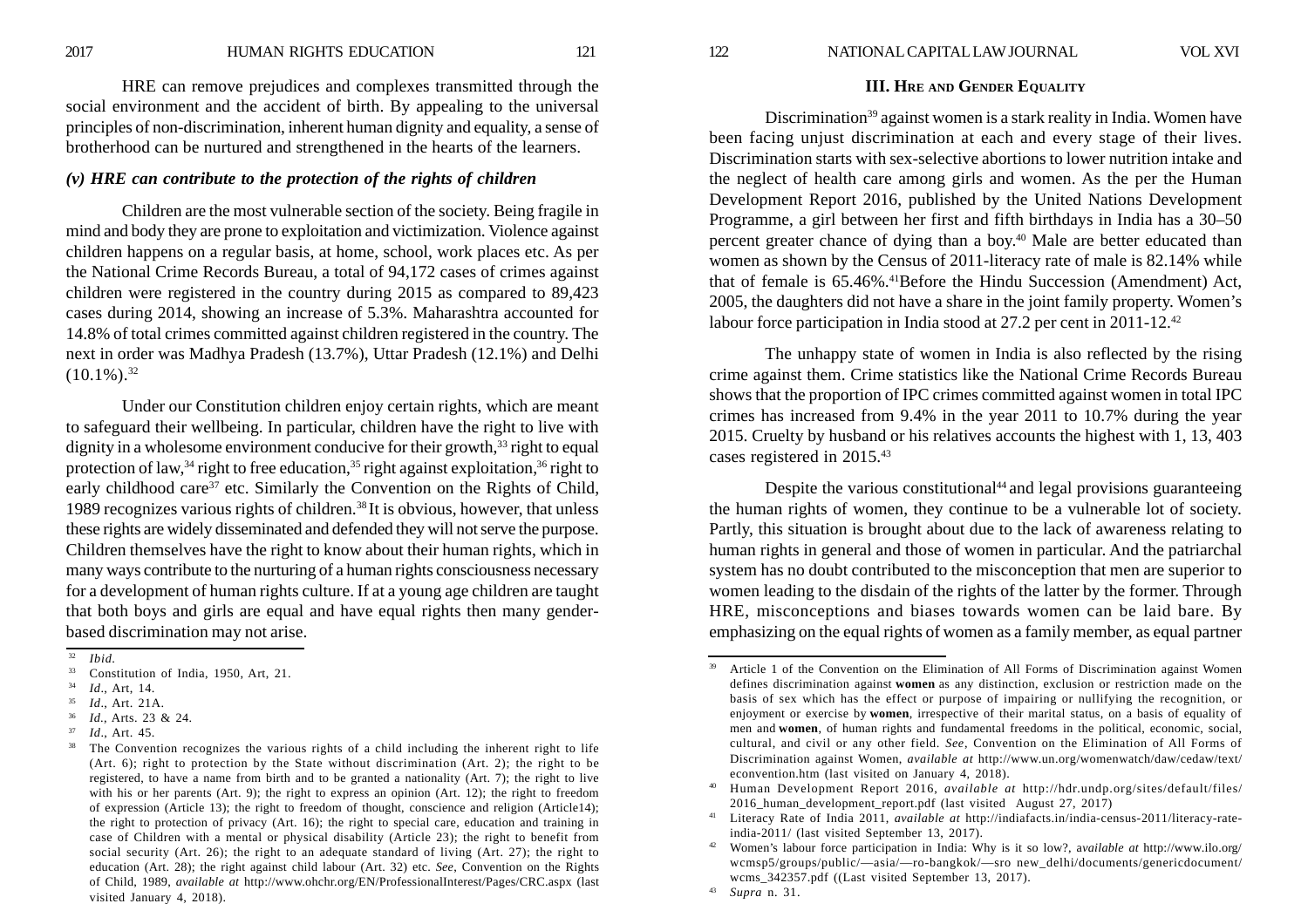HRE can remove prejudices and complexes transmitted through the social environment and the accident of birth. By appealing to the universal principles of non-discrimination, inherent human dignity and equality, a sense of brotherhood can be nurtured and strengthened in the hearts of the learners.

### *(v) HRE can contribute to the protection of the rights of children*

Children are the most vulnerable section of the society. Being fragile in mind and body they are prone to exploitation and victimization. Violence against children happens on a regular basis, at home, school, work places etc. As per the National Crime Records Bureau, a total of 94,172 cases of crimes against children were registered in the country during 2015 as compared to 89,423 cases during 2014, showing an increase of 5.3%. Maharashtra accounted for 14.8% of total crimes committed against children registered in the country. The next in order was Madhya Pradesh (13.7%), Uttar Pradesh (12.1%) and Delhi (10.1%).[32]

Under our Constitution children enjoy certain rights, which are meant to safeguard their wellbeing. In particular, children have the right to live with dignity in a wholesome environment conducive for their growth,[33] right to equal protection of law,[34] right to free education,[35] right against exploitation,[36] right to early childhood care[37] etc. Similarly the Convention on the Rights of Child, 1989 recognizes various rights of children.[38] It is obvious, however, that unless these rights are widely disseminated and defended they will not serve the purpose. Children themselves have the right to know about their human rights, which in many ways contribute to the nurturing of a human rights consciousness necessary for a development of human rights culture. If at a young age children are taught that both boys and girls are equal and have equal rights then many gender-based discrimination may not arise.

[32] *Ibid.*

[33] Constitution of India, 1950, Art, 21.

[34] *Id*., Art, 14.

[35] *Id*., Art. 21A.

[36] *Id*., Arts. 23 & 24.

[37] *Id*., Art. 45.

[38] The Convention recognizes the various rights of a child including the inherent right to life (Art. 6); right to protection by the State without discrimination (Art. 2); the right to be registered, to have a name from birth and to be granted a nationality (Art. 7); the right to live with his or her parents (Art. 9); the right to express an opinion (Art. 12); the right to freedom of expression (Article 13); the right to freedom of thought, conscience and religion (Article14); the right to protection of privacy (Art. 16); the right to special care, education and training in case of Children with a mental or physical disability (Article 23); the right to benefit from social security (Art. 26); the right to an adequate standard of living (Art. 27); the right to education (Art. 28); the right against child labour (Art. 32) etc. *See*, Convention on the Rights of Child, 1989, *available at* http://www.ohchr.org/EN/ProfessionalInterest/Pages/CRC.aspx (last visited January 4, 2018).

## III. Hre and Gender Equality

Discrimination[39] against women is a stark reality in India. Women have been facing unjust discrimination at each and every stage of their lives. Discrimination starts with sex-selective abortions to lower nutrition intake and the neglect of health care among girls and women. As the per the Human Development Report 2016, published by the United Nations Development Programme, a girl between her first and fifth birthdays in India has a 30–50 percent greater chance of dying than a boy.[40] Male are better educated than women as shown by the Census of 2011-literacy rate of male is 82.14% while that of female is 65.46%.[41]Before the Hindu Succession (Amendment) Act, 2005, the daughters did not have a share in the joint family property. Women's labour force participation in India stood at 27.2 per cent in 2011-12.[42]

The unhappy state of women in India is also reflected by the rising crime against them. Crime statistics like the National Crime Records Bureau shows that the proportion of IPC crimes committed against women in total IPC crimes has increased from 9.4% in the year 2011 to 10.7% during the year 2015. Cruelty by husband or his relatives accounts the highest with 1, 13, 403 cases registered in 2015.[43]

Despite the various constitutional[44] and legal provisions guaranteeing the human rights of women, they continue to be a vulnerable lot of society. Partly, this situation is brought about due to the lack of awareness relating to human rights in general and those of women in particular. And the patriarchal system has no doubt contributed to the misconception that men are superior to women leading to the disdain of the rights of the latter by the former. Through HRE, misconceptions and biases towards women can be laid bare. By emphasizing on the equal rights of women as a family member, as equal partner

[39] Article 1 of the Convention on the Elimination of All Forms of Discrimination against Women defines discrimination against **women** as any distinction, exclusion or restriction made on the basis of sex which has the effect or purpose of impairing or nullifying the recognition, or enjoyment or exercise by **women**, irrespective of their marital status, on a basis of equality of men and **women**, of human rights and fundamental freedoms in the political, economic, social, cultural, and civil or any other field. *See*, Convention on the Elimination of All Forms of Discrimination against Women, *available at* http://www.un.org/womenwatch/daw/cedaw/text/econvention.htm (last visited on January 4, 2018).

[40] Human Development Report 2016, *available at* http://hdr.undp.org/sites/default/files/2016_human_development_report.pdf (last visited August 27, 2017)

[41] Literacy Rate of India 2011, *available at* http://indiafacts.in/india-census-2011/literacy-rate-india-2011/ (last visited September 13, 2017).

[42] Women's labour force participation in India: Why is it so low?, a*vailable at* http://www.ilo.org/wcmsp5/groups/public/—asia/—ro-bangkok/—sro new_delhi/documents/genericdocument/wcms_342357.pdf ((Last visited September 13, 2017).

[43] *Supra* n. 31.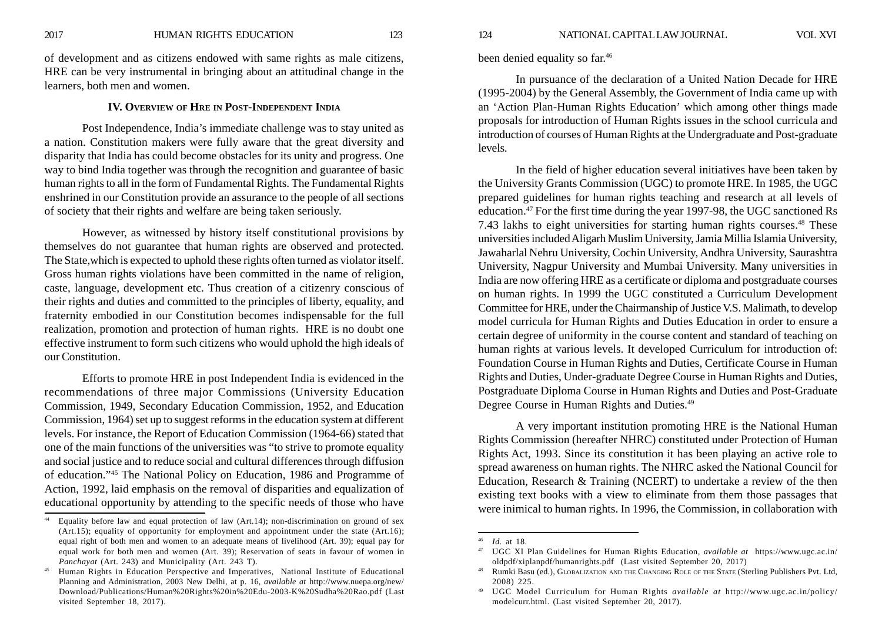of development and as citizens endowed with same rights as male citizens, HRE can be very instrumental in bringing about an attitudinal change in the learners, both men and women.

### IV. Overview of HRE in Post-Independent India

Post Independence, India's immediate challenge was to stay united as a nation. Constitution makers were fully aware that the great diversity and disparity that India has could become obstacles for its unity and progress. One way to bind India together was through the recognition and guarantee of basic human rights to all in the form of Fundamental Rights. The Fundamental Rights enshrined in our Constitution provide an assurance to the people of all sections of society that their rights and welfare are being taken seriously.

However, as witnessed by history itself constitutional provisions by themselves do not guarantee that human rights are observed and protected. The State,which is expected to uphold these rights often turned as violator itself. Gross human rights violations have been committed in the name of religion, caste, language, development etc. Thus creation of a citizenry conscious of their rights and duties and committed to the principles of liberty, equality, and fraternity embodied in our Constitution becomes indispensable for the full realization, promotion and protection of human rights. HRE is no doubt one effective instrument to form such citizens who would uphold the high ideals of our Constitution.

Efforts to promote HRE in post Independent India is evidenced in the recommendations of three major Commissions (University Education Commission, 1949, Secondary Education Commission, 1952, and Education Commission, 1964) set up to suggest reforms in the education system at different levels. For instance, the Report of Education Commission (1964-66) stated that one of the main functions of the universities was "to strive to promote equality and social justice and to reduce social and cultural differences through diffusion of education."[45] The National Policy on Education, 1986 and Programme of Action, 1992, laid emphasis on the removal of disparities and equalization of educational opportunity by attending to the specific needs of those who have been denied equality so far.[46]

In pursuance of the declaration of a United Nation Decade for HRE (1995-2004) by the General Assembly, the Government of India came up with an 'Action Plan-Human Rights Education' which among other things made proposals for introduction of Human Rights issues in the school curricula and introduction of courses of Human Rights at the Undergraduate and Post-graduate levels.

In the field of higher education several initiatives have been taken by the University Grants Commission (UGC) to promote HRE. In 1985, the UGC prepared guidelines for human rights teaching and research at all levels of education.[47] For the first time during the year 1997-98, the UGC sanctioned Rs 7.43 lakhs to eight universities for starting human rights courses.[48] These universities included Aligarh Muslim University, Jamia Millia Islamia University, Jawaharlal Nehru University, Cochin University, Andhra University, Saurashtra University, Nagpur University and Mumbai University. Many universities in India are now offering HRE as a certificate or diploma and postgraduate courses on human rights. In 1999 the UGC constituted a Curriculum Development Committee for HRE, under the Chairmanship of Justice V.S. Malimath, to develop model curricula for Human Rights and Duties Education in order to ensure a certain degree of uniformity in the course content and standard of teaching on human rights at various levels. It developed Curriculum for introduction of: Foundation Course in Human Rights and Duties, Certificate Course in Human Rights and Duties, Under-graduate Degree Course in Human Rights and Duties, Postgraduate Diploma Course in Human Rights and Duties and Post-Graduate Degree Course in Human Rights and Duties.[49]

A very important institution promoting HRE is the National Human Rights Commission (hereafter NHRC) constituted under Protection of Human Rights Act, 1993. Since its constitution it has been playing an active role to spread awareness on human rights. The NHRC asked the National Council for Education, Research & Training (NCERT) to undertake a review of the then existing text books with a view to eliminate from them those passages that were inimical to human rights. In 1996, the Commission, in collaboration with

---

[44] Equality before law and equal protection of law (Art.14); non-discrimination on ground of sex (Art.15); equality of opportunity for employment and appointment under the state (Art.16); equal right of both men and women to an adequate means of livelihood (Art. 39); equal pay for equal work for both men and women (Art. 39); Reservation of seats in favour of women in *Panchayat* (Art. 243) and Municipality (Art. 243 T).

[45] Human Rights in Education Perspective and Imperatives, National Institute of Educational Planning and Administration, 2003 New Delhi, at p. 16, *available at* http://www.nuepa.org/new/Download/Publications/Human%20Rights%20in%20Edu-2003-K%20Sudha%20Rao.pdf (Last visited September 18, 2017).

[46] *Id.* at 18.

[47] UGC XI Plan Guidelines for Human Rights Education, *available at* https://www.ugc.ac.in/oldpdf/xiplanpdf/humanrights.pdf (Last visited September 20, 2017)

[48] Rumki Basu (ed.), Globalization and the Changing Role of the State (Sterling Publishers Pvt. Ltd, 2008) 225.

[49] UGC Model Curriculum for Human Rights *available at* http://www.ugc.ac.in/policy/modelcurr.html. (Last visited September 20, 2017).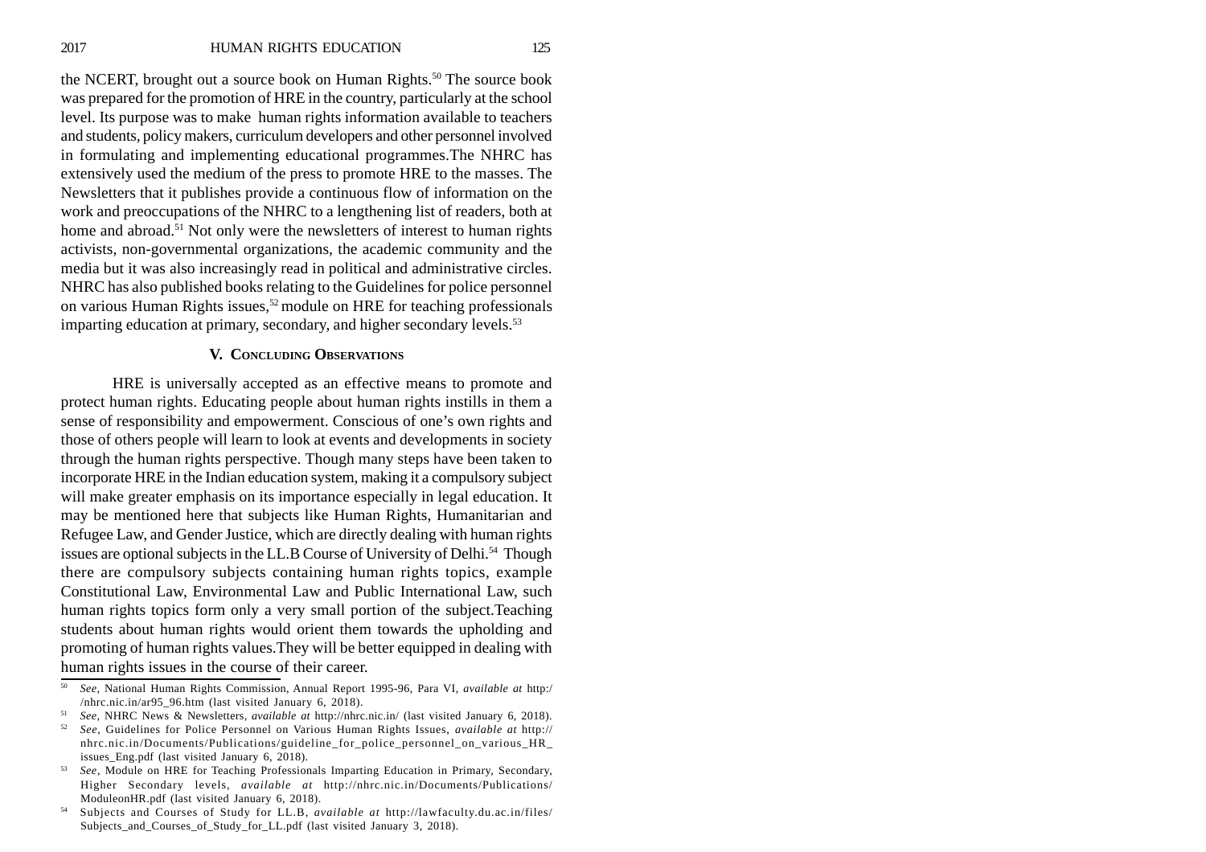the NCERT, brought out a source book on Human Rights.[50] The source book was prepared for the promotion of HRE in the country, particularly at the school level. Its purpose was to make human rights information available to teachers and students, policy makers, curriculum developers and other personnel involved in formulating and implementing educational programmes.The NHRC has extensively used the medium of the press to promote HRE to the masses. The Newsletters that it publishes provide a continuous flow of information on the work and preoccupations of the NHRC to a lengthening list of readers, both at home and abroad.[51] Not only were the newsletters of interest to human rights activists, non-governmental organizations, the academic community and the media but it was also increasingly read in political and administrative circles. NHRC has also published books relating to the Guidelines for police personnel on various Human Rights issues,[52] module on HRE for teaching professionals imparting education at primary, secondary, and higher secondary levels.[53]

## V. Concluding Observations

HRE is universally accepted as an effective means to promote and protect human rights. Educating people about human rights instills in them a sense of responsibility and empowerment. Conscious of one's own rights and those of others people will learn to look at events and developments in society through the human rights perspective. Though many steps have been taken to incorporate HRE in the Indian education system, making it a compulsory subject will make greater emphasis on its importance especially in legal education. It may be mentioned here that subjects like Human Rights, Humanitarian and Refugee Law, and Gender Justice, which are directly dealing with human rights issues are optional subjects in the LL.B Course of University of Delhi.[54] Though there are compulsory subjects containing human rights topics, example Constitutional Law, Environmental Law and Public International Law, such human rights topics form only a very small portion of the subject.Teaching students about human rights would orient them towards the upholding and promoting of human rights values.They will be better equipped in dealing with human rights issues in the course of their career.

---

[50] *See*, National Human Rights Commission, Annual Report 1995-96, Para VI, *available at* http://nhrc.nic.in/ar95_96.htm (last visited January 6, 2018).

[51] *See*, NHRC News & Newsletters, *available at* http://nhrc.nic.in/ (last visited January 6, 2018).

[52] *See*, Guidelines for Police Personnel on Various Human Rights Issues, *available at* http://nhrc.nic.in/Documents/Publications/guideline_for_police_personnel_on_various_HR_issues_Eng.pdf (last visited January 6, 2018).

[53] *See*, Module on HRE for Teaching Professionals Imparting Education in Primary, Secondary, Higher Secondary levels, *available at* http://nhrc.nic.in/Documents/Publications/ModuleonHR.pdf (last visited January 6, 2018).

[54] Subjects and Courses of Study for LL.B, *available at* http://lawfaculty.du.ac.in/files/Subjects_and_Courses_of_Study_for_LL.pdf (last visited January 3, 2018).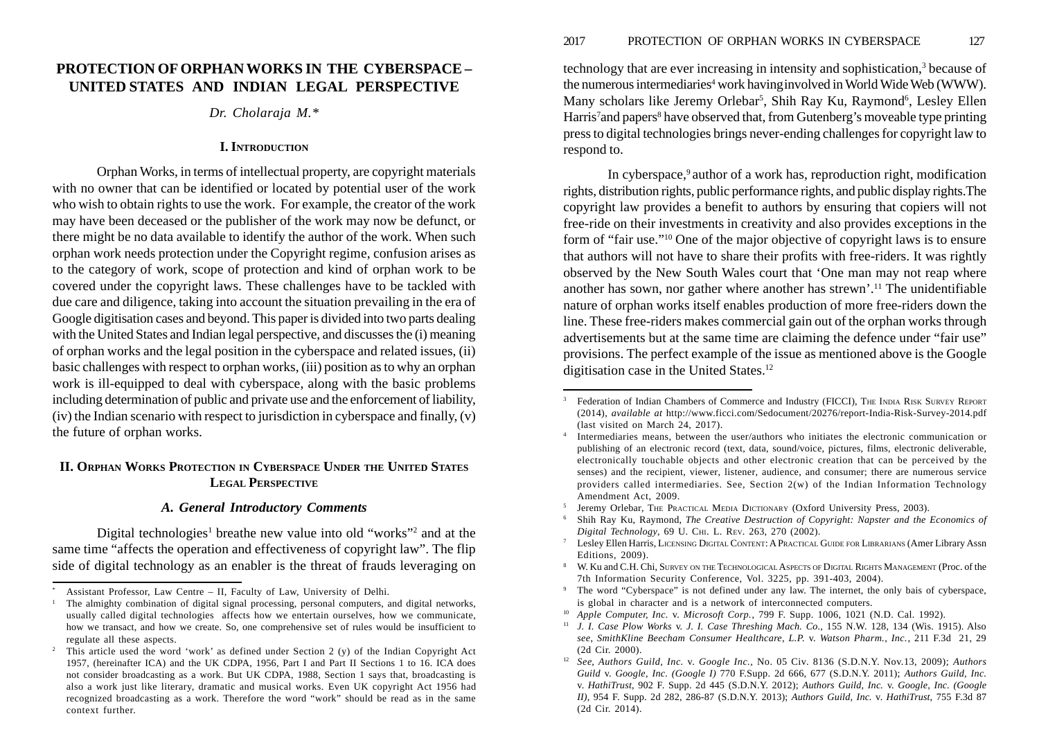# PROTECTION OF ORPHAN WORKS IN THE CYBERSPACE – UNITED STATES AND INDIAN LEGAL PERSPECTIVE

*Dr. Cholaraja M.\**

## I. Introduction

Orphan Works, in terms of intellectual property, are copyright materials with no owner that can be identified or located by potential user of the work who wish to obtain rights to use the work. For example, the creator of the work may have been deceased or the publisher of the work may now be defunct, or there might be no data available to identify the author of the work. When such orphan work needs protection under the Copyright regime, confusion arises as to the category of work, scope of protection and kind of orphan work to be covered under the copyright laws. These challenges have to be tackled with due care and diligence, taking into account the situation prevailing in the era of Google digitisation cases and beyond. This paper is divided into two parts dealing with the United States and Indian legal perspective, and discusses the (i) meaning of orphan works and the legal position in the cyberspace and related issues, (ii) basic challenges with respect to orphan works, (iii) position as to why an orphan work is ill-equipped to deal with cyberspace, along with the basic problems including determination of public and private use and the enforcement of liability, (iv) the Indian scenario with respect to jurisdiction in cyberspace and finally, (v) the future of orphan works.

## II. Orphan Works Protection in Cyberspace Under the United States Legal Perspective

### A. General Introductory Comments

Digital technologies[1] breathe new value into old "works"[2] and at the same time "affects the operation and effectiveness of copyright law". The flip side of digital technology as an enabler is the threat of frauds leveraging on technology that are ever increasing in intensity and sophistication,[3] because of the numerous intermediaries[4] work having involved in World Wide Web (WWW). Many scholars like Jeremy Orlebar[5], Shih Ray Ku, Raymond[6], Lesley Ellen Harris[7] and papers[8] have observed that, from Gutenberg's moveable type printing press to digital technologies brings never-ending challenges for copyright law to respond to.

In cyberspace,[9] author of a work has, reproduction right, modification rights, distribution rights, public performance rights, and public display rights.The copyright law provides a benefit to authors by ensuring that copiers will not free-ride on their investments in creativity and also provides exceptions in the form of "fair use."[10] One of the major objective of copyright laws is to ensure that authors will not have to share their profits with free-riders. It was rightly observed by the New South Wales court that 'One man may not reap where another has sown, nor gather where another has strewn'.[11] The unidentifiable nature of orphan works itself enables production of more free-riders down the line. These free-riders makes commercial gain out of the orphan works through advertisements but at the same time are claiming the defence under "fair use" provisions. The perfect example of the issue as mentioned above is the Google digitisation case in the United States.[12]

---

\* Assistant Professor, Law Centre – II, Faculty of Law, University of Delhi.

[1] The almighty combination of digital signal processing, personal computers, and digital networks, usually called digital technologies affects how we entertain ourselves, how we communicate, how we transact, and how we create. So, one comprehensive set of rules would be insufficient to regulate all these aspects.

[2] This article used the word 'work' as defined under Section 2 (y) of the Indian Copyright Act 1957, (hereinafter ICA) and the UK CDPA, 1956, Part I and Part II Sections 1 to 16. ICA does not consider broadcasting as a work. But UK CDPA, 1988, Section 1 says that, broadcasting is also a work just like literary, dramatic and musical works. Even UK copyright Act 1956 had recognized broadcasting as a work. Therefore the word "work" should be read as in the same context further.

[3] Federation of Indian Chambers of Commerce and Industry (FICCI), The India Risk Survey Report (2014), *available at* http://www.ficci.com/Sedocument/20276/report-India-Risk-Survey-2014.pdf (last visited on March 24, 2017).

[4] Intermediaries means, between the user/authors who initiates the electronic communication or publishing of an electronic record (text, data, sound/voice, pictures, films, electronic deliverable, electronically touchable objects and other electronic creation that can be perceived by the senses) and the recipient, viewer, listener, audience, and consumer; there are numerous service providers called intermediaries. See, Section 2(w) of the Indian Information Technology Amendment Act, 2009.

[5] Jeremy Orlebar, The Practical Media Dictionary (Oxford University Press, 2003).

[6] Shih Ray Ku, Raymond, *The Creative Destruction of Copyright: Napster and the Economics of Digital Technology*, 69 U. Chi. L. Rev. 263, 270 (2002).

[7] Lesley Ellen Harris, Licensing Digital Content: A Practical Guide for Librarians (Amer Library Assn Editions, 2009).

[8] W. Ku and C.H. Chi, Survey on the Technological Aspects of Digital Rights Management (Proc. of the 7th Information Security Conference, Vol. 3225, pp. 391-403, 2004).

[9] The word "Cyberspace" is not defined under any law. The internet, the only bais of cyberspace, is global in character and is a network of interconnected computers.

[10] *Apple Computer, Inc.* v. *Microsoft Corp.*, 799 F. Supp. 1006, 1021 (N.D. Cal. 1992).

[11] *J. I. Case Plow Works* v. *J. I. Case Threshing Mach. Co.*, 155 N.W. 128, 134 (Wis. 1915). Also *see*, *SmithKline Beecham Consumer Healthcare, L.P.* v. *Watson Pharm., Inc.*, 211 F.3d 21, 29 (2d Cir. 2000).

[12] *See*, *Authors Guild, Inc.* v. *Google, Inc.*, No. 05 Civ. 8136 (S.D.N.Y. Nov.13, 2009); *Authors Guild* v. *Google, Inc. (Google I)* 770 F.Supp. 2d 666, 677 (S.D.N.Y. 2011); *Authors Guild, Inc.* v. *HathiTrust*, 902 F. Supp. 2d 445 (S.D.N.Y. 2012); *Authors Guild, Inc.* v. *Google, Inc. (Google II)*, 954 F. Supp. 2d 282, 286-87 (S.D.N.Y. 2013); *Authors Guild, Inc.* v. *HathiTrust*, 755 F.3d 87 (2d Cir. 2014).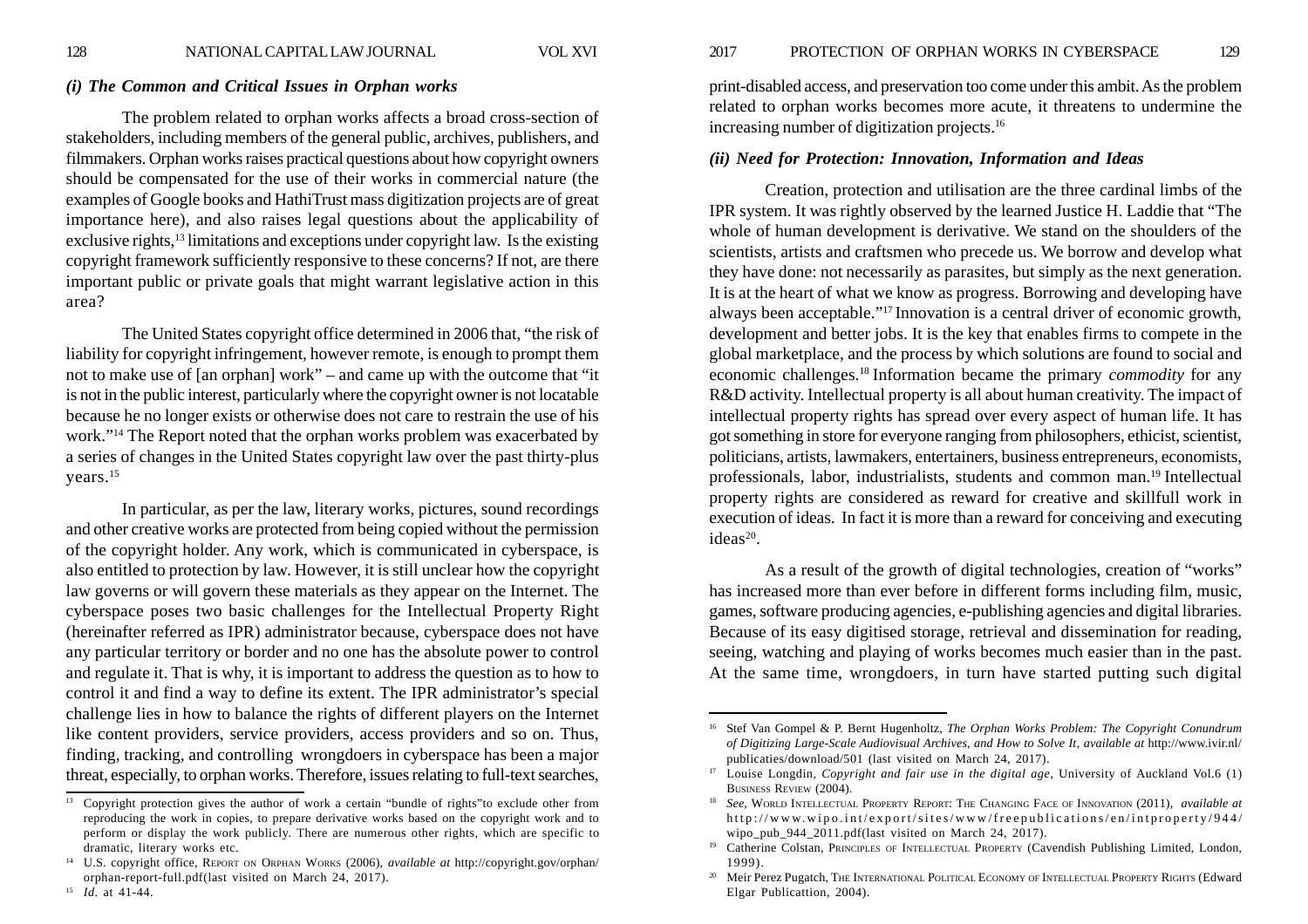### *(i) The Common and Critical Issues in Orphan works*

The problem related to orphan works affects a broad cross-section of stakeholders, including members of the general public, archives, publishers, and filmmakers. Orphan works raises practical questions about how copyright owners should be compensated for the use of their works in commercial nature (the examples of Google books and HathiTrust mass digitization projects are of great importance here), and also raises legal questions about the applicability of exclusive rights,[13] limitations and exceptions under copyright law. Is the existing copyright framework sufficiently responsive to these concerns? If not, are there important public or private goals that might warrant legislative action in this area?

The United States copyright office determined in 2006 that, "the risk of liability for copyright infringement, however remote, is enough to prompt them not to make use of [an orphan] work" – and came up with the outcome that "it is not in the public interest, particularly where the copyright owner is not locatable because he no longer exists or otherwise does not care to restrain the use of his work."[14] The Report noted that the orphan works problem was exacerbated by a series of changes in the United States copyright law over the past thirty-plus years.[15]

In particular, as per the law, literary works, pictures, sound recordings and other creative works are protected from being copied without the permission of the copyright holder. Any work, which is communicated in cyberspace, is also entitled to protection by law. However, it is still unclear how the copyright law governs or will govern these materials as they appear on the Internet. The cyberspace poses two basic challenges for the Intellectual Property Right (hereinafter referred as IPR) administrator because, cyberspace does not have any particular territory or border and no one has the absolute power to control and regulate it. That is why, it is important to address the question as to how to control it and find a way to define its extent. The IPR administrator's special challenge lies in how to balance the rights of different players on the Internet like content providers, service providers, access providers and so on. Thus, finding, tracking, and controlling wrongdoers in cyberspace has been a major threat, especially, to orphan works. Therefore, issues relating to full-text searches, print-disabled access, and preservation too come under this ambit. As the problem related to orphan works becomes more acute, it threatens to undermine the increasing number of digitization projects.[16]

### *(ii) Need for Protection: Innovation, Information and Ideas*

Creation, protection and utilisation are the three cardinal limbs of the IPR system. It was rightly observed by the learned Justice H. Laddie that "The whole of human development is derivative. We stand on the shoulders of the scientists, artists and craftsmen who precede us. We borrow and develop what they have done: not necessarily as parasites, but simply as the next generation. It is at the heart of what we know as progress. Borrowing and developing have always been acceptable."[17] Innovation is a central driver of economic growth, development and better jobs. It is the key that enables firms to compete in the global marketplace, and the process by which solutions are found to social and economic challenges.[18] Information became the primary *commodity* for any R&D activity. Intellectual property is all about human creativity. The impact of intellectual property rights has spread over every aspect of human life. It has got something in store for everyone ranging from philosophers, ethicist, scientist, politicians, artists, lawmakers, entertainers, business entrepreneurs, economists, professionals, labor, industrialists, students and common man.[19] Intellectual property rights are considered as reward for creative and skillfull work in execution of ideas. In fact it is more than a reward for conceiving and executing ideas[20].

As a result of the growth of digital technologies, creation of "works" has increased more than ever before in different forms including film, music, games, software producing agencies, e-publishing agencies and digital libraries. Because of its easy digitised storage, retrieval and dissemination for reading, seeing, watching and playing of works becomes much easier than in the past. At the same time, wrongdoers, in turn have started putting such digital

---

[13] Copyright protection gives the author of work a certain "bundle of rights"to exclude other from reproducing the work in copies, to prepare derivative works based on the copyright work and to perform or display the work publicly. There are numerous other rights, which are specific to dramatic, literary works etc.

[14] U.S. copyright office, Report on Orphan Works (2006), *available at* http://copyright.gov/orphan/orphan-report-full.pdf(last visited on March 24, 2017).

[15] *Id.* at 41-44.

[16] Stef Van Gompel & P. Bernt Hugenholtz, *The Orphan Works Problem: The Copyright Conundrum of Digitizing Large-Scale Audiovisual Archives, and How to Solve It*, *available at* http://www.ivir.nl/publicaties/download/501 (last visited on March 24, 2017).

[17] Louise Longdin, *Copyright and fair use in the digital age*, University of Auckland Vol.6 (1) Business Review (2004).

[18] *See*, World Intellectual Property Report: The Changing Face of Innovation (2011), *available at* http://www.wipo.int/export/sites/www/freepublications/en/intproperty/944/wipo_pub_944_2011.pdf(last visited on March 24, 2017).

[19] Catherine Colstan, Principles of Intellectual Property (Cavendish Publishing Limited, London, 1999).

[20] Meir Perez Pugatch, The International Political Economy of Intellectual Property Rights (Edward Elgar Publicattion, 2004).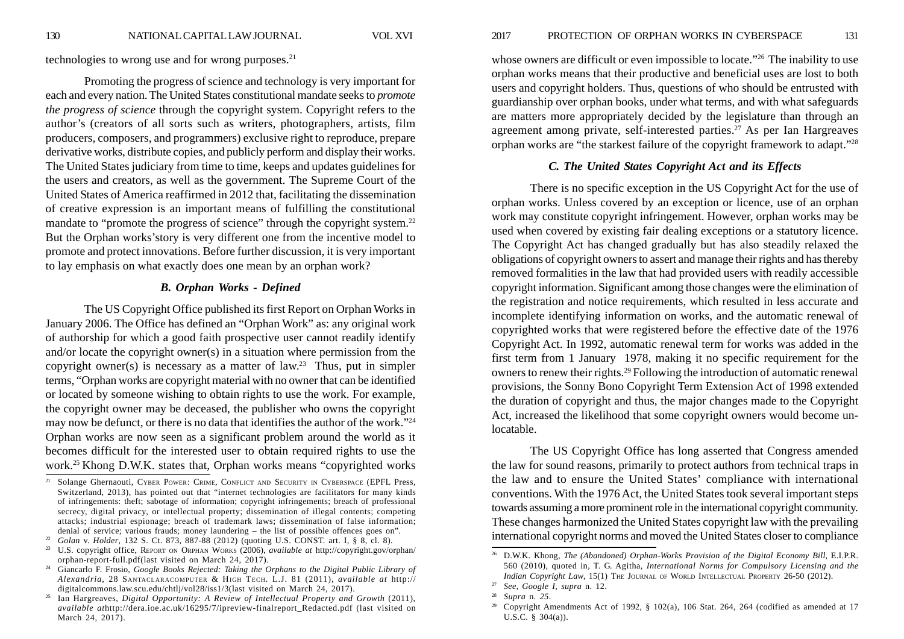technologies to wrong use and for wrong purposes.[21]

Promoting the progress of science and technology is very important for each and every nation. The United States constitutional mandate seeks to *promote the progress of science* through the copyright system. Copyright refers to the author's (creators of all sorts such as writers, photographers, artists, film producers, composers, and programmers) exclusive right to reproduce, prepare derivative works, distribute copies, and publicly perform and display their works. The United States judiciary from time to time, keeps and updates guidelines for the users and creators, as well as the government. The Supreme Court of the United States of America reaffirmed in 2012 that, facilitating the dissemination of creative expression is an important means of fulfilling the constitutional mandate to "promote the progress of science" through the copyright system.[22] But the Orphan works'story is very different one from the incentive model to promote and protect innovations. Before further discussion, it is very important to lay emphasis on what exactly does one mean by an orphan work?

### *B. Orphan Works - Defined*

The US Copyright Office published its first Report on Orphan Works in January 2006. The Office has defined an "Orphan Work" as: any original work of authorship for which a good faith prospective user cannot readily identify and/or locate the copyright owner(s) in a situation where permission from the copyright owner(s) is necessary as a matter of law.[23] Thus, put in simpler terms, "Orphan works are copyright material with no owner that can be identified or located by someone wishing to obtain rights to use the work. For example, the copyright owner may be deceased, the publisher who owns the copyright may now be defunct, or there is no data that identifies the author of the work."[24] Orphan works are now seen as a significant problem around the world as it becomes difficult for the interested user to obtain required rights to use the work.[25] Khong D.W.K. states that, Orphan works means "copyrighted works whose owners are difficult or even impossible to locate."[26] The inability to use orphan works means that their productive and beneficial uses are lost to both users and copyright holders. Thus, questions of who should be entrusted with guardianship over orphan books, under what terms, and with what safeguards are matters more appropriately decided by the legislature than through an agreement among private, self-interested parties.[27] As per Ian Hargreaves orphan works are "the starkest failure of the copyright framework to adapt."[28]

### *C. The United States Copyright Act and its Effects*

There is no specific exception in the US Copyright Act for the use of orphan works. Unless covered by an exception or licence, use of an orphan work may constitute copyright infringement. However, orphan works may be used when covered by existing fair dealing exceptions or a statutory licence. The Copyright Act has changed gradually but has also steadily relaxed the obligations of copyright owners to assert and manage their rights and has thereby removed formalities in the law that had provided users with readily accessible copyright information. Significant among those changes were the elimination of the registration and notice requirements, which resulted in less accurate and incomplete identifying information on works, and the automatic renewal of copyrighted works that were registered before the effective date of the 1976 Copyright Act. In 1992, automatic renewal term for works was added in the first term from 1 January 1978, making it no specific requirement for the owners to renew their rights.[29] Following the introduction of automatic renewal provisions, the Sonny Bono Copyright Term Extension Act of 1998 extended the duration of copyright and thus, the major changes made to the Copyright Act, increased the likelihood that some copyright owners would become un-locatable.

The US Copyright Office has long asserted that Congress amended the law for sound reasons, primarily to protect authors from technical traps in the law and to ensure the United States' compliance with international conventions. With the 1976 Act, the United States took several important steps towards assuming a more prominent role in the international copyright community. These changes harmonized the United States copyright law with the prevailing international copyright norms and moved the United States closer to compliance

---

[21] Solange Ghernaouti, Cyber Power: Crime, Conflict and Security in Cyberspace (EPFL Press, Switzerland, 2013), has pointed out that "internet technologies are facilitators for many kinds of infringements: theft; sabotage of information; copyright infringements; breach of professional secrecy, digital privacy, or intellectual property; dissemination of illegal contents; competing attacks; industrial espionage; breach of trademark laws; dissemination of false information; denial of service; various frauds; money laundering – the list of possible offences goes on".

[22] *Golan* v. *Holder*, 132 S. Ct. 873, 887-88 (2012) (quoting U.S. CONST. art. I, § 8, cl. 8).

[23] U.S. copyright office, Report on Orphan Works (2006), *available at* http://copyright.gov/orphan/orphan-report-full.pdf(last visited on March 24, 2017).

[24] Giancarlo F. Frosio, *Google Books Rejected: Taking the Orphans to the Digital Public Library of Alexandria*, 28 Santaclaracomputer & High Tech. L.J. 81 (2011), *available at* http://digitalcommons.law.scu.edu/chtlj/vol28/iss1/3(last visited on March 24, 2017).

[25] Ian Hargreaves, *Digital Opportunity: A Review of Intellectual Property and Growth* (2011), *available at*http://dera.ioe.ac.uk/16295/7/ipreview-finalreport_Redacted.pdf (last visited on March 24, 2017).

[26] D.W.K. Khong, *The (Abandoned) Orphan-Works Provision of the Digital Economy Bill*, E.I.P.R. 560 (2010), quoted in, T. G. Agitha, *International Norms for Compulsory Licensing and the Indian Copyright Law*, 15(1) The Journal of World Intellectual Property 26-50 (2012).

[27] *See, Google I, supra* n. 12.

[28] *Supra* n. *25*.

[29] Copyright Amendments Act of 1992, § 102(a), 106 Stat. 264, 264 (codified as amended at 17 U.S.C. § 304(a)).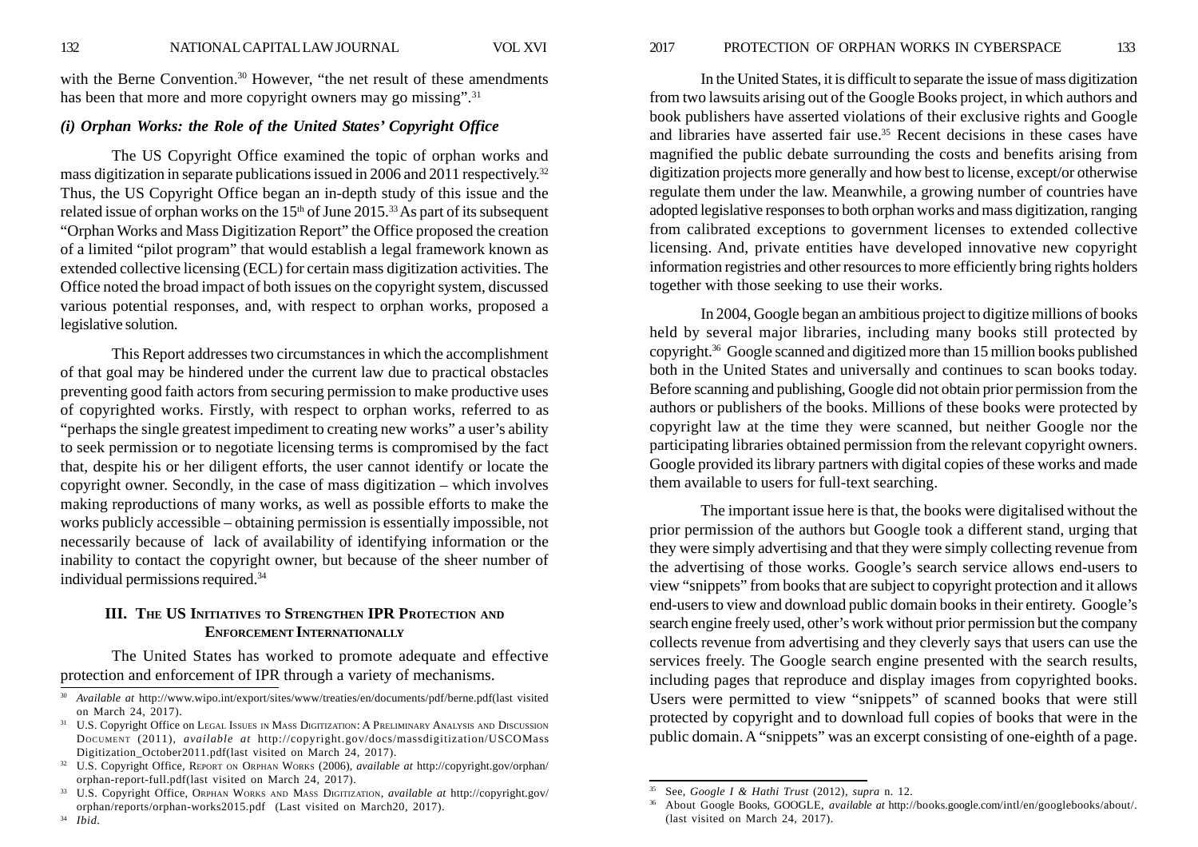with the Berne Convention.[30] However, "the net result of these amendments has been that more and more copyright owners may go missing".[31]

### *(i) Orphan Works: the Role of the United States' Copyright Office*

The US Copyright Office examined the topic of orphan works and mass digitization in separate publications issued in 2006 and 2011 respectively.[32] Thus, the US Copyright Office began an in-depth study of this issue and the related issue of orphan works on the 15th of June 2015.[33] As part of its subsequent "Orphan Works and Mass Digitization Report" the Office proposed the creation of a limited "pilot program" that would establish a legal framework known as extended collective licensing (ECL) for certain mass digitization activities. The Office noted the broad impact of both issues on the copyright system, discussed various potential responses, and, with respect to orphan works, proposed a legislative solution.

This Report addresses two circumstances in which the accomplishment of that goal may be hindered under the current law due to practical obstacles preventing good faith actors from securing permission to make productive uses of copyrighted works. Firstly, with respect to orphan works, referred to as "perhaps the single greatest impediment to creating new works" a user's ability to seek permission or to negotiate licensing terms is compromised by the fact that, despite his or her diligent efforts, the user cannot identify or locate the copyright owner. Secondly, in the case of mass digitization – which involves making reproductions of many works, as well as possible efforts to make the works publicly accessible – obtaining permission is essentially impossible, not necessarily because of lack of availability of identifying information or the inability to contact the copyright owner, but because of the sheer number of individual permissions required.[34]

## III. The US Initiatives to Strengthen IPR Protection and Enforcement Internationally

The United States has worked to promote adequate and effective protection and enforcement of IPR through a variety of mechanisms.

In the United States, it is difficult to separate the issue of mass digitization from two lawsuits arising out of the Google Books project, in which authors and book publishers have asserted violations of their exclusive rights and Google and libraries have asserted fair use.[35] Recent decisions in these cases have magnified the public debate surrounding the costs and benefits arising from digitization projects more generally and how best to license, except/or otherwise regulate them under the law. Meanwhile, a growing number of countries have adopted legislative responses to both orphan works and mass digitization, ranging from calibrated exceptions to government licenses to extended collective licensing. And, private entities have developed innovative new copyright information registries and other resources to more efficiently bring rights holders together with those seeking to use their works.

In 2004, Google began an ambitious project to digitize millions of books held by several major libraries, including many books still protected by copyright.[36] Google scanned and digitized more than 15 million books published both in the United States and universally and continues to scan books today. Before scanning and publishing, Google did not obtain prior permission from the authors or publishers of the books. Millions of these books were protected by copyright law at the time they were scanned, but neither Google nor the participating libraries obtained permission from the relevant copyright owners. Google provided its library partners with digital copies of these works and made them available to users for full-text searching.

The important issue here is that, the books were digitalised without the prior permission of the authors but Google took a different stand, urging that they were simply advertising and that they were simply collecting revenue from the advertising of those works. Google's search service allows end-users to view "snippets" from books that are subject to copyright protection and it allows end-users to view and download public domain books in their entirety. Google's search engine freely used, other's work without prior permission but the company collects revenue from advertising and they cleverly says that users can use the services freely. The Google search engine presented with the search results, including pages that reproduce and display images from copyrighted books. Users were permitted to view "snippets" of scanned books that were still protected by copyright and to download full copies of books that were in the public domain. A "snippets" was an excerpt consisting of one-eighth of a page.

---

[30] *Available at* http://www.wipo.int/export/sites/www/treaties/en/documents/pdf/berne.pdf(last visited on March 24, 2017).

[31] U.S. Copyright Office on Legal Issues in Mass Digitization: A Preliminary Analysis and Discussion Document (2011), *available at* http://copyright.gov/docs/massdigitization/USCOMass Digitization_October2011.pdf(last visited on March 24, 2017).

[32] U.S. Copyright Office, Report on Orphan Works (2006), *available at* http://copyright.gov/orphan/orphan-report-full.pdf(last visited on March 24, 2017).

[33] U.S. Copyright Office, Orphan Works and Mass Digitization, *available at* http://copyright.gov/orphan/reports/orphan-works2015.pdf (Last visited on March20, 2017).

[34] *Ibid*.

[35] See, *Google I & Hathi Trust* (2012), *supra* n. 12.

[36] About Google Books, GOOGLE, *available at* http://books.google.com/intl/en/googlebooks/about/. (last visited on March 24, 2017).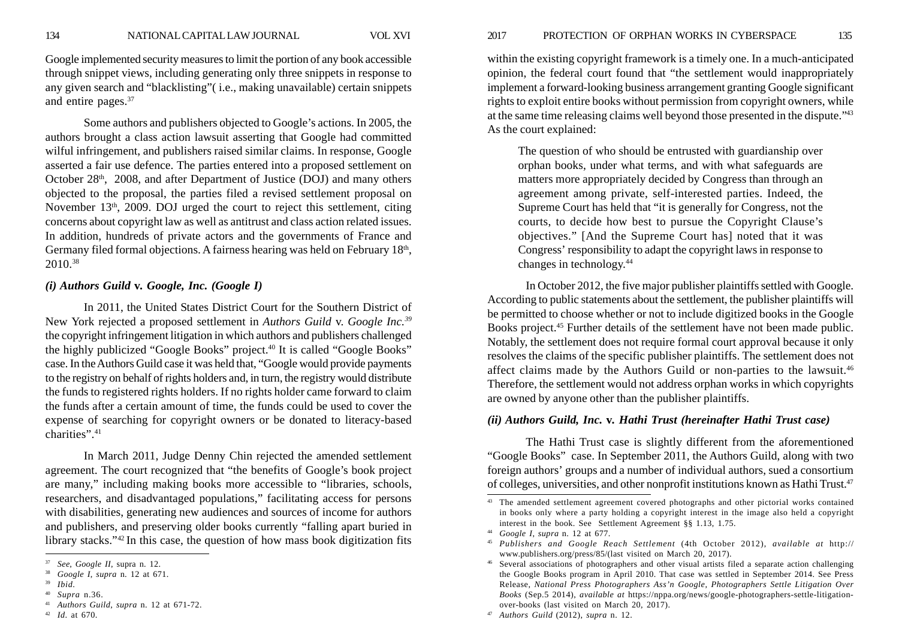Google implemented security measures to limit the portion of any book accessible through snippet views, including generating only three snippets in response to any given search and "blacklisting"( i.e., making unavailable) certain snippets and entire pages.[37]

Some authors and publishers objected to Google's actions. In 2005, the authors brought a class action lawsuit asserting that Google had committed wilful infringement, and publishers raised similar claims. In response, Google asserted a fair use defence. The parties entered into a proposed settlement on October 28th, 2008, and after Department of Justice (DOJ) and many others objected to the proposal, the parties filed a revised settlement proposal on November 13th, 2009. DOJ urged the court to reject this settlement, citing concerns about copyright law as well as antitrust and class action related issues. In addition, hundreds of private actors and the governments of France and Germany filed formal objections. A fairness hearing was held on February 18th, 2010.[38]

### *(i) Authors Guild* v. *Google, Inc. (Google I)*

In 2011, the United States District Court for the Southern District of New York rejected a proposed settlement in *Authors Guild* v. *Google Inc.*[39] the copyright infringement litigation in which authors and publishers challenged the highly publicized "Google Books" project.[40] It is called "Google Books" case. In the Authors Guild case it was held that, "Google would provide payments to the registry on behalf of rights holders and, in turn, the registry would distribute the funds to registered rights holders. If no rights holder came forward to claim the funds after a certain amount of time, the funds could be used to cover the expense of searching for copyright owners or be donated to literacy-based charities".[41]

In March 2011, Judge Denny Chin rejected the amended settlement agreement. The court recognized that "the benefits of Google's book project are many," including making books more accessible to "libraries, schools, researchers, and disadvantaged populations," facilitating access for persons with disabilities, generating new audiences and sources of income for authors and publishers, and preserving older books currently "falling apart buried in library stacks."[42] In this case, the question of how mass book digitization fits within the existing copyright framework is a timely one. In a much-anticipated opinion, the federal court found that "the settlement would inappropriately implement a forward-looking business arrangement granting Google significant rights to exploit entire books without permission from copyright owners, while at the same time releasing claims well beyond those presented in the dispute."[43] As the court explained:

> The question of who should be entrusted with guardianship over orphan books, under what terms, and with what safeguards are matters more appropriately decided by Congress than through an agreement among private, self-interested parties. Indeed, the Supreme Court has held that "it is generally for Congress, not the courts, to decide how best to pursue the Copyright Clause's objectives." [And the Supreme Court has] noted that it was Congress' responsibility to adapt the copyright laws in response to changes in technology.[44]

In October 2012, the five major publisher plaintiffs settled with Google. According to public statements about the settlement, the publisher plaintiffs will be permitted to choose whether or not to include digitized books in the Google Books project.[45] Further details of the settlement have not been made public. Notably, the settlement does not require formal court approval because it only resolves the claims of the specific publisher plaintiffs. The settlement does not affect claims made by the Authors Guild or non-parties to the lawsuit.[46] Therefore, the settlement would not address orphan works in which copyrights are owned by anyone other than the publisher plaintiffs.

### *(ii) Authors Guild, Inc.* v. *Hathi Trust (hereinafter Hathi Trust case)*

The Hathi Trust case is slightly different from the aforementioned "Google Books" case. In September 2011, the Authors Guild, along with two foreign authors' groups and a number of individual authors, sued a consortium of colleges, universities, and other nonprofit institutions known as Hathi Trust.[47]

---

[37] *See*, *Google II*, supra n. 12.

[38] *Google I*, *supra* n. 12 at 671.

[39] *Ibid*.

[40] *Supra* n.36.

[41] *Authors Guild*, *supra* n. 12 at 671-72.

[42] *Id*. at 670.

[43] The amended settlement agreement covered photographs and other pictorial works contained in books only where a party holding a copyright interest in the image also held a copyright interest in the book. See Settlement Agreement §§ 1.13, 1.75.

[44] *Google I*, *supra* n. 12 at 677.

[45] *Publishers and Google Reach Settlement* (4th October 2012), *available at* http://www.publishers.org/press/85/(last visited on March 20, 2017).

[46] Several associations of photographers and other visual artists filed a separate action challenging the Google Books program in April 2010. That case was settled in September 2014. See Press Release, *National Press Photographers Ass'n Google, Photographers Settle Litigation Over Books* (Sep.5 2014), *available at* https://nppa.org/news/google-photographers-settle-litigation-over-books (last visited on March 20, 2017).

[47] *Authors Guild* (2012), *supra* n. 12.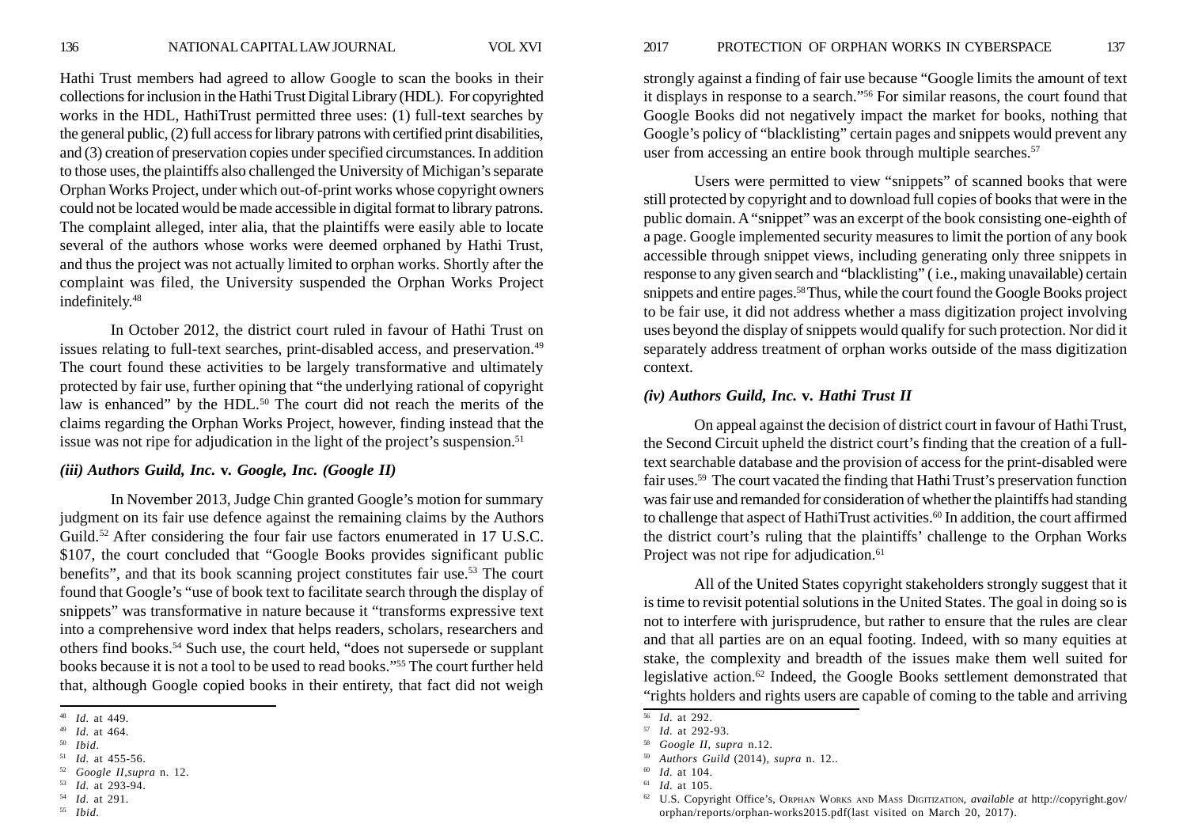Hathi Trust members had agreed to allow Google to scan the books in their collections for inclusion in the Hathi Trust Digital Library (HDL). For copyrighted works in the HDL, HathiTrust permitted three uses: (1) full-text searches by the general public, (2) full access for library patrons with certified print disabilities, and (3) creation of preservation copies under specified circumstances. In addition to those uses, the plaintiffs also challenged the University of Michigan's separate Orphan Works Project, under which out-of-print works whose copyright owners could not be located would be made accessible in digital format to library patrons. The complaint alleged, inter alia, that the plaintiffs were easily able to locate several of the authors whose works were deemed orphaned by Hathi Trust, and thus the project was not actually limited to orphan works. Shortly after the complaint was filed, the University suspended the Orphan Works Project indefinitely.[48]

In October 2012, the district court ruled in favour of Hathi Trust on issues relating to full-text searches, print-disabled access, and preservation.[49] The court found these activities to be largely transformative and ultimately protected by fair use, further opining that "the underlying rational of copyright law is enhanced" by the HDL.[50] The court did not reach the merits of the claims regarding the Orphan Works Project, however, finding instead that the issue was not ripe for adjudication in the light of the project's suspension.[51]

### *(iii) Authors Guild, Inc.* v. *Google, Inc. (Google II)*

In November 2013, Judge Chin granted Google's motion for summary judgment on its fair use defence against the remaining claims by the Authors Guild.[52] After considering the four fair use factors enumerated in 17 U.S.C. $107, the court concluded that "Google Books provides significant public benefits", and that its book scanning project constitutes fair use.[53] The court found that Google's "use of book text to facilitate search through the display of snippets" was transformative in nature because it "transforms expressive text into a comprehensive word index that helps readers, scholars, researchers and others find books.[54] Such use, the court held, "does not supersede or supplant books because it is not a tool to be used to read books."[55] The court further held that, although Google copied books in their entirety, that fact did not weigh strongly against a finding of fair use because "Google limits the amount of text it displays in response to a search."[56] For similar reasons, the court found that Google Books did not negatively impact the market for books, nothing that Google's policy of "blacklisting" certain pages and snippets would prevent any user from accessing an entire book through multiple searches.[57]

Users were permitted to view "snippets" of scanned books that were still protected by copyright and to download full copies of books that were in the public domain. A "snippet" was an excerpt of the book consisting one-eighth of a page. Google implemented security measures to limit the portion of any book accessible through snippet views, including generating only three snippets in response to any given search and "blacklisting" ( i.e., making unavailable) certain snippets and entire pages.[58] Thus, while the court found the Google Books project to be fair use, it did not address whether a mass digitization project involving uses beyond the display of snippets would qualify for such protection. Nor did it separately address treatment of orphan works outside of the mass digitization context.

### *(iv) Authors Guild, Inc.* v. *Hathi Trust II*

On appeal against the decision of district court in favour of Hathi Trust, the Second Circuit upheld the district court's finding that the creation of a full-text searchable database and the provision of access for the print-disabled were fair uses.[59] The court vacated the finding that Hathi Trust's preservation function was fair use and remanded for consideration of whether the plaintiffs had standing to challenge that aspect of HathiTrust activities.[60] In addition, the court affirmed the district court's ruling that the plaintiffs' challenge to the Orphan Works Project was not ripe for adjudication.[61]

All of the United States copyright stakeholders strongly suggest that it is time to revisit potential solutions in the United States. The goal in doing so is not to interfere with jurisprudence, but rather to ensure that the rules are clear and that all parties are on an equal footing. Indeed, with so many equities at stake, the complexity and breadth of the issues make them well suited for legislative action.[62] Indeed, the Google Books settlement demonstrated that "rights holders and rights users are capable of coming to the table and arriving

---

[48] *Id.* at 449.

[49] *Id.* at 464.

[50] *Ibid.*

[51] *Id.* at 455-56.

[52] *Google II,supra* n. 12.

[53] *Id.* at 293-94.

[54] *Id.* at 291.

[55] *Ibid.*

[56] *Id.* at 292.

[57] *Id.* at 292-93.

[58] *Google II, supra* n.12.

[59] *Authors Guild* (2014), *supra* n. 12..

[60] *Id.* at 104.

[61] *Id.* at 105.

[62] U.S. Copyright Office's, ORPHAN WORKS AND MASS DIGITIZATION, *available at* http://copyright.gov/orphan/reports/orphan-works2015.pdf(last visited on March 20, 2017).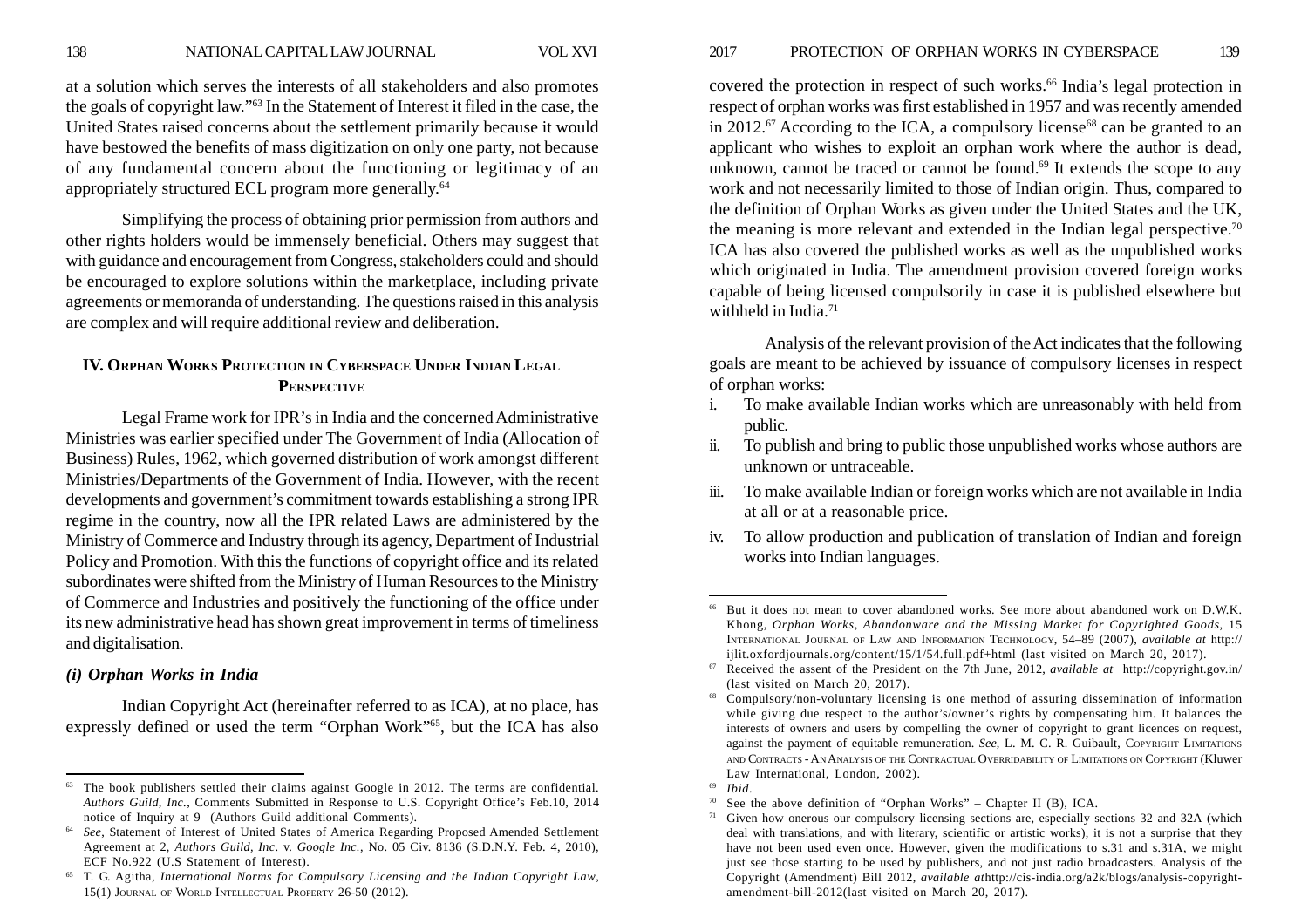at a solution which serves the interests of all stakeholders and also promotes the goals of copyright law."[63] In the Statement of Interest it filed in the case, the United States raised concerns about the settlement primarily because it would have bestowed the benefits of mass digitization on only one party, not because of any fundamental concern about the functioning or legitimacy of an appropriately structured ECL program more generally.[64]

Simplifying the process of obtaining prior permission from authors and other rights holders would be immensely beneficial. Others may suggest that with guidance and encouragement from Congress, stakeholders could and should be encouraged to explore solutions within the marketplace, including private agreements or memoranda of understanding. The questions raised in this analysis are complex and will require additional review and deliberation.

## IV. Orphan Works Protection in Cyberspace Under Indian Legal Perspective

Legal Frame work for IPR's in India and the concerned Administrative Ministries was earlier specified under The Government of India (Allocation of Business) Rules, 1962, which governed distribution of work amongst different Ministries/Departments of the Government of India. However, with the recent developments and government's commitment towards establishing a strong IPR regime in the country, now all the IPR related Laws are administered by the Ministry of Commerce and Industry through its agency, Department of Industrial Policy and Promotion. With this the functions of copyright office and its related subordinates were shifted from the Ministry of Human Resources to the Ministry of Commerce and Industries and positively the functioning of the office under its new administrative head has shown great improvement in terms of timeliness and digitalisation.

### *(i) Orphan Works in India*

Indian Copyright Act (hereinafter referred to as ICA), at no place, has expressly defined or used the term "Orphan Work"[65], but the ICA has also covered the protection in respect of such works.[66] India's legal protection in respect of orphan works was first established in 1957 and was recently amended in 2012.[67] According to the ICA, a compulsory license[68] can be granted to an applicant who wishes to exploit an orphan work where the author is dead, unknown, cannot be traced or cannot be found.[69] It extends the scope to any work and not necessarily limited to those of Indian origin. Thus, compared to the definition of Orphan Works as given under the United States and the UK, the meaning is more relevant and extended in the Indian legal perspective.[70] ICA has also covered the published works as well as the unpublished works which originated in India. The amendment provision covered foreign works capable of being licensed compulsorily in case it is published elsewhere but withheld in India.[71]

Analysis of the relevant provision of the Act indicates that the following goals are meant to be achieved by issuance of compulsory licenses in respect of orphan works:

i. To make available Indian works which are unreasonably with held from public.
ii. To publish and bring to public those unpublished works whose authors are unknown or untraceable.
iii. To make available Indian or foreign works which are not available in India at all or at a reasonable price.
iv. To allow production and publication of translation of Indian and foreign works into Indian languages.

---

[63] The book publishers settled their claims against Google in 2012. The terms are confidential. *Authors Guild, Inc.*, Comments Submitted in Response to U.S. Copyright Office's Feb.10, 2014 notice of Inquiry at 9 (Authors Guild additional Comments).

[64] *See*, Statement of Interest of United States of America Regarding Proposed Amended Settlement Agreement at 2, *Authors Guild, Inc*. v. *Google Inc.*, No. 05 Civ. 8136 (S.D.N.Y. Feb. 4, 2010), ECF No.922 (U.S Statement of Interest).

[65] T. G. Agitha, *International Norms for Compulsory Licensing and the Indian Copyright Law*, 15(1) Journal of World Intellectual Property 26-50 (2012).

[66] But it does not mean to cover abandoned works. See more about abandoned work on D.W.K. Khong, *Orphan Works, Abandonware and the Missing Market for Copyrighted Goods*, 15 International Journal of Law and Information Technology, 54–89 (2007), *available at* http://ijlit.oxfordjournals.org/content/15/1/54.full.pdf+html (last visited on March 20, 2017).

[67] Received the assent of the President on the 7th June, 2012, *available at* http://copyright.gov.in/ (last visited on March 20, 2017).

[68] Compulsory/non-voluntary licensing is one method of assuring dissemination of information while giving due respect to the author's/owner's rights by compensating him. It balances the interests of owners and users by compelling the owner of copyright to grant licences on request, against the payment of equitable remuneration. *See*, L. M. C. R. Guibault, Copyright Limitations and Contracts - An Analysis of the Contractual Overridability of Limitations on Copyright (Kluwer Law International, London, 2002).

[69] *Ibid*.

[70] See the above definition of "Orphan Works" – Chapter II (B), ICA.

[71] Given how onerous our compulsory licensing sections are, especially sections 32 and 32A (which deal with translations, and with literary, scientific or artistic works), it is not a surprise that they have not been used even once. However, given the modifications to s.31 and s.31A, we might just see those starting to be used by publishers, and not just radio broadcasters. Analysis of the Copyright (Amendment) Bill 2012, *available at*http://cis-india.org/a2k/blogs/analysis-copyright-amendment-bill-2012(last visited on March 20, 2017).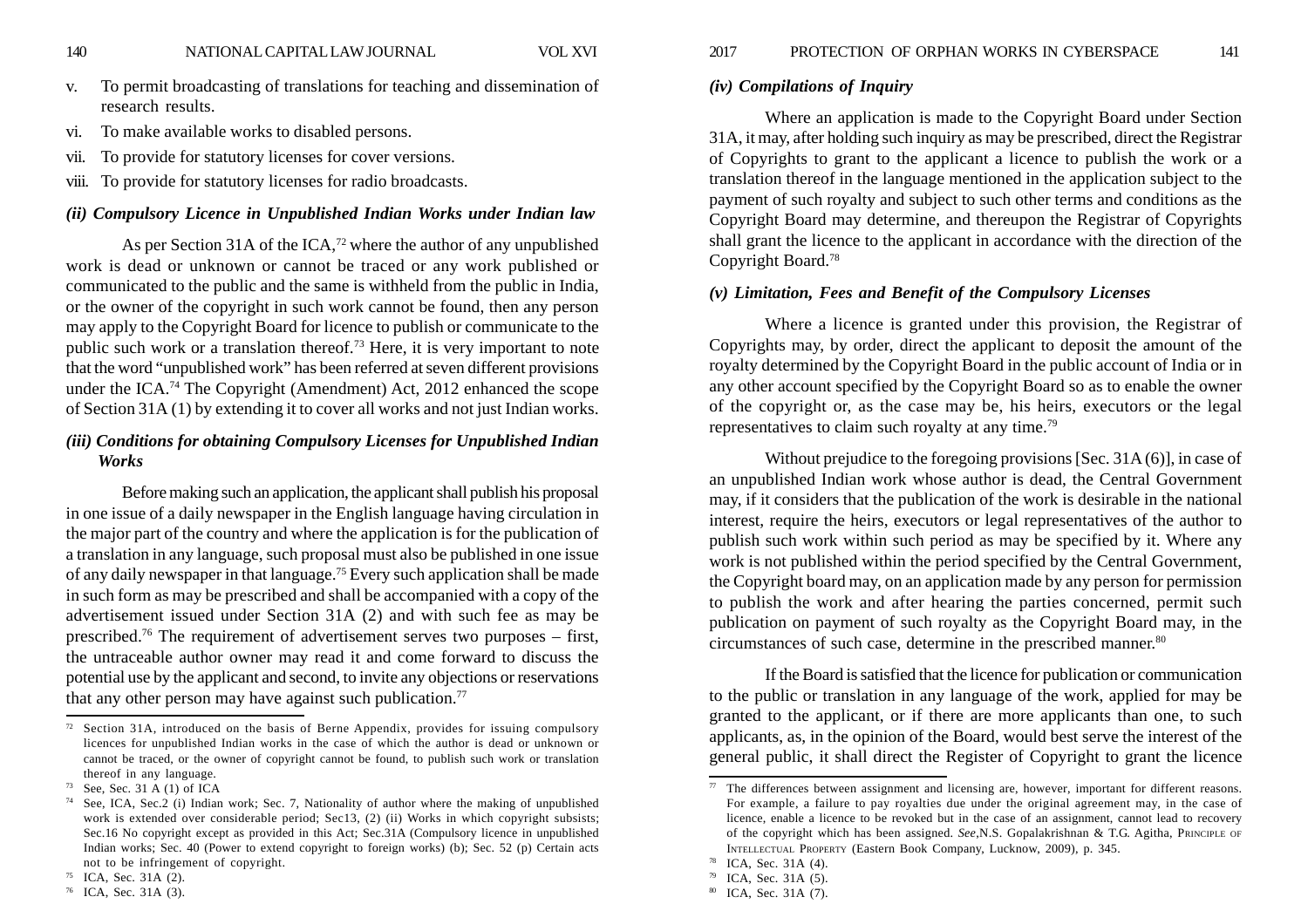v. To permit broadcasting of translations for teaching and dissemination of research results.
vi. To make available works to disabled persons.
vii. To provide for statutory licenses for cover versions.
viii. To provide for statutory licenses for radio broadcasts.

### *(ii) Compulsory Licence in Unpublished Indian Works under Indian law*

As per Section 31A of the ICA,[72] where the author of any unpublished work is dead or unknown or cannot be traced or any work published or communicated to the public and the same is withheld from the public in India, or the owner of the copyright in such work cannot be found, then any person may apply to the Copyright Board for licence to publish or communicate to the public such work or a translation thereof.[73] Here, it is very important to note that the word "unpublished work" has been referred at seven different provisions under the ICA.[74] The Copyright (Amendment) Act, 2012 enhanced the scope of Section 31A (1) by extending it to cover all works and not just Indian works.

### *(iii) Conditions for obtaining Compulsory Licenses for Unpublished Indian Works*

Before making such an application, the applicant shall publish his proposal in one issue of a daily newspaper in the English language having circulation in the major part of the country and where the application is for the publication of a translation in any language, such proposal must also be published in one issue of any daily newspaper in that language.[75] Every such application shall be made in such form as may be prescribed and shall be accompanied with a copy of the advertisement issued under Section 31A (2) and with such fee as may be prescribed.[76] The requirement of advertisement serves two purposes – first, the untraceable author owner may read it and come forward to discuss the potential use by the applicant and second, to invite any objections or reservations that any other person may have against such publication.[77]

### *(iv) Compilations of Inquiry*

Where an application is made to the Copyright Board under Section 31A, it may, after holding such inquiry as may be prescribed, direct the Registrar of Copyrights to grant to the applicant a licence to publish the work or a translation thereof in the language mentioned in the application subject to the payment of such royalty and subject to such other terms and conditions as the Copyright Board may determine, and thereupon the Registrar of Copyrights shall grant the licence to the applicant in accordance with the direction of the Copyright Board.[78]

### *(v) Limitation, Fees and Benefit of the Compulsory Licenses*

Where a licence is granted under this provision, the Registrar of Copyrights may, by order, direct the applicant to deposit the amount of the royalty determined by the Copyright Board in the public account of India or in any other account specified by the Copyright Board so as to enable the owner of the copyright or, as the case may be, his heirs, executors or the legal representatives to claim such royalty at any time.[79]

Without prejudice to the foregoing provisions [Sec. 31A (6)], in case of an unpublished Indian work whose author is dead, the Central Government may, if it considers that the publication of the work is desirable in the national interest, require the heirs, executors or legal representatives of the author to publish such work within such period as may be specified by it. Where any work is not published within the period specified by the Central Government, the Copyright board may, on an application made by any person for permission to publish the work and after hearing the parties concerned, permit such publication on payment of such royalty as the Copyright Board may, in the circumstances of such case, determine in the prescribed manner.[80]

If the Board is satisfied that the licence for publication or communication to the public or translation in any language of the work, applied for may be granted to the applicant, or if there are more applicants than one, to such applicants, as, in the opinion of the Board, would best serve the interest of the general public, it shall direct the Register of Copyright to grant the licence

---

[72] Section 31A, introduced on the basis of Berne Appendix, provides for issuing compulsory licences for unpublished Indian works in the case of which the author is dead or unknown or cannot be traced, or the owner of copyright cannot be found, to publish such work or translation thereof in any language.

[73] See, Sec. 31 A (1) of ICA

[74] See, ICA, Sec.2 (i) Indian work; Sec. 7, Nationality of author where the making of unpublished work is extended over considerable period; Sec13, (2) (ii) Works in which copyright subsists; Sec.16 No copyright except as provided in this Act; Sec.31A (Compulsory licence in unpublished Indian works; Sec. 40 (Power to extend copyright to foreign works) (b); Sec. 52 (p) Certain acts not to be infringement of copyright.

[75] ICA, Sec. 31A (2).

[76] ICA, Sec. 31A (3).

[77] The differences between assignment and licensing are, however, important for different reasons. For example, a failure to pay royalties due under the original agreement may, in the case of licence, enable a licence to be revoked but in the case of an assignment, cannot lead to recovery of the copyright which has been assigned. *See*,N.S. Gopalakrishnan & T.G. Agitha, PRINCIPLE OF INTELLECTUAL PROPERTY (Eastern Book Company, Lucknow, 2009), p. 345.

[78] ICA, Sec. 31A (4).

[79] ICA, Sec. 31A (5).

[80] ICA, Sec. 31A (7).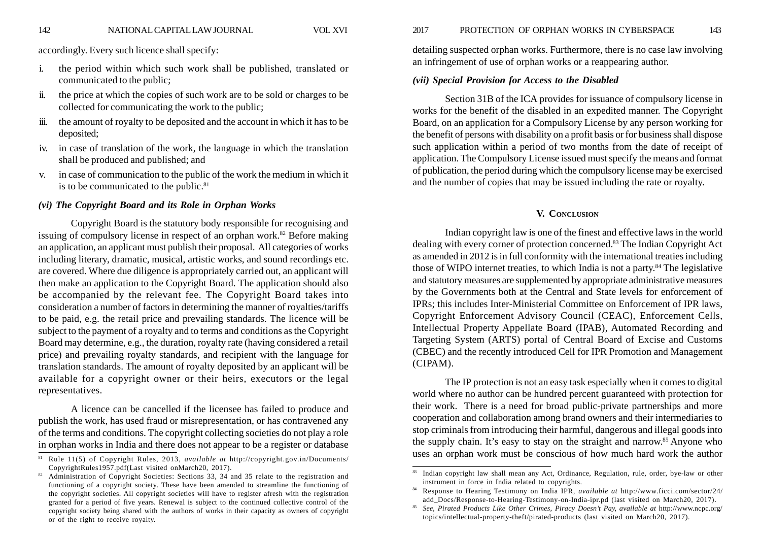accordingly. Every such licence shall specify:

i. the period within which such work shall be published, translated or communicated to the public;
ii. the price at which the copies of such work are to be sold or charges to be collected for communicating the work to the public;
iii. the amount of royalty to be deposited and the account in which it has to be deposited;
iv. in case of translation of the work, the language in which the translation shall be produced and published; and
v. in case of communication to the public of the work the medium in which it is to be communicated to the public.[81]

### *(vi) The Copyright Board and its Role in Orphan Works*

Copyright Board is the statutory body responsible for recognising and issuing of compulsory license in respect of an orphan work.[82] Before making an application, an applicant must publish their proposal. All categories of works including literary, dramatic, musical, artistic works, and sound recordings etc. are covered. Where due diligence is appropriately carried out, an applicant will then make an application to the Copyright Board. The application should also be accompanied by the relevant fee. The Copyright Board takes into consideration a number of factors in determining the manner of royalties/tariffs to be paid, e.g. the retail price and prevailing standards. The licence will be subject to the payment of a royalty and to terms and conditions as the Copyright Board may determine, e.g., the duration, royalty rate (having considered a retail price) and prevailing royalty standards, and recipient with the language for translation standards. The amount of royalty deposited by an applicant will be available for a copyright owner or their heirs, executors or the legal representatives.

A licence can be cancelled if the licensee has failed to produce and publish the work, has used fraud or misrepresentation, or has contravened any of the terms and conditions. The copyright collecting societies do not play a role in orphan works in India and there does not appear to be a register or database detailing suspected orphan works. Furthermore, there is no case law involving an infringement of use of orphan works or a reappearing author.

### *(vii) Special Provision for Access to the Disabled*

Section 31B of the ICA provides for issuance of compulsory license in works for the benefit of the disabled in an expedited manner. The Copyright Board, on an application for a Compulsory License by any person working for the benefit of persons with disability on a profit basis or for business shall dispose such application within a period of two months from the date of receipt of application. The Compulsory License issued must specify the means and format of publication, the period during which the compulsory license may be exercised and the number of copies that may be issued including the rate or royalty.

## V. Conclusion

Indian copyright law is one of the finest and effective laws in the world dealing with every corner of protection concerned.[83] The Indian Copyright Act as amended in 2012 is in full conformity with the international treaties including those of WIPO internet treaties, to which India is not a party.[84] The legislative and statutory measures are supplemented by appropriate administrative measures by the Governments both at the Central and State levels for enforcement of IPRs; this includes Inter-Ministerial Committee on Enforcement of IPR laws, Copyright Enforcement Advisory Council (CEAC), Enforcement Cells, Intellectual Property Appellate Board (IPAB), Automated Recording and Targeting System (ARTS) portal of Central Board of Excise and Customs (CBEC) and the recently introduced Cell for IPR Promotion and Management (CIPAM).

The IP protection is not an easy task especially when it comes to digital world where no author can be hundred percent guaranteed with protection for their work. There is a need for broad public-private partnerships and more cooperation and collaboration among brand owners and their intermediaries to stop criminals from introducing their harmful, dangerous and illegal goods into the supply chain. It's easy to stay on the straight and narrow.[85] Anyone who uses an orphan work must be conscious of how much hard work the author

---

[81] Rule 11(5) of Copyright Rules, 2013, *available at* http://copyright.gov.in/Documents/CopyrightRules1957.pdf(Last visited onMarch20, 2017).

[82] Administration of Copyright Societies: Sections 33, 34 and 35 relate to the registration and functioning of a copyright society. These have been amended to streamline the functioning of the copyright societies. All copyright societies will have to register afresh with the registration granted for a period of five years. Renewal is subject to the continued collective control of the copyright society being shared with the authors of works in their capacity as owners of copyright or of the right to receive royalty.

[83] Indian copyright law shall mean any Act, Ordinance, Regulation, rule, order, bye-law or other instrument in force in India related to copyrights.

[84] Response to Hearing Testimony on India IPR, *available at* http://www.ficci.com/sector/24/add_Docs/Response-to-Hearing-Testimony-on-India-ipr.pd (last visited on March20, 2017).

[85] *See*, *Pirated Products Like Other Crimes, Piracy Doesn't Pay, available at* http://www.ncpc.org/topics/intellectual-property-theft/pirated-products (last visited on March20, 2017).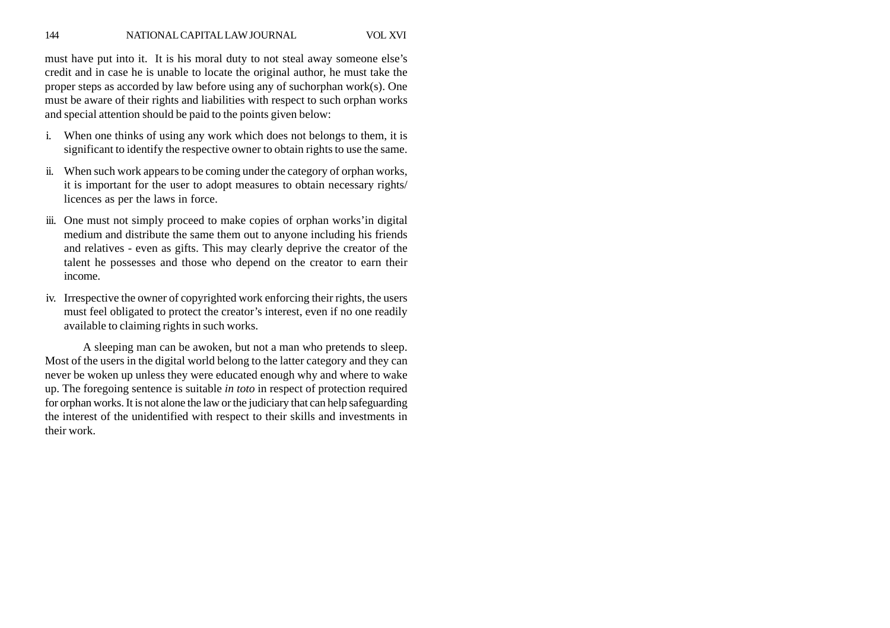must have put into it. It is his moral duty to not steal away someone else's credit and in case he is unable to locate the original author, he must take the proper steps as accorded by law before using any of suchorphan work(s). One must be aware of their rights and liabilities with respect to such orphan works and special attention should be paid to the points given below:

i. When one thinks of using any work which does not belongs to them, it is significant to identify the respective owner to obtain rights to use the same.

ii. When such work appears to be coming under the category of orphan works, it is important for the user to adopt measures to obtain necessary rights/ licences as per the laws in force.

iii. One must not simply proceed to make copies of orphan works'in digital medium and distribute the same them out to anyone including his friends and relatives - even as gifts. This may clearly deprive the creator of the talent he possesses and those who depend on the creator to earn their income.

iv. Irrespective the owner of copyrighted work enforcing their rights, the users must feel obligated to protect the creator's interest, even if no one readily available to claiming rights in such works.

A sleeping man can be awoken, but not a man who pretends to sleep. Most of the users in the digital world belong to the latter category and they can never be woken up unless they were educated enough why and where to wake up. The foregoing sentence is suitable *in toto* in respect of protection required for orphan works. It is not alone the law or the judiciary that can help safeguarding the interest of the unidentified with respect to their skills and investments in their work.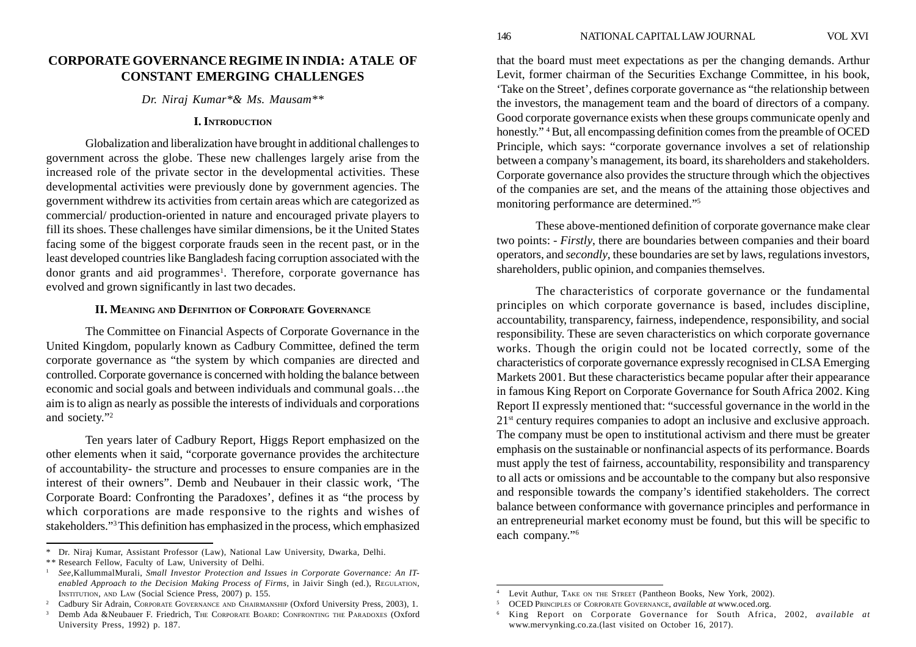# CORPORATE GOVERNANCE REGIME IN INDIA: A TALE OF CONSTANT EMERGING CHALLENGES

*Dr. Niraj Kumar\*& Ms. Mausam\*\**

## I. Introduction

Globalization and liberalization have brought in additional challenges to government across the globe. These new challenges largely arise from the increased role of the private sector in the developmental activities. These developmental activities were previously done by government agencies. The government withdrew its activities from certain areas which are categorized as commercial/ production-oriented in nature and encouraged private players to fill its shoes. These challenges have similar dimensions, be it the United States facing some of the biggest corporate frauds seen in the recent past, or in the least developed countries like Bangladesh facing corruption associated with the donor grants and aid programmes[1]. Therefore, corporate governance has evolved and grown significantly in last two decades.

## II. Meaning and Definition of Corporate Governance

The Committee on Financial Aspects of Corporate Governance in the United Kingdom, popularly known as Cadbury Committee, defined the term corporate governance as "the system by which companies are directed and controlled. Corporate governance is concerned with holding the balance between economic and social goals and between individuals and communal goals…the aim is to align as nearly as possible the interests of individuals and corporations and society."[2]

Ten years later of Cadbury Report, Higgs Report emphasized on the other elements when it said, "corporate governance provides the architecture of accountability- the structure and processes to ensure companies are in the interest of their owners". Demb and Neubauer in their classic work, 'The Corporate Board: Confronting the Paradoxes', defines it as "the process by which corporations are made responsive to the rights and wishes of stakeholders."[3] This definition has emphasized in the process, which emphasized that the board must meet expectations as per the changing demands. Arthur Levit, former chairman of the Securities Exchange Committee, in his book, 'Take on the Street', defines corporate governance as "the relationship between the investors, the management team and the board of directors of a company. Good corporate governance exists when these groups communicate openly and honestly." [4] But, all encompassing definition comes from the preamble of OCED Principle, which says: "corporate governance involves a set of relationship between a company's management, its board, its shareholders and stakeholders. Corporate governance also provides the structure through which the objectives of the companies are set, and the means of the attaining those objectives and monitoring performance are determined."[5]

These above-mentioned definition of corporate governance make clear two points: - *Firstly*, there are boundaries between companies and their board operators, and *secondly*, these boundaries are set by laws, regulations investors, shareholders, public opinion, and companies themselves.

The characteristics of corporate governance or the fundamental principles on which corporate governance is based, includes discipline, accountability, transparency, fairness, independence, responsibility, and social responsibility. These are seven characteristics on which corporate governance works. Though the origin could not be located correctly, some of the characteristics of corporate governance expressly recognised in CLSA Emerging Markets 2001. But these characteristics became popular after their appearance in famous King Report on Corporate Governance for South Africa 2002. King Report II expressly mentioned that: "successful governance in the world in the 21st century requires companies to adopt an inclusive and exclusive approach. The company must be open to institutional activism and there must be greater emphasis on the sustainable or nonfinancial aspects of its performance. Boards must apply the test of fairness, accountability, responsibility and transparency to all acts or omissions and be accountable to the company but also responsive and responsible towards the company's identified stakeholders. The correct balance between conformance with governance principles and performance in an entrepreneurial market economy must be found, but this will be specific to each company."[6]

---

\* Dr. Niraj Kumar, Assistant Professor (Law), National Law University, Dwarka, Delhi.

\*\* Research Fellow, Faculty of Law, University of Delhi.

[1] *See,*KallummalMurali, *Small Investor Protection and Issues in Corporate Governance: An IT-enabled Approach to the Decision Making Process of Firms*, in Jaivir Singh (ed.), Regulation, Institution, and Law (Social Science Press, 2007) p. 155.

[2] Cadbury Sir Adrain, Corporate Governance and Chairmanship (Oxford University Press, 2003), 1.

[3] Demb Ada &Neubauer F. Friedrich, The Corporate Board: Confronting the Paradoxes (Oxford University Press, 1992) p. 187.

[4] Levit Authur, Take on the Street (Pantheon Books, New York, 2002).

[5] OCED Principles of Corporate Governance, *available at* www.oced.org.

[6] King Report on Corporate Governance for South Africa, 2002, *available at* www.mervynking.co.za.(last visited on October 16, 2017).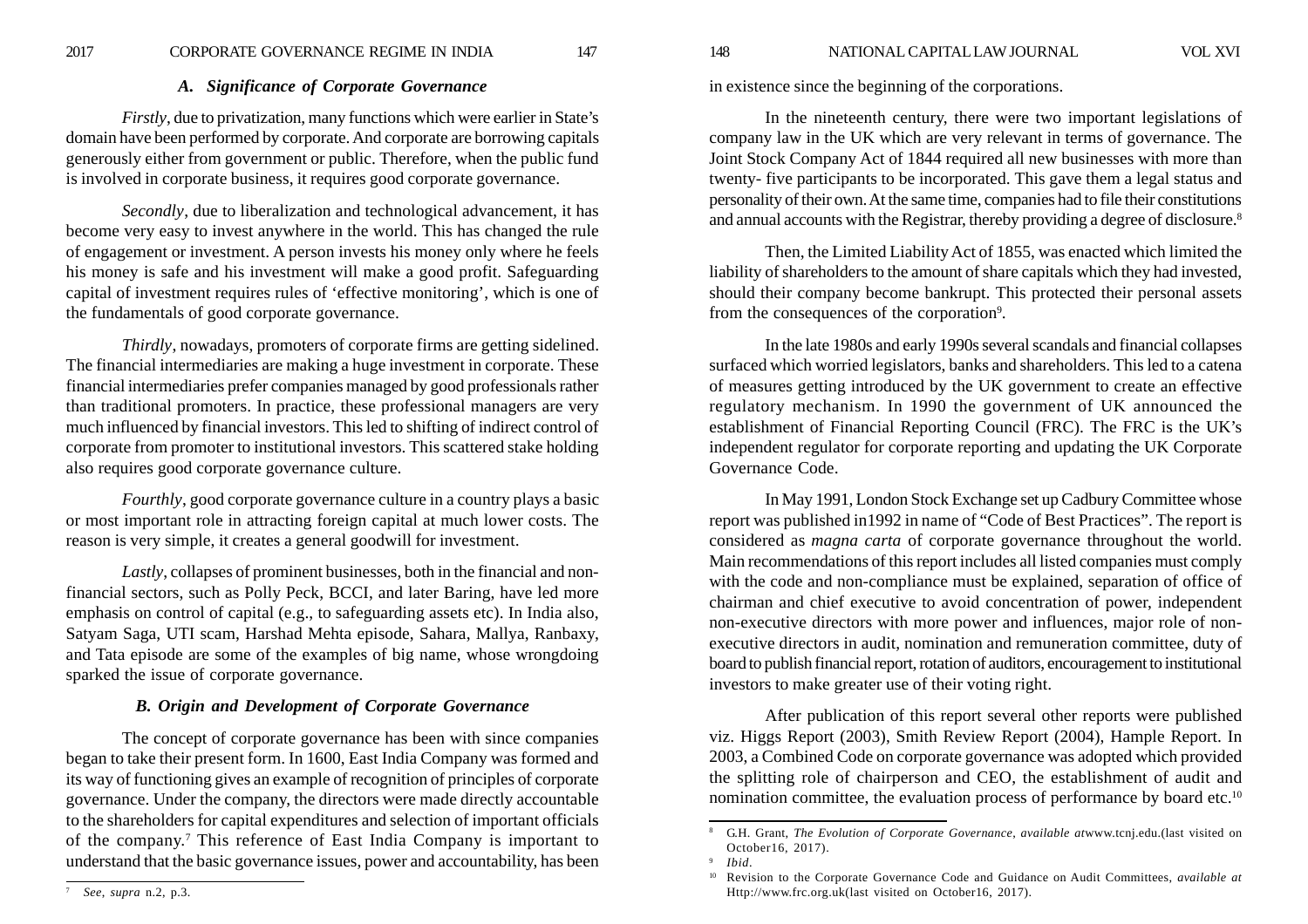### *A. Significance of Corporate Governance*

*Firstly*, due to privatization, many functions which were earlier in State's domain have been performed by corporate. And corporate are borrowing capitals generously either from government or public. Therefore, when the public fund is involved in corporate business, it requires good corporate governance.

*Secondly*, due to liberalization and technological advancement, it has become very easy to invest anywhere in the world. This has changed the rule of engagement or investment. A person invests his money only where he feels his money is safe and his investment will make a good profit. Safeguarding capital of investment requires rules of 'effective monitoring', which is one of the fundamentals of good corporate governance.

*Thirdly*, nowadays, promoters of corporate firms are getting sidelined. The financial intermediaries are making a huge investment in corporate. These financial intermediaries prefer companies managed by good professionals rather than traditional promoters. In practice, these professional managers are very much influenced by financial investors. This led to shifting of indirect control of corporate from promoter to institutional investors. This scattered stake holding also requires good corporate governance culture.

*Fourthly*, good corporate governance culture in a country plays a basic or most important role in attracting foreign capital at much lower costs. The reason is very simple, it creates a general goodwill for investment.

*Lastly*, collapses of prominent businesses, both in the financial and non-financial sectors, such as Polly Peck, BCCI, and later Baring, have led more emphasis on control of capital (e.g., to safeguarding assets etc). In India also, Satyam Saga, UTI scam, Harshad Mehta episode, Sahara, Mallya, Ranbaxy, and Tata episode are some of the examples of big name, whose wrongdoing sparked the issue of corporate governance.

### *B. Origin and Development of Corporate Governance*

The concept of corporate governance has been with since companies began to take their present form. In 1600, East India Company was formed and its way of functioning gives an example of recognition of principles of corporate governance. Under the company, the directors were made directly accountable to the shareholders for capital expenditures and selection of important officials of the company.[7] This reference of East India Company is important to understand that the basic governance issues, power and accountability, has been in existence since the beginning of the corporations.

In the nineteenth century, there were two important legislations of company law in the UK which are very relevant in terms of governance. The Joint Stock Company Act of 1844 required all new businesses with more than twenty- five participants to be incorporated. This gave them a legal status and personality of their own. At the same time, companies had to file their constitutions and annual accounts with the Registrar, thereby providing a degree of disclosure.[8]

Then, the Limited Liability Act of 1855, was enacted which limited the liability of shareholders to the amount of share capitals which they had invested, should their company become bankrupt. This protected their personal assets from the consequences of the corporation[9].

In the late 1980s and early 1990s several scandals and financial collapses surfaced which worried legislators, banks and shareholders. This led to a catena of measures getting introduced by the UK government to create an effective regulatory mechanism. In 1990 the government of UK announced the establishment of Financial Reporting Council (FRC). The FRC is the UK's independent regulator for corporate reporting and updating the UK Corporate Governance Code.

In May 1991, London Stock Exchange set up Cadbury Committee whose report was published in1992 in name of "Code of Best Practices". The report is considered as *magna carta* of corporate governance throughout the world. Main recommendations of this report includes all listed companies must comply with the code and non-compliance must be explained, separation of office of chairman and chief executive to avoid concentration of power, independent non-executive directors with more power and influences, major role of non-executive directors in audit, nomination and remuneration committee, duty of board to publish financial report, rotation of auditors, encouragement to institutional investors to make greater use of their voting right.

After publication of this report several other reports were published viz. Higgs Report (2003), Smith Review Report (2004), Hample Report. In 2003, a Combined Code on corporate governance was adopted which provided the splitting role of chairperson and CEO, the establishment of audit and nomination committee, the evaluation process of performance by board etc.[10]

---

[7] *See*, *supra* n.2, p.3.

[8] G.H. Grant, *The Evolution of Corporate Governance*, *available at*www.tcnj.edu.(last visited on October16, 2017).

[9] *Ibid*.

[10] Revision to the Corporate Governance Code and Guidance on Audit Committees, *available at* Http://www.frc.org.uk(last visited on October16, 2017).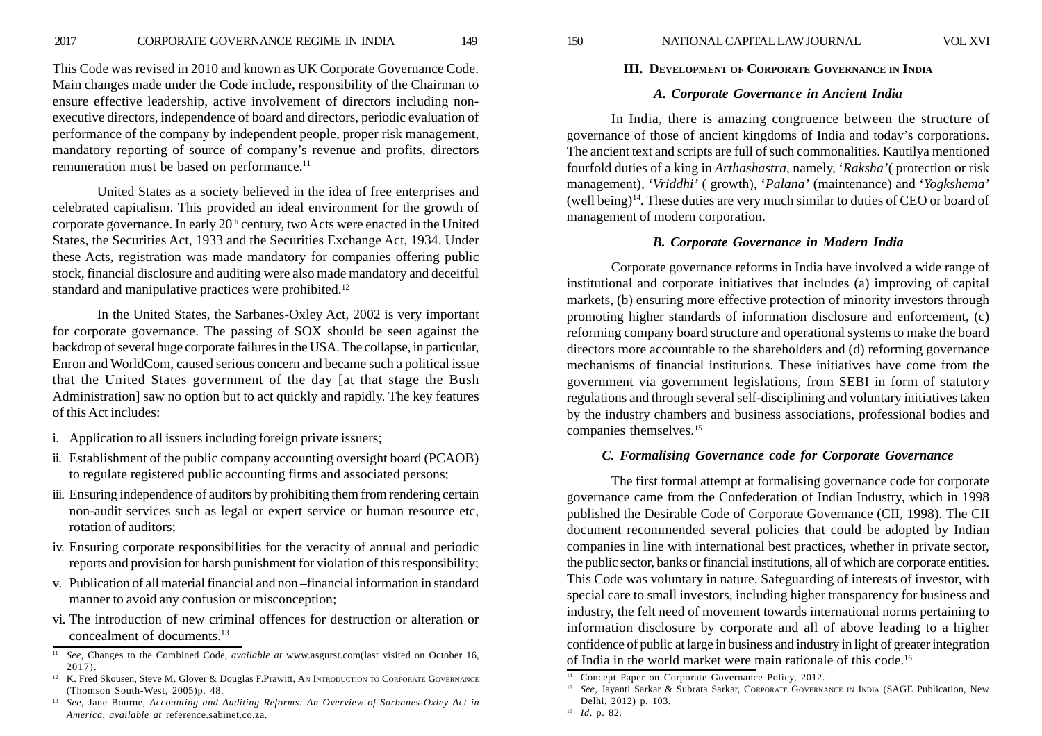This Code was revised in 2010 and known as UK Corporate Governance Code. Main changes made under the Code include, responsibility of the Chairman to ensure effective leadership, active involvement of directors including non-executive directors, independence of board and directors, periodic evaluation of performance of the company by independent people, proper risk management, mandatory reporting of source of company's revenue and profits, directors remuneration must be based on performance.[11]

United States as a society believed in the idea of free enterprises and celebrated capitalism. This provided an ideal environment for the growth of corporate governance. In early 20th century, two Acts were enacted in the United States, the Securities Act, 1933 and the Securities Exchange Act, 1934. Under these Acts, registration was made mandatory for companies offering public stock, financial disclosure and auditing were also made mandatory and deceitful standard and manipulative practices were prohibited.[12]

In the United States, the Sarbanes-Oxley Act, 2002 is very important for corporate governance. The passing of SOX should be seen against the backdrop of several huge corporate failures in the USA. The collapse, in particular, Enron and WorldCom, caused serious concern and became such a political issue that the United States government of the day [at that stage the Bush Administration] saw no option but to act quickly and rapidly. The key features of this Act includes:

i. Application to all issuers including foreign private issuers;
ii. Establishment of the public company accounting oversight board (PCAOB) to regulate registered public accounting firms and associated persons;
iii. Ensuring independence of auditors by prohibiting them from rendering certain non-audit services such as legal or expert service or human resource etc, rotation of auditors;
iv. Ensuring corporate responsibilities for the veracity of annual and periodic reports and provision for harsh punishment for violation of this responsibility;
v. Publication of all material financial and non –financial information in standard manner to avoid any confusion or misconception;
vi. The introduction of new criminal offences for destruction or alteration or concealment of documents.[13]

[11] *See*, Changes to the Combined Code, *available at* www.asgurst.com(last visited on October 16, 2017).

[12] K. Fred Skousen, Steve M. Glover & Douglas F.Prawitt, An Introduction to Corporate Governance (Thomson South-West, 2005)p. 48.

[13] *See*, Jane Bourne, *Accounting and Auditing Reforms: An Overview of Sarbanes-Oxley Act in America*, *available at* reference.sabinet.co.za.

## III. Development of Corporate Governance in India

### *A. Corporate Governance in Ancient India*

In India, there is amazing congruence between the structure of governance of those of ancient kingdoms of India and today's corporations. The ancient text and scripts are full of such commonalities. Kautilya mentioned fourfold duties of a king in *Arthashastra*, namely, '*Raksha*'( protection or risk management), '*Vriddhi*' ( growth), '*Palana*' (maintenance) and '*Yogkshema*' (well being)[14]. These duties are very much similar to duties of CEO or board of management of modern corporation.

### *B. Corporate Governance in Modern India*

Corporate governance reforms in India have involved a wide range of institutional and corporate initiatives that includes (a) improving of capital markets, (b) ensuring more effective protection of minority investors through promoting higher standards of information disclosure and enforcement, (c) reforming company board structure and operational systems to make the board directors more accountable to the shareholders and (d) reforming governance mechanisms of financial institutions. These initiatives have come from the government via government legislations, from SEBI in form of statutory regulations and through several self-disciplining and voluntary initiatives taken by the industry chambers and business associations, professional bodies and companies themselves.[15]

### *C. Formalising Governance code for Corporate Governance*

The first formal attempt at formalising governance code for corporate governance came from the Confederation of Indian Industry, which in 1998 published the Desirable Code of Corporate Governance (CII, 1998). The CII document recommended several policies that could be adopted by Indian companies in line with international best practices, whether in private sector, the public sector, banks or financial institutions, all of which are corporate entities. This Code was voluntary in nature. Safeguarding of interests of investor, with special care to small investors, including higher transparency for business and industry, the felt need of movement towards international norms pertaining to information disclosure by corporate and all of above leading to a higher confidence of public at large in business and industry in light of greater integration of India in the world market were main rationale of this code.[16]

[14] Concept Paper on Corporate Governance Policy, 2012.

[15] *See*, Jayanti Sarkar & Subrata Sarkar, Corporate Governance in India (SAGE Publication, New Delhi, 2012) p. 103.

[16] *Id*. p. 82.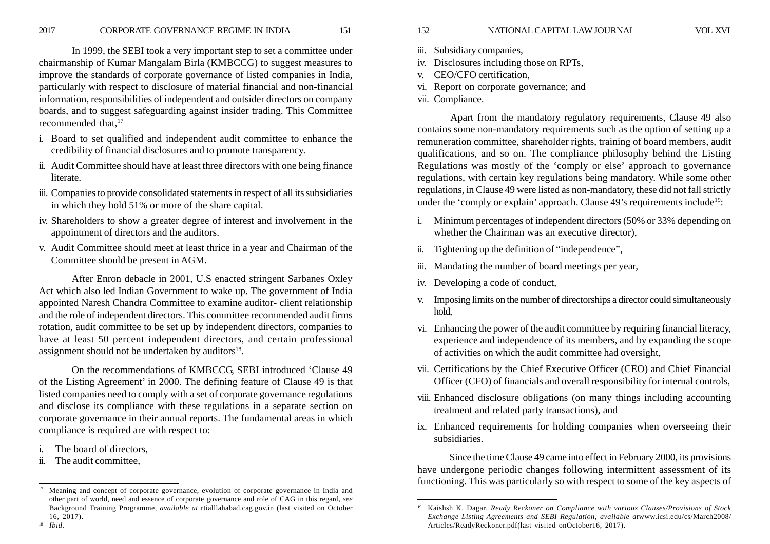In 1999, the SEBI took a very important step to set a committee under chairmanship of Kumar Mangalam Birla (KMBCCG) to suggest measures to improve the standards of corporate governance of listed companies in India, particularly with respect to disclosure of material financial and non-financial information, responsibilities of independent and outsider directors on company boards, and to suggest safeguarding against insider trading. This Committee recommended that,[17]

i. Board to set qualified and independent audit committee to enhance the credibility of financial disclosures and to promote transparency.
ii. Audit Committee should have at least three directors with one being finance literate.
iii. Companies to provide consolidated statements in respect of all its subsidiaries in which they hold 51% or more of the share capital.
iv. Shareholders to show a greater degree of interest and involvement in the appointment of directors and the auditors.
v. Audit Committee should meet at least thrice in a year and Chairman of the Committee should be present in AGM.

After Enron debacle in 2001, U.S enacted stringent Sarbanes Oxley Act which also led Indian Government to wake up. The government of India appointed Naresh Chandra Committee to examine auditor- client relationship and the role of independent directors. This committee recommended audit firms rotation, audit committee to be set up by independent directors, companies to have at least 50 percent independent directors, and certain professional assignment should not be undertaken by auditors[18].

On the recommendations of KMBCCG, SEBI introduced 'Clause 49 of the Listing Agreement' in 2000. The defining feature of Clause 49 is that listed companies need to comply with a set of corporate governance regulations and disclose its compliance with these regulations in a separate section on corporate governance in their annual reports. The fundamental areas in which compliance is required are with respect to:

i. The board of directors,
ii. The audit committee,
iii. Subsidiary companies,
iv. Disclosures including those on RPTs,
v. CEO/CFO certification,
vi. Report on corporate governance; and
vii. Compliance.

Apart from the mandatory regulatory requirements, Clause 49 also contains some non-mandatory requirements such as the option of setting up a remuneration committee, shareholder rights, training of board members, audit qualifications, and so on. The compliance philosophy behind the Listing Regulations was mostly of the 'comply or else' approach to governance regulations, with certain key regulations being mandatory. While some other regulations, in Clause 49 were listed as non-mandatory, these did not fall strictly under the 'comply or explain' approach. Clause 49's requirements include[19]:

i. Minimum percentages of independent directors (50% or 33% depending on whether the Chairman was an executive director),
ii. Tightening up the definition of "independence",
iii. Mandating the number of board meetings per year,
iv. Developing a code of conduct,
v. Imposing limits on the number of directorships a director could simultaneously hold,
vi. Enhancing the power of the audit committee by requiring financial literacy, experience and independence of its members, and by expanding the scope of activities on which the audit committee had oversight,
vii. Certifications by the Chief Executive Officer (CEO) and Chief Financial Officer (CFO) of financials and overall responsibility for internal controls,
viii. Enhanced disclosure obligations (on many things including accounting treatment and related party transactions), and
ix. Enhanced requirements for holding companies when overseeing their subsidiaries.

Since the time Clause 49 came into effect in February 2000, its provisions have undergone periodic changes following intermittent assessment of its functioning. This was particularly so with respect to some of the key aspects of

---

[17] Meaning and concept of corporate governance, evolution of corporate governance in India and other part of world, need and essence of corporate governance and role of CAG in this regard, *see* Background Training Programme, *available at* rtialllahabad.cag.gov.in (last visited on October 16, 2017).

[18] *Ibid.*

[19] Kaishsh K. Dagar, *Ready Reckoner on Compliance with various Clauses/Provisions of Stock Exchange Listing Agreements and SEBI Regulation*, *available at*www.icsi.edu/cs/March2008/Articles/ReadyReckoner.pdf(last visited onOctober16, 2017).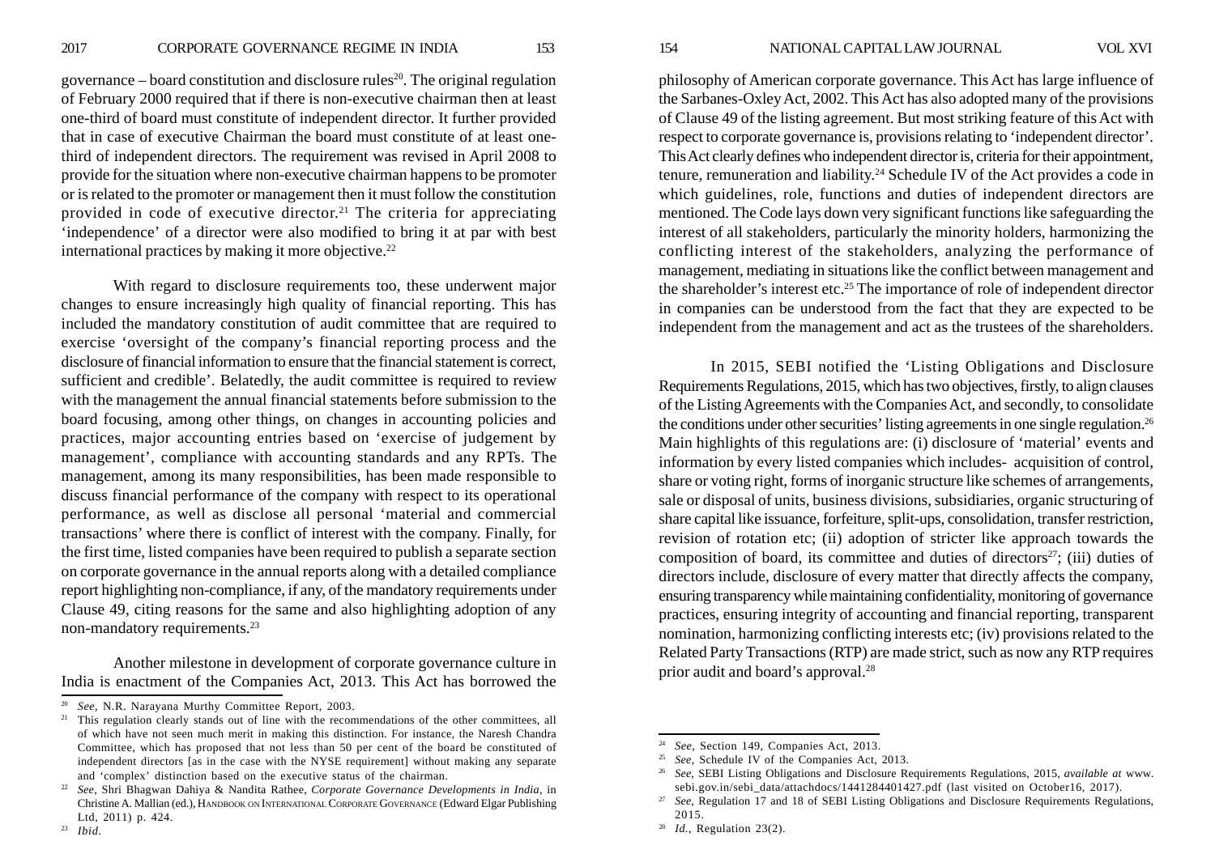governance – board constitution and disclosure rules[20]. The original regulation of February 2000 required that if there is non-executive chairman then at least one-third of board must constitute of independent director. It further provided that in case of executive Chairman the board must constitute of at least one-third of independent directors. The requirement was revised in April 2008 to provide for the situation where non-executive chairman happens to be promoter or is related to the promoter or management then it must follow the constitution provided in code of executive director.[21] The criteria for appreciating 'independence' of a director were also modified to bring it at par with best international practices by making it more objective.[22]

With regard to disclosure requirements too, these underwent major changes to ensure increasingly high quality of financial reporting. This has included the mandatory constitution of audit committee that are required to exercise 'oversight of the company's financial reporting process and the disclosure of financial information to ensure that the financial statement is correct, sufficient and credible'. Belatedly, the audit committee is required to review with the management the annual financial statements before submission to the board focusing, among other things, on changes in accounting policies and practices, major accounting entries based on 'exercise of judgement by management', compliance with accounting standards and any RPTs. The management, among its many responsibilities, has been made responsible to discuss financial performance of the company with respect to its operational performance, as well as disclose all personal 'material and commercial transactions' where there is conflict of interest with the company. Finally, for the first time, listed companies have been required to publish a separate section on corporate governance in the annual reports along with a detailed compliance report highlighting non-compliance, if any, of the mandatory requirements under Clause 49, citing reasons for the same and also highlighting adoption of any non-mandatory requirements.[23]

Another milestone in development of corporate governance culture in India is enactment of the Companies Act, 2013. This Act has borrowed the philosophy of American corporate governance. This Act has large influence of the Sarbanes-Oxley Act, 2002. This Act has also adopted many of the provisions of Clause 49 of the listing agreement. But most striking feature of this Act with respect to corporate governance is, provisions relating to 'independent director'. This Act clearly defines who independent director is, criteria for their appointment, tenure, remuneration and liability.[24] Schedule IV of the Act provides a code in which guidelines, role, functions and duties of independent directors are mentioned. The Code lays down very significant functions like safeguarding the interest of all stakeholders, particularly the minority holders, harmonizing the conflicting interest of the stakeholders, analyzing the performance of management, mediating in situations like the conflict between management and the shareholder's interest etc.[25] The importance of role of independent director in companies can be understood from the fact that they are expected to be independent from the management and act as the trustees of the shareholders.

In 2015, SEBI notified the 'Listing Obligations and Disclosure Requirements Regulations, 2015, which has two objectives, firstly, to align clauses of the Listing Agreements with the Companies Act, and secondly, to consolidate the conditions under other securities' listing agreements in one single regulation.[26] Main highlights of this regulations are: (i) disclosure of 'material' events and information by every listed companies which includes- acquisition of control, share or voting right, forms of inorganic structure like schemes of arrangements, sale or disposal of units, business divisions, subsidiaries, organic structuring of share capital like issuance, forfeiture, split-ups, consolidation, transfer restriction, revision of rotation etc; (ii) adoption of stricter like approach towards the composition of board, its committee and duties of directors[27]; (iii) duties of directors include, disclosure of every matter that directly affects the company, ensuring transparency while maintaining confidentiality, monitoring of governance practices, ensuring integrity of accounting and financial reporting, transparent nomination, harmonizing conflicting interests etc; (iv) provisions related to the Related Party Transactions (RTP) are made strict, such as now any RTP requires prior audit and board's approval.[28]

---

20 *See*, N.R. Narayana Murthy Committee Report, 2003.

21 This regulation clearly stands out of line with the recommendations of the other committees, all of which have not seen much merit in making this distinction. For instance, the Naresh Chandra Committee, which has proposed that not less than 50 per cent of the board be constituted of independent directors [as in the case with the NYSE requirement] without making any separate and 'complex' distinction based on the executive status of the chairman.

22 *See*, Shri Bhagwan Dahiya & Nandita Rathee, *Corporate Governance Developments in India*, in Christine A. Mallian (ed.), HANDBOOK ON INTERNATIONAL CORPORATE GOVERNANCE (Edward Elgar Publishing Ltd, 2011) p. 424.

23 *Ibid*.

24 *See*, Section 149, Companies Act, 2013.

25 *See*, Schedule IV of the Companies Act, 2013.

26 *See*, SEBI Listing Obligations and Disclosure Requirements Regulations, 2015, *available at* www.sebi.gov.in/sebi_data/attachdocs/1441284401427.pdf (last visited on October16, 2017).

27 *See*, Regulation 17 and 18 of SEBI Listing Obligations and Disclosure Requirements Regulations, 2015.

28 *Id.*, Regulation 23(2).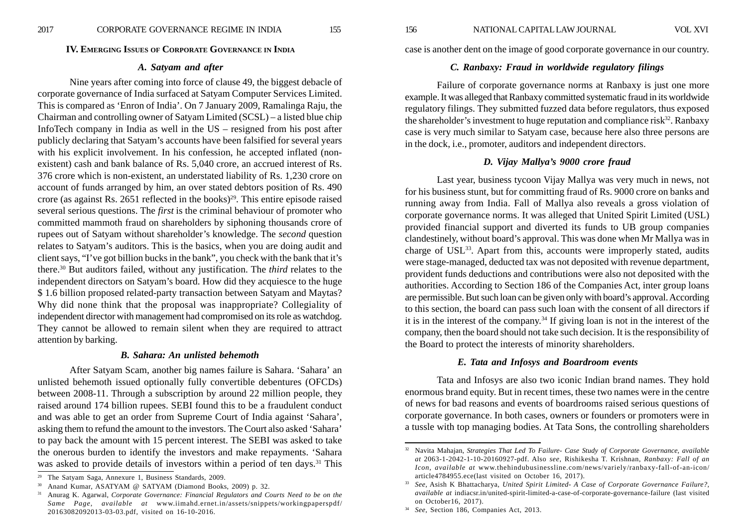## IV. Emerging Issues of Corporate Governance in India

### *A. Satyam and after*

Nine years after coming into force of clause 49, the biggest debacle of corporate governance of India surfaced at Satyam Computer Services Limited. This is compared as 'Enron of India'. On 7 January 2009, Ramalinga Raju, the Chairman and controlling owner of Satyam Limited (SCSL) – a listed blue chip InfoTech company in India as well in the US – resigned from his post after publicly declaring that Satyam's accounts have been falsified for several years with his explicit involvement. In his confession, he accepted inflated (non-existent) cash and bank balance of Rs. 5,040 crore, an accrued interest of Rs. 376 crore which is non-existent, an understated liability of Rs. 1,230 crore on account of funds arranged by him, an over stated debtors position of Rs. 490 crore (as against Rs. 2651 reflected in the books)[29]. This entire episode raised several serious questions. The *first* is the criminal behaviour of promoter who committed mammoth fraud on shareholders by siphoning thousands crore of rupees out of Satyam without shareholder's knowledge. The *second* question relates to Satyam's auditors. This is the basics, when you are doing audit and client says, "I've got billion bucks in the bank", you check with the bank that it's there.[30] But auditors failed, without any justification. The *third* relates to the independent directors on Satyam's board. How did they acquiesce to the huge $ 1.6 billion proposed related-party transaction between Satyam and Maytas? Why did none think that the proposal was inappropriate? Collegiality of independent director with management had compromised on its role as watchdog. They cannot be allowed to remain silent when they are required to attract attention by barking.

### *B. Sahara: An unlisted behemoth*

After Satyam Scam, another big names failure is Sahara. 'Sahara' an unlisted behemoth issued optionally fully convertible debentures (OFCDs) between 2008-11. Through a subscription by around 22 million people, they raised around 174 billion rupees. SEBI found this to be a fraudulent conduct and was able to get an order from Supreme Court of India against 'Sahara', asking them to refund the amount to the investors. The Court also asked 'Sahara' to pay back the amount with 15 percent interest. The SEBI was asked to take the onerous burden to identify the investors and make repayments. 'Sahara was asked to provide details of investors within a period of ten days.[31] This case is another dent on the image of good corporate governance in our country.

### *C. Ranbaxy: Fraud in worldwide regulatory filings*

Failure of corporate governance norms at Ranbaxy is just one more example. It was alleged that Ranbaxy committed systematic fraud in its worldwide regulatory filings. They submitted fuzzed data before regulators, thus exposed the shareholder's investment to huge reputation and compliance risk[32]. Ranbaxy case is very much similar to Satyam case, because here also three persons are in the dock, i.e., promoter, auditors and independent directors.

### *D. Vijay Mallya's 9000 crore fraud*

Last year, business tycoon Vijay Mallya was very much in news, not for his business stunt, but for committing fraud of Rs. 9000 crore on banks and running away from India. Fall of Mallya also reveals a gross violation of corporate governance norms. It was alleged that United Spirit Limited (USL) provided financial support and diverted its funds to UB group companies clandestinely, without board's approval. This was done when Mr Mallya was in charge of USL[33]. Apart from this, accounts were improperly stated, audits were stage-managed, deducted tax was not deposited with revenue department, provident funds deductions and contributions were also not deposited with the authorities. According to Section 186 of the Companies Act, inter group loans are permissible. But such loan can be given only with board's approval. According to this section, the board can pass such loan with the consent of all directors if it is in the interest of the company.[34] If giving loan is not in the interest of the company, then the board should not take such decision. It is the responsibility of the Board to protect the interests of minority shareholders.

### *E. Tata and Infosys and Boardroom events*

Tata and Infosys are also two iconic Indian brand names. They hold enormous brand equity. But in recent times, these two names were in the centre of news for bad reasons and events of boardrooms raised serious questions of corporate governance. In both cases, owners or founders or promoters were in a tussle with top managing bodies. At Tata Sons, the controlling shareholders

---

[29] The Satyam Saga, Annexure 1, Business Standards, 2009.

[30] Anand Kumar, ASATYAM @ SATYAM (Diamond Books, 2009) p. 32.

[31] Anurag K. Agarwal, *Corporate Governance: Financial Regulators and Courts Need to be on the Same Page, available at* www.iimahd.ernet.in/assets/snippets/workingpaperspdf/20163082092013-03-03.pdf, visited on 16-10-2016.

[32] Navita Mahajan, *Strategies That Led To Failure- Case Study of Corporate Governance, available at* 2063-1-2042-1-10-20160927-pdf. Also *see*, Rishikesha T. Krishnan, *Ranbaxy: Fall of an Icon, available at* www.thehindubusinessline.com/news/variely/ranbaxy-fall-of-an-icon/article4784955.ece(last visited on October 16, 2017).

[33] *See*, Asish K Bhattacharya, *United Spirit Limited- A Case of Corporate Governance Failure?, available at* indiacsr.in/united-spirit-limited-a-case-of-corporate-governance-failure (last visited on October16, 2017).

[34] *See*, Section 186, Companies Act, 2013.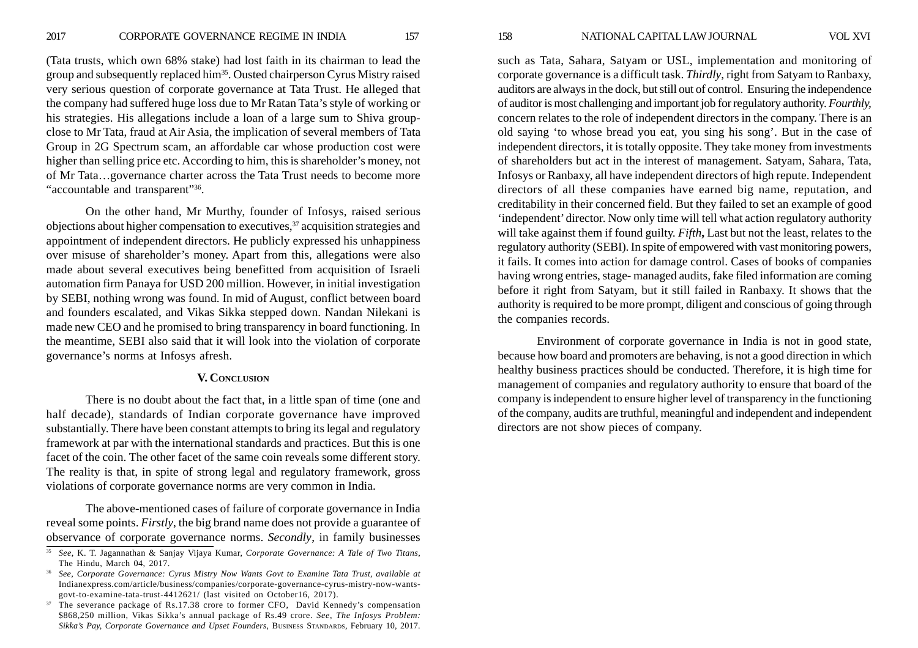(Tata trusts, which own 68% stake) had lost faith in its chairman to lead the group and subsequently replaced him[35]. Ousted chairperson Cyrus Mistry raised very serious question of corporate governance at Tata Trust. He alleged that the company had suffered huge loss due to Mr Ratan Tata's style of working or his strategies. His allegations include a loan of a large sum to Shiva group-close to Mr Tata, fraud at Air Asia, the implication of several members of Tata Group in 2G Spectrum scam, an affordable car whose production cost were higher than selling price etc. According to him, this is shareholder's money, not of Mr Tata…governance charter across the Tata Trust needs to become more "accountable and transparent"[36].

On the other hand, Mr Murthy, founder of Infosys, raised serious objections about higher compensation to executives,[37] acquisition strategies and appointment of independent directors. He publicly expressed his unhappiness over misuse of shareholder's money. Apart from this, allegations were also made about several executives being benefitted from acquisition of Israeli automation firm Panaya for USD 200 million. However, in initial investigation by SEBI, nothing wrong was found. In mid of August, conflict between board and founders escalated, and Vikas Sikka stepped down. Nandan Nilekani is made new CEO and he promised to bring transparency in board functioning. In the meantime, SEBI also said that it will look into the violation of corporate governance's norms at Infosys afresh.

## V. Conclusion

There is no doubt about the fact that, in a little span of time (one and half decade), standards of Indian corporate governance have improved substantially. There have been constant attempts to bring its legal and regulatory framework at par with the international standards and practices. But this is one facet of the coin. The other facet of the same coin reveals some different story. The reality is that, in spite of strong legal and regulatory framework, gross violations of corporate governance norms are very common in India.

The above-mentioned cases of failure of corporate governance in India reveal some points. *Firstly*, the big brand name does not provide a guarantee of observance of corporate governance norms. *Secondly*, in family businesses such as Tata, Sahara, Satyam or USL, implementation and monitoring of corporate governance is a difficult task. *Thirdly*, right from Satyam to Ranbaxy, auditors are always in the dock, but still out of control. Ensuring the independence of auditor is most challenging and important job for regulatory authority. *Fourthly,* concern relates to the role of independent directors in the company. There is an old saying 'to whose bread you eat, you sing his song'. But in the case of independent directors, it is totally opposite. They take money from investments of shareholders but act in the interest of management. Satyam, Sahara, Tata, Infosys or Ranbaxy, all have independent directors of high repute. Independent directors of all these companies have earned big name, reputation, and creditability in their concerned field. But they failed to set an example of good 'independent' director. Now only time will tell what action regulatory authority will take against them if found guilty. *Fifth***,** Last but not the least, relates to the regulatory authority (SEBI). In spite of empowered with vast monitoring powers, it fails. It comes into action for damage control. Cases of books of companies having wrong entries, stage- managed audits, fake filed information are coming before it right from Satyam, but it still failed in Ranbaxy. It shows that the authority is required to be more prompt, diligent and conscious of going through the companies records.

Environment of corporate governance in India is not in good state, because how board and promoters are behaving, is not a good direction in which healthy business practices should be conducted. Therefore, it is high time for management of companies and regulatory authority to ensure that board of the company is independent to ensure higher level of transparency in the functioning of the company, audits are truthful, meaningful and independent and independent directors are not show pieces of company.

---

[35] *See*, K. T. Jagannathan & Sanjay Vijaya Kumar, *Corporate Governance: A Tale of Two Titans*, The Hindu, March 04, 2017.

[36] *See*, *Corporate Governance: Cyrus Mistry Now Wants Govt to Examine Tata Trust, available at* Indianexpress.com/article/business/companies/corporate-governance-cyrus-mistry-now-wants-govt-to-examine-tata-trust-4412621/ (last visited on October16, 2017).

[37] The severance package of Rs.17.38 crore to former CFO, David Kennedy's compensation $868,250 million, Vikas Sikka's annual package of Rs.49 crore. *See*, *The Infosys Problem: Sikka's Pay, Corporate Governance and Upset Founders*, Business Standards, February 10, 2017.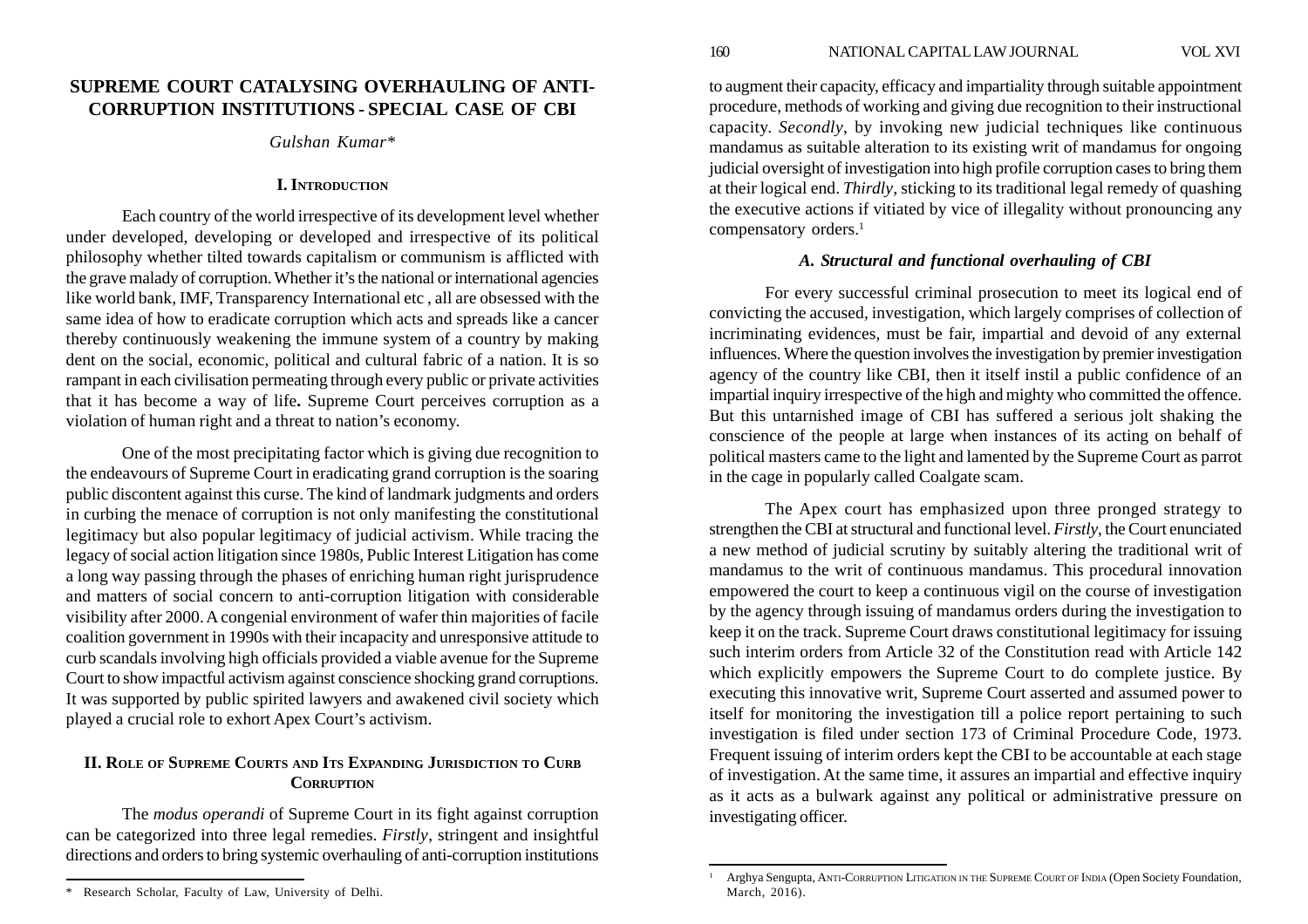# SUPREME COURT CATALYSING OVERHAULING OF ANTI-CORRUPTION INSTITUTIONS - SPECIAL CASE OF CBI

*Gulshan Kumar**

## I. Introduction

Each country of the world irrespective of its development level whether under developed, developing or developed and irrespective of its political philosophy whether tilted towards capitalism or communism is afflicted with the grave malady of corruption. Whether it's the national or international agencies like world bank, IMF, Transparency International etc , all are obsessed with the same idea of how to eradicate corruption which acts and spreads like a cancer thereby continuously weakening the immune system of a country by making dent on the social, economic, political and cultural fabric of a nation. It is so rampant in each civilisation permeating through every public or private activities that it has become a way of life**.** Supreme Court perceives corruption as a violation of human right and a threat to nation's economy.

One of the most precipitating factor which is giving due recognition to the endeavours of Supreme Court in eradicating grand corruption is the soaring public discontent against this curse. The kind of landmark judgments and orders in curbing the menace of corruption is not only manifesting the constitutional legitimacy but also popular legitimacy of judicial activism. While tracing the legacy of social action litigation since 1980s, Public Interest Litigation has come a long way passing through the phases of enriching human right jurisprudence and matters of social concern to anti-corruption litigation with considerable visibility after 2000. A congenial environment of wafer thin majorities of facile coalition government in 1990s with their incapacity and unresponsive attitude to curb scandals involving high officials provided a viable avenue for the Supreme Court to show impactful activism against conscience shocking grand corruptions. It was supported by public spirited lawyers and awakened civil society which played a crucial role to exhort Apex Court's activism.

## II. Role of Supreme Courts and Its Expanding Jurisdiction to Curb Corruption

The *modus operandi* of Supreme Court in its fight against corruption can be categorized into three legal remedies. *Firstly*, stringent and insightful directions and orders to bring systemic overhauling of anti-corruption institutions to augment their capacity, efficacy and impartiality through suitable appointment procedure, methods of working and giving due recognition to their instructional capacity. *Secondly*, by invoking new judicial techniques like continuous mandamus as suitable alteration to its existing writ of mandamus for ongoing judicial oversight of investigation into high profile corruption cases to bring them at their logical end. *Thirdly*, sticking to its traditional legal remedy of quashing the executive actions if vitiated by vice of illegality without pronouncing any compensatory orders.[1]

### *A. Structural and functional overhauling of CBI*

For every successful criminal prosecution to meet its logical end of convicting the accused, investigation, which largely comprises of collection of incriminating evidences, must be fair, impartial and devoid of any external influences. Where the question involves the investigation by premier investigation agency of the country like CBI, then it itself instil a public confidence of an impartial inquiry irrespective of the high and mighty who committed the offence. But this untarnished image of CBI has suffered a serious jolt shaking the conscience of the people at large when instances of its acting on behalf of political masters came to the light and lamented by the Supreme Court as parrot in the cage in popularly called Coalgate scam.

The Apex court has emphasized upon three pronged strategy to strengthen the CBI at structural and functional level. *Firstly*, the Court enunciated a new method of judicial scrutiny by suitably altering the traditional writ of mandamus to the writ of continuous mandamus. This procedural innovation empowered the court to keep a continuous vigil on the course of investigation by the agency through issuing of mandamus orders during the investigation to keep it on the track. Supreme Court draws constitutional legitimacy for issuing such interim orders from Article 32 of the Constitution read with Article 142 which explicitly empowers the Supreme Court to do complete justice. By executing this innovative writ, Supreme Court asserted and assumed power to itself for monitoring the investigation till a police report pertaining to such investigation is filed under section 173 of Criminal Procedure Code, 1973. Frequent issuing of interim orders kept the CBI to be accountable at each stage of investigation. At the same time, it assures an impartial and effective inquiry as it acts as a bulwark against any political or administrative pressure on investigating officer.

---

\* Research Scholar, Faculty of Law, University of Delhi.

[1] Arghya Sengupta, Anti-Corruption Litigation in the Supreme Court of India (Open Society Foundation, March, 2016).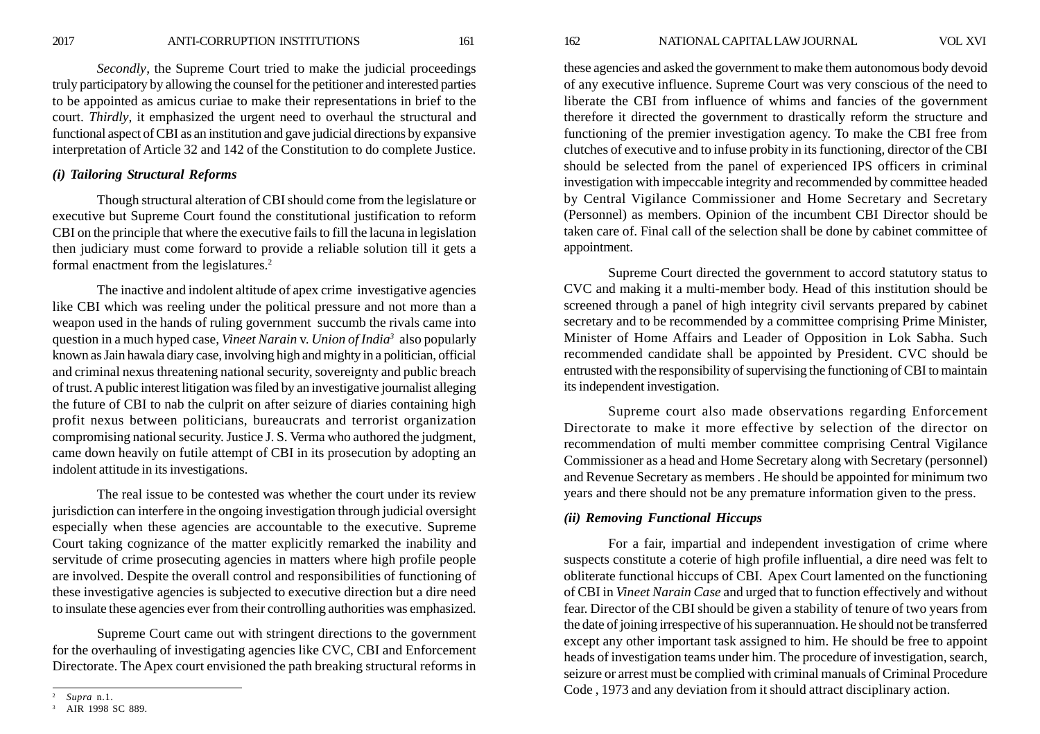*Secondly*, the Supreme Court tried to make the judicial proceedings truly participatory by allowing the counsel for the petitioner and interested parties to be appointed as amicus curiae to make their representations in brief to the court. *Thirdly*, it emphasized the urgent need to overhaul the structural and functional aspect of CBI as an institution and gave judicial directions by expansive interpretation of Article 32 and 142 of the Constitution to do complete Justice.

### *(i) Tailoring Structural Reforms*

Though structural alteration of CBI should come from the legislature or executive but Supreme Court found the constitutional justification to reform CBI on the principle that where the executive fails to fill the lacuna in legislation then judiciary must come forward to provide a reliable solution till it gets a formal enactment from the legislatures.[2]

The inactive and indolent altitude of apex crime investigative agencies like CBI which was reeling under the political pressure and not more than a weapon used in the hands of ruling government succumb the rivals came into question in a much hyped case, *Vineet Narain* v. *Union of India*[3] also popularly known as Jain hawala diary case, involving high and mighty in a politician, official and criminal nexus threatening national security, sovereignty and public breach of trust. A public interest litigation was filed by an investigative journalist alleging the future of CBI to nab the culprit on after seizure of diaries containing high profit nexus between politicians, bureaucrats and terrorist organization compromising national security. Justice J. S. Verma who authored the judgment, came down heavily on futile attempt of CBI in its prosecution by adopting an indolent attitude in its investigations.

The real issue to be contested was whether the court under its review jurisdiction can interfere in the ongoing investigation through judicial oversight especially when these agencies are accountable to the executive. Supreme Court taking cognizance of the matter explicitly remarked the inability and servitude of crime prosecuting agencies in matters where high profile people are involved. Despite the overall control and responsibilities of functioning of these investigative agencies is subjected to executive direction but a dire need to insulate these agencies ever from their controlling authorities was emphasized.

Supreme Court came out with stringent directions to the government for the overhauling of investigating agencies like CVC, CBI and Enforcement Directorate. The Apex court envisioned the path breaking structural reforms in these agencies and asked the government to make them autonomous body devoid of any executive influence. Supreme Court was very conscious of the need to liberate the CBI from influence of whims and fancies of the government therefore it directed the government to drastically reform the structure and functioning of the premier investigation agency. To make the CBI free from clutches of executive and to infuse probity in its functioning, director of the CBI should be selected from the panel of experienced IPS officers in criminal investigation with impeccable integrity and recommended by committee headed by Central Vigilance Commissioner and Home Secretary and Secretary (Personnel) as members. Opinion of the incumbent CBI Director should be taken care of. Final call of the selection shall be done by cabinet committee of appointment.

Supreme Court directed the government to accord statutory status to CVC and making it a multi-member body. Head of this institution should be screened through a panel of high integrity civil servants prepared by cabinet secretary and to be recommended by a committee comprising Prime Minister, Minister of Home Affairs and Leader of Opposition in Lok Sabha. Such recommended candidate shall be appointed by President. CVC should be entrusted with the responsibility of supervising the functioning of CBI to maintain its independent investigation.

Supreme court also made observations regarding Enforcement Directorate to make it more effective by selection of the director on recommendation of multi member committee comprising Central Vigilance Commissioner as a head and Home Secretary along with Secretary (personnel) and Revenue Secretary as members . He should be appointed for minimum two years and there should not be any premature information given to the press.

### *(ii) Removing Functional Hiccups*

For a fair, impartial and independent investigation of crime where suspects constitute a coterie of high profile influential, a dire need was felt to obliterate functional hiccups of CBI. Apex Court lamented on the functioning of CBI in *Vineet Narain Case* and urged that to function effectively and without fear. Director of the CBI should be given a stability of tenure of two years from the date of joining irrespective of his superannuation. He should not be transferred except any other important task assigned to him. He should be free to appoint heads of investigation teams under him. The procedure of investigation, search, seizure or arrest must be complied with criminal manuals of Criminal Procedure Code , 1973 and any deviation from it should attract disciplinary action.

---

[2] *Supra* n.1.

[3] AIR 1998 SC 889.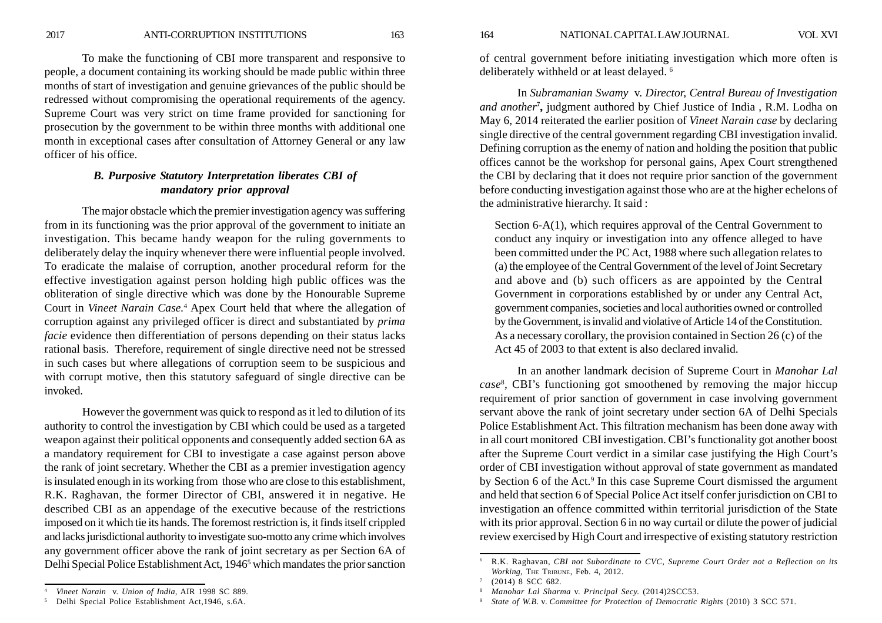To make the functioning of CBI more transparent and responsive to people, a document containing its working should be made public within three months of start of investigation and genuine grievances of the public should be redressed without compromising the operational requirements of the agency. Supreme Court was very strict on time frame provided for sanctioning for prosecution by the government to be within three months with additional one month in exceptional cases after consultation of Attorney General or any law officer of his office.

### *B. Purposive Statutory Interpretation liberates CBI of mandatory prior approval*

The major obstacle which the premier investigation agency was suffering from in its functioning was the prior approval of the government to initiate an investigation. This became handy weapon for the ruling governments to deliberately delay the inquiry whenever there were influential people involved. To eradicate the malaise of corruption, another procedural reform for the effective investigation against person holding high public offices was the obliteration of single directive which was done by the Honourable Supreme Court in *Vineet Narain Case*.[4] Apex Court held that where the allegation of corruption against any privileged officer is direct and substantiated by *prima facie* evidence then differentiation of persons depending on their status lacks rational basis. Therefore, requirement of single directive need not be stressed in such cases but where allegations of corruption seem to be suspicious and with corrupt motive, then this statutory safeguard of single directive can be invoked.

However the government was quick to respond as it led to dilution of its authority to control the investigation by CBI which could be used as a targeted weapon against their political opponents and consequently added section 6A as a mandatory requirement for CBI to investigate a case against person above the rank of joint secretary. Whether the CBI as a premier investigation agency is insulated enough in its working from those who are close to this establishment, R.K. Raghavan, the former Director of CBI, answered it in negative. He described CBI as an appendage of the executive because of the restrictions imposed on it which tie its hands. The foremost restriction is, it finds itself crippled and lacks jurisdictional authority to investigate suo-motto any crime which involves any government officer above the rank of joint secretary as per Section 6A of Delhi Special Police Establishment Act, 1946[5] which mandates the prior sanction of central government before initiating investigation which more often is deliberately withheld or at least delayed.[6]

In *Subramanian Swamy v. Director, Central Bureau of Investigation and another*[7]**,** judgment authored by Chief Justice of India , R.M. Lodha on May 6, 2014 reiterated the earlier position of *Vineet Narain case* by declaring single directive of the central government regarding CBI investigation invalid. Defining corruption as the enemy of nation and holding the position that public offices cannot be the workshop for personal gains, Apex Court strengthened the CBI by declaring that it does not require prior sanction of the government before conducting investigation against those who are at the higher echelons of the administrative hierarchy. It said :

> Section 6-A(1), which requires approval of the Central Government to conduct any inquiry or investigation into any offence alleged to have been committed under the PC Act, 1988 where such allegation relates to (a) the employee of the Central Government of the level of Joint Secretary and above and (b) such officers as are appointed by the Central Government in corporations established by or under any Central Act, government companies, societies and local authorities owned or controlled by the Government, is invalid and violative of Article 14 of the Constitution. As a necessary corollary, the provision contained in Section 26 (c) of the Act 45 of 2003 to that extent is also declared invalid.

In an another landmark decision of Supreme Court in *Manohar Lal case*[8], CBI's functioning got smoothened by removing the major hiccup requirement of prior sanction of government in case involving government servant above the rank of joint secretary under section 6A of Delhi Specials Police Establishment Act. This filtration mechanism has been done away with in all court monitored CBI investigation. CBI's functionality got another boost after the Supreme Court verdict in a similar case justifying the High Court's order of CBI investigation without approval of state government as mandated by Section 6 of the Act.[9] In this case Supreme Court dismissed the argument and held that section 6 of Special Police Act itself confer jurisdiction on CBI to investigation an offence committed within territorial jurisdiction of the State with its prior approval. Section 6 in no way curtail or dilute the power of judicial review exercised by High Court and irrespective of existing statutory restriction

---

[4] *Vineet Narain v. Union of India*, AIR 1998 SC 889.

[5] Delhi Special Police Establishment Act,1946, s.6A.

[6] R.K. Raghavan, *CBI not Subordinate to CVC, Supreme Court Order not a Reflection on its Working*, THE TRIBUNE, Feb. 4, 2012.

[7] (2014) 8 SCC 682.

[8] *Manohar Lal Sharma v. Principal Secy.* (2014)2SCC53.

[9] *State of W.B. v. Committee for Protection of Democratic Rights* (2010) 3 SCC 571.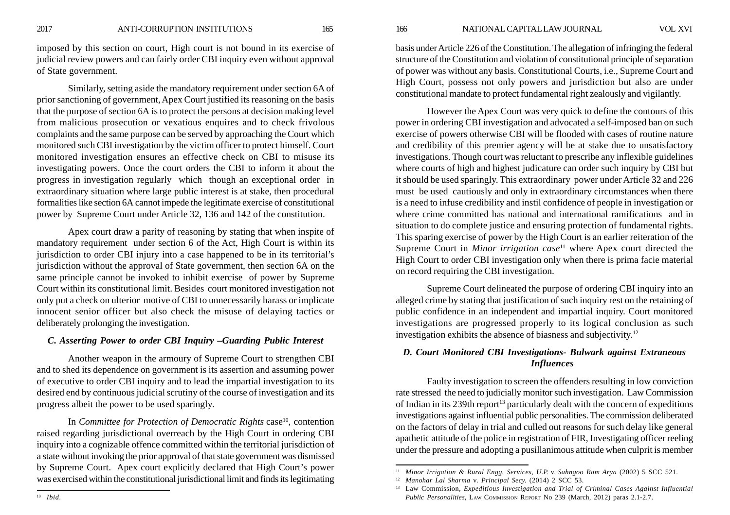imposed by this section on court, High court is not bound in its exercise of judicial review powers and can fairly order CBI inquiry even without approval of State government.

Similarly, setting aside the mandatory requirement under section 6A of prior sanctioning of government, Apex Court justified its reasoning on the basis that the purpose of section 6A is to protect the persons at decision making level from malicious prosecution or vexatious enquires and to check frivolous complaints and the same purpose can be served by approaching the Court which monitored such CBI investigation by the victim officer to protect himself. Court monitored investigation ensures an effective check on CBI to misuse its investigating powers. Once the court orders the CBI to inform it about the progress in investigation regularly which though an exceptional order in extraordinary situation where large public interest is at stake, then procedural formalities like section 6A cannot impede the legitimate exercise of constitutional power by Supreme Court under Article 32, 136 and 142 of the constitution.

Apex court draw a parity of reasoning by stating that when inspite of mandatory requirement under section 6 of the Act, High Court is within its jurisdiction to order CBI injury into a case happened to be in its territorial's jurisdiction without the approval of State government, then section 6A on the same principle cannot be invoked to inhibit exercise of power by Supreme Court within its constitutional limit. Besides court monitored investigation not only put a check on ulterior motive of CBI to unnecessarily harass or implicate innocent senior officer but also check the misuse of delaying tactics or deliberately prolonging the investigation.

### *C. Asserting Power to order CBI Inquiry –Guarding Public Interest*

Another weapon in the armoury of Supreme Court to strengthen CBI and to shed its dependence on government is its assertion and assuming power of executive to order CBI inquiry and to lead the impartial investigation to its desired end by continuous judicial scrutiny of the course of investigation and its progress albeit the power to be used sparingly.

In *Committee for Protection of Democratic Rights* case[10], contention raised regarding jurisdictional overreach by the High Court in ordering CBI inquiry into a cognizable offence committed within the territorial jurisdiction of a state without invoking the prior approval of that state government was dismissed by Supreme Court. Apex court explicitly declared that High Court's power was exercised within the constitutional jurisdictional limit and finds its legitimating basis under Article 226 of the Constitution. The allegation of infringing the federal structure of the Constitution and violation of constitutional principle of separation of power was without any basis. Constitutional Courts, i.e., Supreme Court and High Court, possess not only powers and jurisdiction but also are under constitutional mandate to protect fundamental right zealously and vigilantly.

However the Apex Court was very quick to define the contours of this power in ordering CBI investigation and advocated a self-imposed ban on such exercise of powers otherwise CBI will be flooded with cases of routine nature and credibility of this premier agency will be at stake due to unsatisfactory investigations. Though court was reluctant to prescribe any inflexible guidelines where courts of high and highest judicature can order such inquiry by CBI but it should be used sparingly. This extraordinary power under Article 32 and 226 must be used cautiously and only in extraordinary circumstances when there is a need to infuse credibility and instil confidence of people in investigation or where crime committed has national and international ramifications and in situation to do complete justice and ensuring protection of fundamental rights. This sparing exercise of power by the High Court is an earlier reiteration of the Supreme Court in *Minor irrigation case*[11] where Apex court directed the High Court to order CBI investigation only when there is prima facie material on record requiring the CBI investigation.

Supreme Court delineated the purpose of ordering CBI inquiry into an alleged crime by stating that justification of such inquiry rest on the retaining of public confidence in an independent and impartial inquiry. Court monitored investigations are progressed properly to its logical conclusion as such investigation exhibits the absence of biasness and subjectivity.[12]

### *D. Court Monitored CBI Investigations- Bulwark against Extraneous Influences*

Faulty investigation to screen the offenders resulting in low conviction rate stressed the need to judicially monitor such investigation. Law Commission of Indian in its 239th report[13] particularly dealt with the concern of expeditions investigations against influential public personalities. The commission deliberated on the factors of delay in trial and culled out reasons for such delay like general apathetic attitude of the police in registration of FIR, Investigating officer reeling under the pressure and adopting a pusillanimous attitude when culprit is member

---

[10] *Ibid*.

[11] *Minor Irrigation & Rural Engg. Services, U.P.* v. *Sahngoo Ram Arya* (2002) 5 SCC 521.

[12] *Manohar Lal Sharma* v. *Principal Secy.* (2014) 2 SCC 53.

[13] Law Commission, *Expeditious Investigation and Trial of Criminal Cases Against Influential Public Personalities*, LAW COMMISSION REPORT No 239 (March, 2012) paras 2.1-2.7.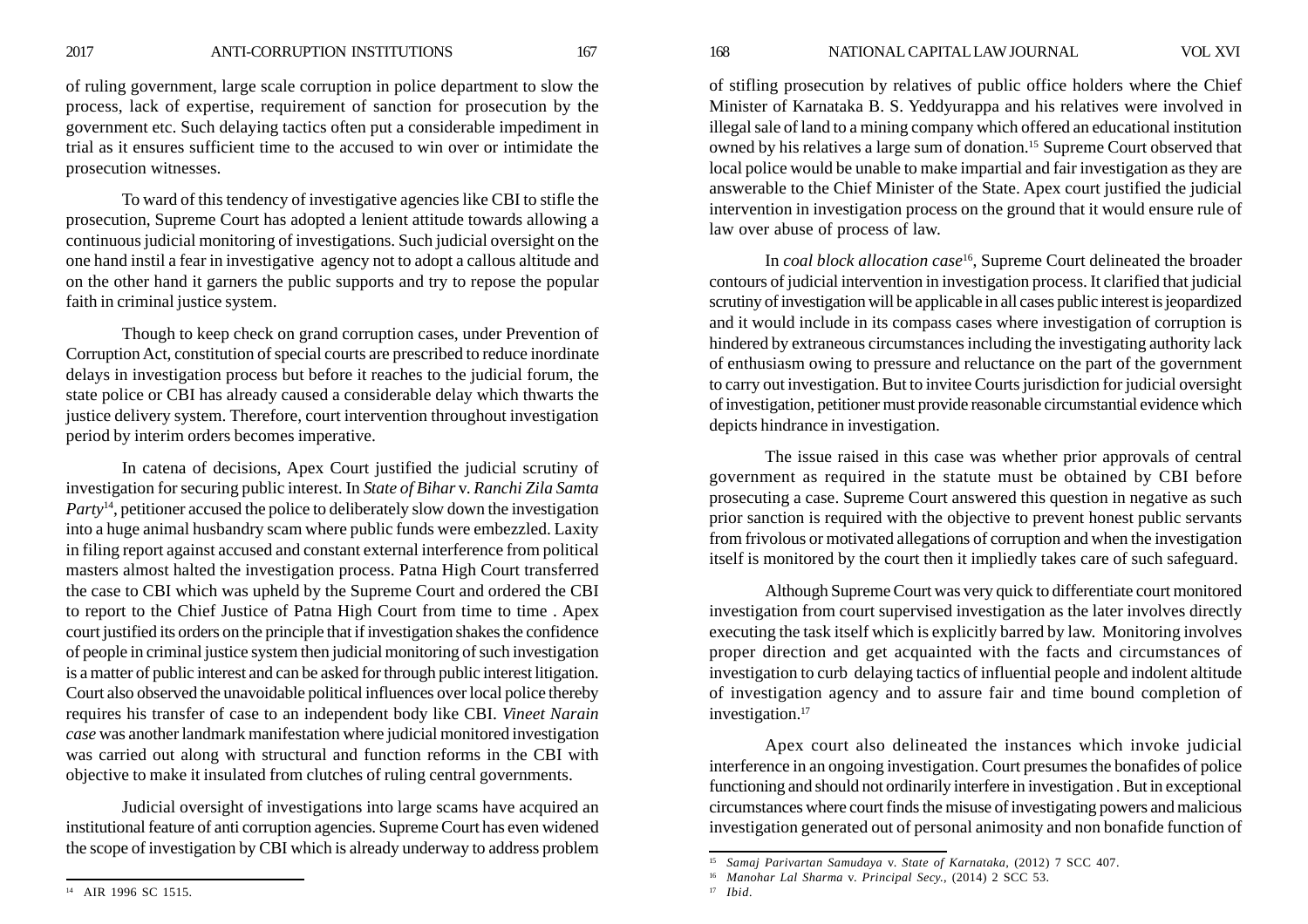of ruling government, large scale corruption in police department to slow the process, lack of expertise, requirement of sanction for prosecution by the government etc. Such delaying tactics often put a considerable impediment in trial as it ensures sufficient time to the accused to win over or intimidate the prosecution witnesses.

To ward of this tendency of investigative agencies like CBI to stifle the prosecution, Supreme Court has adopted a lenient attitude towards allowing a continuous judicial monitoring of investigations. Such judicial oversight on the one hand instil a fear in investigative agency not to adopt a callous altitude and on the other hand it garners the public supports and try to repose the popular faith in criminal justice system.

Though to keep check on grand corruption cases, under Prevention of Corruption Act, constitution of special courts are prescribed to reduce inordinate delays in investigation process but before it reaches to the judicial forum, the state police or CBI has already caused a considerable delay which thwarts the justice delivery system. Therefore, court intervention throughout investigation period by interim orders becomes imperative.

In catena of decisions, Apex Court justified the judicial scrutiny of investigation for securing public interest. In *State of Bihar* v. *Ranchi Zila Samta Party*[14], petitioner accused the police to deliberately slow down the investigation into a huge animal husbandry scam where public funds were embezzled. Laxity in filing report against accused and constant external interference from political masters almost halted the investigation process. Patna High Court transferred the case to CBI which was upheld by the Supreme Court and ordered the CBI to report to the Chief Justice of Patna High Court from time to time . Apex court justified its orders on the principle that if investigation shakes the confidence of people in criminal justice system then judicial monitoring of such investigation is a matter of public interest and can be asked for through public interest litigation. Court also observed the unavoidable political influences over local police thereby requires his transfer of case to an independent body like CBI. *Vineet Narain case* was another landmark manifestation where judicial monitored investigation was carried out along with structural and function reforms in the CBI with objective to make it insulated from clutches of ruling central governments.

Judicial oversight of investigations into large scams have acquired an institutional feature of anti corruption agencies. Supreme Court has even widened the scope of investigation by CBI which is already underway to address problem of stifling prosecution by relatives of public office holders where the Chief Minister of Karnataka B. S. Yeddyurappa and his relatives were involved in illegal sale of land to a mining company which offered an educational institution owned by his relatives a large sum of donation.[15] Supreme Court observed that local police would be unable to make impartial and fair investigation as they are answerable to the Chief Minister of the State. Apex court justified the judicial intervention in investigation process on the ground that it would ensure rule of law over abuse of process of law.

In *coal block allocation case*[16], Supreme Court delineated the broader contours of judicial intervention in investigation process. It clarified that judicial scrutiny of investigation will be applicable in all cases public interest is jeopardized and it would include in its compass cases where investigation of corruption is hindered by extraneous circumstances including the investigating authority lack of enthusiasm owing to pressure and reluctance on the part of the government to carry out investigation. But to invitee Courts jurisdiction for judicial oversight of investigation, petitioner must provide reasonable circumstantial evidence which depicts hindrance in investigation.

The issue raised in this case was whether prior approvals of central government as required in the statute must be obtained by CBI before prosecuting a case. Supreme Court answered this question in negative as such prior sanction is required with the objective to prevent honest public servants from frivolous or motivated allegations of corruption and when the investigation itself is monitored by the court then it impliedly takes care of such safeguard.

Although Supreme Court was very quick to differentiate court monitored investigation from court supervised investigation as the later involves directly executing the task itself which is explicitly barred by law. Monitoring involves proper direction and get acquainted with the facts and circumstances of investigation to curb delaying tactics of influential people and indolent altitude of investigation agency and to assure fair and time bound completion of investigation.[17]

Apex court also delineated the instances which invoke judicial interference in an ongoing investigation. Court presumes the bonafides of police functioning and should not ordinarily interfere in investigation . But in exceptional circumstances where court finds the misuse of investigating powers and malicious investigation generated out of personal animosity and non bonafide function of

---

[14] AIR 1996 SC 1515.

[15] *Samaj Parivartan Samudaya* v. *State of Karnataka*, (2012) 7 SCC 407.

[16] *Manohar Lal Sharma* v. *Principal Secy.*, (2014) 2 SCC 53.

[17] *Ibid*.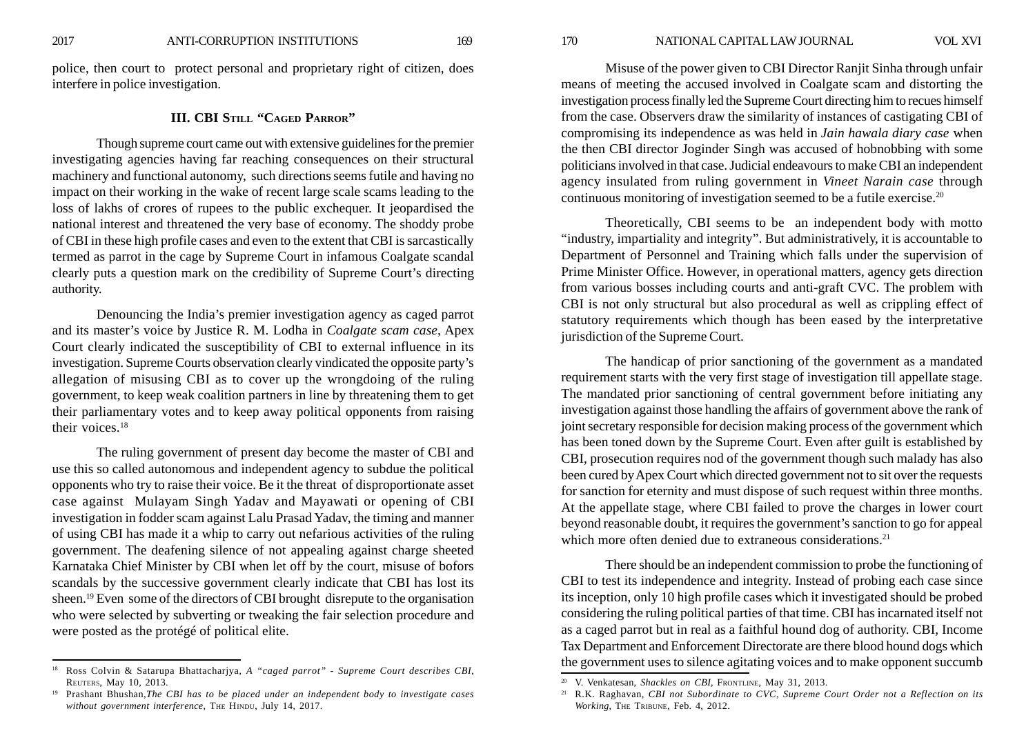police, then court to protect personal and proprietary right of citizen, does interfere in police investigation.

### III. CBI Still "Caged Parror"

Though supreme court came out with extensive guidelines for the premier investigating agencies having far reaching consequences on their structural machinery and functional autonomy, such directions seems futile and having no impact on their working in the wake of recent large scale scams leading to the loss of lakhs of crores of rupees to the public exchequer. It jeopardised the national interest and threatened the very base of economy. The shoddy probe of CBI in these high profile cases and even to the extent that CBI is sarcastically termed as parrot in the cage by Supreme Court in infamous Coalgate scandal clearly puts a question mark on the credibility of Supreme Court's directing authority.

Denouncing the India's premier investigation agency as caged parrot and its master's voice by Justice R. M. Lodha in *Coalgate scam case*, Apex Court clearly indicated the susceptibility of CBI to external influence in its investigation. Supreme Courts observation clearly vindicated the opposite party's allegation of misusing CBI as to cover up the wrongdoing of the ruling government, to keep weak coalition partners in line by threatening them to get their parliamentary votes and to keep away political opponents from raising their voices.[18]

The ruling government of present day become the master of CBI and use this so called autonomous and independent agency to subdue the political opponents who try to raise their voice. Be it the threat of disproportionate asset case against Mulayam Singh Yadav and Mayawati or opening of CBI investigation in fodder scam against Lalu Prasad Yadav, the timing and manner of using CBI has made it a whip to carry out nefarious activities of the ruling government. The deafening silence of not appealing against charge sheeted Karnataka Chief Minister by CBI when let off by the court, misuse of bofors scandals by the successive government clearly indicate that CBI has lost its sheen.[19] Even some of the directors of CBI brought disrepute to the organisation who were selected by subverting or tweaking the fair selection procedure and were posted as the protégé of political elite.

Misuse of the power given to CBI Director Ranjit Sinha through unfair means of meeting the accused involved in Coalgate scam and distorting the investigation process finally led the Supreme Court directing him to recues himself from the case. Observers draw the similarity of instances of castigating CBI of compromising its independence as was held in *Jain hawala diary case* when the then CBI director Joginder Singh was accused of hobnobbing with some politicians involved in that case. Judicial endeavours to make CBI an independent agency insulated from ruling government in *Vineet Narain case* through continuous monitoring of investigation seemed to be a futile exercise.[20]

Theoretically, CBI seems to be an independent body with motto "industry, impartiality and integrity". But administratively, it is accountable to Department of Personnel and Training which falls under the supervision of Prime Minister Office. However, in operational matters, agency gets direction from various bosses including courts and anti-graft CVC. The problem with CBI is not only structural but also procedural as well as crippling effect of statutory requirements which though has been eased by the interpretative jurisdiction of the Supreme Court.

The handicap of prior sanctioning of the government as a mandated requirement starts with the very first stage of investigation till appellate stage. The mandated prior sanctioning of central government before initiating any investigation against those handling the affairs of government above the rank of joint secretary responsible for decision making process of the government which has been toned down by the Supreme Court. Even after guilt is established by CBI, prosecution requires nod of the government though such malady has also been cured by Apex Court which directed government not to sit over the requests for sanction for eternity and must dispose of such request within three months. At the appellate stage, where CBI failed to prove the charges in lower court beyond reasonable doubt, it requires the government's sanction to go for appeal which more often denied due to extraneous considerations.[21]

There should be an independent commission to probe the functioning of CBI to test its independence and integrity. Instead of probing each case since its inception, only 10 high profile cases which it investigated should be probed considering the ruling political parties of that time. CBI has incarnated itself not as a caged parrot but in real as a faithful hound dog of authority. CBI, Income Tax Department and Enforcement Directorate are there blood hound dogs which the government uses to silence agitating voices and to make opponent succumb

---

18 Ross Colvin & Satarupa Bhattacharjya, *A "caged parrot" - Supreme Court describes CBI*, Reuters, May 10, 2013.

19 Prashant Bhushan, *The CBI has to be placed under an independent body to investigate cases without government interference*, The Hindu, July 14, 2017.

20 V. Venkatesan, *Shackles on CBI*, Frontline, May 31, 2013.

21 R.K. Raghavan, *CBI not Subordinate to CVC, Supreme Court Order not a Reflection on its Working*, The Tribune, Feb. 4, 2012.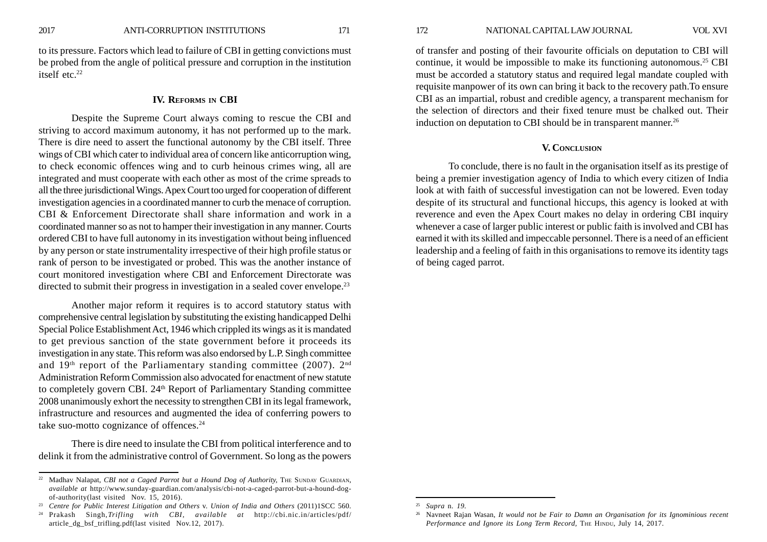to its pressure. Factors which lead to failure of CBI in getting convictions must be probed from the angle of political pressure and corruption in the institution itself etc.[22]

## IV. Reforms in CBI

Despite the Supreme Court always coming to rescue the CBI and striving to accord maximum autonomy, it has not performed up to the mark. There is dire need to assert the functional autonomy by the CBI itself. Three wings of CBI which cater to individual area of concern like anticorruption wing, to check economic offences wing and to curb heinous crimes wing, all are integrated and must cooperate with each other as most of the crime spreads to all the three jurisdictional Wings. Apex Court too urged for cooperation of different investigation agencies in a coordinated manner to curb the menace of corruption. CBI & Enforcement Directorate shall share information and work in a coordinated manner so as not to hamper their investigation in any manner. Courts ordered CBI to have full autonomy in its investigation without being influenced by any person or state instrumentality irrespective of their high profile status or rank of person to be investigated or probed. This was the another instance of court monitored investigation where CBI and Enforcement Directorate was directed to submit their progress in investigation in a sealed cover envelope.[23]

Another major reform it requires is to accord statutory status with comprehensive central legislation by substituting the existing handicapped Delhi Special Police Establishment Act, 1946 which crippled its wings as it is mandated to get previous sanction of the state government before it proceeds its investigation in any state. This reform was also endorsed by L.P. Singh committee and 19th report of the Parliamentary standing committee (2007). 2nd Administration Reform Commission also advocated for enactment of new statute to completely govern CBI. 24th Report of Parliamentary Standing committee 2008 unanimously exhort the necessity to strengthen CBI in its legal framework, infrastructure and resources and augmented the idea of conferring powers to take suo-motto cognizance of offences.[24]

There is dire need to insulate the CBI from political interference and to delink it from the administrative control of Government. So long as the powers of transfer and posting of their favourite officials on deputation to CBI will continue, it would be impossible to make its functioning autonomous.[25] CBI must be accorded a statutory status and required legal mandate coupled with requisite manpower of its own can bring it back to the recovery path.To ensure CBI as an impartial, robust and credible agency, a transparent mechanism for the selection of directors and their fixed tenure must be chalked out. Their induction on deputation to CBI should be in transparent manner.[26]

## V. Conclusion

To conclude, there is no fault in the organisation itself as its prestige of being a premier investigation agency of India to which every citizen of India look at with faith of successful investigation can not be lowered. Even today despite of its structural and functional hiccups, this agency is looked at with reverence and even the Apex Court makes no delay in ordering CBI inquiry whenever a case of larger public interest or public faith is involved and CBI has earned it with its skilled and impeccable personnel. There is a need of an efficient leadership and a feeling of faith in this organisations to remove its identity tags of being caged parrot.

---

[22] Madhav Nalapat, *CBI not a Caged Parrot but a Hound Dog of Authority,* The Sunday Guardian, *available at* http://www.sunday-guardian.com/analysis/cbi-not-a-caged-parrot-but-a-hound-dog-of-authority(last visited Nov. 15, 2016).

[23] *Centre for Public Interest Litigation and Others* v. *Union of India and Others* (2011)1SCC 560.

[24] Prakash Singh,*Trifling with CBI, available at* http://cbi.nic.in/articles/pdf/article_dg_bsf_trifling.pdf(last visited Nov.12, 2017).

[25] *Supra* n. *19.*

[26] Navneet Rajan Wasan, *It would not be Fair to Damn an Organisation for its Ignominious recent Performance and Ignore its Long Term Record,* The Hindu, July 14, 2017.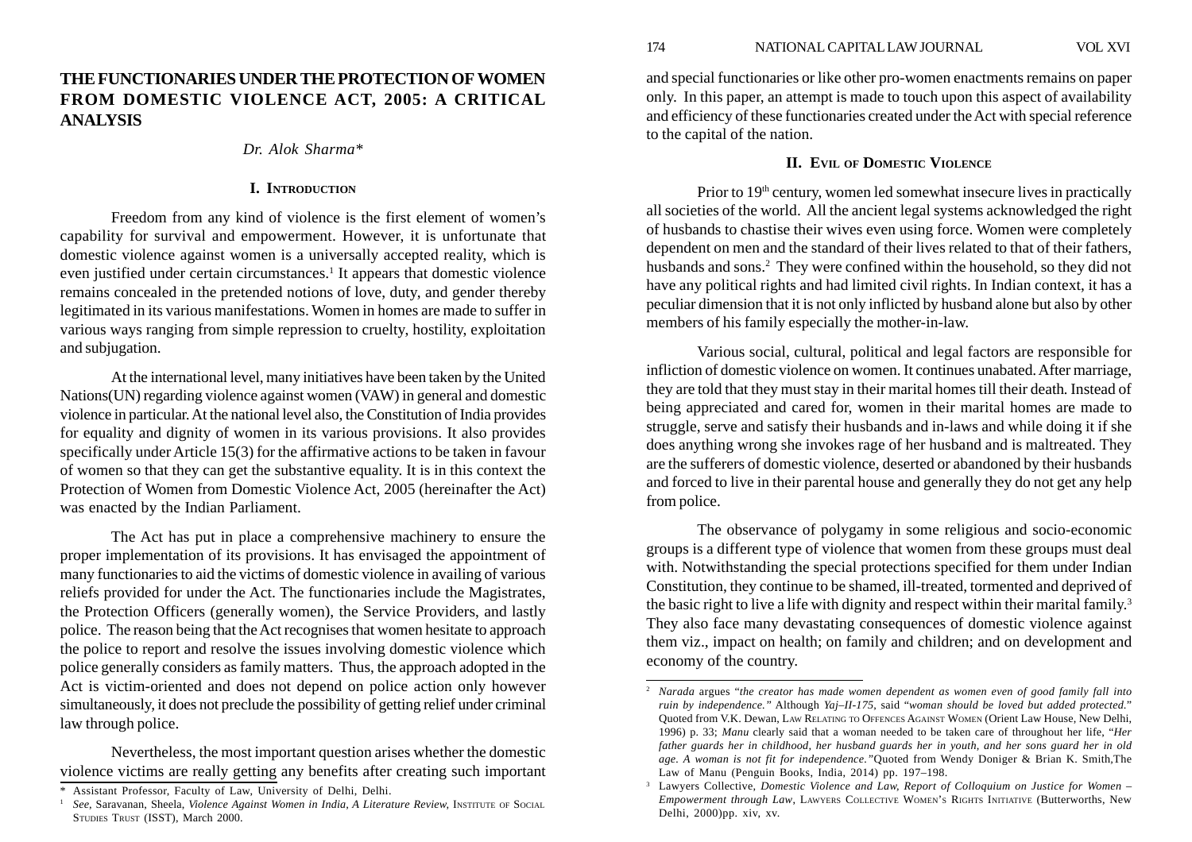# THE FUNCTIONARIES UNDER THE PROTECTION OF WOMEN FROM DOMESTIC VIOLENCE ACT, 2005: A CRITICAL ANALYSIS

*Dr. Alok Sharma**

## I. Introduction

Freedom from any kind of violence is the first element of women's capability for survival and empowerment. However, it is unfortunate that domestic violence against women is a universally accepted reality, which is even justified under certain circumstances.[1] It appears that domestic violence remains concealed in the pretended notions of love, duty, and gender thereby legitimated in its various manifestations. Women in homes are made to suffer in various ways ranging from simple repression to cruelty, hostility, exploitation and subjugation.

At the international level, many initiatives have been taken by the United Nations(UN) regarding violence against women (VAW) in general and domestic violence in particular. At the national level also, the Constitution of India provides for equality and dignity of women in its various provisions. It also provides specifically under Article 15(3) for the affirmative actions to be taken in favour of women so that they can get the substantive equality. It is in this context the Protection of Women from Domestic Violence Act, 2005 (hereinafter the Act) was enacted by the Indian Parliament.

The Act has put in place a comprehensive machinery to ensure the proper implementation of its provisions. It has envisaged the appointment of many functionaries to aid the victims of domestic violence in availing of various reliefs provided for under the Act. The functionaries include the Magistrates, the Protection Officers (generally women), the Service Providers, and lastly police. The reason being that the Act recognises that women hesitate to approach the police to report and resolve the issues involving domestic violence which police generally considers as family matters. Thus, the approach adopted in the Act is victim-oriented and does not depend on police action only however simultaneously, it does not preclude the possibility of getting relief under criminal law through police.

Nevertheless, the most important question arises whether the domestic violence victims are really getting any benefits after creating such important and special functionaries or like other pro-women enactments remains on paper only. In this paper, an attempt is made to touch upon this aspect of availability and efficiency of these functionaries created under the Act with special reference to the capital of the nation.

## II. Evil of Domestic Violence

Prior to 19th century, women led somewhat insecure lives in practically all societies of the world. All the ancient legal systems acknowledged the right of husbands to chastise their wives even using force. Women were completely dependent on men and the standard of their lives related to that of their fathers, husbands and sons.[2] They were confined within the household, so they did not have any political rights and had limited civil rights. In Indian context, it has a peculiar dimension that it is not only inflicted by husband alone but also by other members of his family especially the mother-in-law.

Various social, cultural, political and legal factors are responsible for infliction of domestic violence on women. It continues unabated. After marriage, they are told that they must stay in their marital homes till their death. Instead of being appreciated and cared for, women in their marital homes are made to struggle, serve and satisfy their husbands and in-laws and while doing it if she does anything wrong she invokes rage of her husband and is maltreated. They are the sufferers of domestic violence, deserted or abandoned by their husbands and forced to live in their parental house and generally they do not get any help from police.

The observance of polygamy in some religious and socio-economic groups is a different type of violence that women from these groups must deal with. Notwithstanding the special protections specified for them under Indian Constitution, they continue to be shamed, ill-treated, tormented and deprived of the basic right to live a life with dignity and respect within their marital family.[3] They also face many devastating consequences of domestic violence against them viz., impact on health; on family and children; and on development and economy of the country.

---

\* Assistant Professor, Faculty of Law, University of Delhi, Delhi.

[1] *See*, Saravanan, Sheela, *Violence Against Women in India, A Literature Review,* Institute of Social Studies Trust (ISST), March 2000.

[2] *Narada* argues "*the creator has made women dependent as women even of good family fall into ruin by independence.*" Although *Yaj–II-175*, said "*woman should be loved but added protected.*" Quoted from V.K. Dewan, Law Relating to Offences Against Women (Orient Law House, New Delhi, 1996) p. 33; *Manu* clearly said that a woman needed to be taken care of throughout her life, "*Her father guards her in childhood, her husband guards her in youth, and her sons guard her in old age. A woman is not fit for independence.*" Quoted from Wendy Doniger & Brian K. Smith, The Law of Manu (Penguin Books, India, 2014) pp. 197–198.

[3] Lawyers Collective, *Domestic Violence and Law, Report of Colloquium on Justice for Women – Empowerment through Law*, Lawyers Collective Women's Rights Initiative (Butterworths, New Delhi, 2000)pp. xiv, xv.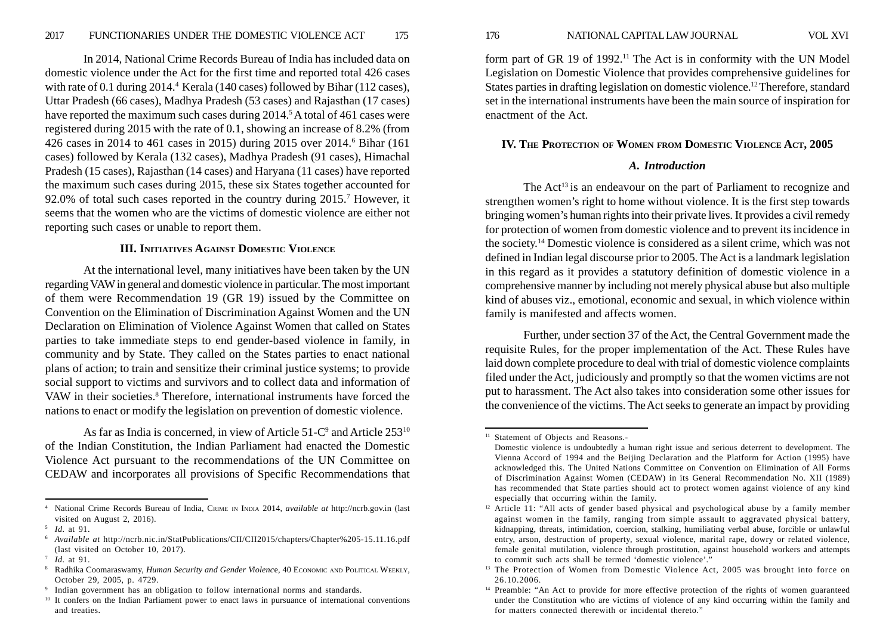In 2014, National Crime Records Bureau of India has included data on domestic violence under the Act for the first time and reported total 426 cases with rate of 0.1 during 2014.[4] Kerala (140 cases) followed by Bihar (112 cases), Uttar Pradesh (66 cases), Madhya Pradesh (53 cases) and Rajasthan (17 cases) have reported the maximum such cases during 2014.[5] A total of 461 cases were registered during 2015 with the rate of 0.1, showing an increase of 8.2% (from 426 cases in 2014 to 461 cases in 2015) during 2015 over 2014.[6] Bihar (161 cases) followed by Kerala (132 cases), Madhya Pradesh (91 cases), Himachal Pradesh (15 cases), Rajasthan (14 cases) and Haryana (11 cases) have reported the maximum such cases during 2015, these six States together accounted for 92.0% of total such cases reported in the country during 2015.[7] However, it seems that the women who are the victims of domestic violence are either not reporting such cases or unable to report them.

## III. Initiatives Against Domestic Violence

At the international level, many initiatives have been taken by the UN regarding VAW in general and domestic violence in particular. The most important of them were Recommendation 19 (GR 19) issued by the Committee on Convention on the Elimination of Discrimination Against Women and the UN Declaration on Elimination of Violence Against Women that called on States parties to take immediate steps to end gender-based violence in family, in community and by State. They called on the States parties to enact national plans of action; to train and sensitize their criminal justice systems; to provide social support to victims and survivors and to collect data and information of VAW in their societies.[8] Therefore, international instruments have forced the nations to enact or modify the legislation on prevention of domestic violence.

As far as India is concerned, in view of Article 51-C[9] and Article 253[10] of the Indian Constitution, the Indian Parliament had enacted the Domestic Violence Act pursuant to the recommendations of the UN Committee on CEDAW and incorporates all provisions of Specific Recommendations that form part of GR 19 of 1992.[11] The Act is in conformity with the UN Model Legislation on Domestic Violence that provides comprehensive guidelines for States parties in drafting legislation on domestic violence.[12] Therefore, standard set in the international instruments have been the main source of inspiration for enactment of the Act.

## IV. The Protection of Women from Domestic Violence Act, 2005

### *A. Introduction*

The Act[13] is an endeavour on the part of Parliament to recognize and strengthen women's right to home without violence. It is the first step towards bringing women's human rights into their private lives. It provides a civil remedy for protection of women from domestic violence and to prevent its incidence in the society.[14] Domestic violence is considered as a silent crime, which was not defined in Indian legal discourse prior to 2005. The Act is a landmark legislation in this regard as it provides a statutory definition of domestic violence in a comprehensive manner by including not merely physical abuse but also multiple kind of abuses viz., emotional, economic and sexual, in which violence within family is manifested and affects women.

Further, under section 37 of the Act, the Central Government made the requisite Rules, for the proper implementation of the Act. These Rules have laid down complete procedure to deal with trial of domestic violence complaints filed under the Act, judiciously and promptly so that the women victims are not put to harassment. The Act also takes into consideration some other issues for the convenience of the victims. The Act seeks to generate an impact by providing

---

[4] National Crime Records Bureau of India, Crime in India 2014, *available at* http://ncrb.gov.in (last visited on August 2, 2016).

[5] *Id*. at 91.

[6] *Available at* http://ncrb.nic.in/StatPublications/CII/CII2015/chapters/Chapter%205-15.11.16.pdf (last visited on October 10, 2017).

[7] *Id*. at 91.

[8] Radhika Coomaraswamy, *Human Security and Gender Violence*, 40 Economic and Political Weekly, October 29, 2005, p. 4729.

[9] Indian government has an obligation to follow international norms and standards.

[10] It confers on the Indian Parliament power to enact laws in pursuance of international conventions and treaties.

[11] Statement of Objects and Reasons.-
Domestic violence is undoubtedly a human right issue and serious deterrent to development. The Vienna Accord of 1994 and the Beijing Declaration and the Platform for Action (1995) have acknowledged this. The United Nations Committee on Convention on Elimination of All Forms of Discrimination Against Women (CEDAW) in its General Recommendation No. XII (1989) has recommended that State parties should act to protect women against violence of any kind especially that occurring within the family.

[12] Article 11: "All acts of gender based physical and psychological abuse by a family member against women in the family, ranging from simple assault to aggravated physical battery, kidnapping, threats, intimidation, coercion, stalking, humiliating verbal abuse, forcible or unlawful entry, arson, destruction of property, sexual violence, marital rape, dowry or related violence, female genital mutilation, violence through prostitution, against household workers and attempts to commit such acts shall be termed 'domestic violence'."

[13] The Protection of Women from Domestic Violence Act, 2005 was brought into force on 26.10.2006.

[14] Preamble: "An Act to provide for more effective protection of the rights of women guaranteed under the Constitution who are victims of violence of any kind occurring within the family and for matters connected therewith or incidental thereto."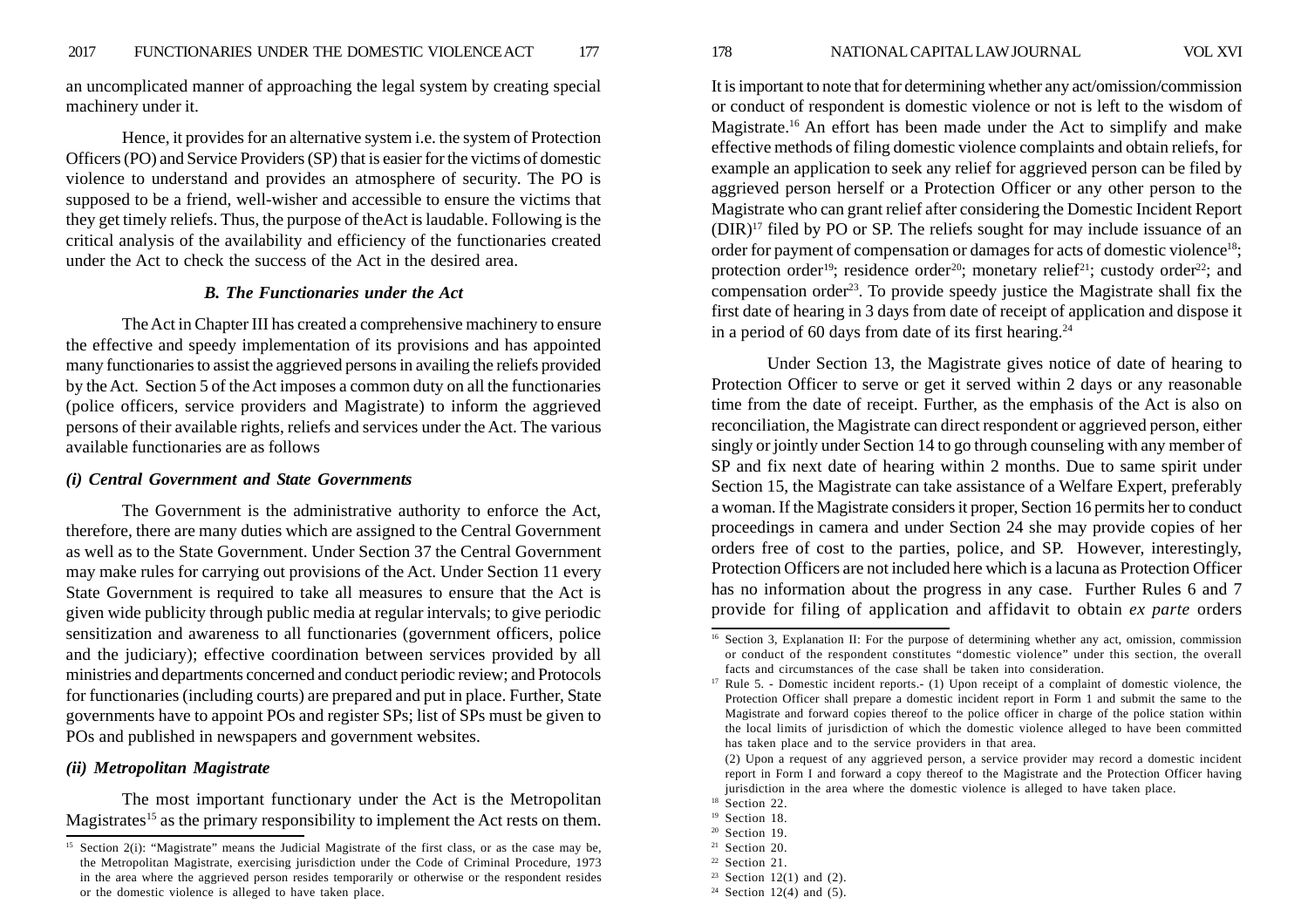an uncomplicated manner of approaching the legal system by creating special machinery under it.

Hence, it provides for an alternative system i.e. the system of Protection Officers (PO) and Service Providers (SP) that is easier for the victims of domestic violence to understand and provides an atmosphere of security. The PO is supposed to be a friend, well-wisher and accessible to ensure the victims that they get timely reliefs. Thus, the purpose of theAct is laudable. Following is the critical analysis of the availability and efficiency of the functionaries created under the Act to check the success of the Act in the desired area.

### *B. The Functionaries under the Act*

The Act in Chapter III has created a comprehensive machinery to ensure the effective and speedy implementation of its provisions and has appointed many functionaries to assist the aggrieved persons in availing the reliefs provided by the Act. Section 5 of the Act imposes a common duty on all the functionaries (police officers, service providers and Magistrate) to inform the aggrieved persons of their available rights, reliefs and services under the Act. The various available functionaries are as follows

#### *(i) Central Government and State Governments*

The Government is the administrative authority to enforce the Act, therefore, there are many duties which are assigned to the Central Government as well as to the State Government. Under Section 37 the Central Government may make rules for carrying out provisions of the Act. Under Section 11 every State Government is required to take all measures to ensure that the Act is given wide publicity through public media at regular intervals; to give periodic sensitization and awareness to all functionaries (government officers, police and the judiciary); effective coordination between services provided by all ministries and departments concerned and conduct periodic review; and Protocols for functionaries (including courts) are prepared and put in place. Further, State governments have to appoint POs and register SPs; list of SPs must be given to POs and published in newspapers and government websites.

#### *(ii) Metropolitan Magistrate*

The most important functionary under the Act is the Metropolitan Magistrates[15] as the primary responsibility to implement the Act rests on them. It is important to note that for determining whether any act/omission/commission or conduct of respondent is domestic violence or not is left to the wisdom of Magistrate.[16] An effort has been made under the Act to simplify and make effective methods of filing domestic violence complaints and obtain reliefs, for example an application to seek any relief for aggrieved person can be filed by aggrieved person herself or a Protection Officer or any other person to the Magistrate who can grant relief after considering the Domestic Incident Report (DIR)[17] filed by PO or SP. The reliefs sought for may include issuance of an order for payment of compensation or damages for acts of domestic violence[18]; protection order[19]; residence order[20]; monetary relief[21]; custody order[22]; and compensation order[23]. To provide speedy justice the Magistrate shall fix the first date of hearing in 3 days from date of receipt of application and dispose it in a period of 60 days from date of its first hearing.[24]

Under Section 13, the Magistrate gives notice of date of hearing to Protection Officer to serve or get it served within 2 days or any reasonable time from the date of receipt. Further, as the emphasis of the Act is also on reconciliation, the Magistrate can direct respondent or aggrieved person, either singly or jointly under Section 14 to go through counseling with any member of SP and fix next date of hearing within 2 months. Due to same spirit under Section 15, the Magistrate can take assistance of a Welfare Expert, preferably a woman. If the Magistrate considers it proper, Section 16 permits her to conduct proceedings in camera and under Section 24 she may provide copies of her orders free of cost to the parties, police, and SP. However, interestingly, Protection Officers are not included here which is a lacuna as Protection Officer has no information about the progress in any case. Further Rules 6 and 7 provide for filing of application and affidavit to obtain *ex parte* orders

---

[15] Section 2(i): "Magistrate" means the Judicial Magistrate of the first class, or as the case may be, the Metropolitan Magistrate, exercising jurisdiction under the Code of Criminal Procedure, 1973 in the area where the aggrieved person resides temporarily or otherwise or the respondent resides or the domestic violence is alleged to have taken place.

[16] Section 3, Explanation II: For the purpose of determining whether any act, omission, commission or conduct of the respondent constitutes "domestic violence" under this section, the overall facts and circumstances of the case shall be taken into consideration.

[17] Rule 5. - Domestic incident reports.- (1) Upon receipt of a complaint of domestic violence, the Protection Officer shall prepare a domestic incident report in Form 1 and submit the same to the Magistrate and forward copies thereof to the police officer in charge of the police station within the local limits of jurisdiction of which the domestic violence alleged to have been committed has taken place and to the service providers in that area.

(2) Upon a request of any aggrieved person, a service provider may record a domestic incident report in Form I and forward a copy thereof to the Magistrate and the Protection Officer having jurisdiction in the area where the domestic violence is alleged to have taken place.

[18] Section 22.

[19] Section 18.

[20] Section 19.

[21] Section 20.

[22] Section 21.

[23] Section 12(1) and (2).

[24] Section 12(4) and (5).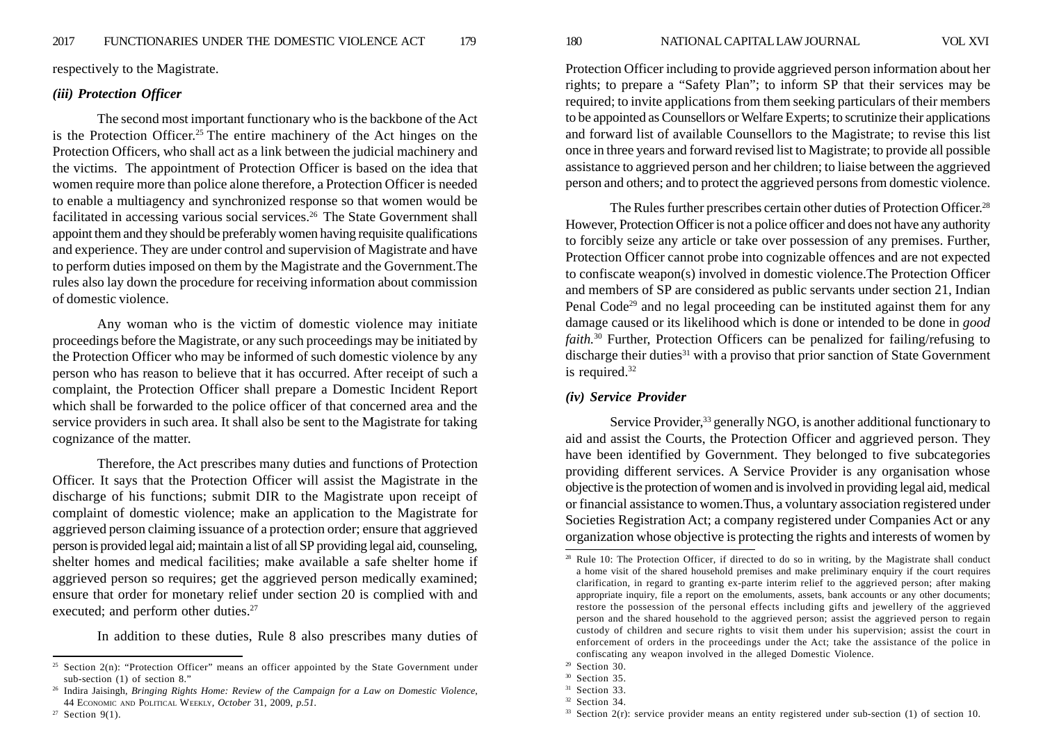respectively to the Magistrate.

### *(iii) Protection Officer*

The second most important functionary who is the backbone of the Act is the Protection Officer.[25] The entire machinery of the Act hinges on the Protection Officers, who shall act as a link between the judicial machinery and the victims. The appointment of Protection Officer is based on the idea that women require more than police alone therefore, a Protection Officer is needed to enable a multiagency and synchronized response so that women would be facilitated in accessing various social services.[26] The State Government shall appoint them and they should be preferably women having requisite qualifications and experience. They are under control and supervision of Magistrate and have to perform duties imposed on them by the Magistrate and the Government.The rules also lay down the procedure for receiving information about commission of domestic violence.

Any woman who is the victim of domestic violence may initiate proceedings before the Magistrate, or any such proceedings may be initiated by the Protection Officer who may be informed of such domestic violence by any person who has reason to believe that it has occurred. After receipt of such a complaint, the Protection Officer shall prepare a Domestic Incident Report which shall be forwarded to the police officer of that concerned area and the service providers in such area. It shall also be sent to the Magistrate for taking cognizance of the matter.

Therefore, the Act prescribes many duties and functions of Protection Officer. It says that the Protection Officer will assist the Magistrate in the discharge of his functions; submit DIR to the Magistrate upon receipt of complaint of domestic violence; make an application to the Magistrate for aggrieved person claiming issuance of a protection order; ensure that aggrieved person is provided legal aid; maintain a list of all SP providing legal aid, counseling, shelter homes and medical facilities; make available a safe shelter home if aggrieved person so requires; get the aggrieved person medically examined; ensure that order for monetary relief under section 20 is complied with and executed; and perform other duties.[27]

In addition to these duties, Rule 8 also prescribes many duties of Protection Officer including to provide aggrieved person information about her rights; to prepare a "Safety Plan"; to inform SP that their services may be required; to invite applications from them seeking particulars of their members to be appointed as Counsellors or Welfare Experts; to scrutinize their applications and forward list of available Counsellors to the Magistrate; to revise this list once in three years and forward revised list to Magistrate; to provide all possible assistance to aggrieved person and her children; to liaise between the aggrieved person and others; and to protect the aggrieved persons from domestic violence.

The Rules further prescribes certain other duties of Protection Officer.[28] However, Protection Officer is not a police officer and does not have any authority to forcibly seize any article or take over possession of any premises. Further, Protection Officer cannot probe into cognizable offences and are not expected to confiscate weapon(s) involved in domestic violence.The Protection Officer and members of SP are considered as public servants under section 21, Indian Penal Code[29] and no legal proceeding can be instituted against them for any damage caused or its likelihood which is done or intended to be done in *good faith.*[30] Further, Protection Officers can be penalized for failing/refusing to discharge their duties[31] with a proviso that prior sanction of State Government is required.[32]

### *(iv) Service Provider*

Service Provider,[33] generally NGO, is another additional functionary to aid and assist the Courts, the Protection Officer and aggrieved person. They have been identified by Government. They belonged to five subcategories providing different services. A Service Provider is any organisation whose objective is the protection of women and is involved in providing legal aid, medical or financial assistance to women.Thus, a voluntary association registered under Societies Registration Act; a company registered under Companies Act or any organization whose objective is protecting the rights and interests of women by

---

[25] Section 2(n): "Protection Officer" means an officer appointed by the State Government under sub-section (1) of section 8."

[26] Indira Jaisingh, *Bringing Rights Home: Review of the Campaign for a Law on Domestic Violence*, 44 Economic and Political Weekly, *October* 31, 2009, *p.51.*

[27] Section 9(1).

[28] Rule 10: The Protection Officer, if directed to do so in writing, by the Magistrate shall conduct a home visit of the shared household premises and make preliminary enquiry if the court requires clarification, in regard to granting ex-parte interim relief to the aggrieved person; after making appropriate inquiry, file a report on the emoluments, assets, bank accounts or any other documents; restore the possession of the personal effects including gifts and jewellery of the aggrieved person and the shared household to the aggrieved person; assist the aggrieved person to regain custody of children and secure rights to visit them under his supervision; assist the court in enforcement of orders in the proceedings under the Act; take the assistance of the police in confiscating any weapon involved in the alleged Domestic Violence.

[29] Section 30.

[30] Section 35.

[31] Section 33.

[32] Section 34.

[33] Section 2(r): service provider means an entity registered under sub-section (1) of section 10.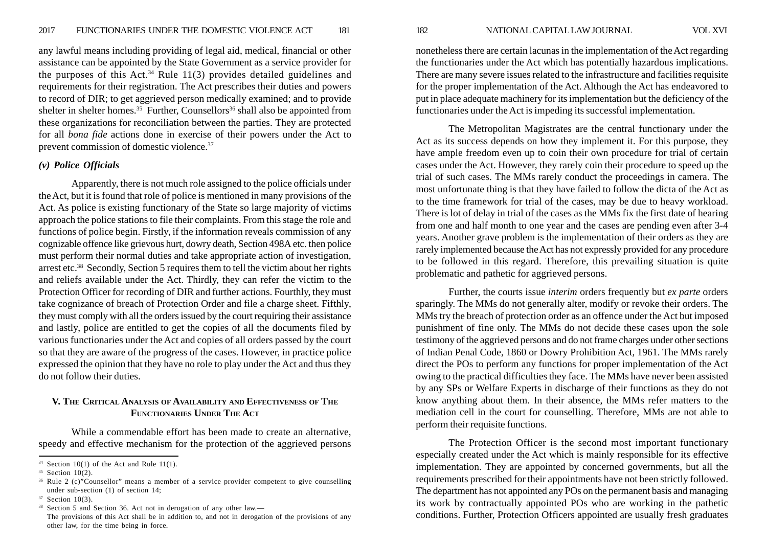any lawful means including providing of legal aid, medical, financial or other assistance can be appointed by the State Government as a service provider for the purposes of this Act.[34] Rule 11(3) provides detailed guidelines and requirements for their registration. The Act prescribes their duties and powers to record of DIR; to get aggrieved person medically examined; and to provide shelter in shelter homes.[35] Further, Counsellors[36] shall also be appointed from these organizations for reconciliation between the parties. They are protected for all *bona fide* actions done in exercise of their powers under the Act to prevent commission of domestic violence.[37]

### *(v) Police Officials*

Apparently, there is not much role assigned to the police officials under the Act, but it is found that role of police is mentioned in many provisions of the Act. As police is existing functionary of the State so large majority of victims approach the police stations to file their complaints. From this stage the role and functions of police begin. Firstly, if the information reveals commission of any cognizable offence like grievous hurt, dowry death, Section 498A etc. then police must perform their normal duties and take appropriate action of investigation, arrest etc.[38] Secondly, Section 5 requires them to tell the victim about her rights and reliefs available under the Act. Thirdly, they can refer the victim to the Protection Officer for recording of DIR and further actions. Fourthly, they must take cognizance of breach of Protection Order and file a charge sheet. Fifthly, they must comply with all the orders issued by the court requiring their assistance and lastly, police are entitled to get the copies of all the documents filed by various functionaries under the Act and copies of all orders passed by the court so that they are aware of the progress of the cases. However, in practice police expressed the opinion that they have no role to play under the Act and thus they do not follow their duties.

## V. The Critical Analysis of Availability and Effectiveness of The Functionaries Under The Act

While a commendable effort has been made to create an alternative, speedy and effective mechanism for the protection of the aggrieved persons nonetheless there are certain lacunas in the implementation of the Act regarding the functionaries under the Act which has potentially hazardous implications. There are many severe issues related to the infrastructure and facilities requisite for the proper implementation of the Act. Although the Act has endeavored to put in place adequate machinery for its implementation but the deficiency of the functionaries under the Act is impeding its successful implementation.

The Metropolitan Magistrates are the central functionary under the Act as its success depends on how they implement it. For this purpose, they have ample freedom even up to coin their own procedure for trial of certain cases under the Act. However, they rarely coin their procedure to speed up the trial of such cases. The MMs rarely conduct the proceedings in camera. The most unfortunate thing is that they have failed to follow the dicta of the Act as to the time framework for trial of the cases, may be due to heavy workload. There is lot of delay in trial of the cases as the MMs fix the first date of hearing from one and half month to one year and the cases are pending even after 3-4 years. Another grave problem is the implementation of their orders as they are rarely implemented because the Act has not expressly provided for any procedure to be followed in this regard. Therefore, this prevailing situation is quite problematic and pathetic for aggrieved persons.

Further, the courts issue *interim* orders frequently but *ex parte* orders sparingly. The MMs do not generally alter, modify or revoke their orders. The MMs try the breach of protection order as an offence under the Act but imposed punishment of fine only. The MMs do not decide these cases upon the sole testimony of the aggrieved persons and do not frame charges under other sections of Indian Penal Code, 1860 or Dowry Prohibition Act, 1961. The MMs rarely direct the POs to perform any functions for proper implementation of the Act owing to the practical difficulties they face. The MMs have never been assisted by any SPs or Welfare Experts in discharge of their functions as they do not know anything about them. In their absence, the MMs refer matters to the mediation cell in the court for counselling. Therefore, MMs are not able to perform their requisite functions.

The Protection Officer is the second most important functionary especially created under the Act which is mainly responsible for its effective implementation. They are appointed by concerned governments, but all the requirements prescribed for their appointments have not been strictly followed. The department has not appointed any POs on the permanent basis and managing its work by contractually appointed POs who are working in the pathetic conditions. Further, Protection Officers appointed are usually fresh graduates

---

[34] Section 10(1) of the Act and Rule 11(1).

[35] Section 10(2).

[36] Rule 2 (c)"Counsellor" means a member of a service provider competent to give counselling under sub-section (1) of section 14;

[37] Section 10(3).

[38] Section 5 and Section 36. Act not in derogation of any other law.— The provisions of this Act shall be in addition to, and not in derogation of the provisions of any other law, for the time being in force.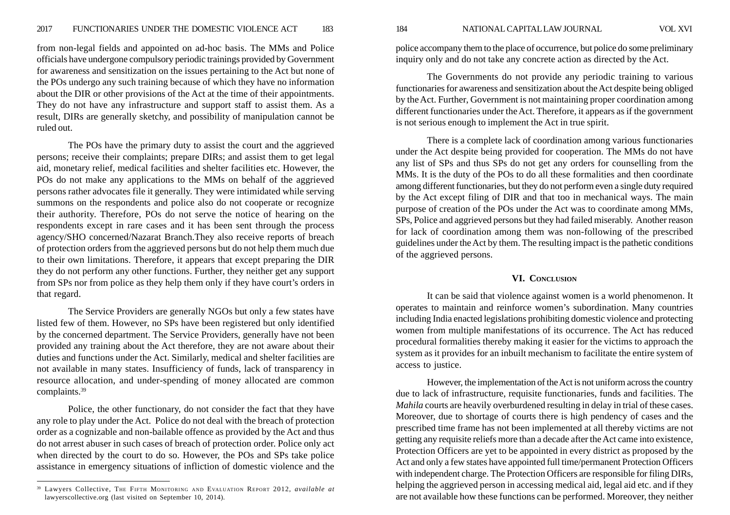from non-legal fields and appointed on ad-hoc basis. The MMs and Police officials have undergone compulsory periodic trainings provided by Government for awareness and sensitization on the issues pertaining to the Act but none of the POs undergo any such training because of which they have no information about the DIR or other provisions of the Act at the time of their appointments. They do not have any infrastructure and support staff to assist them. As a result, DIRs are generally sketchy, and possibility of manipulation cannot be ruled out.

The POs have the primary duty to assist the court and the aggrieved persons; receive their complaints; prepare DIRs; and assist them to get legal aid, monetary relief, medical facilities and shelter facilities etc. However, the POs do not make any applications to the MMs on behalf of the aggrieved persons rather advocates file it generally. They were intimidated while serving summons on the respondents and police also do not cooperate or recognize their authority. Therefore, POs do not serve the notice of hearing on the respondents except in rare cases and it has been sent through the process agency/SHO concerned/Nazarat Branch.They also receive reports of breach of protection orders from the aggrieved persons but do not help them much due to their own limitations. Therefore, it appears that except preparing the DIR they do not perform any other functions. Further, they neither get any support from SPs nor from police as they help them only if they have court's orders in that regard.

The Service Providers are generally NGOs but only a few states have listed few of them. However, no SPs have been registered but only identified by the concerned department. The Service Providers, generally have not been provided any training about the Act therefore, they are not aware about their duties and functions under the Act. Similarly, medical and shelter facilities are not available in many states. Insufficiency of funds, lack of transparency in resource allocation, and under-spending of money allocated are common complaints.[39]

Police, the other functionary, do not consider the fact that they have any role to play under the Act. Police do not deal with the breach of protection order as a cognizable and non-bailable offence as provided by the Act and thus do not arrest abuser in such cases of breach of protection order. Police only act when directed by the court to do so. However, the POs and SPs take police assistance in emergency situations of infliction of domestic violence and the police accompany them to the place of occurrence, but police do some preliminary inquiry only and do not take any concrete action as directed by the Act.

The Governments do not provide any periodic training to various functionaries for awareness and sensitization about the Act despite being obliged by the Act. Further, Government is not maintaining proper coordination among different functionaries under the Act. Therefore, it appears as if the government is not serious enough to implement the Act in true spirit.

There is a complete lack of coordination among various functionaries under the Act despite being provided for cooperation. The MMs do not have any list of SPs and thus SPs do not get any orders for counselling from the MMs. It is the duty of the POs to do all these formalities and then coordinate among different functionaries, but they do not perform even a single duty required by the Act except filing of DIR and that too in mechanical ways. The main purpose of creation of the POs under the Act was to coordinate among MMs, SPs, Police and aggrieved persons but they had failed miserably. Another reason for lack of coordination among them was non-following of the prescribed guidelines under the Act by them. The resulting impact is the pathetic conditions of the aggrieved persons.

## VI. Conclusion

It can be said that violence against women is a world phenomenon. It operates to maintain and reinforce women's subordination. Many countries including India enacted legislations prohibiting domestic violence and protecting women from multiple manifestations of its occurrence. The Act has reduced procedural formalities thereby making it easier for the victims to approach the system as it provides for an inbuilt mechanism to facilitate the entire system of access to justice.

However, the implementation of the Act is not uniform across the country due to lack of infrastructure, requisite functionaries, funds and facilities. The *Mahila* courts are heavily overburdened resulting in delay in trial of these cases. Moreover, due to shortage of courts there is high pendency of cases and the prescribed time frame has not been implemented at all thereby victims are not getting any requisite reliefs more than a decade after the Act came into existence, Protection Officers are yet to be appointed in every district as proposed by the Act and only a few states have appointed full time/permanent Protection Officers with independent charge. The Protection Officers are responsible for filing DIRs, helping the aggrieved person in accessing medical aid, legal aid etc. and if they are not available how these functions can be performed. Moreover, they neither

---

[39] Lawyers Collective, The Fifth Monitoring and Evaluation Report 2012, *available at* lawyerscollective.org (last visited on September 10, 2014).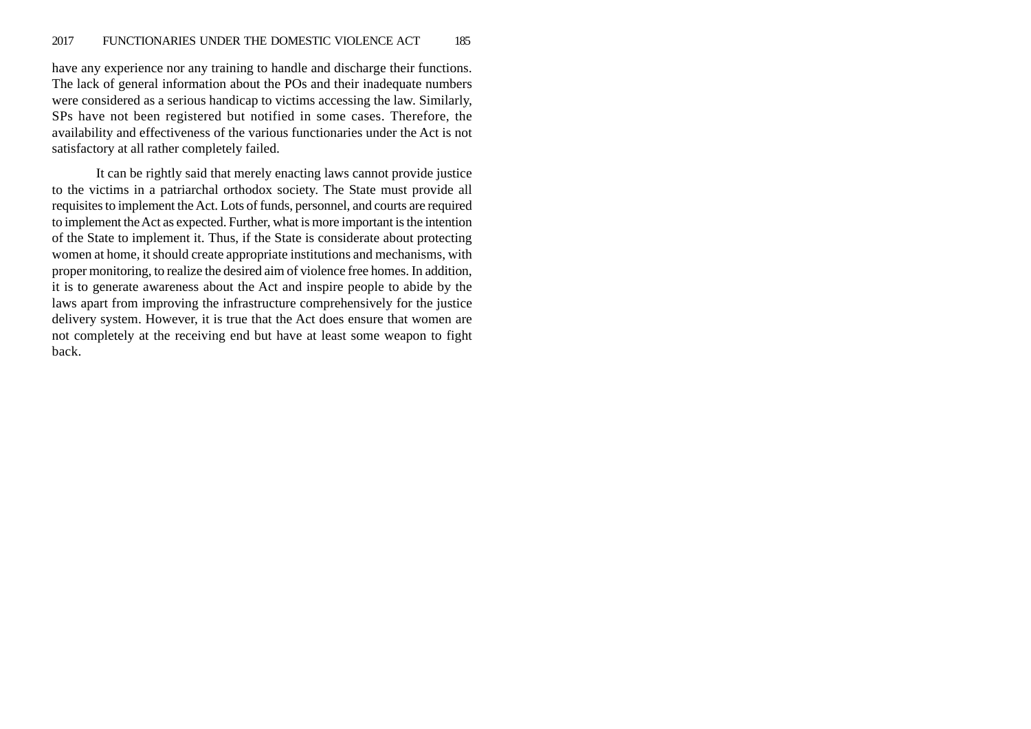have any experience nor any training to handle and discharge their functions. The lack of general information about the POs and their inadequate numbers were considered as a serious handicap to victims accessing the law. Similarly, SPs have not been registered but notified in some cases. Therefore, the availability and effectiveness of the various functionaries under the Act is not satisfactory at all rather completely failed.

It can be rightly said that merely enacting laws cannot provide justice to the victims in a patriarchal orthodox society. The State must provide all requisites to implement the Act. Lots of funds, personnel, and courts are required to implement the Act as expected. Further, what is more important is the intention of the State to implement it. Thus, if the State is considerate about protecting women at home, it should create appropriate institutions and mechanisms, with proper monitoring, to realize the desired aim of violence free homes. In addition, it is to generate awareness about the Act and inspire people to abide by the laws apart from improving the infrastructure comprehensively for the justice delivery system. However, it is true that the Act does ensure that women are not completely at the receiving end but have at least some weapon to fight back.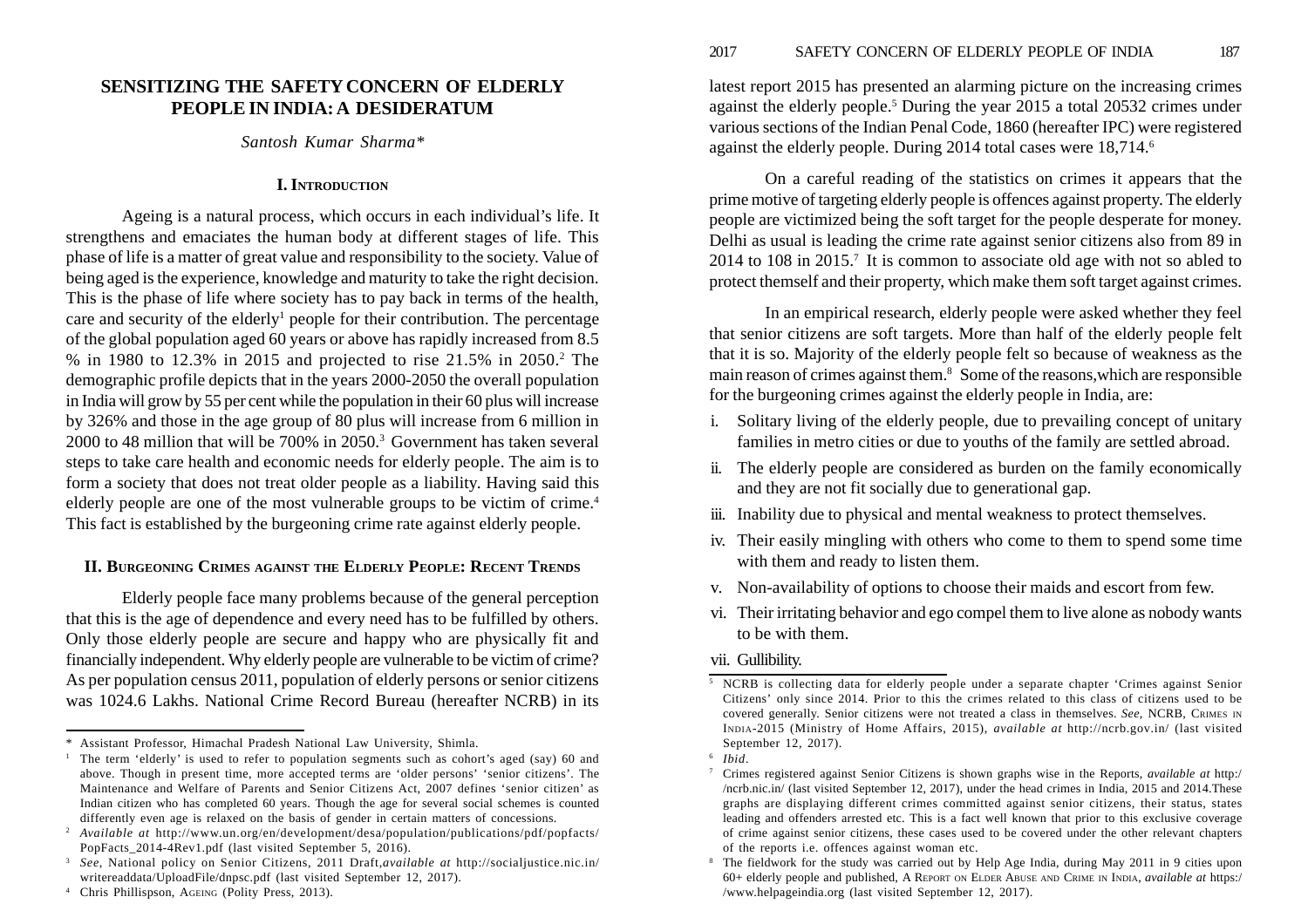# SENSITIZING THE SAFETY CONCERN OF ELDERLY PEOPLE IN INDIA: A DESIDERATUM

*Santosh Kumar Sharma**

## I. Introduction

Ageing is a natural process, which occurs in each individual's life. It strengthens and emaciates the human body at different stages of life. This phase of life is a matter of great value and responsibility to the society. Value of being aged is the experience, knowledge and maturity to take the right decision. This is the phase of life where society has to pay back in terms of the health, care and security of the elderly[1] people for their contribution. The percentage of the global population aged 60 years or above has rapidly increased from 8.5 % in 1980 to 12.3% in 2015 and projected to rise 21.5% in 2050.[2] The demographic profile depicts that in the years 2000-2050 the overall population in India will grow by 55 per cent while the population in their 60 plus will increase by 326% and those in the age group of 80 plus will increase from 6 million in 2000 to 48 million that will be 700% in 2050.[3] Government has taken several steps to take care health and economic needs for elderly people. The aim is to form a society that does not treat older people as a liability. Having said this elderly people are one of the most vulnerable groups to be victim of crime.[4] This fact is established by the burgeoning crime rate against elderly people.

## II. Burgeoning Crimes against the Elderly People: Recent Trends

Elderly people face many problems because of the general perception that this is the age of dependence and every need has to be fulfilled by others. Only those elderly people are secure and happy who are physically fit and financially independent. Why elderly people are vulnerable to be victim of crime? As per population census 2011, population of elderly persons or senior citizens was 1024.6 Lakhs. National Crime Record Bureau (hereafter NCRB) in its latest report 2015 has presented an alarming picture on the increasing crimes against the elderly people.[5] During the year 2015 a total 20532 crimes under various sections of the Indian Penal Code, 1860 (hereafter IPC) were registered against the elderly people. During 2014 total cases were 18,714.[6]

On a careful reading of the statistics on crimes it appears that the prime motive of targeting elderly people is offences against property. The elderly people are victimized being the soft target for the people desperate for money. Delhi as usual is leading the crime rate against senior citizens also from 89 in 2014 to 108 in 2015.[7] It is common to associate old age with not so abled to protect themself and their property, which make them soft target against crimes.

In an empirical research, elderly people were asked whether they feel that senior citizens are soft targets. More than half of the elderly people felt that it is so. Majority of the elderly people felt so because of weakness as the main reason of crimes against them.[8] Some of the reasons,which are responsible for the burgeoning crimes against the elderly people in India, are:

i. Solitary living of the elderly people, due to prevailing concept of unitary families in metro cities or due to youths of the family are settled abroad.

ii. The elderly people are considered as burden on the family economically and they are not fit socially due to generational gap.

iii. Inability due to physical and mental weakness to protect themselves.

iv. Their easily mingling with others who come to them to spend some time with them and ready to listen them.

v. Non-availability of options to choose their maids and escort from few.

vi. Their irritating behavior and ego compel them to live alone as nobody wants to be with them.

vii. Gullibility.

---

\* Assistant Professor, Himachal Pradesh National Law University, Shimla.

1 The term 'elderly' is used to refer to population segments such as cohort's aged (say) 60 and above. Though in present time, more accepted terms are 'older persons' 'senior citizens'. The Maintenance and Welfare of Parents and Senior Citizens Act, 2007 defines 'senior citizen' as Indian citizen who has completed 60 years. Though the age for several social schemes is counted differently even age is relaxed on the basis of gender in certain matters of concessions.

2 *Available at* http://www.un.org/en/development/desa/population/publications/pdf/popfacts/PopFacts_2014-4Rev1.pdf (last visited September 5, 2016).

3 *See*, National policy on Senior Citizens, 2011 Draft,*available at* http://socialjustice.nic.in/writereaddata/UploadFile/dnpsc.pdf (last visited September 12, 2017).

4 Chris Phillispson, Ageing (Polity Press, 2013).

5 NCRB is collecting data for elderly people under a separate chapter 'Crimes against Senior Citizens' only since 2014. Prior to this the crimes related to this class of citizens used to be covered generally. Senior citizens were not treated a class in themselves. *See,* NCRB, Crimes in India-2015 (Ministry of Home Affairs, 2015), *available at* http://ncrb.gov.in/ (last visited September 12, 2017).

6 *Ibid*.

7 Crimes registered against Senior Citizens is shown graphs wise in the Reports, *available at* http://ncrb.nic.in/ (last visited September 12, 2017), under the head crimes in India, 2015 and 2014.These graphs are displaying different crimes committed against senior citizens, their status, states leading and offenders arrested etc. This is a fact well known that prior to this exclusive coverage of crime against senior citizens, these cases used to be covered under the other relevant chapters of the reports i.e. offences against woman etc.

8 The fieldwork for the study was carried out by Help Age India, during May 2011 in 9 cities upon 60+ elderly people and published, A Report on Elder Abuse and Crime in India, *available at* https://www.helpageindia.org (last visited September 12, 2017).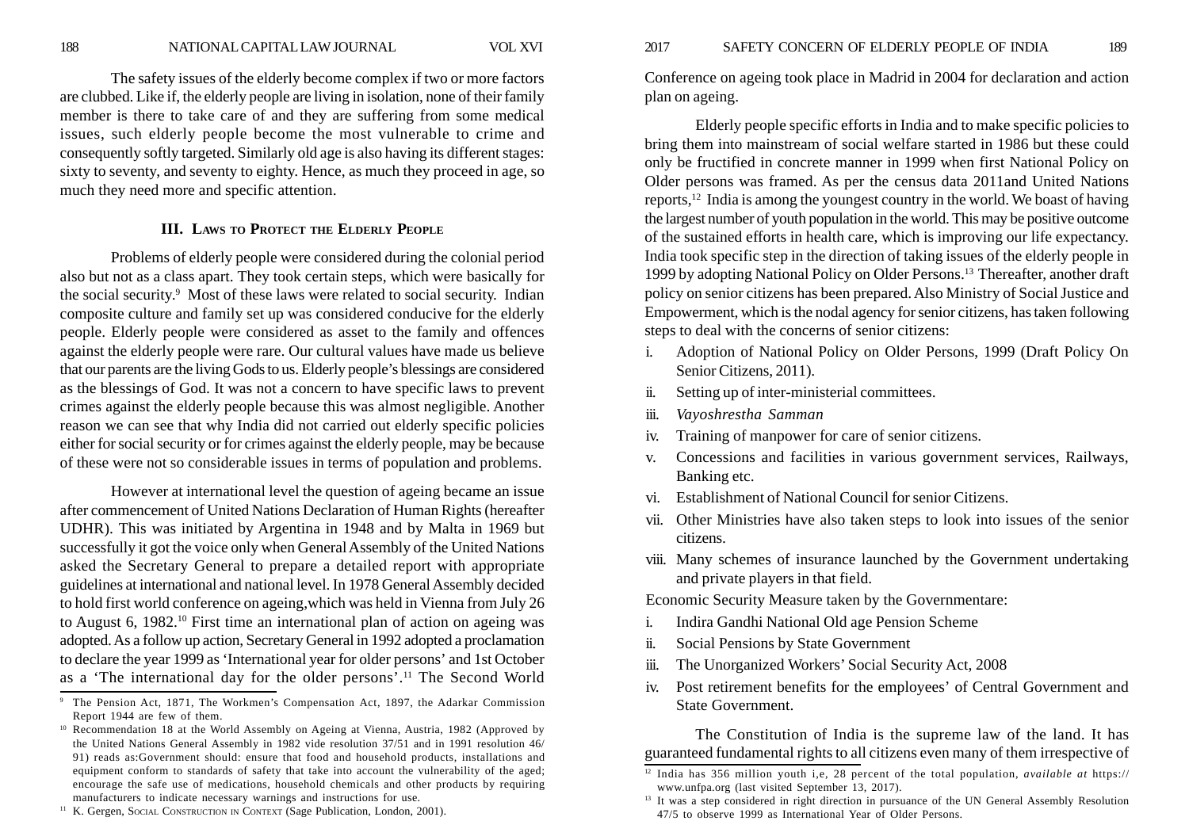The safety issues of the elderly become complex if two or more factors are clubbed. Like if, the elderly people are living in isolation, none of their family member is there to take care of and they are suffering from some medical issues, such elderly people become the most vulnerable to crime and consequently softly targeted. Similarly old age is also having its different stages: sixty to seventy, and seventy to eighty. Hence, as much they proceed in age, so much they need more and specific attention.

### III. Laws to Protect the Elderly People

Problems of elderly people were considered during the colonial period also but not as a class apart. They took certain steps, which were basically for the social security.[9] Most of these laws were related to social security. Indian composite culture and family set up was considered conducive for the elderly people. Elderly people were considered as asset to the family and offences against the elderly people were rare. Our cultural values have made us believe that our parents are the living Gods to us. Elderly people's blessings are considered as the blessings of God. It was not a concern to have specific laws to prevent crimes against the elderly people because this was almost negligible. Another reason we can see that why India did not carried out elderly specific policies either for social security or for crimes against the elderly people, may be because of these were not so considerable issues in terms of population and problems.

However at international level the question of ageing became an issue after commencement of United Nations Declaration of Human Rights (hereafter UDHR). This was initiated by Argentina in 1948 and by Malta in 1969 but successfully it got the voice only when General Assembly of the United Nations asked the Secretary General to prepare a detailed report with appropriate guidelines at international and national level. In 1978 General Assembly decided to hold first world conference on ageing,which was held in Vienna from July 26 to August 6, 1982.[10] First time an international plan of action on ageing was adopted. As a follow up action, Secretary General in 1992 adopted a proclamation to declare the year 1999 as 'International year for older persons' and 1st October as a 'The international day for the older persons'.[11] The Second World Conference on ageing took place in Madrid in 2004 for declaration and action plan on ageing.

Elderly people specific efforts in India and to make specific policies to bring them into mainstream of social welfare started in 1986 but these could only be fructified in concrete manner in 1999 when first National Policy on Older persons was framed. As per the census data 2011and United Nations reports,[12] India is among the youngest country in the world. We boast of having the largest number of youth population in the world. This may be positive outcome of the sustained efforts in health care, which is improving our life expectancy. India took specific step in the direction of taking issues of the elderly people in 1999 by adopting National Policy on Older Persons.[13] Thereafter, another draft policy on senior citizens has been prepared. Also Ministry of Social Justice and Empowerment, which is the nodal agency for senior citizens, has taken following steps to deal with the concerns of senior citizens:

i. Adoption of National Policy on Older Persons, 1999 (Draft Policy On Senior Citizens, 2011).
ii. Setting up of inter-ministerial committees.
iii. *Vayoshrestha Samman*
iv. Training of manpower for care of senior citizens.
v. Concessions and facilities in various government services, Railways, Banking etc.
vi. Establishment of National Council for senior Citizens.
vii. Other Ministries have also taken steps to look into issues of the senior citizens.
viii. Many schemes of insurance launched by the Government undertaking and private players in that field.

Economic Security Measure taken by the Governmentare:

i. Indira Gandhi National Old age Pension Scheme
ii. Social Pensions by State Government
iii. The Unorganized Workers' Social Security Act, 2008
iv. Post retirement benefits for the employees' of Central Government and State Government.

The Constitution of India is the supreme law of the land. It has guaranteed fundamental rights to all citizens even many of them irrespective of

---

[9] The Pension Act, 1871, The Workmen's Compensation Act, 1897, the Adarkar Commission Report 1944 are few of them.

[10] Recommendation 18 at the World Assembly on Ageing at Vienna, Austria, 1982 (Approved by the United Nations General Assembly in 1982 vide resolution 37/51 and in 1991 resolution 46/91) reads as:Government should: ensure that food and household products, installations and equipment conform to standards of safety that take into account the vulnerability of the aged; encourage the safe use of medications, household chemicals and other products by requiring manufacturers to indicate necessary warnings and instructions for use.

[11] K. Gergen, Social Construction in Context (Sage Publication, London, 2001).

[12] India has 356 million youth i,e, 28 percent of the total population, *available at* https://www.unfpa.org (last visited September 13, 2017).

[13] It was a step considered in right direction in pursuance of the UN General Assembly Resolution 47/5 to observe 1999 as International Year of Older Persons.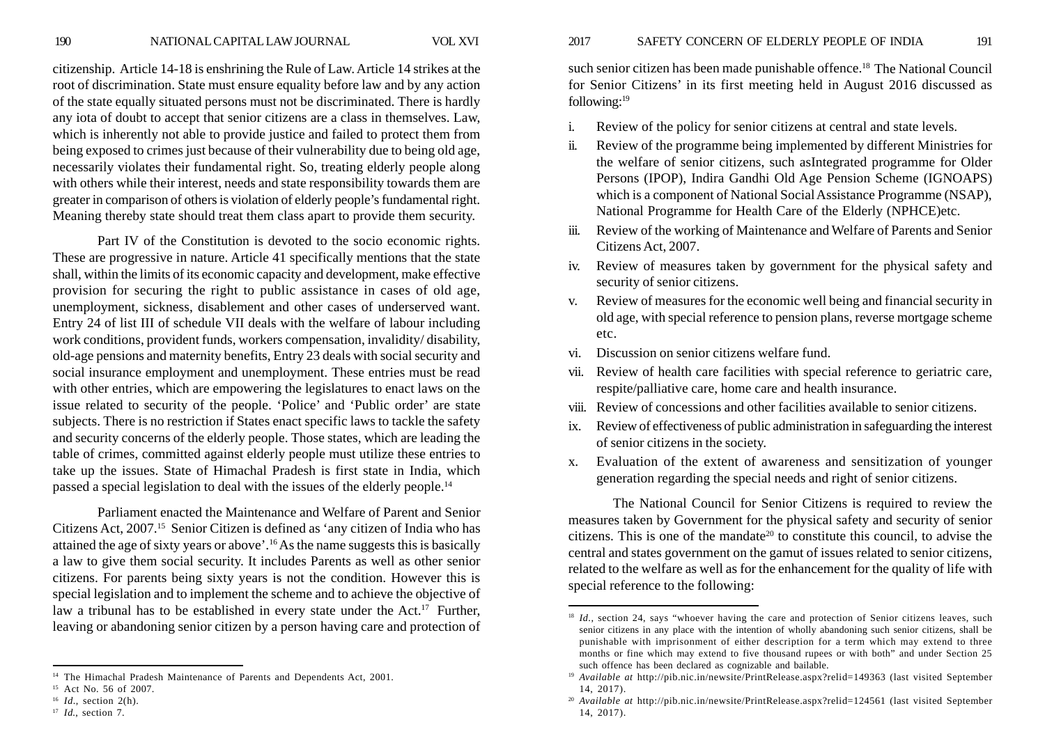citizenship. Article 14-18 is enshrining the Rule of Law. Article 14 strikes at the root of discrimination. State must ensure equality before law and by any action of the state equally situated persons must not be discriminated. There is hardly any iota of doubt to accept that senior citizens are a class in themselves. Law, which is inherently not able to provide justice and failed to protect them from being exposed to crimes just because of their vulnerability due to being old age, necessarily violates their fundamental right. So, treating elderly people along with others while their interest, needs and state responsibility towards them are greater in comparison of others is violation of elderly people's fundamental right. Meaning thereby state should treat them class apart to provide them security.

Part IV of the Constitution is devoted to the socio economic rights. These are progressive in nature. Article 41 specifically mentions that the state shall, within the limits of its economic capacity and development, make effective provision for securing the right to public assistance in cases of old age, unemployment, sickness, disablement and other cases of underserved want. Entry 24 of list III of schedule VII deals with the welfare of labour including work conditions, provident funds, workers compensation, invalidity/ disability, old-age pensions and maternity benefits, Entry 23 deals with social security and social insurance employment and unemployment. These entries must be read with other entries, which are empowering the legislatures to enact laws on the issue related to security of the people. 'Police' and 'Public order' are state subjects. There is no restriction if States enact specific laws to tackle the safety and security concerns of the elderly people. Those states, which are leading the table of crimes, committed against elderly people must utilize these entries to take up the issues. State of Himachal Pradesh is first state in India, which passed a special legislation to deal with the issues of the elderly people.[14]

Parliament enacted the Maintenance and Welfare of Parent and Senior Citizens Act, 2007.[15] Senior Citizen is defined as 'any citizen of India who has attained the age of sixty years or above'.[16] As the name suggests this is basically a law to give them social security. It includes Parents as well as other senior citizens. For parents being sixty years is not the condition. However this is special legislation and to implement the scheme and to achieve the objective of law a tribunal has to be established in every state under the Act.[17] Further, leaving or abandoning senior citizen by a person having care and protection of such senior citizen has been made punishable offence.[18] The National Council for Senior Citizens' in its first meeting held in August 2016 discussed as following:[19]

i. Review of the policy for senior citizens at central and state levels.
ii. Review of the programme being implemented by different Ministries for the welfare of senior citizens, such asIntegrated programme for Older Persons (IPOP), Indira Gandhi Old Age Pension Scheme (IGNOAPS) which is a component of National Social Assistance Programme (NSAP), National Programme for Health Care of the Elderly (NPHCE)etc.
iii. Review of the working of Maintenance and Welfare of Parents and Senior Citizens Act, 2007.
iv. Review of measures taken by government for the physical safety and security of senior citizens.
v. Review of measures for the economic well being and financial security in old age, with special reference to pension plans, reverse mortgage scheme etc.
vi. Discussion on senior citizens welfare fund.
vii. Review of health care facilities with special reference to geriatric care, respite/palliative care, home care and health insurance.
viii. Review of concessions and other facilities available to senior citizens.
ix. Review of effectiveness of public administration in safeguarding the interest of senior citizens in the society.
x. Evaluation of the extent of awareness and sensitization of younger generation regarding the special needs and right of senior citizens.

The National Council for Senior Citizens is required to review the measures taken by Government for the physical safety and security of senior citizens. This is one of the mandate[20] to constitute this council, to advise the central and states government on the gamut of issues related to senior citizens, related to the welfare as well as for the enhancement for the quality of life with special reference to the following:

---

[14] The Himachal Pradesh Maintenance of Parents and Dependents Act, 2001.

[15] Act No. 56 of 2007.

[16] *Id.*, section 2(h).

[17] *Id.*, section 7.

[18] *Id.*, section 24, says "whoever having the care and protection of Senior citizens leaves, such senior citizens in any place with the intention of wholly abandoning such senior citizens, shall be punishable with imprisonment of either description for a term which may extend to three months or fine which may extend to five thousand rupees or with both" and under Section 25 such offence has been declared as cognizable and bailable.

[19] *Available at* http://pib.nic.in/newsite/PrintRelease.aspx?relid=149363 (last visited September 14, 2017).

[20] *Available at* http://pib.nic.in/newsite/PrintRelease.aspx?relid=124561 (last visited September 14, 2017).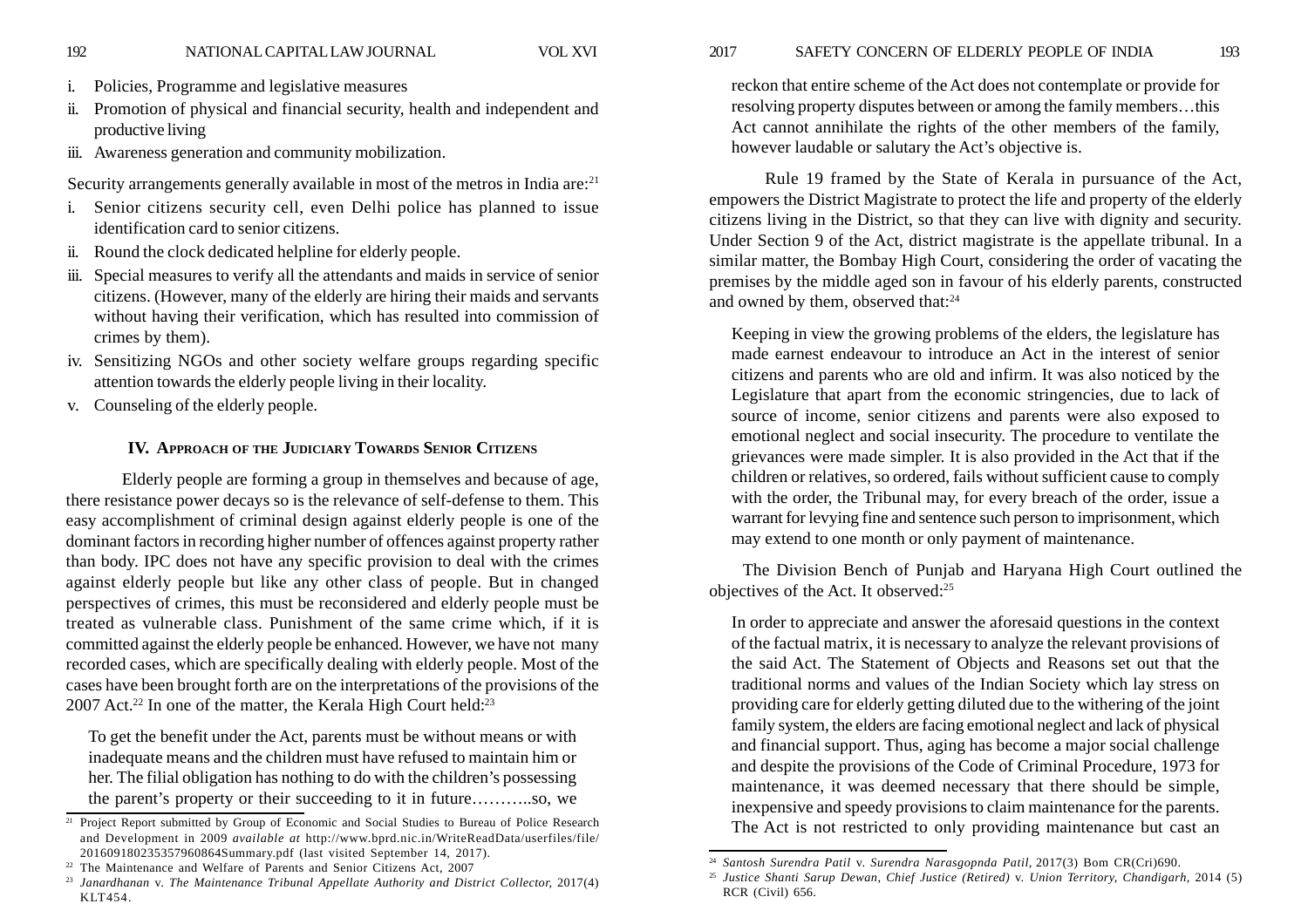i. Policies, Programme and legislative measures
ii. Promotion of physical and financial security, health and independent and productive living
iii. Awareness generation and community mobilization.

Security arrangements generally available in most of the metros in India are:[21]

i. Senior citizens security cell, even Delhi police has planned to issue identification card to senior citizens.
ii. Round the clock dedicated helpline for elderly people.
iii. Special measures to verify all the attendants and maids in service of senior citizens. (However, many of the elderly are hiring their maids and servants without having their verification, which has resulted into commission of crimes by them).
iv. Sensitizing NGOs and other society welfare groups regarding specific attention towards the elderly people living in their locality.
v. Counseling of the elderly people.

## IV. Approach of the Judiciary Towards Senior Citizens

Elderly people are forming a group in themselves and because of age, there resistance power decays so is the relevance of self-defense to them. This easy accomplishment of criminal design against elderly people is one of the dominant factors in recording higher number of offences against property rather than body. IPC does not have any specific provision to deal with the crimes against elderly people but like any other class of people. But in changed perspectives of crimes, this must be reconsidered and elderly people must be treated as vulnerable class. Punishment of the same crime which, if it is committed against the elderly people be enhanced. However, we have not many recorded cases, which are specifically dealing with elderly people. Most of the cases have been brought forth are on the interpretations of the provisions of the 2007 Act.[22] In one of the matter, the Kerala High Court held:[23]

> To get the benefit under the Act, parents must be without means or with inadequate means and the children must have refused to maintain him or her. The filial obligation has nothing to do with the children's possessing the parent's property or their succeeding to it in future………..so, we reckon that entire scheme of the Act does not contemplate or provide for resolving property disputes between or among the family members…this Act cannot annihilate the rights of the other members of the family, however laudable or salutary the Act's objective is.

Rule 19 framed by the State of Kerala in pursuance of the Act, empowers the District Magistrate to protect the life and property of the elderly citizens living in the District, so that they can live with dignity and security. Under Section 9 of the Act, district magistrate is the appellate tribunal. In a similar matter, the Bombay High Court, considering the order of vacating the premises by the middle aged son in favour of his elderly parents, constructed and owned by them, observed that:[24]

> Keeping in view the growing problems of the elders, the legislature has made earnest endeavour to introduce an Act in the interest of senior citizens and parents who are old and infirm. It was also noticed by the Legislature that apart from the economic stringencies, due to lack of source of income, senior citizens and parents were also exposed to emotional neglect and social insecurity. The procedure to ventilate the grievances were made simpler. It is also provided in the Act that if the children or relatives, so ordered, fails without sufficient cause to comply with the order, the Tribunal may, for every breach of the order, issue a warrant for levying fine and sentence such person to imprisonment, which may extend to one month or only payment of maintenance.

The Division Bench of Punjab and Haryana High Court outlined the objectives of the Act. It observed:[25]

> In order to appreciate and answer the aforesaid questions in the context of the factual matrix, it is necessary to analyze the relevant provisions of the said Act. The Statement of Objects and Reasons set out that the traditional norms and values of the Indian Society which lay stress on providing care for elderly getting diluted due to the withering of the joint family system, the elders are facing emotional neglect and lack of physical and financial support. Thus, aging has become a major social challenge and despite the provisions of the Code of Criminal Procedure, 1973 for maintenance, it was deemed necessary that there should be simple, inexpensive and speedy provisions to claim maintenance for the parents. The Act is not restricted to only providing maintenance but cast an

---

[21] Project Report submitted by Group of Economic and Social Studies to Bureau of Police Research and Development in 2009 *available at* http://www.bprd.nic.in/WriteReadData/userfiles/file/201609180235357960864Summary.pdf (last visited September 14, 2017).

[22] The Maintenance and Welfare of Parents and Senior Citizens Act, 2007

[23] *Janardhanan* v. *The Maintenance Tribunal Appellate Authority and District Collector*, 2017(4) KLT454.

[24] *Santosh Surendra Patil* v. *Surendra Narasgopnda Patil*, 2017(3) Bom CR(Cri)690.

[25] *Justice Shanti Sarup Dewan, Chief Justice (Retired)* v. *Union Territory, Chandigarh*, 2014 (5) RCR (Civil) 656.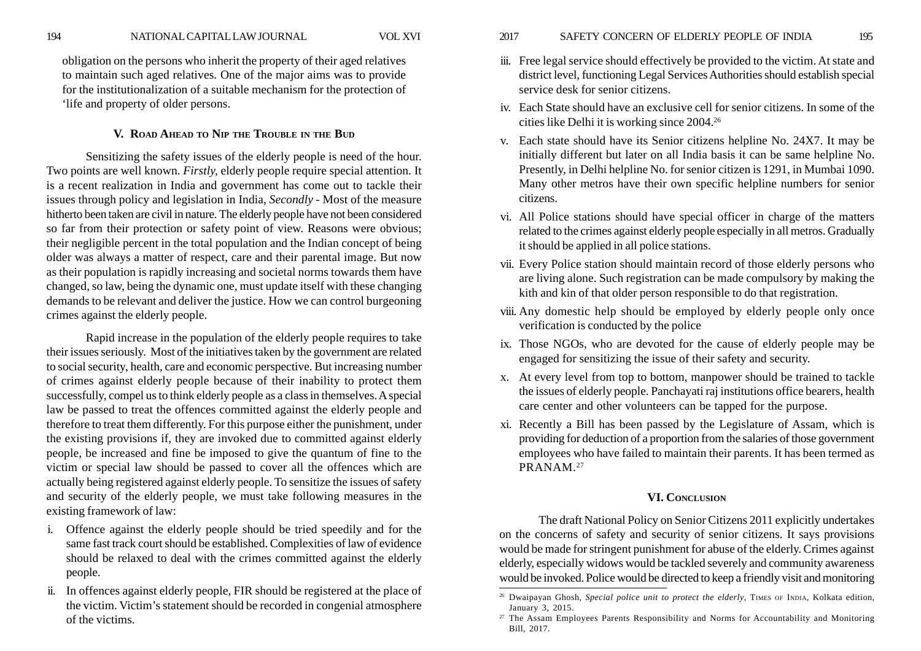obligation on the persons who inherit the property of their aged relatives to maintain such aged relatives. One of the major aims was to provide for the institutionalization of a suitable mechanism for the protection of 'life and property of older persons.

## V. Road Ahead to Nip the Trouble in the Bud

Sensitizing the safety issues of the elderly people is need of the hour. Two points are well known. *Firstly*, elderly people require special attention. It is a recent realization in India and government has come out to tackle their issues through policy and legislation in India, *Secondly* - Most of the measure hitherto been taken are civil in nature. The elderly people have not been considered so far from their protection or safety point of view. Reasons were obvious; their negligible percent in the total population and the Indian concept of being older was always a matter of respect, care and their parental image. But now as their population is rapidly increasing and societal norms towards them have changed, so law, being the dynamic one, must update itself with these changing demands to be relevant and deliver the justice. How we can control burgeoning crimes against the elderly people.

Rapid increase in the population of the elderly people requires to take their issues seriously. Most of the initiatives taken by the government are related to social security, health, care and economic perspective. But increasing number of crimes against elderly people because of their inability to protect them successfully, compel us to think elderly people as a class in themselves. A special law be passed to treat the offences committed against the elderly people and therefore to treat them differently. For this purpose either the punishment, under the existing provisions if, they are invoked due to committed against elderly people, be increased and fine be imposed to give the quantum of fine to the victim or special law should be passed to cover all the offences which are actually being registered against elderly people. To sensitize the issues of safety and security of the elderly people, we must take following measures in the existing framework of law:

i. Offence against the elderly people should be tried speedily and for the same fast track court should be established. Complexities of law of evidence should be relaxed to deal with the crimes committed against the elderly people.
ii. In offences against elderly people, FIR should be registered at the place of the victim. Victim's statement should be recorded in congenial atmosphere of the victims.
iii. Free legal service should effectively be provided to the victim. At state and district level, functioning Legal Services Authorities should establish special service desk for senior citizens.
iv. Each State should have an exclusive cell for senior citizens. In some of the cities like Delhi it is working since 2004.[26]
v. Each state should have its Senior citizens helpline No. 24X7. It may be initially different but later on all India basis it can be same helpline No. Presently, in Delhi helpline No. for senior citizen is 1291, in Mumbai 1090. Many other metros have their own specific helpline numbers for senior citizens.
vi. All Police stations should have special officer in charge of the matters related to the crimes against elderly people especially in all metros. Gradually it should be applied in all police stations.
vii. Every Police station should maintain record of those elderly persons who are living alone. Such registration can be made compulsory by making the kith and kin of that older person responsible to do that registration.
viii. Any domestic help should be employed by elderly people only once verification is conducted by the police
ix. Those NGOs, who are devoted for the cause of elderly people may be engaged for sensitizing the issue of their safety and security.
x. At every level from top to bottom, manpower should be trained to tackle the issues of elderly people. Panchayati raj institutions office bearers, health care center and other volunteers can be tapped for the purpose.
xi. Recently a Bill has been passed by the Legislature of Assam, which is providing for deduction of a proportion from the salaries of those government employees who have failed to maintain their parents. It has been termed as PRANAM.[27]

## VI. Conclusion

The draft National Policy on Senior Citizens 2011 explicitly undertakes on the concerns of safety and security of senior citizens. It says provisions would be made for stringent punishment for abuse of the elderly. Crimes against elderly, especially widows would be tackled severely and community awareness would be invoked. Police would be directed to keep a friendly visit and monitoring

---

[26] Dwaipayan Ghosh, *Special police unit to protect the elderly*, Times of India, Kolkata edition, January 3, 2015.

[27] The Assam Employees Parents Responsibility and Norms for Accountability and Monitoring Bill, 2017.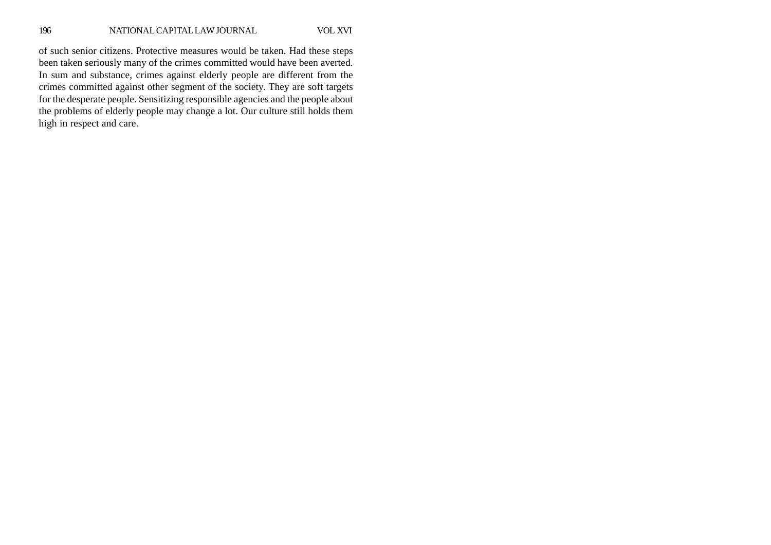of such senior citizens. Protective measures would be taken. Had these steps been taken seriously many of the crimes committed would have been averted. In sum and substance, crimes against elderly people are different from the crimes committed against other segment of the society. They are soft targets for the desperate people. Sensitizing responsible agencies and the people about the problems of elderly people may change a lot. Our culture still holds them high in respect and care.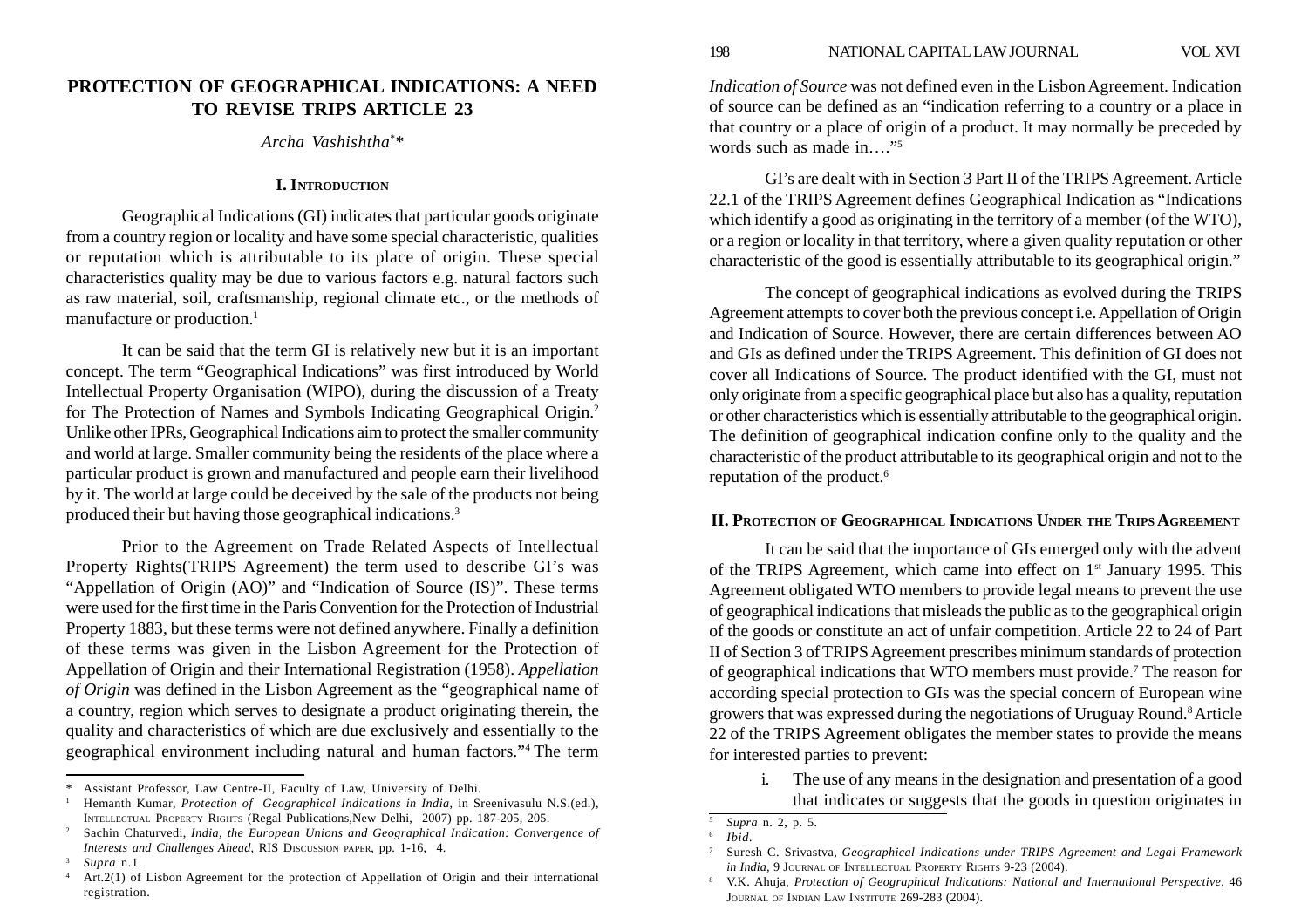# PROTECTION OF GEOGRAPHICAL INDICATIONS: A NEED TO REVISE TRIPS ARTICLE 23

*Archa Vashishtha*\*

## I. Introduction

Geographical Indications (GI) indicates that particular goods originate from a country region or locality and have some special characteristic, qualities or reputation which is attributable to its place of origin. These special characteristics quality may be due to various factors e.g. natural factors such as raw material, soil, craftsmanship, regional climate etc., or the methods of manufacture or production.[1]

It can be said that the term GI is relatively new but it is an important concept. The term "Geographical Indications" was first introduced by World Intellectual Property Organisation (WIPO), during the discussion of a Treaty for The Protection of Names and Symbols Indicating Geographical Origin.[2] Unlike other IPRs, Geographical Indications aim to protect the smaller community and world at large. Smaller community being the residents of the place where a particular product is grown and manufactured and people earn their livelihood by it. The world at large could be deceived by the sale of the products not being produced their but having those geographical indications.[3]

Prior to the Agreement on Trade Related Aspects of Intellectual Property Rights(TRIPS Agreement) the term used to describe GI's was "Appellation of Origin (AO)" and "Indication of Source (IS)". These terms were used for the first time in the Paris Convention for the Protection of Industrial Property 1883, but these terms were not defined anywhere. Finally a definition of these terms was given in the Lisbon Agreement for the Protection of Appellation of Origin and their International Registration (1958). *Appellation of Origin* was defined in the Lisbon Agreement as the "geographical name of a country, region which serves to designate a product originating therein, the quality and characteristics of which are due exclusively and essentially to the geographical environment including natural and human factors."[4] The term *Indication of Source* was not defined even in the Lisbon Agreement. Indication of source can be defined as an "indication referring to a country or a place in that country or a place of origin of a product. It may normally be preceded by words such as made in…."[5]

GI's are dealt with in Section 3 Part II of the TRIPS Agreement. Article 22.1 of the TRIPS Agreement defines Geographical Indication as "Indications which identify a good as originating in the territory of a member (of the WTO), or a region or locality in that territory, where a given quality reputation or other characteristic of the good is essentially attributable to its geographical origin."

The concept of geographical indications as evolved during the TRIPS Agreement attempts to cover both the previous concept i.e. Appellation of Origin and Indication of Source. However, there are certain differences between AO and GIs as defined under the TRIPS Agreement. This definition of GI does not cover all Indications of Source. The product identified with the GI, must not only originate from a specific geographical place but also has a quality, reputation or other characteristics which is essentially attributable to the geographical origin. The definition of geographical indication confine only to the quality and the characteristic of the product attributable to its geographical origin and not to the reputation of the product.[6]

## II. Protection of Geographical Indications Under the Trips Agreement

It can be said that the importance of GIs emerged only with the advent of the TRIPS Agreement, which came into effect on 1st January 1995. This Agreement obligated WTO members to provide legal means to prevent the use of geographical indications that misleads the public as to the geographical origin of the goods or constitute an act of unfair competition. Article 22 to 24 of Part II of Section 3 of TRIPS Agreement prescribes minimum standards of protection of geographical indications that WTO members must provide.[7] The reason for according special protection to GIs was the special concern of European wine growers that was expressed during the negotiations of Uruguay Round.[8] Article 22 of the TRIPS Agreement obligates the member states to provide the means for interested parties to prevent:

i. The use of any means in the designation and presentation of a good that indicates or suggests that the goods in question originates in

---

\* Assistant Professor, Law Centre-II, Faculty of Law, University of Delhi.

[1] Hemanth Kumar, *Protection of Geographical Indications in India*, in Sreenivasulu N.S.(ed.), Intellectual Property Rights (Regal Publications,New Delhi, 2007) pp. 187-205, 205.

[2] Sachin Chaturvedi, *India, the European Unions and Geographical Indication: Convergence of Interests and Challenges Ahead*, RIS Discussion paper, pp. 1-16, 4.

[3] *Supra* n.1.

[4] Art.2(1) of Lisbon Agreement for the protection of Appellation of Origin and their international registration.

[5] *Supra* n. 2, p. 5.

[6] *Ibid*.

[7] Suresh C. Srivastva, *Geographical Indications under TRIPS Agreement and Legal Framework in India*, 9 Journal of Intellectual Property Rights 9-23 (2004).

[8] V.K. Ahuja, *Protection of Geographical Indications: National and International Perspective*, 46 Journal of Indian Law Institute 269-283 (2004).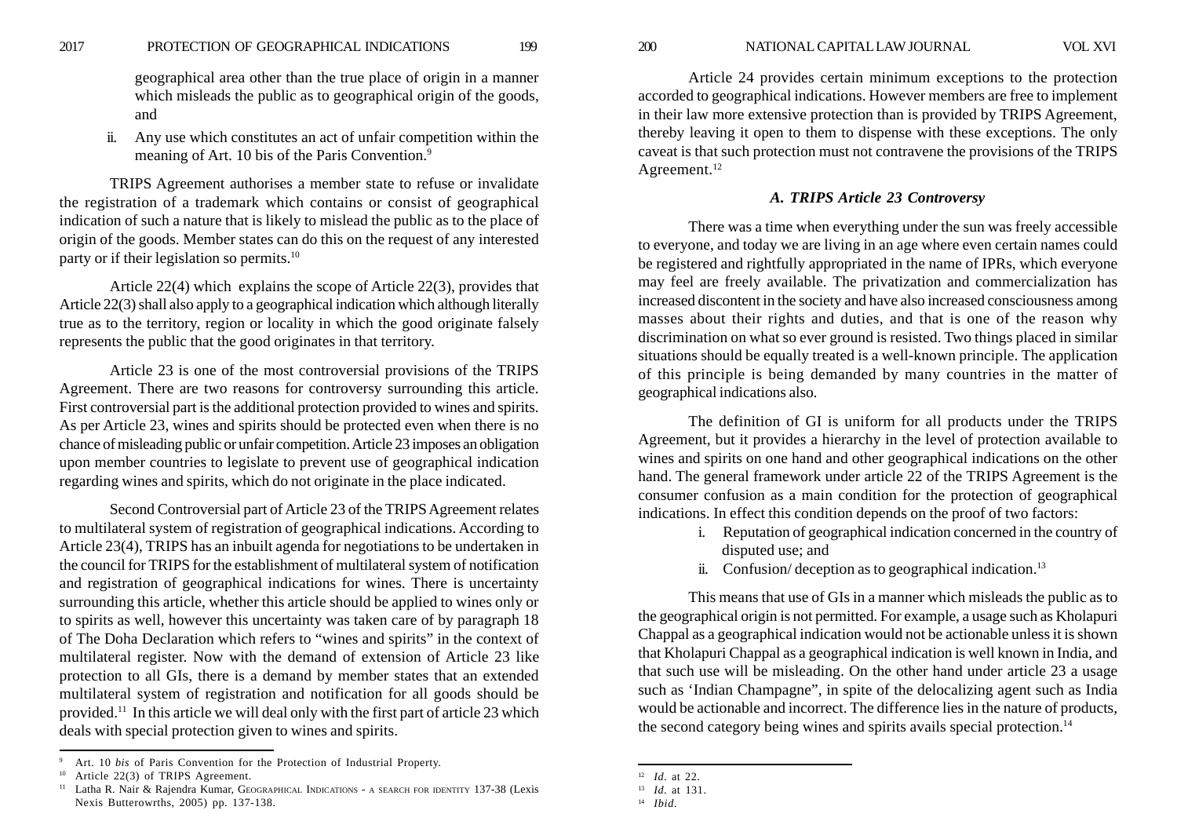geographical area other than the true place of origin in a manner which misleads the public as to geographical origin of the goods, and

ii. Any use which constitutes an act of unfair competition within the meaning of Art. 10 bis of the Paris Convention.[9]

TRIPS Agreement authorises a member state to refuse or invalidate the registration of a trademark which contains or consist of geographical indication of such a nature that is likely to mislead the public as to the place of origin of the goods. Member states can do this on the request of any interested party or if their legislation so permits.[10]

Article 22(4) which explains the scope of Article 22(3), provides that Article 22(3) shall also apply to a geographical indication which although literally true as to the territory, region or locality in which the good originate falsely represents the public that the good originates in that territory.

Article 23 is one of the most controversial provisions of the TRIPS Agreement. There are two reasons for controversy surrounding this article. First controversial part is the additional protection provided to wines and spirits. As per Article 23, wines and spirits should be protected even when there is no chance of misleading public or unfair competition. Article 23 imposes an obligation upon member countries to legislate to prevent use of geographical indication regarding wines and spirits, which do not originate in the place indicated.

Second Controversial part of Article 23 of the TRIPS Agreement relates to multilateral system of registration of geographical indications. According to Article 23(4), TRIPS has an inbuilt agenda for negotiations to be undertaken in the council for TRIPS for the establishment of multilateral system of notification and registration of geographical indications for wines. There is uncertainty surrounding this article, whether this article should be applied to wines only or to spirits as well, however this uncertainty was taken care of by paragraph 18 of The Doha Declaration which refers to "wines and spirits" in the context of multilateral register. Now with the demand of extension of Article 23 like protection to all GIs, there is a demand by member states that an extended multilateral system of registration and notification for all goods should be provided.[11] In this article we will deal only with the first part of article 23 which deals with special protection given to wines and spirits.

[9] Art. 10 *bis* of Paris Convention for the Protection of Industrial Property.

[10] Article 22(3) of TRIPS Agreement.

[11] Latha R. Nair & Rajendra Kumar, Geographical Indications - a search for identity 137-38 (Lexis Nexis Butterowrths, 2005) pp. 137-138.

Article 24 provides certain minimum exceptions to the protection accorded to geographical indications. However members are free to implement in their law more extensive protection than is provided by TRIPS Agreement, thereby leaving it open to them to dispense with these exceptions. The only caveat is that such protection must not contravene the provisions of the TRIPS Agreement.[12]

### *A. TRIPS Article 23 Controversy*

There was a time when everything under the sun was freely accessible to everyone, and today we are living in an age where even certain names could be registered and rightfully appropriated in the name of IPRs, which everyone may feel are freely available. The privatization and commercialization has increased discontent in the society and have also increased consciousness among masses about their rights and duties, and that is one of the reason why discrimination on what so ever ground is resisted. Two things placed in similar situations should be equally treated is a well-known principle. The application of this principle is being demanded by many countries in the matter of geographical indications also.

The definition of GI is uniform for all products under the TRIPS Agreement, but it provides a hierarchy in the level of protection available to wines and spirits on one hand and other geographical indications on the other hand. The general framework under article 22 of the TRIPS Agreement is the consumer confusion as a main condition for the protection of geographical indications. In effect this condition depends on the proof of two factors:

i. Reputation of geographical indication concerned in the country of disputed use; and
ii. Confusion/ deception as to geographical indication.[13]

This means that use of GIs in a manner which misleads the public as to the geographical origin is not permitted. For example, a usage such as Kholapuri Chappal as a geographical indication would not be actionable unless it is shown that Kholapuri Chappal as a geographical indication is well known in India, and that such use will be misleading. On the other hand under article 23 a usage such as 'Indian Champagne", in spite of the delocalizing agent such as India would be actionable and incorrect. The difference lies in the nature of products, the second category being wines and spirits avails special protection.[14]

[12] *Id.* at 22.

[13] *Id.* at 131.

[14] *Ibid.*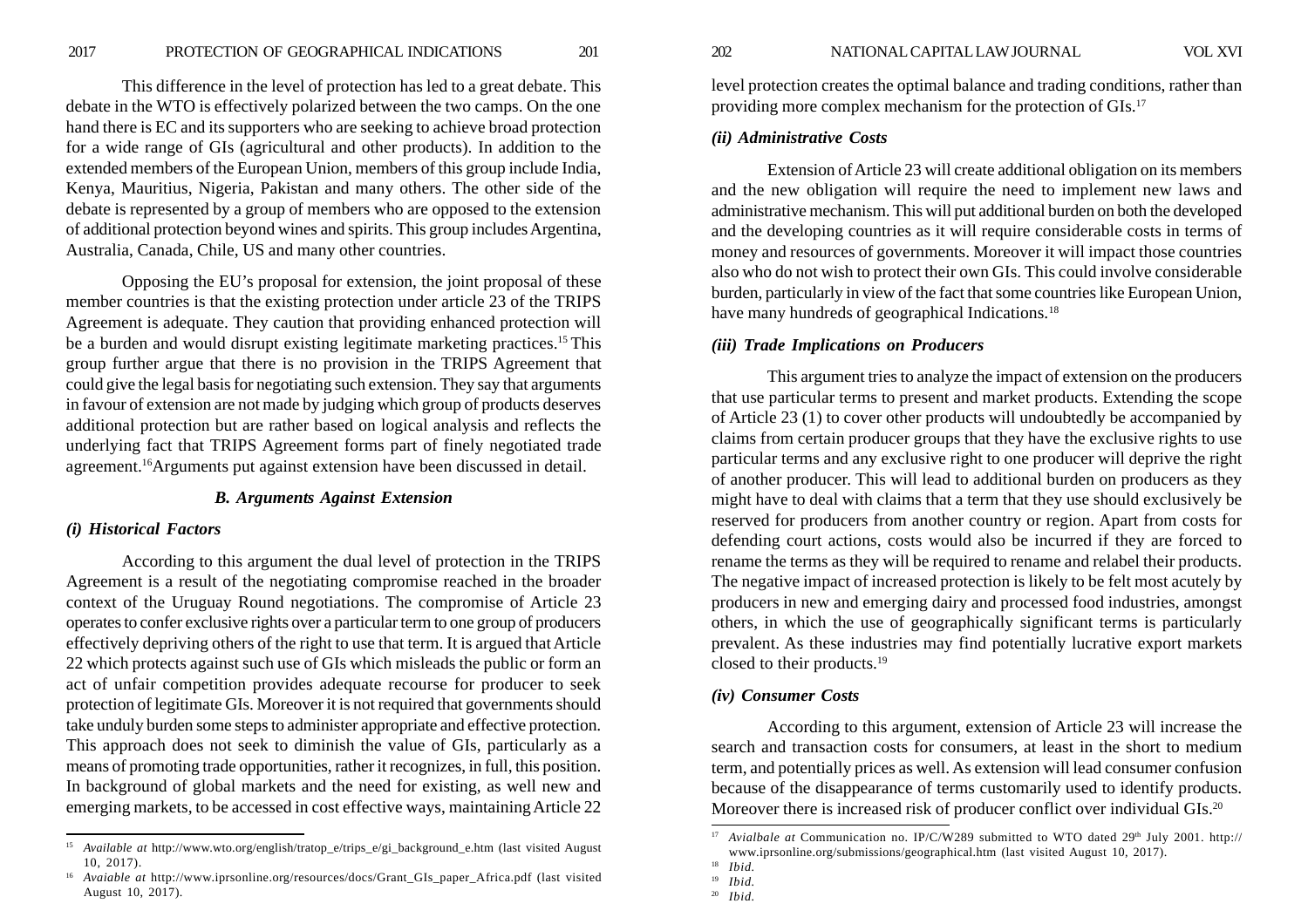This difference in the level of protection has led to a great debate. This debate in the WTO is effectively polarized between the two camps. On the one hand there is EC and its supporters who are seeking to achieve broad protection for a wide range of GIs (agricultural and other products). In addition to the extended members of the European Union, members of this group include India, Kenya, Mauritius, Nigeria, Pakistan and many others. The other side of the debate is represented by a group of members who are opposed to the extension of additional protection beyond wines and spirits. This group includes Argentina, Australia, Canada, Chile, US and many other countries.

Opposing the EU's proposal for extension, the joint proposal of these member countries is that the existing protection under article 23 of the TRIPS Agreement is adequate. They caution that providing enhanced protection will be a burden and would disrupt existing legitimate marketing practices.[15] This group further argue that there is no provision in the TRIPS Agreement that could give the legal basis for negotiating such extension. They say that arguments in favour of extension are not made by judging which group of products deserves additional protection but are rather based on logical analysis and reflects the underlying fact that TRIPS Agreement forms part of finely negotiated trade agreement.[16]Arguments put against extension have been discussed in detail.

### *B. Arguments Against Extension*

#### *(i) Historical Factors*

According to this argument the dual level of protection in the TRIPS Agreement is a result of the negotiating compromise reached in the broader context of the Uruguay Round negotiations. The compromise of Article 23 operates to confer exclusive rights over a particular term to one group of producers effectively depriving others of the right to use that term. It is argued that Article 22 which protects against such use of GIs which misleads the public or form an act of unfair competition provides adequate recourse for producer to seek protection of legitimate GIs. Moreover it is not required that governments should take unduly burden some steps to administer appropriate and effective protection. This approach does not seek to diminish the value of GIs, particularly as a means of promoting trade opportunities, rather it recognizes, in full, this position. In background of global markets and the need for existing, as well new and emerging markets, to be accessed in cost effective ways, maintaining Article 22 level protection creates the optimal balance and trading conditions, rather than providing more complex mechanism for the protection of GIs.[17]

#### *(ii) Administrative Costs*

Extension of Article 23 will create additional obligation on its members and the new obligation will require the need to implement new laws and administrative mechanism. This will put additional burden on both the developed and the developing countries as it will require considerable costs in terms of money and resources of governments. Moreover it will impact those countries also who do not wish to protect their own GIs. This could involve considerable burden, particularly in view of the fact that some countries like European Union, have many hundreds of geographical Indications.[18]

#### *(iii) Trade Implications on Producers*

This argument tries to analyze the impact of extension on the producers that use particular terms to present and market products. Extending the scope of Article 23 (1) to cover other products will undoubtedly be accompanied by claims from certain producer groups that they have the exclusive rights to use particular terms and any exclusive right to one producer will deprive the right of another producer. This will lead to additional burden on producers as they might have to deal with claims that a term that they use should exclusively be reserved for producers from another country or region. Apart from costs for defending court actions, costs would also be incurred if they are forced to rename the terms as they will be required to rename and relabel their products. The negative impact of increased protection is likely to be felt most acutely by producers in new and emerging dairy and processed food industries, amongst others, in which the use of geographically significant terms is particularly prevalent. As these industries may find potentially lucrative export markets closed to their products.[19]

#### *(iv) Consumer Costs*

According to this argument, extension of Article 23 will increase the search and transaction costs for consumers, at least in the short to medium term, and potentially prices as well. As extension will lead consumer confusion because of the disappearance of terms customarily used to identify products. Moreover there is increased risk of producer conflict over individual GIs.[20]

---

[15] *Available at* http://www.wto.org/english/tratop_e/trips_e/gi_background_e.htm (last visited August 10, 2017).

[16] *Avaiable at* http://www.iprsonline.org/resources/docs/Grant_GIs_paper_Africa.pdf (last visited August 10, 2017).

[17] *Avialbale at* Communication no. IP/C/W289 submitted to WTO dated 29th July 2001. http://www.iprsonline.org/submissions/geographical.htm (last visited August 10, 2017).

[18] *Ibid.*

[19] *Ibid.*

[20] *Ibid.*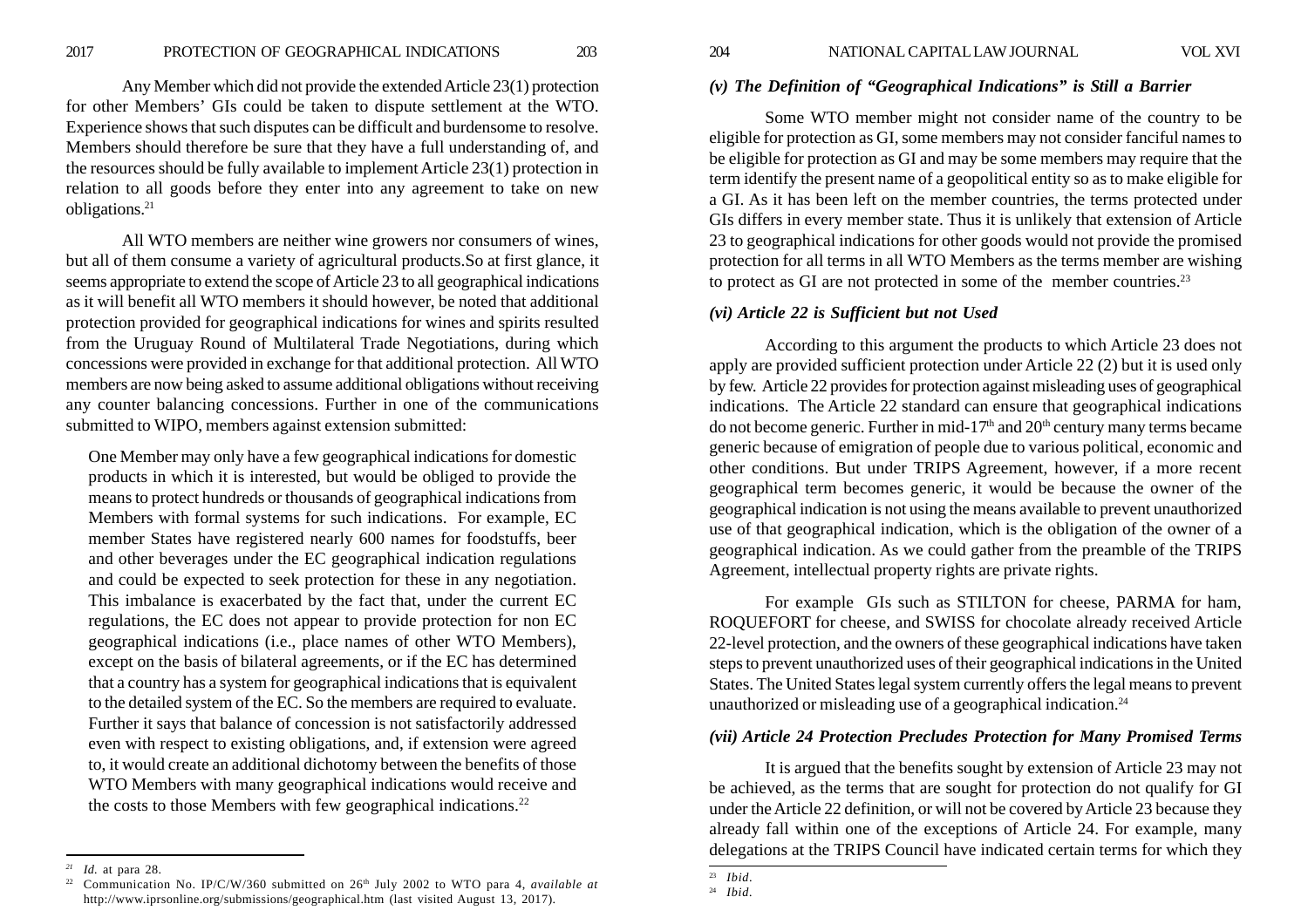Any Member which did not provide the extended Article 23(1) protection for other Members' GIs could be taken to dispute settlement at the WTO. Experience shows that such disputes can be difficult and burdensome to resolve. Members should therefore be sure that they have a full understanding of, and the resources should be fully available to implement Article 23(1) protection in relation to all goods before they enter into any agreement to take on new obligations.[21]

All WTO members are neither wine growers nor consumers of wines, but all of them consume a variety of agricultural products.So at first glance, it seems appropriate to extend the scope of Article 23 to all geographical indications as it will benefit all WTO members it should however, be noted that additional protection provided for geographical indications for wines and spirits resulted from the Uruguay Round of Multilateral Trade Negotiations, during which concessions were provided in exchange for that additional protection. All WTO members are now being asked to assume additional obligations without receiving any counter balancing concessions. Further in one of the communications submitted to WIPO, members against extension submitted:

> One Member may only have a few geographical indications for domestic products in which it is interested, but would be obliged to provide the means to protect hundreds or thousands of geographical indications from Members with formal systems for such indications. For example, EC member States have registered nearly 600 names for foodstuffs, beer and other beverages under the EC geographical indication regulations and could be expected to seek protection for these in any negotiation. This imbalance is exacerbated by the fact that, under the current EC regulations, the EC does not appear to provide protection for non EC geographical indications (i.e., place names of other WTO Members), except on the basis of bilateral agreements, or if the EC has determined that a country has a system for geographical indications that is equivalent to the detailed system of the EC. So the members are required to evaluate. Further it says that balance of concession is not satisfactorily addressed even with respect to existing obligations, and, if extension were agreed to, it would create an additional dichotomy between the benefits of those WTO Members with many geographical indications would receive and the costs to those Members with few geographical indications.[22]

[21] *Id.* at para 28.

[22] Communication No. IP/C/W/360 submitted on 26th July 2002 to WTO para 4, *available at* http://www.iprsonline.org/submissions/geographical.htm (last visited August 13, 2017).

### *(v) The Definition of "Geographical Indications" is Still a Barrier*

Some WTO member might not consider name of the country to be eligible for protection as GI, some members may not consider fanciful names to be eligible for protection as GI and may be some members may require that the term identify the present name of a geopolitical entity so as to make eligible for a GI. As it has been left on the member countries, the terms protected under GIs differs in every member state. Thus it is unlikely that extension of Article 23 to geographical indications for other goods would not provide the promised protection for all terms in all WTO Members as the terms member are wishing to protect as GI are not protected in some of the member countries.[23]

### *(vi) Article 22 is Sufficient but not Used*

According to this argument the products to which Article 23 does not apply are provided sufficient protection under Article 22 (2) but it is used only by few. Article 22 provides for protection against misleading uses of geographical indications. The Article 22 standard can ensure that geographical indications do not become generic. Further in mid-17th and 20th century many terms became generic because of emigration of people due to various political, economic and other conditions. But under TRIPS Agreement, however, if a more recent geographical term becomes generic, it would be because the owner of the geographical indication is not using the means available to prevent unauthorized use of that geographical indication, which is the obligation of the owner of a geographical indication. As we could gather from the preamble of the TRIPS Agreement, intellectual property rights are private rights.

For example GIs such as STILTON for cheese, PARMA for ham, ROQUEFORT for cheese, and SWISS for chocolate already received Article 22-level protection, and the owners of these geographical indications have taken steps to prevent unauthorized uses of their geographical indications in the United States. The United States legal system currently offers the legal means to prevent unauthorized or misleading use of a geographical indication.[24]

### *(vii) Article 24 Protection Precludes Protection for Many Promised Terms*

It is argued that the benefits sought by extension of Article 23 may not be achieved, as the terms that are sought for protection do not qualify for GI under the Article 22 definition, or will not be covered by Article 23 because they already fall within one of the exceptions of Article 24. For example, many delegations at the TRIPS Council have indicated certain terms for which they

[23] *Ibid.*

[24] *Ibid.*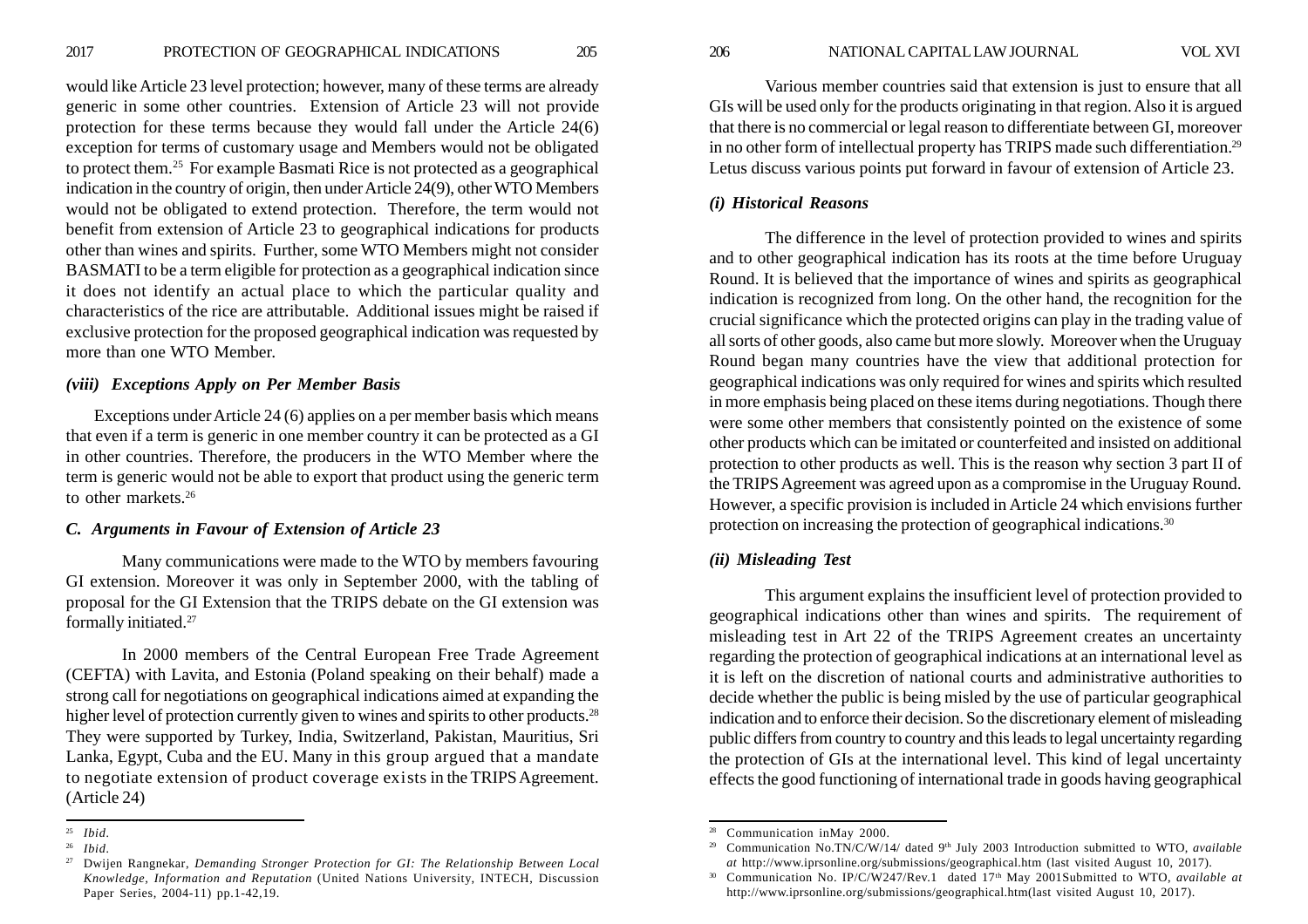would like Article 23 level protection; however, many of these terms are already generic in some other countries. Extension of Article 23 will not provide protection for these terms because they would fall under the Article 24(6) exception for terms of customary usage and Members would not be obligated to protect them.[25] For example Basmati Rice is not protected as a geographical indication in the country of origin, then under Article 24(9), other WTO Members would not be obligated to extend protection. Therefore, the term would not benefit from extension of Article 23 to geographical indications for products other than wines and spirits. Further, some WTO Members might not consider BASMATI to be a term eligible for protection as a geographical indication since it does not identify an actual place to which the particular quality and characteristics of the rice are attributable. Additional issues might be raised if exclusive protection for the proposed geographical indication was requested by more than one WTO Member.

### *(viii) Exceptions Apply on Per Member Basis*

Exceptions under Article 24 (6) applies on a per member basis which means that even if a term is generic in one member country it can be protected as a GI in other countries. Therefore, the producers in the WTO Member where the term is generic would not be able to export that product using the generic term to other markets.[26]

## *C. Arguments in Favour of Extension of Article 23*

Many communications were made to the WTO by members favouring GI extension. Moreover it was only in September 2000, with the tabling of proposal for the GI Extension that the TRIPS debate on the GI extension was formally initiated.[27]

In 2000 members of the Central European Free Trade Agreement (CEFTA) with Lavita, and Estonia (Poland speaking on their behalf) made a strong call for negotiations on geographical indications aimed at expanding the higher level of protection currently given to wines and spirits to other products.[28] They were supported by Turkey, India, Switzerland, Pakistan, Mauritius, Sri Lanka, Egypt, Cuba and the EU. Many in this group argued that a mandate to negotiate extension of product coverage exists in the TRIPS Agreement. (Article 24)

Various member countries said that extension is just to ensure that all GIs will be used only for the products originating in that region. Also it is argued that there is no commercial or legal reason to differentiate between GI, moreover in no other form of intellectual property has TRIPS made such differentiation.[29] Letus discuss various points put forward in favour of extension of Article 23.

### *(i) Historical Reasons*

The difference in the level of protection provided to wines and spirits and to other geographical indication has its roots at the time before Uruguay Round. It is believed that the importance of wines and spirits as geographical indication is recognized from long. On the other hand, the recognition for the crucial significance which the protected origins can play in the trading value of all sorts of other goods, also came but more slowly. Moreover when the Uruguay Round began many countries have the view that additional protection for geographical indications was only required for wines and spirits which resulted in more emphasis being placed on these items during negotiations. Though there were some other members that consistently pointed on the existence of some other products which can be imitated or counterfeited and insisted on additional protection to other products as well. This is the reason why section 3 part II of the TRIPS Agreement was agreed upon as a compromise in the Uruguay Round. However, a specific provision is included in Article 24 which envisions further protection on increasing the protection of geographical indications.[30]

### *(ii) Misleading Test*

This argument explains the insufficient level of protection provided to geographical indications other than wines and spirits. The requirement of misleading test in Art 22 of the TRIPS Agreement creates an uncertainty regarding the protection of geographical indications at an international level as it is left on the discretion of national courts and administrative authorities to decide whether the public is being misled by the use of particular geographical indication and to enforce their decision. So the discretionary element of misleading public differs from country to country and this leads to legal uncertainty regarding the protection of GIs at the international level. This kind of legal uncertainty effects the good functioning of international trade in goods having geographical

---

[25] *Ibid*.

[26] *Ibid*.

[27] Dwijen Rangnekar, *Demanding Stronger Protection for GI: The Relationship Between Local Knowledge, Information and Reputation* (United Nations University, INTECH, Discussion Paper Series, 2004-11) pp.1-42,19.

[28] Communication inMay 2000.

[29] Communication No.TN/C/W/14/ dated 9th July 2003 Introduction submitted to WTO, *available at* http://www.iprsonline.org/submissions/geographical.htm (last visited August 10, 2017).

[30] Communication No. IP/C/W247/Rev.1 dated 17th May 2001Submitted to WTO, *available at* http://www.iprsonline.org/submissions/geographical.htm(last visited August 10, 2017).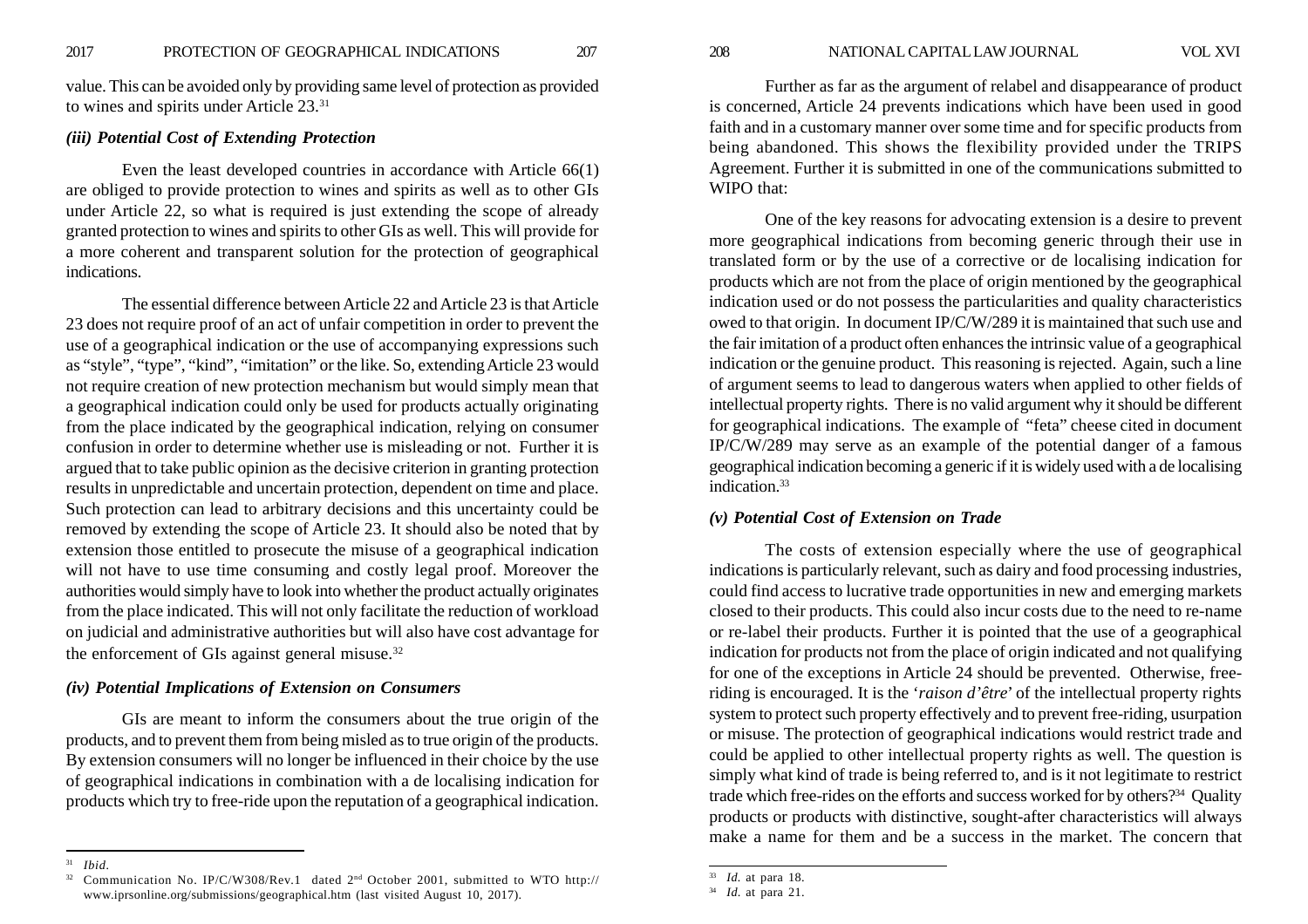value. This can be avoided only by providing same level of protection as provided to wines and spirits under Article 23.[31]

### *(iii) Potential Cost of Extending Protection*

Even the least developed countries in accordance with Article 66(1) are obliged to provide protection to wines and spirits as well as to other GIs under Article 22, so what is required is just extending the scope of already granted protection to wines and spirits to other GIs as well. This will provide for a more coherent and transparent solution for the protection of geographical indications.

The essential difference between Article 22 and Article 23 is that Article 23 does not require proof of an act of unfair competition in order to prevent the use of a geographical indication or the use of accompanying expressions such as "style", "type", "kind", "imitation" or the like. So, extending Article 23 would not require creation of new protection mechanism but would simply mean that a geographical indication could only be used for products actually originating from the place indicated by the geographical indication, relying on consumer confusion in order to determine whether use is misleading or not. Further it is argued that to take public opinion as the decisive criterion in granting protection results in unpredictable and uncertain protection, dependent on time and place. Such protection can lead to arbitrary decisions and this uncertainty could be removed by extending the scope of Article 23. It should also be noted that by extension those entitled to prosecute the misuse of a geographical indication will not have to use time consuming and costly legal proof. Moreover the authorities would simply have to look into whether the product actually originates from the place indicated. This will not only facilitate the reduction of workload on judicial and administrative authorities but will also have cost advantage for the enforcement of GIs against general misuse.[32]

### *(iv) Potential Implications of Extension on Consumers*

GIs are meant to inform the consumers about the true origin of the products, and to prevent them from being misled as to true origin of the products. By extension consumers will no longer be influenced in their choice by the use of geographical indications in combination with a de localising indication for products which try to free-ride upon the reputation of a geographical indication.

Further as far as the argument of relabel and disappearance of product is concerned, Article 24 prevents indications which have been used in good faith and in a customary manner over some time and for specific products from being abandoned. This shows the flexibility provided under the TRIPS Agreement. Further it is submitted in one of the communications submitted to WIPO that:

One of the key reasons for advocating extension is a desire to prevent more geographical indications from becoming generic through their use in translated form or by the use of a corrective or de localising indication for products which are not from the place of origin mentioned by the geographical indication used or do not possess the particularities and quality characteristics owed to that origin. In document IP/C/W/289 it is maintained that such use and the fair imitation of a product often enhances the intrinsic value of a geographical indication or the genuine product. This reasoning is rejected. Again, such a line of argument seems to lead to dangerous waters when applied to other fields of intellectual property rights. There is no valid argument why it should be different for geographical indications. The example of "feta" cheese cited in document IP/C/W/289 may serve as an example of the potential danger of a famous geographical indication becoming a generic if it is widely used with a de localising indication.[33]

### *(v) Potential Cost of Extension on Trade*

The costs of extension especially where the use of geographical indications is particularly relevant, such as dairy and food processing industries, could find access to lucrative trade opportunities in new and emerging markets closed to their products. This could also incur costs due to the need to re-name or re-label their products. Further it is pointed that the use of a geographical indication for products not from the place of origin indicated and not qualifying for one of the exceptions in Article 24 should be prevented. Otherwise, free-riding is encouraged. It is the '*raison d'être*' of the intellectual property rights system to protect such property effectively and to prevent free-riding, usurpation or misuse. The protection of geographical indications would restrict trade and could be applied to other intellectual property rights as well. The question is simply what kind of trade is being referred to, and is it not legitimate to restrict trade which free-rides on the efforts and success worked for by others?[34] Quality products or products with distinctive, sought-after characteristics will always make a name for them and be a success in the market. The concern that

---

[31] *Ibid.*

[32] Communication No. IP/C/W308/Rev.1 dated 2nd October 2001, submitted to WTO http://www.iprsonline.org/submissions/geographical.htm (last visited August 10, 2017).

[33] *Id.* at para 18.

[34] *Id.* at para 21.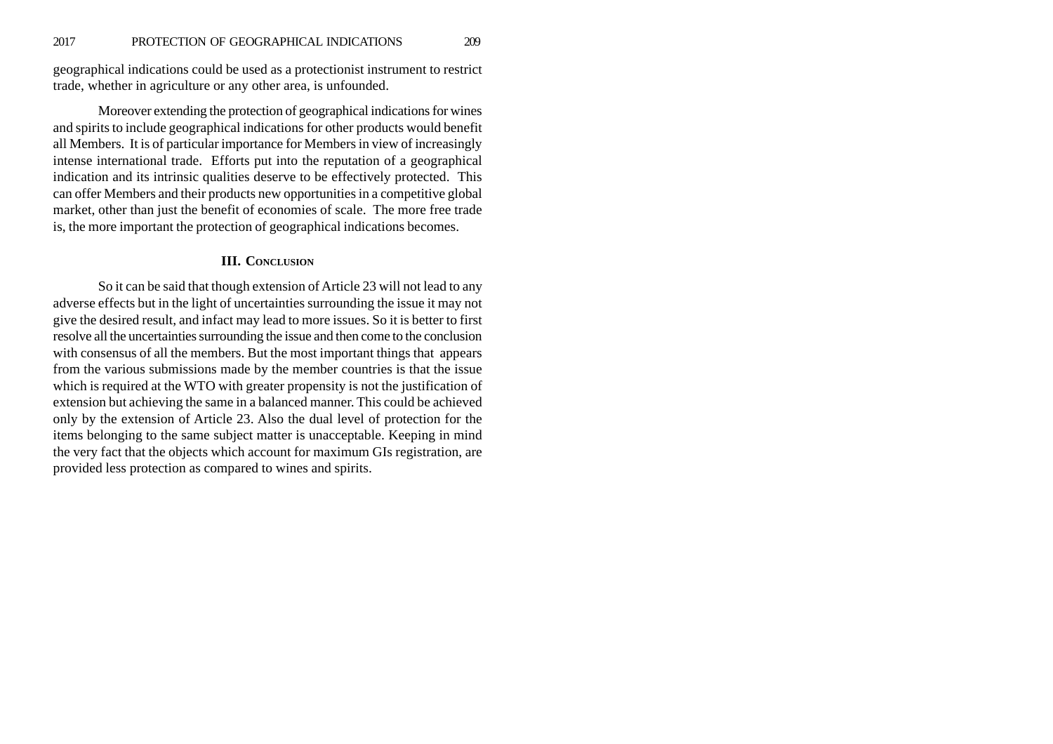geographical indications could be used as a protectionist instrument to restrict trade, whether in agriculture or any other area, is unfounded.

Moreover extending the protection of geographical indications for wines and spirits to include geographical indications for other products would benefit all Members. It is of particular importance for Members in view of increasingly intense international trade. Efforts put into the reputation of a geographical indication and its intrinsic qualities deserve to be effectively protected. This can offer Members and their products new opportunities in a competitive global market, other than just the benefit of economies of scale. The more free trade is, the more important the protection of geographical indications becomes.

## III. Conclusion

So it can be said that though extension of Article 23 will not lead to any adverse effects but in the light of uncertainties surrounding the issue it may not give the desired result, and infact may lead to more issues. So it is better to first resolve all the uncertainties surrounding the issue and then come to the conclusion with consensus of all the members. But the most important things that appears from the various submissions made by the member countries is that the issue which is required at the WTO with greater propensity is not the justification of extension but achieving the same in a balanced manner. This could be achieved only by the extension of Article 23. Also the dual level of protection for the items belonging to the same subject matter is unacceptable. Keeping in mind the very fact that the objects which account for maximum GIs registration, are provided less protection as compared to wines and spirits.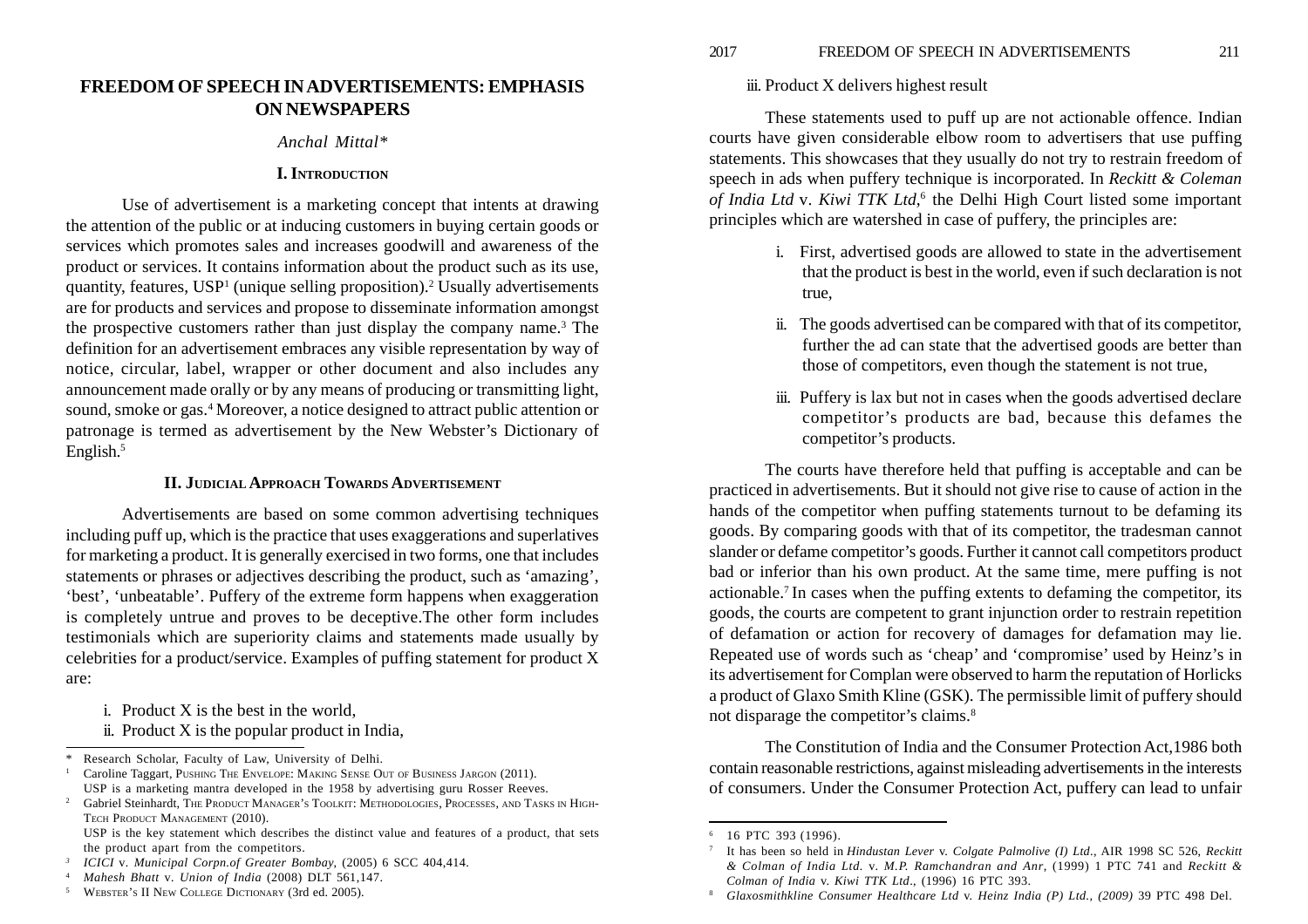# FREEDOM OF SPEECH IN ADVERTISEMENTS: EMPHASIS ON NEWSPAPERS

*Anchal Mittal**

## I. Introduction

Use of advertisement is a marketing concept that intents at drawing the attention of the public or at inducing customers in buying certain goods or services which promotes sales and increases goodwill and awareness of the product or services. It contains information about the product such as its use, quantity, features, USP[1] (unique selling proposition).[2] Usually advertisements are for products and services and propose to disseminate information amongst the prospective customers rather than just display the company name.[3] The definition for an advertisement embraces any visible representation by way of notice, circular, label, wrapper or other document and also includes any announcement made orally or by any means of producing or transmitting light, sound, smoke or gas.[4] Moreover, a notice designed to attract public attention or patronage is termed as advertisement by the New Webster's Dictionary of English.[5]

## II. Judicial Approach Towards Advertisement

Advertisements are based on some common advertising techniques including puff up, which is the practice that uses exaggerations and superlatives for marketing a product. It is generally exercised in two forms, one that includes statements or phrases or adjectives describing the product, such as 'amazing', 'best', 'unbeatable'. Puffery of the extreme form happens when exaggeration is completely untrue and proves to be deceptive.The other form includes testimonials which are superiority claims and statements made usually by celebrities for a product/service. Examples of puffing statement for product X are:

i. Product X is the best in the world,
ii. Product X is the popular product in India,
iii. Product X delivers highest result

These statements used to puff up are not actionable offence. Indian courts have given considerable elbow room to advertisers that use puffing statements. This showcases that they usually do not try to restrain freedom of speech in ads when puffery technique is incorporated. In *Reckitt & Coleman of India Ltd* v. *Kiwi TTK Ltd*,[6] the Delhi High Court listed some important principles which are watershed in case of puffery, the principles are:

i. First, advertised goods are allowed to state in the advertisement that the product is best in the world, even if such declaration is not true,

ii. The goods advertised can be compared with that of its competitor, further the ad can state that the advertised goods are better than those of competitors, even though the statement is not true,

iii. Puffery is lax but not in cases when the goods advertised declare competitor's products are bad, because this defames the competitor's products.

The courts have therefore held that puffing is acceptable and can be practiced in advertisements. But it should not give rise to cause of action in the hands of the competitor when puffing statements turnout to be defaming its goods. By comparing goods with that of its competitor, the tradesman cannot slander or defame competitor's goods. Further it cannot call competitors product bad or inferior than his own product. At the same time, mere puffing is not actionable.[7] In cases when the puffing extents to defaming the competitor, its goods, the courts are competent to grant injunction order to restrain repetition of defamation or action for recovery of damages for defamation may lie. Repeated use of words such as 'cheap' and 'compromise' used by Heinz's in its advertisement for Complan were observed to harm the reputation of Horlicks a product of Glaxo Smith Kline (GSK). The permissible limit of puffery should not disparage the competitor's claims.[8]

The Constitution of India and the Consumer Protection Act,1986 both contain reasonable restrictions, against misleading advertisements in the interests of consumers. Under the Consumer Protection Act, puffery can lead to unfair

---

\* Research Scholar, Faculty of Law, University of Delhi.

[1] Caroline Taggart, Pushing The Envelope: Making Sense Out of Business Jargon (2011). USP is a marketing mantra developed in the 1958 by advertising guru Rosser Reeves.

[2] Gabriel Steinhardt, The Product Manager's Toolkit: Methodologies, Processes, and Tasks in High-Tech Product Management (2010). USP is the key statement which describes the distinct value and features of a product, that sets the product apart from the competitors.

[3] *ICICI* v. *Municipal Corpn.of Greater Bombay,* (2005) 6 SCC 404,414.

[4] *Mahesh Bhatt* v. *Union of India* (2008) DLT 561,147.

[5] Webster's II New College Dictionary (3rd ed. 2005).

[6] 16 PTC 393 (1996).

[7] It has been so held in *Hindustan Lever* v. *Colgate Palmolive (I) Ltd.*, AIR 1998 SC 526, *Reckitt & Colman of India Ltd.* v. *M.P. Ramchandran and Anr*, (1999) 1 PTC 741 and *Reckitt & Colman of India* v. *Kiwi TTK Ltd*., (1996) 16 PTC 393.

[8] *Glaxosmithkline Consumer Healthcare Ltd* v. *Heinz India (P) Ltd., (2009)* 39 PTC 498 Del.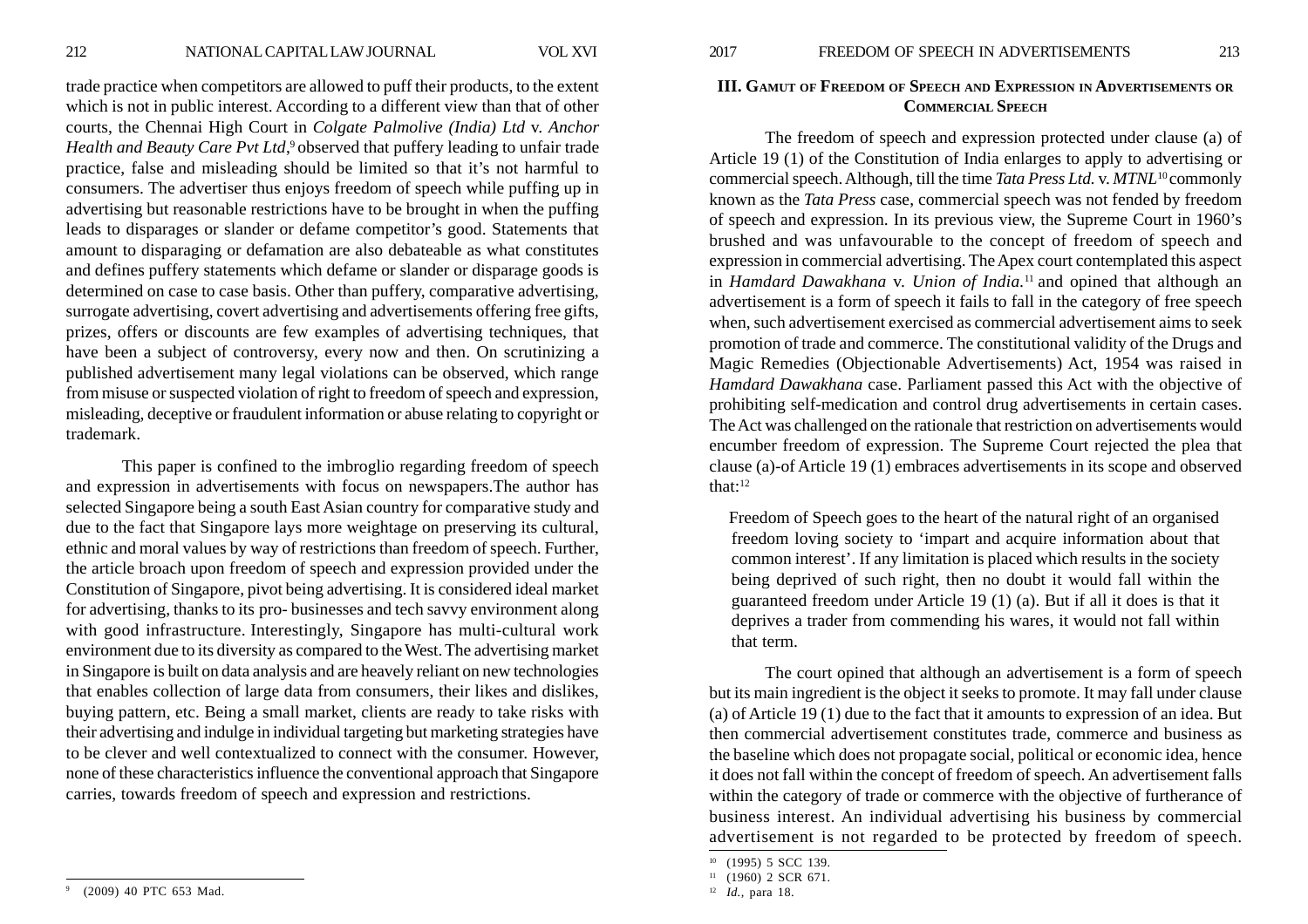trade practice when competitors are allowed to puff their products, to the extent which is not in public interest. According to a different view than that of other courts, the Chennai High Court in *Colgate Palmolive (India) Ltd* v. *Anchor Health and Beauty Care Pvt Ltd*,[9] observed that puffery leading to unfair trade practice, false and misleading should be limited so that it's not harmful to consumers. The advertiser thus enjoys freedom of speech while puffing up in advertising but reasonable restrictions have to be brought in when the puffing leads to disparages or slander or defame competitor's good. Statements that amount to disparaging or defamation are also debateable as what constitutes and defines puffery statements which defame or slander or disparage goods is determined on case to case basis. Other than puffery, comparative advertising, surrogate advertising, covert advertising and advertisements offering free gifts, prizes, offers or discounts are few examples of advertising techniques, that have been a subject of controversy, every now and then. On scrutinizing a published advertisement many legal violations can be observed, which range from misuse or suspected violation of right to freedom of speech and expression, misleading, deceptive or fraudulent information or abuse relating to copyright or trademark.

This paper is confined to the imbroglio regarding freedom of speech and expression in advertisements with focus on newspapers.The author has selected Singapore being a south East Asian country for comparative study and due to the fact that Singapore lays more weightage on preserving its cultural, ethnic and moral values by way of restrictions than freedom of speech. Further, the article broach upon freedom of speech and expression provided under the Constitution of Singapore, pivot being advertising. It is considered ideal market for advertising, thanks to its pro- businesses and tech savvy environment along with good infrastructure. Interestingly, Singapore has multi-cultural work environment due to its diversity as compared to the West. The advertising market in Singapore is built on data analysis and are heavely reliant on new technologies that enables collection of large data from consumers, their likes and dislikes, buying pattern, etc. Being a small market, clients are ready to take risks with their advertising and indulge in individual targeting but marketing strategies have to be clever and well contextualized to connect with the consumer. However, none of these characteristics influence the conventional approach that Singapore carries, towards freedom of speech and expression and restrictions.

[9] (2009) 40 PTC 653 Mad.

## III. Gamut of Freedom of Speech and Expression in Advertisements or Commercial Speech

The freedom of speech and expression protected under clause (a) of Article 19 (1) of the Constitution of India enlarges to apply to advertising or commercial speech. Although, till the time *Tata Press Ltd.* v. *MTNL*[10] commonly known as the *Tata Press* case, commercial speech was not fended by freedom of speech and expression. In its previous view, the Supreme Court in 1960's brushed and was unfavourable to the concept of freedom of speech and expression in commercial advertising. The Apex court contemplated this aspect in *Hamdard Dawakhana* v. *Union of India.*[11] and opined that although an advertisement is a form of speech it fails to fall in the category of free speech when, such advertisement exercised as commercial advertisement aims to seek promotion of trade and commerce. The constitutional validity of the Drugs and Magic Remedies (Objectionable Advertisements) Act, 1954 was raised in *Hamdard Dawakhana* case. Parliament passed this Act with the objective of prohibiting self-medication and control drug advertisements in certain cases. The Act was challenged on the rationale that restriction on advertisements would encumber freedom of expression. The Supreme Court rejected the plea that clause (a)-of Article 19 (1) embraces advertisements in its scope and observed that:[12]

> Freedom of Speech goes to the heart of the natural right of an organised freedom loving society to 'impart and acquire information about that common interest'. If any limitation is placed which results in the society being deprived of such right, then no doubt it would fall within the guaranteed freedom under Article 19 (1) (a). But if all it does is that it deprives a trader from commending his wares, it would not fall within that term.

The court opined that although an advertisement is a form of speech but its main ingredient is the object it seeks to promote. It may fall under clause (a) of Article 19 (1) due to the fact that it amounts to expression of an idea. But then commercial advertisement constitutes trade, commerce and business as the baseline which does not propagate social, political or economic idea, hence it does not fall within the concept of freedom of speech. An advertisement falls within the category of trade or commerce with the objective of furtherance of business interest. An individual advertising his business by commercial advertisement is not regarded to be protected by freedom of speech.

[10] (1995) 5 SCC 139.

[11] (1960) 2 SCR 671.

[12] *Id.*, para 18.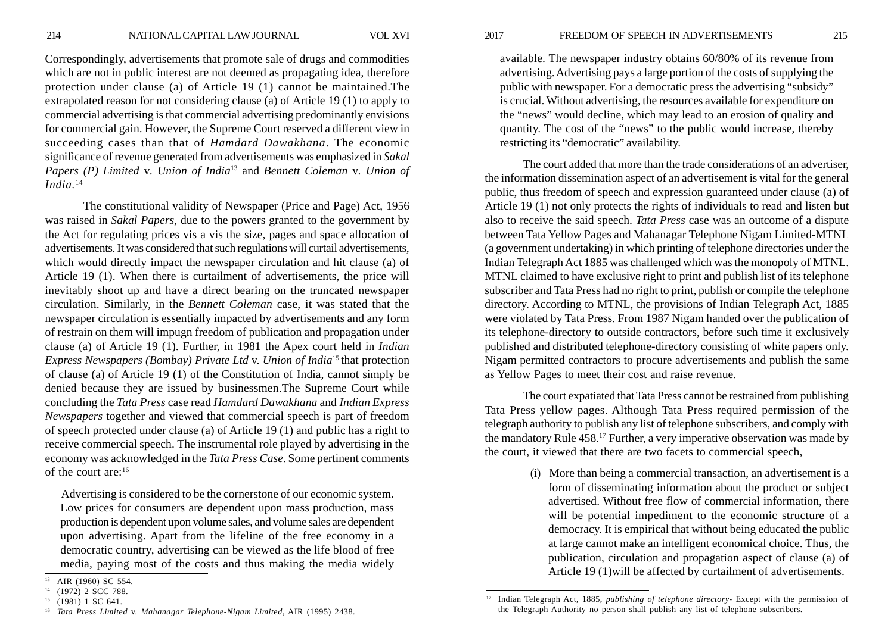Correspondingly, advertisements that promote sale of drugs and commodities which are not in public interest are not deemed as propagating idea, therefore protection under clause (a) of Article 19 (1) cannot be maintained.The extrapolated reason for not considering clause (a) of Article 19 (1) to apply to commercial advertising is that commercial advertising predominantly envisions for commercial gain. However, the Supreme Court reserved a different view in succeeding cases than that of *Hamdard Dawakhana*. The economic significance of revenue generated from advertisements was emphasized in *Sakal Papers (P) Limited* v. *Union of India*[13] and *Bennett Coleman* v. *Union of India*.[14]

The constitutional validity of Newspaper (Price and Page) Act, 1956 was raised in *Sakal Papers,* due to the powers granted to the government by the Act for regulating prices vis a vis the size, pages and space allocation of advertisements. It was considered that such regulations will curtail advertisements, which would directly impact the newspaper circulation and hit clause (a) of Article 19 (1). When there is curtailment of advertisements, the price will inevitably shoot up and have a direct bearing on the truncated newspaper circulation. Similarly, in the *Bennett Coleman* case, it was stated that the newspaper circulation is essentially impacted by advertisements and any form of restrain on them will impugn freedom of publication and propagation under clause (a) of Article 19 (1). Further, in 1981 the Apex court held in *Indian Express Newspapers (Bombay) Private Ltd* v. *Union of India*[15] that protection of clause (a) of Article 19 (1) of the Constitution of India, cannot simply be denied because they are issued by businessmen.The Supreme Court while concluding the *Tata Press* case read *Hamdard Dawakhana* and *Indian Express Newspapers* together and viewed that commercial speech is part of freedom of speech protected under clause (a) of Article 19 (1) and public has a right to receive commercial speech. The instrumental role played by advertising in the economy was acknowledged in the *Tata Press Case*. Some pertinent comments of the court are:[16]

> Advertising is considered to be the cornerstone of our economic system. Low prices for consumers are dependent upon mass production, mass production is dependent upon volume sales, and volume sales are dependent upon advertising. Apart from the lifeline of the free economy in a democratic country, advertising can be viewed as the life blood of free media, paying most of the costs and thus making the media widely available. The newspaper industry obtains 60/80% of its revenue from advertising. Advertising pays a large portion of the costs of supplying the public with newspaper. For a democratic press the advertising "subsidy" is crucial. Without advertising, the resources available for expenditure on the "news" would decline, which may lead to an erosion of quality and quantity. The cost of the "news" to the public would increase, thereby restricting its "democratic" availability.

The court added that more than the trade considerations of an advertiser, the information dissemination aspect of an advertisement is vital for the general public, thus freedom of speech and expression guaranteed under clause (a) of Article 19 (1) not only protects the rights of individuals to read and listen but also to receive the said speech. *Tata Press* case was an outcome of a dispute between Tata Yellow Pages and Mahanagar Telephone Nigam Limited-MTNL (a government undertaking) in which printing of telephone directories under the Indian Telegraph Act 1885 was challenged which was the monopoly of MTNL. MTNL claimed to have exclusive right to print and publish list of its telephone subscriber and Tata Press had no right to print, publish or compile the telephone directory. According to MTNL, the provisions of Indian Telegraph Act, 1885 were violated by Tata Press. From 1987 Nigam handed over the publication of its telephone-directory to outside contractors, before such time it exclusively published and distributed telephone-directory consisting of white papers only. Nigam permitted contractors to procure advertisements and publish the same as Yellow Pages to meet their cost and raise revenue.

The court expatiated that Tata Press cannot be restrained from publishing Tata Press yellow pages. Although Tata Press required permission of the telegraph authority to publish any list of telephone subscribers, and comply with the mandatory Rule 458.[17] Further, a very imperative observation was made by the court, it viewed that there are two facets to commercial speech,

(i) More than being a commercial transaction, an advertisement is a form of disseminating information about the product or subject advertised. Without free flow of commercial information, there will be potential impediment to the economic structure of a democracy. It is empirical that without being educated the public at large cannot make an intelligent economical choice. Thus, the publication, circulation and propagation aspect of clause (a) of Article 19 (1)will be affected by curtailment of advertisements.

---

[13] AIR (1960) SC 554.

[14] (1972) 2 SCC 788.

[15] (1981) 1 SC 641.

[16] *Tata Press Limited* v. *Mahanagar Telephone-Nigam Limited*, AIR (1995) 2438.

[17] Indian Telegraph Act, 1885, *publishing of telephone directory*- Except with the permission of the Telegraph Authority no person shall publish any list of telephone subscribers.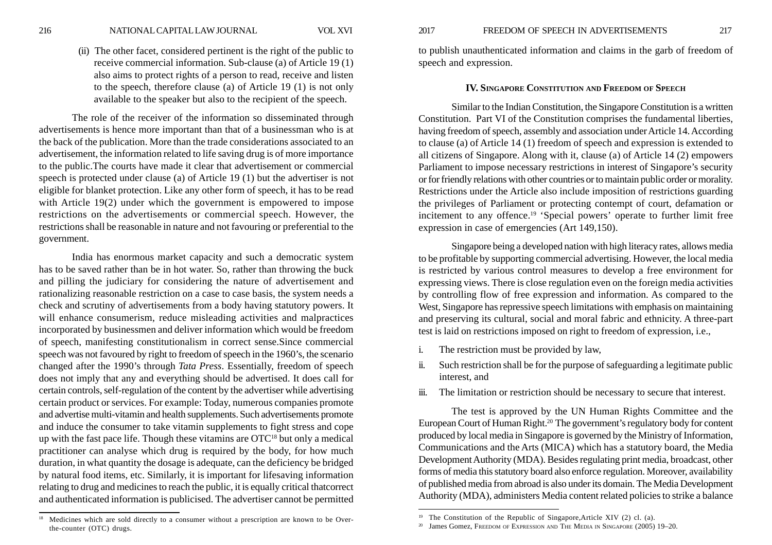(ii) The other facet, considered pertinent is the right of the public to receive commercial information. Sub-clause (a) of Article 19 (1) also aims to protect rights of a person to read, receive and listen to the speech, therefore clause (a) of Article 19 (1) is not only available to the speaker but also to the recipient of the speech.

The role of the receiver of the information so disseminated through advertisements is hence more important than that of a businessman who is at the back of the publication. More than the trade considerations associated to an advertisement, the information related to life saving drug is of more importance to the public.The courts have made it clear that advertisement or commercial speech is protected under clause (a) of Article 19 (1) but the advertiser is not eligible for blanket protection. Like any other form of speech, it has to be read with Article 19(2) under which the government is empowered to impose restrictions on the advertisements or commercial speech. However, the restrictions shall be reasonable in nature and not favouring or preferential to the government.

India has enormous market capacity and such a democratic system has to be saved rather than be in hot water. So, rather than throwing the buck and pilling the judiciary for considering the nature of advertisement and rationalizing reasonable restriction on a case to case basis, the system needs a check and scrutiny of advertisements from a body having statutory powers. It will enhance consumerism, reduce misleading activities and malpractices incorporated by businessmen and deliver information which would be freedom of speech, manifesting constitutionalism in correct sense.Since commercial speech was not favoured by right to freedom of speech in the 1960's, the scenario changed after the 1990's through *Tata Press*. Essentially, freedom of speech does not imply that any and everything should be advertised. It does call for certain controls, self-regulation of the content by the advertiser while advertising certain product or services. For example: Today, numerous companies promote and advertise multi-vitamin and health supplements. Such advertisements promote and induce the consumer to take vitamin supplements to fight stress and cope up with the fast pace life. Though these vitamins are OTC[18] but only a medical practitioner can analyse which drug is required by the body, for how much duration, in what quantity the dosage is adequate, can the deficiency be bridged by natural food items, etc. Similarly, it is important for lifesaving information relating to drug and medicines to reach the public, it is equally critical thatcorrect and authenticated information is publicised. The advertiser cannot be permitted to publish unauthenticated information and claims in the garb of freedom of speech and expression.

### IV. Singapore Constitution and Freedom of Speech

Similar to the Indian Constitution, the Singapore Constitution is a written Constitution. Part VI of the Constitution comprises the fundamental liberties, having freedom of speech, assembly and association under Article 14. According to clause (a) of Article 14 (1) freedom of speech and expression is extended to all citizens of Singapore. Along with it, clause (a) of Article 14 (2) empowers Parliament to impose necessary restrictions in interest of Singapore's security or for friendly relations with other countries or to maintain public order or morality. Restrictions under the Article also include imposition of restrictions guarding the privileges of Parliament or protecting contempt of court, defamation or incitement to any offence.[19] 'Special powers' operate to further limit free expression in case of emergencies (Art 149,150).

Singapore being a developed nation with high literacy rates, allows media to be profitable by supporting commercial advertising. However, the local media is restricted by various control measures to develop a free environment for expressing views. There is close regulation even on the foreign media activities by controlling flow of free expression and information. As compared to the West, Singapore has repressive speech limitations with emphasis on maintaining and preserving its cultural, social and moral fabric and ethnicity. A three-part test is laid on restrictions imposed on right to freedom of expression, i.e.,

i. The restriction must be provided by law,
ii. Such restriction shall be for the purpose of safeguarding a legitimate public interest, and
iii. The limitation or restriction should be necessary to secure that interest.

The test is approved by the UN Human Rights Committee and the European Court of Human Right.[20] The government's regulatory body for content produced by local media in Singapore is governed by the Ministry of Information, Communications and the Arts (MICA) which has a statutory board, the Media Development Authority (MDA). Besides regulating print media, broadcast, other forms of media this statutory board also enforce regulation. Moreover, availability of published media from abroad is also under its domain. The Media Development Authority (MDA), administers Media content related policies to strike a balance

---

[18] Medicines which are sold directly to a consumer without a prescription are known to be Over-the-counter (OTC) drugs.

[19] The Constitution of the Republic of Singapore,Article XIV (2) cl. (a).

[20] James Gomez, Freedom of Expression and The Media in Singapore (2005) 19–20.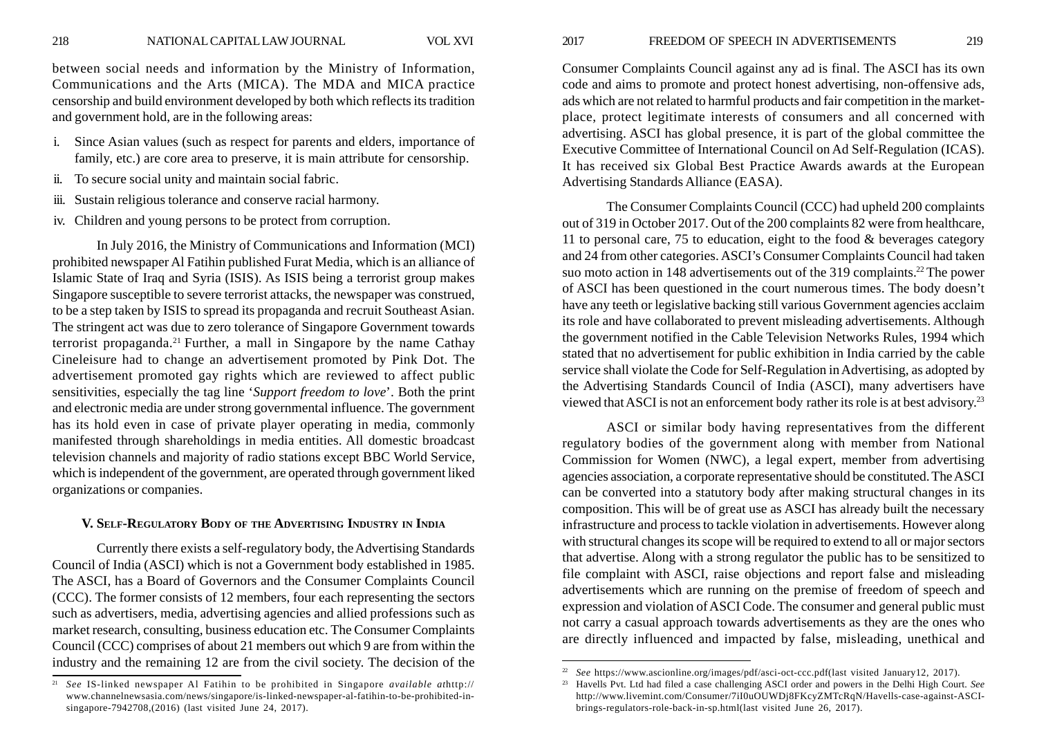between social needs and information by the Ministry of Information, Communications and the Arts (MICA). The MDA and MICA practice censorship and build environment developed by both which reflects its tradition and government hold, are in the following areas:

i. Since Asian values (such as respect for parents and elders, importance of family, etc.) are core area to preserve, it is main attribute for censorship.
ii. To secure social unity and maintain social fabric.
iii. Sustain religious tolerance and conserve racial harmony.
iv. Children and young persons to be protect from corruption.

In July 2016, the Ministry of Communications and Information (MCI) prohibited newspaper Al Fatihin published Furat Media, which is an alliance of Islamic State of Iraq and Syria (ISIS). As ISIS being a terrorist group makes Singapore susceptible to severe terrorist attacks, the newspaper was construed, to be a step taken by ISIS to spread its propaganda and recruit Southeast Asian. The stringent act was due to zero tolerance of Singapore Government towards terrorist propaganda.[21] Further, a mall in Singapore by the name Cathay Cineleisure had to change an advertisement promoted by Pink Dot. The advertisement promoted gay rights which are reviewed to affect public sensitivities, especially the tag line '*Support freedom to love*'. Both the print and electronic media are under strong governmental influence. The government has its hold even in case of private player operating in media, commonly manifested through shareholdings in media entities. All domestic broadcast television channels and majority of radio stations except BBC World Service, which is independent of the government, are operated through government liked organizations or companies.

## V. Self-Regulatory Body of the Advertising Industry in India

Currently there exists a self-regulatory body, the Advertising Standards Council of India (ASCI) which is not a Government body established in 1985. The ASCI, has a Board of Governors and the Consumer Complaints Council (CCC). The former consists of 12 members, four each representing the sectors such as advertisers, media, advertising agencies and allied professions such as market research, consulting, business education etc. The Consumer Complaints Council (CCC) comprises of about 21 members out which 9 are from within the industry and the remaining 12 are from the civil society. The decision of the Consumer Complaints Council against any ad is final. The ASCI has its own code and aims to promote and protect honest advertising, non-offensive ads, ads which are not related to harmful products and fair competition in the market-place, protect legitimate interests of consumers and all concerned with advertising. ASCI has global presence, it is part of the global committee the Executive Committee of International Council on Ad Self-Regulation (ICAS). It has received six Global Best Practice Awards awards at the European Advertising Standards Alliance (EASA).

The Consumer Complaints Council (CCC) had upheld 200 complaints out of 319 in October 2017. Out of the 200 complaints 82 were from healthcare, 11 to personal care, 75 to education, eight to the food & beverages category and 24 from other categories. ASCI's Consumer Complaints Council had taken suo moto action in 148 advertisements out of the 319 complaints.[22] The power of ASCI has been questioned in the court numerous times. The body doesn't have any teeth or legislative backing still various Government agencies acclaim its role and have collaborated to prevent misleading advertisements. Although the government notified in the Cable Television Networks Rules, 1994 which stated that no advertisement for public exhibition in India carried by the cable service shall violate the Code for Self-Regulation in Advertising, as adopted by the Advertising Standards Council of India (ASCI), many advertisers have viewed that ASCI is not an enforcement body rather its role is at best advisory.[23]

ASCI or similar body having representatives from the different regulatory bodies of the government along with member from National Commission for Women (NWC), a legal expert, member from advertising agencies association, a corporate representative should be constituted. The ASCI can be converted into a statutory body after making structural changes in its composition. This will be of great use as ASCI has already built the necessary infrastructure and process to tackle violation in advertisements. However along with structural changes its scope will be required to extend to all or major sectors that advertise. Along with a strong regulator the public has to be sensitized to file complaint with ASCI, raise objections and report false and misleading advertisements which are running on the premise of freedom of speech and expression and violation of ASCI Code. The consumer and general public must not carry a casual approach towards advertisements as they are the ones who are directly influenced and impacted by false, misleading, unethical and

---

[21] *See* IS-linked newspaper Al Fatihin to be prohibited in Singapore *available at*http://www.channelnewsasia.com/news/singapore/is-linked-newspaper-al-fatihin-to-be-prohibited-in-singapore-7942708,(2016) (last visited June 24, 2017).

[22] *See* https://www.ascionline.org/images/pdf/asci-oct-ccc.pdf(last visited January12, 2017).

[23] Havells Pvt. Ltd had filed a case challenging ASCI order and powers in the Delhi High Court. *See* http://www.livemint.com/Consumer/7iI0uOUWDj8FKcyZMTcRqN/Havells-case-against-ASCI-brings-regulators-role-back-in-sp.html(last visited June 26, 2017).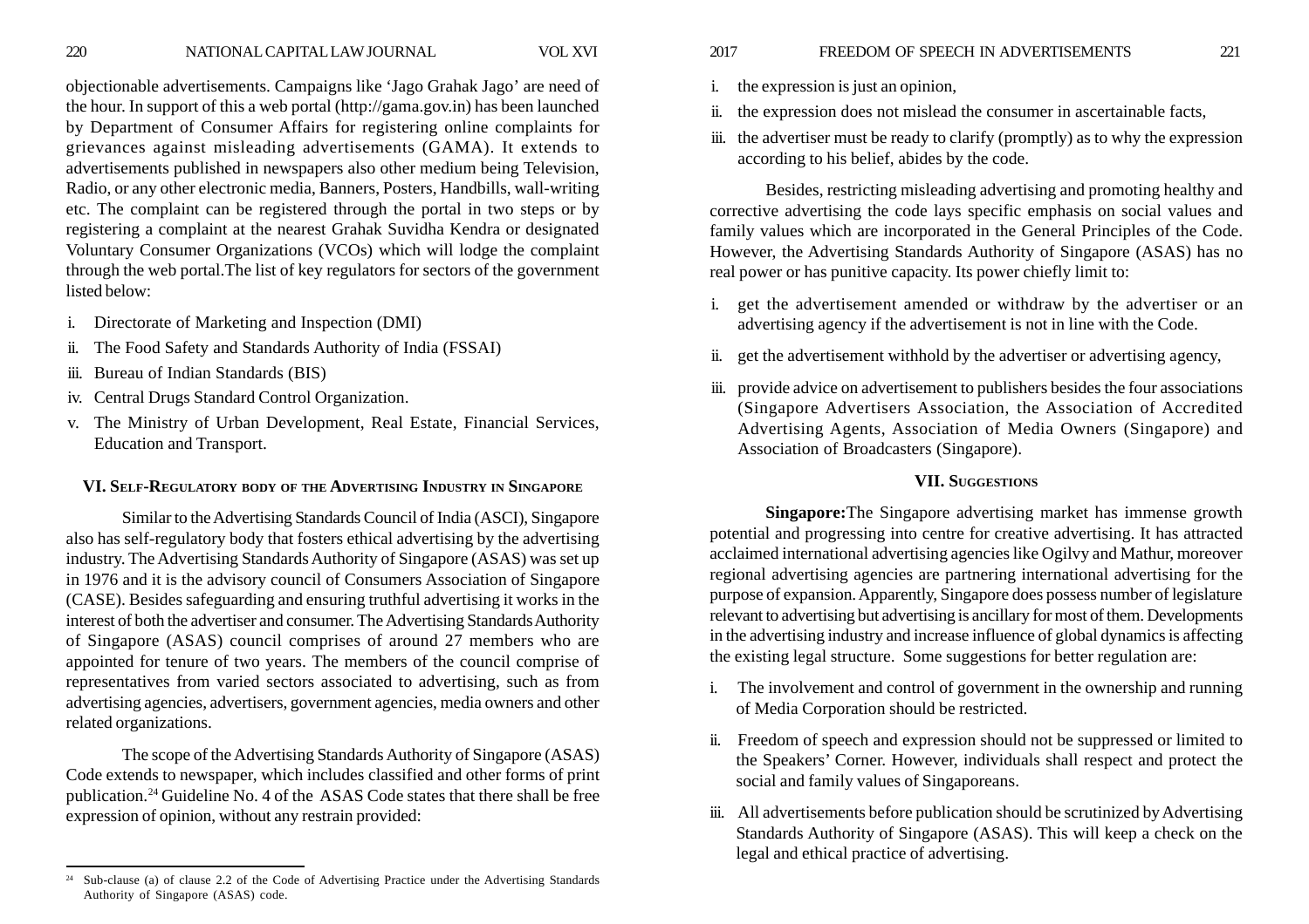objectionable advertisements. Campaigns like 'Jago Grahak Jago' are need of the hour. In support of this a web portal (http://gama.gov.in) has been launched by Department of Consumer Affairs for registering online complaints for grievances against misleading advertisements (GAMA). It extends to advertisements published in newspapers also other medium being Television, Radio, or any other electronic media, Banners, Posters, Handbills, wall-writing etc. The complaint can be registered through the portal in two steps or by registering a complaint at the nearest Grahak Suvidha Kendra or designated Voluntary Consumer Organizations (VCOs) which will lodge the complaint through the web portal.The list of key regulators for sectors of the government listed below:

i. Directorate of Marketing and Inspection (DMI)
ii. The Food Safety and Standards Authority of India (FSSAI)
iii. Bureau of Indian Standards (BIS)
iv. Central Drugs Standard Control Organization.
v. The Ministry of Urban Development, Real Estate, Financial Services, Education and Transport.

## VI. Self-Regulatory body of the Advertising Industry in Singapore

Similar to the Advertising Standards Council of India (ASCI), Singapore also has self-regulatory body that fosters ethical advertising by the advertising industry. The Advertising Standards Authority of Singapore (ASAS) was set up in 1976 and it is the advisory council of Consumers Association of Singapore (CASE). Besides safeguarding and ensuring truthful advertising it works in the interest of both the advertiser and consumer. The Advertising Standards Authority of Singapore (ASAS) council comprises of around 27 members who are appointed for tenure of two years. The members of the council comprise of representatives from varied sectors associated to advertising, such as from advertising agencies, advertisers, government agencies, media owners and other related organizations.

The scope of the Advertising Standards Authority of Singapore (ASAS) Code extends to newspaper, which includes classified and other forms of print publication.[24] Guideline No. 4 of the ASAS Code states that there shall be free expression of opinion, without any restrain provided:

i. the expression is just an opinion,
ii. the expression does not mislead the consumer in ascertainable facts,
iii. the advertiser must be ready to clarify (promptly) as to why the expression according to his belief, abides by the code.

Besides, restricting misleading advertising and promoting healthy and corrective advertising the code lays specific emphasis on social values and family values which are incorporated in the General Principles of the Code. However, the Advertising Standards Authority of Singapore (ASAS) has no real power or has punitive capacity. Its power chiefly limit to:

i. get the advertisement amended or withdraw by the advertiser or an advertising agency if the advertisement is not in line with the Code.
ii. get the advertisement withhold by the advertiser or advertising agency,
iii. provide advice on advertisement to publishers besides the four associations (Singapore Advertisers Association, the Association of Accredited Advertising Agents, Association of Media Owners (Singapore) and Association of Broadcasters (Singapore).

## VII. Suggestions

**Singapore:**The Singapore advertising market has immense growth potential and progressing into centre for creative advertising. It has attracted acclaimed international advertising agencies like Ogilvy and Mathur, moreover regional advertising agencies are partnering international advertising for the purpose of expansion. Apparently, Singapore does possess number of legislature relevant to advertising but advertising is ancillary for most of them. Developments in the advertising industry and increase influence of global dynamics is affecting the existing legal structure. Some suggestions for better regulation are:

i. The involvement and control of government in the ownership and running of Media Corporation should be restricted.
ii. Freedom of speech and expression should not be suppressed or limited to the Speakers' Corner. However, individuals shall respect and protect the social and family values of Singaporeans.
iii. All advertisements before publication should be scrutinized by Advertising Standards Authority of Singapore (ASAS). This will keep a check on the legal and ethical practice of advertising.

---

[24] Sub-clause (a) of clause 2.2 of the Code of Advertising Practice under the Advertising Standards Authority of Singapore (ASAS) code.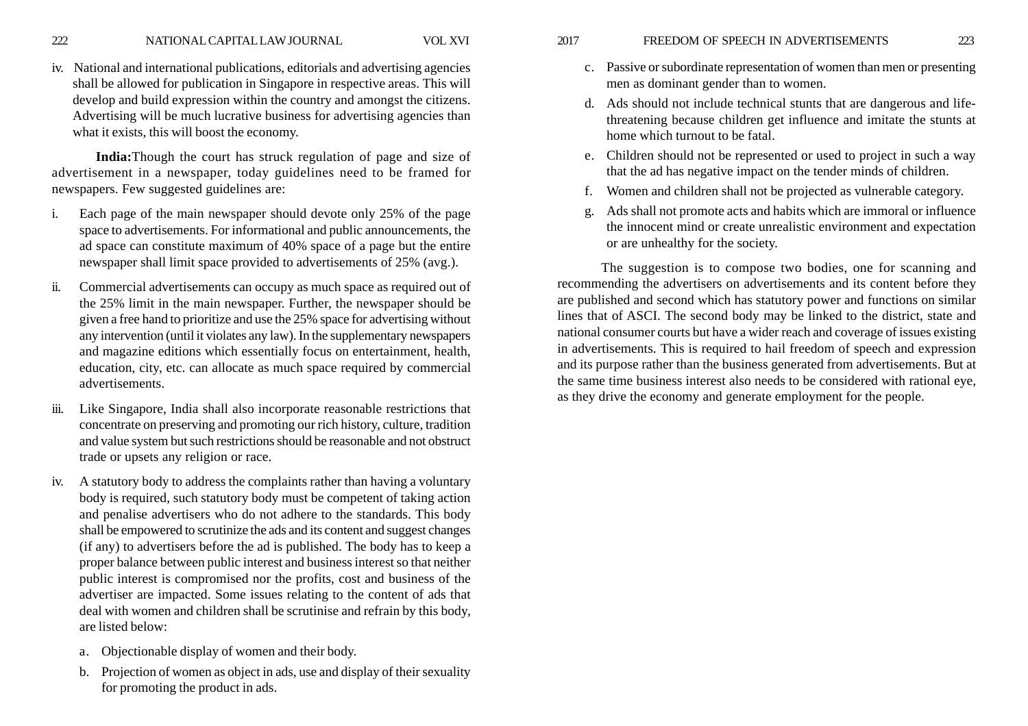iv. National and international publications, editorials and advertising agencies shall be allowed for publication in Singapore in respective areas. This will develop and build expression within the country and amongst the citizens. Advertising will be much lucrative business for advertising agencies than what it exists, this will boost the economy.

**India:**Though the court has struck regulation of page and size of advertisement in a newspaper, today guidelines need to be framed for newspapers. Few suggested guidelines are:

i. Each page of the main newspaper should devote only 25% of the page space to advertisements. For informational and public announcements, the ad space can constitute maximum of 40% space of a page but the entire newspaper shall limit space provided to advertisements of 25% (avg.).

ii. Commercial advertisements can occupy as much space as required out of the 25% limit in the main newspaper. Further, the newspaper should be given a free hand to prioritize and use the 25% space for advertising without any intervention (until it violates any law). In the supplementary newspapers and magazine editions which essentially focus on entertainment, health, education, city, etc. can allocate as much space required by commercial advertisements.

iii. Like Singapore, India shall also incorporate reasonable restrictions that concentrate on preserving and promoting our rich history, culture, tradition and value system but such restrictions should be reasonable and not obstruct trade or upsets any religion or race.

iv. A statutory body to address the complaints rather than having a voluntary body is required, such statutory body must be competent of taking action and penalise advertisers who do not adhere to the standards. This body shall be empowered to scrutinize the ads and its content and suggest changes (if any) to advertisers before the ad is published. The body has to keep a proper balance between public interest and business interest so that neither public interest is compromised nor the profits, cost and business of the advertiser are impacted. Some issues relating to the content of ads that deal with women and children shall be scrutinise and refrain by this body, are listed below:

   a. Objectionable display of women and their body.

   b. Projection of women as object in ads, use and display of their sexuality for promoting the product in ads.

   c. Passive or subordinate representation of women than men or presenting men as dominant gender than to women.

   d. Ads should not include technical stunts that are dangerous and life-threatening because children get influence and imitate the stunts at home which turnout to be fatal.

   e. Children should not be represented or used to project in such a way that the ad has negative impact on the tender minds of children.

   f. Women and children shall not be projected as vulnerable category.

   g. Ads shall not promote acts and habits which are immoral or influence the innocent mind or create unrealistic environment and expectation or are unhealthy for the society.

The suggestion is to compose two bodies, one for scanning and recommending the advertisers on advertisements and its content before they are published and second which has statutory power and functions on similar lines that of ASCI. The second body may be linked to the district, state and national consumer courts but have a wider reach and coverage of issues existing in advertisements. This is required to hail freedom of speech and expression and its purpose rather than the business generated from advertisements. But at the same time business interest also needs to be considered with rational eye, as they drive the economy and generate employment for the people.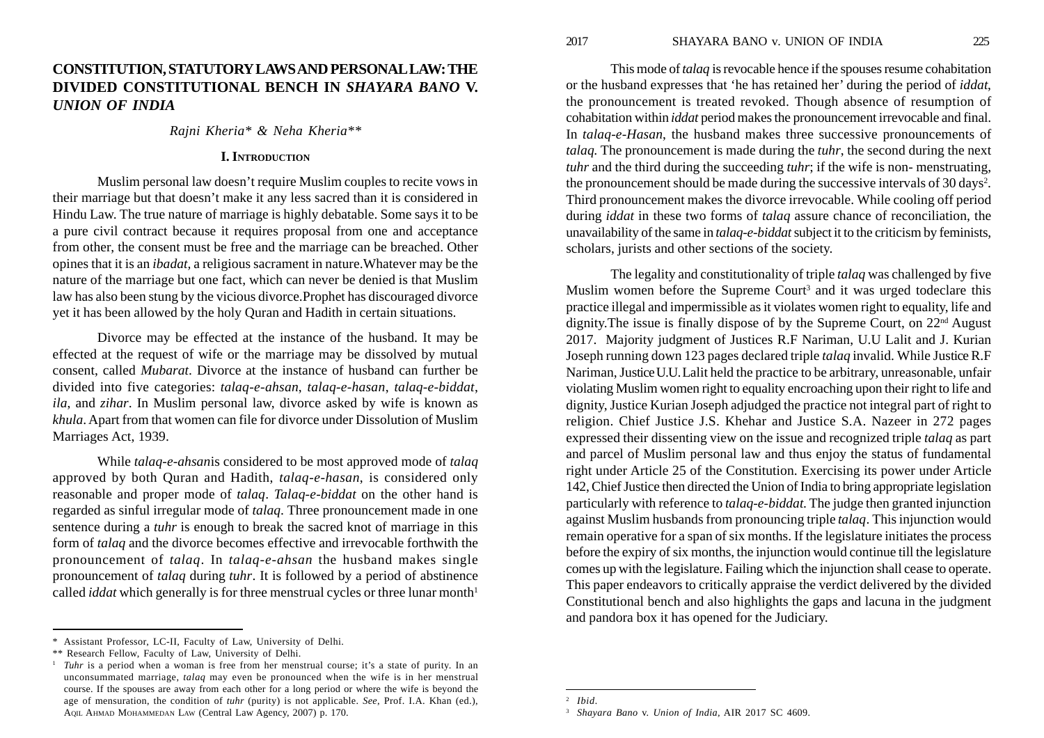# CONSTITUTION, STATUTORY LAWS AND PERSONAL LAW: THE DIVIDED CONSTITUTIONAL BENCH IN *SHAYARA BANO* V. *UNION OF INDIA*

*Rajni Kheria\* & Neha Kheria\*\**

## I. Introduction

Muslim personal law doesn't require Muslim couples to recite vows in their marriage but that doesn't make it any less sacred than it is considered in Hindu Law. The true nature of marriage is highly debatable. Some says it to be a pure civil contract because it requires proposal from one and acceptance from other, the consent must be free and the marriage can be breached. Other opines that it is an *ibadat,* a religious sacrament in nature.Whatever may be the nature of the marriage but one fact, which can never be denied is that Muslim law has also been stung by the vicious divorce.Prophet has discouraged divorce yet it has been allowed by the holy Quran and Hadith in certain situations.

Divorce may be effected at the instance of the husband. It may be effected at the request of wife or the marriage may be dissolved by mutual consent, called *Mubarat*. Divorce at the instance of husband can further be divided into five categories: *talaq-e-ahsan*, *talaq-e-hasan*, *talaq-e-biddat*, *ila*, and *zihar*. In Muslim personal law, divorce asked by wife is known as *khula*. Apart from that women can file for divorce under Dissolution of Muslim Marriages Act, 1939.

While *talaq-e-ahsan*is considered to be most approved mode of *talaq* approved by both Quran and Hadith, *talaq-e-hasan*, is considered only reasonable and proper mode of *talaq*. *Talaq-e-biddat* on the other hand is regarded as sinful irregular mode of *talaq*. Three pronouncement made in one sentence during a *tuhr* is enough to break the sacred knot of marriage in this form of *talaq* and the divorce becomes effective and irrevocable forthwith the pronouncement of *talaq*. In *talaq-e-ahsan* the husband makes single pronouncement of *talaq* during *tuhr*. It is followed by a period of abstinence called *iddat* which generally is for three menstrual cycles or three lunar month[1]

This mode of *talaq* is revocable hence if the spouses resume cohabitation or the husband expresses that 'he has retained her' during the period of *iddat*, the pronouncement is treated revoked. Though absence of resumption of cohabitation within *iddat* period makes the pronouncement irrevocable and final. In *talaq-e-Hasan*, the husband makes three successive pronouncements of *talaq.* The pronouncement is made during the *tuhr*, the second during the next *tuhr* and the third during the succeeding *tuhr*; if the wife is non- menstruating, the pronouncement should be made during the successive intervals of 30 days[2]. Third pronouncement makes the divorce irrevocable. While cooling off period during *iddat* in these two forms of *talaq* assure chance of reconciliation, the unavailability of the same in *talaq-e-biddat* subject it to the criticism by feminists, scholars, jurists and other sections of the society.

The legality and constitutionality of triple *talaq* was challenged by five Muslim women before the Supreme Court[3] and it was urged todeclare this practice illegal and impermissible as it violates women right to equality, life and dignity.The issue is finally dispose of by the Supreme Court, on 22nd August 2017. Majority judgment of Justices R.F Nariman, U.U Lalit and J. Kurian Joseph running down 123 pages declared triple *talaq* invalid. While Justice R.F Nariman, Justice U.U. Lalit held the practice to be arbitrary, unreasonable, unfair violating Muslim women right to equality encroaching upon their right to life and dignity, Justice Kurian Joseph adjudged the practice not integral part of right to religion. Chief Justice J.S. Khehar and Justice S.A. Nazeer in 272 pages expressed their dissenting view on the issue and recognized triple *talaq* as part and parcel of Muslim personal law and thus enjoy the status of fundamental right under Article 25 of the Constitution. Exercising its power under Article 142, Chief Justice then directed the Union of India to bring appropriate legislation particularly with reference to *talaq-e-biddat.* The judge then granted injunction against Muslim husbands from pronouncing triple *talaq*. This injunction would remain operative for a span of six months. If the legislature initiates the process before the expiry of six months, the injunction would continue till the legislature comes up with the legislature. Failing which the injunction shall cease to operate. This paper endeavors to critically appraise the verdict delivered by the divided Constitutional bench and also highlights the gaps and lacuna in the judgment and pandora box it has opened for the Judiciary.

---

\* Assistant Professor, LC-II, Faculty of Law, University of Delhi.

\*\* Research Fellow, Faculty of Law, University of Delhi.

[1] *Tuhr* is a period when a woman is free from her menstrual course; it's a state of purity. In an unconsummated marriage, *talaq* may even be pronounced when the wife is in her menstrual course. If the spouses are away from each other for a long period or where the wife is beyond the age of mensuration, the condition of *tuhr* (purity) is not applicable. *See*, Prof. I.A. Khan (ed.), Aqil Ahmad Mohammedan Law (Central Law Agency, 2007) p. 170.

[2] *Ibid*.

[3] *Shayara Bano* v. *Union of India*, AIR 2017 SC 4609.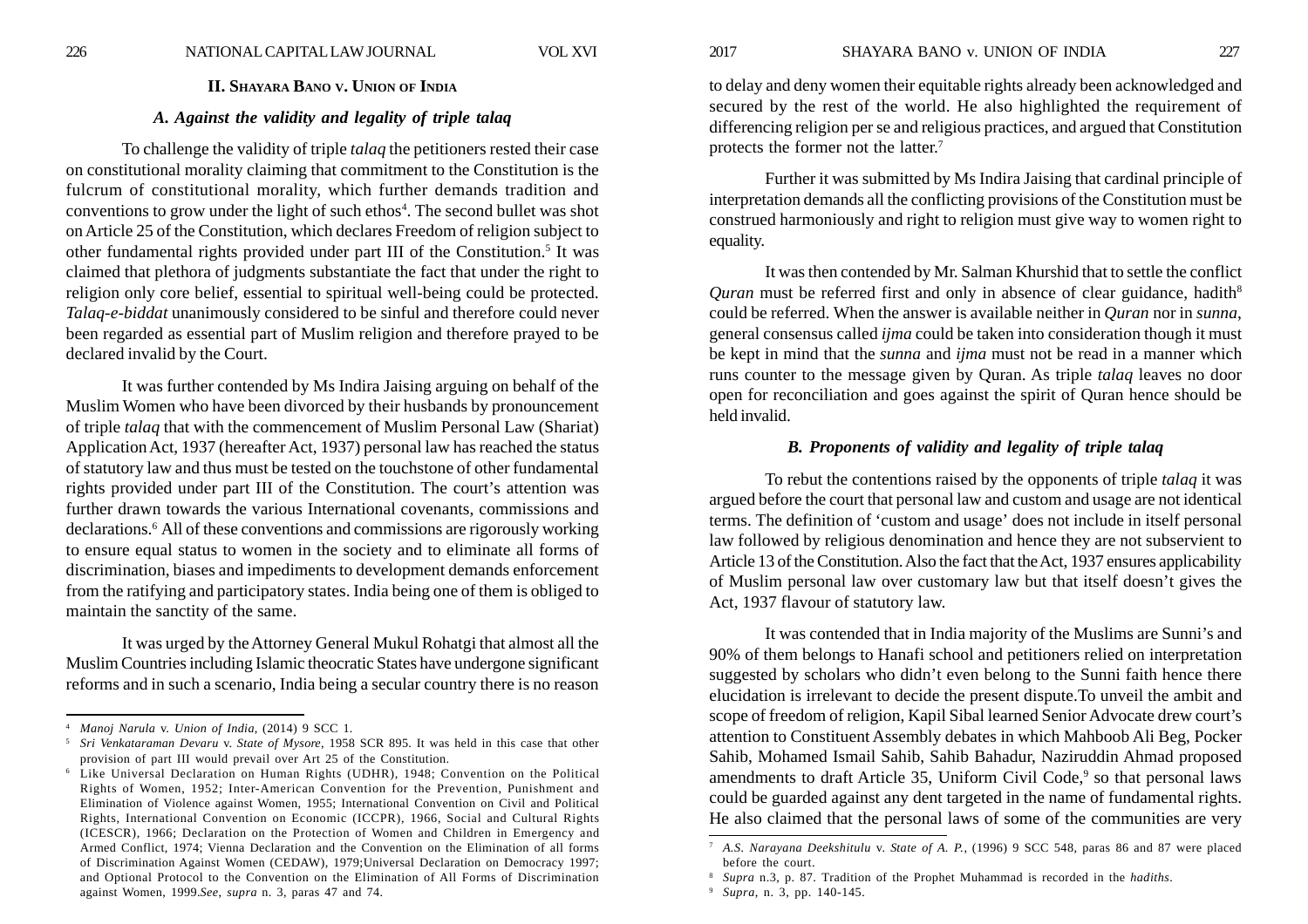## II. Shayara Bano v. Union of India

### *A. Against the validity and legality of triple talaq*

To challenge the validity of triple *talaq* the petitioners rested their case on constitutional morality claiming that commitment to the Constitution is the fulcrum of constitutional morality, which further demands tradition and conventions to grow under the light of such ethos[4]. The second bullet was shot on Article 25 of the Constitution, which declares Freedom of religion subject to other fundamental rights provided under part III of the Constitution.[5] It was claimed that plethora of judgments substantiate the fact that under the right to religion only core belief, essential to spiritual well-being could be protected. *Talaq-e-biddat* unanimously considered to be sinful and therefore could never been regarded as essential part of Muslim religion and therefore prayed to be declared invalid by the Court.

It was further contended by Ms Indira Jaising arguing on behalf of the Muslim Women who have been divorced by their husbands by pronouncement of triple *talaq* that with the commencement of Muslim Personal Law (Shariat) Application Act, 1937 (hereafter Act, 1937) personal law has reached the status of statutory law and thus must be tested on the touchstone of other fundamental rights provided under part III of the Constitution. The court's attention was further drawn towards the various International covenants, commissions and declarations.[6] All of these conventions and commissions are rigorously working to ensure equal status to women in the society and to eliminate all forms of discrimination, biases and impediments to development demands enforcement from the ratifying and participatory states. India being one of them is obliged to maintain the sanctity of the same.

It was urged by the Attorney General Mukul Rohatgi that almost all the Muslim Countries including Islamic theocratic States have undergone significant reforms and in such a scenario, India being a secular country there is no reason to delay and deny women their equitable rights already been acknowledged and secured by the rest of the world. He also highlighted the requirement of differencing religion per se and religious practices, and argued that Constitution protects the former not the latter.[7]

Further it was submitted by Ms Indira Jaising that cardinal principle of interpretation demands all the conflicting provisions of the Constitution must be construed harmoniously and right to religion must give way to women right to equality.

It was then contended by Mr. Salman Khurshid that to settle the conflict *Quran* must be referred first and only in absence of clear guidance, hadith[8] could be referred. When the answer is available neither in *Quran* nor in *sunna*, general consensus called *ijma* could be taken into consideration though it must be kept in mind that the *sunna* and *ijma* must not be read in a manner which runs counter to the message given by Quran. As triple *talaq* leaves no door open for reconciliation and goes against the spirit of Quran hence should be held invalid.

### *B. Proponents of validity and legality of triple talaq*

To rebut the contentions raised by the opponents of triple *talaq* it was argued before the court that personal law and custom and usage are not identical terms. The definition of 'custom and usage' does not include in itself personal law followed by religious denomination and hence they are not subservient to Article 13 of the Constitution. Also the fact that the Act, 1937 ensures applicability of Muslim personal law over customary law but that itself doesn't gives the Act, 1937 flavour of statutory law.

It was contended that in India majority of the Muslims are Sunni's and 90% of them belongs to Hanafi school and petitioners relied on interpretation suggested by scholars who didn't even belong to the Sunni faith hence there elucidation is irrelevant to decide the present dispute.To unveil the ambit and scope of freedom of religion, Kapil Sibal learned Senior Advocate drew court's attention to Constituent Assembly debates in which Mahboob Ali Beg, Pocker Sahib, Mohamed Ismail Sahib, Sahib Bahadur, Naziruddin Ahmad proposed amendments to draft Article 35, Uniform Civil Code,[9] so that personal laws could be guarded against any dent targeted in the name of fundamental rights. He also claimed that the personal laws of some of the communities are very

---

4 *Manoj Narula* v. *Union of India,* (2014) 9 SCC 1.

5 *Sri Venkataraman Devaru* v. *State of Mysore,* 1958 SCR 895. It was held in this case that other provision of part III would prevail over Art 25 of the Constitution.

6 Like Universal Declaration on Human Rights (UDHR), 1948; Convention on the Political Rights of Women, 1952; Inter-American Convention for the Prevention, Punishment and Elimination of Violence against Women, 1955; International Convention on Civil and Political Rights, International Convention on Economic (ICCPR), 1966, Social and Cultural Rights (ICESCR), 1966; Declaration on the Protection of Women and Children in Emergency and Armed Conflict, 1974; Vienna Declaration and the Convention on the Elimination of all forms of Discrimination Against Women (CEDAW), 1979;Universal Declaration on Democracy 1997; and Optional Protocol to the Convention on the Elimination of All Forms of Discrimination against Women, 1999.*See, supra* n. 3, paras 47 and 74.

7 *A.S. Narayana Deekshitulu* v. *State of A. P.,* (1996) 9 SCC 548, paras 86 and 87 were placed before the court.

8 *Supra* n.3, p. 87. Tradition of the Prophet Muhammad is recorded in the *hadiths*.

9 *Supra*, n. 3, pp. 140-145.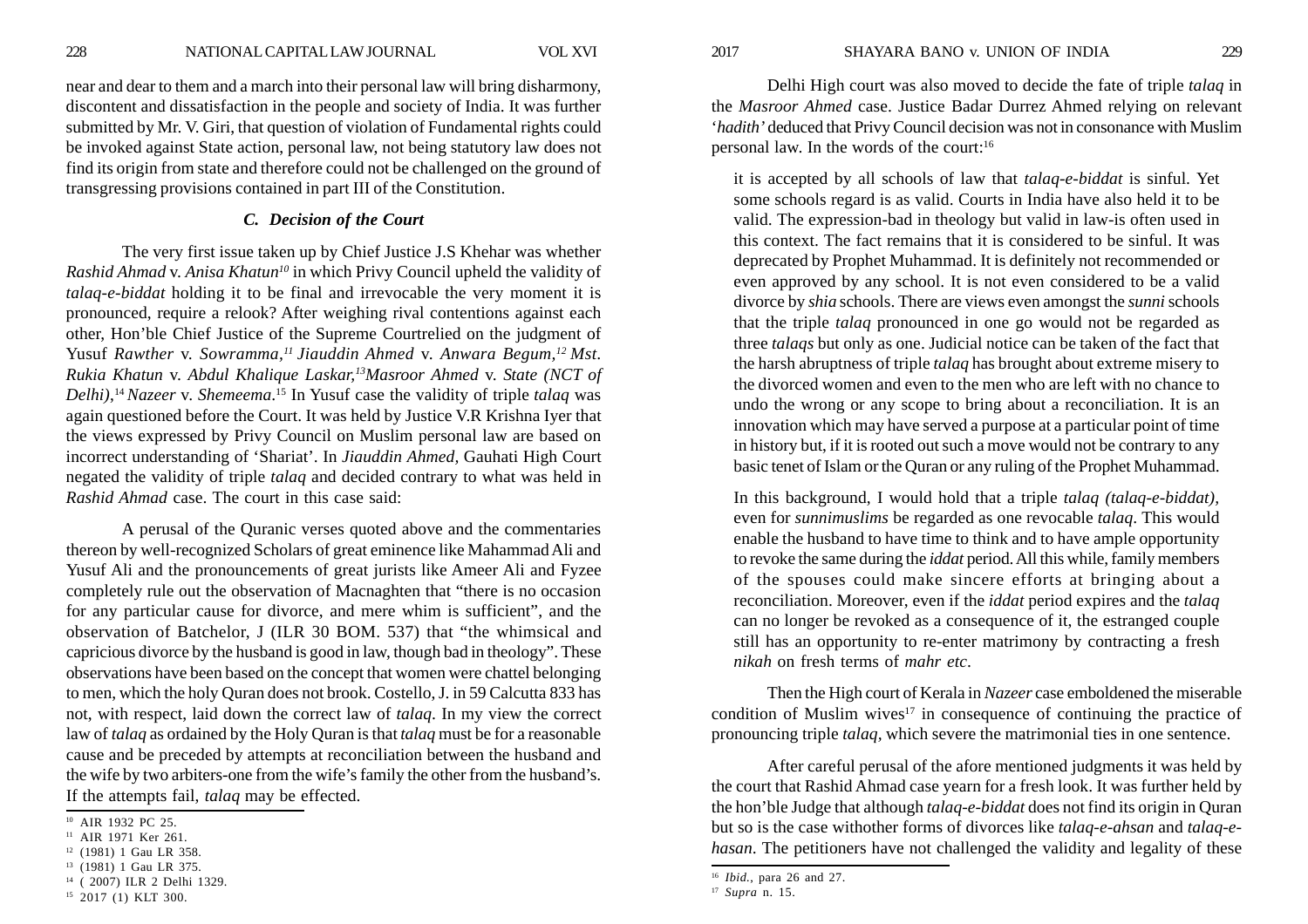near and dear to them and a march into their personal law will bring disharmony, discontent and dissatisfaction in the people and society of India. It was further submitted by Mr. V. Giri, that question of violation of Fundamental rights could be invoked against State action, personal law, not being statutory law does not find its origin from state and therefore could not be challenged on the ground of transgressing provisions contained in part III of the Constitution.

### *C. Decision of the Court*

The very first issue taken up by Chief Justice J.S Khehar was whether *Rashid Ahmad* v. *Anisa Khatun*[10] in which Privy Council upheld the validity of *talaq-e-biddat* holding it to be final and irrevocable the very moment it is pronounced, require a relook? After weighing rival contentions against each other, Hon'ble Chief Justice of the Supreme Courtrelied on the judgment of Yusuf *Rawther* v. *Sowramma*,[11] *Jiauddin Ahmed* v. *Anwara Begum*,[12] *Mst. Rukia Khatun* v. *Abdul Khalique Laskar*,[13]*Masroor Ahmed* v. *State (NCT of Delhi)*,[14] *Nazeer* v. *Shemeema*.[15] In Yusuf case the validity of triple *talaq* was again questioned before the Court. It was held by Justice V.R Krishna Iyer that the views expressed by Privy Council on Muslim personal law are based on incorrect understanding of 'Shariat'. In *Jiauddin Ahmed,* Gauhati High Court negated the validity of triple *talaq* and decided contrary to what was held in *Rashid Ahmad* case. The court in this case said:

> A perusal of the Quranic verses quoted above and the commentaries thereon by well-recognized Scholars of great eminence like Mahammad Ali and Yusuf Ali and the pronouncements of great jurists like Ameer Ali and Fyzee completely rule out the observation of Macnaghten that "there is no occasion for any particular cause for divorce, and mere whim is sufficient", and the observation of Batchelor, J (ILR 30 BOM. 537) that "the whimsical and capricious divorce by the husband is good in law, though bad in theology". These observations have been based on the concept that women were chattel belonging to men, which the holy Quran does not brook. Costello, J. in 59 Calcutta 833 has not, with respect, laid down the correct law of *talaq*. In my view the correct law of *talaq* as ordained by the Holy Quran is that *talaq* must be for a reasonable cause and be preceded by attempts at reconciliation between the husband and the wife by two arbiters-one from the wife's family the other from the husband's. If the attempts fail, *talaq* may be effected.

Delhi High court was also moved to decide the fate of triple *talaq* in the *Masroor Ahmed* case. Justice Badar Durrez Ahmed relying on relevant '*hadith*' deduced that Privy Council decision was not in consonance with Muslim personal law. In the words of the court:[16]

> it is accepted by all schools of law that *talaq-e-biddat* is sinful. Yet some schools regard is as valid. Courts in India have also held it to be valid. The expression-bad in theology but valid in law-is often used in this context. The fact remains that it is considered to be sinful. It was deprecated by Prophet Muhammad. It is definitely not recommended or even approved by any school. It is not even considered to be a valid divorce by *shia* schools. There are views even amongst the *sunni* schools that the triple *talaq* pronounced in one go would not be regarded as three *talaqs* but only as one. Judicial notice can be taken of the fact that the harsh abruptness of triple *talaq* has brought about extreme misery to the divorced women and even to the men who are left with no chance to undo the wrong or any scope to bring about a reconciliation. It is an innovation which may have served a purpose at a particular point of time in history but, if it is rooted out such a move would not be contrary to any basic tenet of Islam or the Quran or any ruling of the Prophet Muhammad.
>
> In this background, I would hold that a triple *talaq (talaq-e-biddat),* even for *sunnimuslims* be regarded as one revocable *talaq*. This would enable the husband to have time to think and to have ample opportunity to revoke the same during the *iddat* period. All this while, family members of the spouses could make sincere efforts at bringing about a reconciliation. Moreover, even if the *iddat* period expires and the *talaq* can no longer be revoked as a consequence of it, the estranged couple still has an opportunity to re-enter matrimony by contracting a fresh *nikah* on fresh terms of *mahr etc*.

Then the High court of Kerala in *Nazeer* case emboldened the miserable condition of Muslim wives[17] in consequence of continuing the practice of pronouncing triple *talaq*, which severe the matrimonial ties in one sentence.

After careful perusal of the afore mentioned judgments it was held by the court that Rashid Ahmad case yearn for a fresh look. It was further held by the hon'ble Judge that although *talaq-e-biddat* does not find its origin in Quran but so is the case withother forms of divorces like *talaq-e-ahsan* and *talaq-e-hasan*. The petitioners have not challenged the validity and legality of these

---

[10] AIR 1932 PC 25.

[11] AIR 1971 Ker 261.

[12] (1981) 1 Gau LR 358.

[13] (1981) 1 Gau LR 375.

[14] ( 2007) ILR 2 Delhi 1329.

[15] 2017 (1) KLT 300.

[16] *Ibid.*, para 26 and 27.

[17] *Supra* n. 15.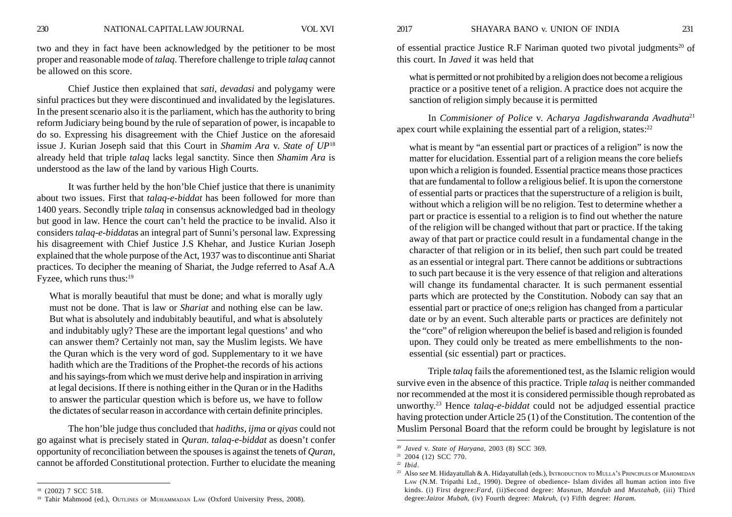two and they in fact have been acknowledged by the petitioner to be most proper and reasonable mode of *talaq*. Therefore challenge to triple *talaq* cannot be allowed on this score.

Chief Justice then explained that *sati*, *devadasi* and polygamy were sinful practices but they were discontinued and invalidated by the legislatures. In the present scenario also it is the parliament, which has the authority to bring reform Judiciary being bound by the rule of separation of power, is incapable to do so. Expressing his disagreement with the Chief Justice on the aforesaid issue J. Kurian Joseph said that this Court in *Shamim Ara* v. *State of UP*[18] already held that triple *talaq* lacks legal sanctity. Since then *Shamim Ara* is understood as the law of the land by various High Courts.

It was further held by the hon'ble Chief justice that there is unanimity about two issues. First that *talaq-e-biddat* has been followed for more than 1400 years. Secondly triple *talaq* in consensus acknowledged bad in theology but good in law. Hence the court can't held the practice to be invalid. Also it considers *talaq-e-biddat*as an integral part of Sunni's personal law. Expressing his disagreement with Chief Justice J.S Khehar, and Justice Kurian Joseph explained that the whole purpose of the Act, 1937 was to discontinue anti Shariat practices. To decipher the meaning of Shariat, the Judge referred to Asaf A.A Fyzee, which runs thus:[19]

> What is morally beautiful that must be done; and what is morally ugly must not be done. That is law or *Shariat* and nothing else can be law. But what is absolutely and indubitably beautiful, and what is absolutely and indubitably ugly? These are the important legal questions' and who can answer them? Certainly not man, say the Muslim legists. We have the Quran which is the very word of god. Supplementary to it we have hadith which are the Traditions of the Prophet-the records of his actions and his sayings-from which we must derive help and inspiration in arriving at legal decisions. If there is nothing either in the Quran or in the Hadiths to answer the particular question which is before us, we have to follow the dictates of secular reason in accordance with certain definite principles.

The hon'ble judge thus concluded that *hadiths*, *ijma* or *qiyas* could not go against what is precisely stated in *Quran. talaq-e-biddat* as doesn't confer opportunity of reconciliation between the spouses is against the tenets of *Quran*, cannot be afforded Constitutional protection. Further to elucidate the meaning of essential practice Justice R.F Nariman quoted two pivotal judgments[20] of this court. In *Javed* it was held that

> what is permitted or not prohibited by a religion does not become a religious practice or a positive tenet of a religion. A practice does not acquire the sanction of religion simply because it is permitted

In *Commisioner of Police* v. *Acharya Jagdishwaranda Avadhuta*[21] apex court while explaining the essential part of a religion, states:[22]

> what is meant by "an essential part or practices of a religion" is now the matter for elucidation. Essential part of a religion means the core beliefs upon which a religion is founded. Essential practice means those practices that are fundamental to follow a religious belief. It is upon the cornerstone of essential parts or practices that the superstructure of a religion is built, without which a religion will be no religion. Test to determine whether a part or practice is essential to a religion is to find out whether the nature of the religion will be changed without that part or practice. If the taking away of that part or practice could result in a fundamental change in the character of that religion or in its belief, then such part could be treated as an essential or integral part. There cannot be additions or subtractions to such part because it is the very essence of that religion and alterations will change its fundamental character. It is such permanent essential parts which are protected by the Constitution. Nobody can say that an essential part or practice of one;s religion has changed from a particular date or by an event. Such alterable parts or practices are definitely not the "core" of religion whereupon the belief is based and religion is founded upon. They could only be treated as mere embellishments to the non-essential (sic essential) part or practices.

Triple *talaq* fails the aforementioned test, as the Islamic religion would survive even in the absence of this practice. Triple *talaq* is neither commanded nor recommended at the most it is considered permissible though reprobated as unworthy.[23] Hence *talaq-e-biddat* could not be adjudged essential practice having protection under Article 25 (1) of the Constitution. The contention of the Muslim Personal Board that the reform could be brought by legislature is not

---

[18] (2002) 7 SCC 518.

[19] Tahir Mahmood (ed.), OUTLINES OF MUHAMMADAN LAW (Oxford University Press, 2008).

[20] *Javed* v. *State of Haryana*, 2003 (8) SCC 369.

[21] 2004 (12) SCC 770.

[22] *Ibid*.

[23] Also *see* M. Hidayatullah & A. Hidayatullah (eds.), INTRODUCTION TO MULLA'S PRINCIPLES OF MAHOMEDAN LAW (N.M. Tripathi Ltd., 1990). Degree of obedience- Islam divides all human action into five kinds. (i) First degree:*Fard*, (ii)Second degree: *Masnun*, *Mandub* and *Mustahab*, (iii) Third degree:*Jaiz*or *Mubah*, (iv) Fourth degree: *Makruh*, (v) Fifth degree: *Haram.*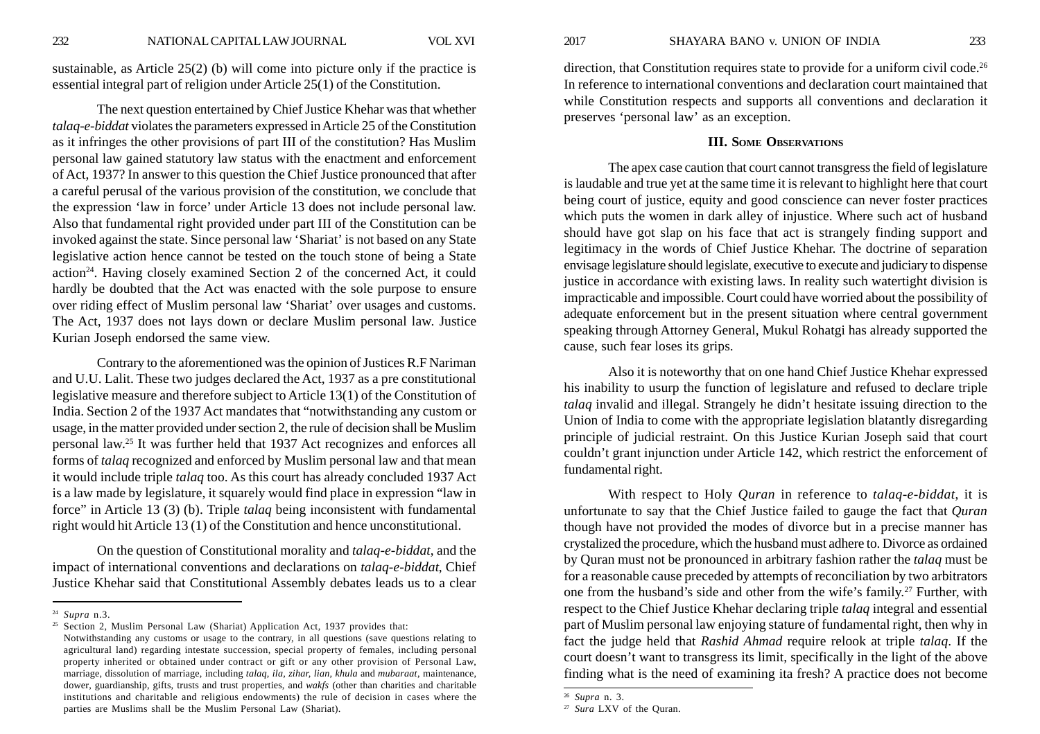sustainable, as Article 25(2) (b) will come into picture only if the practice is essential integral part of religion under Article 25(1) of the Constitution.

The next question entertained by Chief Justice Khehar was that whether *talaq-e-biddat* violates the parameters expressed in Article 25 of the Constitution as it infringes the other provisions of part III of the constitution? Has Muslim personal law gained statutory law status with the enactment and enforcement of Act, 1937? In answer to this question the Chief Justice pronounced that after a careful perusal of the various provision of the constitution, we conclude that the expression 'law in force' under Article 13 does not include personal law. Also that fundamental right provided under part III of the Constitution can be invoked against the state. Since personal law 'Shariat' is not based on any State legislative action hence cannot be tested on the touch stone of being a State action[24]. Having closely examined Section 2 of the concerned Act, it could hardly be doubted that the Act was enacted with the sole purpose to ensure over riding effect of Muslim personal law 'Shariat' over usages and customs. The Act, 1937 does not lays down or declare Muslim personal law. Justice Kurian Joseph endorsed the same view.

Contrary to the aforementioned was the opinion of Justices R.F Nariman and U.U. Lalit. These two judges declared the Act, 1937 as a pre constitutional legislative measure and therefore subject to Article 13(1) of the Constitution of India. Section 2 of the 1937 Act mandates that "notwithstanding any custom or usage, in the matter provided under section 2, the rule of decision shall be Muslim personal law.[25] It was further held that 1937 Act recognizes and enforces all forms of *talaq* recognized and enforced by Muslim personal law and that mean it would include triple *talaq* too. As this court has already concluded 1937 Act is a law made by legislature, it squarely would find place in expression "law in force" in Article 13 (3) (b). Triple *talaq* being inconsistent with fundamental right would hit Article 13 (1) of the Constitution and hence unconstitutional.

On the question of Constitutional morality and *talaq-e-biddat*, and the impact of international conventions and declarations on *talaq-e-biddat*, Chief Justice Khehar said that Constitutional Assembly debates leads us to a clear direction, that Constitution requires state to provide for a uniform civil code.[26] In reference to international conventions and declaration court maintained that while Constitution respects and supports all conventions and declaration it preserves 'personal law' as an exception.

## III. Some Observations

The apex case caution that court cannot transgress the field of legislature is laudable and true yet at the same time it is relevant to highlight here that court being court of justice, equity and good conscience can never foster practices which puts the women in dark alley of injustice. Where such act of husband should have got slap on his face that act is strangely finding support and legitimacy in the words of Chief Justice Khehar. The doctrine of separation envisage legislature should legislate, executive to execute and judiciary to dispense justice in accordance with existing laws. In reality such watertight division is impracticable and impossible. Court could have worried about the possibility of adequate enforcement but in the present situation where central government speaking through Attorney General, Mukul Rohatgi has already supported the cause, such fear loses its grips.

Also it is noteworthy that on one hand Chief Justice Khehar expressed his inability to usurp the function of legislature and refused to declare triple *talaq* invalid and illegal. Strangely he didn't hesitate issuing direction to the Union of India to come with the appropriate legislation blatantly disregarding principle of judicial restraint. On this Justice Kurian Joseph said that court couldn't grant injunction under Article 142, which restrict the enforcement of fundamental right.

With respect to Holy *Quran* in reference to *talaq-e-biddat*, it is unfortunate to say that the Chief Justice failed to gauge the fact that *Quran* though have not provided the modes of divorce but in a precise manner has crystalized the procedure, which the husband must adhere to. Divorce as ordained by Quran must not be pronounced in arbitrary fashion rather the *talaq* must be for a reasonable cause preceded by attempts of reconciliation by two arbitrators one from the husband's side and other from the wife's family.[27] Further, with respect to the Chief Justice Khehar declaring triple *talaq* integral and essential part of Muslim personal law enjoying stature of fundamental right, then why in fact the judge held that *Rashid Ahmad* require relook at triple *talaq*. If the court doesn't want to transgress its limit, specifically in the light of the above finding what is the need of examining ita fresh? A practice does not become

---

[24] *Supra* n.3.

[25] Section 2, Muslim Personal Law (Shariat) Application Act, 1937 provides that:
Notwithstanding any customs or usage to the contrary, in all questions (save questions relating to agricultural land) regarding intestate succession, special property of females, including personal property inherited or obtained under contract or gift or any other provision of Personal Law, marriage, dissolution of marriage, including *talaq, ila, zihar, lian, khula* and *mubaraat*, maintenance, dower, guardianship, gifts, trusts and trust properties, and *wakfs* (other than charities and charitable institutions and charitable and religious endowments) the rule of decision in cases where the parties are Muslims shall be the Muslim Personal Law (Shariat).

[26] *Supra* n. 3.

[27] *Sura* LXV of the Quran.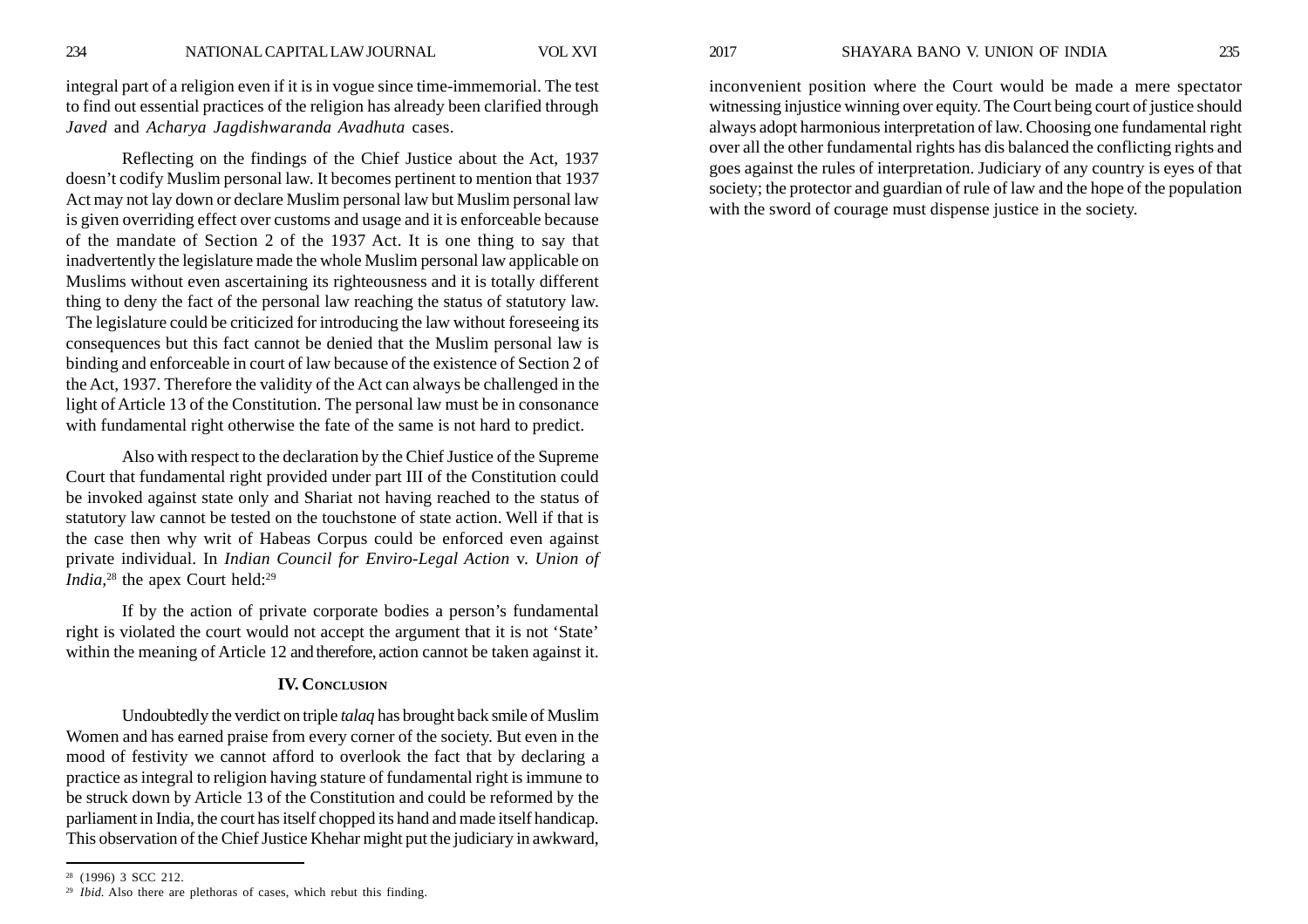integral part of a religion even if it is in vogue since time-immemorial. The test to find out essential practices of the religion has already been clarified through *Javed* and *Acharya Jagdishwaranda Avadhuta* cases.

Reflecting on the findings of the Chief Justice about the Act, 1937 doesn't codify Muslim personal law. It becomes pertinent to mention that 1937 Act may not lay down or declare Muslim personal law but Muslim personal law is given overriding effect over customs and usage and it is enforceable because of the mandate of Section 2 of the 1937 Act. It is one thing to say that inadvertently the legislature made the whole Muslim personal law applicable on Muslims without even ascertaining its righteousness and it is totally different thing to deny the fact of the personal law reaching the status of statutory law. The legislature could be criticized for introducing the law without foreseeing its consequences but this fact cannot be denied that the Muslim personal law is binding and enforceable in court of law because of the existence of Section 2 of the Act, 1937. Therefore the validity of the Act can always be challenged in the light of Article 13 of the Constitution. The personal law must be in consonance with fundamental right otherwise the fate of the same is not hard to predict.

Also with respect to the declaration by the Chief Justice of the Supreme Court that fundamental right provided under part III of the Constitution could be invoked against state only and Shariat not having reached to the status of statutory law cannot be tested on the touchstone of state action. Well if that is the case then why writ of Habeas Corpus could be enforced even against private individual. In *Indian Council for Enviro-Legal Action* v. *Union of India*,[28] the apex Court held:[29]

> If by the action of private corporate bodies a person's fundamental right is violated the court would not accept the argument that it is not 'State' within the meaning of Article 12 and therefore, action cannot be taken against it.

## IV. Conclusion

Undoubtedly the verdict on triple *talaq* has brought back smile of Muslim Women and has earned praise from every corner of the society. But even in the mood of festivity we cannot afford to overlook the fact that by declaring a practice as integral to religion having stature of fundamental right is immune to be struck down by Article 13 of the Constitution and could be reformed by the parliament in India, the court has itself chopped its hand and made itself handicap. This observation of the Chief Justice Khehar might put the judiciary in awkward, inconvenient position where the Court would be made a mere spectator witnessing injustice winning over equity. The Court being court of justice should always adopt harmonious interpretation of law. Choosing one fundamental right over all the other fundamental rights has dis balanced the conflicting rights and goes against the rules of interpretation. Judiciary of any country is eyes of that society; the protector and guardian of rule of law and the hope of the population with the sword of courage must dispense justice in the society.

---

[28] (1996) 3 SCC 212.

[29] *Ibid.* Also there are plethoras of cases, which rebut this finding.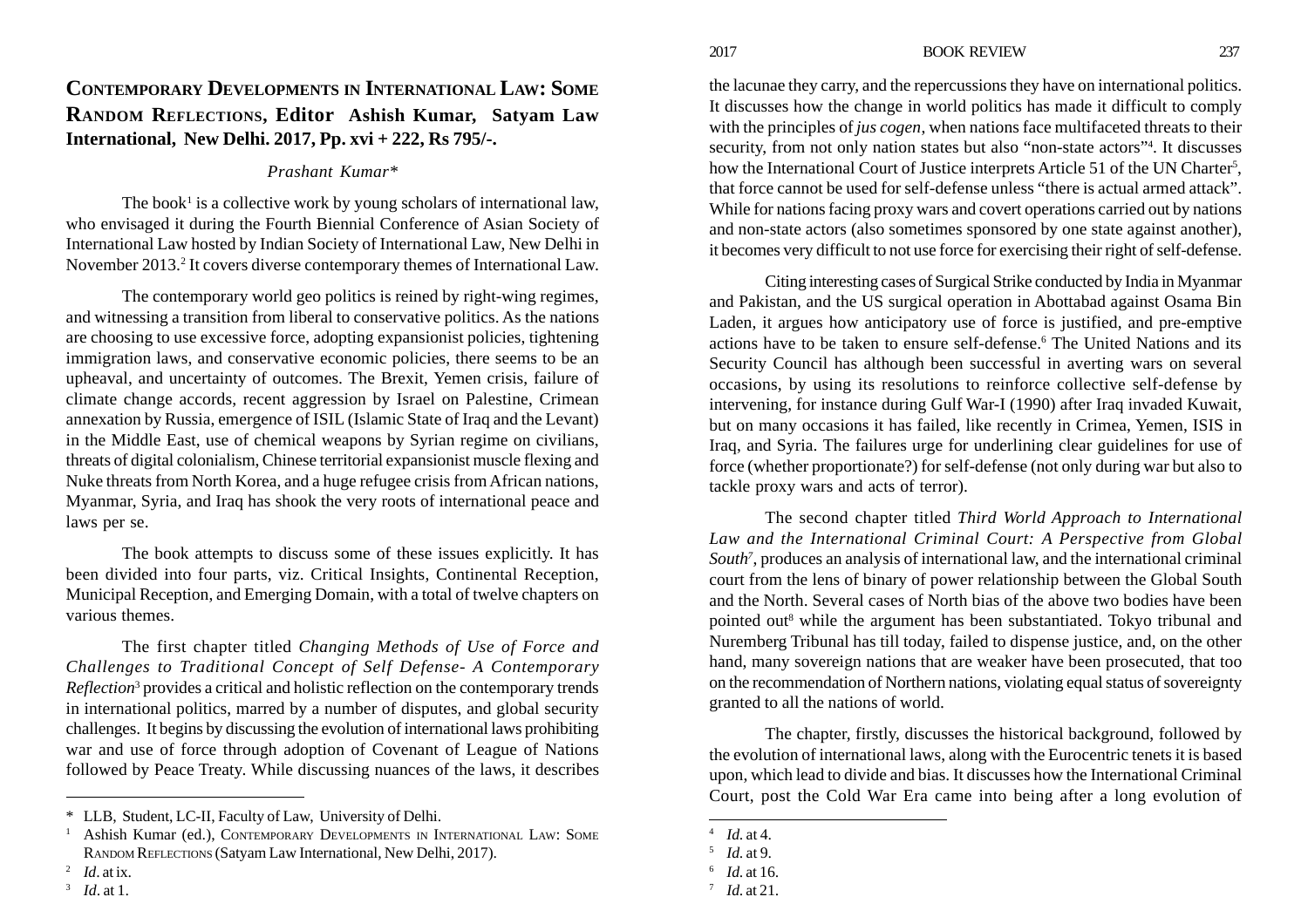## Contemporary Developments in International Law: Some Random Reflections, Editor Ashish Kumar, Satyam Law International, New Delhi. 2017, Pp. xvi + 222, Rs 795/-.

*Prashant Kumar**

The book[1] is a collective work by young scholars of international law, who envisaged it during the Fourth Biennial Conference of Asian Society of International Law hosted by Indian Society of International Law, New Delhi in November 2013.[2] It covers diverse contemporary themes of International Law.

The contemporary world geo politics is reined by right-wing regimes, and witnessing a transition from liberal to conservative politics. As the nations are choosing to use excessive force, adopting expansionist policies, tightening immigration laws, and conservative economic policies, there seems to be an upheaval, and uncertainty of outcomes. The Brexit, Yemen crisis, failure of climate change accords, recent aggression by Israel on Palestine, Crimean annexation by Russia, emergence of ISIL (Islamic State of Iraq and the Levant) in the Middle East, use of chemical weapons by Syrian regime on civilians, threats of digital colonialism, Chinese territorial expansionist muscle flexing and Nuke threats from North Korea, and a huge refugee crisis from African nations, Myanmar, Syria, and Iraq has shook the very roots of international peace and laws per se.

The book attempts to discuss some of these issues explicitly. It has been divided into four parts, viz. Critical Insights, Continental Reception, Municipal Reception, and Emerging Domain, with a total of twelve chapters on various themes.

The first chapter titled *Changing Methods of Use of Force and Challenges to Traditional Concept of Self Defense- A Contemporary Reflection*[3] provides a critical and holistic reflection on the contemporary trends in international politics, marred by a number of disputes, and global security challenges. It begins by discussing the evolution of international laws prohibiting war and use of force through adoption of Covenant of League of Nations followed by Peace Treaty. While discussing nuances of the laws, it describes the lacunae they carry, and the repercussions they have on international politics. It discusses how the change in world politics has made it difficult to comply with the principles of *jus cogen*, when nations face multifaceted threats to their security, from not only nation states but also "non-state actors"[4]. It discusses how the International Court of Justice interprets Article 51 of the UN Charter[5], that force cannot be used for self-defense unless "there is actual armed attack". While for nations facing proxy wars and covert operations carried out by nations and non-state actors (also sometimes sponsored by one state against another), it becomes very difficult to not use force for exercising their right of self-defense.

Citing interesting cases of Surgical Strike conducted by India in Myanmar and Pakistan, and the US surgical operation in Abottabad against Osama Bin Laden, it argues how anticipatory use of force is justified, and pre-emptive actions have to be taken to ensure self-defense.[6] The United Nations and its Security Council has although been successful in averting wars on several occasions, by using its resolutions to reinforce collective self-defense by intervening, for instance during Gulf War-I (1990) after Iraq invaded Kuwait, but on many occasions it has failed, like recently in Crimea, Yemen, ISIS in Iraq, and Syria. The failures urge for underlining clear guidelines for use of force (whether proportionate?) for self-defense (not only during war but also to tackle proxy wars and acts of terror).

The second chapter titled *Third World Approach to International Law and the International Criminal Court: A Perspective from Global South*[7], produces an analysis of international law, and the international criminal court from the lens of binary of power relationship between the Global South and the North. Several cases of North bias of the above two bodies have been pointed out[8] while the argument has been substantiated. Tokyo tribunal and Nuremberg Tribunal has till today, failed to dispense justice, and, on the other hand, many sovereign nations that are weaker have been prosecuted, that too on the recommendation of Northern nations, violating equal status of sovereignty granted to all the nations of world.

The chapter, firstly, discusses the historical background, followed by the evolution of international laws, along with the Eurocentric tenets it is based upon, which lead to divide and bias. It discusses how the International Criminal Court, post the Cold War Era came into being after a long evolution of

---

\* LLB, Student, LC-II, Faculty of Law, University of Delhi.

1 Ashish Kumar (ed.), Contemporary Developments in International Law: Some Random Reflections (Satyam Law International, New Delhi, 2017).

2 *Id.* at ix.

3 *Id.* at 1.

4 *Id.* at 4.

5 *Id.* at 9.

6 *Id.* at 16.

7 *Id.* at 21.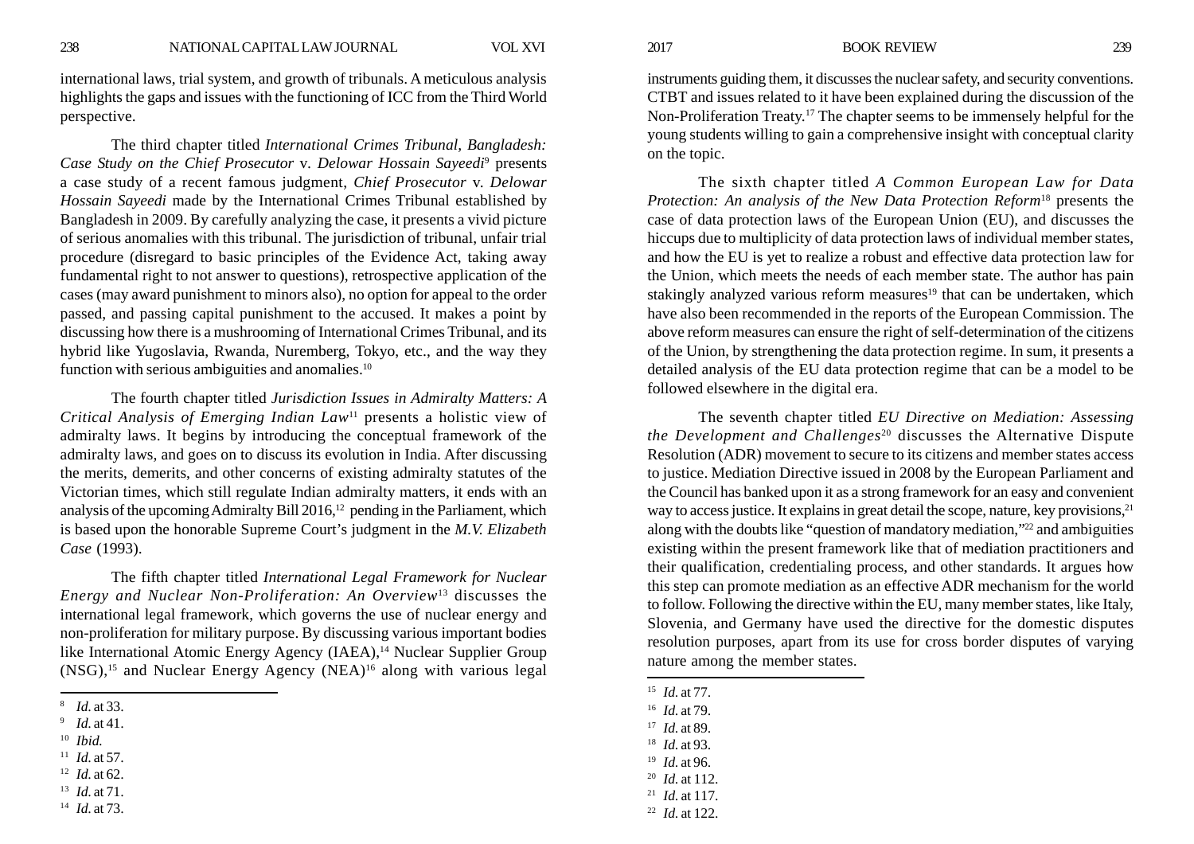international laws, trial system, and growth of tribunals. A meticulous analysis highlights the gaps and issues with the functioning of ICC from the Third World perspective.

The third chapter titled *International Crimes Tribunal, Bangladesh: Case Study on the Chief Prosecutor* v. *Delowar Hossain Sayeedi*[9] presents a case study of a recent famous judgment, *Chief Prosecutor* v. *Delowar Hossain Sayeedi* made by the International Crimes Tribunal established by Bangladesh in 2009. By carefully analyzing the case, it presents a vivid picture of serious anomalies with this tribunal. The jurisdiction of tribunal, unfair trial procedure (disregard to basic principles of the Evidence Act, taking away fundamental right to not answer to questions), retrospective application of the cases (may award punishment to minors also), no option for appeal to the order passed, and passing capital punishment to the accused. It makes a point by discussing how there is a mushrooming of International Crimes Tribunal, and its hybrid like Yugoslavia, Rwanda, Nuremberg, Tokyo, etc., and the way they function with serious ambiguities and anomalies.[10]

The fourth chapter titled *Jurisdiction Issues in Admiralty Matters: A Critical Analysis of Emerging Indian Law*[11] presents a holistic view of admiralty laws. It begins by introducing the conceptual framework of the admiralty laws, and goes on to discuss its evolution in India. After discussing the merits, demerits, and other concerns of existing admiralty statutes of the Victorian times, which still regulate Indian admiralty matters, it ends with an analysis of the upcoming Admiralty Bill 2016,[12] pending in the Parliament, which is based upon the honorable Supreme Court's judgment in the *M.V. Elizabeth Case* (1993).

The fifth chapter titled *International Legal Framework for Nuclear Energy and Nuclear Non-Proliferation: An Overview*[13] discusses the international legal framework, which governs the use of nuclear energy and non-proliferation for military purpose. By discussing various important bodies like International Atomic Energy Agency (IAEA),[14] Nuclear Supplier Group (NSG),[15] and Nuclear Energy Agency (NEA)[16] along with various legal instruments guiding them, it discusses the nuclear safety, and security conventions. CTBT and issues related to it have been explained during the discussion of the Non-Proliferation Treaty.[17] The chapter seems to be immensely helpful for the young students willing to gain a comprehensive insight with conceptual clarity on the topic.

The sixth chapter titled *A Common European Law for Data Protection: An analysis of the New Data Protection Reform*[18] presents the case of data protection laws of the European Union (EU), and discusses the hiccups due to multiplicity of data protection laws of individual member states, and how the EU is yet to realize a robust and effective data protection law for the Union, which meets the needs of each member state. The author has pain stakingly analyzed various reform measures[19] that can be undertaken, which have also been recommended in the reports of the European Commission. The above reform measures can ensure the right of self-determination of the citizens of the Union, by strengthening the data protection regime. In sum, it presents a detailed analysis of the EU data protection regime that can be a model to be followed elsewhere in the digital era.

The seventh chapter titled *EU Directive on Mediation: Assessing the Development and Challenges*[20] discusses the Alternative Dispute Resolution (ADR) movement to secure to its citizens and member states access to justice. Mediation Directive issued in 2008 by the European Parliament and the Council has banked upon it as a strong framework for an easy and convenient way to access justice. It explains in great detail the scope, nature, key provisions,[21] along with the doubts like "question of mandatory mediation,"[22] and ambiguities existing within the present framework like that of mediation practitioners and their qualification, credentialing process, and other standards. It argues how this step can promote mediation as an effective ADR mechanism for the world to follow. Following the directive within the EU, many member states, like Italy, Slovenia, and Germany have used the directive for the domestic disputes resolution purposes, apart from its use for cross border disputes of varying nature among the member states.

---

[8] *Id.* at 33.

[9] *Id.* at 41.

[10] *Ibid.*

[11] *Id.* at 57.

[12] *Id.* at 62.

[13] *Id.* at 71.

[14] *Id.* at 73.

[15] *Id.* at 77.

[16] *Id.* at 79.

[17] *Id.* at 89.

[18] *Id.* at 93.

[19] *Id.* at 96.

[20] *Id.* at 112.

[21] *Id.* at 117.

[22] *Id.* at 122.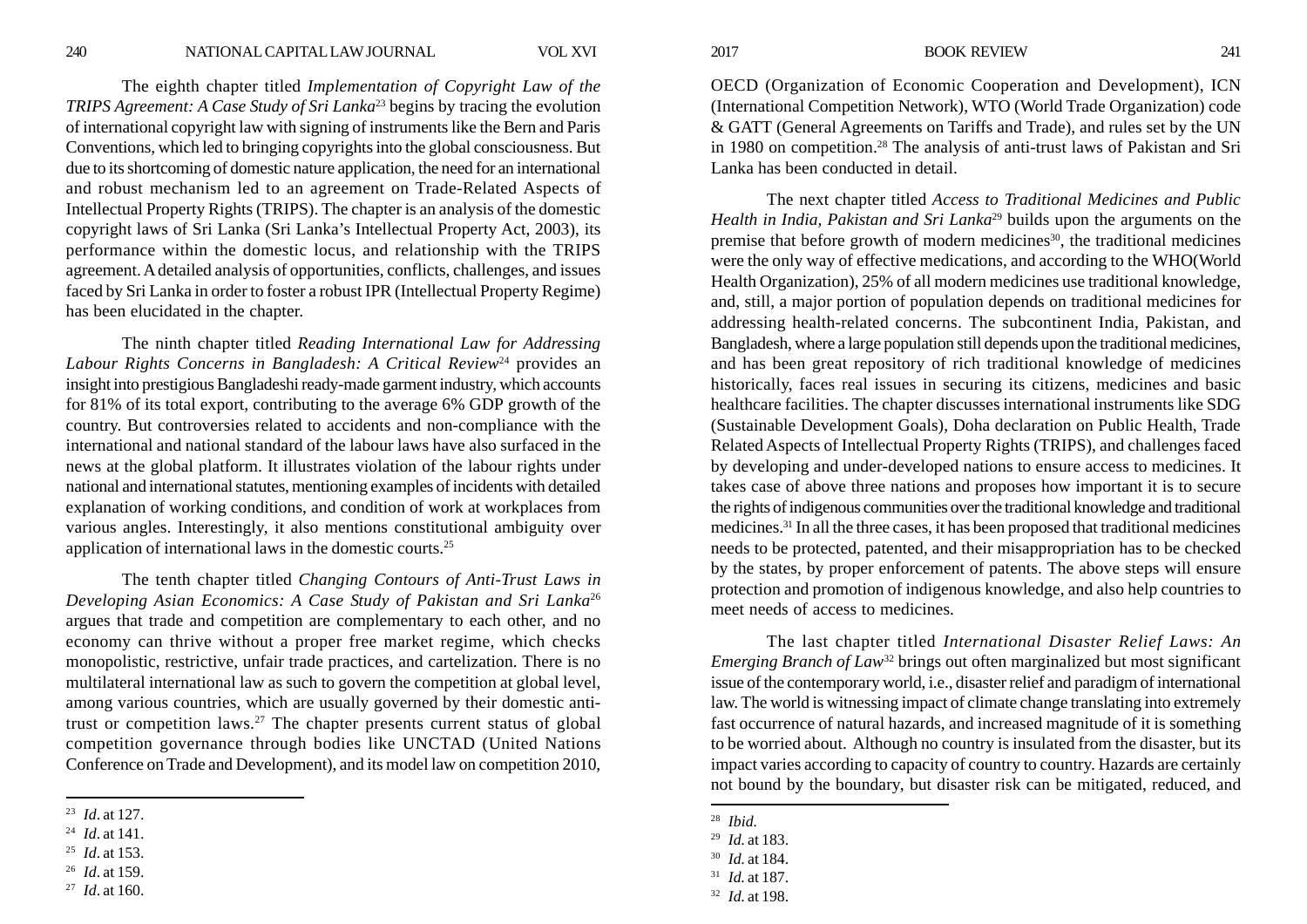The eighth chapter titled *Implementation of Copyright Law of the TRIPS Agreement: A Case Study of Sri Lanka*[23] begins by tracing the evolution of international copyright law with signing of instruments like the Bern and Paris Conventions, which led to bringing copyrights into the global consciousness. But due to its shortcoming of domestic nature application, the need for an international and robust mechanism led to an agreement on Trade-Related Aspects of Intellectual Property Rights (TRIPS). The chapter is an analysis of the domestic copyright laws of Sri Lanka (Sri Lanka's Intellectual Property Act, 2003), its performance within the domestic locus, and relationship with the TRIPS agreement. A detailed analysis of opportunities, conflicts, challenges, and issues faced by Sri Lanka in order to foster a robust IPR (Intellectual Property Regime) has been elucidated in the chapter.

The ninth chapter titled *Reading International Law for Addressing Labour Rights Concerns in Bangladesh: A Critical Review*[24] provides an insight into prestigious Bangladeshi ready-made garment industry, which accounts for 81% of its total export, contributing to the average 6% GDP growth of the country. But controversies related to accidents and non-compliance with the international and national standard of the labour laws have also surfaced in the news at the global platform. It illustrates violation of the labour rights under national and international statutes, mentioning examples of incidents with detailed explanation of working conditions, and condition of work at workplaces from various angles. Interestingly, it also mentions constitutional ambiguity over application of international laws in the domestic courts.[25]

The tenth chapter titled *Changing Contours of Anti-Trust Laws in Developing Asian Economics: A Case Study of Pakistan and Sri Lanka*[26] argues that trade and competition are complementary to each other, and no economy can thrive without a proper free market regime, which checks monopolistic, restrictive, unfair trade practices, and cartelization. There is no multilateral international law as such to govern the competition at global level, among various countries, which are usually governed by their domestic anti-trust or competition laws.[27] The chapter presents current status of global competition governance through bodies like UNCTAD (United Nations Conference on Trade and Development), and its model law on competition 2010, OECD (Organization of Economic Cooperation and Development), ICN (International Competition Network), WTO (World Trade Organization) code & GATT (General Agreements on Tariffs and Trade), and rules set by the UN in 1980 on competition.[28] The analysis of anti-trust laws of Pakistan and Sri Lanka has been conducted in detail.

The next chapter titled *Access to Traditional Medicines and Public Health in India, Pakistan and Sri Lanka*[29] builds upon the arguments on the premise that before growth of modern medicines[30], the traditional medicines were the only way of effective medications, and according to the WHO(World Health Organization), 25% of all modern medicines use traditional knowledge, and, still, a major portion of population depends on traditional medicines for addressing health-related concerns. The subcontinent India, Pakistan, and Bangladesh, where a large population still depends upon the traditional medicines, and has been great repository of rich traditional knowledge of medicines historically, faces real issues in securing its citizens, medicines and basic healthcare facilities. The chapter discusses international instruments like SDG (Sustainable Development Goals), Doha declaration on Public Health, Trade Related Aspects of Intellectual Property Rights (TRIPS), and challenges faced by developing and under-developed nations to ensure access to medicines. It takes case of above three nations and proposes how important it is to secure the rights of indigenous communities over the traditional knowledge and traditional medicines.[31] In all the three cases, it has been proposed that traditional medicines needs to be protected, patented, and their misappropriation has to be checked by the states, by proper enforcement of patents. The above steps will ensure protection and promotion of indigenous knowledge, and also help countries to meet needs of access to medicines.

The last chapter titled *International Disaster Relief Laws: An Emerging Branch of Law*[32] brings out often marginalized but most significant issue of the contemporary world, i.e., disaster relief and paradigm of international law. The world is witnessing impact of climate change translating into extremely fast occurrence of natural hazards, and increased magnitude of it is something to be worried about. Although no country is insulated from the disaster, but its impact varies according to capacity of country to country. Hazards are certainly not bound by the boundary, but disaster risk can be mitigated, reduced, and

---

[23] *Id*. at 127.

[24] *Id*. at 141.

[25] *Id*. at 153.

[26] *Id*. at 159.

[27] *Id*. at 160.

[28] *Ibid.*

[29] *Id.* at 183.

[30] *Id.* at 184.

[31] *Id.* at 187.

[32] *Id.* at 198.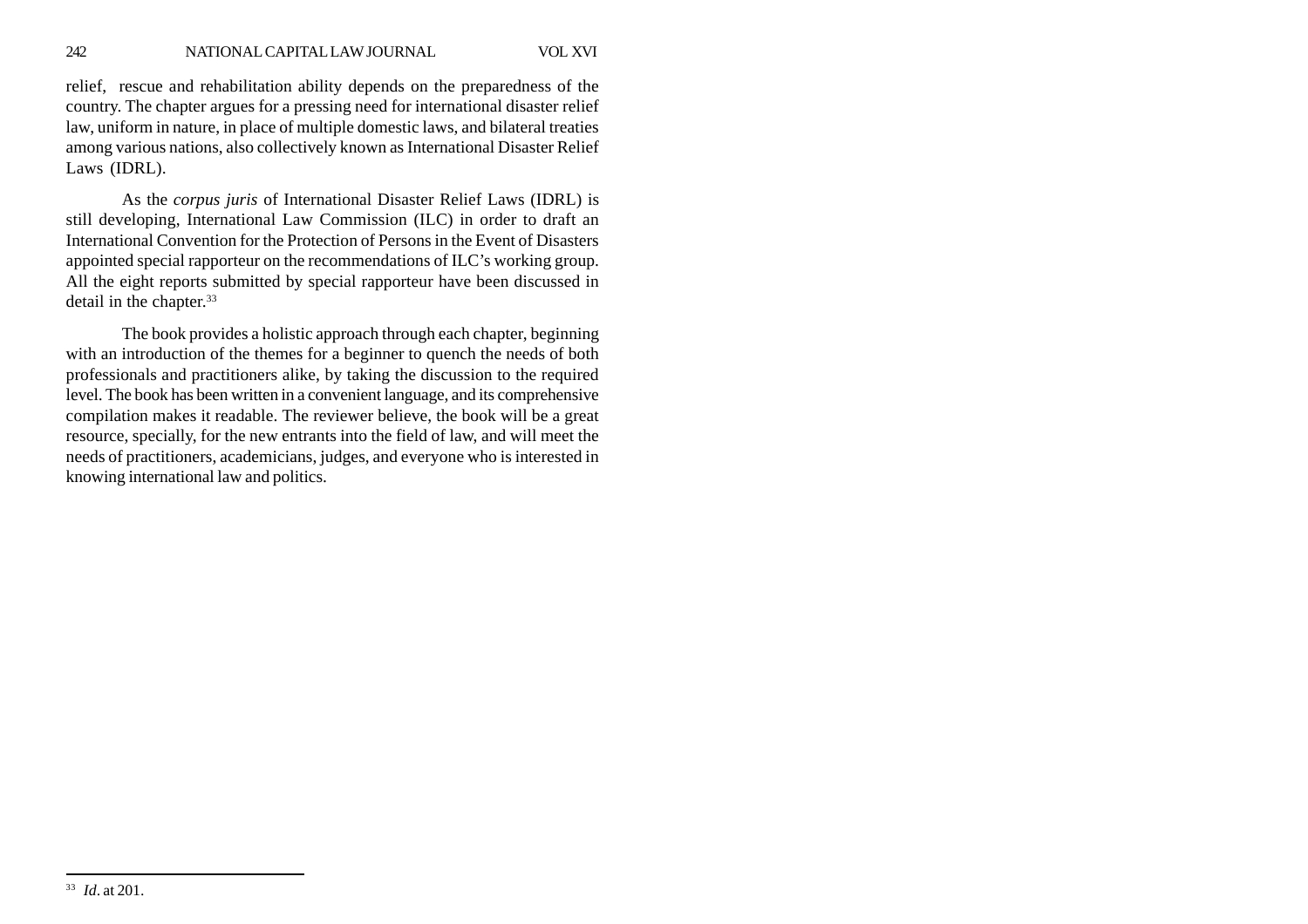relief, rescue and rehabilitation ability depends on the preparedness of the country. The chapter argues for a pressing need for international disaster relief law, uniform in nature, in place of multiple domestic laws, and bilateral treaties among various nations, also collectively known as International Disaster Relief Laws (IDRL).

As the *corpus juris* of International Disaster Relief Laws (IDRL) is still developing, International Law Commission (ILC) in order to draft an International Convention for the Protection of Persons in the Event of Disasters appointed special rapporteur on the recommendations of ILC's working group. All the eight reports submitted by special rapporteur have been discussed in detail in the chapter.[33]

The book provides a holistic approach through each chapter, beginning with an introduction of the themes for a beginner to quench the needs of both professionals and practitioners alike, by taking the discussion to the required level. The book has been written in a convenient language, and its comprehensive compilation makes it readable. The reviewer believe, the book will be a great resource, specially, for the new entrants into the field of law, and will meet the needs of practitioners, academicians, judges, and everyone who is interested in knowing international law and politics.

---

[33] *Id*. at 201.